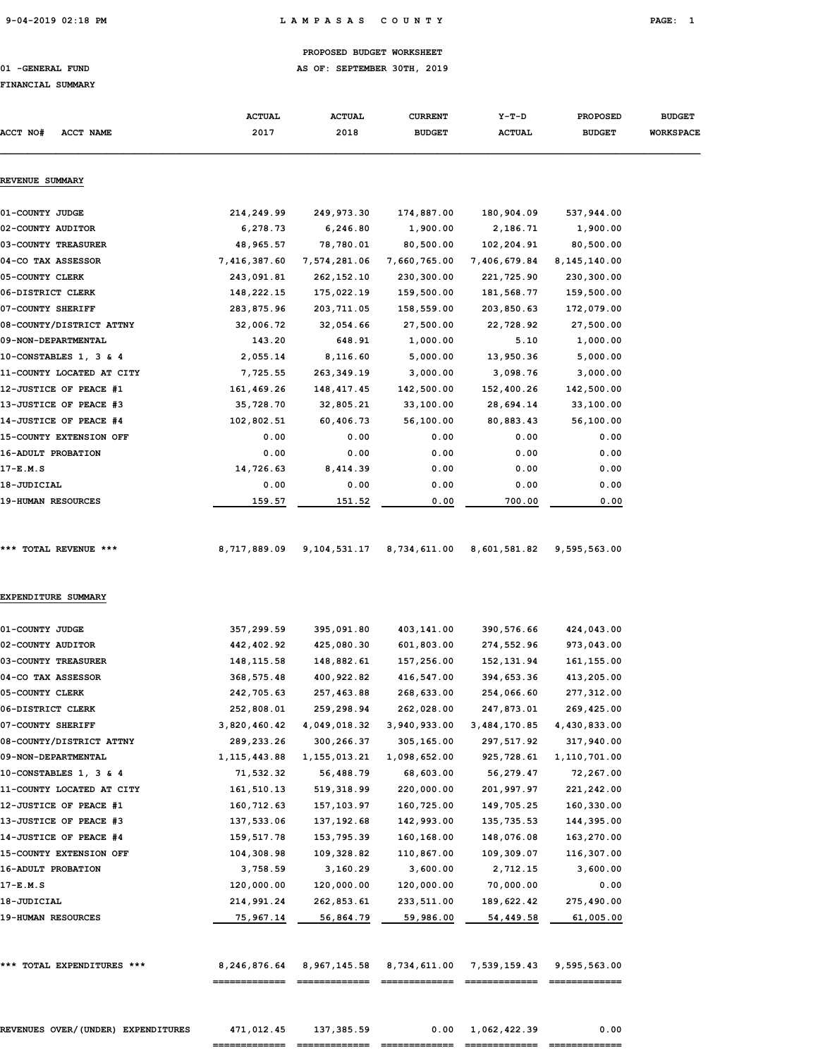# PROPOSED BUDGET WORKSHEET

01 -GENERAL FUND

AS OF: SEPTEMBER 30TH, 2019

FINANCIAL SUMMARY

| ACCT NO# ACCT NAME | ACTUAL 2017 | ACTUAL 2018 | CURRENT BUDGET | Y-T-D ACTUAL | PROPOSED BUDGET | BUDGET WORKSPACE |
|---|---|---|---|---|---|---|
| **REVENUE SUMMARY** | | | | | | |
| 01-COUNTY JUDGE | 214,249.99 | 249,973.30 | 174,887.00 | 180,904.09 | 537,944.00 | |
| 02-COUNTY AUDITOR | 6,278.73 | 6,246.80 | 1,900.00 | 2,186.71 | 1,900.00 | |
| 03-COUNTY TREASURER | 48,965.57 | 78,780.01 | 80,500.00 | 102,204.91 | 80,500.00 | |
| 04-CO TAX ASSESSOR | 7,416,387.60 | 7,574,281.06 | 7,660,765.00 | 7,406,679.84 | 8,145,140.00 | |
| 05-COUNTY CLERK | 243,091.81 | 262,152.10 | 230,300.00 | 221,725.90 | 230,300.00 | |
| 06-DISTRICT CLERK | 148,222.15 | 175,022.19 | 159,500.00 | 181,568.77 | 159,500.00 | |
| 07-COUNTY SHERIFF | 283,875.96 | 203,711.05 | 158,559.00 | 203,850.63 | 172,079.00 | |
| 08-COUNTY/DISTRICT ATTNY | 32,006.72 | 32,054.66 | 27,500.00 | 22,728.92 | 27,500.00 | |
| 09-NON-DEPARTMENTAL | 143.20 | 648.91 | 1,000.00 | 5.10 | 1,000.00 | |
| 10-CONSTABLES 1, 3 & 4 | 2,055.14 | 8,116.60 | 5,000.00 | 13,950.36 | 5,000.00 | |
| 11-COUNTY LOCATED AT CITY | 7,725.55 | 263,349.19 | 3,000.00 | 3,098.76 | 3,000.00 | |
| 12-JUSTICE OF PEACE #1 | 161,469.26 | 148,417.45 | 142,500.00 | 152,400.26 | 142,500.00 | |
| 13-JUSTICE OF PEACE #3 | 35,728.70 | 32,805.21 | 33,100.00 | 28,694.14 | 33,100.00 | |
| 14-JUSTICE OF PEACE #4 | 102,802.51 | 60,406.73 | 56,100.00 | 80,883.43 | 56,100.00 | |
| 15-COUNTY EXTENSION OFF | 0.00 | 0.00 | 0.00 | 0.00 | 0.00 | |
| 16-ADULT PROBATION | 0.00 | 0.00 | 0.00 | 0.00 | 0.00 | |
| 17-E.M.S | 14,726.63 | 8,414.39 | 0.00 | 0.00 | 0.00 | |
| 18-JUDICIAL | 0.00 | 0.00 | 0.00 | 0.00 | 0.00 | |
| 19-HUMAN RESOURCES | 159.57 | 151.52 | 0.00 | 700.00 | 0.00 | |
| *** TOTAL REVENUE *** | 8,717,889.09 | 9,104,531.17 | 8,734,611.00 | 8,601,581.82 | 9,595,563.00 | |
| **EXPENDITURE SUMMARY** | | | | | | |
| 01-COUNTY JUDGE | 357,299.59 | 395,091.80 | 403,141.00 | 390,576.66 | 424,043.00 | |
| 02-COUNTY AUDITOR | 442,402.92 | 425,080.30 | 601,803.00 | 274,552.96 | 973,043.00 | |
| 03-COUNTY TREASURER | 148,115.58 | 148,882.61 | 157,256.00 | 152,131.94 | 161,155.00 | |
| 04-CO TAX ASSESSOR | 368,575.48 | 400,922.82 | 416,547.00 | 394,653.36 | 413,205.00 | |
| 05-COUNTY CLERK | 242,705.63 | 257,463.88 | 268,633.00 | 254,066.60 | 277,312.00 | |
| 06-DISTRICT CLERK | 252,808.01 | 259,298.94 | 262,028.00 | 247,873.01 | 269,425.00 | |
| 07-COUNTY SHERIFF | 3,820,460.42 | 4,049,018.32 | 3,940,933.00 | 3,484,170.85 | 4,430,833.00 | |
| 08-COUNTY/DISTRICT ATTNY | 289,233.26 | 300,266.37 | 305,165.00 | 297,517.92 | 317,940.00 | |
| 09-NON-DEPARTMENTAL | 1,115,443.88 | 1,155,013.21 | 1,098,652.00 | 925,728.61 | 1,110,701.00 | |
| 10-CONSTABLES 1, 3 & 4 | 71,532.32 | 56,488.79 | 68,603.00 | 56,279.47 | 72,267.00 | |
| 11-COUNTY LOCATED AT CITY | 161,510.13 | 519,318.99 | 220,000.00 | 201,997.97 | 221,242.00 | |
| 12-JUSTICE OF PEACE #1 | 160,712.63 | 157,103.97 | 160,725.00 | 149,705.25 | 160,330.00 | |
| 13-JUSTICE OF PEACE #3 | 137,533.06 | 137,192.68 | 142,993.00 | 135,735.53 | 144,395.00 | |
| 14-JUSTICE OF PEACE #4 | 159,517.78 | 153,795.39 | 160,168.00 | 148,076.08 | 163,270.00 | |
| 15-COUNTY EXTENSION OFF | 104,308.98 | 109,328.82 | 110,867.00 | 109,309.07 | 116,307.00 | |
| 16-ADULT PROBATION | 3,758.59 | 3,160.29 | 3,600.00 | 2,712.15 | 3,600.00 | |
| 17-E.M.S | 120,000.00 | 120,000.00 | 120,000.00 | 70,000.00 | 0.00 | |
| 18-JUDICIAL | 214,991.24 | 262,853.61 | 233,511.00 | 189,622.42 | 275,490.00 | |
| 19-HUMAN RESOURCES | 75,967.14 | 56,864.79 | 59,986.00 | 54,449.58 | 61,005.00 | |
| *** TOTAL EXPENDITURES *** | 8,246,876.64 | 8,967,145.58 | 8,734,611.00 | 7,539,159.43 | 9,595,563.00 | |
| REVENUES OVER/(UNDER) EXPENDITURES | 471,012.45 | 137,385.59 | 0.00 | 1,062,422.39 | 0.00 | |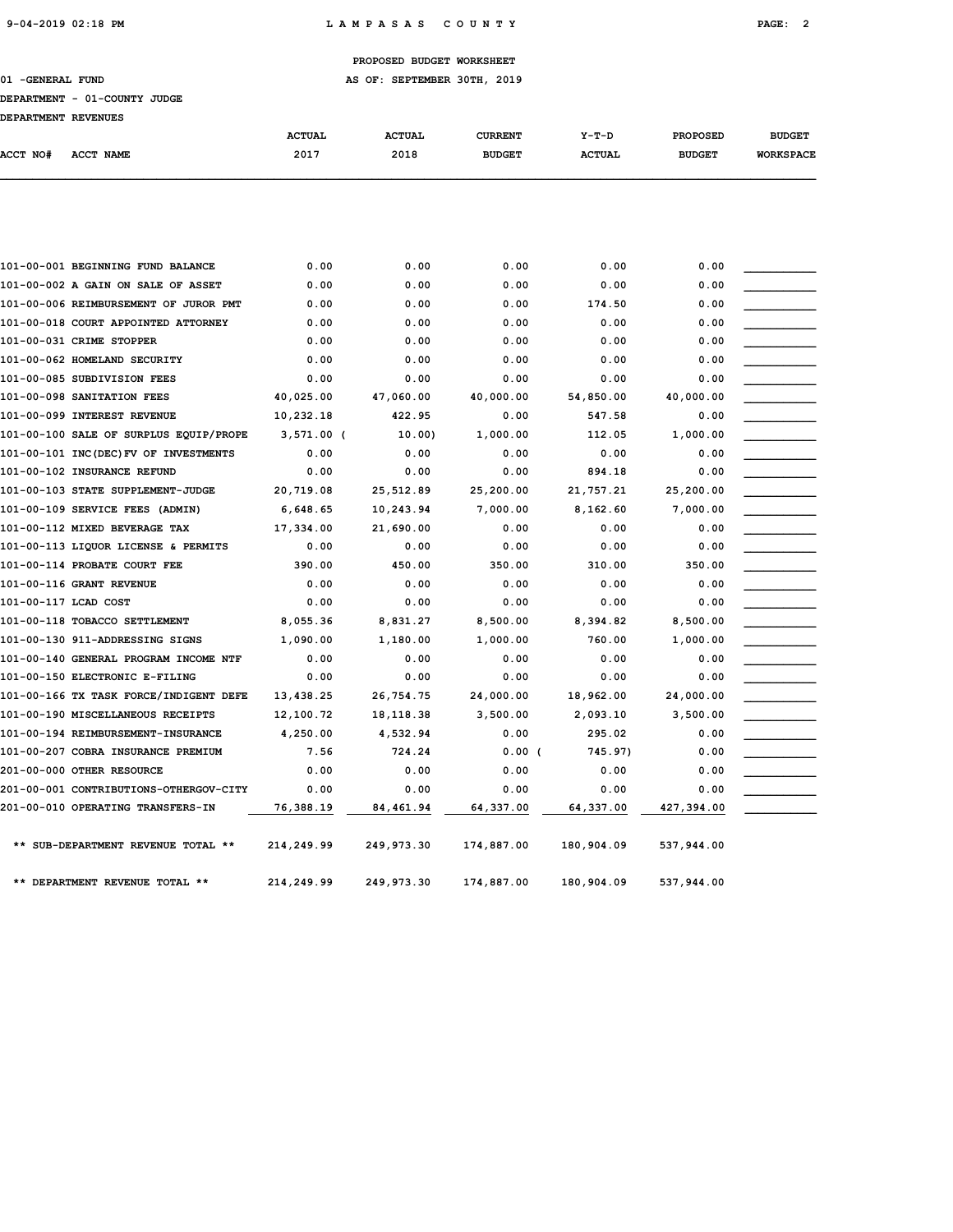PROPOSED BUDGET WORKSHEET

01 -GENERAL FUND — AS OF: SEPTEMBER 30TH, 2019

DEPARTMENT - 01-COUNTY JUDGE

DEPARTMENT REVENUES

| ACCT NO# | ACCT NAME | ACTUAL 2017 | ACTUAL 2018 | CURRENT BUDGET | Y-T-D ACTUAL | PROPOSED BUDGET | BUDGET WORKSPACE |
|---|---|---|---|---|---|---|---|
| 101-00-001 | BEGINNING FUND BALANCE | 0.00 | 0.00 | 0.00 | 0.00 | 0.00 | |
| 101-00-002 | A GAIN ON SALE OF ASSET | 0.00 | 0.00 | 0.00 | 0.00 | 0.00 | |
| 101-00-006 | REIMBURSEMENT OF JUROR PMT | 0.00 | 0.00 | 0.00 | 174.50 | 0.00 | |
| 101-00-018 | COURT APPOINTED ATTORNEY | 0.00 | 0.00 | 0.00 | 0.00 | 0.00 | |
| 101-00-031 | CRIME STOPPER | 0.00 | 0.00 | 0.00 | 0.00 | 0.00 | |
| 101-00-062 | HOMELAND SECURITY | 0.00 | 0.00 | 0.00 | 0.00 | 0.00 | |
| 101-00-085 | SUBDIVISION FEES | 0.00 | 0.00 | 0.00 | 0.00 | 0.00 | |
| 101-00-098 | SANITATION FEES | 40,025.00 | 47,060.00 | 40,000.00 | 54,850.00 | 40,000.00 | |
| 101-00-099 | INTEREST REVENUE | 10,232.18 | 422.95 | 0.00 | 547.58 | 0.00 | |
| 101-00-100 | SALE OF SURPLUS EQUIP/PROPE | 3,571.00 | ( 10.00) | 1,000.00 | 112.05 | 1,000.00 | |
| 101-00-101 | INC(DEC)FV OF INVESTMENTS | 0.00 | 0.00 | 0.00 | 0.00 | 0.00 | |
| 101-00-102 | INSURANCE REFUND | 0.00 | 0.00 | 0.00 | 894.18 | 0.00 | |
| 101-00-103 | STATE SUPPLEMENT-JUDGE | 20,719.08 | 25,512.89 | 25,200.00 | 21,757.21 | 25,200.00 | |
| 101-00-109 | SERVICE FEES (ADMIN) | 6,648.65 | 10,243.94 | 7,000.00 | 8,162.60 | 7,000.00 | |
| 101-00-112 | MIXED BEVERAGE TAX | 17,334.00 | 21,690.00 | 0.00 | 0.00 | 0.00 | |
| 101-00-113 | LIQUOR LICENSE & PERMITS | 0.00 | 0.00 | 0.00 | 0.00 | 0.00 | |
| 101-00-114 | PROBATE COURT FEE | 390.00 | 450.00 | 350.00 | 310.00 | 350.00 | |
| 101-00-116 | GRANT REVENUE | 0.00 | 0.00 | 0.00 | 0.00 | 0.00 | |
| 101-00-117 | LCAD COST | 0.00 | 0.00 | 0.00 | 0.00 | 0.00 | |
| 101-00-118 | TOBACCO SETTLEMENT | 8,055.36 | 8,831.27 | 8,500.00 | 8,394.82 | 8,500.00 | |
| 101-00-130 | 911-ADDRESSING SIGNS | 1,090.00 | 1,180.00 | 1,000.00 | 760.00 | 1,000.00 | |
| 101-00-140 | GENERAL PROGRAM INCOME NTF | 0.00 | 0.00 | 0.00 | 0.00 | 0.00 | |
| 101-00-150 | ELECTRONIC E-FILING | 0.00 | 0.00 | 0.00 | 0.00 | 0.00 | |
| 101-00-166 | TX TASK FORCE/INDIGENT DEFE | 13,438.25 | 26,754.75 | 24,000.00 | 18,962.00 | 24,000.00 | |
| 101-00-190 | MISCELLANEOUS RECEIPTS | 12,100.72 | 18,118.38 | 3,500.00 | 2,093.10 | 3,500.00 | |
| 101-00-194 | REIMBURSEMENT-INSURANCE | 4,250.00 | 4,532.94 | 0.00 | 295.02 | 0.00 | |
| 101-00-207 | COBRA INSURANCE PREMIUM | 7.56 | 724.24 | 0.00 | ( 745.97) | 0.00 | |
| 201-00-000 | OTHER RESOURCE | 0.00 | 0.00 | 0.00 | 0.00 | 0.00 | |
| 201-00-001 | CONTRIBUTIONS-OTHERGOV-CITY | 0.00 | 0.00 | 0.00 | 0.00 | 0.00 | |
| 201-00-010 | OPERATING TRANSFERS-IN | 76,388.19 | 84,461.94 | 64,337.00 | 64,337.00 | 427,394.00 | |
| | ** SUB-DEPARTMENT REVENUE TOTAL ** | 214,249.99 | 249,973.30 | 174,887.00 | 180,904.09 | 537,944.00 | |
| | ** DEPARTMENT REVENUE TOTAL ** | 214,249.99 | 249,973.30 | 174,887.00 | 180,904.09 | 537,944.00 | |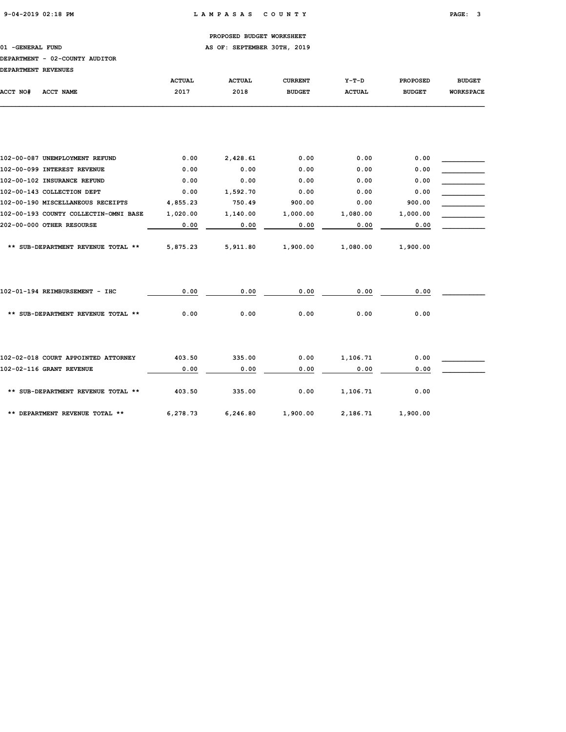PROPOSED BUDGET WORKSHEET

01 -GENERAL FUND — AS OF: SEPTEMBER 30TH, 2019

DEPARTMENT - 02-COUNTY AUDITOR

DEPARTMENT REVENUES

| ACCT NO# ACCT NAME | ACTUAL 2017 | ACTUAL 2018 | CURRENT BUDGET | Y-T-D ACTUAL | PROPOSED BUDGET | BUDGET WORKSPACE |
|---|---|---|---|---|---|---|
| 102-00-087 UNEMPLOYMENT REFUND | 0.00 | 2,428.61 | 0.00 | 0.00 | 0.00 | |
| 102-00-099 INTEREST REVENUE | 0.00 | 0.00 | 0.00 | 0.00 | 0.00 | |
| 102-00-102 INSURANCE REFUND | 0.00 | 0.00 | 0.00 | 0.00 | 0.00 | |
| 102-00-143 COLLECTION DEPT | 0.00 | 1,592.70 | 0.00 | 0.00 | 0.00 | |
| 102-00-190 MISCELLANEOUS RECEIPTS | 4,855.23 | 750.49 | 900.00 | 0.00 | 900.00 | |
| 102-00-193 COUNTY COLLECTIN-OMNI BASE | 1,020.00 | 1,140.00 | 1,000.00 | 1,080.00 | 1,000.00 | |
| 202-00-000 OTHER RESOURSE | 0.00 | 0.00 | 0.00 | 0.00 | 0.00 | |
| ** SUB-DEPARTMENT REVENUE TOTAL ** | 5,875.23 | 5,911.80 | 1,900.00 | 1,080.00 | 1,900.00 | |
| 102-01-194 REIMBURSEMENT - IHC | 0.00 | 0.00 | 0.00 | 0.00 | 0.00 | |
| ** SUB-DEPARTMENT REVENUE TOTAL ** | 0.00 | 0.00 | 0.00 | 0.00 | 0.00 | |
| 102-02-018 COURT APPOINTED ATTORNEY | 403.50 | 335.00 | 0.00 | 1,106.71 | 0.00 | |
| 102-02-116 GRANT REVENUE | 0.00 | 0.00 | 0.00 | 0.00 | 0.00 | |
| ** SUB-DEPARTMENT REVENUE TOTAL ** | 403.50 | 335.00 | 0.00 | 1,106.71 | 0.00 | |
| ** DEPARTMENT REVENUE TOTAL ** | 6,278.73 | 6,246.80 | 1,900.00 | 2,186.71 | 1,900.00 | |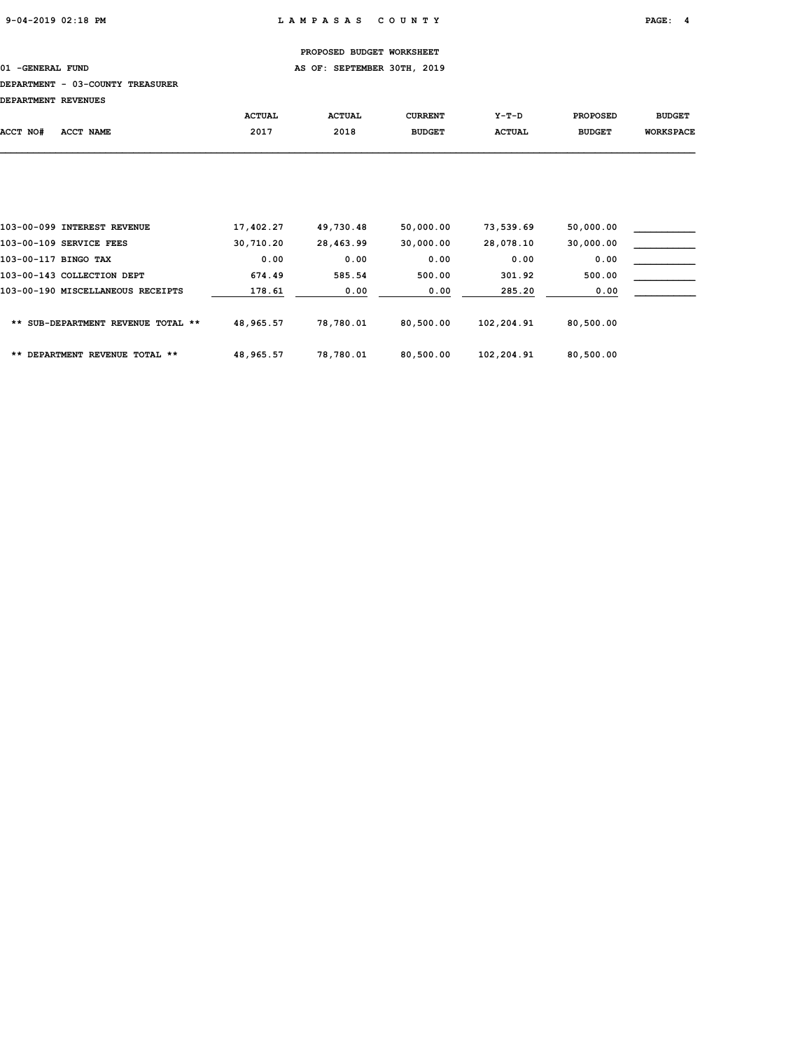PROPOSED BUDGET WORKSHEET

01 -GENERAL FUND AS OF: SEPTEMBER 30TH, 2019

DEPARTMENT - 03-COUNTY TREASURER

DEPARTMENT REVENUES

| ACCT NO# ACCT NAME | ACTUAL 2017 | ACTUAL 2018 | CURRENT BUDGET | Y-T-D ACTUAL | PROPOSED BUDGET | BUDGET WORKSPACE |
|---|---|---|---|---|---|---|
| 103-00-099 INTEREST REVENUE | 17,402.27 | 49,730.48 | 50,000.00 | 73,539.69 | 50,000.00 | ___________ |
| 103-00-109 SERVICE FEES | 30,710.20 | 28,463.99 | 30,000.00 | 28,078.10 | 30,000.00 | ___________ |
| 103-00-117 BINGO TAX | 0.00 | 0.00 | 0.00 | 0.00 | 0.00 | ___________ |
| 103-00-143 COLLECTION DEPT | 674.49 | 585.54 | 500.00 | 301.92 | 500.00 | ___________ |
| 103-00-190 MISCELLANEOUS RECEIPTS | 178.61 | 0.00 | 0.00 | 285.20 | 0.00 | ___________ |
| ** SUB-DEPARTMENT REVENUE TOTAL ** | 48,965.57 | 78,780.01 | 80,500.00 | 102,204.91 | 80,500.00 | |
| ** DEPARTMENT REVENUE TOTAL ** | 48,965.57 | 78,780.01 | 80,500.00 | 102,204.91 | 80,500.00 | |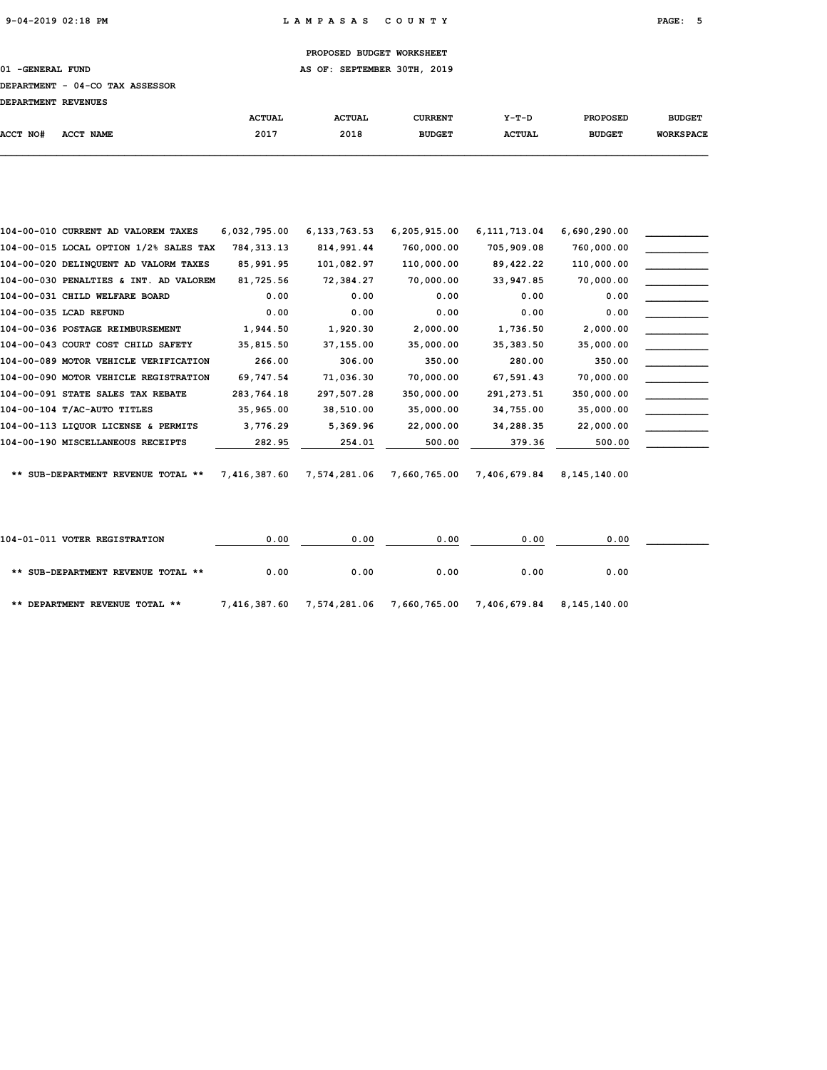PROPOSED BUDGET WORKSHEET

01 -GENERAL FUND — AS OF: SEPTEMBER 30TH, 2019

DEPARTMENT - 04-CO TAX ASSESSOR

DEPARTMENT REVENUES

| ACCT NO# | ACCT NAME | ACTUAL 2017 | ACTUAL 2018 | CURRENT BUDGET | Y-T-D ACTUAL | PROPOSED BUDGET | BUDGET WORKSPACE |
|---|---|---|---|---|---|---|---|
| 104-00-010 | CURRENT AD VALOREM TAXES | 6,032,795.00 | 6,133,763.53 | 6,205,915.00 | 6,111,713.04 | 6,690,290.00 | ___________ |
| 104-00-015 | LOCAL OPTION 1/2% SALES TAX | 784,313.13 | 814,991.44 | 760,000.00 | 705,909.08 | 760,000.00 | ___________ |
| 104-00-020 | DELINQUENT AD VALORM TAXES | 85,991.95 | 101,082.97 | 110,000.00 | 89,422.22 | 110,000.00 | ___________ |
| 104-00-030 | PENALTIES & INT. AD VALOREM | 81,725.56 | 72,384.27 | 70,000.00 | 33,947.85 | 70,000.00 | ___________ |
| 104-00-031 | CHILD WELFARE BOARD | 0.00 | 0.00 | 0.00 | 0.00 | 0.00 | ___________ |
| 104-00-035 | LCAD REFUND | 0.00 | 0.00 | 0.00 | 0.00 | 0.00 | ___________ |
| 104-00-036 | POSTAGE REIMBURSEMENT | 1,944.50 | 1,920.30 | 2,000.00 | 1,736.50 | 2,000.00 | ___________ |
| 104-00-043 | COURT COST CHILD SAFETY | 35,815.50 | 37,155.00 | 35,000.00 | 35,383.50 | 35,000.00 | ___________ |
| 104-00-089 | MOTOR VEHICLE VERIFICATION | 266.00 | 306.00 | 350.00 | 280.00 | 350.00 | ___________ |
| 104-00-090 | MOTOR VEHICLE REGISTRATION | 69,747.54 | 71,036.30 | 70,000.00 | 67,591.43 | 70,000.00 | ___________ |
| 104-00-091 | STATE SALES TAX REBATE | 283,764.18 | 297,507.28 | 350,000.00 | 291,273.51 | 350,000.00 | ___________ |
| 104-00-104 | T/AC-AUTO TITLES | 35,965.00 | 38,510.00 | 35,000.00 | 34,755.00 | 35,000.00 | ___________ |
| 104-00-113 | LIQUOR LICENSE & PERMITS | 3,776.29 | 5,369.96 | 22,000.00 | 34,288.35 | 22,000.00 | ___________ |
| 104-00-190 | MISCELLANEOUS RECEIPTS | 282.95 | 254.01 | 500.00 | 379.36 | 500.00 | ___________ |
| | ** SUB-DEPARTMENT REVENUE TOTAL ** | 7,416,387.60 | 7,574,281.06 | 7,660,765.00 | 7,406,679.84 | 8,145,140.00 | |
| 104-01-011 | VOTER REGISTRATION | 0.00 | 0.00 | 0.00 | 0.00 | 0.00 | ___________ |
| | ** SUB-DEPARTMENT REVENUE TOTAL ** | 0.00 | 0.00 | 0.00 | 0.00 | 0.00 | |
| | ** DEPARTMENT REVENUE TOTAL ** | 7,416,387.60 | 7,574,281.06 | 7,660,765.00 | 7,406,679.84 | 8,145,140.00 | |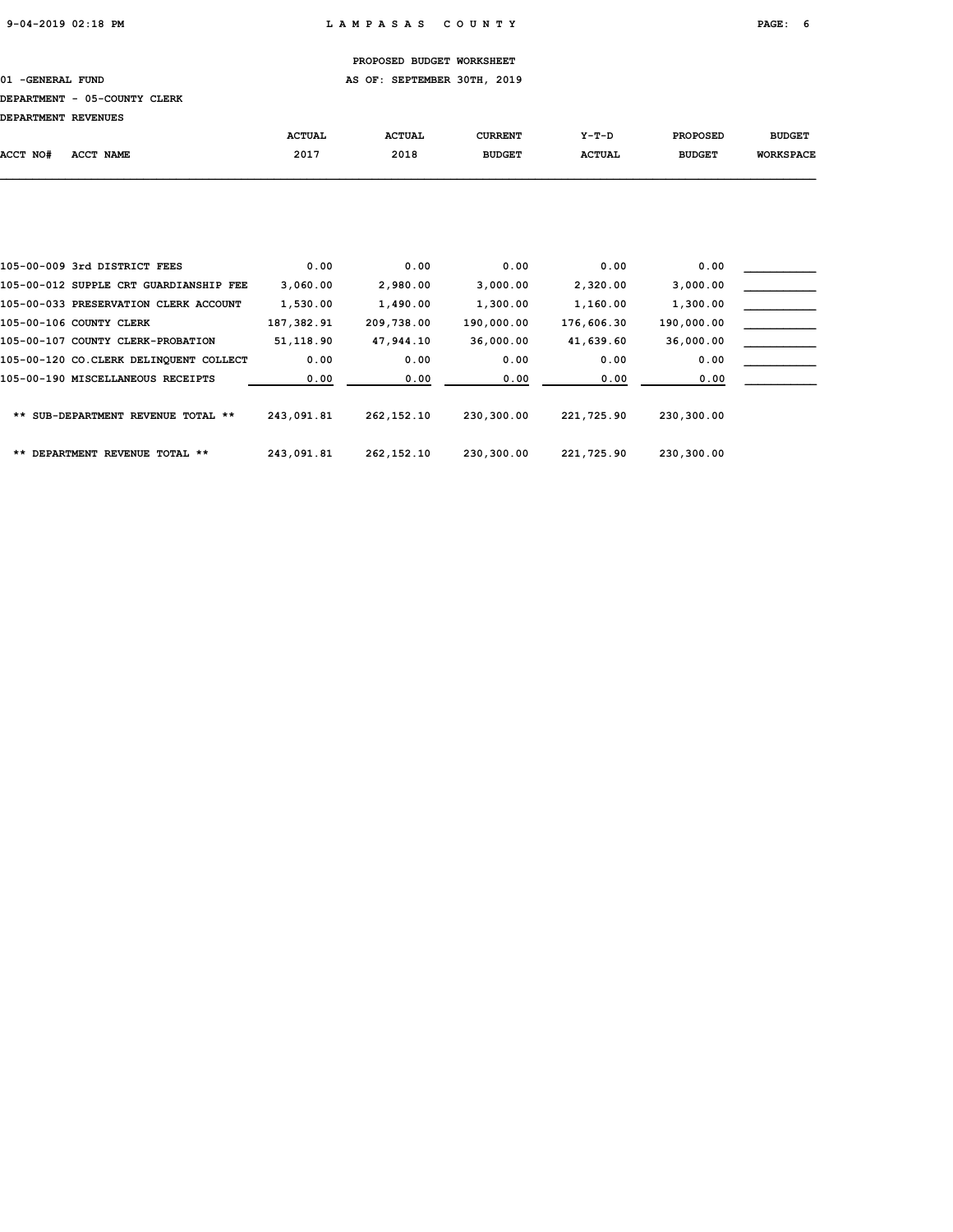PROPOSED BUDGET WORKSHEET

01 -GENERAL FUND — AS OF: SEPTEMBER 30TH, 2019

DEPARTMENT - 05-COUNTY CLERK

DEPARTMENT REVENUES

| ACCT NO# | ACCT NAME | ACTUAL 2017 | ACTUAL 2018 | CURRENT BUDGET | Y-T-D ACTUAL | PROPOSED BUDGET | BUDGET WORKSPACE |
|---|---|---|---|---|---|---|---|
| 105-00-009 | 3rd DISTRICT FEES | 0.00 | 0.00 | 0.00 | 0.00 | 0.00 | |
| 105-00-012 | SUPPLE CRT GUARDIANSHIP FEE | 3,060.00 | 2,980.00 | 3,000.00 | 2,320.00 | 3,000.00 | |
| 105-00-033 | PRESERVATION CLERK ACCOUNT | 1,530.00 | 1,490.00 | 1,300.00 | 1,160.00 | 1,300.00 | |
| 105-00-106 | COUNTY CLERK | 187,382.91 | 209,738.00 | 190,000.00 | 176,606.30 | 190,000.00 | |
| 105-00-107 | COUNTY CLERK-PROBATION | 51,118.90 | 47,944.10 | 36,000.00 | 41,639.60 | 36,000.00 | |
| 105-00-120 | CO.CLERK DELINQUENT COLLECT | 0.00 | 0.00 | 0.00 | 0.00 | 0.00 | |
| 105-00-190 | MISCELLANEOUS RECEIPTS | 0.00 | 0.00 | 0.00 | 0.00 | 0.00 | |
| | ** SUB-DEPARTMENT REVENUE TOTAL ** | 243,091.81 | 262,152.10 | 230,300.00 | 221,725.90 | 230,300.00 | |
| | ** DEPARTMENT REVENUE TOTAL ** | 243,091.81 | 262,152.10 | 230,300.00 | 221,725.90 | 230,300.00 | |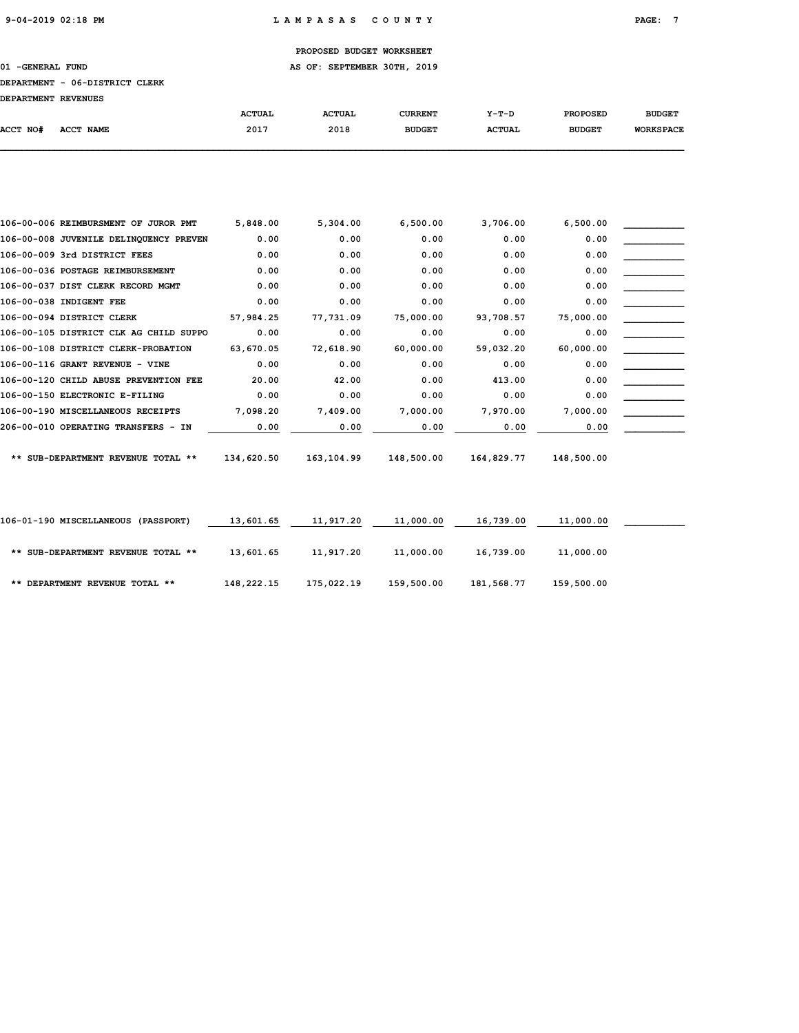PROPOSED BUDGET WORKSHEET

01 -GENERAL FUND AS OF: SEPTEMBER 30TH, 2019

DEPARTMENT - 06-DISTRICT CLERK

DEPARTMENT REVENUES

| ACCT NO# | ACCT NAME | ACTUAL 2017 | ACTUAL 2018 | CURRENT BUDGET | Y-T-D ACTUAL | PROPOSED BUDGET | BUDGET WORKSPACE |
|---|---|---|---|---|---|---|---|
| 106-00-006 | REIMBURSMENT OF JUROR PMT | 5,848.00 | 5,304.00 | 6,500.00 | 3,706.00 | 6,500.00 | |
| 106-00-008 | JUVENILE DELINQUENCY PREVEN | 0.00 | 0.00 | 0.00 | 0.00 | 0.00 | |
| 106-00-009 | 3rd DISTRICT FEES | 0.00 | 0.00 | 0.00 | 0.00 | 0.00 | |
| 106-00-036 | POSTAGE REIMBURSEMENT | 0.00 | 0.00 | 0.00 | 0.00 | 0.00 | |
| 106-00-037 | DIST CLERK RECORD MGMT | 0.00 | 0.00 | 0.00 | 0.00 | 0.00 | |
| 106-00-038 | INDIGENT FEE | 0.00 | 0.00 | 0.00 | 0.00 | 0.00 | |
| 106-00-094 | DISTRICT CLERK | 57,984.25 | 77,731.09 | 75,000.00 | 93,708.57 | 75,000.00 | |
| 106-00-105 | DISTRICT CLK AG CHILD SUPPO | 0.00 | 0.00 | 0.00 | 0.00 | 0.00 | |
| 106-00-108 | DISTRICT CLERK-PROBATION | 63,670.05 | 72,618.90 | 60,000.00 | 59,032.20 | 60,000.00 | |
| 106-00-116 | GRANT REVENUE - VINE | 0.00 | 0.00 | 0.00 | 0.00 | 0.00 | |
| 106-00-120 | CHILD ABUSE PREVENTION FEE | 20.00 | 42.00 | 0.00 | 413.00 | 0.00 | |
| 106-00-150 | ELECTRONIC E-FILING | 0.00 | 0.00 | 0.00 | 0.00 | 0.00 | |
| 106-00-190 | MISCELLANEOUS RECEIPTS | 7,098.20 | 7,409.00 | 7,000.00 | 7,970.00 | 7,000.00 | |
| 206-00-010 | OPERATING TRANSFERS - IN | 0.00 | 0.00 | 0.00 | 0.00 | 0.00 | |
| | ** SUB-DEPARTMENT REVENUE TOTAL ** | 134,620.50 | 163,104.99 | 148,500.00 | 164,829.77 | 148,500.00 | |
| 106-01-190 | MISCELLANEOUS (PASSPORT) | 13,601.65 | 11,917.20 | 11,000.00 | 16,739.00 | 11,000.00 | |
| | ** SUB-DEPARTMENT REVENUE TOTAL ** | 13,601.65 | 11,917.20 | 11,000.00 | 16,739.00 | 11,000.00 | |
| | ** DEPARTMENT REVENUE TOTAL ** | 148,222.15 | 175,022.19 | 159,500.00 | 181,568.77 | 159,500.00 | |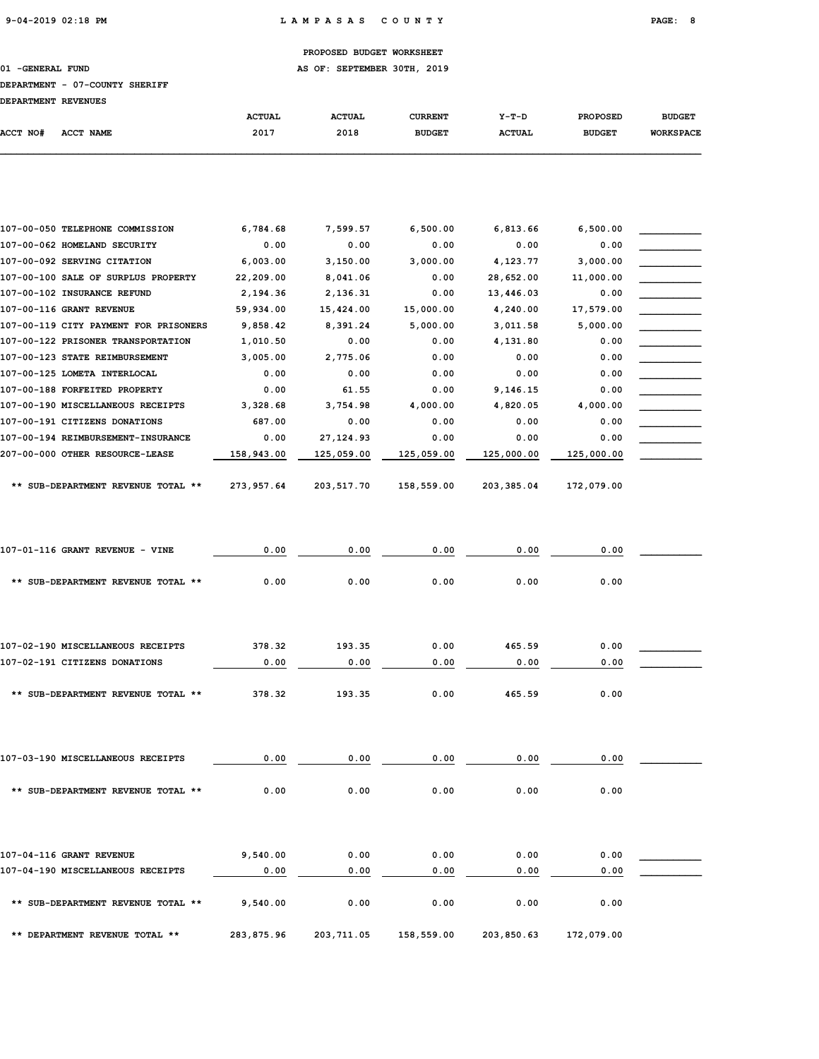PROPOSED BUDGET WORKSHEET

01 -GENERAL FUND — AS OF: SEPTEMBER 30TH, 2019

DEPARTMENT - 07-COUNTY SHERIFF

DEPARTMENT REVENUES

| ACCT NO# | ACCT NAME | ACTUAL 2017 | ACTUAL 2018 | CURRENT BUDGET | Y-T-D ACTUAL | PROPOSED BUDGET | BUDGET WORKSPACE |
|---|---|---|---|---|---|---|---|
| 107-00-050 | TELEPHONE COMMISSION | 6,784.68 | 7,599.57 | 6,500.00 | 6,813.66 | 6,500.00 | |
| 107-00-062 | HOMELAND SECURITY | 0.00 | 0.00 | 0.00 | 0.00 | 0.00 | |
| 107-00-092 | SERVING CITATION | 6,003.00 | 3,150.00 | 3,000.00 | 4,123.77 | 3,000.00 | |
| 107-00-100 | SALE OF SURPLUS PROPERTY | 22,209.00 | 8,041.06 | 0.00 | 28,652.00 | 11,000.00 | |
| 107-00-102 | INSURANCE REFUND | 2,194.36 | 2,136.31 | 0.00 | 13,446.03 | 0.00 | |
| 107-00-116 | GRANT REVENUE | 59,934.00 | 15,424.00 | 15,000.00 | 4,240.00 | 17,579.00 | |
| 107-00-119 | CITY PAYMENT FOR PRISONERS | 9,858.42 | 8,391.24 | 5,000.00 | 3,011.58 | 5,000.00 | |
| 107-00-122 | PRISONER TRANSPORTATION | 1,010.50 | 0.00 | 0.00 | 4,131.80 | 0.00 | |
| 107-00-123 | STATE REIMBURSEMENT | 3,005.00 | 2,775.06 | 0.00 | 0.00 | 0.00 | |
| 107-00-125 | LOMETA INTERLOCAL | 0.00 | 0.00 | 0.00 | 0.00 | 0.00 | |
| 107-00-188 | FORFEITED PROPERTY | 0.00 | 61.55 | 0.00 | 9,146.15 | 0.00 | |
| 107-00-190 | MISCELLANEOUS RECEIPTS | 3,328.68 | 3,754.98 | 4,000.00 | 4,820.05 | 4,000.00 | |
| 107-00-191 | CITIZENS DONATIONS | 687.00 | 0.00 | 0.00 | 0.00 | 0.00 | |
| 107-00-194 | REIMBURSEMENT-INSURANCE | 0.00 | 27,124.93 | 0.00 | 0.00 | 0.00 | |
| 207-00-000 | OTHER RESOURCE-LEASE | 158,943.00 | 125,059.00 | 125,059.00 | 125,000.00 | 125,000.00 | |
| | ** SUB-DEPARTMENT REVENUE TOTAL ** | 273,957.64 | 203,517.70 | 158,559.00 | 203,385.04 | 172,079.00 | |
| 107-01-116 | GRANT REVENUE - VINE | 0.00 | 0.00 | 0.00 | 0.00 | 0.00 | |
| | ** SUB-DEPARTMENT REVENUE TOTAL ** | 0.00 | 0.00 | 0.00 | 0.00 | 0.00 | |
| 107-02-190 | MISCELLANEOUS RECEIPTS | 378.32 | 193.35 | 0.00 | 465.59 | 0.00 | |
| 107-02-191 | CITIZENS DONATIONS | 0.00 | 0.00 | 0.00 | 0.00 | 0.00 | |
| | ** SUB-DEPARTMENT REVENUE TOTAL ** | 378.32 | 193.35 | 0.00 | 465.59 | 0.00 | |
| 107-03-190 | MISCELLANEOUS RECEIPTS | 0.00 | 0.00 | 0.00 | 0.00 | 0.00 | |
| | ** SUB-DEPARTMENT REVENUE TOTAL ** | 0.00 | 0.00 | 0.00 | 0.00 | 0.00 | |
| 107-04-116 | GRANT REVENUE | 9,540.00 | 0.00 | 0.00 | 0.00 | 0.00 | |
| 107-04-190 | MISCELLANEOUS RECEIPTS | 0.00 | 0.00 | 0.00 | 0.00 | 0.00 | |
| | ** SUB-DEPARTMENT REVENUE TOTAL ** | 9,540.00 | 0.00 | 0.00 | 0.00 | 0.00 | |
| | ** DEPARTMENT REVENUE TOTAL ** | 283,875.96 | 203,711.05 | 158,559.00 | 203,850.63 | 172,079.00 | |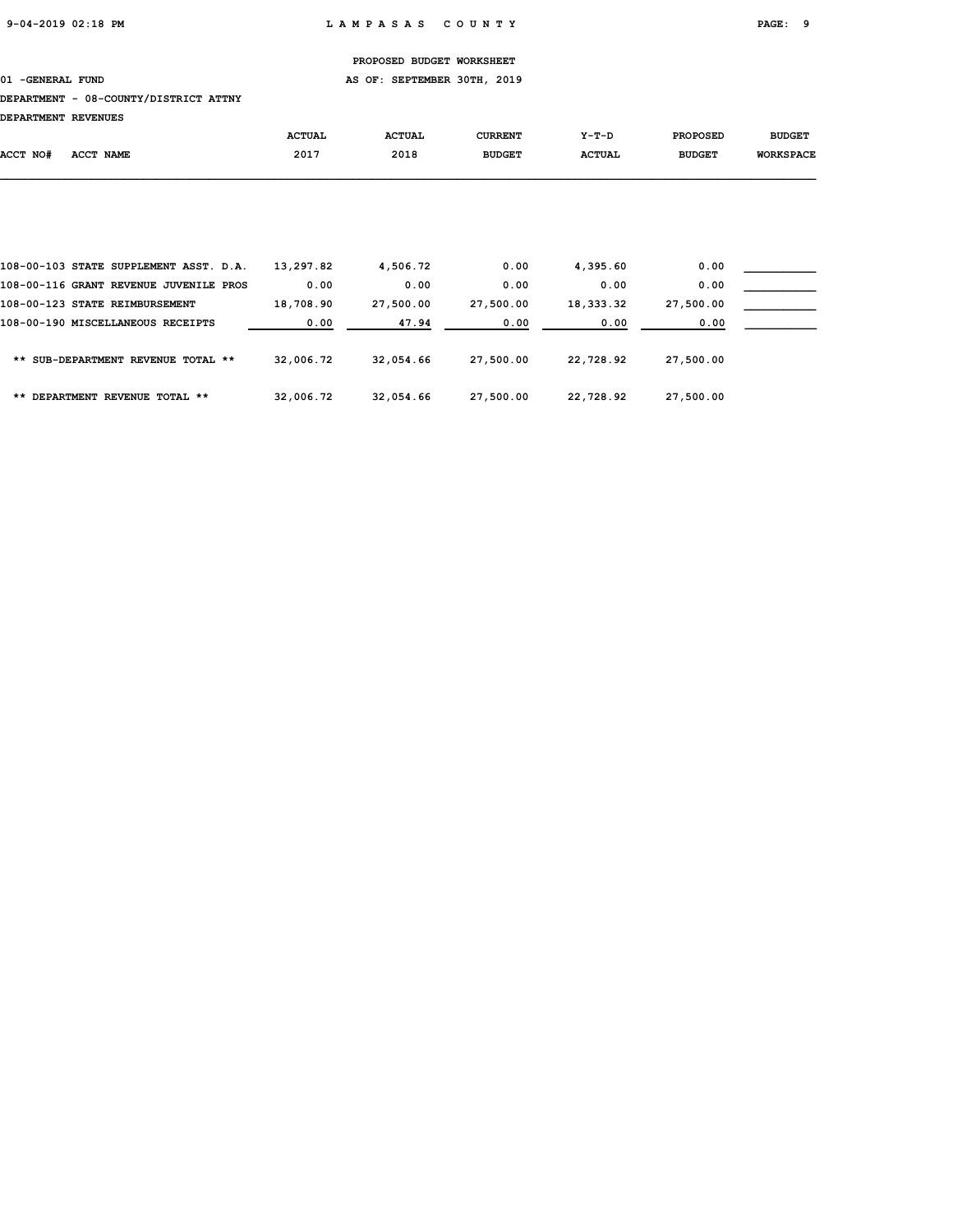PROPOSED BUDGET WORKSHEET

01 -GENERAL FUND AS OF: SEPTEMBER 30TH, 2019

DEPARTMENT - 08-COUNTY/DISTRICT ATTNY

DEPARTMENT REVENUES

| ACCT NO# ACCT NAME | ACTUAL 2017 | ACTUAL 2018 | CURRENT BUDGET | Y-T-D ACTUAL | PROPOSED BUDGET | BUDGET WORKSPACE |
|---|---|---|---|---|---|---|
| 108-00-103 STATE SUPPLEMENT ASST. D.A. | 13,297.82 | 4,506.72 | 0.00 | 4,395.60 | 0.00 | ___________ |
| 108-00-116 GRANT REVENUE JUVENILE PROS | 0.00 | 0.00 | 0.00 | 0.00 | 0.00 | ___________ |
| 108-00-123 STATE REIMBURSEMENT | 18,708.90 | 27,500.00 | 27,500.00 | 18,333.32 | 27,500.00 | ___________ |
| 108-00-190 MISCELLANEOUS RECEIPTS | 0.00 | 47.94 | 0.00 | 0.00 | 0.00 | ___________ |
| ** SUB-DEPARTMENT REVENUE TOTAL ** | 32,006.72 | 32,054.66 | 27,500.00 | 22,728.92 | 27,500.00 | |
| ** DEPARTMENT REVENUE TOTAL ** | 32,006.72 | 32,054.66 | 27,500.00 | 22,728.92 | 27,500.00 | |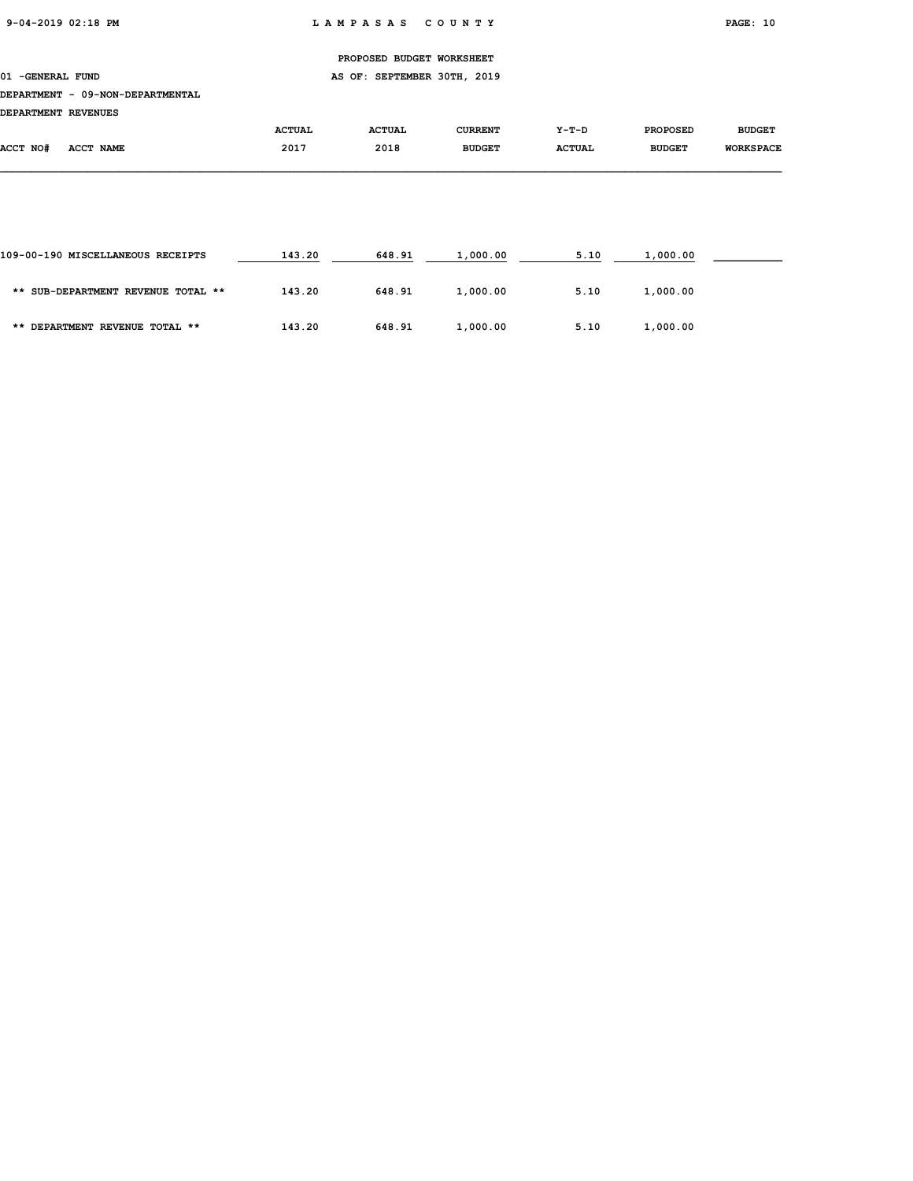PROPOSED BUDGET WORKSHEET

01 -GENERAL FUND AS OF: SEPTEMBER 30TH, 2019

DEPARTMENT - 09-NON-DEPARTMENTAL

DEPARTMENT REVENUES

| ACCT NO# ACCT NAME | ACTUAL 2017 | ACTUAL 2018 | CURRENT BUDGET | Y-T-D ACTUAL | PROPOSED BUDGET | BUDGET WORKSPACE |
|---|---|---|---|---|---|---|
| 109-00-190 MISCELLANEOUS RECEIPTS | 143.20 | 648.91 | 1,000.00 | 5.10 | 1,000.00 | |
| ** SUB-DEPARTMENT REVENUE TOTAL ** | 143.20 | 648.91 | 1,000.00 | 5.10 | 1,000.00 | |
| ** DEPARTMENT REVENUE TOTAL ** | 143.20 | 648.91 | 1,000.00 | 5.10 | 1,000.00 | |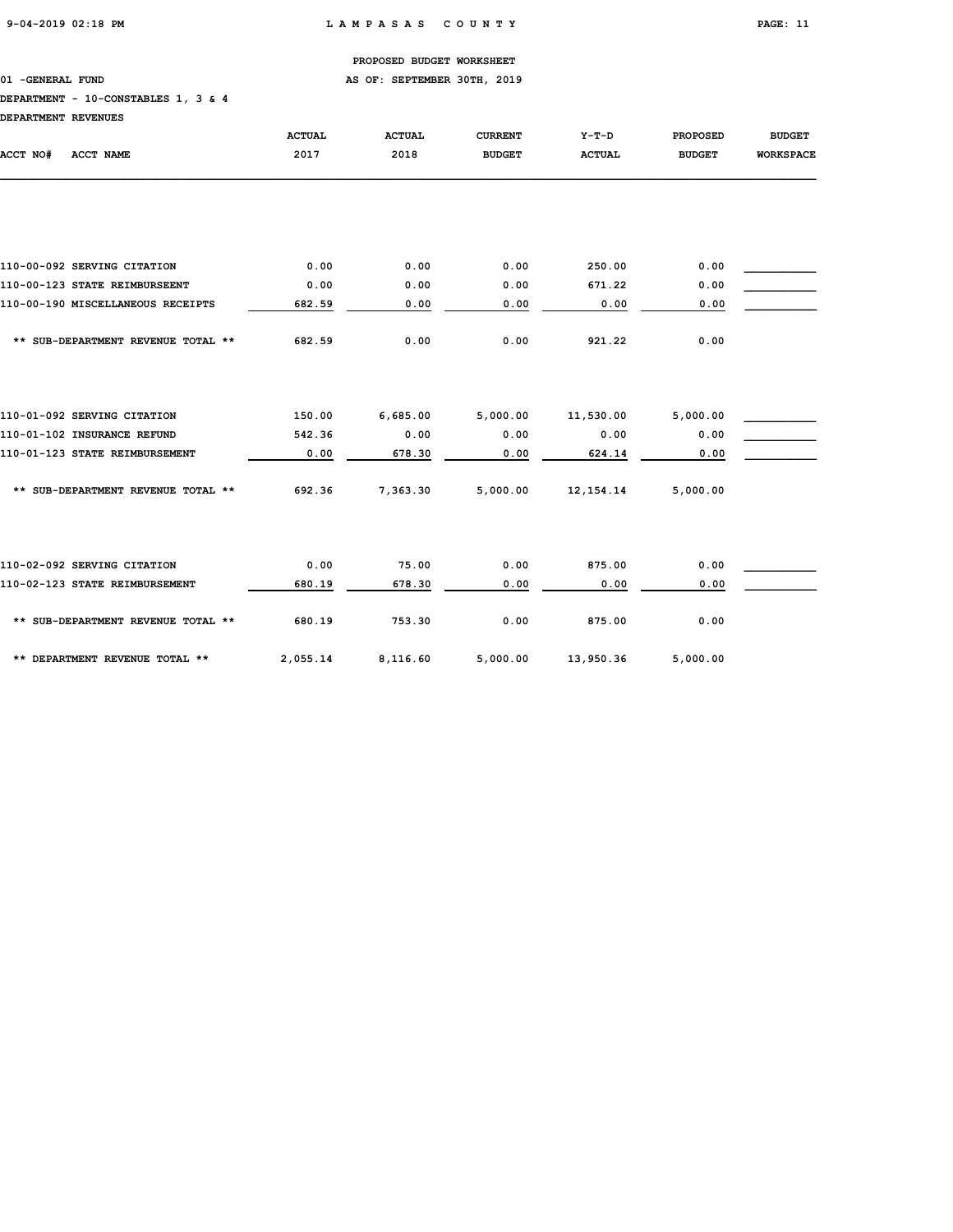PROPOSED BUDGET WORKSHEET

01 -GENERAL FUND AS OF: SEPTEMBER 30TH, 2019

DEPARTMENT - 10-CONSTABLES 1, 3 & 4

DEPARTMENT REVENUES

| ACCT NO# ACCT NAME | ACTUAL 2017 | ACTUAL 2018 | CURRENT BUDGET | Y-T-D ACTUAL | PROPOSED BUDGET | BUDGET WORKSPACE |
|---|---|---|---|---|---|---|
| 110-00-092 SERVING CITATION | 0.00 | 0.00 | 0.00 | 250.00 | 0.00 | |
| 110-00-123 STATE REIMBURSEENT | 0.00 | 0.00 | 0.00 | 671.22 | 0.00 | |
| 110-00-190 MISCELLANEOUS RECEIPTS | 682.59 | 0.00 | 0.00 | 0.00 | 0.00 | |
| ** SUB-DEPARTMENT REVENUE TOTAL ** | 682.59 | 0.00 | 0.00 | 921.22 | 0.00 | |
| 110-01-092 SERVING CITATION | 150.00 | 6,685.00 | 5,000.00 | 11,530.00 | 5,000.00 | |
| 110-01-102 INSURANCE REFUND | 542.36 | 0.00 | 0.00 | 0.00 | 0.00 | |
| 110-01-123 STATE REIMBURSEMENT | 0.00 | 678.30 | 0.00 | 624.14 | 0.00 | |
| ** SUB-DEPARTMENT REVENUE TOTAL ** | 692.36 | 7,363.30 | 5,000.00 | 12,154.14 | 5,000.00 | |
| 110-02-092 SERVING CITATION | 0.00 | 75.00 | 0.00 | 875.00 | 0.00 | |
| 110-02-123 STATE REIMBURSEMENT | 680.19 | 678.30 | 0.00 | 0.00 | 0.00 | |
| ** SUB-DEPARTMENT REVENUE TOTAL ** | 680.19 | 753.30 | 0.00 | 875.00 | 0.00 | |
| ** DEPARTMENT REVENUE TOTAL ** | 2,055.14 | 8,116.60 | 5,000.00 | 13,950.36 | 5,000.00 | |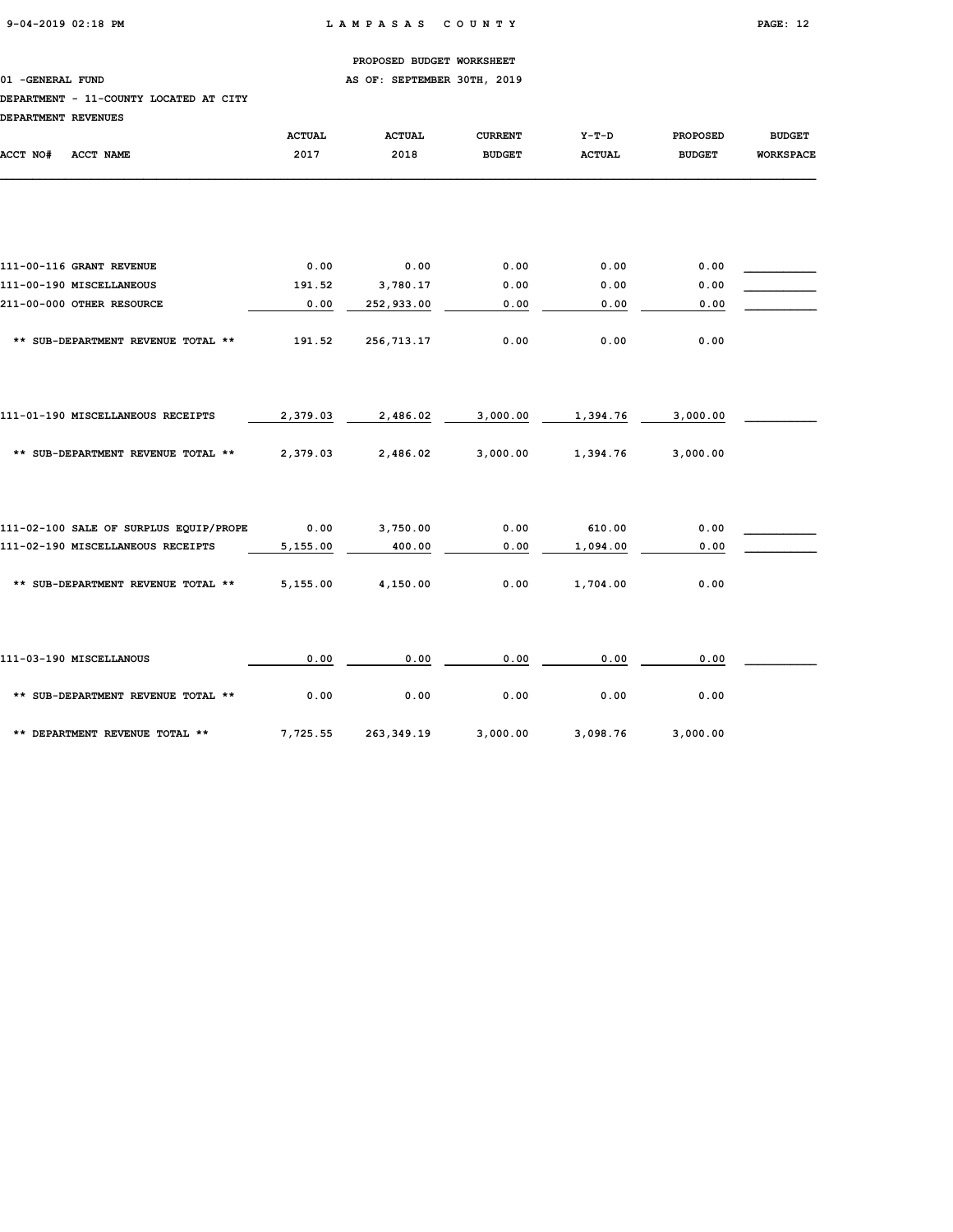PROPOSED BUDGET WORKSHEET

01 -GENERAL FUND AS OF: SEPTEMBER 30TH, 2019

DEPARTMENT - 11-COUNTY LOCATED AT CITY

DEPARTMENT REVENUES

| ACCT NO# ACCT NAME | ACTUAL 2017 | ACTUAL 2018 | CURRENT BUDGET | Y-T-D ACTUAL | PROPOSED BUDGET | BUDGET WORKSPACE |
|---|---|---|---|---|---|---|
| 111-00-116 GRANT REVENUE | 0.00 | 0.00 | 0.00 | 0.00 | 0.00 | |
| 111-00-190 MISCELLANEOUS | 191.52 | 3,780.17 | 0.00 | 0.00 | 0.00 | |
| 211-00-000 OTHER RESOURCE | 0.00 | 252,933.00 | 0.00 | 0.00 | 0.00 | |
| ** SUB-DEPARTMENT REVENUE TOTAL ** | 191.52 | 256,713.17 | 0.00 | 0.00 | 0.00 | |
| 111-01-190 MISCELLANEOUS RECEIPTS | 2,379.03 | 2,486.02 | 3,000.00 | 1,394.76 | 3,000.00 | |
| ** SUB-DEPARTMENT REVENUE TOTAL ** | 2,379.03 | 2,486.02 | 3,000.00 | 1,394.76 | 3,000.00 | |
| 111-02-100 SALE OF SURPLUS EQUIP/PROPE | 0.00 | 3,750.00 | 0.00 | 610.00 | 0.00 | |
| 111-02-190 MISCELLANEOUS RECEIPTS | 5,155.00 | 400.00 | 0.00 | 1,094.00 | 0.00 | |
| ** SUB-DEPARTMENT REVENUE TOTAL ** | 5,155.00 | 4,150.00 | 0.00 | 1,704.00 | 0.00 | |
| 111-03-190 MISCELLANOUS | 0.00 | 0.00 | 0.00 | 0.00 | 0.00 | |
| ** SUB-DEPARTMENT REVENUE TOTAL ** | 0.00 | 0.00 | 0.00 | 0.00 | 0.00 | |
| ** DEPARTMENT REVENUE TOTAL ** | 7,725.55 | 263,349.19 | 3,000.00 | 3,098.76 | 3,000.00 | |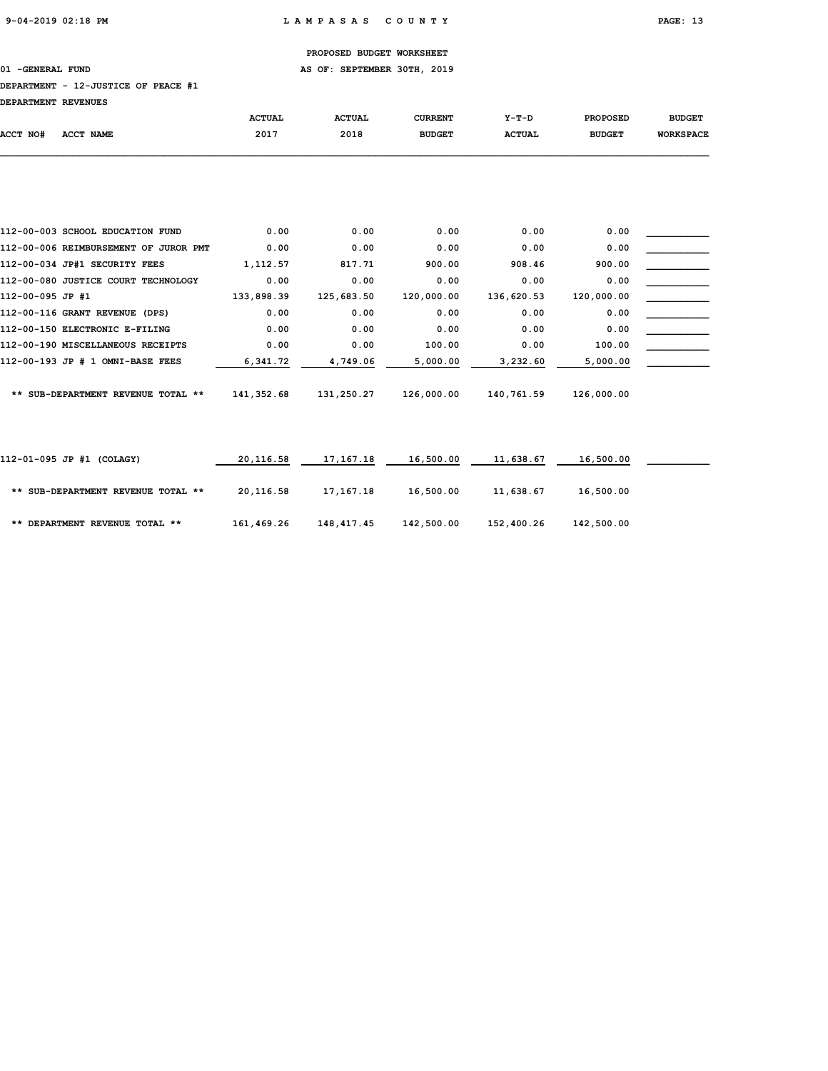PROPOSED BUDGET WORKSHEET

01 -GENERAL FUND — AS OF: SEPTEMBER 30TH, 2019

DEPARTMENT - 12-JUSTICE OF PEACE #1

DEPARTMENT REVENUES

| ACCT NO# ACCT NAME | ACTUAL 2017 | ACTUAL 2018 | CURRENT BUDGET | Y-T-D ACTUAL | PROPOSED BUDGET | BUDGET WORKSPACE |
|---|---|---|---|---|---|---|
| 112-00-003 SCHOOL EDUCATION FUND | 0.00 | 0.00 | 0.00 | 0.00 | 0.00 | |
| 112-00-006 REIMBURSEMENT OF JUROR PMT | 0.00 | 0.00 | 0.00 | 0.00 | 0.00 | |
| 112-00-034 JP#1 SECURITY FEES | 1,112.57 | 817.71 | 900.00 | 908.46 | 900.00 | |
| 112-00-080 JUSTICE COURT TECHNOLOGY | 0.00 | 0.00 | 0.00 | 0.00 | 0.00 | |
| 112-00-095 JP #1 | 133,898.39 | 125,683.50 | 120,000.00 | 136,620.53 | 120,000.00 | |
| 112-00-116 GRANT REVENUE (DPS) | 0.00 | 0.00 | 0.00 | 0.00 | 0.00 | |
| 112-00-150 ELECTRONIC E-FILING | 0.00 | 0.00 | 0.00 | 0.00 | 0.00 | |
| 112-00-190 MISCELLANEOUS RECEIPTS | 0.00 | 0.00 | 100.00 | 0.00 | 100.00 | |
| 112-00-193 JP # 1 OMNI-BASE FEES | 6,341.72 | 4,749.06 | 5,000.00 | 3,232.60 | 5,000.00 | |
| ** SUB-DEPARTMENT REVENUE TOTAL ** | 141,352.68 | 131,250.27 | 126,000.00 | 140,761.59 | 126,000.00 | |
| 112-01-095 JP #1 (COLAGY) | 20,116.58 | 17,167.18 | 16,500.00 | 11,638.67 | 16,500.00 | |
| ** SUB-DEPARTMENT REVENUE TOTAL ** | 20,116.58 | 17,167.18 | 16,500.00 | 11,638.67 | 16,500.00 | |
| ** DEPARTMENT REVENUE TOTAL ** | 161,469.26 | 148,417.45 | 142,500.00 | 152,400.26 | 142,500.00 | |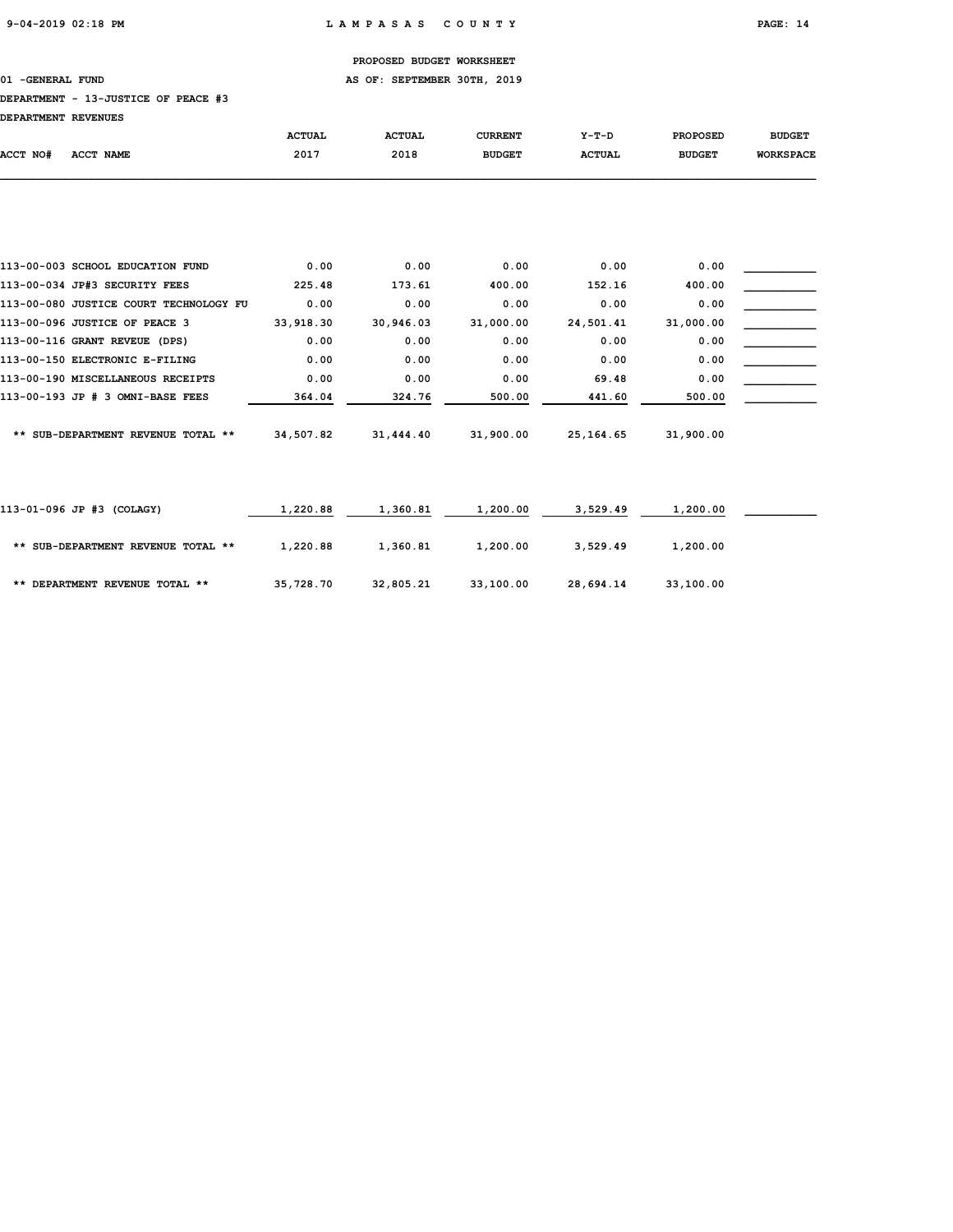PROPOSED BUDGET WORKSHEET

01 -GENERAL FUND — AS OF: SEPTEMBER 30TH, 2019

DEPARTMENT - 13-JUSTICE OF PEACE #3

DEPARTMENT REVENUES

| ACCT NO# | ACCT NAME | ACTUAL 2017 | ACTUAL 2018 | CURRENT BUDGET | Y-T-D ACTUAL | PROPOSED BUDGET | BUDGET WORKSPACE |
|---|---|---|---|---|---|---|---|
| 113-00-003 | SCHOOL EDUCATION FUND | 0.00 | 0.00 | 0.00 | 0.00 | 0.00 | |
| 113-00-034 | JP#3 SECURITY FEES | 225.48 | 173.61 | 400.00 | 152.16 | 400.00 | |
| 113-00-080 | JUSTICE COURT TECHNOLOGY FU | 0.00 | 0.00 | 0.00 | 0.00 | 0.00 | |
| 113-00-096 | JUSTICE OF PEACE 3 | 33,918.30 | 30,946.03 | 31,000.00 | 24,501.41 | 31,000.00 | |
| 113-00-116 | GRANT REVEUE (DPS) | 0.00 | 0.00 | 0.00 | 0.00 | 0.00 | |
| 113-00-150 | ELECTRONIC E-FILING | 0.00 | 0.00 | 0.00 | 0.00 | 0.00 | |
| 113-00-190 | MISCELLANEOUS RECEIPTS | 0.00 | 0.00 | 0.00 | 69.48 | 0.00 | |
| 113-00-193 | JP # 3 OMNI-BASE FEES | 364.04 | 324.76 | 500.00 | 441.60 | 500.00 | |
| | ** SUB-DEPARTMENT REVENUE TOTAL ** | 34,507.82 | 31,444.40 | 31,900.00 | 25,164.65 | 31,900.00 | |
| 113-01-096 | JP #3 (COLAGY) | 1,220.88 | 1,360.81 | 1,200.00 | 3,529.49 | 1,200.00 | |
| | ** SUB-DEPARTMENT REVENUE TOTAL ** | 1,220.88 | 1,360.81 | 1,200.00 | 3,529.49 | 1,200.00 | |
| | ** DEPARTMENT REVENUE TOTAL ** | 35,728.70 | 32,805.21 | 33,100.00 | 28,694.14 | 33,100.00 | |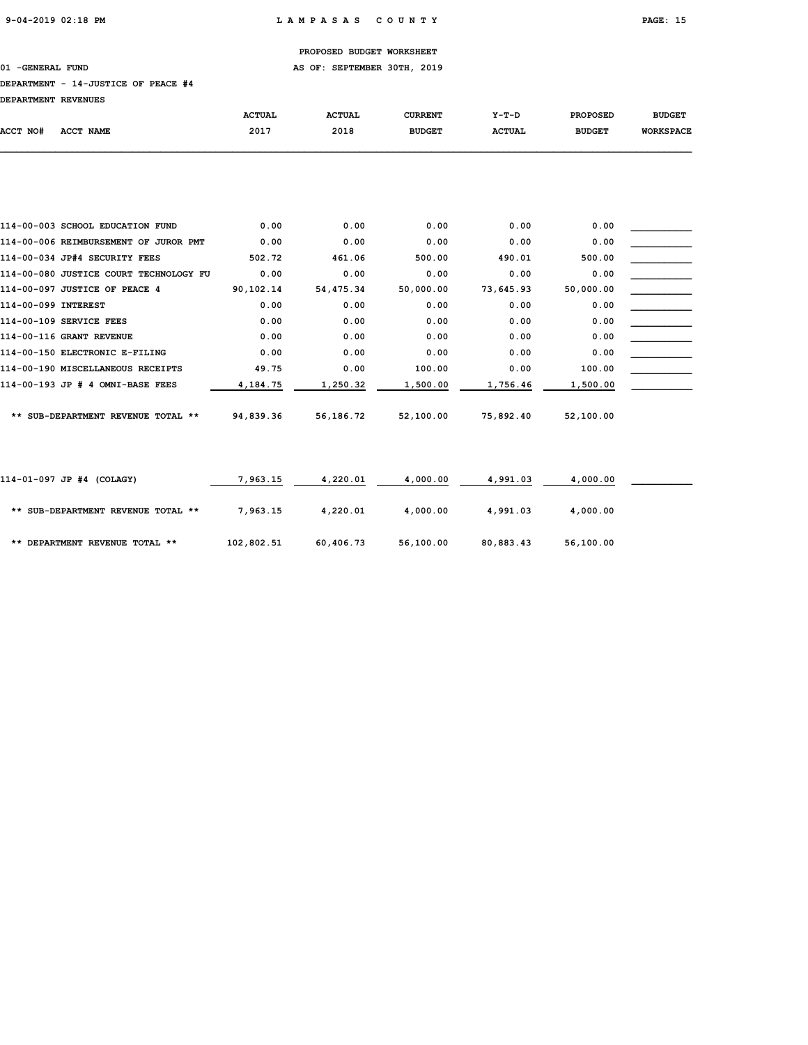PROPOSED BUDGET WORKSHEET

01 -GENERAL FUND AS OF: SEPTEMBER 30TH, 2019

DEPARTMENT - 14-JUSTICE OF PEACE #4

DEPARTMENT REVENUES

| ACCT NO# | ACCT NAME | ACTUAL 2017 | ACTUAL 2018 | CURRENT BUDGET | Y-T-D ACTUAL | PROPOSED BUDGET | BUDGET WORKSPACE |
|---|---|---|---|---|---|---|---|
| 114-00-003 | SCHOOL EDUCATION FUND | 0.00 | 0.00 | 0.00 | 0.00 | 0.00 | |
| 114-00-006 | REIMBURSEMENT OF JUROR PMT | 0.00 | 0.00 | 0.00 | 0.00 | 0.00 | |
| 114-00-034 | JP#4 SECURITY FEES | 502.72 | 461.06 | 500.00 | 490.01 | 500.00 | |
| 114-00-080 | JUSTICE COURT TECHNOLOGY FU | 0.00 | 0.00 | 0.00 | 0.00 | 0.00 | |
| 114-00-097 | JUSTICE OF PEACE 4 | 90,102.14 | 54,475.34 | 50,000.00 | 73,645.93 | 50,000.00 | |
| 114-00-099 | INTEREST | 0.00 | 0.00 | 0.00 | 0.00 | 0.00 | |
| 114-00-109 | SERVICE FEES | 0.00 | 0.00 | 0.00 | 0.00 | 0.00 | |
| 114-00-116 | GRANT REVENUE | 0.00 | 0.00 | 0.00 | 0.00 | 0.00 | |
| 114-00-150 | ELECTRONIC E-FILING | 0.00 | 0.00 | 0.00 | 0.00 | 0.00 | |
| 114-00-190 | MISCELLANEOUS RECEIPTS | 49.75 | 0.00 | 100.00 | 0.00 | 100.00 | |
| 114-00-193 | JP # 4 OMNI-BASE FEES | 4,184.75 | 1,250.32 | 1,500.00 | 1,756.46 | 1,500.00 | |
| | ** SUB-DEPARTMENT REVENUE TOTAL ** | 94,839.36 | 56,186.72 | 52,100.00 | 75,892.40 | 52,100.00 | |
| 114-01-097 | JP #4 (COLAGY) | 7,963.15 | 4,220.01 | 4,000.00 | 4,991.03 | 4,000.00 | |
| | ** SUB-DEPARTMENT REVENUE TOTAL ** | 7,963.15 | 4,220.01 | 4,000.00 | 4,991.03 | 4,000.00 | |
| | ** DEPARTMENT REVENUE TOTAL ** | 102,802.51 | 60,406.73 | 56,100.00 | 80,883.43 | 56,100.00 | |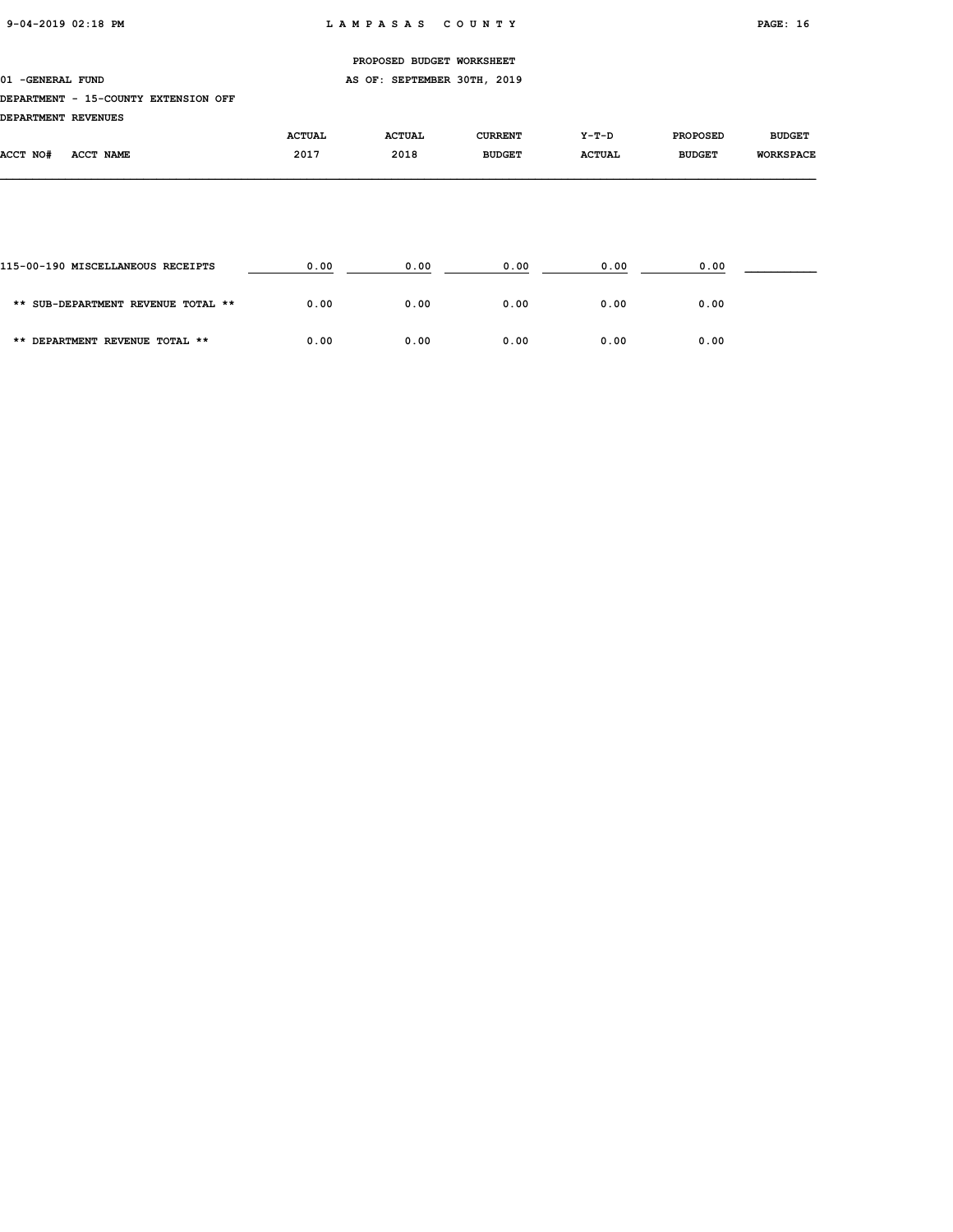PROPOSED BUDGET WORKSHEET

01 -GENERAL FUND AS OF: SEPTEMBER 30TH, 2019

DEPARTMENT - 15-COUNTY EXTENSION OFF

DEPARTMENT REVENUES

| ACCT NO# ACCT NAME | ACTUAL 2017 | ACTUAL 2018 | CURRENT BUDGET | Y-T-D ACTUAL | PROPOSED BUDGET | BUDGET WORKSPACE |
|---|---|---|---|---|---|---|
| 115-00-190 MISCELLANEOUS RECEIPTS | 0.00 | 0.00 | 0.00 | 0.00 | 0.00 | |
| ** SUB-DEPARTMENT REVENUE TOTAL ** | 0.00 | 0.00 | 0.00 | 0.00 | 0.00 | |
| ** DEPARTMENT REVENUE TOTAL ** | 0.00 | 0.00 | 0.00 | 0.00 | 0.00 | |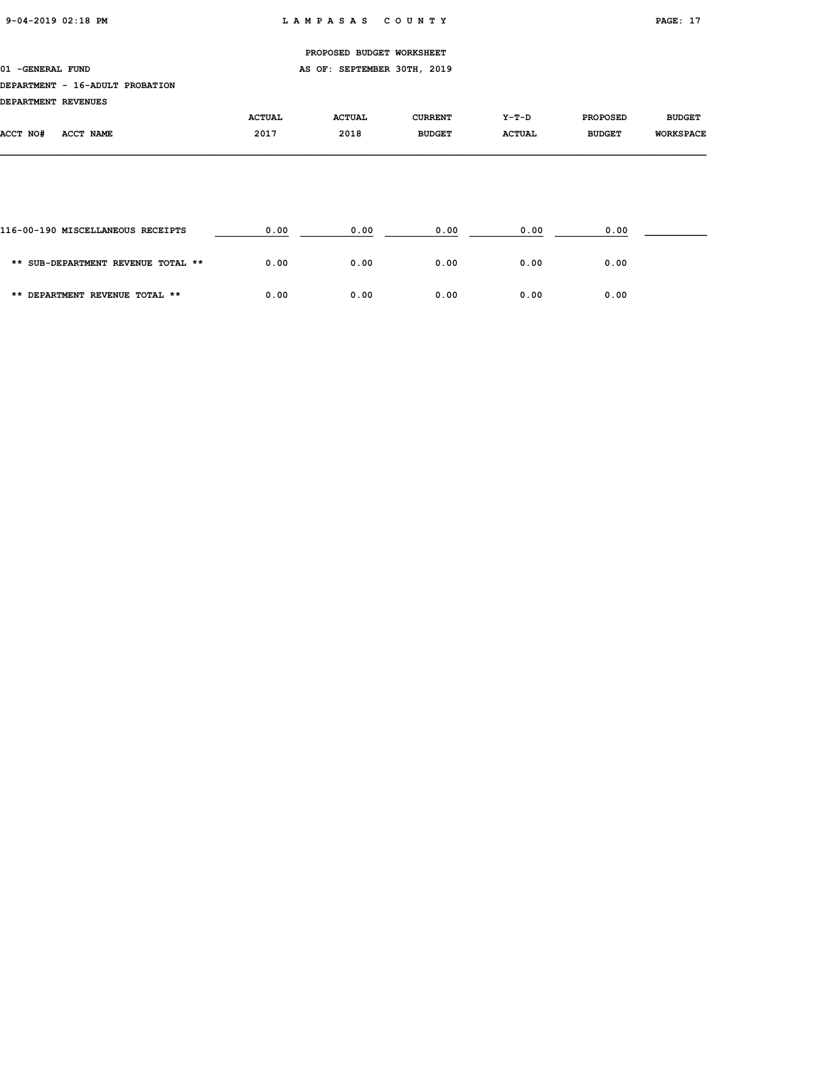PROPOSED BUDGET WORKSHEET

01 -GENERAL FUND

AS OF: SEPTEMBER 30TH, 2019

DEPARTMENT - 16-ADULT PROBATION

DEPARTMENT REVENUES

| ACCT NO# ACCT NAME | ACTUAL 2017 | ACTUAL 2018 | CURRENT BUDGET | Y-T-D ACTUAL | PROPOSED BUDGET | BUDGET WORKSPACE |
|---|---|---|---|---|---|---|
| 116-00-190 MISCELLANEOUS RECEIPTS | 0.00 | 0.00 | 0.00 | 0.00 | 0.00 | |
| ** SUB-DEPARTMENT REVENUE TOTAL ** | 0.00 | 0.00 | 0.00 | 0.00 | 0.00 | |
| ** DEPARTMENT REVENUE TOTAL ** | 0.00 | 0.00 | 0.00 | 0.00 | 0.00 | |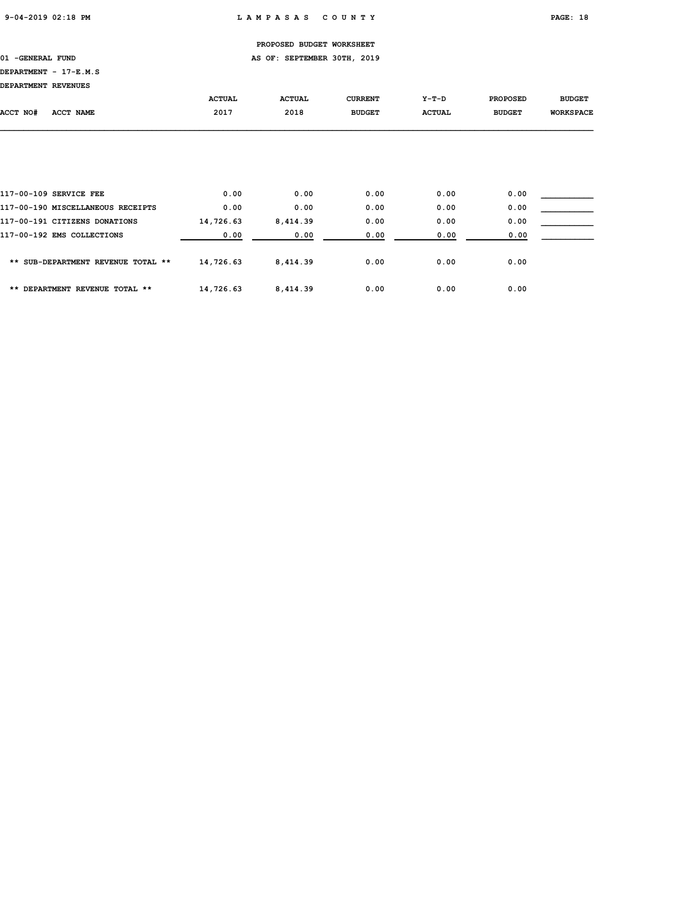PROPOSED BUDGET WORKSHEET

01 -GENERAL FUND — AS OF: SEPTEMBER 30TH, 2019

DEPARTMENT - 17-E.M.S

DEPARTMENT REVENUES

| ACCT NO# | ACCT NAME | ACTUAL 2017 | ACTUAL 2018 | CURRENT BUDGET | Y-T-D ACTUAL | PROPOSED BUDGET | BUDGET WORKSPACE |
|---|---|---|---|---|---|---|---|
| 117-00-109 | SERVICE FEE | 0.00 | 0.00 | 0.00 | 0.00 | 0.00 | |
| 117-00-190 | MISCELLANEOUS RECEIPTS | 0.00 | 0.00 | 0.00 | 0.00 | 0.00 | |
| 117-00-191 | CITIZENS DONATIONS | 14,726.63 | 8,414.39 | 0.00 | 0.00 | 0.00 | |
| 117-00-192 | EMS COLLECTIONS | 0.00 | 0.00 | 0.00 | 0.00 | 0.00 | |
| | ** SUB-DEPARTMENT REVENUE TOTAL ** | 14,726.63 | 8,414.39 | 0.00 | 0.00 | 0.00 | |
| | ** DEPARTMENT REVENUE TOTAL ** | 14,726.63 | 8,414.39 | 0.00 | 0.00 | 0.00 | |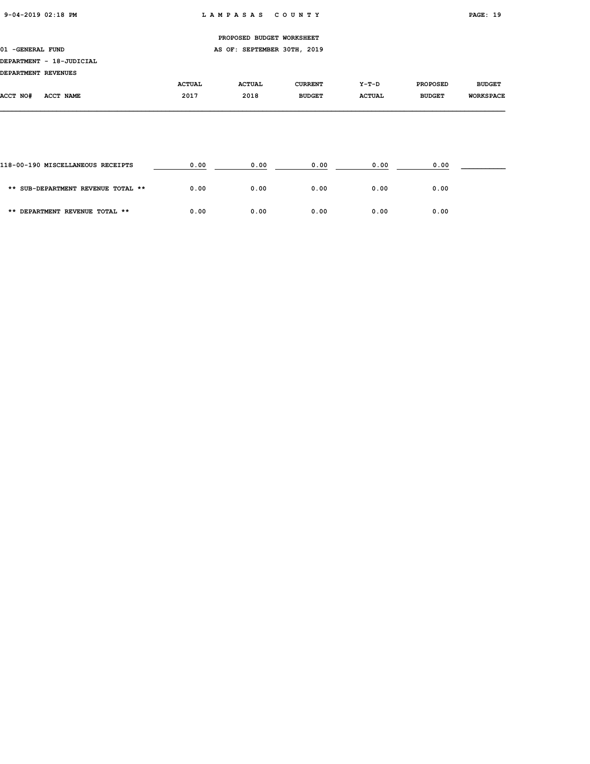PROPOSED BUDGET WORKSHEET

01 -GENERAL FUND — AS OF: SEPTEMBER 30TH, 2019

DEPARTMENT - 18-JUDICIAL

DEPARTMENT REVENUES

| ACCT NO# ACCT NAME | ACTUAL 2017 | ACTUAL 2018 | CURRENT BUDGET | Y-T-D ACTUAL | PROPOSED BUDGET | BUDGET WORKSPACE |
|---|---|---|---|---|---|---|
| 118-00-190 MISCELLANEOUS RECEIPTS | 0.00 | 0.00 | 0.00 | 0.00 | 0.00 | |
| ** SUB-DEPARTMENT REVENUE TOTAL ** | 0.00 | 0.00 | 0.00 | 0.00 | 0.00 | |
| ** DEPARTMENT REVENUE TOTAL ** | 0.00 | 0.00 | 0.00 | 0.00 | 0.00 | |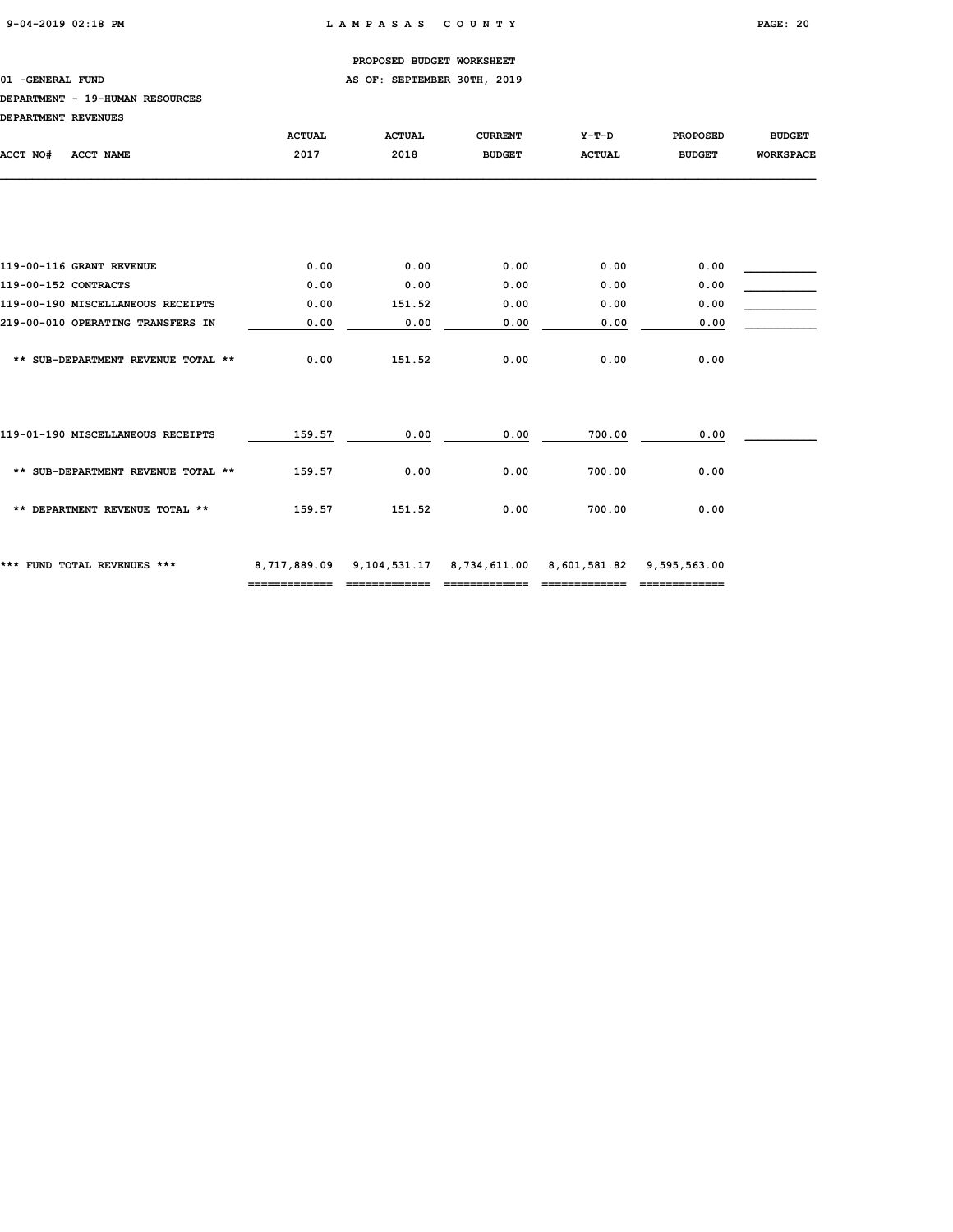PROPOSED BUDGET WORKSHEET

01 -GENERAL FUND AS OF: SEPTEMBER 30TH, 2019

DEPARTMENT - 19-HUMAN RESOURCES

DEPARTMENT REVENUES

| ACCT NO# ACCT NAME | ACTUAL 2017 | ACTUAL 2018 | CURRENT BUDGET | Y-T-D ACTUAL | PROPOSED BUDGET | BUDGET WORKSPACE |
|---|---|---|---|---|---|---|
| 119-00-116 GRANT REVENUE | 0.00 | 0.00 | 0.00 | 0.00 | 0.00 | |
| 119-00-152 CONTRACTS | 0.00 | 0.00 | 0.00 | 0.00 | 0.00 | |
| 119-00-190 MISCELLANEOUS RECEIPTS | 0.00 | 151.52 | 0.00 | 0.00 | 0.00 | |
| 219-00-010 OPERATING TRANSFERS IN | 0.00 | 0.00 | 0.00 | 0.00 | 0.00 | |
| ** SUB-DEPARTMENT REVENUE TOTAL ** | 0.00 | 151.52 | 0.00 | 0.00 | 0.00 | |
| 119-01-190 MISCELLANEOUS RECEIPTS | 159.57 | 0.00 | 0.00 | 700.00 | 0.00 | |
| ** SUB-DEPARTMENT REVENUE TOTAL ** | 159.57 | 0.00 | 0.00 | 700.00 | 0.00 | |
| ** DEPARTMENT REVENUE TOTAL ** | 159.57 | 151.52 | 0.00 | 700.00 | 0.00 | |
| *** FUND TOTAL REVENUES *** | 8,717,889.09 | 9,104,531.17 | 8,734,611.00 | 8,601,581.82 | 9,595,563.00 | |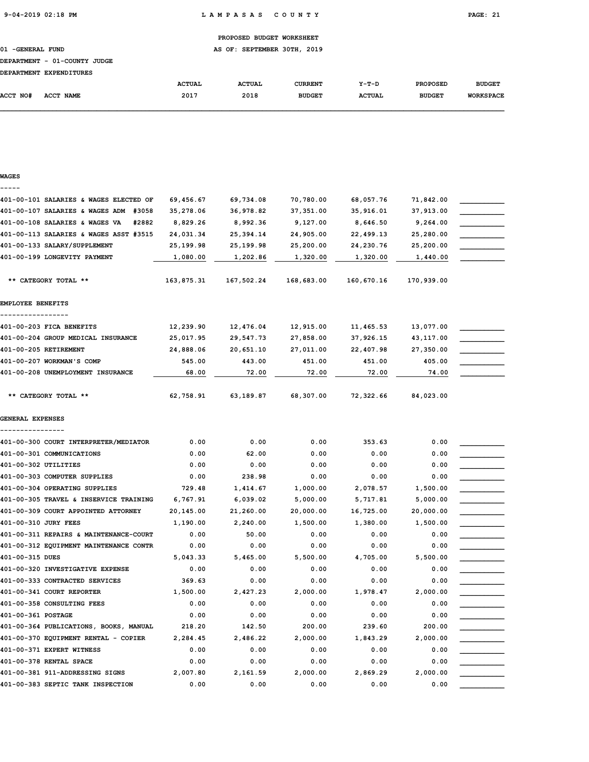PROPOSED BUDGET WORKSHEET

01 -GENERAL FUND AS OF: SEPTEMBER 30TH, 2019

DEPARTMENT - 01-COUNTY JUDGE

DEPARTMENT EXPENDITURES

| ACCT NO# | ACCT NAME | ACTUAL 2017 | ACTUAL 2018 | CURRENT BUDGET | Y-T-D ACTUAL | PROPOSED BUDGET | BUDGET WORKSPACE |
|---|---|---|---|---|---|---|---|
| **WAGES** | | | | | | | |
| 401-00-101 | SALARIES & WAGES ELECTED OF | 69,456.67 | 69,734.08 | 70,780.00 | 68,057.76 | 71,842.00 | ___________ |
| 401-00-107 | SALARIES & WAGES ADM #3058 | 35,278.06 | 36,978.82 | 37,351.00 | 35,916.01 | 37,913.00 | ___________ |
| 401-00-108 | SALARIES & WAGES VA #2882 | 8,829.26 | 8,992.36 | 9,127.00 | 8,646.50 | 9,264.00 | ___________ |
| 401-00-113 | SALARIES & WAGES ASST #3515 | 24,031.34 | 25,394.14 | 24,905.00 | 22,499.13 | 25,280.00 | ___________ |
| 401-00-133 | SALARY/SUPPLEMENT | 25,199.98 | 25,199.98 | 25,200.00 | 24,230.76 | 25,200.00 | ___________ |
| 401-00-199 | LONGEVITY PAYMENT | 1,080.00 | 1,202.86 | 1,320.00 | 1,320.00 | 1,440.00 | ___________ |
| | ** CATEGORY TOTAL ** | 163,875.31 | 167,502.24 | 168,683.00 | 160,670.16 | 170,939.00 | |
| **EMPLOYEE BENEFITS** | | | | | | | |
| 401-00-203 | FICA BENEFITS | 12,239.90 | 12,476.04 | 12,915.00 | 11,465.53 | 13,077.00 | ___________ |
| 401-00-204 | GROUP MEDICAL INSURANCE | 25,017.95 | 29,547.73 | 27,858.00 | 37,926.15 | 43,117.00 | ___________ |
| 401-00-205 | RETIREMENT | 24,888.06 | 20,651.10 | 27,011.00 | 22,407.98 | 27,350.00 | ___________ |
| 401-00-207 | WORKMAN'S COMP | 545.00 | 443.00 | 451.00 | 451.00 | 405.00 | ___________ |
| 401-00-208 | UNEMPLOYMENT INSURANCE | 68.00 | 72.00 | 72.00 | 72.00 | 74.00 | ___________ |
| | ** CATEGORY TOTAL ** | 62,758.91 | 63,189.87 | 68,307.00 | 72,322.66 | 84,023.00 | |
| **GENERAL EXPENSES** | | | | | | | |
| 401-00-300 | COURT INTERPRETER/MEDIATOR | 0.00 | 0.00 | 0.00 | 353.63 | 0.00 | ___________ |
| 401-00-301 | COMMUNICATIONS | 0.00 | 62.00 | 0.00 | 0.00 | 0.00 | ___________ |
| 401-00-302 | UTILITIES | 0.00 | 0.00 | 0.00 | 0.00 | 0.00 | ___________ |
| 401-00-303 | COMPUTER SUPPLIES | 0.00 | 238.98 | 0.00 | 0.00 | 0.00 | ___________ |
| 401-00-304 | OPERATING SUPPLIES | 729.48 | 1,414.67 | 1,000.00 | 2,078.57 | 1,500.00 | ___________ |
| 401-00-305 | TRAVEL & INSERVICE TRAINING | 6,767.91 | 6,039.02 | 5,000.00 | 5,717.81 | 5,000.00 | ___________ |
| 401-00-309 | COURT APPOINTED ATTORNEY | 20,145.00 | 21,260.00 | 20,000.00 | 16,725.00 | 20,000.00 | ___________ |
| 401-00-310 | JURY FEES | 1,190.00 | 2,240.00 | 1,500.00 | 1,380.00 | 1,500.00 | ___________ |
| 401-00-311 | REPAIRS & MAINTENANCE-COURT | 0.00 | 50.00 | 0.00 | 0.00 | 0.00 | ___________ |
| 401-00-312 | EQUIPMENT MAINTENANCE CONTR | 0.00 | 0.00 | 0.00 | 0.00 | 0.00 | ___________ |
| 401-00-315 | DUES | 5,043.33 | 5,465.00 | 5,500.00 | 4,705.00 | 5,500.00 | ___________ |
| 401-00-320 | INVESTIGATIVE EXPENSE | 0.00 | 0.00 | 0.00 | 0.00 | 0.00 | ___________ |
| 401-00-333 | CONTRACTED SERVICES | 369.63 | 0.00 | 0.00 | 0.00 | 0.00 | ___________ |
| 401-00-341 | COURT REPORTER | 1,500.00 | 2,427.23 | 2,000.00 | 1,978.47 | 2,000.00 | ___________ |
| 401-00-358 | CONSULTING FEES | 0.00 | 0.00 | 0.00 | 0.00 | 0.00 | ___________ |
| 401-00-361 | POSTAGE | 0.00 | 0.00 | 0.00 | 0.00 | 0.00 | ___________ |
| 401-00-364 | PUBLICATIONS, BOOKS, MANUAL | 218.20 | 142.50 | 200.00 | 239.60 | 200.00 | ___________ |
| 401-00-370 | EQUIPMENT RENTAL - COPIER | 2,284.45 | 2,486.22 | 2,000.00 | 1,843.29 | 2,000.00 | ___________ |
| 401-00-371 | EXPERT WITNESS | 0.00 | 0.00 | 0.00 | 0.00 | 0.00 | ___________ |
| 401-00-378 | RENTAL SPACE | 0.00 | 0.00 | 0.00 | 0.00 | 0.00 | ___________ |
| 401-00-381 | 911-ADDRESSING SIGNS | 2,007.80 | 2,161.59 | 2,000.00 | 2,869.29 | 2,000.00 | ___________ |
| 401-00-383 | SEPTIC TANK INSPECTION | 0.00 | 0.00 | 0.00 | 0.00 | 0.00 | ___________ |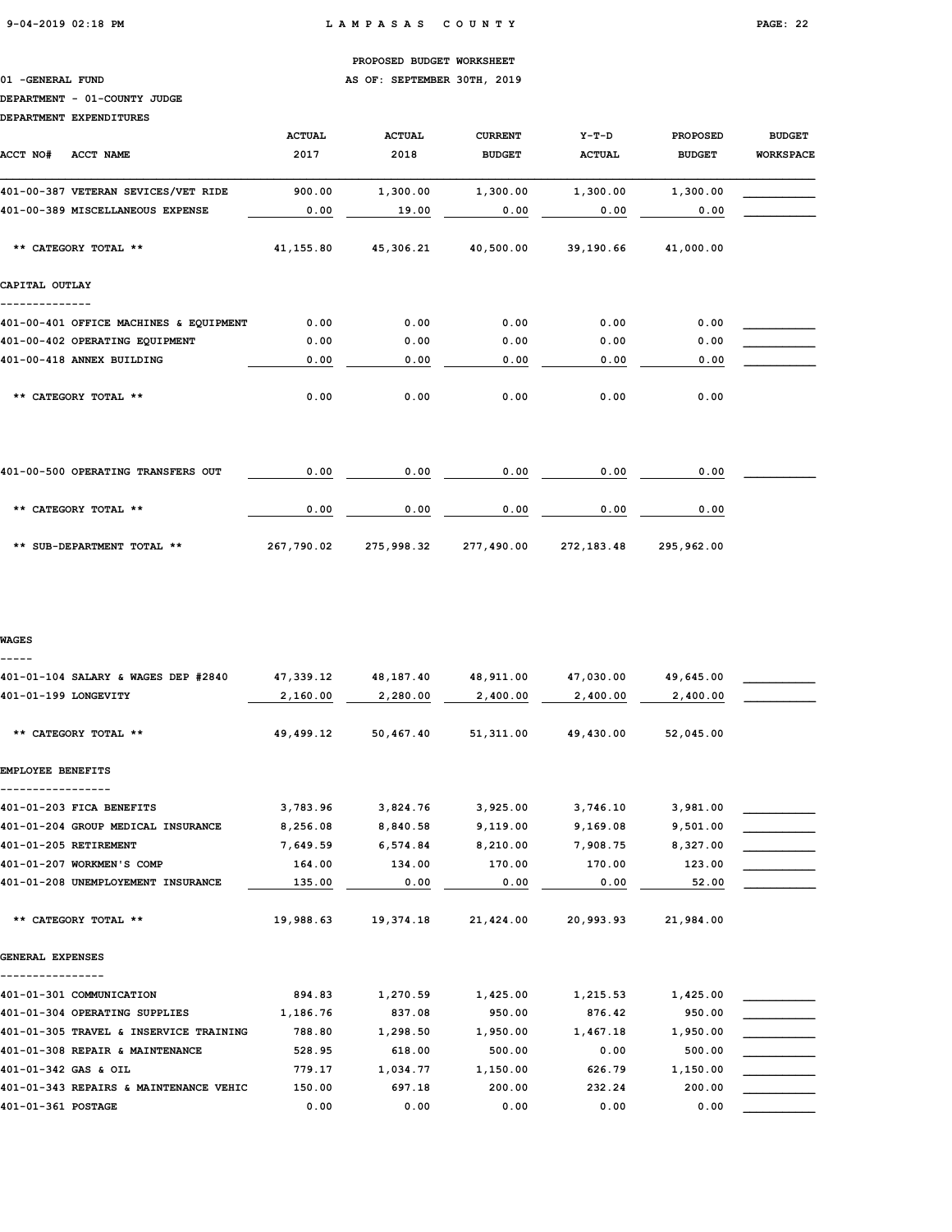PROPOSED BUDGET WORKSHEET

01 -GENERAL FUND — AS OF: SEPTEMBER 30TH, 2019

DEPARTMENT - 01-COUNTY JUDGE

DEPARTMENT EXPENDITURES

| ACCT NO# | ACCT NAME | ACTUAL 2017 | ACTUAL 2018 | CURRENT BUDGET | Y-T-D ACTUAL | PROPOSED BUDGET | BUDGET WORKSPACE |
|---|---|---|---|---|---|---|---|
| 401-00-387 | VETERAN SEVICES/VET RIDE | 900.00 | 1,300.00 | 1,300.00 | 1,300.00 | 1,300.00 | |
| 401-00-389 | MISCELLANEOUS EXPENSE | 0.00 | 19.00 | 0.00 | 0.00 | 0.00 | |
| | ** CATEGORY TOTAL ** | 41,155.80 | 45,306.21 | 40,500.00 | 39,190.66 | 41,000.00 | |
| **CAPITAL OUTLAY** | | | | | | | |
| 401-00-401 | OFFICE MACHINES & EQUIPMENT | 0.00 | 0.00 | 0.00 | 0.00 | 0.00 | |
| 401-00-402 | OPERATING EQUIPMENT | 0.00 | 0.00 | 0.00 | 0.00 | 0.00 | |
| 401-00-418 | ANNEX BUILDING | 0.00 | 0.00 | 0.00 | 0.00 | 0.00 | |
| | ** CATEGORY TOTAL ** | 0.00 | 0.00 | 0.00 | 0.00 | 0.00 | |
| 401-00-500 | OPERATING TRANSFERS OUT | 0.00 | 0.00 | 0.00 | 0.00 | 0.00 | |
| | ** CATEGORY TOTAL ** | 0.00 | 0.00 | 0.00 | 0.00 | 0.00 | |
| | ** SUB-DEPARTMENT TOTAL ** | 267,790.02 | 275,998.32 | 277,490.00 | 272,183.48 | 295,962.00 | |
| **WAGES** | | | | | | | |
| 401-01-104 | SALARY & WAGES DEP #2840 | 47,339.12 | 48,187.40 | 48,911.00 | 47,030.00 | 49,645.00 | |
| 401-01-199 | LONGEVITY | 2,160.00 | 2,280.00 | 2,400.00 | 2,400.00 | 2,400.00 | |
| | ** CATEGORY TOTAL ** | 49,499.12 | 50,467.40 | 51,311.00 | 49,430.00 | 52,045.00 | |
| **EMPLOYEE BENEFITS** | | | | | | | |
| 401-01-203 | FICA BENEFITS | 3,783.96 | 3,824.76 | 3,925.00 | 3,746.10 | 3,981.00 | |
| 401-01-204 | GROUP MEDICAL INSURANCE | 8,256.08 | 8,840.58 | 9,119.00 | 9,169.08 | 9,501.00 | |
| 401-01-205 | RETIREMENT | 7,649.59 | 6,574.84 | 8,210.00 | 7,908.75 | 8,327.00 | |
| 401-01-207 | WORKMEN'S COMP | 164.00 | 134.00 | 170.00 | 170.00 | 123.00 | |
| 401-01-208 | UNEMPLOYEMENT INSURANCE | 135.00 | 0.00 | 0.00 | 0.00 | 52.00 | |
| | ** CATEGORY TOTAL ** | 19,988.63 | 19,374.18 | 21,424.00 | 20,993.93 | 21,984.00 | |
| **GENERAL EXPENSES** | | | | | | | |
| 401-01-301 | COMMUNICATION | 894.83 | 1,270.59 | 1,425.00 | 1,215.53 | 1,425.00 | |
| 401-01-304 | OPERATING SUPPLIES | 1,186.76 | 837.08 | 950.00 | 876.42 | 950.00 | |
| 401-01-305 | TRAVEL & INSERVICE TRAINING | 788.80 | 1,298.50 | 1,950.00 | 1,467.18 | 1,950.00 | |
| 401-01-308 | REPAIR & MAINTENANCE | 528.95 | 618.00 | 500.00 | 0.00 | 500.00 | |
| 401-01-342 | GAS & OIL | 779.17 | 1,034.77 | 1,150.00 | 626.79 | 1,150.00 | |
| 401-01-343 | REPAIRS & MAINTENANCE VEHIC | 150.00 | 697.18 | 200.00 | 232.24 | 200.00 | |
| 401-01-361 | POSTAGE | 0.00 | 0.00 | 0.00 | 0.00 | 0.00 | |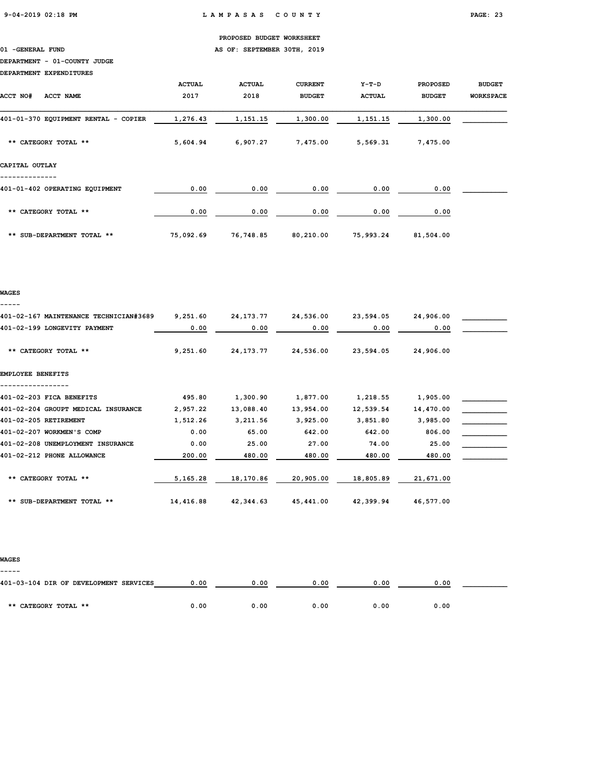PROPOSED BUDGET WORKSHEET

01 -GENERAL FUND — AS OF: SEPTEMBER 30TH, 2019

DEPARTMENT - 01-COUNTY JUDGE

DEPARTMENT EXPENDITURES

| ACCT NO# ACCT NAME | ACTUAL 2017 | ACTUAL 2018 | CURRENT BUDGET | Y-T-D ACTUAL | PROPOSED BUDGET | BUDGET WORKSPACE |
|---|---|---|---|---|---|---|
| 401-01-370 EQUIPMENT RENTAL - COPIER | 1,276.43 | 1,151.15 | 1,300.00 | 1,151.15 | 1,300.00 | |
| ** CATEGORY TOTAL ** | 5,604.94 | 6,907.27 | 7,475.00 | 5,569.31 | 7,475.00 | |
| **CAPITAL OUTLAY** | | | | | | |
| 401-01-402 OPERATING EQUIPMENT | 0.00 | 0.00 | 0.00 | 0.00 | 0.00 | |
| ** CATEGORY TOTAL ** | 0.00 | 0.00 | 0.00 | 0.00 | 0.00 | |
| ** SUB-DEPARTMENT TOTAL ** | 75,092.69 | 76,748.85 | 80,210.00 | 75,993.24 | 81,504.00 | |
| **WAGES** | | | | | | |
| 401-02-167 MAINTENANCE TECHNICIAN#3689 | 9,251.60 | 24,173.77 | 24,536.00 | 23,594.05 | 24,906.00 | |
| 401-02-199 LONGEVITY PAYMENT | 0.00 | 0.00 | 0.00 | 0.00 | 0.00 | |
| ** CATEGORY TOTAL ** | 9,251.60 | 24,173.77 | 24,536.00 | 23,594.05 | 24,906.00 | |
| **EMPLOYEE BENEFITS** | | | | | | |
| 401-02-203 FICA BENEFITS | 495.80 | 1,300.90 | 1,877.00 | 1,218.55 | 1,905.00 | |
| 401-02-204 GROUPT MEDICAL INSURANCE | 2,957.22 | 13,088.40 | 13,954.00 | 12,539.54 | 14,470.00 | |
| 401-02-205 RETIREMENT | 1,512.26 | 3,211.56 | 3,925.00 | 3,851.80 | 3,985.00 | |
| 401-02-207 WORKMEN'S COMP | 0.00 | 65.00 | 642.00 | 642.00 | 806.00 | |
| 401-02-208 UNEMPLOYMENT INSURANCE | 0.00 | 25.00 | 27.00 | 74.00 | 25.00 | |
| 401-02-212 PHONE ALLOWANCE | 200.00 | 480.00 | 480.00 | 480.00 | 480.00 | |
| ** CATEGORY TOTAL ** | 5,165.28 | 18,170.86 | 20,905.00 | 18,805.89 | 21,671.00 | |
| ** SUB-DEPARTMENT TOTAL ** | 14,416.88 | 42,344.63 | 45,441.00 | 42,399.94 | 46,577.00 | |
| **WAGES** | | | | | | |
| 401-03-104 DIR OF DEVELOPMENT SERVICES | 0.00 | 0.00 | 0.00 | 0.00 | 0.00 | |
| ** CATEGORY TOTAL ** | 0.00 | 0.00 | 0.00 | 0.00 | 0.00 | |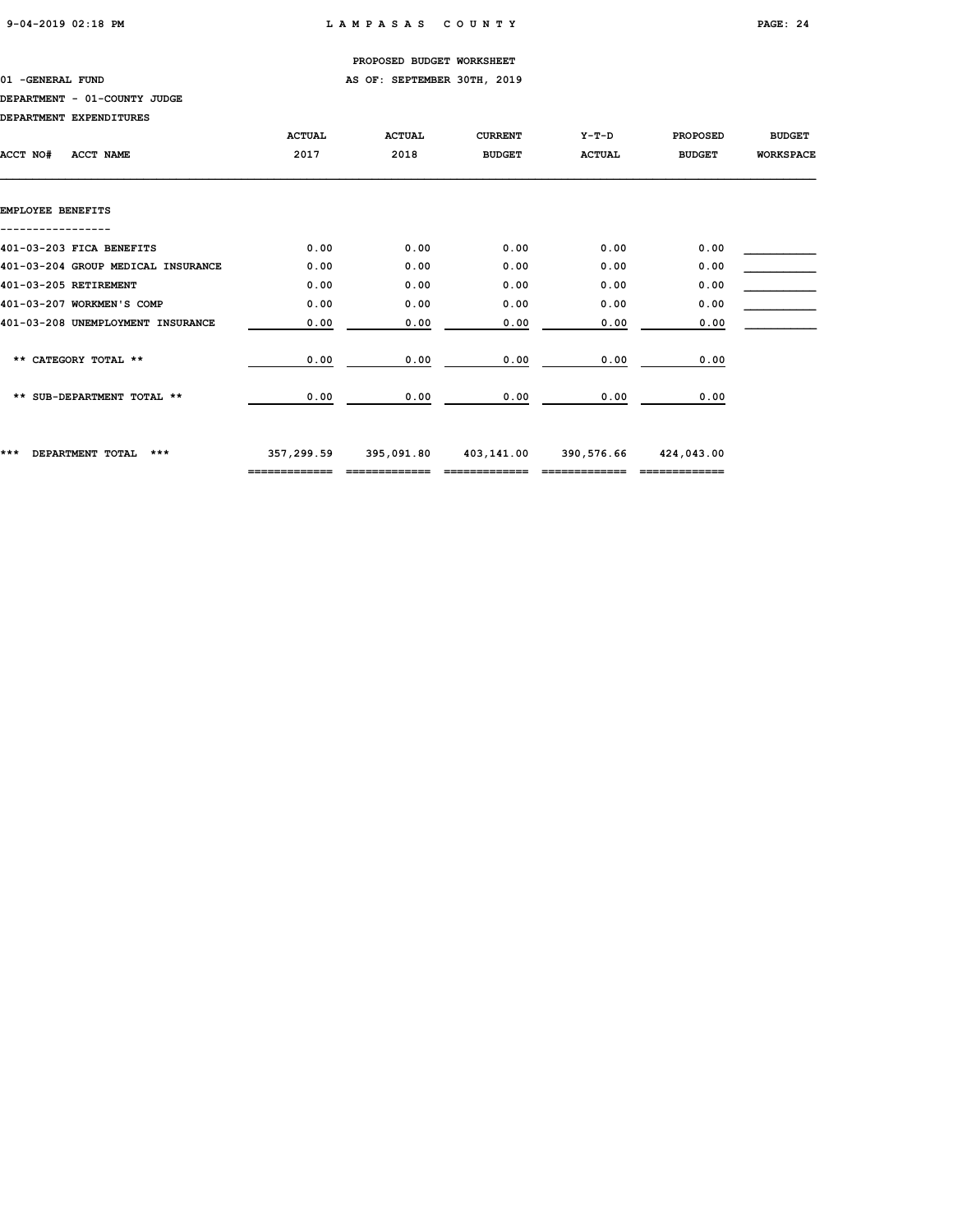PROPOSED BUDGET WORKSHEET

01 -GENERAL FUND — AS OF: SEPTEMBER 30TH, 2019

DEPARTMENT - 01-COUNTY JUDGE

DEPARTMENT EXPENDITURES

| ACCT NO# ACCT NAME | ACTUAL 2017 | ACTUAL 2018 | CURRENT BUDGET | Y-T-D ACTUAL | PROPOSED BUDGET | BUDGET WORKSPACE |
|---|---|---|---|---|---|---|
| **EMPLOYEE BENEFITS** | | | | | | |
| 401-03-203 FICA BENEFITS | 0.00 | 0.00 | 0.00 | 0.00 | 0.00 | ___________ |
| 401-03-204 GROUP MEDICAL INSURANCE | 0.00 | 0.00 | 0.00 | 0.00 | 0.00 | ___________ |
| 401-03-205 RETIREMENT | 0.00 | 0.00 | 0.00 | 0.00 | 0.00 | ___________ |
| 401-03-207 WORKMEN'S COMP | 0.00 | 0.00 | 0.00 | 0.00 | 0.00 | ___________ |
| 401-03-208 UNEMPLOYMENT INSURANCE | 0.00 | 0.00 | 0.00 | 0.00 | 0.00 | ___________ |
| ** CATEGORY TOTAL ** | 0.00 | 0.00 | 0.00 | 0.00 | 0.00 | |
| ** SUB-DEPARTMENT TOTAL ** | 0.00 | 0.00 | 0.00 | 0.00 | 0.00 | |
| *** DEPARTMENT TOTAL *** | 357,299.59 | 395,091.80 | 403,141.00 | 390,576.66 | 424,043.00 | |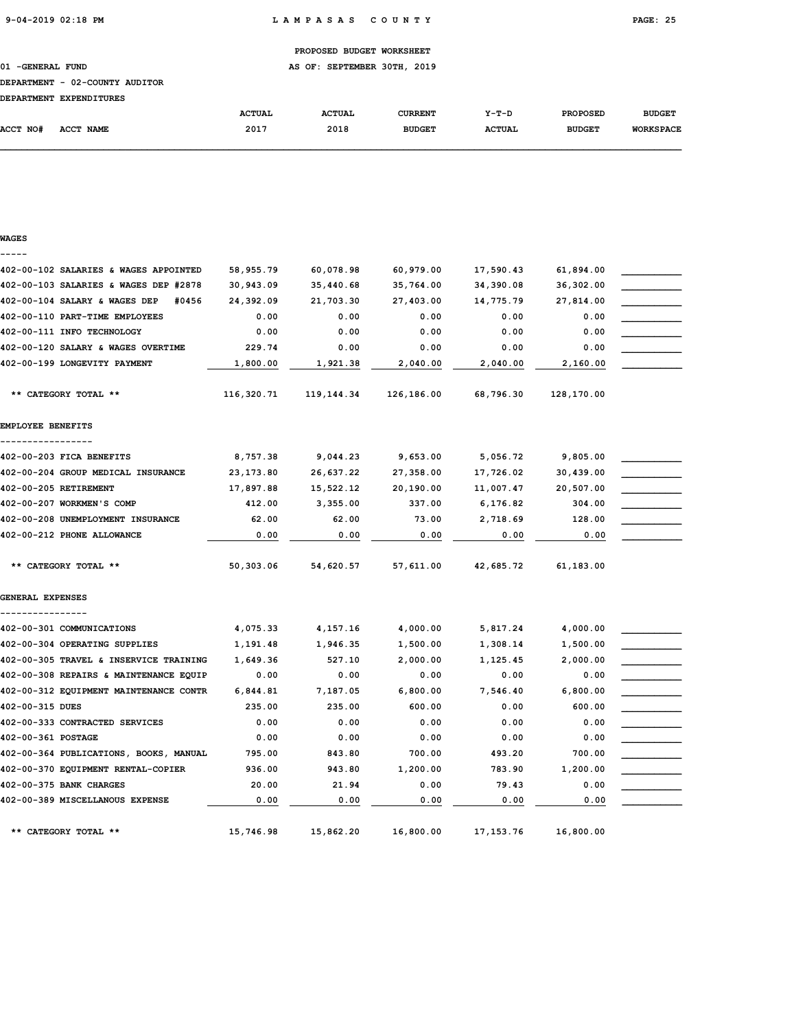PROPOSED BUDGET WORKSHEET

01 -GENERAL FUND — AS OF: SEPTEMBER 30TH, 2019

DEPARTMENT - 02-COUNTY AUDITOR

DEPARTMENT EXPENDITURES

| ACCT NO# | ACCT NAME | ACTUAL 2017 | ACTUAL 2018 | CURRENT BUDGET | Y-T-D ACTUAL | PROPOSED BUDGET | BUDGET WORKSPACE |
|---|---|---|---|---|---|---|---|
| **WAGES** | | | | | | | |
| 402-00-102 | SALARIES & WAGES APPOINTED | 58,955.79 | 60,078.98 | 60,979.00 | 17,590.43 | 61,894.00 | |
| 402-00-103 | SALARIES & WAGES DEP #2878 | 30,943.09 | 35,440.68 | 35,764.00 | 34,390.08 | 36,302.00 | |
| 402-00-104 | SALARY & WAGES DEP #0456 | 24,392.09 | 21,703.30 | 27,403.00 | 14,775.79 | 27,814.00 | |
| 402-00-110 | PART-TIME EMPLOYEES | 0.00 | 0.00 | 0.00 | 0.00 | 0.00 | |
| 402-00-111 | INFO TECHNOLOGY | 0.00 | 0.00 | 0.00 | 0.00 | 0.00 | |
| 402-00-120 | SALARY & WAGES OVERTIME | 229.74 | 0.00 | 0.00 | 0.00 | 0.00 | |
| 402-00-199 | LONGEVITY PAYMENT | 1,800.00 | 1,921.38 | 2,040.00 | 2,040.00 | 2,160.00 | |
| | ** CATEGORY TOTAL ** | 116,320.71 | 119,144.34 | 126,186.00 | 68,796.30 | 128,170.00 | |
| **EMPLOYEE BENEFITS** | | | | | | | |
| 402-00-203 | FICA BENEFITS | 8,757.38 | 9,044.23 | 9,653.00 | 5,056.72 | 9,805.00 | |
| 402-00-204 | GROUP MEDICAL INSURANCE | 23,173.80 | 26,637.22 | 27,358.00 | 17,726.02 | 30,439.00 | |
| 402-00-205 | RETIREMENT | 17,897.88 | 15,522.12 | 20,190.00 | 11,007.47 | 20,507.00 | |
| 402-00-207 | WORKMEN'S COMP | 412.00 | 3,355.00 | 337.00 | 6,176.82 | 304.00 | |
| 402-00-208 | UNEMPLOYMENT INSURANCE | 62.00 | 62.00 | 73.00 | 2,718.69 | 128.00 | |
| 402-00-212 | PHONE ALLOWANCE | 0.00 | 0.00 | 0.00 | 0.00 | 0.00 | |
| | ** CATEGORY TOTAL ** | 50,303.06 | 54,620.57 | 57,611.00 | 42,685.72 | 61,183.00 | |
| **GENERAL EXPENSES** | | | | | | | |
| 402-00-301 | COMMUNICATIONS | 4,075.33 | 4,157.16 | 4,000.00 | 5,817.24 | 4,000.00 | |
| 402-00-304 | OPERATING SUPPLIES | 1,191.48 | 1,946.35 | 1,500.00 | 1,308.14 | 1,500.00 | |
| 402-00-305 | TRAVEL & INSERVICE TRAINING | 1,649.36 | 527.10 | 2,000.00 | 1,125.45 | 2,000.00 | |
| 402-00-308 | REPAIRS & MAINTENANCE EQUIP | 0.00 | 0.00 | 0.00 | 0.00 | 0.00 | |
| 402-00-312 | EQUIPMENT MAINTENANCE CONTR | 6,844.81 | 7,187.05 | 6,800.00 | 7,546.40 | 6,800.00 | |
| 402-00-315 | DUES | 235.00 | 235.00 | 600.00 | 0.00 | 600.00 | |
| 402-00-333 | CONTRACTED SERVICES | 0.00 | 0.00 | 0.00 | 0.00 | 0.00 | |
| 402-00-361 | POSTAGE | 0.00 | 0.00 | 0.00 | 0.00 | 0.00 | |
| 402-00-364 | PUBLICATIONS, BOOKS, MANUAL | 795.00 | 843.80 | 700.00 | 493.20 | 700.00 | |
| 402-00-370 | EQUIPMENT RENTAL-COPIER | 936.00 | 943.80 | 1,200.00 | 783.90 | 1,200.00 | |
| 402-00-375 | BANK CHARGES | 20.00 | 21.94 | 0.00 | 79.43 | 0.00 | |
| 402-00-389 | MISCELLANOUS EXPENSE | 0.00 | 0.00 | 0.00 | 0.00 | 0.00 | |
| | ** CATEGORY TOTAL ** | 15,746.98 | 15,862.20 | 16,800.00 | 17,153.76 | 16,800.00 | |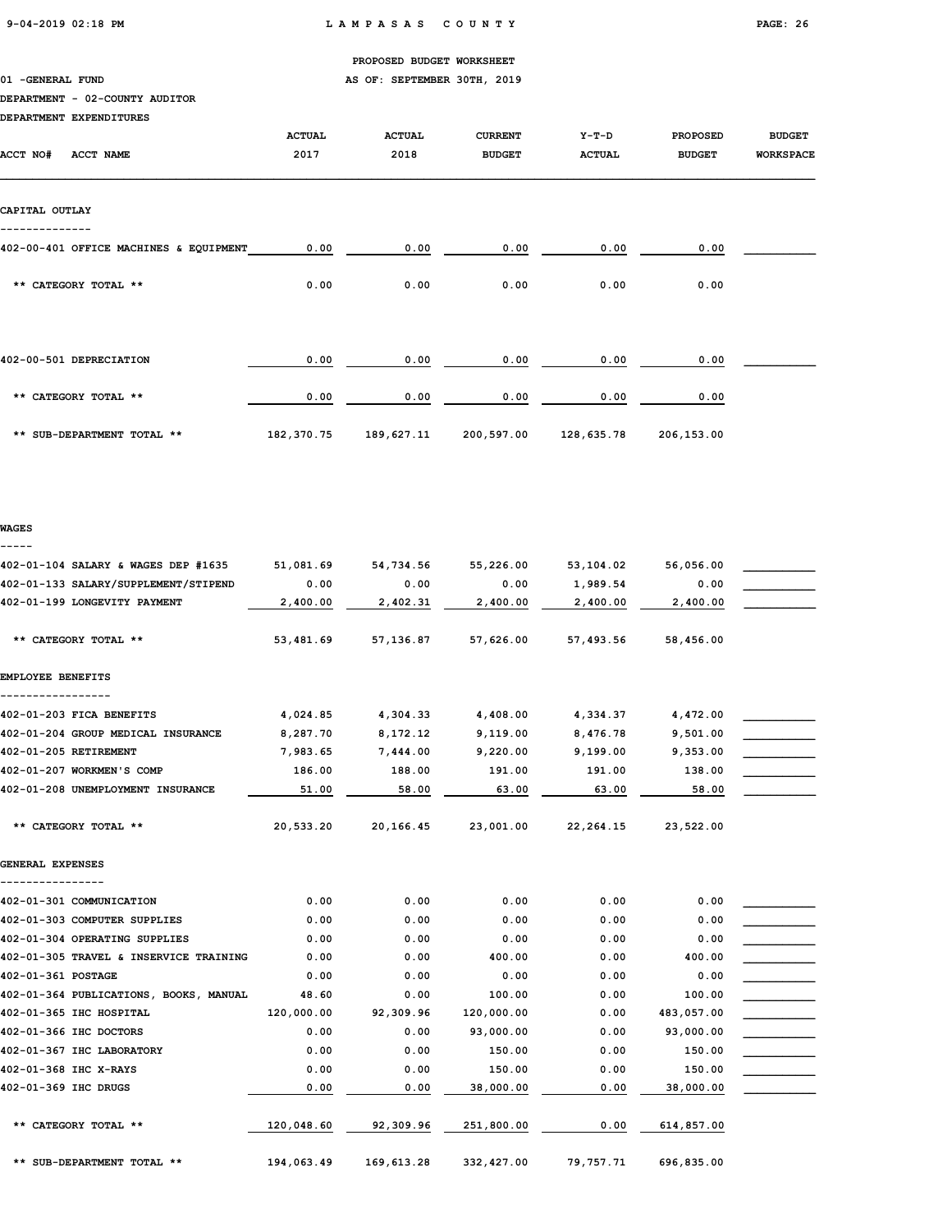PROPOSED BUDGET WORKSHEET

01 -GENERAL FUND

AS OF: SEPTEMBER 30TH, 2019

DEPARTMENT - 02-COUNTY AUDITOR

DEPARTMENT EXPENDITURES

| ACCT NO# ACCT NAME | ACTUAL 2017 | ACTUAL 2018 | CURRENT BUDGET | Y-T-D ACTUAL | PROPOSED BUDGET | BUDGET WORKSPACE |
|---|---|---|---|---|---|---|
| **CAPITAL OUTLAY** | | | | | | |
| 402-00-401 OFFICE MACHINES & EQUIPMENT | 0.00 | 0.00 | 0.00 | 0.00 | 0.00 | |
| ** CATEGORY TOTAL ** | 0.00 | 0.00 | 0.00 | 0.00 | 0.00 | |
| 402-00-501 DEPRECIATION | 0.00 | 0.00 | 0.00 | 0.00 | 0.00 | |
| ** CATEGORY TOTAL ** | 0.00 | 0.00 | 0.00 | 0.00 | 0.00 | |
| ** SUB-DEPARTMENT TOTAL ** | 182,370.75 | 189,627.11 | 200,597.00 | 128,635.78 | 206,153.00 | |
| **WAGES** | | | | | | |
| 402-01-104 SALARY & WAGES DEP #1635 | 51,081.69 | 54,734.56 | 55,226.00 | 53,104.02 | 56,056.00 | |
| 402-01-133 SALARY/SUPPLEMENT/STIPEND | 0.00 | 0.00 | 0.00 | 1,989.54 | 0.00 | |
| 402-01-199 LONGEVITY PAYMENT | 2,400.00 | 2,402.31 | 2,400.00 | 2,400.00 | 2,400.00 | |
| ** CATEGORY TOTAL ** | 53,481.69 | 57,136.87 | 57,626.00 | 57,493.56 | 58,456.00 | |
| **EMPLOYEE BENEFITS** | | | | | | |
| 402-01-203 FICA BENEFITS | 4,024.85 | 4,304.33 | 4,408.00 | 4,334.37 | 4,472.00 | |
| 402-01-204 GROUP MEDICAL INSURANCE | 8,287.70 | 8,172.12 | 9,119.00 | 8,476.78 | 9,501.00 | |
| 402-01-205 RETIREMENT | 7,983.65 | 7,444.00 | 9,220.00 | 9,199.00 | 9,353.00 | |
| 402-01-207 WORKMEN'S COMP | 186.00 | 188.00 | 191.00 | 191.00 | 138.00 | |
| 402-01-208 UNEMPLOYMENT INSURANCE | 51.00 | 58.00 | 63.00 | 63.00 | 58.00 | |
| ** CATEGORY TOTAL ** | 20,533.20 | 20,166.45 | 23,001.00 | 22,264.15 | 23,522.00 | |
| **GENERAL EXPENSES** | | | | | | |
| 402-01-301 COMMUNICATION | 0.00 | 0.00 | 0.00 | 0.00 | 0.00 | |
| 402-01-303 COMPUTER SUPPLIES | 0.00 | 0.00 | 0.00 | 0.00 | 0.00 | |
| 402-01-304 OPERATING SUPPLIES | 0.00 | 0.00 | 0.00 | 0.00 | 0.00 | |
| 402-01-305 TRAVEL & INSERVICE TRAINING | 0.00 | 0.00 | 400.00 | 0.00 | 400.00 | |
| 402-01-361 POSTAGE | 0.00 | 0.00 | 0.00 | 0.00 | 0.00 | |
| 402-01-364 PUBLICATIONS, BOOKS, MANUAL | 48.60 | 0.00 | 100.00 | 0.00 | 100.00 | |
| 402-01-365 IHC HOSPITAL | 120,000.00 | 92,309.96 | 120,000.00 | 0.00 | 483,057.00 | |
| 402-01-366 IHC DOCTORS | 0.00 | 0.00 | 93,000.00 | 0.00 | 93,000.00 | |
| 402-01-367 IHC LABORATORY | 0.00 | 0.00 | 150.00 | 0.00 | 150.00 | |
| 402-01-368 IHC X-RAYS | 0.00 | 0.00 | 150.00 | 0.00 | 150.00 | |
| 402-01-369 IHC DRUGS | 0.00 | 0.00 | 38,000.00 | 0.00 | 38,000.00 | |
| ** CATEGORY TOTAL ** | 120,048.60 | 92,309.96 | 251,800.00 | 0.00 | 614,857.00 | |
| ** SUB-DEPARTMENT TOTAL ** | 194,063.49 | 169,613.28 | 332,427.00 | 79,757.71 | 696,835.00 | |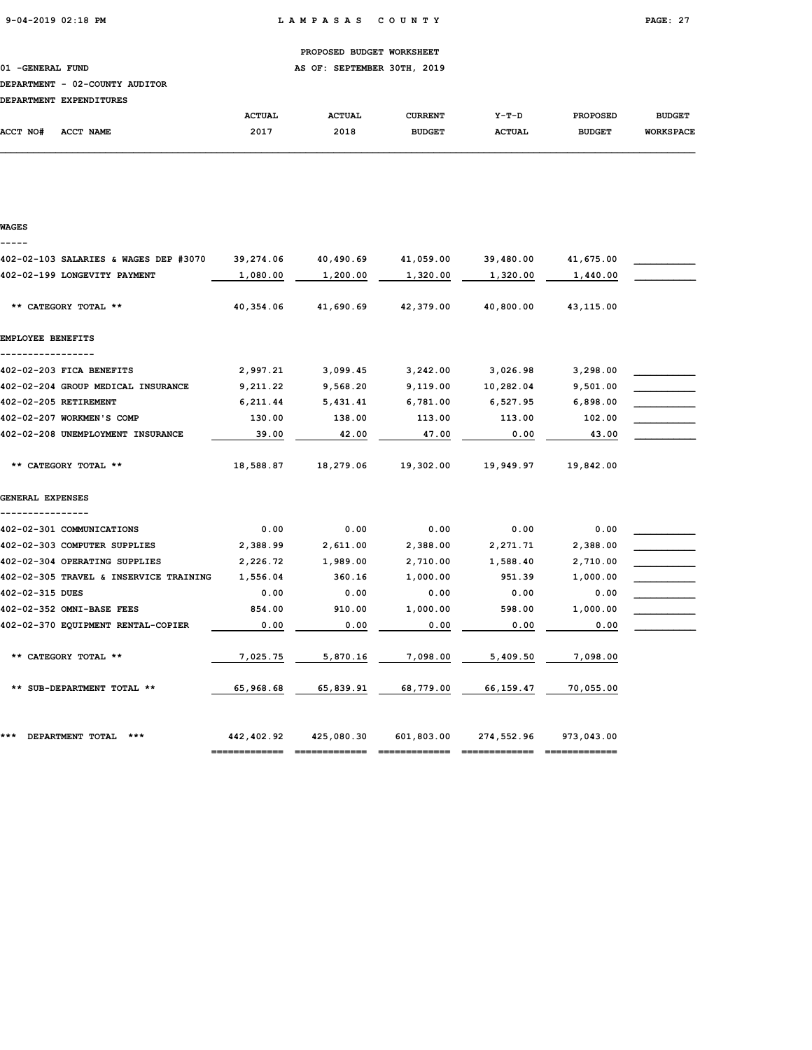PROPOSED BUDGET WORKSHEET

01 -GENERAL FUND — AS OF: SEPTEMBER 30TH, 2019

DEPARTMENT - 02-COUNTY AUDITOR

DEPARTMENT EXPENDITURES

| ACCT NO# ACCT NAME | ACTUAL 2017 | ACTUAL 2018 | CURRENT BUDGET | Y-T-D ACTUAL | PROPOSED BUDGET | BUDGET WORKSPACE |
|---|---|---|---|---|---|---|
| **WAGES** | | | | | | |
| 402-02-103 SALARIES & WAGES DEP #3070 | 39,274.06 | 40,490.69 | 41,059.00 | 39,480.00 | 41,675.00 | |
| 402-02-199 LONGEVITY PAYMENT | 1,080.00 | 1,200.00 | 1,320.00 | 1,320.00 | 1,440.00 | |
| ** CATEGORY TOTAL ** | 40,354.06 | 41,690.69 | 42,379.00 | 40,800.00 | 43,115.00 | |
| **EMPLOYEE BENEFITS** | | | | | | |
| 402-02-203 FICA BENEFITS | 2,997.21 | 3,099.45 | 3,242.00 | 3,026.98 | 3,298.00 | |
| 402-02-204 GROUP MEDICAL INSURANCE | 9,211.22 | 9,568.20 | 9,119.00 | 10,282.04 | 9,501.00 | |
| 402-02-205 RETIREMENT | 6,211.44 | 5,431.41 | 6,781.00 | 6,527.95 | 6,898.00 | |
| 402-02-207 WORKMEN'S COMP | 130.00 | 138.00 | 113.00 | 113.00 | 102.00 | |
| 402-02-208 UNEMPLOYMENT INSURANCE | 39.00 | 42.00 | 47.00 | 0.00 | 43.00 | |
| ** CATEGORY TOTAL ** | 18,588.87 | 18,279.06 | 19,302.00 | 19,949.97 | 19,842.00 | |
| **GENERAL EXPENSES** | | | | | | |
| 402-02-301 COMMUNICATIONS | 0.00 | 0.00 | 0.00 | 0.00 | 0.00 | |
| 402-02-303 COMPUTER SUPPLIES | 2,388.99 | 2,611.00 | 2,388.00 | 2,271.71 | 2,388.00 | |
| 402-02-304 OPERATING SUPPLIES | 2,226.72 | 1,989.00 | 2,710.00 | 1,588.40 | 2,710.00 | |
| 402-02-305 TRAVEL & INSERVICE TRAINING | 1,556.04 | 360.16 | 1,000.00 | 951.39 | 1,000.00 | |
| 402-02-315 DUES | 0.00 | 0.00 | 0.00 | 0.00 | 0.00 | |
| 402-02-352 OMNI-BASE FEES | 854.00 | 910.00 | 1,000.00 | 598.00 | 1,000.00 | |
| 402-02-370 EQUIPMENT RENTAL-COPIER | 0.00 | 0.00 | 0.00 | 0.00 | 0.00 | |
| ** CATEGORY TOTAL ** | 7,025.75 | 5,870.16 | 7,098.00 | 5,409.50 | 7,098.00 | |
| ** SUB-DEPARTMENT TOTAL ** | 65,968.68 | 65,839.91 | 68,779.00 | 66,159.47 | 70,055.00 | |
| *** DEPARTMENT TOTAL *** | 442,402.92 | 425,080.30 | 601,803.00 | 274,552.96 | 973,043.00 | |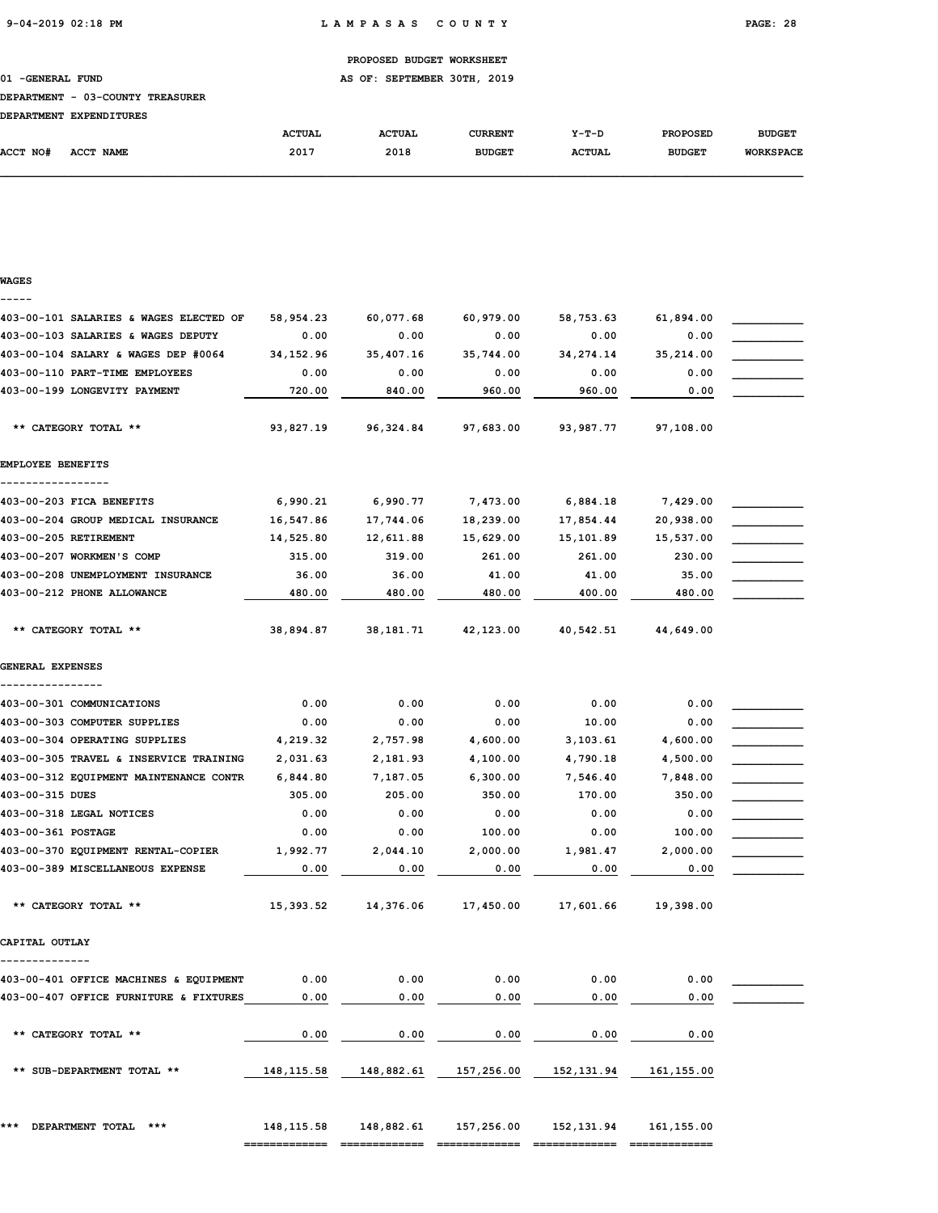PROPOSED BUDGET WORKSHEET

01 -GENERAL FUND

AS OF: SEPTEMBER 30TH, 2019

DEPARTMENT - 03-COUNTY TREASURER

DEPARTMENT EXPENDITURES

| ACCT NO# ACCT NAME | ACTUAL 2017 | ACTUAL 2018 | CURRENT BUDGET | Y-T-D ACTUAL | PROPOSED BUDGET | BUDGET WORKSPACE |
|---|---|---|---|---|---|---|
| **WAGES** | | | | | | |
| 403-00-101 SALARIES & WAGES ELECTED OF | 58,954.23 | 60,077.68 | 60,979.00 | 58,753.63 | 61,894.00 | |
| 403-00-103 SALARIES & WAGES DEPUTY | 0.00 | 0.00 | 0.00 | 0.00 | 0.00 | |
| 403-00-104 SALARY & WAGES DEP #0064 | 34,152.96 | 35,407.16 | 35,744.00 | 34,274.14 | 35,214.00 | |
| 403-00-110 PART-TIME EMPLOYEES | 0.00 | 0.00 | 0.00 | 0.00 | 0.00 | |
| 403-00-199 LONGEVITY PAYMENT | 720.00 | 840.00 | 960.00 | 960.00 | 0.00 | |
| ** CATEGORY TOTAL ** | 93,827.19 | 96,324.84 | 97,683.00 | 93,987.77 | 97,108.00 | |
| **EMPLOYEE BENEFITS** | | | | | | |
| 403-00-203 FICA BENEFITS | 6,990.21 | 6,990.77 | 7,473.00 | 6,884.18 | 7,429.00 | |
| 403-00-204 GROUP MEDICAL INSURANCE | 16,547.86 | 17,744.06 | 18,239.00 | 17,854.44 | 20,938.00 | |
| 403-00-205 RETIREMENT | 14,525.80 | 12,611.88 | 15,629.00 | 15,101.89 | 15,537.00 | |
| 403-00-207 WORKMEN'S COMP | 315.00 | 319.00 | 261.00 | 261.00 | 230.00 | |
| 403-00-208 UNEMPLOYMENT INSURANCE | 36.00 | 36.00 | 41.00 | 41.00 | 35.00 | |
| 403-00-212 PHONE ALLOWANCE | 480.00 | 480.00 | 480.00 | 400.00 | 480.00 | |
| ** CATEGORY TOTAL ** | 38,894.87 | 38,181.71 | 42,123.00 | 40,542.51 | 44,649.00 | |
| **GENERAL EXPENSES** | | | | | | |
| 403-00-301 COMMUNICATIONS | 0.00 | 0.00 | 0.00 | 0.00 | 0.00 | |
| 403-00-303 COMPUTER SUPPLIES | 0.00 | 0.00 | 0.00 | 10.00 | 0.00 | |
| 403-00-304 OPERATING SUPPLIES | 4,219.32 | 2,757.98 | 4,600.00 | 3,103.61 | 4,600.00 | |
| 403-00-305 TRAVEL & INSERVICE TRAINING | 2,031.63 | 2,181.93 | 4,100.00 | 4,790.18 | 4,500.00 | |
| 403-00-312 EQUIPMENT MAINTENANCE CONTR | 6,844.80 | 7,187.05 | 6,300.00 | 7,546.40 | 7,848.00 | |
| 403-00-315 DUES | 305.00 | 205.00 | 350.00 | 170.00 | 350.00 | |
| 403-00-318 LEGAL NOTICES | 0.00 | 0.00 | 0.00 | 0.00 | 0.00 | |
| 403-00-361 POSTAGE | 0.00 | 0.00 | 100.00 | 0.00 | 100.00 | |
| 403-00-370 EQUIPMENT RENTAL-COPIER | 1,992.77 | 2,044.10 | 2,000.00 | 1,981.47 | 2,000.00 | |
| 403-00-389 MISCELLANEOUS EXPENSE | 0.00 | 0.00 | 0.00 | 0.00 | 0.00 | |
| ** CATEGORY TOTAL ** | 15,393.52 | 14,376.06 | 17,450.00 | 17,601.66 | 19,398.00 | |
| **CAPITAL OUTLAY** | | | | | | |
| 403-00-401 OFFICE MACHINES & EQUIPMENT | 0.00 | 0.00 | 0.00 | 0.00 | 0.00 | |
| 403-00-407 OFFICE FURNITURE & FIXTURES | 0.00 | 0.00 | 0.00 | 0.00 | 0.00 | |
| ** CATEGORY TOTAL ** | 0.00 | 0.00 | 0.00 | 0.00 | 0.00 | |
| ** SUB-DEPARTMENT TOTAL ** | 148,115.58 | 148,882.61 | 157,256.00 | 152,131.94 | 161,155.00 | |
| *** DEPARTMENT TOTAL *** | 148,115.58 | 148,882.61 | 157,256.00 | 152,131.94 | 161,155.00 | |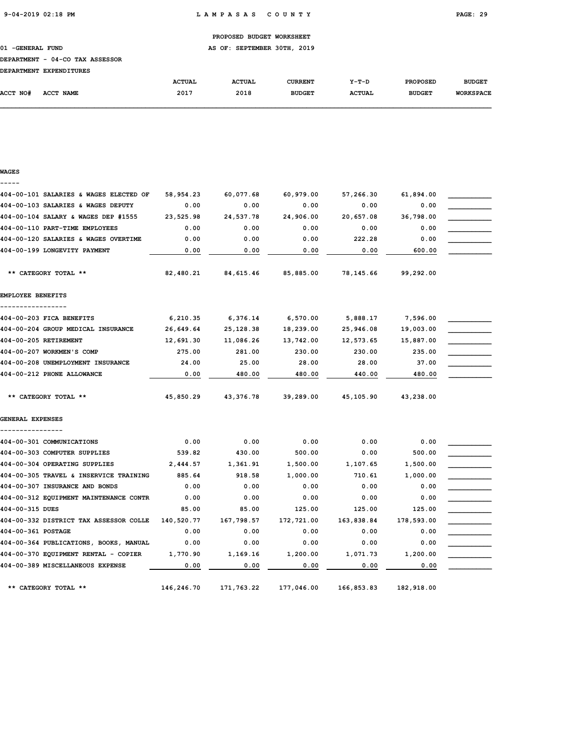PROPOSED BUDGET WORKSHEET

01 -GENERAL FUND — AS OF: SEPTEMBER 30TH, 2019

DEPARTMENT - 04-CO TAX ASSESSOR

DEPARTMENT EXPENDITURES

| ACCT NO# ACCT NAME | ACTUAL 2017 | ACTUAL 2018 | CURRENT BUDGET | Y-T-D ACTUAL | PROPOSED BUDGET | BUDGET WORKSPACE |
|---|---|---|---|---|---|---|
| **WAGES** | | | | | | |
| 404-00-101 SALARIES & WAGES ELECTED OF | 58,954.23 | 60,077.68 | 60,979.00 | 57,266.30 | 61,894.00 | |
| 404-00-103 SALARIES & WAGES DEPUTY | 0.00 | 0.00 | 0.00 | 0.00 | 0.00 | |
| 404-00-104 SALARY & WAGES DEP #1555 | 23,525.98 | 24,537.78 | 24,906.00 | 20,657.08 | 36,798.00 | |
| 404-00-110 PART-TIME EMPLOYEES | 0.00 | 0.00 | 0.00 | 0.00 | 0.00 | |
| 404-00-120 SALARIES & WAGES OVERTIME | 0.00 | 0.00 | 0.00 | 222.28 | 0.00 | |
| 404-00-199 LONGEVITY PAYMENT | 0.00 | 0.00 | 0.00 | 0.00 | 600.00 | |
| ** CATEGORY TOTAL ** | 82,480.21 | 84,615.46 | 85,885.00 | 78,145.66 | 99,292.00 | |
| **EMPLOYEE BENEFITS** | | | | | | |
| 404-00-203 FICA BENEFITS | 6,210.35 | 6,376.14 | 6,570.00 | 5,888.17 | 7,596.00 | |
| 404-00-204 GROUP MEDICAL INSURANCE | 26,649.64 | 25,128.38 | 18,239.00 | 25,946.08 | 19,003.00 | |
| 404-00-205 RETIREMENT | 12,691.30 | 11,086.26 | 13,742.00 | 12,573.65 | 15,887.00 | |
| 404-00-207 WORKMEN'S COMP | 275.00 | 281.00 | 230.00 | 230.00 | 235.00 | |
| 404-00-208 UNEMPLOYMENT INSURANCE | 24.00 | 25.00 | 28.00 | 28.00 | 37.00 | |
| 404-00-212 PHONE ALLOWANCE | 0.00 | 480.00 | 480.00 | 440.00 | 480.00 | |
| ** CATEGORY TOTAL ** | 45,850.29 | 43,376.78 | 39,289.00 | 45,105.90 | 43,238.00 | |
| **GENERAL EXPENSES** | | | | | | |
| 404-00-301 COMMUNICATIONS | 0.00 | 0.00 | 0.00 | 0.00 | 0.00 | |
| 404-00-303 COMPUTER SUPPLIES | 539.82 | 430.00 | 500.00 | 0.00 | 500.00 | |
| 404-00-304 OPERATING SUPPLIES | 2,444.57 | 1,361.91 | 1,500.00 | 1,107.65 | 1,500.00 | |
| 404-00-305 TRAVEL & INSERVICE TRAINING | 885.64 | 918.58 | 1,000.00 | 710.61 | 1,000.00 | |
| 404-00-307 INSURANCE AND BONDS | 0.00 | 0.00 | 0.00 | 0.00 | 0.00 | |
| 404-00-312 EQUIPMENT MAINTENANCE CONTR | 0.00 | 0.00 | 0.00 | 0.00 | 0.00 | |
| 404-00-315 DUES | 85.00 | 85.00 | 125.00 | 125.00 | 125.00 | |
| 404-00-332 DISTRICT TAX ASSESSOR COLLE | 140,520.77 | 167,798.57 | 172,721.00 | 163,838.84 | 178,593.00 | |
| 404-00-361 POSTAGE | 0.00 | 0.00 | 0.00 | 0.00 | 0.00 | |
| 404-00-364 PUBLICATIONS, BOOKS, MANUAL | 0.00 | 0.00 | 0.00 | 0.00 | 0.00 | |
| 404-00-370 EQUIPMENT RENTAL - COPIER | 1,770.90 | 1,169.16 | 1,200.00 | 1,071.73 | 1,200.00 | |
| 404-00-389 MISCELLANEOUS EXPENSE | 0.00 | 0.00 | 0.00 | 0.00 | 0.00 | |
| ** CATEGORY TOTAL ** | 146,246.70 | 171,763.22 | 177,046.00 | 166,853.83 | 182,918.00 | |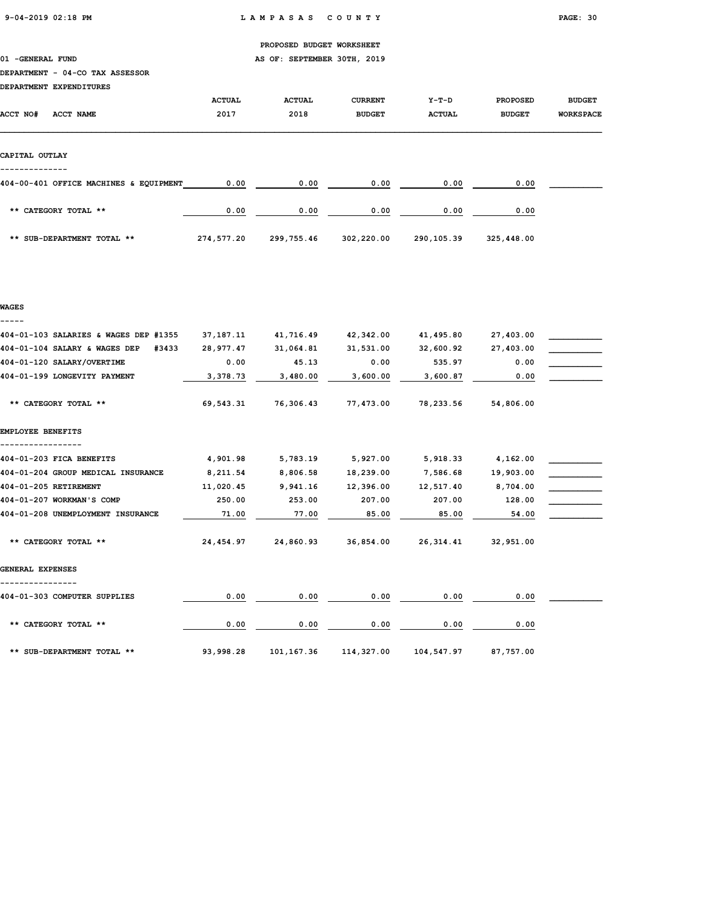PROPOSED BUDGET WORKSHEET

01 -GENERAL FUND — AS OF: SEPTEMBER 30TH, 2019

DEPARTMENT - 04-CO TAX ASSESSOR

DEPARTMENT EXPENDITURES

| ACCT NO# ACCT NAME | ACTUAL 2017 | ACTUAL 2018 | CURRENT BUDGET | Y-T-D ACTUAL | PROPOSED BUDGET | BUDGET WORKSPACE |
|---|---|---|---|---|---|---|
| **CAPITAL OUTLAY** | | | | | | |
| 404-00-401 OFFICE MACHINES & EQUIPMENT | 0.00 | 0.00 | 0.00 | 0.00 | 0.00 | |
| ** CATEGORY TOTAL ** | 0.00 | 0.00 | 0.00 | 0.00 | 0.00 | |
| ** SUB-DEPARTMENT TOTAL ** | 274,577.20 | 299,755.46 | 302,220.00 | 290,105.39 | 325,448.00 | |

| ACCT NO# ACCT NAME | ACTUAL 2017 | ACTUAL 2018 | CURRENT BUDGET | Y-T-D ACTUAL | PROPOSED BUDGET | BUDGET WORKSPACE |
|---|---|---|---|---|---|---|
| **WAGES** | | | | | | |
| 404-01-103 SALARIES & WAGES DEP #1355 | 37,187.11 | 41,716.49 | 42,342.00 | 41,495.80 | 27,403.00 | |
| 404-01-104 SALARY & WAGES DEP #3433 | 28,977.47 | 31,064.81 | 31,531.00 | 32,600.92 | 27,403.00 | |
| 404-01-120 SALARY/OVERTIME | 0.00 | 45.13 | 0.00 | 535.97 | 0.00 | |
| 404-01-199 LONGEVITY PAYMENT | 3,378.73 | 3,480.00 | 3,600.00 | 3,600.87 | 0.00 | |
| ** CATEGORY TOTAL ** | 69,543.31 | 76,306.43 | 77,473.00 | 78,233.56 | 54,806.00 | |
| **EMPLOYEE BENEFITS** | | | | | | |
| 404-01-203 FICA BENEFITS | 4,901.98 | 5,783.19 | 5,927.00 | 5,918.33 | 4,162.00 | |
| 404-01-204 GROUP MEDICAL INSURANCE | 8,211.54 | 8,806.58 | 18,239.00 | 7,586.68 | 19,903.00 | |
| 404-01-205 RETIREMENT | 11,020.45 | 9,941.16 | 12,396.00 | 12,517.40 | 8,704.00 | |
| 404-01-207 WORKMAN'S COMP | 250.00 | 253.00 | 207.00 | 207.00 | 128.00 | |
| 404-01-208 UNEMPLOYMENT INSURANCE | 71.00 | 77.00 | 85.00 | 85.00 | 54.00 | |
| ** CATEGORY TOTAL ** | 24,454.97 | 24,860.93 | 36,854.00 | 26,314.41 | 32,951.00 | |
| **GENERAL EXPENSES** | | | | | | |
| 404-01-303 COMPUTER SUPPLIES | 0.00 | 0.00 | 0.00 | 0.00 | 0.00 | |
| ** CATEGORY TOTAL ** | 0.00 | 0.00 | 0.00 | 0.00 | 0.00 | |
| ** SUB-DEPARTMENT TOTAL ** | 93,998.28 | 101,167.36 | 114,327.00 | 104,547.97 | 87,757.00 | |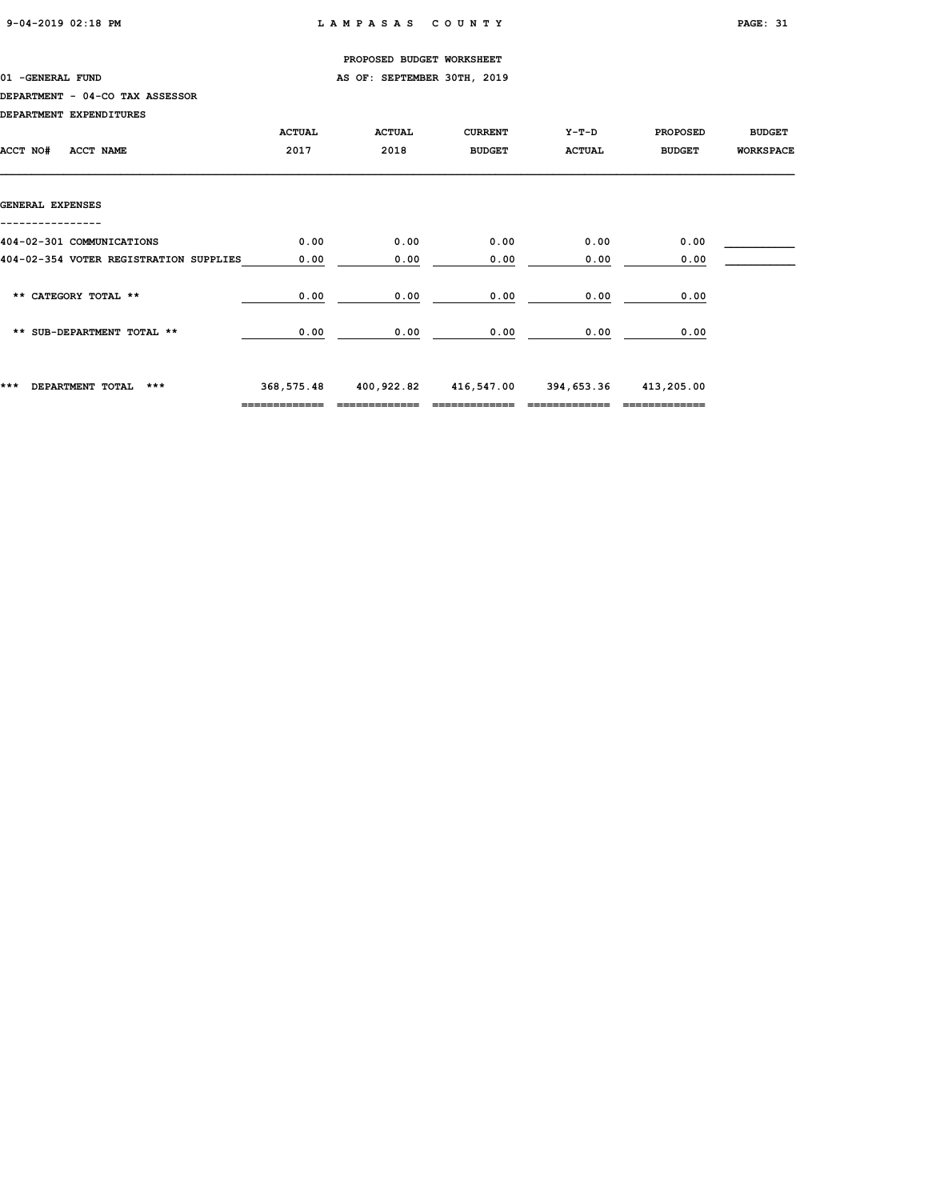PROPOSED BUDGET WORKSHEET

01 -GENERAL FUND AS OF: SEPTEMBER 30TH, 2019

DEPARTMENT - 04-CO TAX ASSESSOR

DEPARTMENT EXPENDITURES

| ACCT NO# ACCT NAME | ACTUAL 2017 | ACTUAL 2018 | CURRENT BUDGET | Y-T-D ACTUAL | PROPOSED BUDGET | BUDGET WORKSPACE |
|---|---|---|---|---|---|---|
| **GENERAL EXPENSES** | | | | | | |
| 404-02-301 COMMUNICATIONS | 0.00 | 0.00 | 0.00 | 0.00 | 0.00 | |
| 404-02-354 VOTER REGISTRATION SUPPLIES | 0.00 | 0.00 | 0.00 | 0.00 | 0.00 | |
| ** CATEGORY TOTAL ** | 0.00 | 0.00 | 0.00 | 0.00 | 0.00 | |
| ** SUB-DEPARTMENT TOTAL ** | 0.00 | 0.00 | 0.00 | 0.00 | 0.00 | |
| *** DEPARTMENT TOTAL *** | 368,575.48 | 400,922.82 | 416,547.00 | 394,653.36 | 413,205.00 | |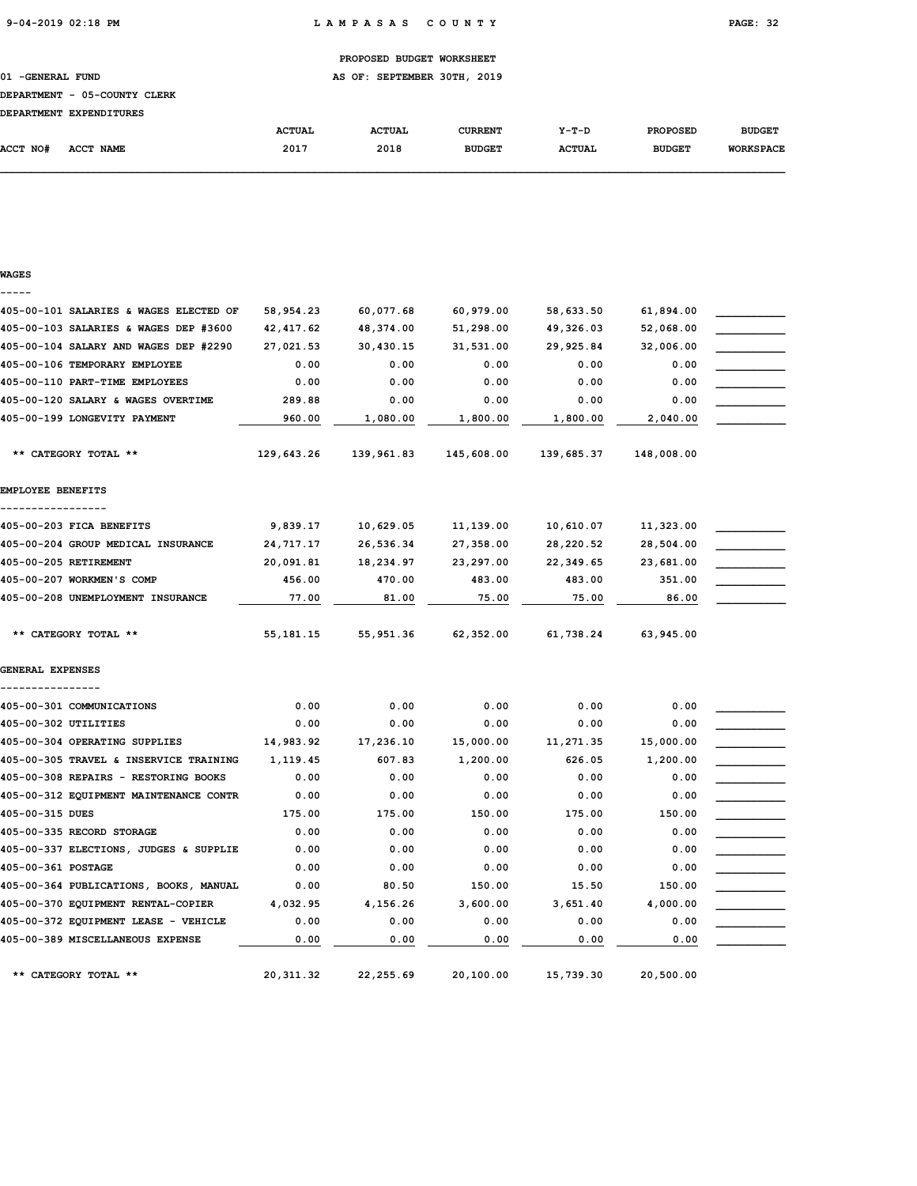PROPOSED BUDGET WORKSHEET

01 -GENERAL FUND — AS OF: SEPTEMBER 30TH, 2019

DEPARTMENT - 05-COUNTY CLERK

DEPARTMENT EXPENDITURES

| ACCT NO# ACCT NAME | ACTUAL 2017 | ACTUAL 2018 | CURRENT BUDGET | Y-T-D ACTUAL | PROPOSED BUDGET | BUDGET WORKSPACE |
|---|---|---|---|---|---|---|
| **WAGES** | | | | | | |
| 405-00-101 SALARIES & WAGES ELECTED OF | 58,954.23 | 60,077.68 | 60,979.00 | 58,633.50 | 61,894.00 | ___________ |
| 405-00-103 SALARIES & WAGES DEP #3600 | 42,417.62 | 48,374.00 | 51,298.00 | 49,326.03 | 52,068.00 | ___________ |
| 405-00-104 SALARY AND WAGES DEP #2290 | 27,021.53 | 30,430.15 | 31,531.00 | 29,925.84 | 32,006.00 | ___________ |
| 405-00-106 TEMPORARY EMPLOYEE | 0.00 | 0.00 | 0.00 | 0.00 | 0.00 | ___________ |
| 405-00-110 PART-TIME EMPLOYEES | 0.00 | 0.00 | 0.00 | 0.00 | 0.00 | ___________ |
| 405-00-120 SALARY & WAGES OVERTIME | 289.88 | 0.00 | 0.00 | 0.00 | 0.00 | ___________ |
| 405-00-199 LONGEVITY PAYMENT | 960.00 | 1,080.00 | 1,800.00 | 1,800.00 | 2,040.00 | ___________ |
| ** CATEGORY TOTAL ** | 129,643.26 | 139,961.83 | 145,608.00 | 139,685.37 | 148,008.00 | |
| **EMPLOYEE BENEFITS** | | | | | | |
| 405-00-203 FICA BENEFITS | 9,839.17 | 10,629.05 | 11,139.00 | 10,610.07 | 11,323.00 | ___________ |
| 405-00-204 GROUP MEDICAL INSURANCE | 24,717.17 | 26,536.34 | 27,358.00 | 28,220.52 | 28,504.00 | ___________ |
| 405-00-205 RETIREMENT | 20,091.81 | 18,234.97 | 23,297.00 | 22,349.65 | 23,681.00 | ___________ |
| 405-00-207 WORKMEN'S COMP | 456.00 | 470.00 | 483.00 | 483.00 | 351.00 | ___________ |
| 405-00-208 UNEMPLOYMENT INSURANCE | 77.00 | 81.00 | 75.00 | 75.00 | 86.00 | ___________ |
| ** CATEGORY TOTAL ** | 55,181.15 | 55,951.36 | 62,352.00 | 61,738.24 | 63,945.00 | |
| **GENERAL EXPENSES** | | | | | | |
| 405-00-301 COMMUNICATIONS | 0.00 | 0.00 | 0.00 | 0.00 | 0.00 | ___________ |
| 405-00-302 UTILITIES | 0.00 | 0.00 | 0.00 | 0.00 | 0.00 | ___________ |
| 405-00-304 OPERATING SUPPLIES | 14,983.92 | 17,236.10 | 15,000.00 | 11,271.35 | 15,000.00 | ___________ |
| 405-00-305 TRAVEL & INSERVICE TRAINING | 1,119.45 | 607.83 | 1,200.00 | 626.05 | 1,200.00 | ___________ |
| 405-00-308 REPAIRS - RESTORING BOOKS | 0.00 | 0.00 | 0.00 | 0.00 | 0.00 | ___________ |
| 405-00-312 EQUIPMENT MAINTENANCE CONTR | 0.00 | 0.00 | 0.00 | 0.00 | 0.00 | ___________ |
| 405-00-315 DUES | 175.00 | 175.00 | 150.00 | 175.00 | 150.00 | ___________ |
| 405-00-335 RECORD STORAGE | 0.00 | 0.00 | 0.00 | 0.00 | 0.00 | ___________ |
| 405-00-337 ELECTIONS, JUDGES & SUPPLIE | 0.00 | 0.00 | 0.00 | 0.00 | 0.00 | ___________ |
| 405-00-361 POSTAGE | 0.00 | 0.00 | 0.00 | 0.00 | 0.00 | ___________ |
| 405-00-364 PUBLICATIONS, BOOKS, MANUAL | 0.00 | 80.50 | 150.00 | 15.50 | 150.00 | ___________ |
| 405-00-370 EQUIPMENT RENTAL-COPIER | 4,032.95 | 4,156.26 | 3,600.00 | 3,651.40 | 4,000.00 | ___________ |
| 405-00-372 EQUIPMENT LEASE - VEHICLE | 0.00 | 0.00 | 0.00 | 0.00 | 0.00 | ___________ |
| 405-00-389 MISCELLANEOUS EXPENSE | 0.00 | 0.00 | 0.00 | 0.00 | 0.00 | ___________ |
| ** CATEGORY TOTAL ** | 20,311.32 | 22,255.69 | 20,100.00 | 15,739.30 | 20,500.00 | |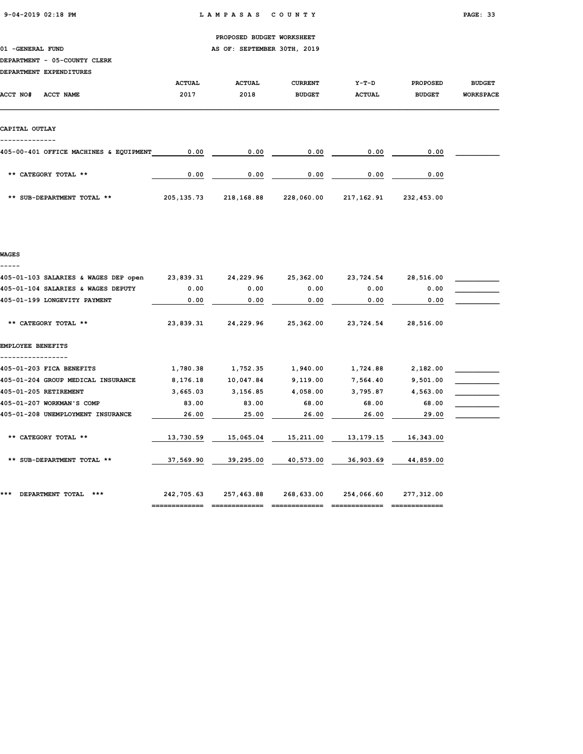PROPOSED BUDGET WORKSHEET

01 -GENERAL FUND — AS OF: SEPTEMBER 30TH, 2019

DEPARTMENT - 05-COUNTY CLERK

DEPARTMENT EXPENDITURES

| ACCT NO# | ACCT NAME | ACTUAL 2017 | ACTUAL 2018 | CURRENT BUDGET | Y-T-D ACTUAL | PROPOSED BUDGET | BUDGET WORKSPACE |
|---|---|---|---|---|---|---|---|
| **CAPITAL OUTLAY** | | | | | | | |
| 405-00-401 | OFFICE MACHINES & EQUIPMENT | 0.00 | 0.00 | 0.00 | 0.00 | 0.00 | |
| | ** CATEGORY TOTAL ** | 0.00 | 0.00 | 0.00 | 0.00 | 0.00 | |
| | ** SUB-DEPARTMENT TOTAL ** | 205,135.73 | 218,168.88 | 228,060.00 | 217,162.91 | 232,453.00 | |
| **WAGES** | | | | | | | |
| 405-01-103 | SALARIES & WAGES DEP open | 23,839.31 | 24,229.96 | 25,362.00 | 23,724.54 | 28,516.00 | |
| 405-01-104 | SALARIES & WAGES DEPUTY | 0.00 | 0.00 | 0.00 | 0.00 | 0.00 | |
| 405-01-199 | LONGEVITY PAYMENT | 0.00 | 0.00 | 0.00 | 0.00 | 0.00 | |
| | ** CATEGORY TOTAL ** | 23,839.31 | 24,229.96 | 25,362.00 | 23,724.54 | 28,516.00 | |
| **EMPLOYEE BENEFITS** | | | | | | | |
| 405-01-203 | FICA BENEFITS | 1,780.38 | 1,752.35 | 1,940.00 | 1,724.88 | 2,182.00 | |
| 405-01-204 | GROUP MEDICAL INSURANCE | 8,176.18 | 10,047.84 | 9,119.00 | 7,564.40 | 9,501.00 | |
| 405-01-205 | RETIREMENT | 3,665.03 | 3,156.85 | 4,058.00 | 3,795.87 | 4,563.00 | |
| 405-01-207 | WORKMAN'S COMP | 83.00 | 83.00 | 68.00 | 68.00 | 68.00 | |
| 405-01-208 | UNEMPLOYMENT INSURANCE | 26.00 | 25.00 | 26.00 | 26.00 | 29.00 | |
| | ** CATEGORY TOTAL ** | 13,730.59 | 15,065.04 | 15,211.00 | 13,179.15 | 16,343.00 | |
| | ** SUB-DEPARTMENT TOTAL ** | 37,569.90 | 39,295.00 | 40,573.00 | 36,903.69 | 44,859.00 | |
| | *** DEPARTMENT TOTAL *** | 242,705.63 | 257,463.88 | 268,633.00 | 254,066.60 | 277,312.00 | |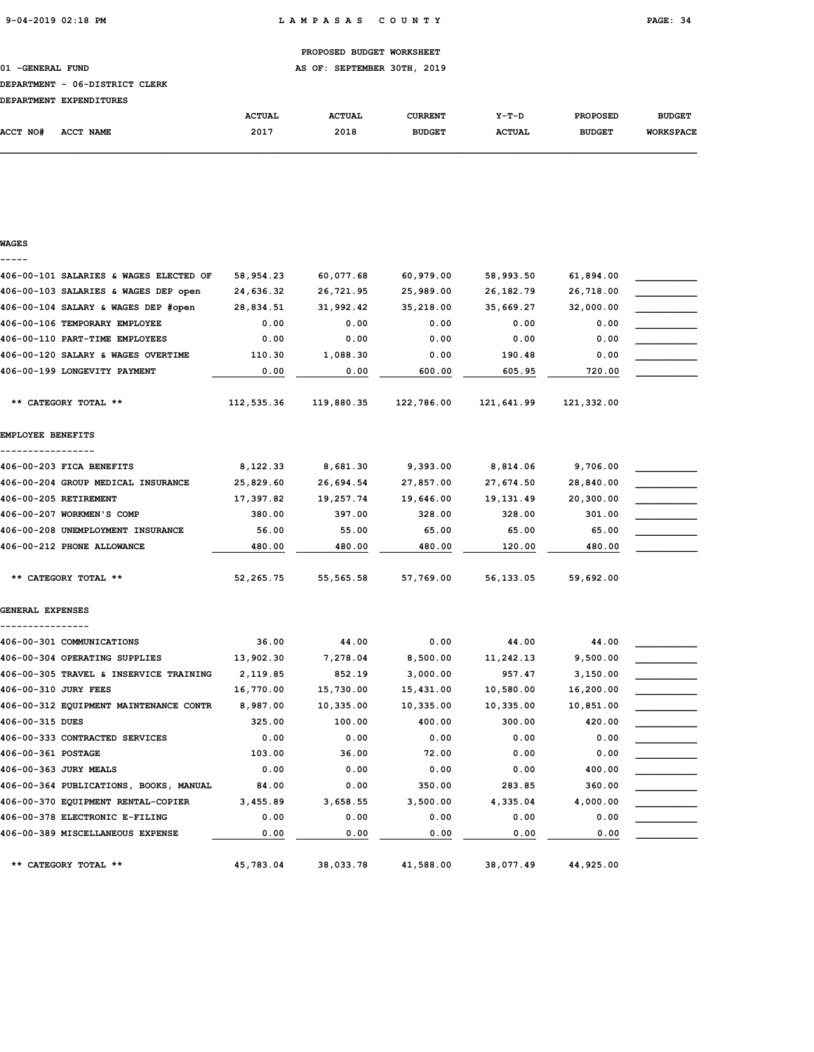PROPOSED BUDGET WORKSHEET

01 -GENERAL FUND — AS OF: SEPTEMBER 30TH, 2019

DEPARTMENT - 06-DISTRICT CLERK

DEPARTMENT EXPENDITURES

| ACCT NO# ACCT NAME | ACTUAL 2017 | ACTUAL 2018 | CURRENT BUDGET | Y-T-D ACTUAL | PROPOSED BUDGET | BUDGET WORKSPACE |
|---|---|---|---|---|---|---|
| **WAGES** | | | | | | |
| 406-00-101 SALARIES & WAGES ELECTED OF | 58,954.23 | 60,077.68 | 60,979.00 | 58,993.50 | 61,894.00 | ___________ |
| 406-00-103 SALARIES & WAGES DEP open | 24,636.32 | 26,721.95 | 25,989.00 | 26,182.79 | 26,718.00 | ___________ |
| 406-00-104 SALARY & WAGES DEP #open | 28,834.51 | 31,992.42 | 35,218.00 | 35,669.27 | 32,000.00 | ___________ |
| 406-00-106 TEMPORARY EMPLOYEE | 0.00 | 0.00 | 0.00 | 0.00 | 0.00 | ___________ |
| 406-00-110 PART-TIME EMPLOYEES | 0.00 | 0.00 | 0.00 | 0.00 | 0.00 | ___________ |
| 406-00-120 SALARY & WAGES OVERTIME | 110.30 | 1,088.30 | 0.00 | 190.48 | 0.00 | ___________ |
| 406-00-199 LONGEVITY PAYMENT | 0.00 | 0.00 | 600.00 | 605.95 | 720.00 | ___________ |
| ** CATEGORY TOTAL ** | 112,535.36 | 119,880.35 | 122,786.00 | 121,641.99 | 121,332.00 | |
| **EMPLOYEE BENEFITS** | | | | | | |
| 406-00-203 FICA BENEFITS | 8,122.33 | 8,681.30 | 9,393.00 | 8,814.06 | 9,706.00 | ___________ |
| 406-00-204 GROUP MEDICAL INSURANCE | 25,829.60 | 26,694.54 | 27,857.00 | 27,674.50 | 28,840.00 | ___________ |
| 406-00-205 RETIREMENT | 17,397.82 | 19,257.74 | 19,646.00 | 19,131.49 | 20,300.00 | ___________ |
| 406-00-207 WORKMEN'S COMP | 380.00 | 397.00 | 328.00 | 328.00 | 301.00 | ___________ |
| 406-00-208 UNEMPLOYMENT INSURANCE | 56.00 | 55.00 | 65.00 | 65.00 | 65.00 | ___________ |
| 406-00-212 PHONE ALLOWANCE | 480.00 | 480.00 | 480.00 | 120.00 | 480.00 | ___________ |
| ** CATEGORY TOTAL ** | 52,265.75 | 55,565.58 | 57,769.00 | 56,133.05 | 59,692.00 | |
| **GENERAL EXPENSES** | | | | | | |
| 406-00-301 COMMUNICATIONS | 36.00 | 44.00 | 0.00 | 44.00 | 44.00 | ___________ |
| 406-00-304 OPERATING SUPPLIES | 13,902.30 | 7,278.04 | 8,500.00 | 11,242.13 | 9,500.00 | ___________ |
| 406-00-305 TRAVEL & INSERVICE TRAINING | 2,119.85 | 852.19 | 3,000.00 | 957.47 | 3,150.00 | ___________ |
| 406-00-310 JURY FEES | 16,770.00 | 15,730.00 | 15,431.00 | 10,580.00 | 16,200.00 | ___________ |
| 406-00-312 EQUIPMENT MAINTENANCE CONTR | 8,987.00 | 10,335.00 | 10,335.00 | 10,335.00 | 10,851.00 | ___________ |
| 406-00-315 DUES | 325.00 | 100.00 | 400.00 | 300.00 | 420.00 | ___________ |
| 406-00-333 CONTRACTED SERVICES | 0.00 | 0.00 | 0.00 | 0.00 | 0.00 | ___________ |
| 406-00-361 POSTAGE | 103.00 | 36.00 | 72.00 | 0.00 | 0.00 | ___________ |
| 406-00-363 JURY MEALS | 0.00 | 0.00 | 0.00 | 0.00 | 400.00 | ___________ |
| 406-00-364 PUBLICATIONS, BOOKS, MANUAL | 84.00 | 0.00 | 350.00 | 283.85 | 360.00 | ___________ |
| 406-00-370 EQUIPMENT RENTAL-COPIER | 3,455.89 | 3,658.55 | 3,500.00 | 4,335.04 | 4,000.00 | ___________ |
| 406-00-378 ELECTRONIC E-FILING | 0.00 | 0.00 | 0.00 | 0.00 | 0.00 | ___________ |
| 406-00-389 MISCELLANEOUS EXPENSE | 0.00 | 0.00 | 0.00 | 0.00 | 0.00 | ___________ |
| ** CATEGORY TOTAL ** | 45,783.04 | 38,033.78 | 41,588.00 | 38,077.49 | 44,925.00 | |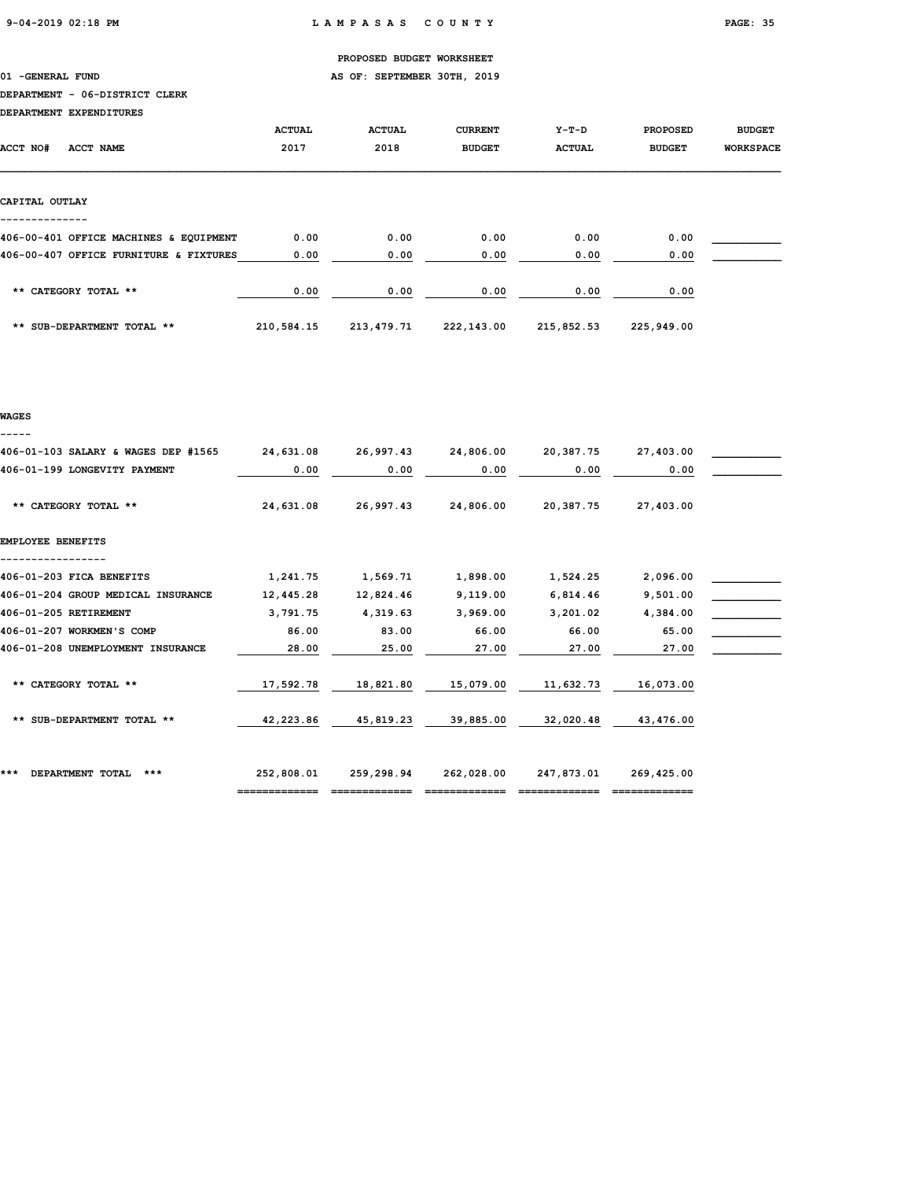PROPOSED BUDGET WORKSHEET

01 -GENERAL FUND — AS OF: SEPTEMBER 30TH, 2019

DEPARTMENT - 06-DISTRICT CLERK

DEPARTMENT EXPENDITURES

| ACCT NO# ACCT NAME | ACTUAL 2017 | ACTUAL 2018 | CURRENT BUDGET | Y-T-D ACTUAL | PROPOSED BUDGET | BUDGET WORKSPACE |
|---|---|---|---|---|---|---|
| **CAPITAL OUTLAY** | | | | | | |
| 406-00-401 OFFICE MACHINES & EQUIPMENT | 0.00 | 0.00 | 0.00 | 0.00 | 0.00 | |
| 406-00-407 OFFICE FURNITURE & FIXTURES | 0.00 | 0.00 | 0.00 | 0.00 | 0.00 | |
| ** CATEGORY TOTAL ** | 0.00 | 0.00 | 0.00 | 0.00 | 0.00 | |
| ** SUB-DEPARTMENT TOTAL ** | 210,584.15 | 213,479.71 | 222,143.00 | 215,852.53 | 225,949.00 | |
| **WAGES** | | | | | | |
| 406-01-103 SALARY & WAGES DEP #1565 | 24,631.08 | 26,997.43 | 24,806.00 | 20,387.75 | 27,403.00 | |
| 406-01-199 LONGEVITY PAYMENT | 0.00 | 0.00 | 0.00 | 0.00 | 0.00 | |
| ** CATEGORY TOTAL ** | 24,631.08 | 26,997.43 | 24,806.00 | 20,387.75 | 27,403.00 | |
| **EMPLOYEE BENEFITS** | | | | | | |
| 406-01-203 FICA BENEFITS | 1,241.75 | 1,569.71 | 1,898.00 | 1,524.25 | 2,096.00 | |
| 406-01-204 GROUP MEDICAL INSURANCE | 12,445.28 | 12,824.46 | 9,119.00 | 6,814.46 | 9,501.00 | |
| 406-01-205 RETIREMENT | 3,791.75 | 4,319.63 | 3,969.00 | 3,201.02 | 4,384.00 | |
| 406-01-207 WORKMEN'S COMP | 86.00 | 83.00 | 66.00 | 66.00 | 65.00 | |
| 406-01-208 UNEMPLOYMENT INSURANCE | 28.00 | 25.00 | 27.00 | 27.00 | 27.00 | |
| ** CATEGORY TOTAL ** | 17,592.78 | 18,821.80 | 15,079.00 | 11,632.73 | 16,073.00 | |
| ** SUB-DEPARTMENT TOTAL ** | 42,223.86 | 45,819.23 | 39,885.00 | 32,020.48 | 43,476.00 | |
| *** DEPARTMENT TOTAL *** | 252,808.01 | 259,298.94 | 262,028.00 | 247,873.01 | 269,425.00 | |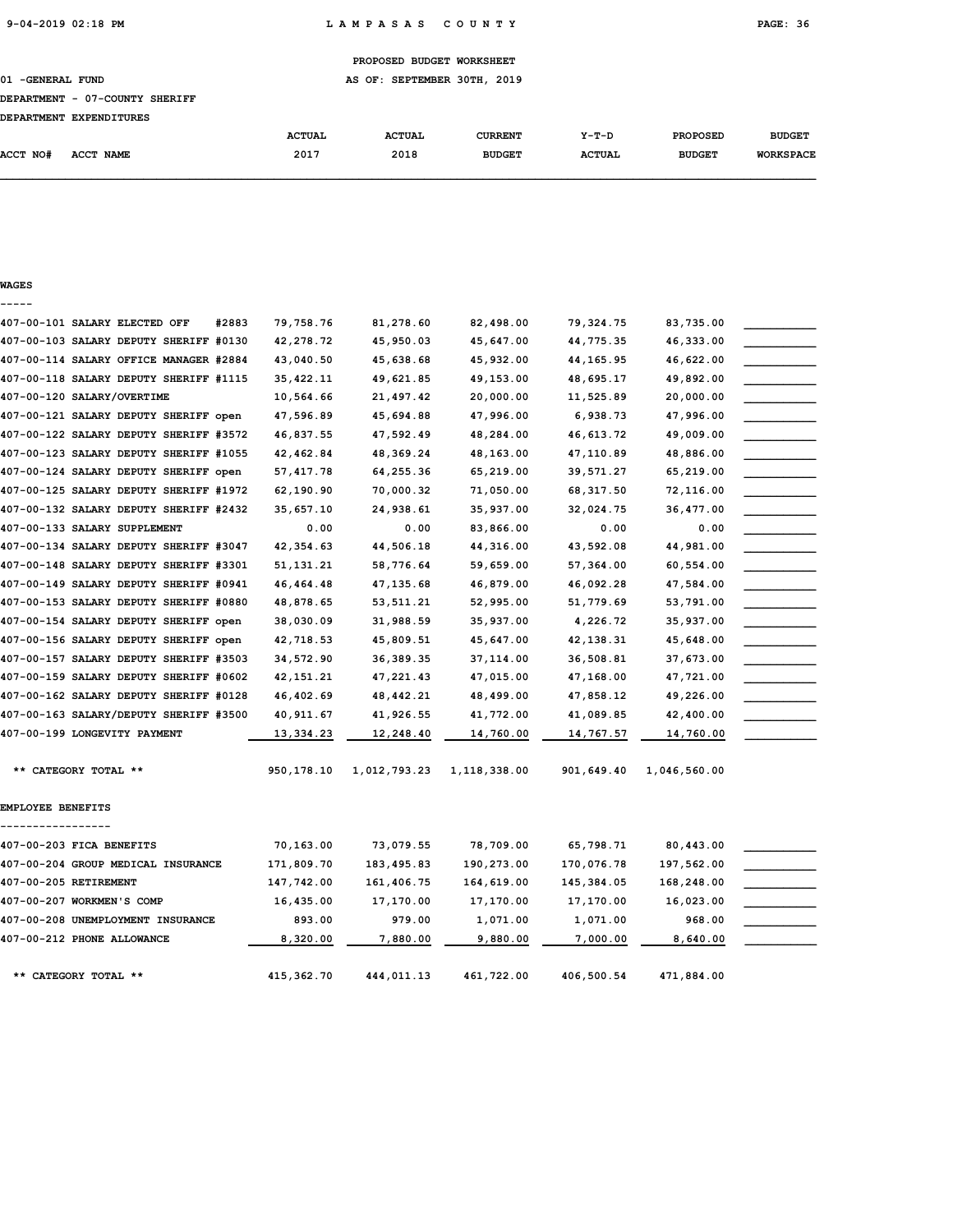PROPOSED BUDGET WORKSHEET

01 -GENERAL FUND — AS OF: SEPTEMBER 30TH, 2019

DEPARTMENT - 07-COUNTY SHERIFF

DEPARTMENT EXPENDITURES

| ACCT NO# | ACCT NAME | ACTUAL 2017 | ACTUAL 2018 | CURRENT BUDGET | Y-T-D ACTUAL | PROPOSED BUDGET | BUDGET WORKSPACE |
|---|---|---|---|---|---|---|---|
| **WAGES** | | | | | | | |
| 407-00-101 | SALARY ELECTED OFF #2883 | 79,758.76 | 81,278.60 | 82,498.00 | 79,324.75 | 83,735.00 | ___________ |
| 407-00-103 | SALARY DEPUTY SHERIFF #0130 | 42,278.72 | 45,950.03 | 45,647.00 | 44,775.35 | 46,333.00 | ___________ |
| 407-00-114 | SALARY OFFICE MANAGER #2884 | 43,040.50 | 45,638.68 | 45,932.00 | 44,165.95 | 46,622.00 | ___________ |
| 407-00-118 | SALARY DEPUTY SHERIFF #1115 | 35,422.11 | 49,621.85 | 49,153.00 | 48,695.17 | 49,892.00 | ___________ |
| 407-00-120 | SALARY/OVERTIME | 10,564.66 | 21,497.42 | 20,000.00 | 11,525.89 | 20,000.00 | ___________ |
| 407-00-121 | SALARY DEPUTY SHERIFF open | 47,596.89 | 45,694.88 | 47,996.00 | 6,938.73 | 47,996.00 | ___________ |
| 407-00-122 | SALARY DEPUTY SHERIFF #3572 | 46,837.55 | 47,592.49 | 48,284.00 | 46,613.72 | 49,009.00 | ___________ |
| 407-00-123 | SALARY DEPUTY SHERIFF #1055 | 42,462.84 | 48,369.24 | 48,163.00 | 47,110.89 | 48,886.00 | ___________ |
| 407-00-124 | SALARY DEPUTY SHERIFF open | 57,417.78 | 64,255.36 | 65,219.00 | 39,571.27 | 65,219.00 | ___________ |
| 407-00-125 | SALARY DEPUTY SHERIFF #1972 | 62,190.90 | 70,000.32 | 71,050.00 | 68,317.50 | 72,116.00 | ___________ |
| 407-00-132 | SALARY DEPUTY SHERIFF #2432 | 35,657.10 | 24,938.61 | 35,937.00 | 32,024.75 | 36,477.00 | ___________ |
| 407-00-133 | SALARY SUPPLEMENT | 0.00 | 0.00 | 83,866.00 | 0.00 | 0.00 | ___________ |
| 407-00-134 | SALARY DEPUTY SHERIFF #3047 | 42,354.63 | 44,506.18 | 44,316.00 | 43,592.08 | 44,981.00 | ___________ |
| 407-00-148 | SALARY DEPUTY SHERIFF #3301 | 51,131.21 | 58,776.64 | 59,659.00 | 57,364.00 | 60,554.00 | ___________ |
| 407-00-149 | SALARY DEPUTY SHERIFF #0941 | 46,464.48 | 47,135.68 | 46,879.00 | 46,092.28 | 47,584.00 | ___________ |
| 407-00-153 | SALARY DEPUTY SHERIFF #0880 | 48,878.65 | 53,511.21 | 52,995.00 | 51,779.69 | 53,791.00 | ___________ |
| 407-00-154 | SALARY DEPUTY SHERIFF open | 38,030.09 | 31,988.59 | 35,937.00 | 4,226.72 | 35,937.00 | ___________ |
| 407-00-156 | SALARY DEPUTY SHERIFF open | 42,718.53 | 45,809.51 | 45,647.00 | 42,138.31 | 45,648.00 | ___________ |
| 407-00-157 | SALARY DEPUTY SHERIFF #3503 | 34,572.90 | 36,389.35 | 37,114.00 | 36,508.81 | 37,673.00 | ___________ |
| 407-00-159 | SALARY DEPUTY SHERIFF #0602 | 42,151.21 | 47,221.43 | 47,015.00 | 47,168.00 | 47,721.00 | ___________ |
| 407-00-162 | SALARY DEPUTY SHERIFF #0128 | 46,402.69 | 48,442.21 | 48,499.00 | 47,858.12 | 49,226.00 | ___________ |
| 407-00-163 | SALARY/DEPUTY SHERIFF #3500 | 40,911.67 | 41,926.55 | 41,772.00 | 41,089.85 | 42,400.00 | ___________ |
| 407-00-199 | LONGEVITY PAYMENT | 13,334.23 | 12,248.40 | 14,760.00 | 14,767.57 | 14,760.00 | ___________ |
| | ** CATEGORY TOTAL ** | 950,178.10 | 1,012,793.23 | 1,118,338.00 | 901,649.40 | 1,046,560.00 | |
| **EMPLOYEE BENEFITS** | | | | | | | |
| 407-00-203 | FICA BENEFITS | 70,163.00 | 73,079.55 | 78,709.00 | 65,798.71 | 80,443.00 | ___________ |
| 407-00-204 | GROUP MEDICAL INSURANCE | 171,809.70 | 183,495.83 | 190,273.00 | 170,076.78 | 197,562.00 | ___________ |
| 407-00-205 | RETIREMENT | 147,742.00 | 161,406.75 | 164,619.00 | 145,384.05 | 168,248.00 | ___________ |
| 407-00-207 | WORKMEN'S COMP | 16,435.00 | 17,170.00 | 17,170.00 | 17,170.00 | 16,023.00 | ___________ |
| 407-00-208 | UNEMPLOYMENT INSURANCE | 893.00 | 979.00 | 1,071.00 | 1,071.00 | 968.00 | ___________ |
| 407-00-212 | PHONE ALLOWANCE | 8,320.00 | 7,880.00 | 9,880.00 | 7,000.00 | 8,640.00 | ___________ |
| | ** CATEGORY TOTAL ** | 415,362.70 | 444,011.13 | 461,722.00 | 406,500.54 | 471,884.00 | |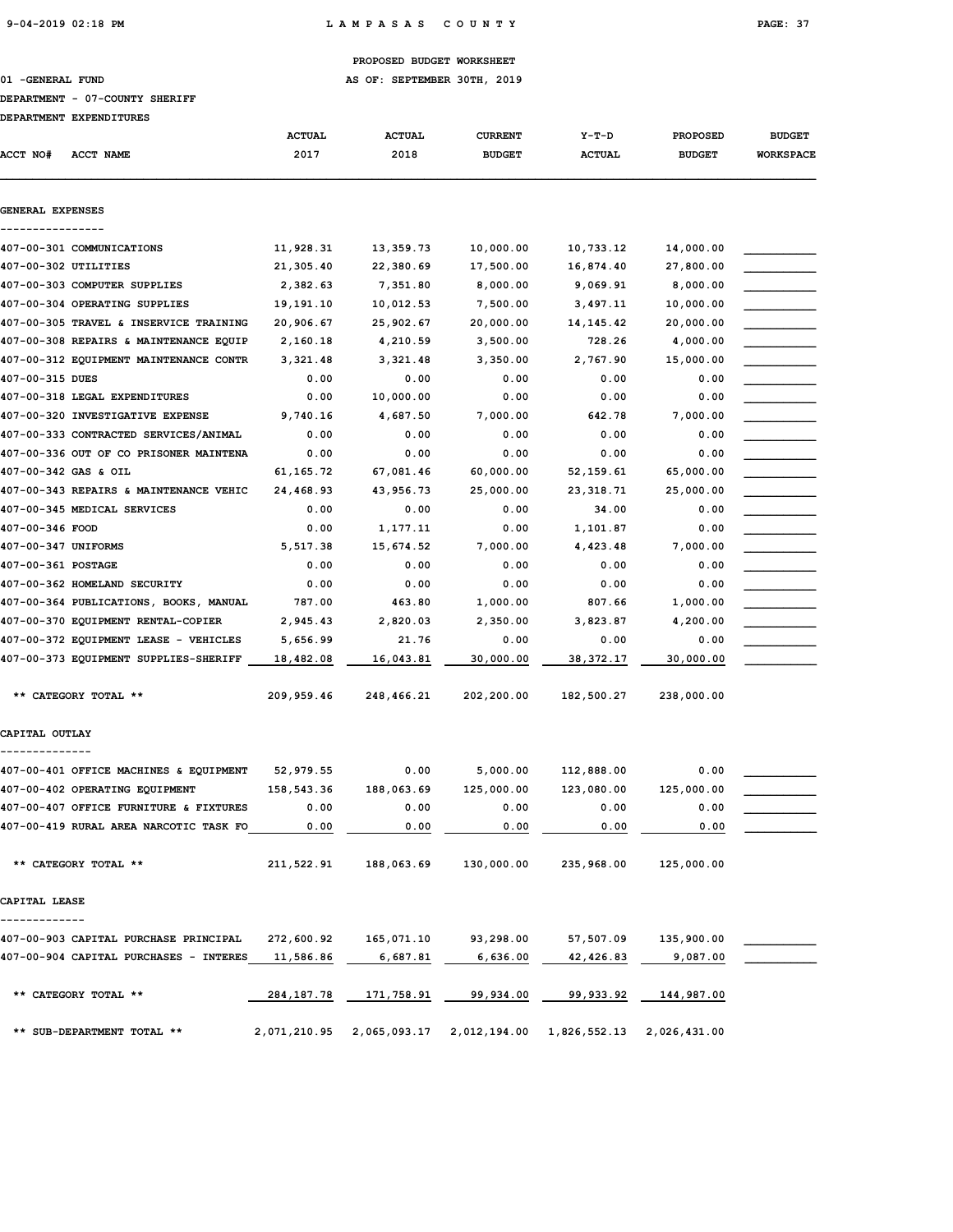PROPOSED BUDGET WORKSHEET

01 -GENERAL FUND AS OF: SEPTEMBER 30TH, 2019

DEPARTMENT - 07-COUNTY SHERIFF

DEPARTMENT EXPENDITURES

| ACCT NO# | ACCT NAME | ACTUAL 2017 | ACTUAL 2018 | CURRENT BUDGET | Y-T-D ACTUAL | PROPOSED BUDGET | BUDGET WORKSPACE |
|---|---|---|---|---|---|---|---|
| **GENERAL EXPENSES** | | | | | | | |
| 407-00-301 | COMMUNICATIONS | 11,928.31 | 13,359.73 | 10,000.00 | 10,733.12 | 14,000.00 | |
| 407-00-302 | UTILITIES | 21,305.40 | 22,380.69 | 17,500.00 | 16,874.40 | 27,800.00 | |
| 407-00-303 | COMPUTER SUPPLIES | 2,382.63 | 7,351.80 | 8,000.00 | 9,069.91 | 8,000.00 | |
| 407-00-304 | OPERATING SUPPLIES | 19,191.10 | 10,012.53 | 7,500.00 | 3,497.11 | 10,000.00 | |
| 407-00-305 | TRAVEL & INSERVICE TRAINING | 20,906.67 | 25,902.67 | 20,000.00 | 14,145.42 | 20,000.00 | |
| 407-00-308 | REPAIRS & MAINTENANCE EQUIP | 2,160.18 | 4,210.59 | 3,500.00 | 728.26 | 4,000.00 | |
| 407-00-312 | EQUIPMENT MAINTENANCE CONTR | 3,321.48 | 3,321.48 | 3,350.00 | 2,767.90 | 15,000.00 | |
| 407-00-315 | DUES | 0.00 | 0.00 | 0.00 | 0.00 | 0.00 | |
| 407-00-318 | LEGAL EXPENDITURES | 0.00 | 10,000.00 | 0.00 | 0.00 | 0.00 | |
| 407-00-320 | INVESTIGATIVE EXPENSE | 9,740.16 | 4,687.50 | 7,000.00 | 642.78 | 7,000.00 | |
| 407-00-333 | CONTRACTED SERVICES/ANIMAL | 0.00 | 0.00 | 0.00 | 0.00 | 0.00 | |
| 407-00-336 | OUT OF CO PRISONER MAINTENA | 0.00 | 0.00 | 0.00 | 0.00 | 0.00 | |
| 407-00-342 | GAS & OIL | 61,165.72 | 67,081.46 | 60,000.00 | 52,159.61 | 65,000.00 | |
| 407-00-343 | REPAIRS & MAINTENANCE VEHIC | 24,468.93 | 43,956.73 | 25,000.00 | 23,318.71 | 25,000.00 | |
| 407-00-345 | MEDICAL SERVICES | 0.00 | 0.00 | 0.00 | 34.00 | 0.00 | |
| 407-00-346 | FOOD | 0.00 | 1,177.11 | 0.00 | 1,101.87 | 0.00 | |
| 407-00-347 | UNIFORMS | 5,517.38 | 15,674.52 | 7,000.00 | 4,423.48 | 7,000.00 | |
| 407-00-361 | POSTAGE | 0.00 | 0.00 | 0.00 | 0.00 | 0.00 | |
| 407-00-362 | HOMELAND SECURITY | 0.00 | 0.00 | 0.00 | 0.00 | 0.00 | |
| 407-00-364 | PUBLICATIONS, BOOKS, MANUAL | 787.00 | 463.80 | 1,000.00 | 807.66 | 1,000.00 | |
| 407-00-370 | EQUIPMENT RENTAL-COPIER | 2,945.43 | 2,820.03 | 2,350.00 | 3,823.87 | 4,200.00 | |
| 407-00-372 | EQUIPMENT LEASE - VEHICLES | 5,656.99 | 21.76 | 0.00 | 0.00 | 0.00 | |
| 407-00-373 | EQUIPMENT SUPPLIES-SHERIFF | 18,482.08 | 16,043.81 | 30,000.00 | 38,372.17 | 30,000.00 | |
| | ** CATEGORY TOTAL ** | 209,959.46 | 248,466.21 | 202,200.00 | 182,500.27 | 238,000.00 | |
| **CAPITAL OUTLAY** | | | | | | | |
| 407-00-401 | OFFICE MACHINES & EQUIPMENT | 52,979.55 | 0.00 | 5,000.00 | 112,888.00 | 0.00 | |
| 407-00-402 | OPERATING EQUIPMENT | 158,543.36 | 188,063.69 | 125,000.00 | 123,080.00 | 125,000.00 | |
| 407-00-407 | OFFICE FURNITURE & FIXTURES | 0.00 | 0.00 | 0.00 | 0.00 | 0.00 | |
| 407-00-419 | RURAL AREA NARCOTIC TASK FO | 0.00 | 0.00 | 0.00 | 0.00 | 0.00 | |
| | ** CATEGORY TOTAL ** | 211,522.91 | 188,063.69 | 130,000.00 | 235,968.00 | 125,000.00 | |
| **CAPITAL LEASE** | | | | | | | |
| 407-00-903 | CAPITAL PURCHASE PRINCIPAL | 272,600.92 | 165,071.10 | 93,298.00 | 57,507.09 | 135,900.00 | |
| 407-00-904 | CAPITAL PURCHASES - INTERES | 11,586.86 | 6,687.81 | 6,636.00 | 42,426.83 | 9,087.00 | |
| | ** CATEGORY TOTAL ** | 284,187.78 | 171,758.91 | 99,934.00 | 99,933.92 | 144,987.00 | |
| | ** SUB-DEPARTMENT TOTAL ** | 2,071,210.95 | 2,065,093.17 | 2,012,194.00 | 1,826,552.13 | 2,026,431.00 | |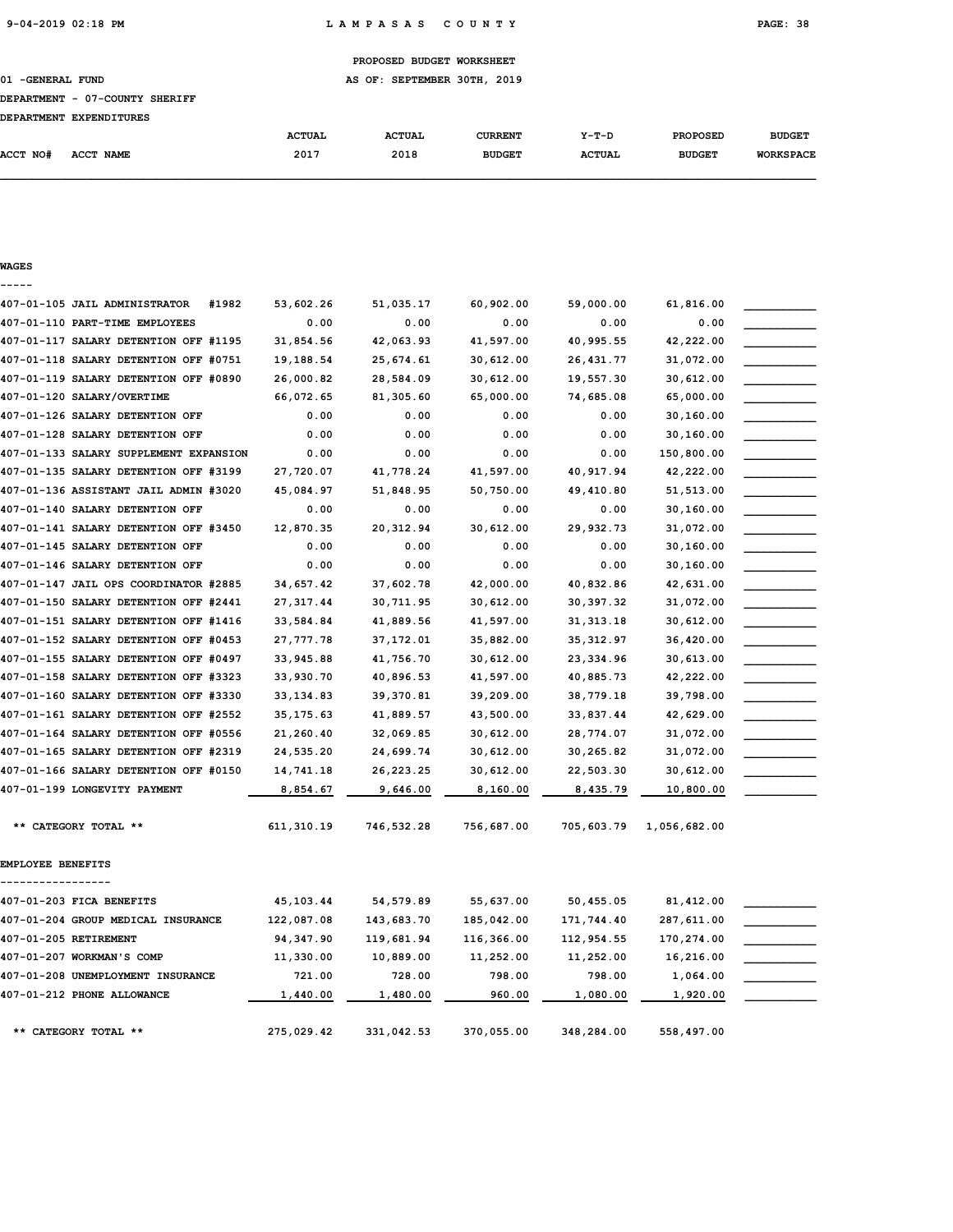PROPOSED BUDGET WORKSHEET

01 -GENERAL FUND AS OF: SEPTEMBER 30TH, 2019

DEPARTMENT - 07-COUNTY SHERIFF

DEPARTMENT EXPENDITURES

| ACCT NO# | ACCT NAME | ACTUAL 2017 | ACTUAL 2018 | CURRENT BUDGET | Y-T-D ACTUAL | PROPOSED BUDGET | BUDGET WORKSPACE |
|---|---|---|---|---|---|---|---|
| **WAGES** | | | | | | | |
| 407-01-105 | JAIL ADMINISTRATOR #1982 | 53,602.26 | 51,035.17 | 60,902.00 | 59,000.00 | 61,816.00 | |
| 407-01-110 | PART-TIME EMPLOYEES | 0.00 | 0.00 | 0.00 | 0.00 | 0.00 | |
| 407-01-117 | SALARY DETENTION OFF #1195 | 31,854.56 | 42,063.93 | 41,597.00 | 40,995.55 | 42,222.00 | |
| 407-01-118 | SALARY DETENTION OFF #0751 | 19,188.54 | 25,674.61 | 30,612.00 | 26,431.77 | 31,072.00 | |
| 407-01-119 | SALARY DETENTION OFF #0890 | 26,000.82 | 28,584.09 | 30,612.00 | 19,557.30 | 30,612.00 | |
| 407-01-120 | SALARY/OVERTIME | 66,072.65 | 81,305.60 | 65,000.00 | 74,685.08 | 65,000.00 | |
| 407-01-126 | SALARY DETENTION OFF | 0.00 | 0.00 | 0.00 | 0.00 | 30,160.00 | |
| 407-01-128 | SALARY DETENTION OFF | 0.00 | 0.00 | 0.00 | 0.00 | 30,160.00 | |
| 407-01-133 | SALARY SUPPLEMENT EXPANSION | 0.00 | 0.00 | 0.00 | 0.00 | 150,800.00 | |
| 407-01-135 | SALARY DETENTION OFF #3199 | 27,720.07 | 41,778.24 | 41,597.00 | 40,917.94 | 42,222.00 | |
| 407-01-136 | ASSISTANT JAIL ADMIN #3020 | 45,084.97 | 51,848.95 | 50,750.00 | 49,410.80 | 51,513.00 | |
| 407-01-140 | SALARY DETENTION OFF | 0.00 | 0.00 | 0.00 | 0.00 | 30,160.00 | |
| 407-01-141 | SALARY DETENTION OFF #3450 | 12,870.35 | 20,312.94 | 30,612.00 | 29,932.73 | 31,072.00 | |
| 407-01-145 | SALARY DETENTION OFF | 0.00 | 0.00 | 0.00 | 0.00 | 30,160.00 | |
| 407-01-146 | SALARY DETENTION OFF | 0.00 | 0.00 | 0.00 | 0.00 | 30,160.00 | |
| 407-01-147 | JAIL OPS COORDINATOR #2885 | 34,657.42 | 37,602.78 | 42,000.00 | 40,832.86 | 42,631.00 | |
| 407-01-150 | SALARY DETENTION OFF #2441 | 27,317.44 | 30,711.95 | 30,612.00 | 30,397.32 | 31,072.00 | |
| 407-01-151 | SALARY DETENTION OFF #1416 | 33,584.84 | 41,889.56 | 41,597.00 | 31,313.18 | 30,612.00 | |
| 407-01-152 | SALARY DETENTION OFF #0453 | 27,777.78 | 37,172.01 | 35,882.00 | 35,312.97 | 36,420.00 | |
| 407-01-155 | SALARY DETENTION OFF #0497 | 33,945.88 | 41,756.70 | 30,612.00 | 23,334.96 | 30,613.00 | |
| 407-01-158 | SALARY DETENTION OFF #3323 | 33,930.70 | 40,896.53 | 41,597.00 | 40,885.73 | 42,222.00 | |
| 407-01-160 | SALARY DETENTION OFF #3330 | 33,134.83 | 39,370.81 | 39,209.00 | 38,779.18 | 39,798.00 | |
| 407-01-161 | SALARY DETENTION OFF #2552 | 35,175.63 | 41,889.57 | 43,500.00 | 33,837.44 | 42,629.00 | |
| 407-01-164 | SALARY DETENTION OFF #0556 | 21,260.40 | 32,069.85 | 30,612.00 | 28,774.07 | 31,072.00 | |
| 407-01-165 | SALARY DETENTION OFF #2319 | 24,535.20 | 24,699.74 | 30,612.00 | 30,265.82 | 31,072.00 | |
| 407-01-166 | SALARY DETENTION OFF #0150 | 14,741.18 | 26,223.25 | 30,612.00 | 22,503.30 | 30,612.00 | |
| 407-01-199 | LONGEVITY PAYMENT | 8,854.67 | 9,646.00 | 8,160.00 | 8,435.79 | 10,800.00 | |
| | ** CATEGORY TOTAL ** | 611,310.19 | 746,532.28 | 756,687.00 | 705,603.79 | 1,056,682.00 | |
| **EMPLOYEE BENEFITS** | | | | | | | |
| 407-01-203 | FICA BENEFITS | 45,103.44 | 54,579.89 | 55,637.00 | 50,455.05 | 81,412.00 | |
| 407-01-204 | GROUP MEDICAL INSURANCE | 122,087.08 | 143,683.70 | 185,042.00 | 171,744.40 | 287,611.00 | |
| 407-01-205 | RETIREMENT | 94,347.90 | 119,681.94 | 116,366.00 | 112,954.55 | 170,274.00 | |
| 407-01-207 | WORKMAN'S COMP | 11,330.00 | 10,889.00 | 11,252.00 | 11,252.00 | 16,216.00 | |
| 407-01-208 | UNEMPLOYMENT INSURANCE | 721.00 | 728.00 | 798.00 | 798.00 | 1,064.00 | |
| 407-01-212 | PHONE ALLOWANCE | 1,440.00 | 1,480.00 | 960.00 | 1,080.00 | 1,920.00 | |
| | ** CATEGORY TOTAL ** | 275,029.42 | 331,042.53 | 370,055.00 | 348,284.00 | 558,497.00 | |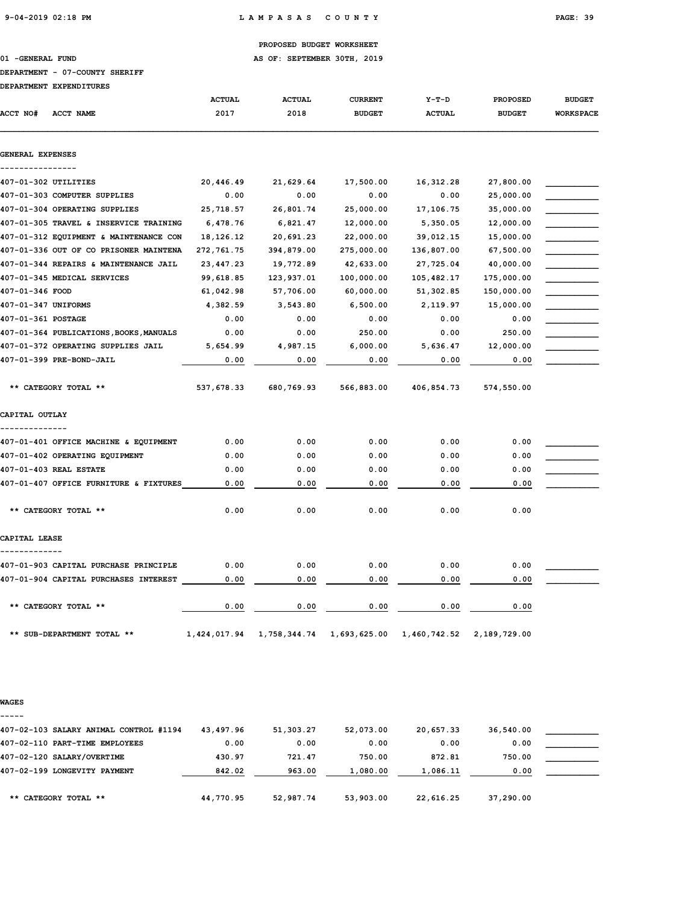PROPOSED BUDGET WORKSHEET

01 -GENERAL FUND — AS OF: SEPTEMBER 30TH, 2019

DEPARTMENT - 07-COUNTY SHERIFF

DEPARTMENT EXPENDITURES

| ACCT NO# | ACCT NAME | ACTUAL 2017 | ACTUAL 2018 | CURRENT BUDGET | Y-T-D ACTUAL | PROPOSED BUDGET | BUDGET WORKSPACE |
|---|---|---|---|---|---|---|---|
| **GENERAL EXPENSES** | | | | | | | |
| 407-01-302 | UTILITIES | 20,446.49 | 21,629.64 | 17,500.00 | 16,312.28 | 27,800.00 | |
| 407-01-303 | COMPUTER SUPPLIES | 0.00 | 0.00 | 0.00 | 0.00 | 25,000.00 | |
| 407-01-304 | OPERATING SUPPLIES | 25,718.57 | 26,801.74 | 25,000.00 | 17,106.75 | 35,000.00 | |
| 407-01-305 | TRAVEL & INSERVICE TRAINING | 6,478.76 | 6,821.47 | 12,000.00 | 5,350.05 | 12,000.00 | |
| 407-01-312 | EQUIPMENT & MAINTENANCE CON | 18,126.12 | 20,691.23 | 22,000.00 | 39,012.15 | 15,000.00 | |
| 407-01-336 | OUT OF CO PRISONER MAINTENA | 272,761.75 | 394,879.00 | 275,000.00 | 136,807.00 | 67,500.00 | |
| 407-01-344 | REPAIRS & MAINTENANCE JAIL | 23,447.23 | 19,772.89 | 42,633.00 | 27,725.04 | 40,000.00 | |
| 407-01-345 | MEDICAL SERVICES | 99,618.85 | 123,937.01 | 100,000.00 | 105,482.17 | 175,000.00 | |
| 407-01-346 | FOOD | 61,042.98 | 57,706.00 | 60,000.00 | 51,302.85 | 150,000.00 | |
| 407-01-347 | UNIFORMS | 4,382.59 | 3,543.80 | 6,500.00 | 2,119.97 | 15,000.00 | |
| 407-01-361 | POSTAGE | 0.00 | 0.00 | 0.00 | 0.00 | 0.00 | |
| 407-01-364 | PUBLICATIONS,BOOKS,MANUALS | 0.00 | 0.00 | 250.00 | 0.00 | 250.00 | |
| 407-01-372 | OPERATING SUPPLIES JAIL | 5,654.99 | 4,987.15 | 6,000.00 | 5,636.47 | 12,000.00 | |
| 407-01-399 | PRE-BOND-JAIL | 0.00 | 0.00 | 0.00 | 0.00 | 0.00 | |
| | ** CATEGORY TOTAL ** | 537,678.33 | 680,769.93 | 566,883.00 | 406,854.73 | 574,550.00 | |
| **CAPITAL OUTLAY** | | | | | | | |
| 407-01-401 | OFFICE MACHINE & EQUIPMENT | 0.00 | 0.00 | 0.00 | 0.00 | 0.00 | |
| 407-01-402 | OPERATING EQUIPMENT | 0.00 | 0.00 | 0.00 | 0.00 | 0.00 | |
| 407-01-403 | REAL ESTATE | 0.00 | 0.00 | 0.00 | 0.00 | 0.00 | |
| 407-01-407 | OFFICE FURNITURE & FIXTURES | 0.00 | 0.00 | 0.00 | 0.00 | 0.00 | |
| | ** CATEGORY TOTAL ** | 0.00 | 0.00 | 0.00 | 0.00 | 0.00 | |
| **CAPITAL LEASE** | | | | | | | |
| 407-01-903 | CAPITAL PURCHASE PRINCIPLE | 0.00 | 0.00 | 0.00 | 0.00 | 0.00 | |
| 407-01-904 | CAPITAL PURCHASES INTEREST | 0.00 | 0.00 | 0.00 | 0.00 | 0.00 | |
| | ** CATEGORY TOTAL ** | 0.00 | 0.00 | 0.00 | 0.00 | 0.00 | |
| | ** SUB-DEPARTMENT TOTAL ** | 1,424,017.94 | 1,758,344.74 | 1,693,625.00 | 1,460,742.52 | 2,189,729.00 | |
| **WAGES** | | | | | | | |
| 407-02-103 | SALARY ANIMAL CONTROL #1194 | 43,497.96 | 51,303.27 | 52,073.00 | 20,657.33 | 36,540.00 | |
| 407-02-110 | PART-TIME EMPLOYEES | 0.00 | 0.00 | 0.00 | 0.00 | 0.00 | |
| 407-02-120 | SALARY/OVERTIME | 430.97 | 721.47 | 750.00 | 872.81 | 750.00 | |
| 407-02-199 | LONGEVITY PAYMENT | 842.02 | 963.00 | 1,080.00 | 1,086.11 | 0.00 | |
| | ** CATEGORY TOTAL ** | 44,770.95 | 52,987.74 | 53,903.00 | 22,616.25 | 37,290.00 | |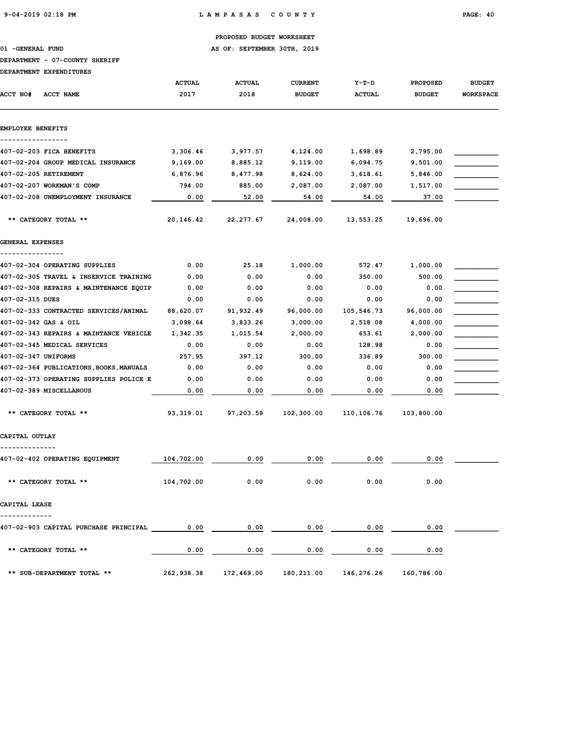PROPOSED BUDGET WORKSHEET

01 -GENERAL FUND AS OF: SEPTEMBER 30TH, 2019

DEPARTMENT - 07-COUNTY SHERIFF

DEPARTMENT EXPENDITURES

| ACCT NO# ACCT NAME | ACTUAL 2017 | ACTUAL 2018 | CURRENT BUDGET | Y-T-D ACTUAL | PROPOSED BUDGET | BUDGET WORKSPACE |
|---|---|---|---|---|---|---|
| **EMPLOYEE BENEFITS** | | | | | | |
| 407-02-203 FICA BENEFITS | 3,306.46 | 3,977.57 | 4,124.00 | 1,698.89 | 2,795.00 | |
| 407-02-204 GROUP MEDICAL INSURANCE | 9,169.00 | 8,885.12 | 9,119.00 | 6,094.75 | 9,501.00 | |
| 407-02-205 RETIREMENT | 6,876.96 | 8,477.98 | 8,624.00 | 3,618.61 | 5,846.00 | |
| 407-02-207 WORKMAN'S COMP | 794.00 | 885.00 | 2,087.00 | 2,087.00 | 1,517.00 | |
| 407-02-208 UNEMPLOYMENT INSURANCE | 0.00 | 52.00 | 54.00 | 54.00 | 37.00 | |
| ** CATEGORY TOTAL ** | 20,146.42 | 22,277.67 | 24,008.00 | 13,553.25 | 19,696.00 | |
| **GENERAL EXPENSES** | | | | | | |
| 407-02-304 OPERATING SUPPLIES | 0.00 | 25.18 | 1,000.00 | 572.47 | 1,000.00 | |
| 407-02-305 TRAVEL & INSERVICE TRAINING | 0.00 | 0.00 | 0.00 | 350.00 | 500.00 | |
| 407-02-308 REPAIRS & MAINTENANCE EQUIP | 0.00 | 0.00 | 0.00 | 0.00 | 0.00 | |
| 407-02-315 DUES | 0.00 | 0.00 | 0.00 | 0.00 | 0.00 | |
| 407-02-333 CONTRACTED SERVICES/ANIMAL | 88,620.07 | 91,932.49 | 96,000.00 | 105,546.73 | 96,000.00 | |
| 407-02-342 GAS & OIL | 3,098.64 | 3,833.26 | 3,000.00 | 2,518.08 | 4,000.00 | |
| 407-02-343 REPAIRS & MAINTANCE VEHICLE | 1,342.35 | 1,015.54 | 2,000.00 | 653.61 | 2,000.00 | |
| 407-02-345 MEDICAL SERVICES | 0.00 | 0.00 | 0.00 | 128.98 | 0.00 | |
| 407-02-347 UNIFORMS | 257.95 | 397.12 | 300.00 | 336.89 | 300.00 | |
| 407-02-364 PUBLICATIONS,BOOKS,MANUALS | 0.00 | 0.00 | 0.00 | 0.00 | 0.00 | |
| 407-02-373 OPERATING SUPPLIES POLICE E | 0.00 | 0.00 | 0.00 | 0.00 | 0.00 | |
| 407-02-389 MISCELLANOUS | 0.00 | 0.00 | 0.00 | 0.00 | 0.00 | |
| ** CATEGORY TOTAL ** | 93,319.01 | 97,203.59 | 102,300.00 | 110,106.76 | 103,800.00 | |
| **CAPITAL OUTLAY** | | | | | | |
| 407-02-402 OPERATING EQUIPMENT | 104,702.00 | 0.00 | 0.00 | 0.00 | 0.00 | |
| ** CATEGORY TOTAL ** | 104,702.00 | 0.00 | 0.00 | 0.00 | 0.00 | |
| **CAPITAL LEASE** | | | | | | |
| 407-02-903 CAPITAL PURCHASE PRINCIPAL | 0.00 | 0.00 | 0.00 | 0.00 | 0.00 | |
| ** CATEGORY TOTAL ** | 0.00 | 0.00 | 0.00 | 0.00 | 0.00 | |
| ** SUB-DEPARTMENT TOTAL ** | 262,938.38 | 172,469.00 | 180,211.00 | 146,276.26 | 160,786.00 | |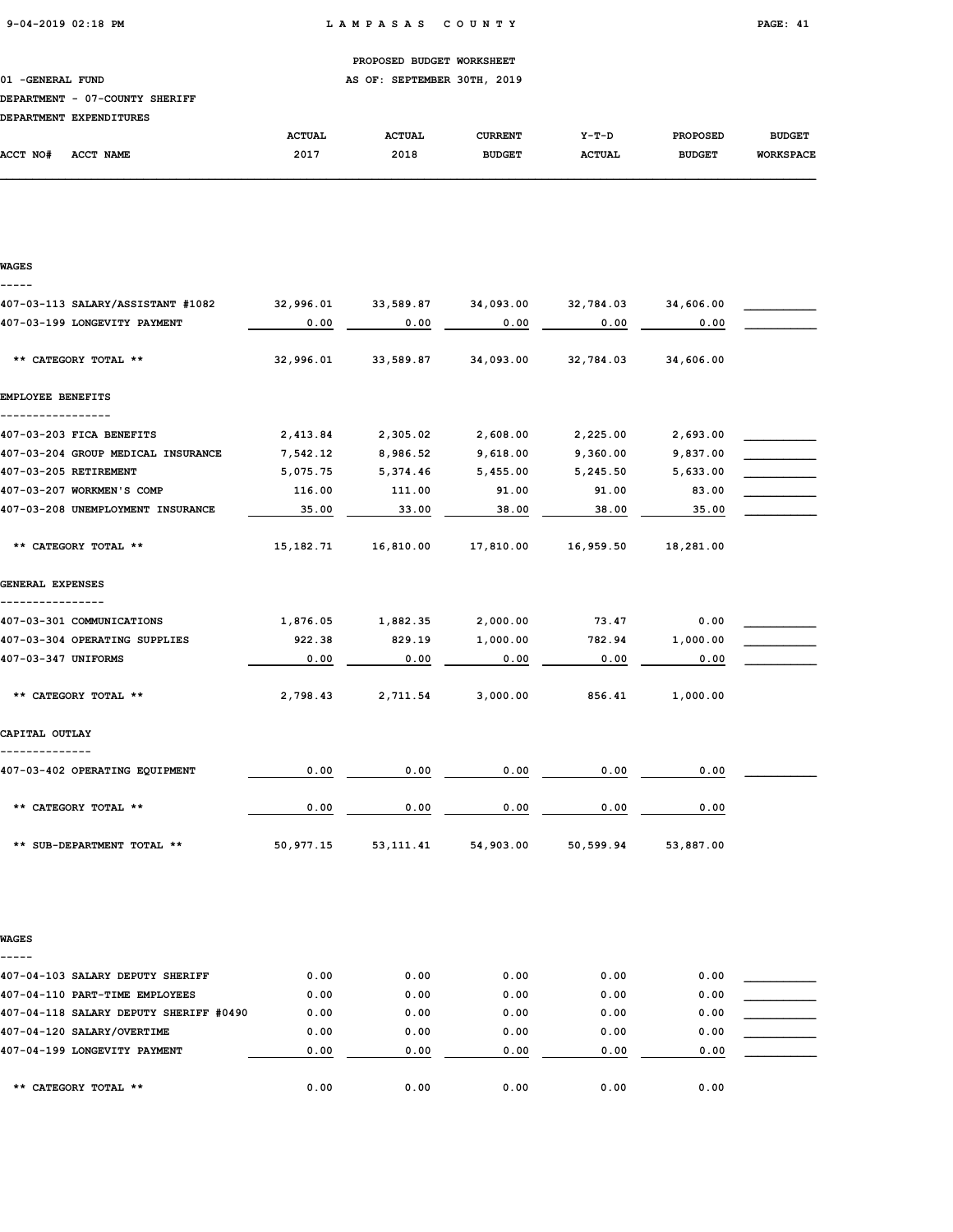LAMPASAS COUNTY

PROPOSED BUDGET WORKSHEET

01 -GENERAL FUND — AS OF: SEPTEMBER 30TH, 2019

DEPARTMENT - 07-COUNTY SHERIFF

DEPARTMENT EXPENDITURES

| ACCT NO# | ACCT NAME | ACTUAL 2017 | ACTUAL 2018 | CURRENT BUDGET | Y-T-D ACTUAL | PROPOSED BUDGET | BUDGET WORKSPACE |
|---|---|---|---|---|---|---|---|
| **WAGES** | | | | | | | |
| 407-03-113 | SALARY/ASSISTANT #1082 | 32,996.01 | 33,589.87 | 34,093.00 | 32,784.03 | 34,606.00 | |
| 407-03-199 | LONGEVITY PAYMENT | 0.00 | 0.00 | 0.00 | 0.00 | 0.00 | |
| | ** CATEGORY TOTAL ** | 32,996.01 | 33,589.87 | 34,093.00 | 32,784.03 | 34,606.00 | |
| **EMPLOYEE BENEFITS** | | | | | | | |
| 407-03-203 | FICA BENEFITS | 2,413.84 | 2,305.02 | 2,608.00 | 2,225.00 | 2,693.00 | |
| 407-03-204 | GROUP MEDICAL INSURANCE | 7,542.12 | 8,986.52 | 9,618.00 | 9,360.00 | 9,837.00 | |
| 407-03-205 | RETIREMENT | 5,075.75 | 5,374.46 | 5,455.00 | 5,245.50 | 5,633.00 | |
| 407-03-207 | WORKMEN'S COMP | 116.00 | 111.00 | 91.00 | 91.00 | 83.00 | |
| 407-03-208 | UNEMPLOYMENT INSURANCE | 35.00 | 33.00 | 38.00 | 38.00 | 35.00 | |
| | ** CATEGORY TOTAL ** | 15,182.71 | 16,810.00 | 17,810.00 | 16,959.50 | 18,281.00 | |
| **GENERAL EXPENSES** | | | | | | | |
| 407-03-301 | COMMUNICATIONS | 1,876.05 | 1,882.35 | 2,000.00 | 73.47 | 0.00 | |
| 407-03-304 | OPERATING SUPPLIES | 922.38 | 829.19 | 1,000.00 | 782.94 | 1,000.00 | |
| 407-03-347 | UNIFORMS | 0.00 | 0.00 | 0.00 | 0.00 | 0.00 | |
| | ** CATEGORY TOTAL ** | 2,798.43 | 2,711.54 | 3,000.00 | 856.41 | 1,000.00 | |
| **CAPITAL OUTLAY** | | | | | | | |
| 407-03-402 | OPERATING EQUIPMENT | 0.00 | 0.00 | 0.00 | 0.00 | 0.00 | |
| | ** CATEGORY TOTAL ** | 0.00 | 0.00 | 0.00 | 0.00 | 0.00 | |
| | ** SUB-DEPARTMENT TOTAL ** | 50,977.15 | 53,111.41 | 54,903.00 | 50,599.94 | 53,887.00 | |
| **WAGES** | | | | | | | |
| 407-04-103 | SALARY DEPUTY SHERIFF | 0.00 | 0.00 | 0.00 | 0.00 | 0.00 | |
| 407-04-110 | PART-TIME EMPLOYEES | 0.00 | 0.00 | 0.00 | 0.00 | 0.00 | |
| 407-04-118 | SALARY DEPUTY SHERIFF #0490 | 0.00 | 0.00 | 0.00 | 0.00 | 0.00 | |
| 407-04-120 | SALARY/OVERTIME | 0.00 | 0.00 | 0.00 | 0.00 | 0.00 | |
| 407-04-199 | LONGEVITY PAYMENT | 0.00 | 0.00 | 0.00 | 0.00 | 0.00 | |
| | ** CATEGORY TOTAL ** | 0.00 | 0.00 | 0.00 | 0.00 | 0.00 | |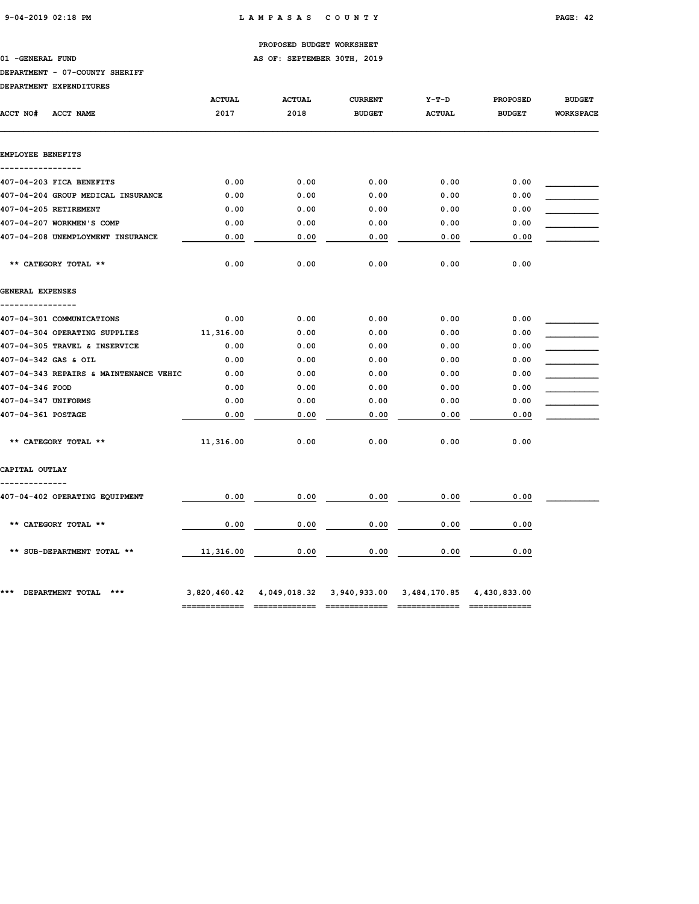PROPOSED BUDGET WORKSHEET

01 -GENERAL FUND — AS OF: SEPTEMBER 30TH, 2019

DEPARTMENT - 07-COUNTY SHERIFF

DEPARTMENT EXPENDITURES

| ACCT NO# ACCT NAME | ACTUAL 2017 | ACTUAL 2018 | CURRENT BUDGET | Y-T-D ACTUAL | PROPOSED BUDGET | BUDGET WORKSPACE |
|---|---|---|---|---|---|---|
| **EMPLOYEE BENEFITS** | | | | | | |
| 407-04-203 FICA BENEFITS | 0.00 | 0.00 | 0.00 | 0.00 | 0.00 | |
| 407-04-204 GROUP MEDICAL INSURANCE | 0.00 | 0.00 | 0.00 | 0.00 | 0.00 | |
| 407-04-205 RETIREMENT | 0.00 | 0.00 | 0.00 | 0.00 | 0.00 | |
| 407-04-207 WORKMEN'S COMP | 0.00 | 0.00 | 0.00 | 0.00 | 0.00 | |
| 407-04-208 UNEMPLOYMENT INSURANCE | 0.00 | 0.00 | 0.00 | 0.00 | 0.00 | |
| ** CATEGORY TOTAL ** | 0.00 | 0.00 | 0.00 | 0.00 | 0.00 | |
| **GENERAL EXPENSES** | | | | | | |
| 407-04-301 COMMUNICATIONS | 0.00 | 0.00 | 0.00 | 0.00 | 0.00 | |
| 407-04-304 OPERATING SUPPLIES | 11,316.00 | 0.00 | 0.00 | 0.00 | 0.00 | |
| 407-04-305 TRAVEL & INSERVICE | 0.00 | 0.00 | 0.00 | 0.00 | 0.00 | |
| 407-04-342 GAS & OIL | 0.00 | 0.00 | 0.00 | 0.00 | 0.00 | |
| 407-04-343 REPAIRS & MAINTENANCE VEHIC | 0.00 | 0.00 | 0.00 | 0.00 | 0.00 | |
| 407-04-346 FOOD | 0.00 | 0.00 | 0.00 | 0.00 | 0.00 | |
| 407-04-347 UNIFORMS | 0.00 | 0.00 | 0.00 | 0.00 | 0.00 | |
| 407-04-361 POSTAGE | 0.00 | 0.00 | 0.00 | 0.00 | 0.00 | |
| ** CATEGORY TOTAL ** | 11,316.00 | 0.00 | 0.00 | 0.00 | 0.00 | |
| **CAPITAL OUTLAY** | | | | | | |
| 407-04-402 OPERATING EQUIPMENT | 0.00 | 0.00 | 0.00 | 0.00 | 0.00 | |
| ** CATEGORY TOTAL ** | 0.00 | 0.00 | 0.00 | 0.00 | 0.00 | |
| ** SUB-DEPARTMENT TOTAL ** | 11,316.00 | 0.00 | 0.00 | 0.00 | 0.00 | |
| *** DEPARTMENT TOTAL *** | 3,820,460.42 | 4,049,018.32 | 3,940,933.00 | 3,484,170.85 | 4,430,833.00 | |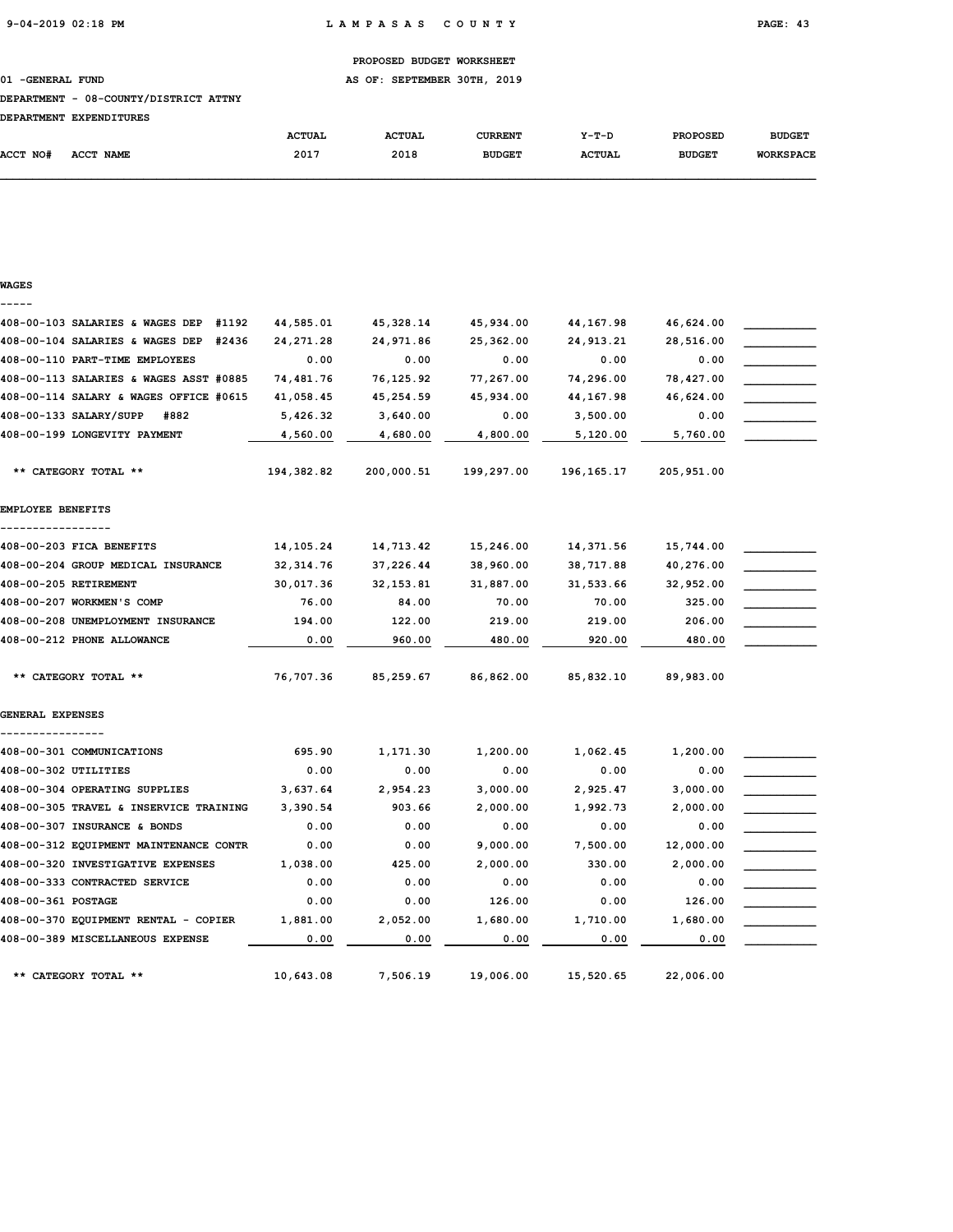PROPOSED BUDGET WORKSHEET

01 -GENERAL FUND — AS OF: SEPTEMBER 30TH, 2019

DEPARTMENT - 08-COUNTY/DISTRICT ATTNY

DEPARTMENT EXPENDITURES

| ACCT NO# ACCT NAME | ACTUAL 2017 | ACTUAL 2018 | CURRENT BUDGET | Y-T-D ACTUAL | PROPOSED BUDGET | BUDGET WORKSPACE |
|---|---|---|---|---|---|---|
| **WAGES** | | | | | | |
| 408-00-103 SALARIES & WAGES DEP #1192 | 44,585.01 | 45,328.14 | 45,934.00 | 44,167.98 | 46,624.00 | |
| 408-00-104 SALARIES & WAGES DEP #2436 | 24,271.28 | 24,971.86 | 25,362.00 | 24,913.21 | 28,516.00 | |
| 408-00-110 PART-TIME EMPLOYEES | 0.00 | 0.00 | 0.00 | 0.00 | 0.00 | |
| 408-00-113 SALARIES & WAGES ASST #0885 | 74,481.76 | 76,125.92 | 77,267.00 | 74,296.00 | 78,427.00 | |
| 408-00-114 SALARY & WAGES OFFICE #0615 | 41,058.45 | 45,254.59 | 45,934.00 | 44,167.98 | 46,624.00 | |
| 408-00-133 SALARY/SUPP #882 | 5,426.32 | 3,640.00 | 0.00 | 3,500.00 | 0.00 | |
| 408-00-199 LONGEVITY PAYMENT | 4,560.00 | 4,680.00 | 4,800.00 | 5,120.00 | 5,760.00 | |
| ** CATEGORY TOTAL ** | 194,382.82 | 200,000.51 | 199,297.00 | 196,165.17 | 205,951.00 | |
| **EMPLOYEE BENEFITS** | | | | | | |
| 408-00-203 FICA BENEFITS | 14,105.24 | 14,713.42 | 15,246.00 | 14,371.56 | 15,744.00 | |
| 408-00-204 GROUP MEDICAL INSURANCE | 32,314.76 | 37,226.44 | 38,960.00 | 38,717.88 | 40,276.00 | |
| 408-00-205 RETIREMENT | 30,017.36 | 32,153.81 | 31,887.00 | 31,533.66 | 32,952.00 | |
| 408-00-207 WORKMEN'S COMP | 76.00 | 84.00 | 70.00 | 70.00 | 325.00 | |
| 408-00-208 UNEMPLOYMENT INSURANCE | 194.00 | 122.00 | 219.00 | 219.00 | 206.00 | |
| 408-00-212 PHONE ALLOWANCE | 0.00 | 960.00 | 480.00 | 920.00 | 480.00 | |
| ** CATEGORY TOTAL ** | 76,707.36 | 85,259.67 | 86,862.00 | 85,832.10 | 89,983.00 | |
| **GENERAL EXPENSES** | | | | | | |
| 408-00-301 COMMUNICATIONS | 695.90 | 1,171.30 | 1,200.00 | 1,062.45 | 1,200.00 | |
| 408-00-302 UTILITIES | 0.00 | 0.00 | 0.00 | 0.00 | 0.00 | |
| 408-00-304 OPERATING SUPPLIES | 3,637.64 | 2,954.23 | 3,000.00 | 2,925.47 | 3,000.00 | |
| 408-00-305 TRAVEL & INSERVICE TRAINING | 3,390.54 | 903.66 | 2,000.00 | 1,992.73 | 2,000.00 | |
| 408-00-307 INSURANCE & BONDS | 0.00 | 0.00 | 0.00 | 0.00 | 0.00 | |
| 408-00-312 EQUIPMENT MAINTENANCE CONTR | 0.00 | 0.00 | 9,000.00 | 7,500.00 | 12,000.00 | |
| 408-00-320 INVESTIGATIVE EXPENSES | 1,038.00 | 425.00 | 2,000.00 | 330.00 | 2,000.00 | |
| 408-00-333 CONTRACTED SERVICE | 0.00 | 0.00 | 0.00 | 0.00 | 0.00 | |
| 408-00-361 POSTAGE | 0.00 | 0.00 | 126.00 | 0.00 | 126.00 | |
| 408-00-370 EQUIPMENT RENTAL - COPIER | 1,881.00 | 2,052.00 | 1,680.00 | 1,710.00 | 1,680.00 | |
| 408-00-389 MISCELLANEOUS EXPENSE | 0.00 | 0.00 | 0.00 | 0.00 | 0.00 | |
| ** CATEGORY TOTAL ** | 10,643.08 | 7,506.19 | 19,006.00 | 15,520.65 | 22,006.00 | |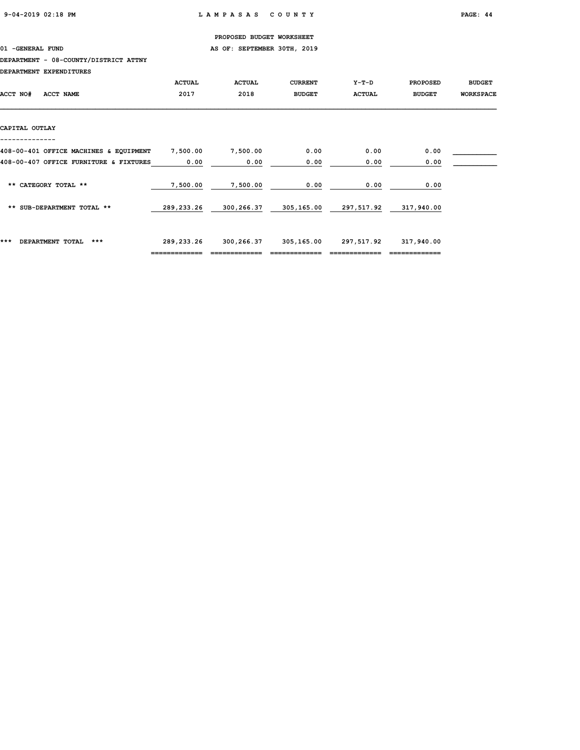PROPOSED BUDGET WORKSHEET

01 -GENERAL FUND AS OF: SEPTEMBER 30TH, 2019

DEPARTMENT - 08-COUNTY/DISTRICT ATTNY

DEPARTMENT EXPENDITURES

| ACCT NO# ACCT NAME | ACTUAL 2017 | ACTUAL 2018 | CURRENT BUDGET | Y-T-D ACTUAL | PROPOSED BUDGET | BUDGET WORKSPACE |
|---|---|---|---|---|---|---|
| **CAPITAL OUTLAY** | | | | | | |
| 408-00-401 OFFICE MACHINES & EQUIPMENT | 7,500.00 | 7,500.00 | 0.00 | 0.00 | 0.00 | |
| 408-00-407 OFFICE FURNITURE & FIXTURES | 0.00 | 0.00 | 0.00 | 0.00 | 0.00 | |
| ** CATEGORY TOTAL ** | 7,500.00 | 7,500.00 | 0.00 | 0.00 | 0.00 | |
| ** SUB-DEPARTMENT TOTAL ** | 289,233.26 | 300,266.37 | 305,165.00 | 297,517.92 | 317,940.00 | |
| *** DEPARTMENT TOTAL *** | 289,233.26 | 300,266.37 | 305,165.00 | 297,517.92 | 317,940.00 | |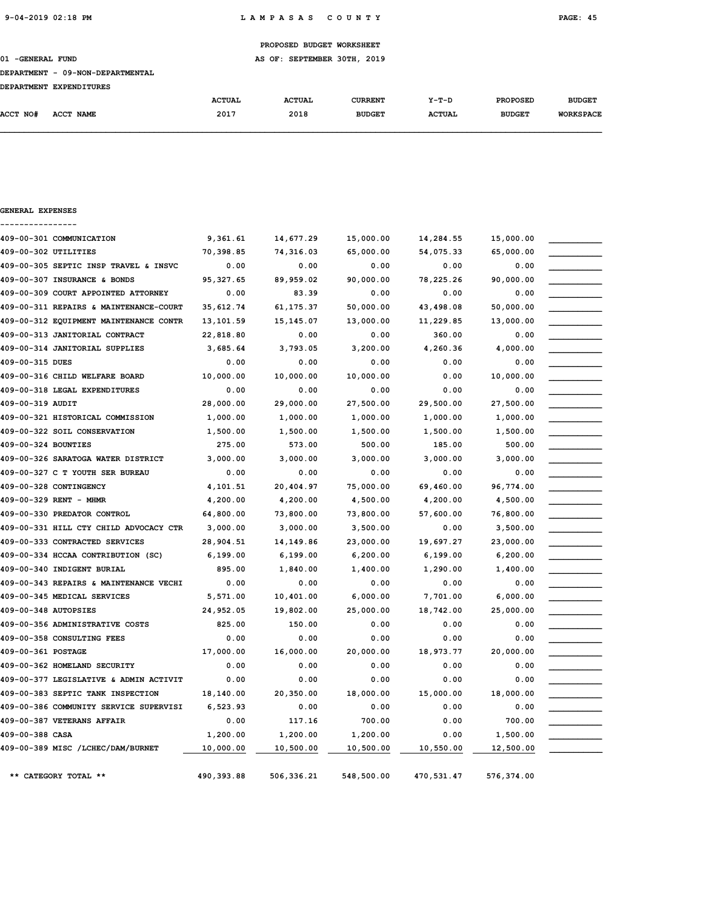PROPOSED BUDGET WORKSHEET

01 -GENERAL FUND — AS OF: SEPTEMBER 30TH, 2019

DEPARTMENT - 09-NON-DEPARTMENTAL

DEPARTMENT EXPENDITURES

GENERAL EXPENSES

| ACCT NO# | ACCT NAME | ACTUAL 2017 | ACTUAL 2018 | CURRENT BUDGET | Y-T-D ACTUAL | PROPOSED BUDGET | BUDGET WORKSPACE |
|---|---|---|---|---|---|---|---|
| 409-00-301 | COMMUNICATION | 9,361.61 | 14,677.29 | 15,000.00 | 14,284.55 | 15,000.00 | |
| 409-00-302 | UTILITIES | 70,398.85 | 74,316.03 | 65,000.00 | 54,075.33 | 65,000.00 | |
| 409-00-305 | SEPTIC INSP TRAVEL & INSVC | 0.00 | 0.00 | 0.00 | 0.00 | 0.00 | |
| 409-00-307 | INSURANCE & BONDS | 95,327.65 | 89,959.02 | 90,000.00 | 78,225.26 | 90,000.00 | |
| 409-00-309 | COURT APPOINTED ATTORNEY | 0.00 | 83.39 | 0.00 | 0.00 | 0.00 | |
| 409-00-311 | REPAIRS & MAINTENANCE-COURT | 35,612.74 | 61,175.37 | 50,000.00 | 43,498.08 | 50,000.00 | |
| 409-00-312 | EQUIPMENT MAINTENANCE CONTR | 13,101.59 | 15,145.07 | 13,000.00 | 11,229.85 | 13,000.00 | |
| 409-00-313 | JANITORIAL CONTRACT | 22,818.80 | 0.00 | 0.00 | 360.00 | 0.00 | |
| 409-00-314 | JANITORIAL SUPPLIES | 3,685.64 | 3,793.05 | 3,200.00 | 4,260.36 | 4,000.00 | |
| 409-00-315 | DUES | 0.00 | 0.00 | 0.00 | 0.00 | 0.00 | |
| 409-00-316 | CHILD WELFARE BOARD | 10,000.00 | 10,000.00 | 10,000.00 | 0.00 | 10,000.00 | |
| 409-00-318 | LEGAL EXPENDITURES | 0.00 | 0.00 | 0.00 | 0.00 | 0.00 | |
| 409-00-319 | AUDIT | 28,000.00 | 29,000.00 | 27,500.00 | 29,500.00 | 27,500.00 | |
| 409-00-321 | HISTORICAL COMMISSION | 1,000.00 | 1,000.00 | 1,000.00 | 1,000.00 | 1,000.00 | |
| 409-00-322 | SOIL CONSERVATION | 1,500.00 | 1,500.00 | 1,500.00 | 1,500.00 | 1,500.00 | |
| 409-00-324 | BOUNTIES | 275.00 | 573.00 | 500.00 | 185.00 | 500.00 | |
| 409-00-326 | SARATOGA WATER DISTRICT | 3,000.00 | 3,000.00 | 3,000.00 | 3,000.00 | 3,000.00 | |
| 409-00-327 | C T YOUTH SER BUREAU | 0.00 | 0.00 | 0.00 | 0.00 | 0.00 | |
| 409-00-328 | CONTINGENCY | 4,101.51 | 20,404.97 | 75,000.00 | 69,460.00 | 96,774.00 | |
| 409-00-329 | RENT - MHMR | 4,200.00 | 4,200.00 | 4,500.00 | 4,200.00 | 4,500.00 | |
| 409-00-330 | PREDATOR CONTROL | 64,800.00 | 73,800.00 | 73,800.00 | 57,600.00 | 76,800.00 | |
| 409-00-331 | HILL CTY CHILD ADVOCACY CTR | 3,000.00 | 3,000.00 | 3,500.00 | 0.00 | 3,500.00 | |
| 409-00-333 | CONTRACTED SERVICES | 28,904.51 | 14,149.86 | 23,000.00 | 19,697.27 | 23,000.00 | |
| 409-00-334 | HCCAA CONTRIBUTION (SC) | 6,199.00 | 6,199.00 | 6,200.00 | 6,199.00 | 6,200.00 | |
| 409-00-340 | INDIGENT BURIAL | 895.00 | 1,840.00 | 1,400.00 | 1,290.00 | 1,400.00 | |
| 409-00-343 | REPAIRS & MAINTENANCE VECHI | 0.00 | 0.00 | 0.00 | 0.00 | 0.00 | |
| 409-00-345 | MEDICAL SERVICES | 5,571.00 | 10,401.00 | 6,000.00 | 7,701.00 | 6,000.00 | |
| 409-00-348 | AUTOPSIES | 24,952.05 | 19,802.00 | 25,000.00 | 18,742.00 | 25,000.00 | |
| 409-00-356 | ADMINISTRATIVE COSTS | 825.00 | 150.00 | 0.00 | 0.00 | 0.00 | |
| 409-00-358 | CONSULTING FEES | 0.00 | 0.00 | 0.00 | 0.00 | 0.00 | |
| 409-00-361 | POSTAGE | 17,000.00 | 16,000.00 | 20,000.00 | 18,973.77 | 20,000.00 | |
| 409-00-362 | HOMELAND SECURITY | 0.00 | 0.00 | 0.00 | 0.00 | 0.00 | |
| 409-00-377 | LEGISLATIVE & ADMIN ACTIVIT | 0.00 | 0.00 | 0.00 | 0.00 | 0.00 | |
| 409-00-383 | SEPTIC TANK INSPECTION | 18,140.00 | 20,350.00 | 18,000.00 | 15,000.00 | 18,000.00 | |
| 409-00-386 | COMMUNITY SERVICE SUPERVISI | 6,523.93 | 0.00 | 0.00 | 0.00 | 0.00 | |
| 409-00-387 | VETERANS AFFAIR | 0.00 | 117.16 | 700.00 | 0.00 | 700.00 | |
| 409-00-388 | CASA | 1,200.00 | 1,200.00 | 1,200.00 | 0.00 | 1,500.00 | |
| 409-00-389 | MISC /LCHEC/DAM/BURNET | 10,000.00 | 10,500.00 | 10,500.00 | 10,550.00 | 12,500.00 | |
| | ** CATEGORY TOTAL ** | 490,393.88 | 506,336.21 | 548,500.00 | 470,531.47 | 576,374.00 | |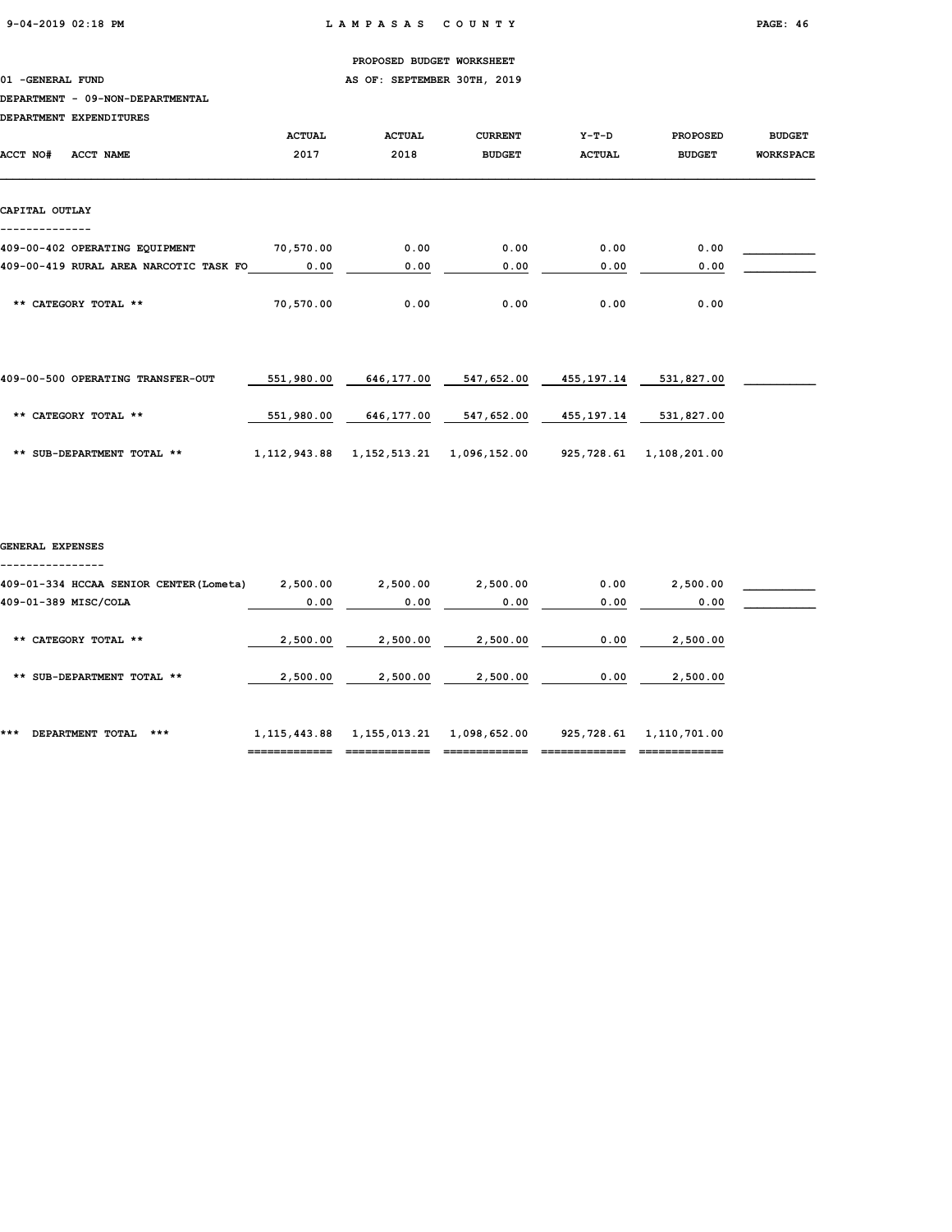PROPOSED BUDGET WORKSHEET

01 -GENERAL FUND AS OF: SEPTEMBER 30TH, 2019

DEPARTMENT - 09-NON-DEPARTMENTAL

DEPARTMENT EXPENDITURES

| ACCT NO# ACCT NAME | ACTUAL 2017 | ACTUAL 2018 | CURRENT BUDGET | Y-T-D ACTUAL | PROPOSED BUDGET | BUDGET WORKSPACE |
|---|---|---|---|---|---|---|
| **CAPITAL OUTLAY** | | | | | | |
| 409-00-402 OPERATING EQUIPMENT | 70,570.00 | 0.00 | 0.00 | 0.00 | 0.00 | |
| 409-00-419 RURAL AREA NARCOTIC TASK FO | 0.00 | 0.00 | 0.00 | 0.00 | 0.00 | |
| ** CATEGORY TOTAL ** | 70,570.00 | 0.00 | 0.00 | 0.00 | 0.00 | |
| 409-00-500 OPERATING TRANSFER-OUT | 551,980.00 | 646,177.00 | 547,652.00 | 455,197.14 | 531,827.00 | |
| ** CATEGORY TOTAL ** | 551,980.00 | 646,177.00 | 547,652.00 | 455,197.14 | 531,827.00 | |
| ** SUB-DEPARTMENT TOTAL ** | 1,112,943.88 | 1,152,513.21 | 1,096,152.00 | 925,728.61 | 1,108,201.00 | |
| **GENERAL EXPENSES** | | | | | | |
| 409-01-334 HCCAA SENIOR CENTER(Lometa) | 2,500.00 | 2,500.00 | 2,500.00 | 0.00 | 2,500.00 | |
| 409-01-389 MISC/COLA | 0.00 | 0.00 | 0.00 | 0.00 | 0.00 | |
| ** CATEGORY TOTAL ** | 2,500.00 | 2,500.00 | 2,500.00 | 0.00 | 2,500.00 | |
| ** SUB-DEPARTMENT TOTAL ** | 2,500.00 | 2,500.00 | 2,500.00 | 0.00 | 2,500.00 | |
| *** DEPARTMENT TOTAL *** | 1,115,443.88 | 1,155,013.21 | 1,098,652.00 | 925,728.61 | 1,110,701.00 | |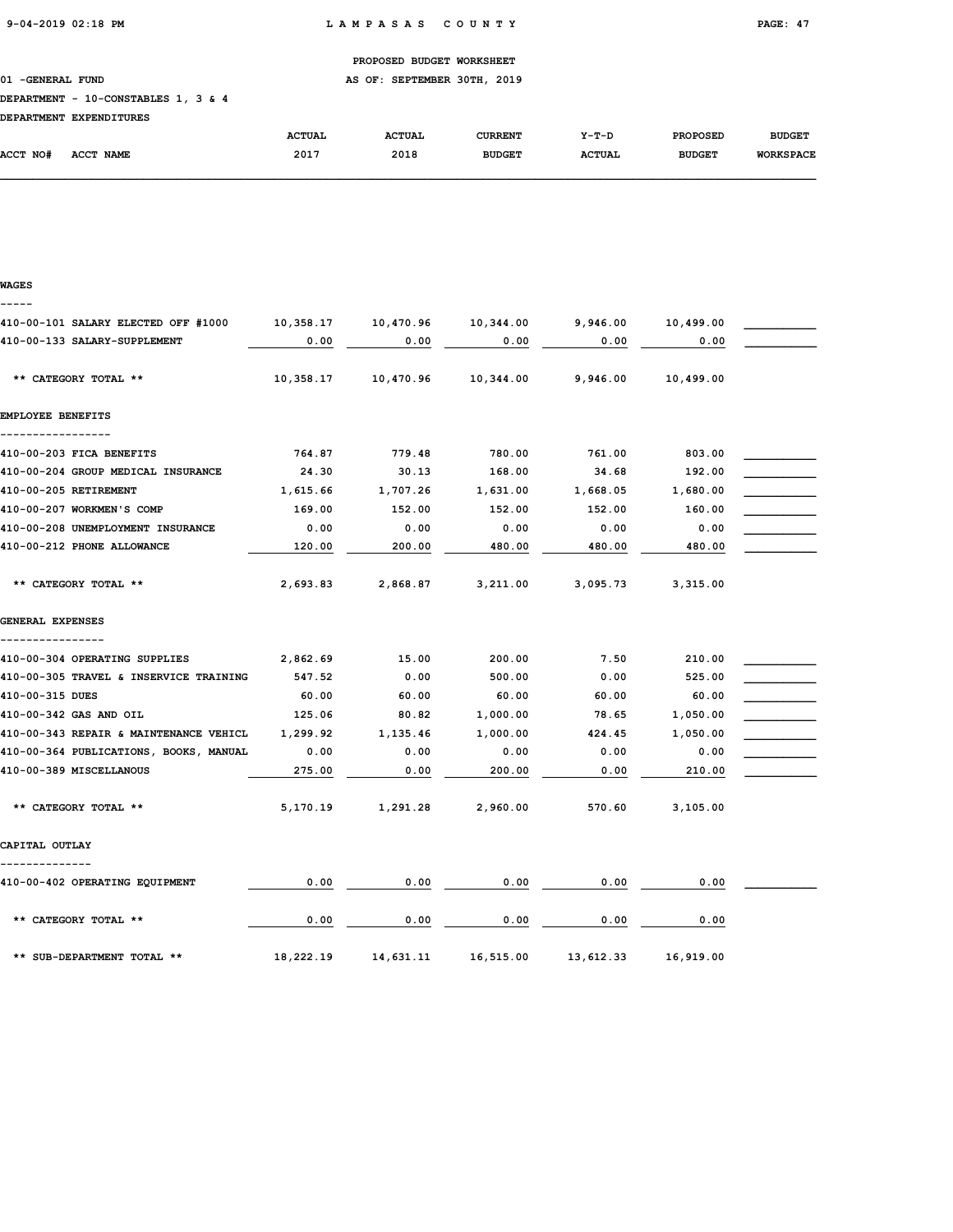PROPOSED BUDGET WORKSHEET

01 -GENERAL FUND AS OF: SEPTEMBER 30TH, 2019

DEPARTMENT - 10-CONSTABLES 1, 3 & 4

DEPARTMENT EXPENDITURES

| ACCT NO# ACCT NAME | ACTUAL 2017 | ACTUAL 2018 | CURRENT BUDGET | Y-T-D ACTUAL | PROPOSED BUDGET | BUDGET WORKSPACE |
|---|---|---|---|---|---|---|
| **WAGES** | | | | | | |
| 410-00-101 SALARY ELECTED OFF #1000 | 10,358.17 | 10,470.96 | 10,344.00 | 9,946.00 | 10,499.00 | |
| 410-00-133 SALARY-SUPPLEMENT | 0.00 | 0.00 | 0.00 | 0.00 | 0.00 | |
| ** CATEGORY TOTAL ** | 10,358.17 | 10,470.96 | 10,344.00 | 9,946.00 | 10,499.00 | |
| **EMPLOYEE BENEFITS** | | | | | | |
| 410-00-203 FICA BENEFITS | 764.87 | 779.48 | 780.00 | 761.00 | 803.00 | |
| 410-00-204 GROUP MEDICAL INSURANCE | 24.30 | 30.13 | 168.00 | 34.68 | 192.00 | |
| 410-00-205 RETIREMENT | 1,615.66 | 1,707.26 | 1,631.00 | 1,668.05 | 1,680.00 | |
| 410-00-207 WORKMEN'S COMP | 169.00 | 152.00 | 152.00 | 152.00 | 160.00 | |
| 410-00-208 UNEMPLOYMENT INSURANCE | 0.00 | 0.00 | 0.00 | 0.00 | 0.00 | |
| 410-00-212 PHONE ALLOWANCE | 120.00 | 200.00 | 480.00 | 480.00 | 480.00 | |
| ** CATEGORY TOTAL ** | 2,693.83 | 2,868.87 | 3,211.00 | 3,095.73 | 3,315.00 | |
| **GENERAL EXPENSES** | | | | | | |
| 410-00-304 OPERATING SUPPLIES | 2,862.69 | 15.00 | 200.00 | 7.50 | 210.00 | |
| 410-00-305 TRAVEL & INSERVICE TRAINING | 547.52 | 0.00 | 500.00 | 0.00 | 525.00 | |
| 410-00-315 DUES | 60.00 | 60.00 | 60.00 | 60.00 | 60.00 | |
| 410-00-342 GAS AND OIL | 125.06 | 80.82 | 1,000.00 | 78.65 | 1,050.00 | |
| 410-00-343 REPAIR & MAINTENANCE VEHICL | 1,299.92 | 1,135.46 | 1,000.00 | 424.45 | 1,050.00 | |
| 410-00-364 PUBLICATIONS, BOOKS, MANUAL | 0.00 | 0.00 | 0.00 | 0.00 | 0.00 | |
| 410-00-389 MISCELLANOUS | 275.00 | 0.00 | 200.00 | 0.00 | 210.00 | |
| ** CATEGORY TOTAL ** | 5,170.19 | 1,291.28 | 2,960.00 | 570.60 | 3,105.00 | |
| **CAPITAL OUTLAY** | | | | | | |
| 410-00-402 OPERATING EQUIPMENT | 0.00 | 0.00 | 0.00 | 0.00 | 0.00 | |
| ** CATEGORY TOTAL ** | 0.00 | 0.00 | 0.00 | 0.00 | 0.00 | |
| ** SUB-DEPARTMENT TOTAL ** | 18,222.19 | 14,631.11 | 16,515.00 | 13,612.33 | 16,919.00 | |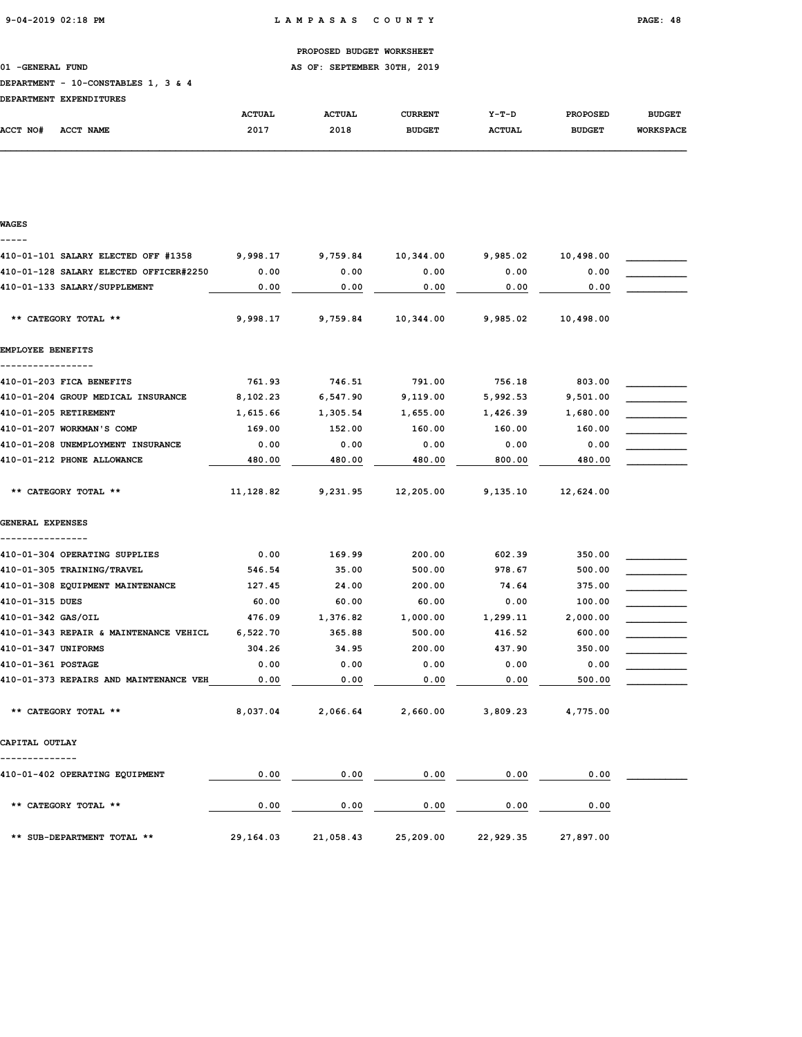PROPOSED BUDGET WORKSHEET

01 -GENERAL FUND — AS OF: SEPTEMBER 30TH, 2019

DEPARTMENT - 10-CONSTABLES 1, 3 & 4

DEPARTMENT EXPENDITURES

| ACCT NO# ACCT NAME | ACTUAL 2017 | ACTUAL 2018 | CURRENT BUDGET | Y-T-D ACTUAL | PROPOSED BUDGET | BUDGET WORKSPACE |
|---|---|---|---|---|---|---|
| **WAGES** | | | | | | |
| 410-01-101 SALARY ELECTED OFF #1358 | 9,998.17 | 9,759.84 | 10,344.00 | 9,985.02 | 10,498.00 | |
| 410-01-128 SALARY ELECTED OFFICER#2250 | 0.00 | 0.00 | 0.00 | 0.00 | 0.00 | |
| 410-01-133 SALARY/SUPPLEMENT | 0.00 | 0.00 | 0.00 | 0.00 | 0.00 | |
| ** CATEGORY TOTAL ** | 9,998.17 | 9,759.84 | 10,344.00 | 9,985.02 | 10,498.00 | |
| **EMPLOYEE BENEFITS** | | | | | | |
| 410-01-203 FICA BENEFITS | 761.93 | 746.51 | 791.00 | 756.18 | 803.00 | |
| 410-01-204 GROUP MEDICAL INSURANCE | 8,102.23 | 6,547.90 | 9,119.00 | 5,992.53 | 9,501.00 | |
| 410-01-205 RETIREMENT | 1,615.66 | 1,305.54 | 1,655.00 | 1,426.39 | 1,680.00 | |
| 410-01-207 WORKMAN'S COMP | 169.00 | 152.00 | 160.00 | 160.00 | 160.00 | |
| 410-01-208 UNEMPLOYMENT INSURANCE | 0.00 | 0.00 | 0.00 | 0.00 | 0.00 | |
| 410-01-212 PHONE ALLOWANCE | 480.00 | 480.00 | 480.00 | 800.00 | 480.00 | |
| ** CATEGORY TOTAL ** | 11,128.82 | 9,231.95 | 12,205.00 | 9,135.10 | 12,624.00 | |
| **GENERAL EXPENSES** | | | | | | |
| 410-01-304 OPERATING SUPPLIES | 0.00 | 169.99 | 200.00 | 602.39 | 350.00 | |
| 410-01-305 TRAINING/TRAVEL | 546.54 | 35.00 | 500.00 | 978.67 | 500.00 | |
| 410-01-308 EQUIPMENT MAINTENANCE | 127.45 | 24.00 | 200.00 | 74.64 | 375.00 | |
| 410-01-315 DUES | 60.00 | 60.00 | 60.00 | 0.00 | 100.00 | |
| 410-01-342 GAS/OIL | 476.09 | 1,376.82 | 1,000.00 | 1,299.11 | 2,000.00 | |
| 410-01-343 REPAIR & MAINTENANCE VEHICL | 6,522.70 | 365.88 | 500.00 | 416.52 | 600.00 | |
| 410-01-347 UNIFORMS | 304.26 | 34.95 | 200.00 | 437.90 | 350.00 | |
| 410-01-361 POSTAGE | 0.00 | 0.00 | 0.00 | 0.00 | 0.00 | |
| 410-01-373 REPAIRS AND MAINTENANCE VEH | 0.00 | 0.00 | 0.00 | 0.00 | 500.00 | |
| ** CATEGORY TOTAL ** | 8,037.04 | 2,066.64 | 2,660.00 | 3,809.23 | 4,775.00 | |
| **CAPITAL OUTLAY** | | | | | | |
| 410-01-402 OPERATING EQUIPMENT | 0.00 | 0.00 | 0.00 | 0.00 | 0.00 | |
| ** CATEGORY TOTAL ** | 0.00 | 0.00 | 0.00 | 0.00 | 0.00 | |
| ** SUB-DEPARTMENT TOTAL ** | 29,164.03 | 21,058.43 | 25,209.00 | 22,929.35 | 27,897.00 | |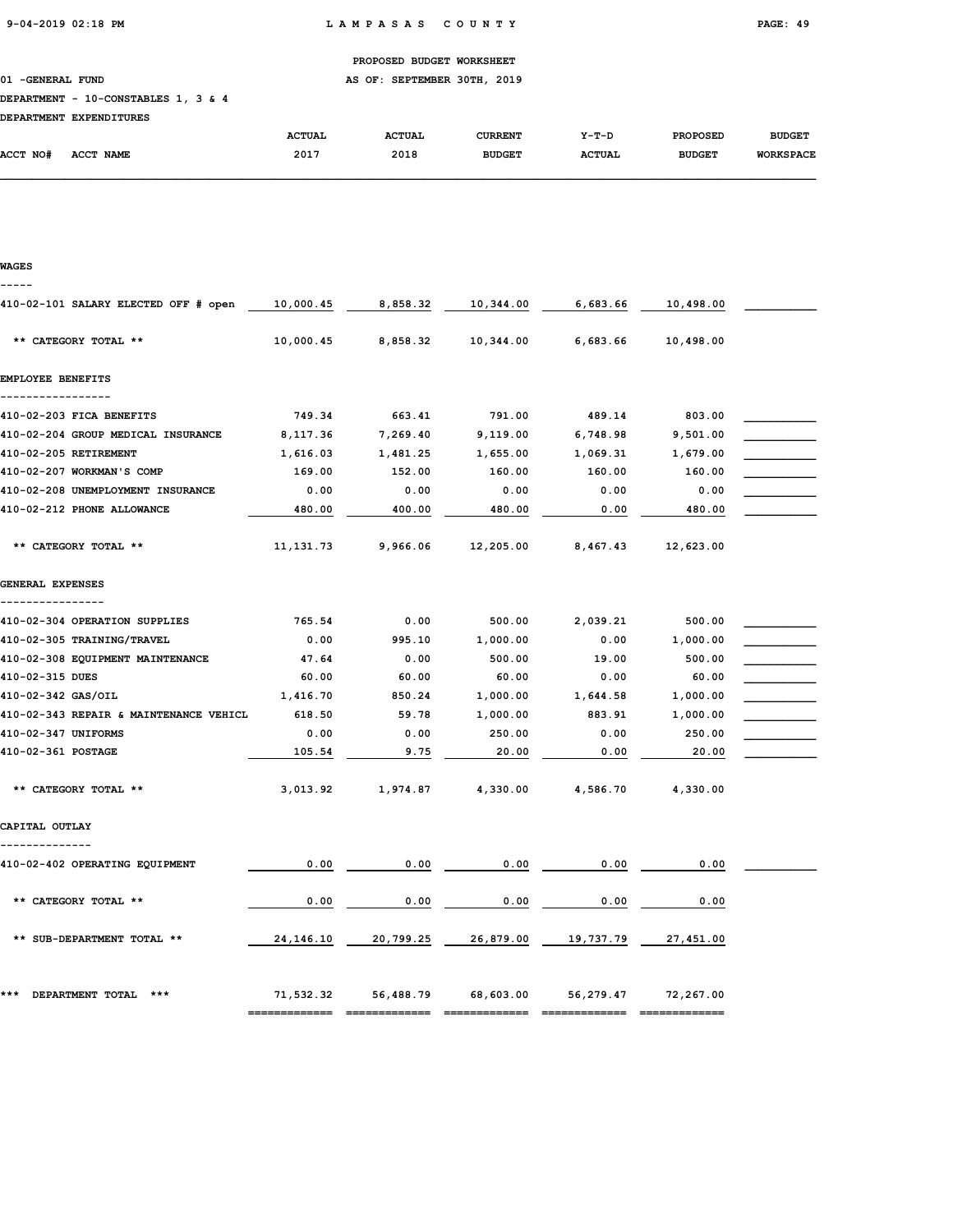PROPOSED BUDGET WORKSHEET

01 -GENERAL FUND — AS OF: SEPTEMBER 30TH, 2019

DEPARTMENT - 10-CONSTABLES 1, 3 & 4

DEPARTMENT EXPENDITURES

| ACCT NO# ACCT NAME | ACTUAL 2017 | ACTUAL 2018 | CURRENT BUDGET | Y-T-D ACTUAL | PROPOSED BUDGET | BUDGET WORKSPACE |
|---|---|---|---|---|---|---|
| **WAGES** | | | | | | |
| 410-02-101 SALARY ELECTED OFF # open | 10,000.45 | 8,858.32 | 10,344.00 | 6,683.66 | 10,498.00 | |
| ** CATEGORY TOTAL ** | 10,000.45 | 8,858.32 | 10,344.00 | 6,683.66 | 10,498.00 | |
| **EMPLOYEE BENEFITS** | | | | | | |
| 410-02-203 FICA BENEFITS | 749.34 | 663.41 | 791.00 | 489.14 | 803.00 | |
| 410-02-204 GROUP MEDICAL INSURANCE | 8,117.36 | 7,269.40 | 9,119.00 | 6,748.98 | 9,501.00 | |
| 410-02-205 RETIREMENT | 1,616.03 | 1,481.25 | 1,655.00 | 1,069.31 | 1,679.00 | |
| 410-02-207 WORKMAN'S COMP | 169.00 | 152.00 | 160.00 | 160.00 | 160.00 | |
| 410-02-208 UNEMPLOYMENT INSURANCE | 0.00 | 0.00 | 0.00 | 0.00 | 0.00 | |
| 410-02-212 PHONE ALLOWANCE | 480.00 | 400.00 | 480.00 | 0.00 | 480.00 | |
| ** CATEGORY TOTAL ** | 11,131.73 | 9,966.06 | 12,205.00 | 8,467.43 | 12,623.00 | |
| **GENERAL EXPENSES** | | | | | | |
| 410-02-304 OPERATION SUPPLIES | 765.54 | 0.00 | 500.00 | 2,039.21 | 500.00 | |
| 410-02-305 TRAINING/TRAVEL | 0.00 | 995.10 | 1,000.00 | 0.00 | 1,000.00 | |
| 410-02-308 EQUIPMENT MAINTENANCE | 47.64 | 0.00 | 500.00 | 19.00 | 500.00 | |
| 410-02-315 DUES | 60.00 | 60.00 | 60.00 | 0.00 | 60.00 | |
| 410-02-342 GAS/OIL | 1,416.70 | 850.24 | 1,000.00 | 1,644.58 | 1,000.00 | |
| 410-02-343 REPAIR & MAINTENANCE VEHICL | 618.50 | 59.78 | 1,000.00 | 883.91 | 1,000.00 | |
| 410-02-347 UNIFORMS | 0.00 | 0.00 | 250.00 | 0.00 | 250.00 | |
| 410-02-361 POSTAGE | 105.54 | 9.75 | 20.00 | 0.00 | 20.00 | |
| ** CATEGORY TOTAL ** | 3,013.92 | 1,974.87 | 4,330.00 | 4,586.70 | 4,330.00 | |
| **CAPITAL OUTLAY** | | | | | | |
| 410-02-402 OPERATING EQUIPMENT | 0.00 | 0.00 | 0.00 | 0.00 | 0.00 | |
| ** CATEGORY TOTAL ** | 0.00 | 0.00 | 0.00 | 0.00 | 0.00 | |
| ** SUB-DEPARTMENT TOTAL ** | 24,146.10 | 20,799.25 | 26,879.00 | 19,737.79 | 27,451.00 | |
| *** DEPARTMENT TOTAL *** | 71,532.32 | 56,488.79 | 68,603.00 | 56,279.47 | 72,267.00 | |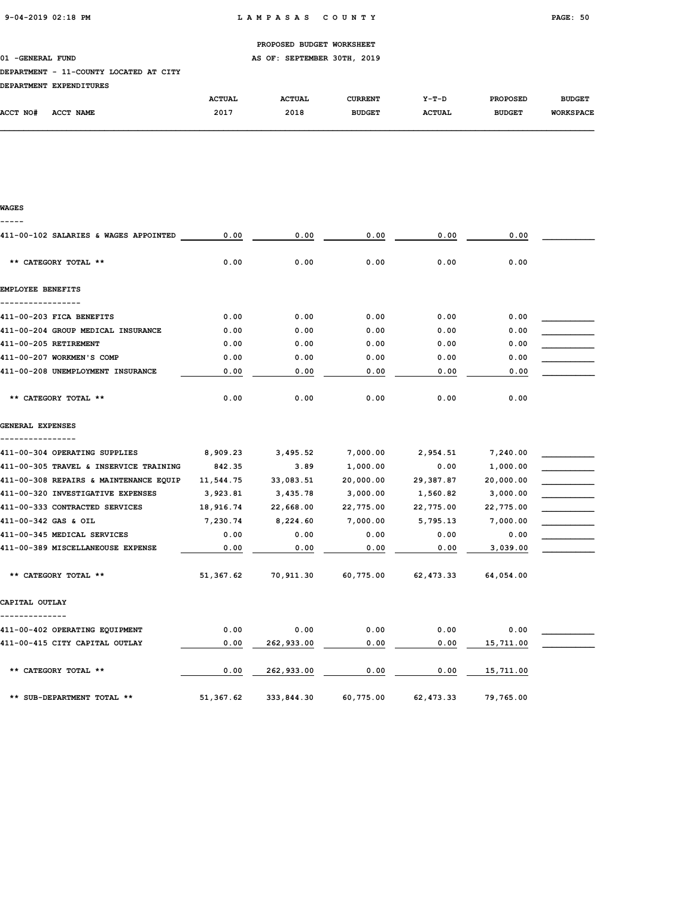PROPOSED BUDGET WORKSHEET

01 -GENERAL FUND — AS OF: SEPTEMBER 30TH, 2019

DEPARTMENT - 11-COUNTY LOCATED AT CITY

DEPARTMENT EXPENDITURES

| ACCT NO# ACCT NAME | ACTUAL 2017 | ACTUAL 2018 | CURRENT BUDGET | Y-T-D ACTUAL | PROPOSED BUDGET | BUDGET WORKSPACE |
|---|---|---|---|---|---|---|
| **WAGES** | | | | | | |
| 411-00-102 SALARIES & WAGES APPOINTED | 0.00 | 0.00 | 0.00 | 0.00 | 0.00 | |
| ** CATEGORY TOTAL ** | 0.00 | 0.00 | 0.00 | 0.00 | 0.00 | |
| **EMPLOYEE BENEFITS** | | | | | | |
| 411-00-203 FICA BENEFITS | 0.00 | 0.00 | 0.00 | 0.00 | 0.00 | |
| 411-00-204 GROUP MEDICAL INSURANCE | 0.00 | 0.00 | 0.00 | 0.00 | 0.00 | |
| 411-00-205 RETIREMENT | 0.00 | 0.00 | 0.00 | 0.00 | 0.00 | |
| 411-00-207 WORKMEN'S COMP | 0.00 | 0.00 | 0.00 | 0.00 | 0.00 | |
| 411-00-208 UNEMPLOYMENT INSURANCE | 0.00 | 0.00 | 0.00 | 0.00 | 0.00 | |
| ** CATEGORY TOTAL ** | 0.00 | 0.00 | 0.00 | 0.00 | 0.00 | |
| **GENERAL EXPENSES** | | | | | | |
| 411-00-304 OPERATING SUPPLIES | 8,909.23 | 3,495.52 | 7,000.00 | 2,954.51 | 7,240.00 | |
| 411-00-305 TRAVEL & INSERVICE TRAINING | 842.35 | 3.89 | 1,000.00 | 0.00 | 1,000.00 | |
| 411-00-308 REPAIRS & MAINTENANCE EQUIP | 11,544.75 | 33,083.51 | 20,000.00 | 29,387.87 | 20,000.00 | |
| 411-00-320 INVESTIGATIVE EXPENSES | 3,923.81 | 3,435.78 | 3,000.00 | 1,560.82 | 3,000.00 | |
| 411-00-333 CONTRACTED SERVICES | 18,916.74 | 22,668.00 | 22,775.00 | 22,775.00 | 22,775.00 | |
| 411-00-342 GAS & OIL | 7,230.74 | 8,224.60 | 7,000.00 | 5,795.13 | 7,000.00 | |
| 411-00-345 MEDICAL SERVICES | 0.00 | 0.00 | 0.00 | 0.00 | 0.00 | |
| 411-00-389 MISCELLANEOUSE EXPENSE | 0.00 | 0.00 | 0.00 | 0.00 | 3,039.00 | |
| ** CATEGORY TOTAL ** | 51,367.62 | 70,911.30 | 60,775.00 | 62,473.33 | 64,054.00 | |
| **CAPITAL OUTLAY** | | | | | | |
| 411-00-402 OPERATING EQUIPMENT | 0.00 | 0.00 | 0.00 | 0.00 | 0.00 | |
| 411-00-415 CITY CAPITAL OUTLAY | 0.00 | 262,933.00 | 0.00 | 0.00 | 15,711.00 | |
| ** CATEGORY TOTAL ** | 0.00 | 262,933.00 | 0.00 | 0.00 | 15,711.00 | |
| ** SUB-DEPARTMENT TOTAL ** | 51,367.62 | 333,844.30 | 60,775.00 | 62,473.33 | 79,765.00 | |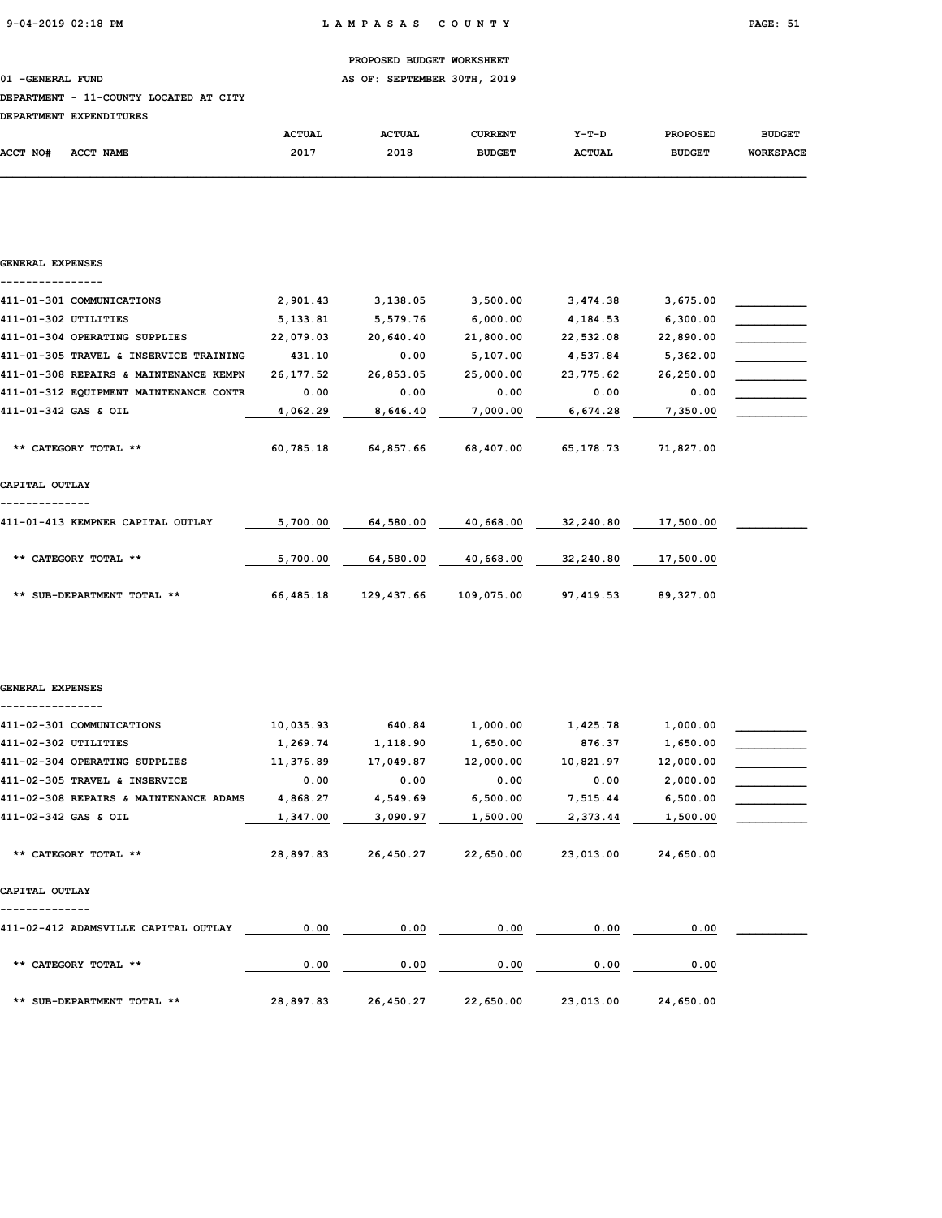PROPOSED BUDGET WORKSHEET

01 -GENERAL FUND AS OF: SEPTEMBER 30TH, 2019

DEPARTMENT - 11-COUNTY LOCATED AT CITY

DEPARTMENT EXPENDITURES

| ACCT NO# ACCT NAME | ACTUAL 2017 | ACTUAL 2018 | CURRENT BUDGET | Y-T-D ACTUAL | PROPOSED BUDGET | BUDGET WORKSPACE |
|---|---|---|---|---|---|---|
| **GENERAL EXPENSES** | | | | | | |
| 411-01-301 COMMUNICATIONS | 2,901.43 | 3,138.05 | 3,500.00 | 3,474.38 | 3,675.00 | |
| 411-01-302 UTILITIES | 5,133.81 | 5,579.76 | 6,000.00 | 4,184.53 | 6,300.00 | |
| 411-01-304 OPERATING SUPPLIES | 22,079.03 | 20,640.40 | 21,800.00 | 22,532.08 | 22,890.00 | |
| 411-01-305 TRAVEL & INSERVICE TRAINING | 431.10 | 0.00 | 5,107.00 | 4,537.84 | 5,362.00 | |
| 411-01-308 REPAIRS & MAINTENANCE KEMPN | 26,177.52 | 26,853.05 | 25,000.00 | 23,775.62 | 26,250.00 | |
| 411-01-312 EQUIPMENT MAINTENANCE CONTR | 0.00 | 0.00 | 0.00 | 0.00 | 0.00 | |
| 411-01-342 GAS & OIL | 4,062.29 | 8,646.40 | 7,000.00 | 6,674.28 | 7,350.00 | |
| ** CATEGORY TOTAL ** | 60,785.18 | 64,857.66 | 68,407.00 | 65,178.73 | 71,827.00 | |
| **CAPITAL OUTLAY** | | | | | | |
| 411-01-413 KEMPNER CAPITAL OUTLAY | 5,700.00 | 64,580.00 | 40,668.00 | 32,240.80 | 17,500.00 | |
| ** CATEGORY TOTAL ** | 5,700.00 | 64,580.00 | 40,668.00 | 32,240.80 | 17,500.00 | |
| ** SUB-DEPARTMENT TOTAL ** | 66,485.18 | 129,437.66 | 109,075.00 | 97,419.53 | 89,327.00 | |
| **GENERAL EXPENSES** | | | | | | |
| 411-02-301 COMMUNICATIONS | 10,035.93 | 640.84 | 1,000.00 | 1,425.78 | 1,000.00 | |
| 411-02-302 UTILITIES | 1,269.74 | 1,118.90 | 1,650.00 | 876.37 | 1,650.00 | |
| 411-02-304 OPERATING SUPPLIES | 11,376.89 | 17,049.87 | 12,000.00 | 10,821.97 | 12,000.00 | |
| 411-02-305 TRAVEL & INSERVICE | 0.00 | 0.00 | 0.00 | 0.00 | 2,000.00 | |
| 411-02-308 REPAIRS & MAINTENANCE ADAMS | 4,868.27 | 4,549.69 | 6,500.00 | 7,515.44 | 6,500.00 | |
| 411-02-342 GAS & OIL | 1,347.00 | 3,090.97 | 1,500.00 | 2,373.44 | 1,500.00 | |
| ** CATEGORY TOTAL ** | 28,897.83 | 26,450.27 | 22,650.00 | 23,013.00 | 24,650.00 | |
| **CAPITAL OUTLAY** | | | | | | |
| 411-02-412 ADAMSVILLE CAPITAL OUTLAY | 0.00 | 0.00 | 0.00 | 0.00 | 0.00 | |
| ** CATEGORY TOTAL ** | 0.00 | 0.00 | 0.00 | 0.00 | 0.00 | |
| ** SUB-DEPARTMENT TOTAL ** | 28,897.83 | 26,450.27 | 22,650.00 | 23,013.00 | 24,650.00 | |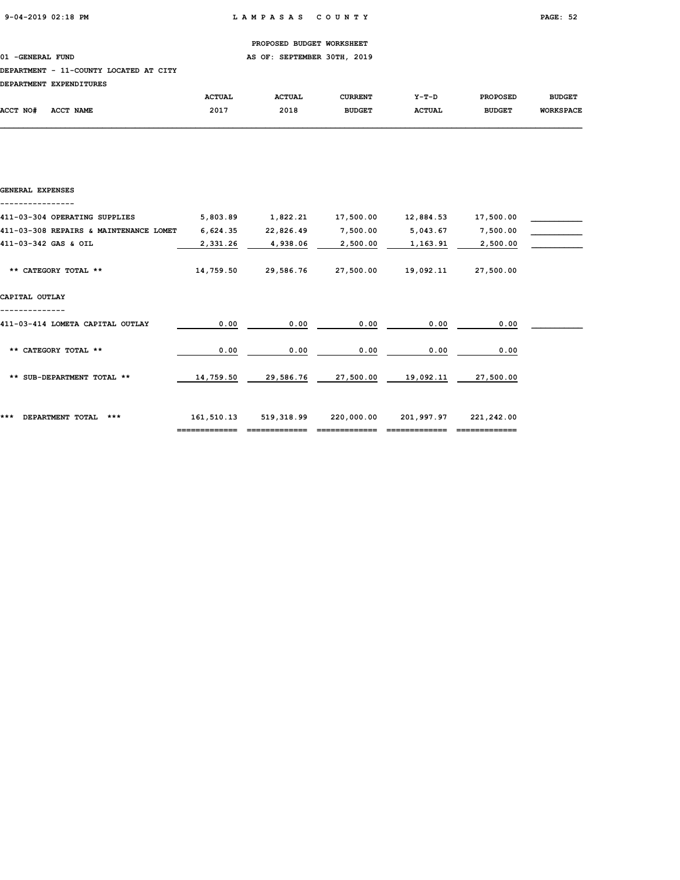PROPOSED BUDGET WORKSHEET

01 -GENERAL FUND — AS OF: SEPTEMBER 30TH, 2019

DEPARTMENT - 11-COUNTY LOCATED AT CITY

DEPARTMENT EXPENDITURES

| ACCT NO# ACCT NAME | ACTUAL 2017 | ACTUAL 2018 | CURRENT BUDGET | Y-T-D ACTUAL | PROPOSED BUDGET | BUDGET WORKSPACE |
|---|---|---|---|---|---|---|
| **GENERAL EXPENSES** | | | | | | |
| 411-03-304 OPERATING SUPPLIES | 5,803.89 | 1,822.21 | 17,500.00 | 12,884.53 | 17,500.00 | |
| 411-03-308 REPAIRS & MAINTENANCE LOMET | 6,624.35 | 22,826.49 | 7,500.00 | 5,043.67 | 7,500.00 | |
| 411-03-342 GAS & OIL | 2,331.26 | 4,938.06 | 2,500.00 | 1,163.91 | 2,500.00 | |
| ** CATEGORY TOTAL ** | 14,759.50 | 29,586.76 | 27,500.00 | 19,092.11 | 27,500.00 | |
| **CAPITAL OUTLAY** | | | | | | |
| 411-03-414 LOMETA CAPITAL OUTLAY | 0.00 | 0.00 | 0.00 | 0.00 | 0.00 | |
| ** CATEGORY TOTAL ** | 0.00 | 0.00 | 0.00 | 0.00 | 0.00 | |
| ** SUB-DEPARTMENT TOTAL ** | 14,759.50 | 29,586.76 | 27,500.00 | 19,092.11 | 27,500.00 | |
| *** DEPARTMENT TOTAL *** | 161,510.13 | 519,318.99 | 220,000.00 | 201,997.97 | 221,242.00 | |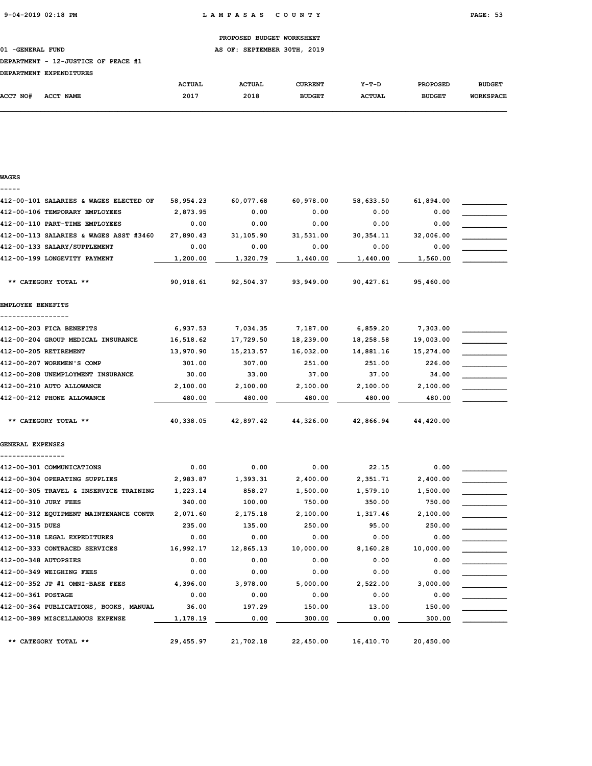PROPOSED BUDGET WORKSHEET

01 -GENERAL FUND — AS OF: SEPTEMBER 30TH, 2019

DEPARTMENT - 12-JUSTICE OF PEACE #1

DEPARTMENT EXPENDITURES

| ACCT NO# | ACCT NAME | ACTUAL 2017 | ACTUAL 2018 | CURRENT BUDGET | Y-T-D ACTUAL | PROPOSED BUDGET | BUDGET WORKSPACE |
|---|---|---|---|---|---|---|---|
| **WAGES** | | | | | | | |
| 412-00-101 | SALARIES & WAGES ELECTED OF | 58,954.23 | 60,077.68 | 60,978.00 | 58,633.50 | 61,894.00 | |
| 412-00-106 | TEMPORARY EMPLOYEES | 2,873.95 | 0.00 | 0.00 | 0.00 | 0.00 | |
| 412-00-110 | PART-TIME EMPLOYEES | 0.00 | 0.00 | 0.00 | 0.00 | 0.00 | |
| 412-00-113 | SALARIES & WAGES ASST #3460 | 27,890.43 | 31,105.90 | 31,531.00 | 30,354.11 | 32,006.00 | |
| 412-00-133 | SALARY/SUPPLEMENT | 0.00 | 0.00 | 0.00 | 0.00 | 0.00 | |
| 412-00-199 | LONGEVITY PAYMENT | 1,200.00 | 1,320.79 | 1,440.00 | 1,440.00 | 1,560.00 | |
| | ** CATEGORY TOTAL ** | 90,918.61 | 92,504.37 | 93,949.00 | 90,427.61 | 95,460.00 | |
| **EMPLOYEE BENEFITS** | | | | | | | |
| 412-00-203 | FICA BENEFITS | 6,937.53 | 7,034.35 | 7,187.00 | 6,859.20 | 7,303.00 | |
| 412-00-204 | GROUP MEDICAL INSURANCE | 16,518.62 | 17,729.50 | 18,239.00 | 18,258.58 | 19,003.00 | |
| 412-00-205 | RETIREMENT | 13,970.90 | 15,213.57 | 16,032.00 | 14,881.16 | 15,274.00 | |
| 412-00-207 | WORKMEN'S COMP | 301.00 | 307.00 | 251.00 | 251.00 | 226.00 | |
| 412-00-208 | UNEMPLOYMENT INSURANCE | 30.00 | 33.00 | 37.00 | 37.00 | 34.00 | |
| 412-00-210 | AUTO ALLOWANCE | 2,100.00 | 2,100.00 | 2,100.00 | 2,100.00 | 2,100.00 | |
| 412-00-212 | PHONE ALLOWANCE | 480.00 | 480.00 | 480.00 | 480.00 | 480.00 | |
| | ** CATEGORY TOTAL ** | 40,338.05 | 42,897.42 | 44,326.00 | 42,866.94 | 44,420.00 | |
| **GENERAL EXPENSES** | | | | | | | |
| 412-00-301 | COMMUNICATIONS | 0.00 | 0.00 | 0.00 | 22.15 | 0.00 | |
| 412-00-304 | OPERATING SUPPLIES | 2,983.87 | 1,393.31 | 2,400.00 | 2,351.71 | 2,400.00 | |
| 412-00-305 | TRAVEL & INSERVICE TRAINING | 1,223.14 | 858.27 | 1,500.00 | 1,579.10 | 1,500.00 | |
| 412-00-310 | JURY FEES | 340.00 | 100.00 | 750.00 | 350.00 | 750.00 | |
| 412-00-312 | EQUIPMENT MAINTENANCE CONTR | 2,071.60 | 2,175.18 | 2,100.00 | 1,317.46 | 2,100.00 | |
| 412-00-315 | DUES | 235.00 | 135.00 | 250.00 | 95.00 | 250.00 | |
| 412-00-318 | LEGAL EXPEDITURES | 0.00 | 0.00 | 0.00 | 0.00 | 0.00 | |
| 412-00-333 | CONTRACED SERVICES | 16,992.17 | 12,865.13 | 10,000.00 | 8,160.28 | 10,000.00 | |
| 412-00-348 | AUTOPSIES | 0.00 | 0.00 | 0.00 | 0.00 | 0.00 | |
| 412-00-349 | WEIGHING FEES | 0.00 | 0.00 | 0.00 | 0.00 | 0.00 | |
| 412-00-352 | JP #1 OMNI-BASE FEES | 4,396.00 | 3,978.00 | 5,000.00 | 2,522.00 | 3,000.00 | |
| 412-00-361 | POSTAGE | 0.00 | 0.00 | 0.00 | 0.00 | 0.00 | |
| 412-00-364 | PUBLICATIONS, BOOKS, MANUAL | 36.00 | 197.29 | 150.00 | 13.00 | 150.00 | |
| 412-00-389 | MISCELLANOUS EXPENSE | 1,178.19 | 0.00 | 300.00 | 0.00 | 300.00 | |
| | ** CATEGORY TOTAL ** | 29,455.97 | 21,702.18 | 22,450.00 | 16,410.70 | 20,450.00 | |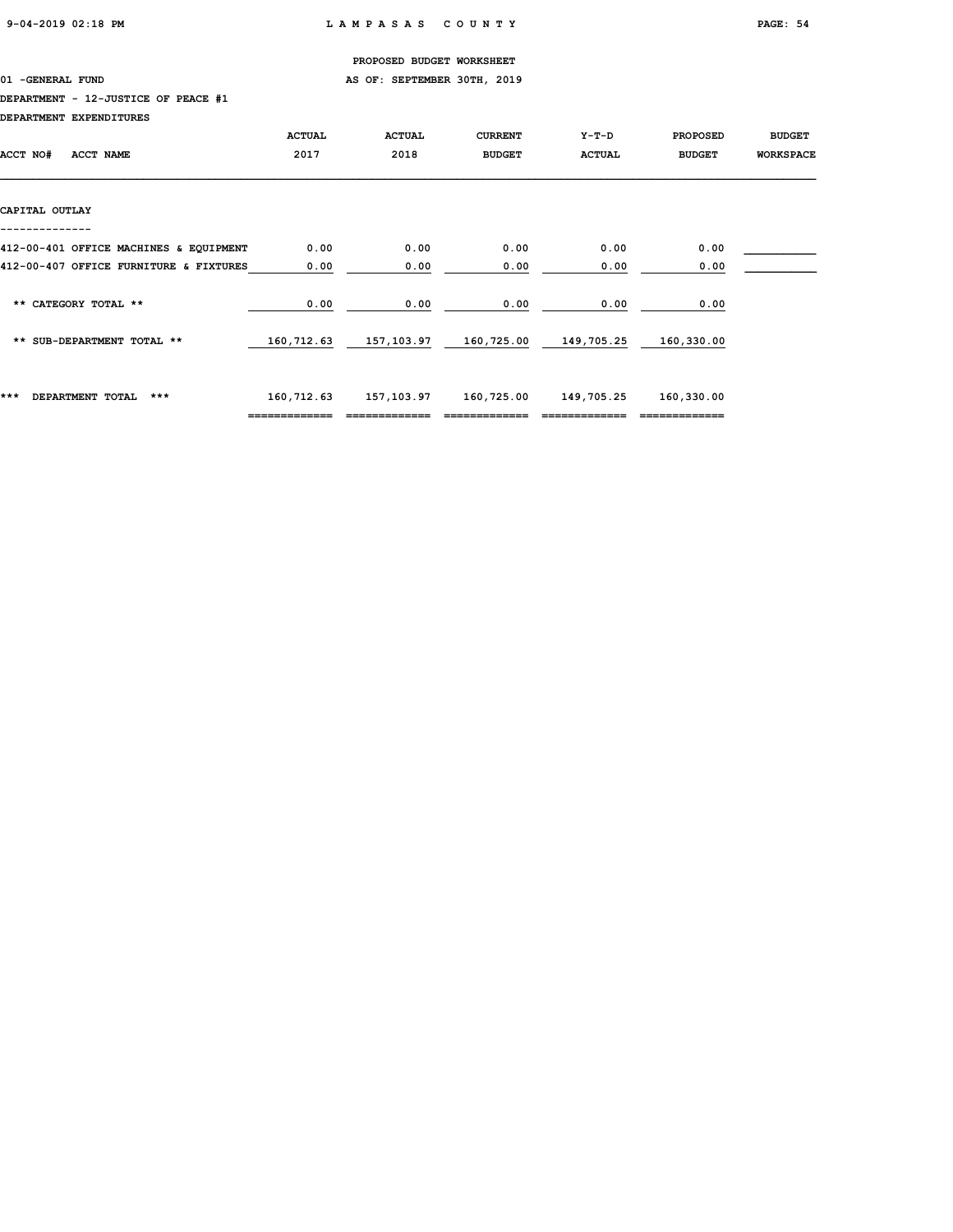PROPOSED BUDGET WORKSHEET

01 -GENERAL FUND AS OF: SEPTEMBER 30TH, 2019

DEPARTMENT - 12-JUSTICE OF PEACE #1

DEPARTMENT EXPENDITURES

| ACCT NO# ACCT NAME | ACTUAL 2017 | ACTUAL 2018 | CURRENT BUDGET | Y-T-D ACTUAL | PROPOSED BUDGET | BUDGET WORKSPACE |
|---|---|---|---|---|---|---|
| **CAPITAL OUTLAY** | | | | | | |
| 412-00-401 OFFICE MACHINES & EQUIPMENT | 0.00 | 0.00 | 0.00 | 0.00 | 0.00 | ___________ |
| 412-00-407 OFFICE FURNITURE & FIXTURES | 0.00 | 0.00 | 0.00 | 0.00 | 0.00 | ___________ |
| ** CATEGORY TOTAL ** | 0.00 | 0.00 | 0.00 | 0.00 | 0.00 | |
| ** SUB-DEPARTMENT TOTAL ** | 160,712.63 | 157,103.97 | 160,725.00 | 149,705.25 | 160,330.00 | |
| *** DEPARTMENT TOTAL *** | 160,712.63 | 157,103.97 | 160,725.00 | 149,705.25 | 160,330.00 | |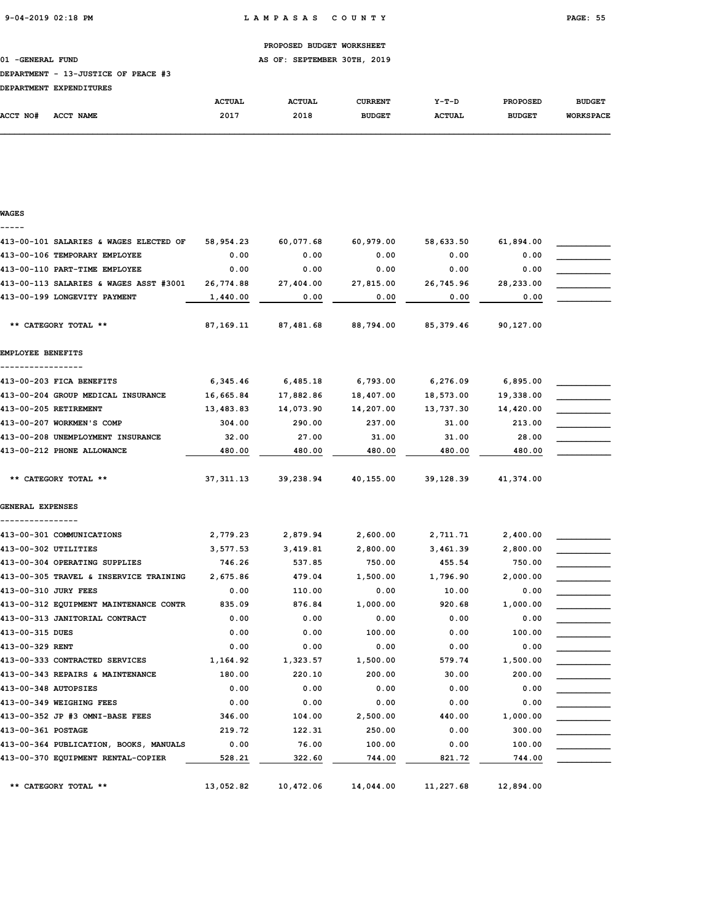PROPOSED BUDGET WORKSHEET

01 -GENERAL FUND AS OF: SEPTEMBER 30TH, 2019

DEPARTMENT - 13-JUSTICE OF PEACE #3

DEPARTMENT EXPENDITURES

| ACCT NO# ACCT NAME | ACTUAL 2017 | ACTUAL 2018 | CURRENT BUDGET | Y-T-D ACTUAL | PROPOSED BUDGET | BUDGET WORKSPACE |
|---|---|---|---|---|---|---|
| **WAGES** | | | | | | |
| 413-00-101 SALARIES & WAGES ELECTED OF | 58,954.23 | 60,077.68 | 60,979.00 | 58,633.50 | 61,894.00 | |
| 413-00-106 TEMPORARY EMPLOYEE | 0.00 | 0.00 | 0.00 | 0.00 | 0.00 | |
| 413-00-110 PART-TIME EMPLOYEE | 0.00 | 0.00 | 0.00 | 0.00 | 0.00 | |
| 413-00-113 SALARIES & WAGES ASST #3001 | 26,774.88 | 27,404.00 | 27,815.00 | 26,745.96 | 28,233.00 | |
| 413-00-199 LONGEVITY PAYMENT | 1,440.00 | 0.00 | 0.00 | 0.00 | 0.00 | |
| ** CATEGORY TOTAL ** | 87,169.11 | 87,481.68 | 88,794.00 | 85,379.46 | 90,127.00 | |
| **EMPLOYEE BENEFITS** | | | | | | |
| 413-00-203 FICA BENEFITS | 6,345.46 | 6,485.18 | 6,793.00 | 6,276.09 | 6,895.00 | |
| 413-00-204 GROUP MEDICAL INSURANCE | 16,665.84 | 17,882.86 | 18,407.00 | 18,573.00 | 19,338.00 | |
| 413-00-205 RETIREMENT | 13,483.83 | 14,073.90 | 14,207.00 | 13,737.30 | 14,420.00 | |
| 413-00-207 WORKMEN'S COMP | 304.00 | 290.00 | 237.00 | 31.00 | 213.00 | |
| 413-00-208 UNEMPLOYMENT INSURANCE | 32.00 | 27.00 | 31.00 | 31.00 | 28.00 | |
| 413-00-212 PHONE ALLOWANCE | 480.00 | 480.00 | 480.00 | 480.00 | 480.00 | |
| ** CATEGORY TOTAL ** | 37,311.13 | 39,238.94 | 40,155.00 | 39,128.39 | 41,374.00 | |
| **GENERAL EXPENSES** | | | | | | |
| 413-00-301 COMMUNICATIONS | 2,779.23 | 2,879.94 | 2,600.00 | 2,711.71 | 2,400.00 | |
| 413-00-302 UTILITIES | 3,577.53 | 3,419.81 | 2,800.00 | 3,461.39 | 2,800.00 | |
| 413-00-304 OPERATING SUPPLIES | 746.26 | 537.85 | 750.00 | 455.54 | 750.00 | |
| 413-00-305 TRAVEL & INSERVICE TRAINING | 2,675.86 | 479.04 | 1,500.00 | 1,796.90 | 2,000.00 | |
| 413-00-310 JURY FEES | 0.00 | 110.00 | 0.00 | 10.00 | 0.00 | |
| 413-00-312 EQUIPMENT MAINTENANCE CONTR | 835.09 | 876.84 | 1,000.00 | 920.68 | 1,000.00 | |
| 413-00-313 JANITORIAL CONTRACT | 0.00 | 0.00 | 0.00 | 0.00 | 0.00 | |
| 413-00-315 DUES | 0.00 | 0.00 | 100.00 | 0.00 | 100.00 | |
| 413-00-329 RENT | 0.00 | 0.00 | 0.00 | 0.00 | 0.00 | |
| 413-00-333 CONTRACTED SERVICES | 1,164.92 | 1,323.57 | 1,500.00 | 579.74 | 1,500.00 | |
| 413-00-343 REPAIRS & MAINTENANCE | 180.00 | 220.10 | 200.00 | 30.00 | 200.00 | |
| 413-00-348 AUTOPSIES | 0.00 | 0.00 | 0.00 | 0.00 | 0.00 | |
| 413-00-349 WEIGHING FEES | 0.00 | 0.00 | 0.00 | 0.00 | 0.00 | |
| 413-00-352 JP #3 OMNI-BASE FEES | 346.00 | 104.00 | 2,500.00 | 440.00 | 1,000.00 | |
| 413-00-361 POSTAGE | 219.72 | 122.31 | 250.00 | 0.00 | 300.00 | |
| 413-00-364 PUBLICATION, BOOKS, MANUALS | 0.00 | 76.00 | 100.00 | 0.00 | 100.00 | |
| 413-00-370 EQUIPMENT RENTAL-COPIER | 528.21 | 322.60 | 744.00 | 821.72 | 744.00 | |
| ** CATEGORY TOTAL ** | 13,052.82 | 10,472.06 | 14,044.00 | 11,227.68 | 12,894.00 | |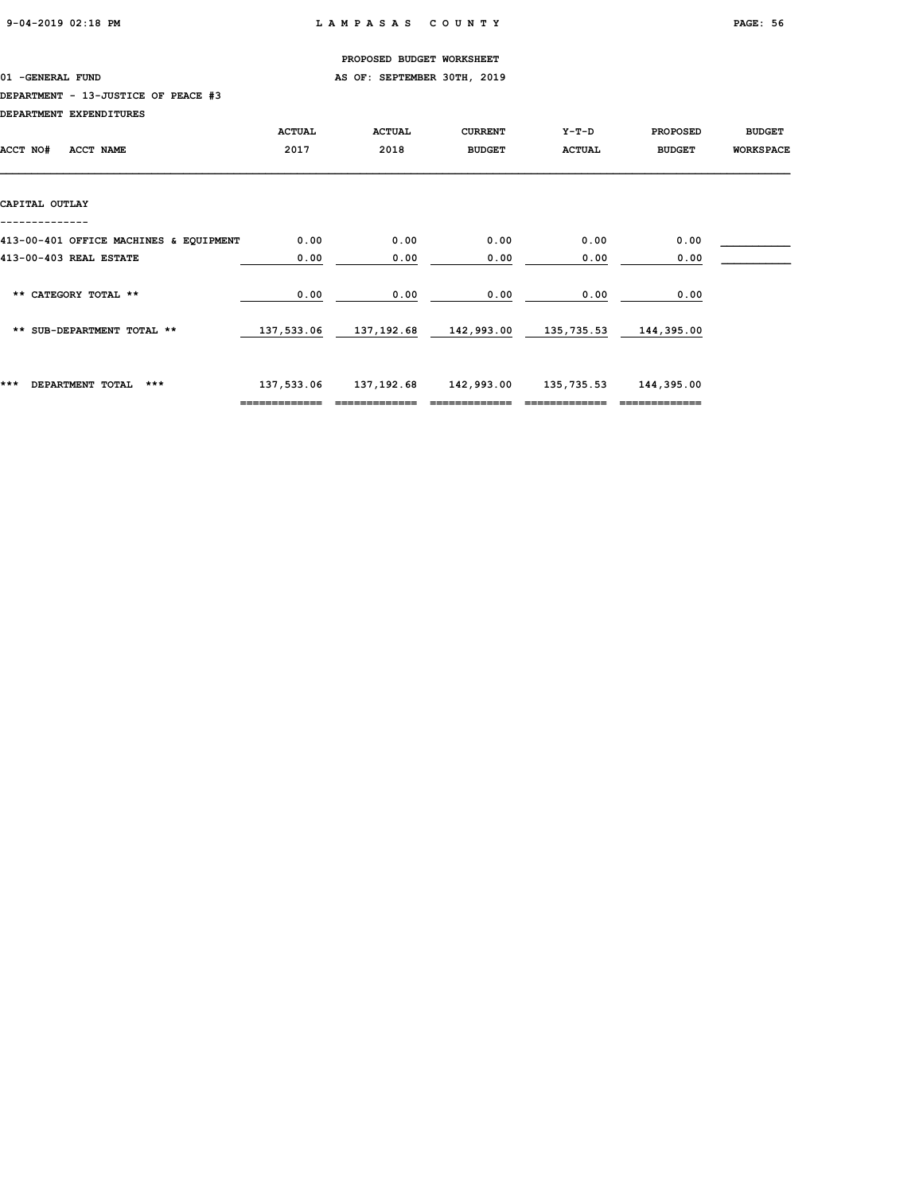**PROPOSED BUDGET WORKSHEET**

01 -GENERAL FUND — AS OF: SEPTEMBER 30TH, 2019

DEPARTMENT - 13-JUSTICE OF PEACE #3

DEPARTMENT EXPENDITURES

| ACCT NO# ACCT NAME | ACTUAL 2017 | ACTUAL 2018 | CURRENT BUDGET | Y-T-D ACTUAL | PROPOSED BUDGET | BUDGET WORKSPACE |
|---|---|---|---|---|---|---|
| **CAPITAL OUTLAY** | | | | | | |
| 413-00-401 OFFICE MACHINES & EQUIPMENT | 0.00 | 0.00 | 0.00 | 0.00 | 0.00 | ___________ |
| 413-00-403 REAL ESTATE | 0.00 | 0.00 | 0.00 | 0.00 | 0.00 | ___________ |
| ** CATEGORY TOTAL ** | 0.00 | 0.00 | 0.00 | 0.00 | 0.00 | |
| ** SUB-DEPARTMENT TOTAL ** | 137,533.06 | 137,192.68 | 142,993.00 | 135,735.53 | 144,395.00 | |
| *** DEPARTMENT TOTAL *** | 137,533.06 | 137,192.68 | 142,993.00 | 135,735.53 | 144,395.00 | |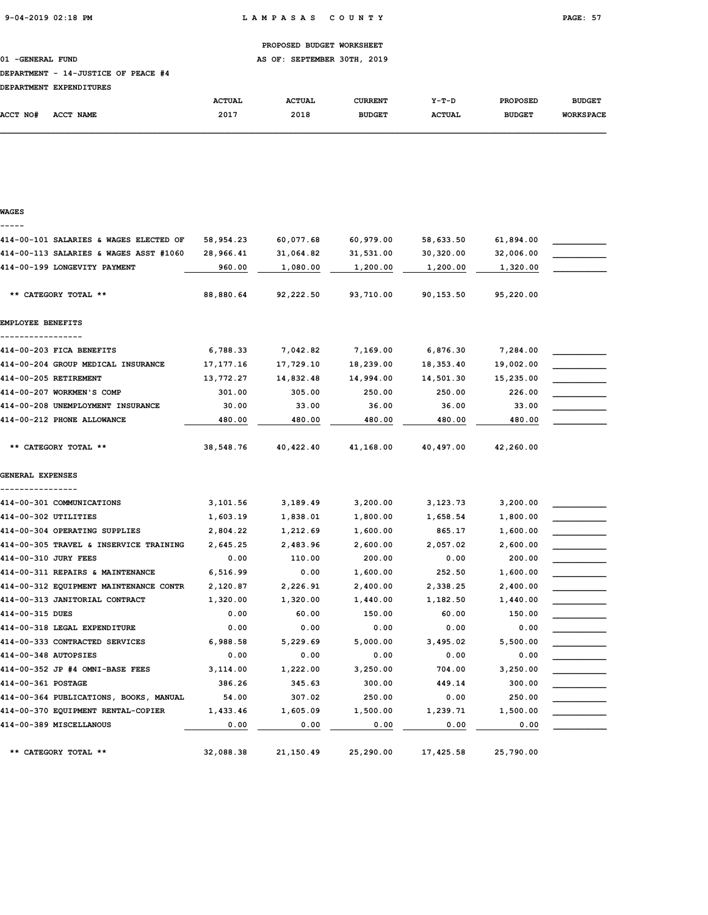PROPOSED BUDGET WORKSHEET

01 -GENERAL FUND — AS OF: SEPTEMBER 30TH, 2019

DEPARTMENT - 14-JUSTICE OF PEACE #4

DEPARTMENT EXPENDITURES

| ACCT NO# | ACCT NAME | ACTUAL 2017 | ACTUAL 2018 | CURRENT BUDGET | Y-T-D ACTUAL | PROPOSED BUDGET | BUDGET WORKSPACE |
|---|---|---|---|---|---|---|---|
| **WAGES** | | | | | | | |
| 414-00-101 | SALARIES & WAGES ELECTED OF | 58,954.23 | 60,077.68 | 60,979.00 | 58,633.50 | 61,894.00 | |
| 414-00-113 | SALARIES & WAGES ASST #1060 | 28,966.41 | 31,064.82 | 31,531.00 | 30,320.00 | 32,006.00 | |
| 414-00-199 | LONGEVITY PAYMENT | 960.00 | 1,080.00 | 1,200.00 | 1,200.00 | 1,320.00 | |
| | ** CATEGORY TOTAL ** | 88,880.64 | 92,222.50 | 93,710.00 | 90,153.50 | 95,220.00 | |
| **EMPLOYEE BENEFITS** | | | | | | | |
| 414-00-203 | FICA BENEFITS | 6,788.33 | 7,042.82 | 7,169.00 | 6,876.30 | 7,284.00 | |
| 414-00-204 | GROUP MEDICAL INSURANCE | 17,177.16 | 17,729.10 | 18,239.00 | 18,353.40 | 19,002.00 | |
| 414-00-205 | RETIREMENT | 13,772.27 | 14,832.48 | 14,994.00 | 14,501.30 | 15,235.00 | |
| 414-00-207 | WORKMEN'S COMP | 301.00 | 305.00 | 250.00 | 250.00 | 226.00 | |
| 414-00-208 | UNEMPLOYMENT INSURANCE | 30.00 | 33.00 | 36.00 | 36.00 | 33.00 | |
| 414-00-212 | PHONE ALLOWANCE | 480.00 | 480.00 | 480.00 | 480.00 | 480.00 | |
| | ** CATEGORY TOTAL ** | 38,548.76 | 40,422.40 | 41,168.00 | 40,497.00 | 42,260.00 | |
| **GENERAL EXPENSES** | | | | | | | |
| 414-00-301 | COMMUNICATIONS | 3,101.56 | 3,189.49 | 3,200.00 | 3,123.73 | 3,200.00 | |
| 414-00-302 | UTILITIES | 1,603.19 | 1,838.01 | 1,800.00 | 1,658.54 | 1,800.00 | |
| 414-00-304 | OPERATING SUPPLIES | 2,804.22 | 1,212.69 | 1,600.00 | 865.17 | 1,600.00 | |
| 414-00-305 | TRAVEL & INSERVICE TRAINING | 2,645.25 | 2,483.96 | 2,600.00 | 2,057.02 | 2,600.00 | |
| 414-00-310 | JURY FEES | 0.00 | 110.00 | 200.00 | 0.00 | 200.00 | |
| 414-00-311 | REPAIRS & MAINTENANCE | 6,516.99 | 0.00 | 1,600.00 | 252.50 | 1,600.00 | |
| 414-00-312 | EQUIPMENT MAINTENANCE CONTR | 2,120.87 | 2,226.91 | 2,400.00 | 2,338.25 | 2,400.00 | |
| 414-00-313 | JANITORIAL CONTRACT | 1,320.00 | 1,320.00 | 1,440.00 | 1,182.50 | 1,440.00 | |
| 414-00-315 | DUES | 0.00 | 60.00 | 150.00 | 60.00 | 150.00 | |
| 414-00-318 | LEGAL EXPENDITURE | 0.00 | 0.00 | 0.00 | 0.00 | 0.00 | |
| 414-00-333 | CONTRACTED SERVICES | 6,988.58 | 5,229.69 | 5,000.00 | 3,495.02 | 5,500.00 | |
| 414-00-348 | AUTOPSIES | 0.00 | 0.00 | 0.00 | 0.00 | 0.00 | |
| 414-00-352 | JP #4 OMNI-BASE FEES | 3,114.00 | 1,222.00 | 3,250.00 | 704.00 | 3,250.00 | |
| 414-00-361 | POSTAGE | 386.26 | 345.63 | 300.00 | 449.14 | 300.00 | |
| 414-00-364 | PUBLICATIONS, BOOKS, MANUAL | 54.00 | 307.02 | 250.00 | 0.00 | 250.00 | |
| 414-00-370 | EQUIPMENT RENTAL-COPIER | 1,433.46 | 1,605.09 | 1,500.00 | 1,239.71 | 1,500.00 | |
| 414-00-389 | MISCELLANOUS | 0.00 | 0.00 | 0.00 | 0.00 | 0.00 | |
| | ** CATEGORY TOTAL ** | 32,088.38 | 21,150.49 | 25,290.00 | 17,425.58 | 25,790.00 | |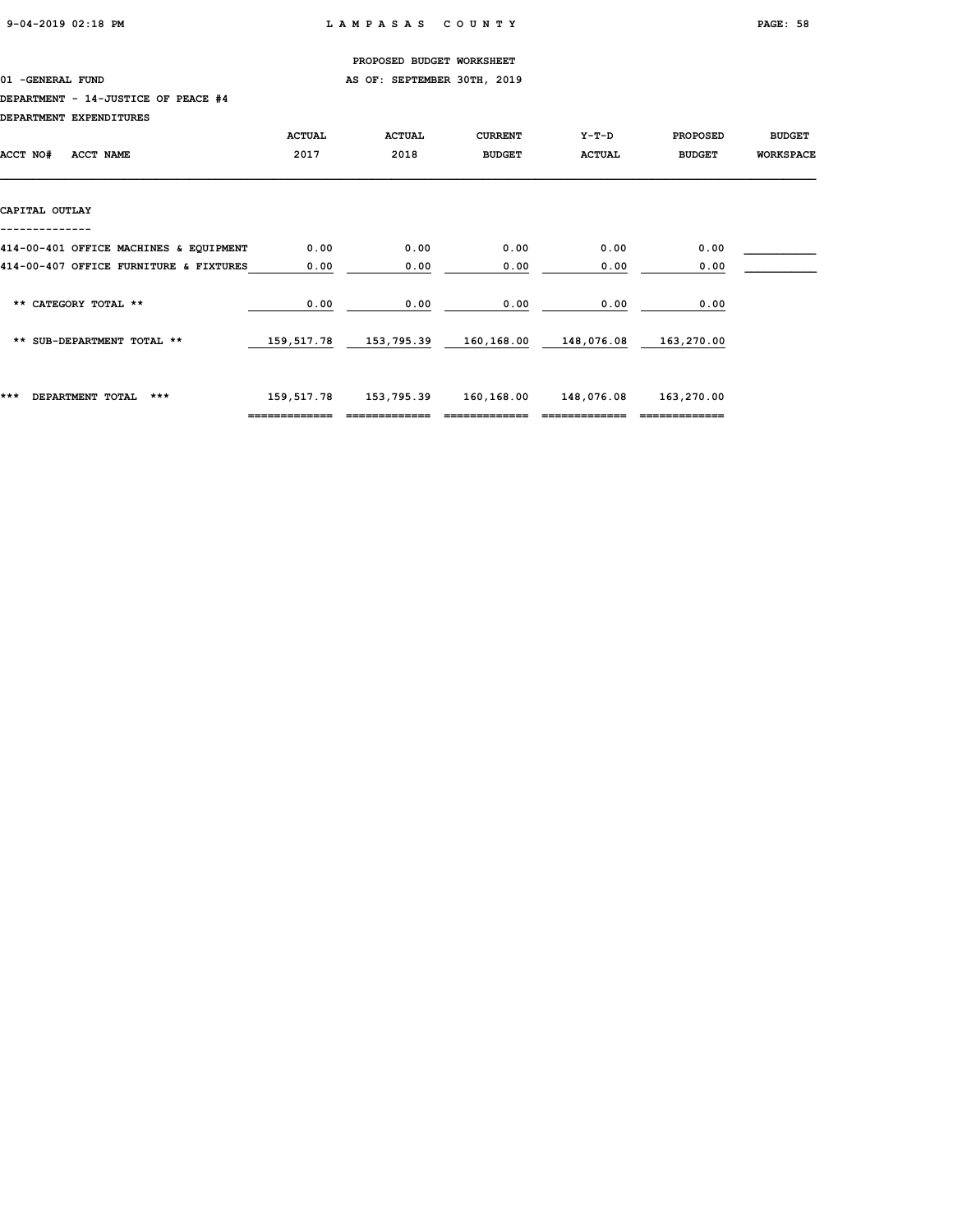PROPOSED BUDGET WORKSHEET

01 -GENERAL FUND AS OF: SEPTEMBER 30TH, 2019

DEPARTMENT - 14-JUSTICE OF PEACE #4

DEPARTMENT EXPENDITURES

| ACCT NO# ACCT NAME | ACTUAL 2017 | ACTUAL 2018 | CURRENT BUDGET | Y-T-D ACTUAL | PROPOSED BUDGET | BUDGET WORKSPACE |
|---|---|---|---|---|---|---|
| **CAPITAL OUTLAY** | | | | | | |
| 414-00-401 OFFICE MACHINES & EQUIPMENT | 0.00 | 0.00 | 0.00 | 0.00 | 0.00 | |
| 414-00-407 OFFICE FURNITURE & FIXTURES | 0.00 | 0.00 | 0.00 | 0.00 | 0.00 | |
| ** CATEGORY TOTAL ** | 0.00 | 0.00 | 0.00 | 0.00 | 0.00 | |
| ** SUB-DEPARTMENT TOTAL ** | 159,517.78 | 153,795.39 | 160,168.00 | 148,076.08 | 163,270.00 | |
| *** DEPARTMENT TOTAL *** | 159,517.78 | 153,795.39 | 160,168.00 | 148,076.08 | 163,270.00 | |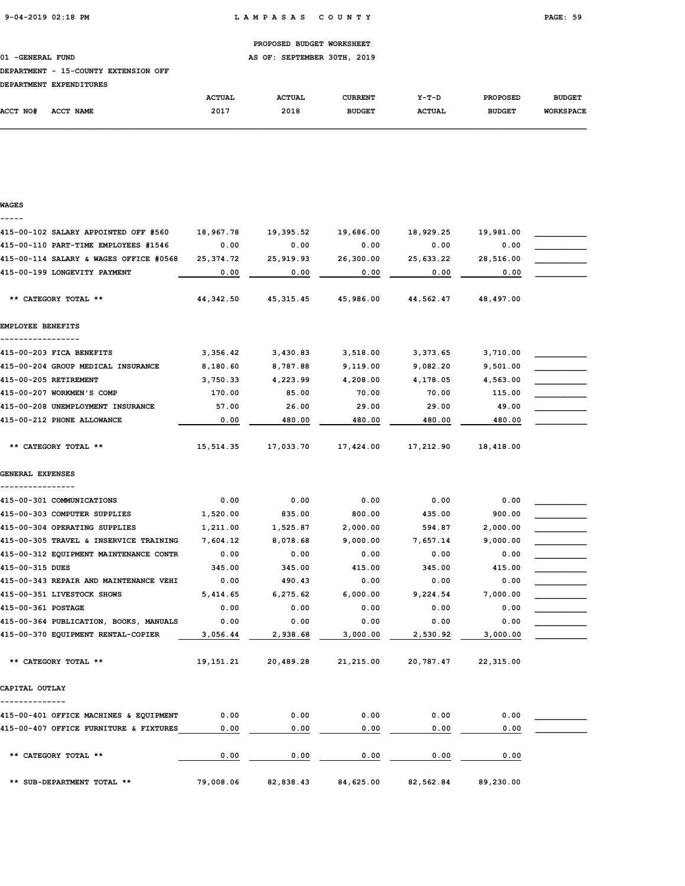PROPOSED BUDGET WORKSHEET

01 -GENERAL FUND — AS OF: SEPTEMBER 30TH, 2019

DEPARTMENT - 15-COUNTY EXTENSION OFF

DEPARTMENT EXPENDITURES

| ACCT NO# | ACCT NAME | ACTUAL 2017 | ACTUAL 2018 | CURRENT BUDGET | Y-T-D ACTUAL | PROPOSED BUDGET | BUDGET WORKSPACE |
|---|---|---|---|---|---|---|---|
| **WAGES** | | | | | | | |
| 415-00-102 | SALARY APPOINTED OFF #560 | 18,967.78 | 19,395.52 | 19,686.00 | 18,929.25 | 19,981.00 | |
| 415-00-110 | PART-TIME EMPLOYEES #1546 | 0.00 | 0.00 | 0.00 | 0.00 | 0.00 | |
| 415-00-114 | SALARY & WAGES OFFICE #0568 | 25,374.72 | 25,919.93 | 26,300.00 | 25,633.22 | 28,516.00 | |
| 415-00-199 | LONGEVITY PAYMENT | 0.00 | 0.00 | 0.00 | 0.00 | 0.00 | |
| | ** CATEGORY TOTAL ** | 44,342.50 | 45,315.45 | 45,986.00 | 44,562.47 | 48,497.00 | |
| **EMPLOYEE BENEFITS** | | | | | | | |
| 415-00-203 | FICA BENEFITS | 3,356.42 | 3,430.83 | 3,518.00 | 3,373.65 | 3,710.00 | |
| 415-00-204 | GROUP MEDICAL INSURANCE | 8,180.60 | 8,787.88 | 9,119.00 | 9,082.20 | 9,501.00 | |
| 415-00-205 | RETIREMENT | 3,750.33 | 4,223.99 | 4,208.00 | 4,178.05 | 4,563.00 | |
| 415-00-207 | WORKMEN'S COMP | 170.00 | 85.00 | 70.00 | 70.00 | 115.00 | |
| 415-00-208 | UNEMPLOYMENT INSURANCE | 57.00 | 26.00 | 29.00 | 29.00 | 49.00 | |
| 415-00-212 | PHONE ALLOWANCE | 0.00 | 480.00 | 480.00 | 480.00 | 480.00 | |
| | ** CATEGORY TOTAL ** | 15,514.35 | 17,033.70 | 17,424.00 | 17,212.90 | 18,418.00 | |
| **GENERAL EXPENSES** | | | | | | | |
| 415-00-301 | COMMUNICATIONS | 0.00 | 0.00 | 0.00 | 0.00 | 0.00 | |
| 415-00-303 | COMPUTER SUPPLIES | 1,520.00 | 835.00 | 800.00 | 435.00 | 900.00 | |
| 415-00-304 | OPERATING SUPPLIES | 1,211.00 | 1,525.87 | 2,000.00 | 594.87 | 2,000.00 | |
| 415-00-305 | TRAVEL & INSERVICE TRAINING | 7,604.12 | 8,078.68 | 9,000.00 | 7,657.14 | 9,000.00 | |
| 415-00-312 | EQUIPMENT MAINTENANCE CONTR | 0.00 | 0.00 | 0.00 | 0.00 | 0.00 | |
| 415-00-315 | DUES | 345.00 | 345.00 | 415.00 | 345.00 | 415.00 | |
| 415-00-343 | REPAIR AND MAINTENANCE VEHI | 0.00 | 490.43 | 0.00 | 0.00 | 0.00 | |
| 415-00-351 | LIVESTOCK SHOWS | 5,414.65 | 6,275.62 | 6,000.00 | 9,224.54 | 7,000.00 | |
| 415-00-361 | POSTAGE | 0.00 | 0.00 | 0.00 | 0.00 | 0.00 | |
| 415-00-364 | PUBLICATION, BOOKS, MANUALS | 0.00 | 0.00 | 0.00 | 0.00 | 0.00 | |
| 415-00-370 | EQUIPMENT RENTAL-COPIER | 3,056.44 | 2,938.68 | 3,000.00 | 2,530.92 | 3,000.00 | |
| | ** CATEGORY TOTAL ** | 19,151.21 | 20,489.28 | 21,215.00 | 20,787.47 | 22,315.00 | |
| **CAPITAL OUTLAY** | | | | | | | |
| 415-00-401 | OFFICE MACHINES & EQUIPMENT | 0.00 | 0.00 | 0.00 | 0.00 | 0.00 | |
| 415-00-407 | OFFICE FURNITURE & FIXTURES | 0.00 | 0.00 | 0.00 | 0.00 | 0.00 | |
| | ** CATEGORY TOTAL ** | 0.00 | 0.00 | 0.00 | 0.00 | 0.00 | |
| | ** SUB-DEPARTMENT TOTAL ** | 79,008.06 | 82,838.43 | 84,625.00 | 82,562.84 | 89,230.00 | |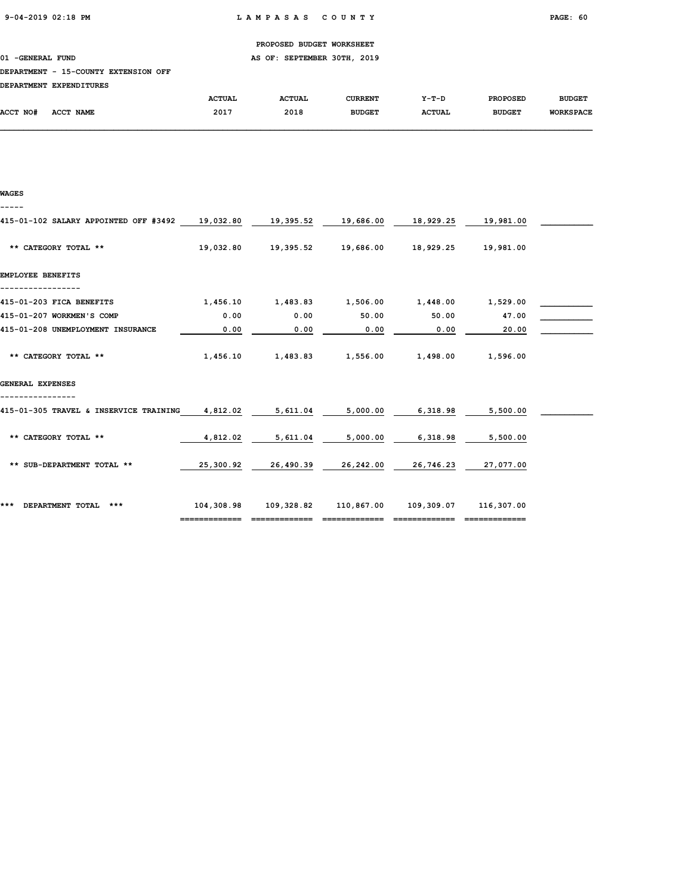PROPOSED BUDGET WORKSHEET

01 -GENERAL FUND AS OF: SEPTEMBER 30TH, 2019

DEPARTMENT - 15-COUNTY EXTENSION OFF

DEPARTMENT EXPENDITURES

| ACCT NO# ACCT NAME | ACTUAL 2017 | ACTUAL 2018 | CURRENT BUDGET | Y-T-D ACTUAL | PROPOSED BUDGET | BUDGET WORKSPACE |
|---|---|---|---|---|---|---|
| **WAGES** | | | | | | |
| 415-01-102 SALARY APPOINTED OFF #3492 | 19,032.80 | 19,395.52 | 19,686.00 | 18,929.25 | 19,981.00 | |
| ** CATEGORY TOTAL ** | 19,032.80 | 19,395.52 | 19,686.00 | 18,929.25 | 19,981.00 | |
| **EMPLOYEE BENEFITS** | | | | | | |
| 415-01-203 FICA BENEFITS | 1,456.10 | 1,483.83 | 1,506.00 | 1,448.00 | 1,529.00 | |
| 415-01-207 WORKMEN'S COMP | 0.00 | 0.00 | 50.00 | 50.00 | 47.00 | |
| 415-01-208 UNEMPLOYMENT INSURANCE | 0.00 | 0.00 | 0.00 | 0.00 | 20.00 | |
| ** CATEGORY TOTAL ** | 1,456.10 | 1,483.83 | 1,556.00 | 1,498.00 | 1,596.00 | |
| **GENERAL EXPENSES** | | | | | | |
| 415-01-305 TRAVEL & INSERVICE TRAINING | 4,812.02 | 5,611.04 | 5,000.00 | 6,318.98 | 5,500.00 | |
| ** CATEGORY TOTAL ** | 4,812.02 | 5,611.04 | 5,000.00 | 6,318.98 | 5,500.00 | |
| ** SUB-DEPARTMENT TOTAL ** | 25,300.92 | 26,490.39 | 26,242.00 | 26,746.23 | 27,077.00 | |
| *** DEPARTMENT TOTAL *** | 104,308.98 | 109,328.82 | 110,867.00 | 109,309.07 | 116,307.00 | |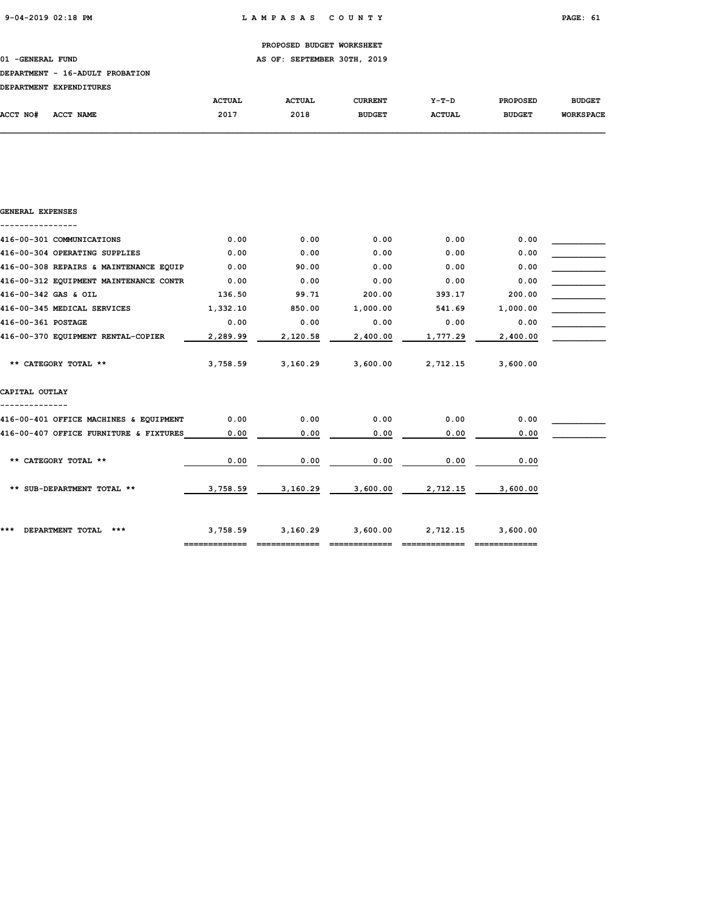PROPOSED BUDGET WORKSHEET

01 -GENERAL FUND — AS OF: SEPTEMBER 30TH, 2019

DEPARTMENT - 16-ADULT PROBATION

DEPARTMENT EXPENDITURES

| ACCT NO# ACCT NAME | ACTUAL 2017 | ACTUAL 2018 | CURRENT BUDGET | Y-T-D ACTUAL | PROPOSED BUDGET | BUDGET WORKSPACE |
|---|---|---|---|---|---|---|
| **GENERAL EXPENSES** | | | | | | |
| 416-00-301 COMMUNICATIONS | 0.00 | 0.00 | 0.00 | 0.00 | 0.00 | |
| 416-00-304 OPERATING SUPPLIES | 0.00 | 0.00 | 0.00 | 0.00 | 0.00 | |
| 416-00-308 REPAIRS & MAINTENANCE EQUIP | 0.00 | 90.00 | 0.00 | 0.00 | 0.00 | |
| 416-00-312 EQUIPMENT MAINTENANCE CONTR | 0.00 | 0.00 | 0.00 | 0.00 | 0.00 | |
| 416-00-342 GAS & OIL | 136.50 | 99.71 | 200.00 | 393.17 | 200.00 | |
| 416-00-345 MEDICAL SERVICES | 1,332.10 | 850.00 | 1,000.00 | 541.69 | 1,000.00 | |
| 416-00-361 POSTAGE | 0.00 | 0.00 | 0.00 | 0.00 | 0.00 | |
| 416-00-370 EQUIPMENT RENTAL-COPIER | 2,289.99 | 2,120.58 | 2,400.00 | 1,777.29 | 2,400.00 | |
| ** CATEGORY TOTAL ** | 3,758.59 | 3,160.29 | 3,600.00 | 2,712.15 | 3,600.00 | |
| **CAPITAL OUTLAY** | | | | | | |
| 416-00-401 OFFICE MACHINES & EQUIPMENT | 0.00 | 0.00 | 0.00 | 0.00 | 0.00 | |
| 416-00-407 OFFICE FURNITURE & FIXTURES | 0.00 | 0.00 | 0.00 | 0.00 | 0.00 | |
| ** CATEGORY TOTAL ** | 0.00 | 0.00 | 0.00 | 0.00 | 0.00 | |
| ** SUB-DEPARTMENT TOTAL ** | 3,758.59 | 3,160.29 | 3,600.00 | 2,712.15 | 3,600.00 | |
| *** DEPARTMENT TOTAL *** | 3,758.59 | 3,160.29 | 3,600.00 | 2,712.15 | 3,600.00 | |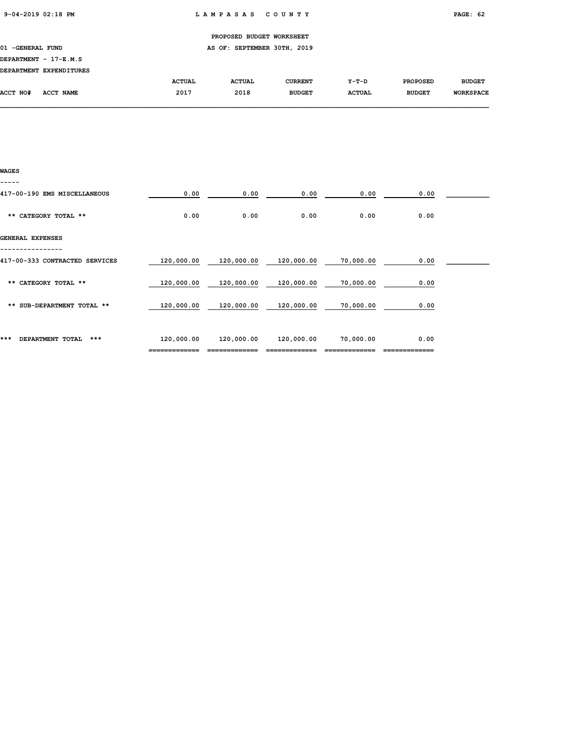PROPOSED BUDGET WORKSHEET

01 -GENERAL FUND — AS OF: SEPTEMBER 30TH, 2019

DEPARTMENT - 17-E.M.S

DEPARTMENT EXPENDITURES

| ACCT NO# ACCT NAME | ACTUAL 2017 | ACTUAL 2018 | CURRENT BUDGET | Y-T-D ACTUAL | PROPOSED BUDGET | BUDGET WORKSPACE |
|---|---|---|---|---|---|---|
| **WAGES** | | | | | | |
| 417-00-190 EMS MISCELLANEOUS | 0.00 | 0.00 | 0.00 | 0.00 | 0.00 | |
| ** CATEGORY TOTAL ** | 0.00 | 0.00 | 0.00 | 0.00 | 0.00 | |
| **GENERAL EXPENSES** | | | | | | |
| 417-00-333 CONTRACTED SERVICES | 120,000.00 | 120,000.00 | 120,000.00 | 70,000.00 | 0.00 | |
| ** CATEGORY TOTAL ** | 120,000.00 | 120,000.00 | 120,000.00 | 70,000.00 | 0.00 | |
| ** SUB-DEPARTMENT TOTAL ** | 120,000.00 | 120,000.00 | 120,000.00 | 70,000.00 | 0.00 | |
| *** DEPARTMENT TOTAL *** | 120,000.00 | 120,000.00 | 120,000.00 | 70,000.00 | 0.00 | |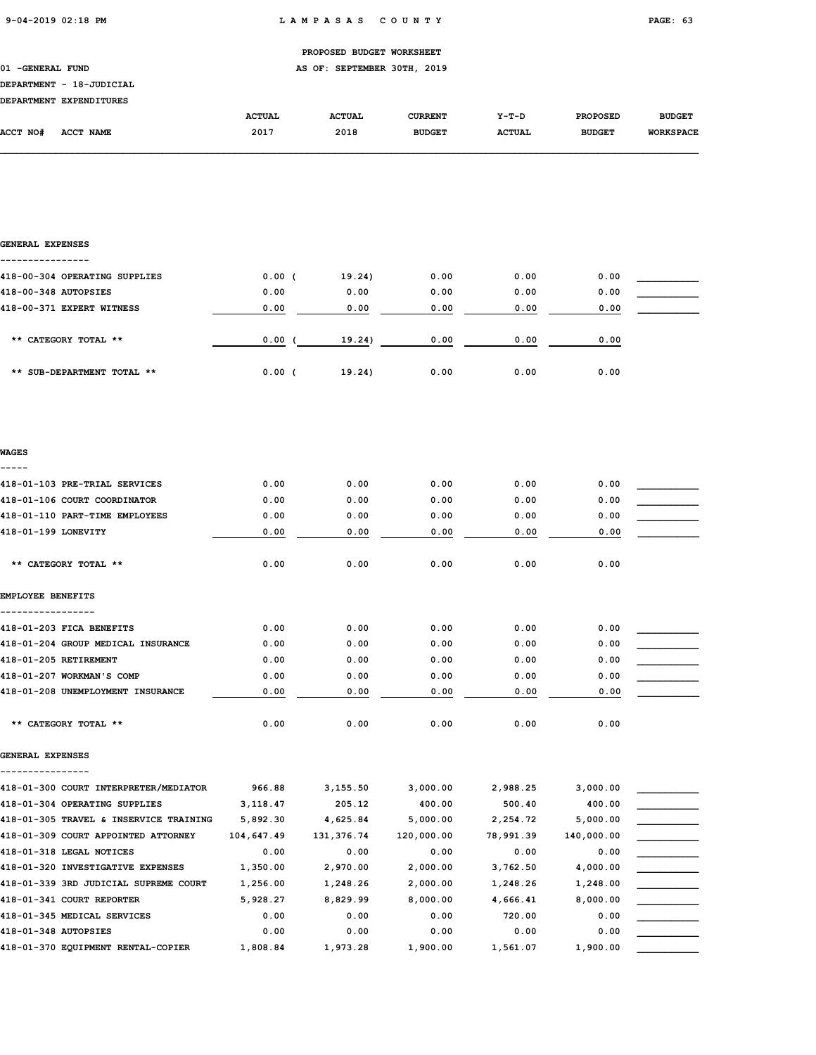# LAMPASAS COUNTY

PROPOSED BUDGET WORKSHEET

AS OF: SEPTEMBER 30TH, 2019

01 -GENERAL FUND

DEPARTMENT - 18-JUDICIAL

DEPARTMENT EXPENDITURES

| ACCT NO# ACCT NAME | ACTUAL 2017 | ACTUAL 2018 | CURRENT BUDGET | Y-T-D ACTUAL | PROPOSED BUDGET | BUDGET WORKSPACE |
|---|---|---|---|---|---|---|
| **GENERAL EXPENSES** | | | | | | |
| 418-00-304 OPERATING SUPPLIES | 0.00 | ( 19.24) | 0.00 | 0.00 | 0.00 | |
| 418-00-348 AUTOPSIES | 0.00 | 0.00 | 0.00 | 0.00 | 0.00 | |
| 418-00-371 EXPERT WITNESS | 0.00 | 0.00 | 0.00 | 0.00 | 0.00 | |
| ** CATEGORY TOTAL ** | 0.00 | ( 19.24) | 0.00 | 0.00 | 0.00 | |
| ** SUB-DEPARTMENT TOTAL ** | 0.00 | ( 19.24) | 0.00 | 0.00 | 0.00 | |
| **WAGES** | | | | | | |
| 418-01-103 PRE-TRIAL SERVICES | 0.00 | 0.00 | 0.00 | 0.00 | 0.00 | |
| 418-01-106 COURT COORDINATOR | 0.00 | 0.00 | 0.00 | 0.00 | 0.00 | |
| 418-01-110 PART-TIME EMPLOYEES | 0.00 | 0.00 | 0.00 | 0.00 | 0.00 | |
| 418-01-199 LONEVITY | 0.00 | 0.00 | 0.00 | 0.00 | 0.00 | |
| ** CATEGORY TOTAL ** | 0.00 | 0.00 | 0.00 | 0.00 | 0.00 | |
| **EMPLOYEE BENEFITS** | | | | | | |
| 418-01-203 FICA BENEFITS | 0.00 | 0.00 | 0.00 | 0.00 | 0.00 | |
| 418-01-204 GROUP MEDICAL INSURANCE | 0.00 | 0.00 | 0.00 | 0.00 | 0.00 | |
| 418-01-205 RETIREMENT | 0.00 | 0.00 | 0.00 | 0.00 | 0.00 | |
| 418-01-207 WORKMAN'S COMP | 0.00 | 0.00 | 0.00 | 0.00 | 0.00 | |
| 418-01-208 UNEMPLOYMENT INSURANCE | 0.00 | 0.00 | 0.00 | 0.00 | 0.00 | |
| ** CATEGORY TOTAL ** | 0.00 | 0.00 | 0.00 | 0.00 | 0.00 | |
| **GENERAL EXPENSES** | | | | | | |
| 418-01-300 COURT INTERPRETER/MEDIATOR | 966.88 | 3,155.50 | 3,000.00 | 2,988.25 | 3,000.00 | |
| 418-01-304 OPERATING SUPPLIES | 3,118.47 | 205.12 | 400.00 | 500.40 | 400.00 | |
| 418-01-305 TRAVEL & INSERVICE TRAINING | 5,892.30 | 4,625.84 | 5,000.00 | 2,254.72 | 5,000.00 | |
| 418-01-309 COURT APPOINTED ATTORNEY | 104,647.49 | 131,376.74 | 120,000.00 | 78,991.39 | 140,000.00 | |
| 418-01-318 LEGAL NOTICES | 0.00 | 0.00 | 0.00 | 0.00 | 0.00 | |
| 418-01-320 INVESTIGATIVE EXPENSES | 1,350.00 | 2,970.00 | 2,000.00 | 3,762.50 | 4,000.00 | |
| 418-01-339 3RD JUDICIAL SUPREME COURT | 1,256.00 | 1,248.26 | 2,000.00 | 1,248.26 | 1,248.00 | |
| 418-01-341 COURT REPORTER | 5,928.27 | 8,829.99 | 8,000.00 | 4,666.41 | 8,000.00 | |
| 418-01-345 MEDICAL SERVICES | 0.00 | 0.00 | 0.00 | 720.00 | 0.00 | |
| 418-01-348 AUTOPSIES | 0.00 | 0.00 | 0.00 | 0.00 | 0.00 | |
| 418-01-370 EQUIPMENT RENTAL-COPIER | 1,808.84 | 1,973.28 | 1,900.00 | 1,561.07 | 1,900.00 | |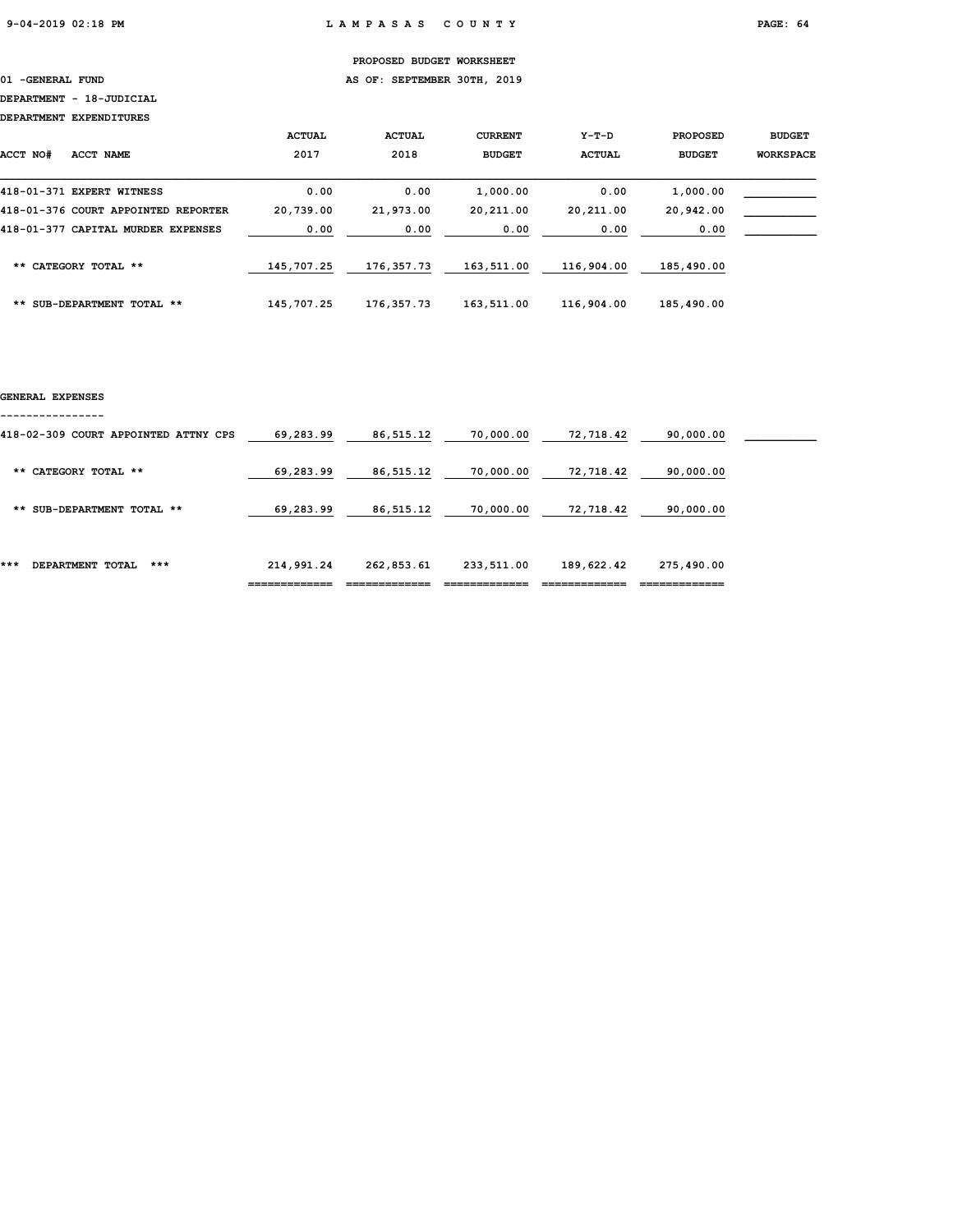PROPOSED BUDGET WORKSHEET

01 -GENERAL FUND AS OF: SEPTEMBER 30TH, 2019

DEPARTMENT - 18-JUDICIAL

DEPARTMENT EXPENDITURES

| ACCT NO# ACCT NAME | ACTUAL 2017 | ACTUAL 2018 | CURRENT BUDGET | Y-T-D ACTUAL | PROPOSED BUDGET | BUDGET WORKSPACE |
|---|---|---|---|---|---|---|
| 418-01-371 EXPERT WITNESS | 0.00 | 0.00 | 1,000.00 | 0.00 | 1,000.00 | |
| 418-01-376 COURT APPOINTED REPORTER | 20,739.00 | 21,973.00 | 20,211.00 | 20,211.00 | 20,942.00 | |
| 418-01-377 CAPITAL MURDER EXPENSES | 0.00 | 0.00 | 0.00 | 0.00 | 0.00 | |
| ** CATEGORY TOTAL ** | 145,707.25 | 176,357.73 | 163,511.00 | 116,904.00 | 185,490.00 | |
| ** SUB-DEPARTMENT TOTAL ** | 145,707.25 | 176,357.73 | 163,511.00 | 116,904.00 | 185,490.00 | |

GENERAL EXPENSES

| ACCT NO# ACCT NAME | ACTUAL 2017 | ACTUAL 2018 | CURRENT BUDGET | Y-T-D ACTUAL | PROPOSED BUDGET | BUDGET WORKSPACE |
|---|---|---|---|---|---|---|
| 418-02-309 COURT APPOINTED ATTNY CPS | 69,283.99 | 86,515.12 | 70,000.00 | 72,718.42 | 90,000.00 | |
| ** CATEGORY TOTAL ** | 69,283.99 | 86,515.12 | 70,000.00 | 72,718.42 | 90,000.00 | |
| ** SUB-DEPARTMENT TOTAL ** | 69,283.99 | 86,515.12 | 70,000.00 | 72,718.42 | 90,000.00 | |
| *** DEPARTMENT TOTAL *** | 214,991.24 | 262,853.61 | 233,511.00 | 189,622.42 | 275,490.00 | |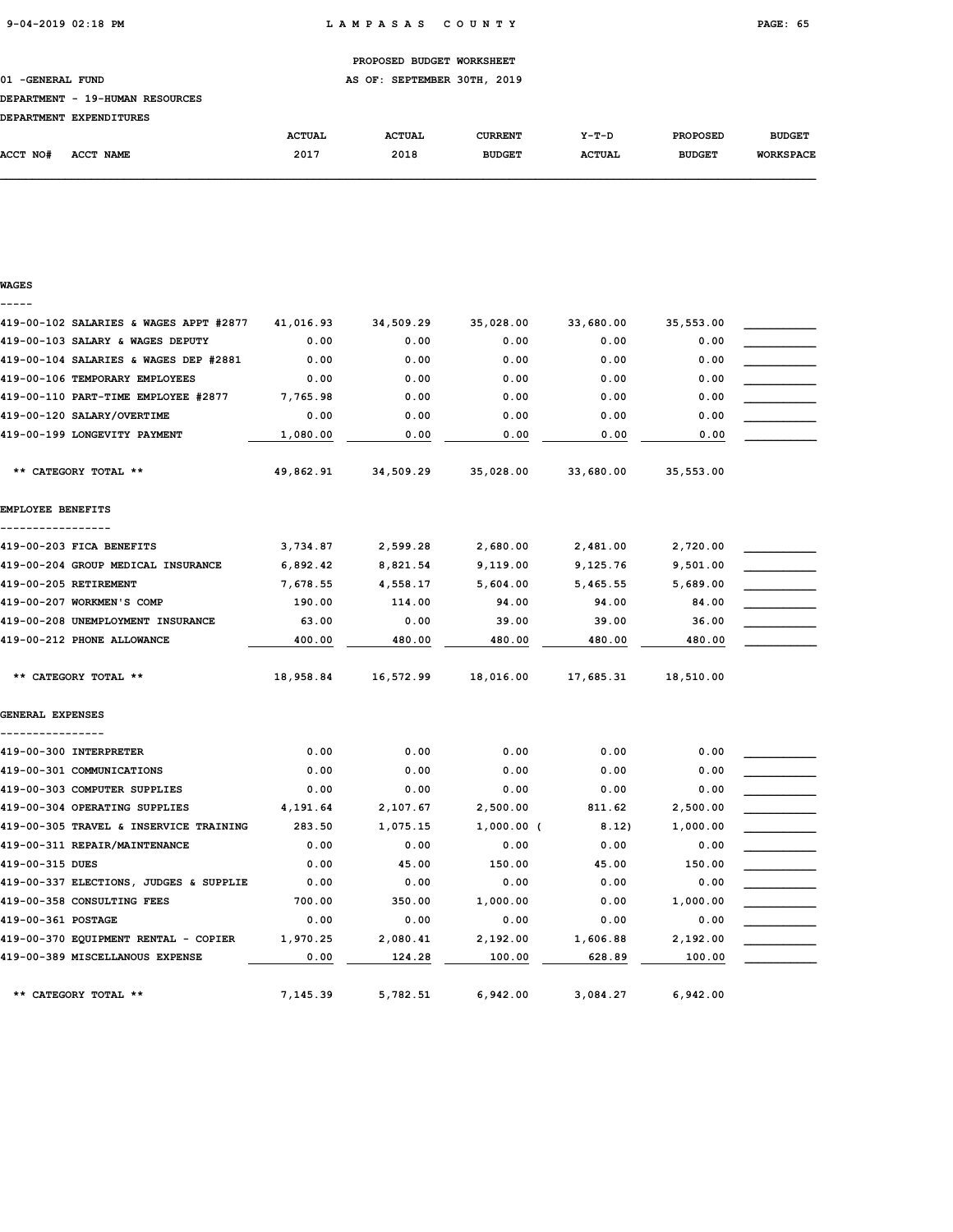PROPOSED BUDGET WORKSHEET

01 -GENERAL FUND AS OF: SEPTEMBER 30TH, 2019

DEPARTMENT - 19-HUMAN RESOURCES

DEPARTMENT EXPENDITURES

| ACCT NO# | ACCT NAME | ACTUAL 2017 | ACTUAL 2018 | CURRENT BUDGET | Y-T-D ACTUAL | PROPOSED BUDGET | BUDGET WORKSPACE |
|---|---|---|---|---|---|---|---|
| **WAGES** | | | | | | | |
| 419-00-102 | SALARIES & WAGES APPT #2877 | 41,016.93 | 34,509.29 | 35,028.00 | 33,680.00 | 35,553.00 | |
| 419-00-103 | SALARY & WAGES DEPUTY | 0.00 | 0.00 | 0.00 | 0.00 | 0.00 | |
| 419-00-104 | SALARIES & WAGES DEP #2881 | 0.00 | 0.00 | 0.00 | 0.00 | 0.00 | |
| 419-00-106 | TEMPORARY EMPLOYEES | 0.00 | 0.00 | 0.00 | 0.00 | 0.00 | |
| 419-00-110 | PART-TIME EMPLOYEE #2877 | 7,765.98 | 0.00 | 0.00 | 0.00 | 0.00 | |
| 419-00-120 | SALARY/OVERTIME | 0.00 | 0.00 | 0.00 | 0.00 | 0.00 | |
| 419-00-199 | LONGEVITY PAYMENT | 1,080.00 | 0.00 | 0.00 | 0.00 | 0.00 | |
| | ** CATEGORY TOTAL ** | 49,862.91 | 34,509.29 | 35,028.00 | 33,680.00 | 35,553.00 | |
| **EMPLOYEE BENEFITS** | | | | | | | |
| 419-00-203 | FICA BENEFITS | 3,734.87 | 2,599.28 | 2,680.00 | 2,481.00 | 2,720.00 | |
| 419-00-204 | GROUP MEDICAL INSURANCE | 6,892.42 | 8,821.54 | 9,119.00 | 9,125.76 | 9,501.00 | |
| 419-00-205 | RETIREMENT | 7,678.55 | 4,558.17 | 5,604.00 | 5,465.55 | 5,689.00 | |
| 419-00-207 | WORKMEN'S COMP | 190.00 | 114.00 | 94.00 | 94.00 | 84.00 | |
| 419-00-208 | UNEMPLOYMENT INSURANCE | 63.00 | 0.00 | 39.00 | 39.00 | 36.00 | |
| 419-00-212 | PHONE ALLOWANCE | 400.00 | 480.00 | 480.00 | 480.00 | 480.00 | |
| | ** CATEGORY TOTAL ** | 18,958.84 | 16,572.99 | 18,016.00 | 17,685.31 | 18,510.00 | |
| **GENERAL EXPENSES** | | | | | | | |
| 419-00-300 | INTERPRETER | 0.00 | 0.00 | 0.00 | 0.00 | 0.00 | |
| 419-00-301 | COMMUNICATIONS | 0.00 | 0.00 | 0.00 | 0.00 | 0.00 | |
| 419-00-303 | COMPUTER SUPPLIES | 0.00 | 0.00 | 0.00 | 0.00 | 0.00 | |
| 419-00-304 | OPERATING SUPPLIES | 4,191.64 | 2,107.67 | 2,500.00 | 811.62 | 2,500.00 | |
| 419-00-305 | TRAVEL & INSERVICE TRAINING | 283.50 | 1,075.15 | 1,000.00 | (8.12) | 1,000.00 | |
| 419-00-311 | REPAIR/MAINTENANCE | 0.00 | 0.00 | 0.00 | 0.00 | 0.00 | |
| 419-00-315 | DUES | 0.00 | 45.00 | 150.00 | 45.00 | 150.00 | |
| 419-00-337 | ELECTIONS, JUDGES & SUPPLIE | 0.00 | 0.00 | 0.00 | 0.00 | 0.00 | |
| 419-00-358 | CONSULTING FEES | 700.00 | 350.00 | 1,000.00 | 0.00 | 1,000.00 | |
| 419-00-361 | POSTAGE | 0.00 | 0.00 | 0.00 | 0.00 | 0.00 | |
| 419-00-370 | EQUIPMENT RENTAL - COPIER | 1,970.25 | 2,080.41 | 2,192.00 | 1,606.88 | 2,192.00 | |
| 419-00-389 | MISCELLANOUS EXPENSE | 0.00 | 124.28 | 100.00 | 628.89 | 100.00 | |
| | ** CATEGORY TOTAL ** | 7,145.39 | 5,782.51 | 6,942.00 | 3,084.27 | 6,942.00 | |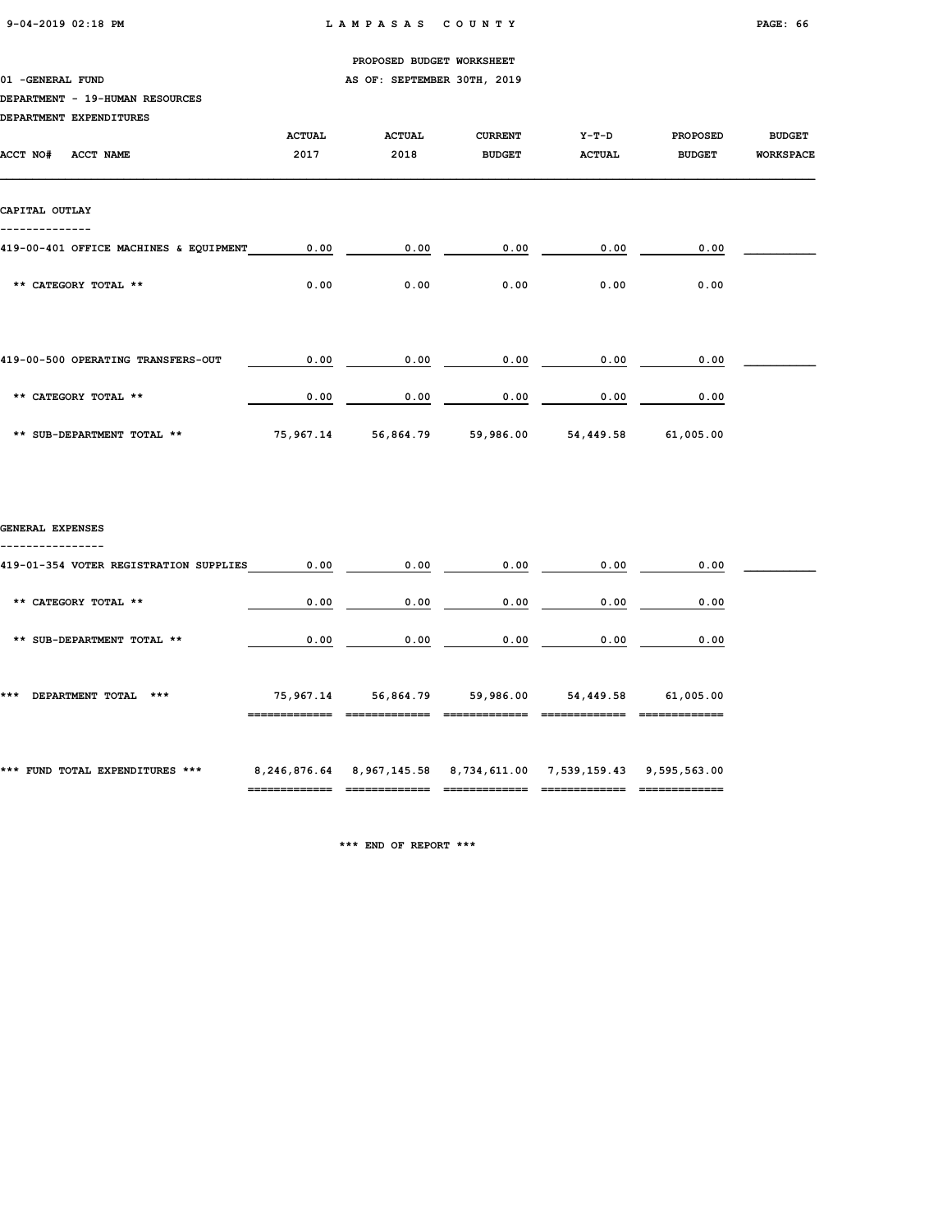PROPOSED BUDGET WORKSHEET

01 -GENERAL FUND — AS OF: SEPTEMBER 30TH, 2019

DEPARTMENT - 19-HUMAN RESOURCES

DEPARTMENT EXPENDITURES

| ACCT NO# ACCT NAME | ACTUAL 2017 | ACTUAL 2018 | CURRENT BUDGET | Y-T-D ACTUAL | PROPOSED BUDGET | BUDGET WORKSPACE |
|---|---|---|---|---|---|---|
| **CAPITAL OUTLAY** | | | | | | |
| 419-00-401 OFFICE MACHINES & EQUIPMENT | 0.00 | 0.00 | 0.00 | 0.00 | 0.00 | |
| ** CATEGORY TOTAL ** | 0.00 | 0.00 | 0.00 | 0.00 | 0.00 | |
| 419-00-500 OPERATING TRANSFERS-OUT | 0.00 | 0.00 | 0.00 | 0.00 | 0.00 | |
| ** CATEGORY TOTAL ** | 0.00 | 0.00 | 0.00 | 0.00 | 0.00 | |
| ** SUB-DEPARTMENT TOTAL ** | 75,967.14 | 56,864.79 | 59,986.00 | 54,449.58 | 61,005.00 | |
| **GENERAL EXPENSES** | | | | | | |
| 419-01-354 VOTER REGISTRATION SUPPLIES | 0.00 | 0.00 | 0.00 | 0.00 | 0.00 | |
| ** CATEGORY TOTAL ** | 0.00 | 0.00 | 0.00 | 0.00 | 0.00 | |
| ** SUB-DEPARTMENT TOTAL ** | 0.00 | 0.00 | 0.00 | 0.00 | 0.00 | |
| *** DEPARTMENT TOTAL *** | 75,967.14 | 56,864.79 | 59,986.00 | 54,449.58 | 61,005.00 | |
| *** FUND TOTAL EXPENDITURES *** | 8,246,876.64 | 8,967,145.58 | 8,734,611.00 | 7,539,159.43 | 9,595,563.00 | |

*** END OF REPORT ***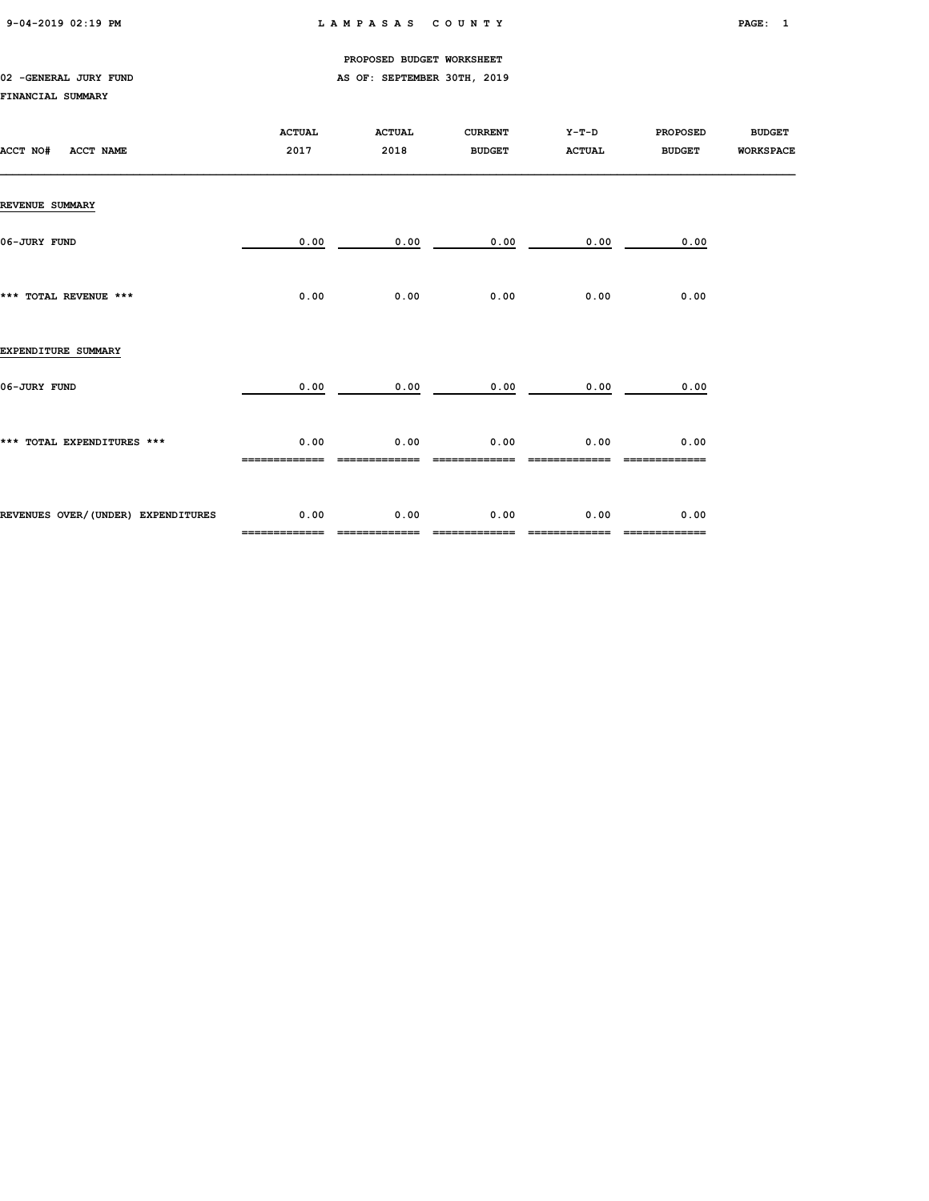PROPOSED BUDGET WORKSHEET

02 -GENERAL JURY FUND — AS OF: SEPTEMBER 30TH, 2019

FINANCIAL SUMMARY

| ACCT NO# ACCT NAME | ACTUAL 2017 | ACTUAL 2018 | CURRENT BUDGET | Y-T-D ACTUAL | PROPOSED BUDGET | BUDGET WORKSPACE |
|---|---|---|---|---|---|---|
| **REVENUE SUMMARY** | | | | | | |
| 06-JURY FUND | 0.00 | 0.00 | 0.00 | 0.00 | 0.00 | |
| *** TOTAL REVENUE *** | 0.00 | 0.00 | 0.00 | 0.00 | 0.00 | |
| **EXPENDITURE SUMMARY** | | | | | | |
| 06-JURY FUND | 0.00 | 0.00 | 0.00 | 0.00 | 0.00 | |
| *** TOTAL EXPENDITURES *** | 0.00 | 0.00 | 0.00 | 0.00 | 0.00 | |
| REVENUES OVER/(UNDER) EXPENDITURES | 0.00 | 0.00 | 0.00 | 0.00 | 0.00 | |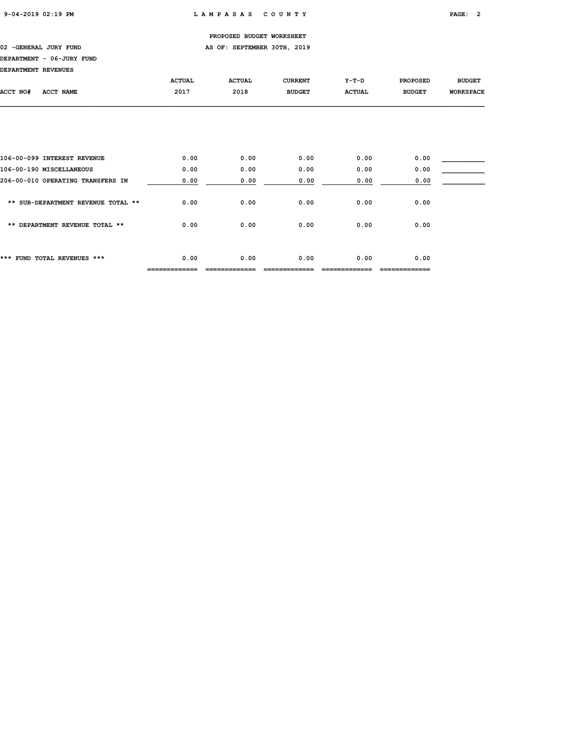PROPOSED BUDGET WORKSHEET

02 -GENERAL JURY FUND AS OF: SEPTEMBER 30TH, 2019

DEPARTMENT - 06-JURY FUND

DEPARTMENT REVENUES

| ACCT NO# ACCT NAME | ACTUAL 2017 | ACTUAL 2018 | CURRENT BUDGET | Y-T-D ACTUAL | PROPOSED BUDGET | BUDGET WORKSPACE |
|---|---|---|---|---|---|---|
| 106-00-099 INTEREST REVENUE | 0.00 | 0.00 | 0.00 | 0.00 | 0.00 | ___________ |
| 106-00-190 MISCELLANEOUS | 0.00 | 0.00 | 0.00 | 0.00 | 0.00 | ___________ |
| 206-00-010 OPERATING TRANSFERS IN | 0.00 | 0.00 | 0.00 | 0.00 | 0.00 | ___________ |
| ** SUB-DEPARTMENT REVENUE TOTAL ** | 0.00 | 0.00 | 0.00 | 0.00 | 0.00 | |
| ** DEPARTMENT REVENUE TOTAL ** | 0.00 | 0.00 | 0.00 | 0.00 | 0.00 | |
| *** FUND TOTAL REVENUES *** | 0.00 | 0.00 | 0.00 | 0.00 | 0.00 | |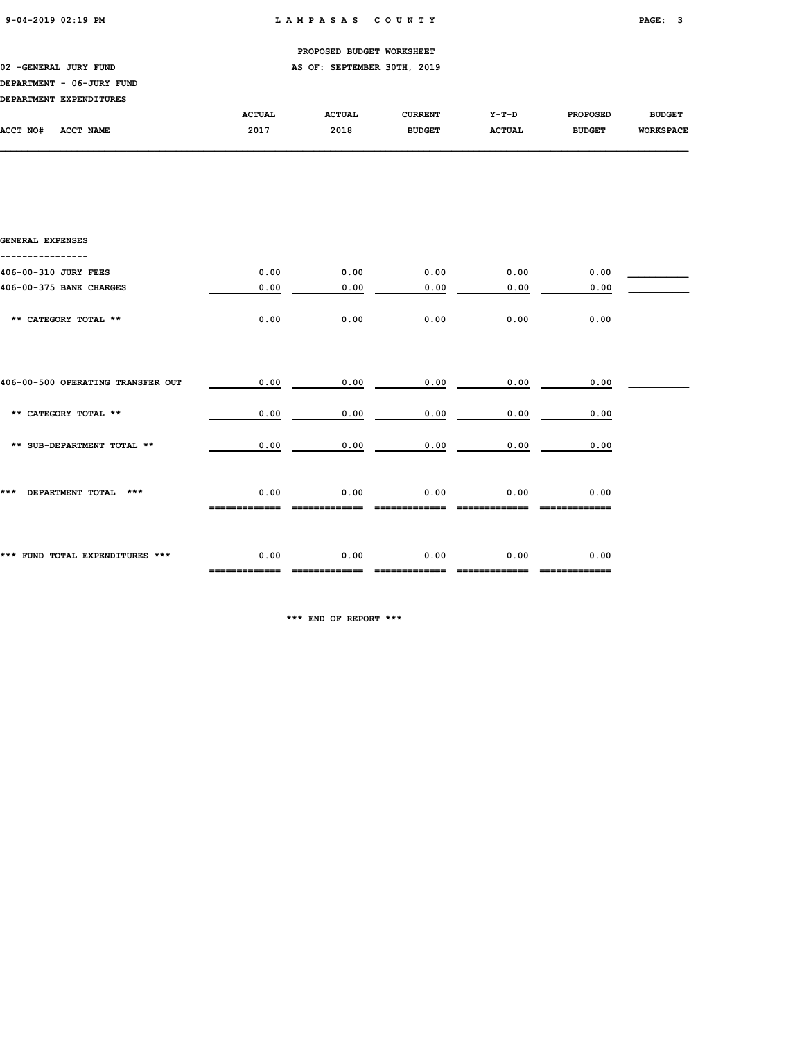PROPOSED BUDGET WORKSHEET

02 -GENERAL JURY FUND — AS OF: SEPTEMBER 30TH, 2019

DEPARTMENT - 06-JURY FUND

DEPARTMENT EXPENDITURES

| ACCT NO# ACCT NAME | ACTUAL 2017 | ACTUAL 2018 | CURRENT BUDGET | Y-T-D ACTUAL | PROPOSED BUDGET | BUDGET WORKSPACE |
|---|---|---|---|---|---|---|
| **GENERAL EXPENSES** | | | | | | |
| 406-00-310 JURY FEES | 0.00 | 0.00 | 0.00 | 0.00 | 0.00 | |
| 406-00-375 BANK CHARGES | 0.00 | 0.00 | 0.00 | 0.00 | 0.00 | |
| ** CATEGORY TOTAL ** | 0.00 | 0.00 | 0.00 | 0.00 | 0.00 | |
| 406-00-500 OPERATING TRANSFER OUT | 0.00 | 0.00 | 0.00 | 0.00 | 0.00 | |
| ** CATEGORY TOTAL ** | 0.00 | 0.00 | 0.00 | 0.00 | 0.00 | |
| ** SUB-DEPARTMENT TOTAL ** | 0.00 | 0.00 | 0.00 | 0.00 | 0.00 | |
| *** DEPARTMENT TOTAL *** | 0.00 | 0.00 | 0.00 | 0.00 | 0.00 | |
| *** FUND TOTAL EXPENDITURES *** | 0.00 | 0.00 | 0.00 | 0.00 | 0.00 | |

*** END OF REPORT ***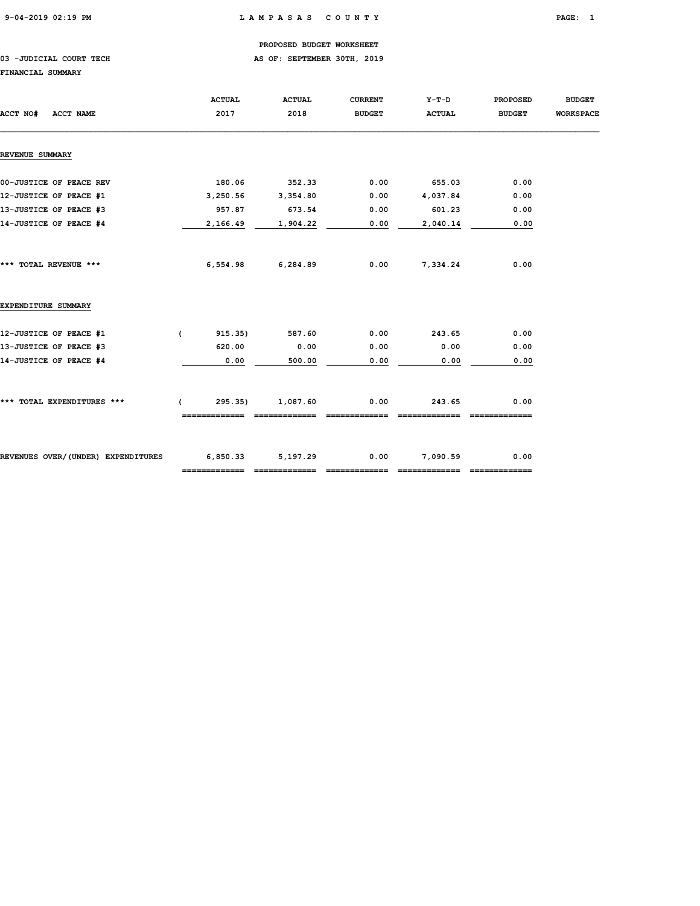PROPOSED BUDGET WORKSHEET

03 -JUDICIAL COURT TECH — AS OF: SEPTEMBER 30TH, 2019

FINANCIAL SUMMARY

| ACCT NO# ACCT NAME | ACTUAL 2017 | ACTUAL 2018 | CURRENT BUDGET | Y-T-D ACTUAL | PROPOSED BUDGET | BUDGET WORKSPACE |
|---|---|---|---|---|---|---|
| **REVENUE SUMMARY** | | | | | | |
| 00-JUSTICE OF PEACE REV | 180.06 | 352.33 | 0.00 | 655.03 | 0.00 | |
| 12-JUSTICE OF PEACE #1 | 3,250.56 | 3,354.80 | 0.00 | 4,037.84 | 0.00 | |
| 13-JUSTICE OF PEACE #3 | 957.87 | 673.54 | 0.00 | 601.23 | 0.00 | |
| 14-JUSTICE OF PEACE #4 | 2,166.49 | 1,904.22 | 0.00 | 2,040.14 | 0.00 | |
| *** TOTAL REVENUE *** | 6,554.98 | 6,284.89 | 0.00 | 7,334.24 | 0.00 | |
| **EXPENDITURE SUMMARY** | | | | | | |
| 12-JUSTICE OF PEACE #1 | ( 915.35) | 587.60 | 0.00 | 243.65 | 0.00 | |
| 13-JUSTICE OF PEACE #3 | 620.00 | 0.00 | 0.00 | 0.00 | 0.00 | |
| 14-JUSTICE OF PEACE #4 | 0.00 | 500.00 | 0.00 | 0.00 | 0.00 | |
| *** TOTAL EXPENDITURES *** | ( 295.35) | 1,087.60 | 0.00 | 243.65 | 0.00 | |
| REVENUES OVER/(UNDER) EXPENDITURES | 6,850.33 | 5,197.29 | 0.00 | 7,090.59 | 0.00 | |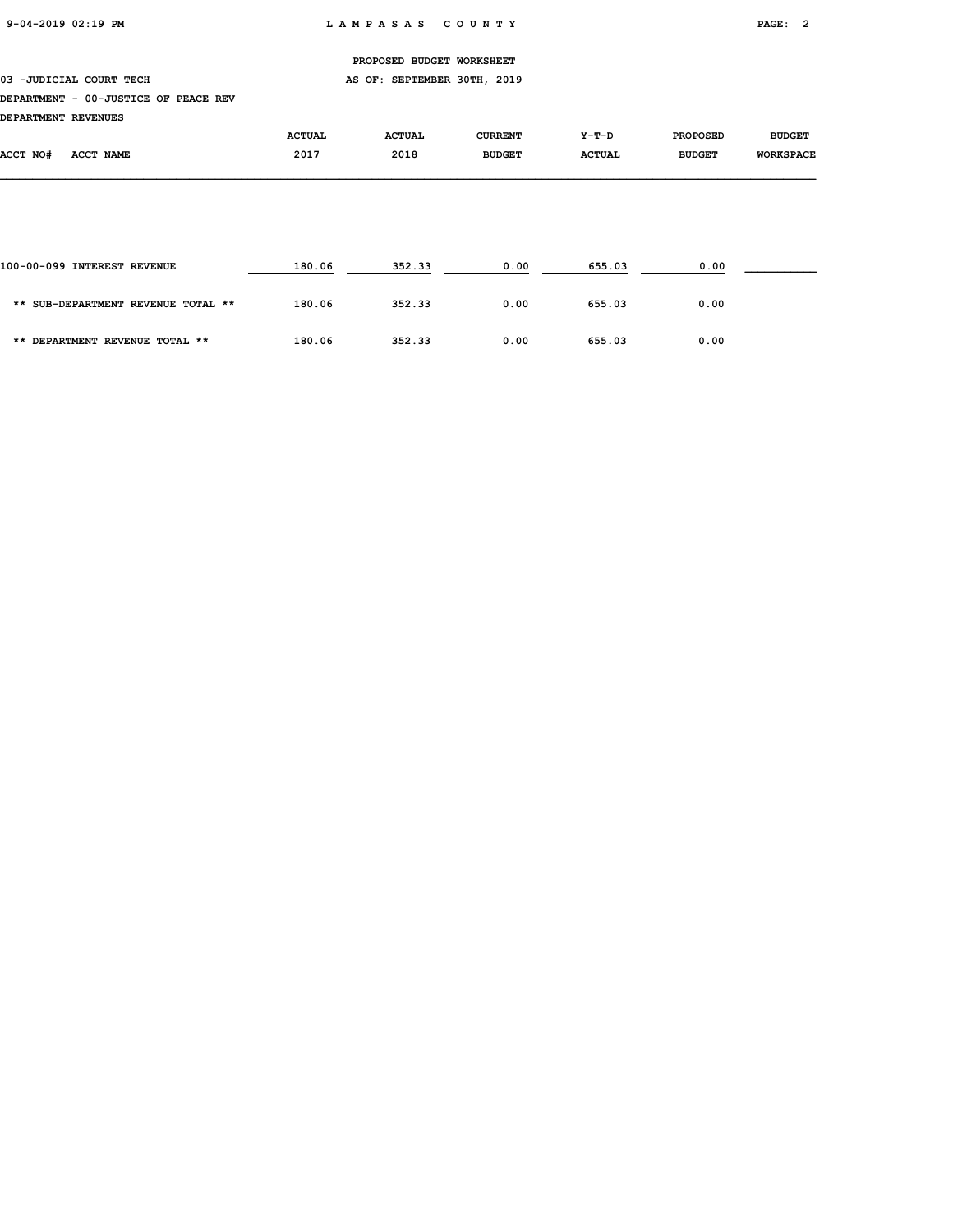PROPOSED BUDGET WORKSHEET

03 -JUDICIAL COURT TECH AS OF: SEPTEMBER 30TH, 2019

DEPARTMENT - 00-JUSTICE OF PEACE REV

DEPARTMENT REVENUES

| ACCT NO# ACCT NAME | ACTUAL 2017 | ACTUAL 2018 | CURRENT BUDGET | Y-T-D ACTUAL | PROPOSED BUDGET | BUDGET WORKSPACE |
|---|---|---|---|---|---|---|
| 100-00-099 INTEREST REVENUE | 180.06 | 352.33 | 0.00 | 655.03 | 0.00 | |
| ** SUB-DEPARTMENT REVENUE TOTAL ** | 180.06 | 352.33 | 0.00 | 655.03 | 0.00 | |
| ** DEPARTMENT REVENUE TOTAL ** | 180.06 | 352.33 | 0.00 | 655.03 | 0.00 | |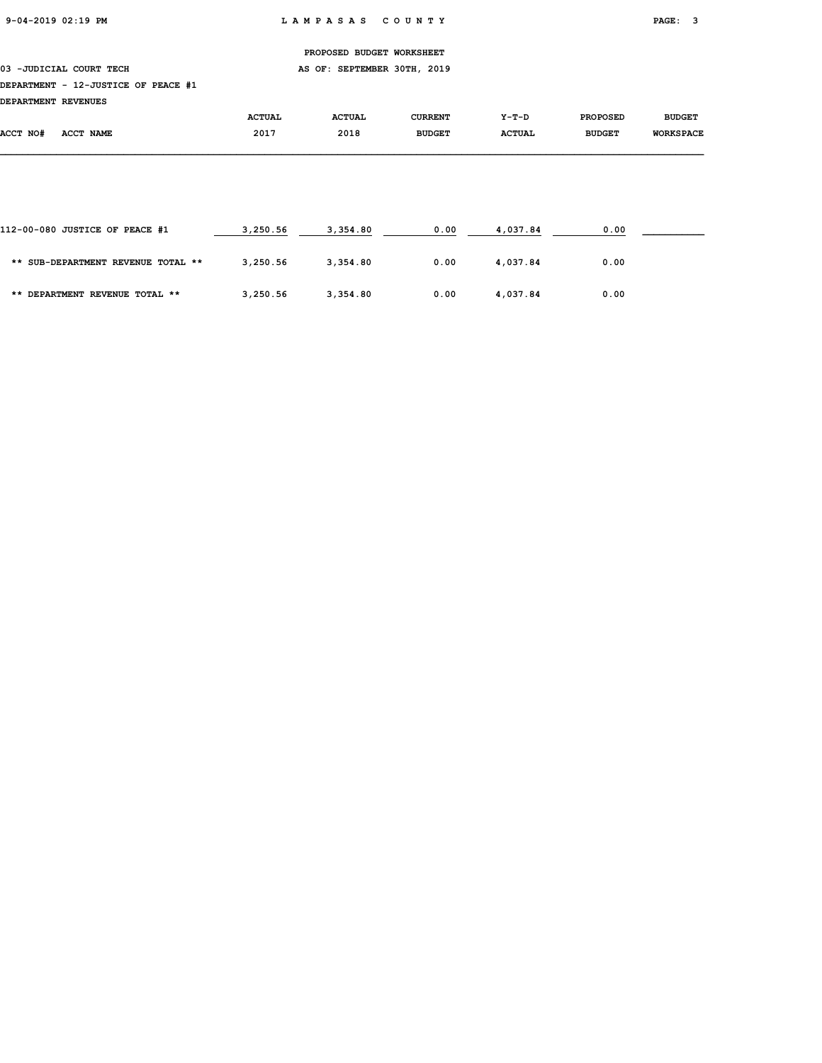PROPOSED BUDGET WORKSHEET

03 -JUDICIAL COURT TECH

AS OF: SEPTEMBER 30TH, 2019

DEPARTMENT - 12-JUSTICE OF PEACE #1

DEPARTMENT REVENUES

| ACCT NO# ACCT NAME | ACTUAL 2017 | ACTUAL 2018 | CURRENT BUDGET | Y-T-D ACTUAL | PROPOSED BUDGET | BUDGET WORKSPACE |
|---|---|---|---|---|---|---|
| 112-00-080 JUSTICE OF PEACE #1 | 3,250.56 | 3,354.80 | 0.00 | 4,037.84 | 0.00 | |
| ** SUB-DEPARTMENT REVENUE TOTAL ** | 3,250.56 | 3,354.80 | 0.00 | 4,037.84 | 0.00 | |
| ** DEPARTMENT REVENUE TOTAL ** | 3,250.56 | 3,354.80 | 0.00 | 4,037.84 | 0.00 | |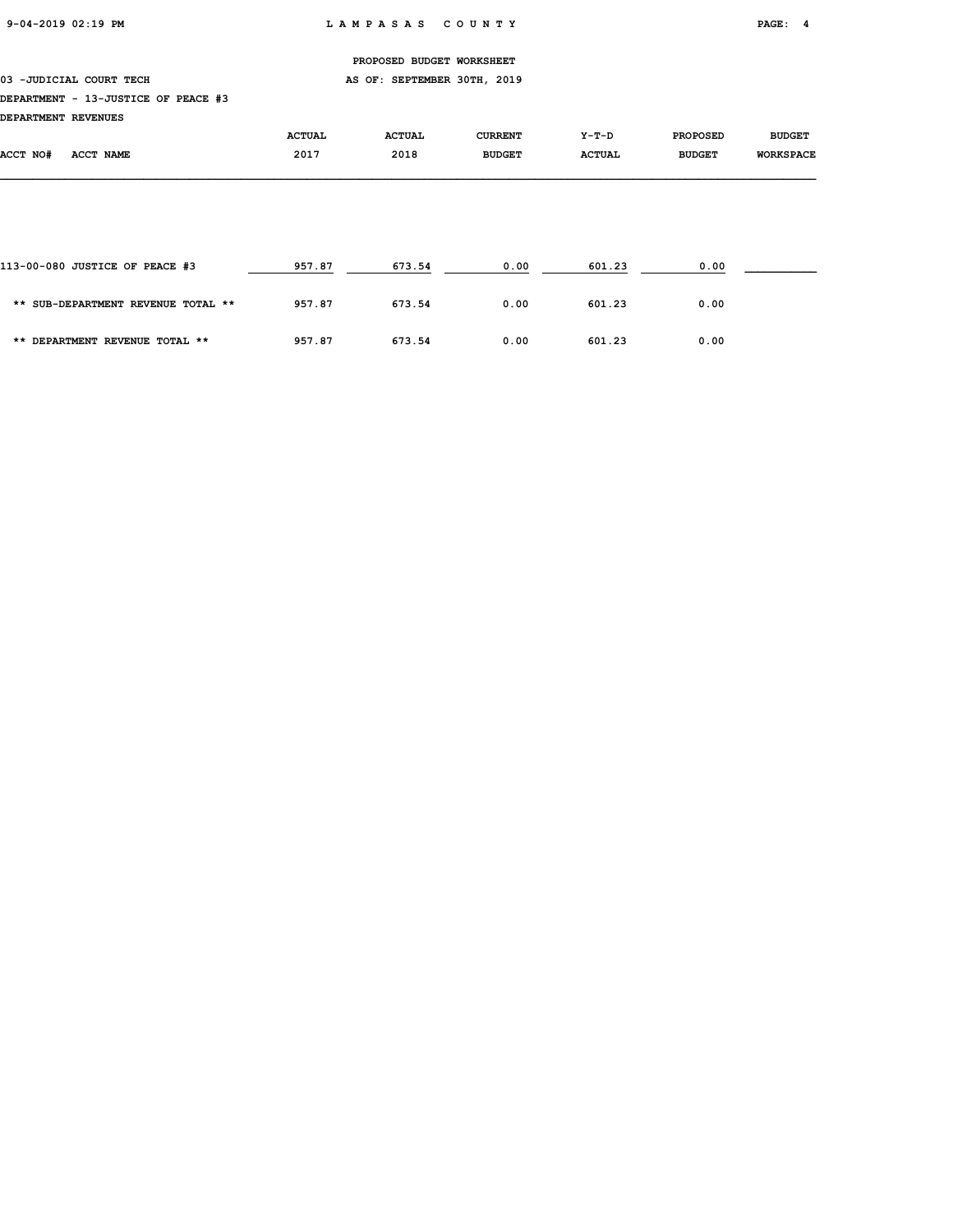PROPOSED BUDGET WORKSHEET

03 -JUDICIAL COURT TECH

AS OF: SEPTEMBER 30TH, 2019

DEPARTMENT - 13-JUSTICE OF PEACE #3

DEPARTMENT REVENUES

| ACCT NO# ACCT NAME | ACTUAL 2017 | ACTUAL 2018 | CURRENT BUDGET | Y-T-D ACTUAL | PROPOSED BUDGET | BUDGET WORKSPACE |
|---|---|---|---|---|---|---|
| 113-00-080 JUSTICE OF PEACE #3 | 957.87 | 673.54 | 0.00 | 601.23 | 0.00 | |
| ** SUB-DEPARTMENT REVENUE TOTAL ** | 957.87 | 673.54 | 0.00 | 601.23 | 0.00 | |
| ** DEPARTMENT REVENUE TOTAL ** | 957.87 | 673.54 | 0.00 | 601.23 | 0.00 | |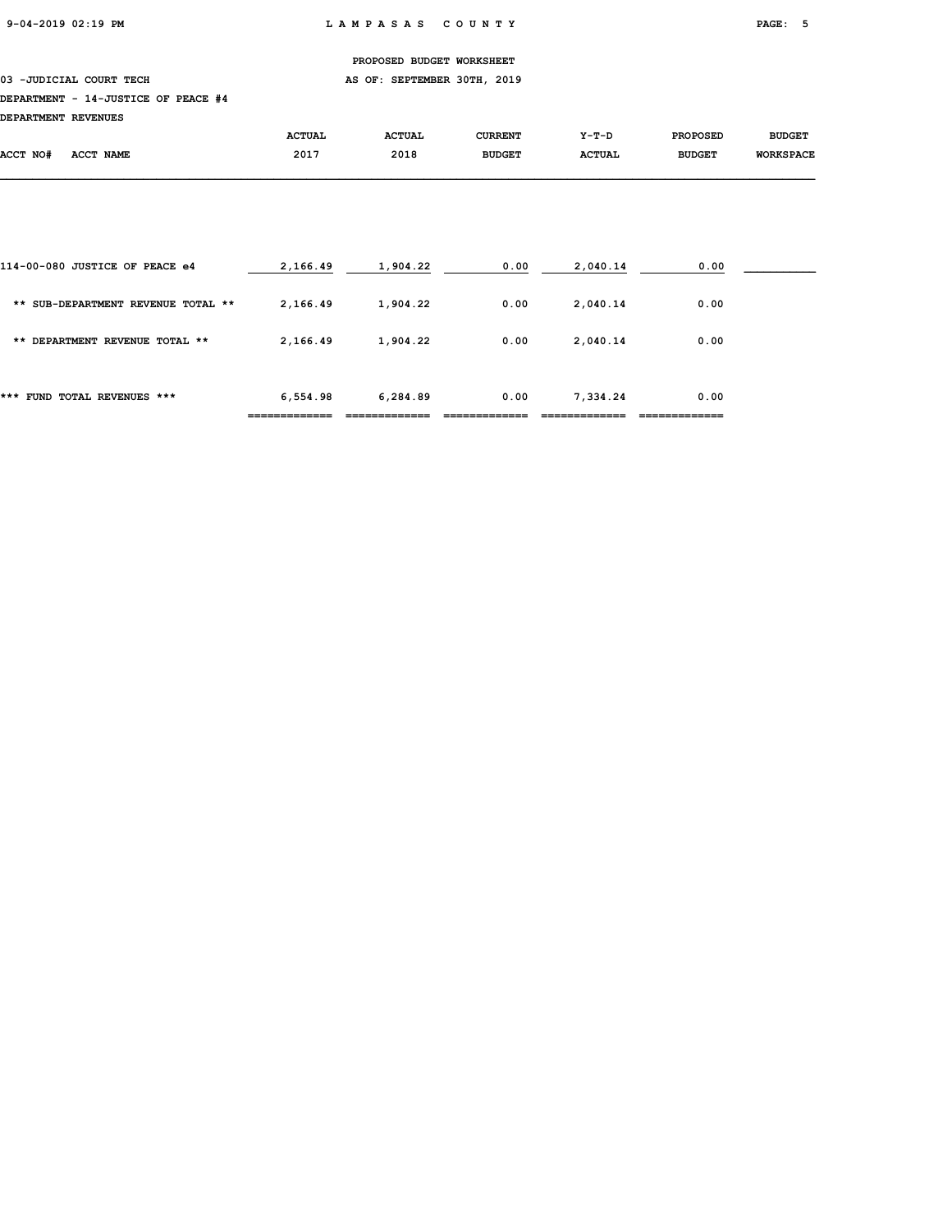PROPOSED BUDGET WORKSHEET

03 -JUDICIAL COURT TECH — AS OF: SEPTEMBER 30TH, 2019

DEPARTMENT - 14-JUSTICE OF PEACE #4

DEPARTMENT REVENUES

| ACCT NO# ACCT NAME | ACTUAL 2017 | ACTUAL 2018 | CURRENT BUDGET | Y-T-D ACTUAL | PROPOSED BUDGET | BUDGET WORKSPACE |
|---|---|---|---|---|---|---|
| 114-00-080 JUSTICE OF PEACE e4 | 2,166.49 | 1,904.22 | 0.00 | 2,040.14 | 0.00 | |
| ** SUB-DEPARTMENT REVENUE TOTAL ** | 2,166.49 | 1,904.22 | 0.00 | 2,040.14 | 0.00 | |
| ** DEPARTMENT REVENUE TOTAL ** | 2,166.49 | 1,904.22 | 0.00 | 2,040.14 | 0.00 | |
| *** FUND TOTAL REVENUES *** | 6,554.98 | 6,284.89 | 0.00 | 7,334.24 | 0.00 | |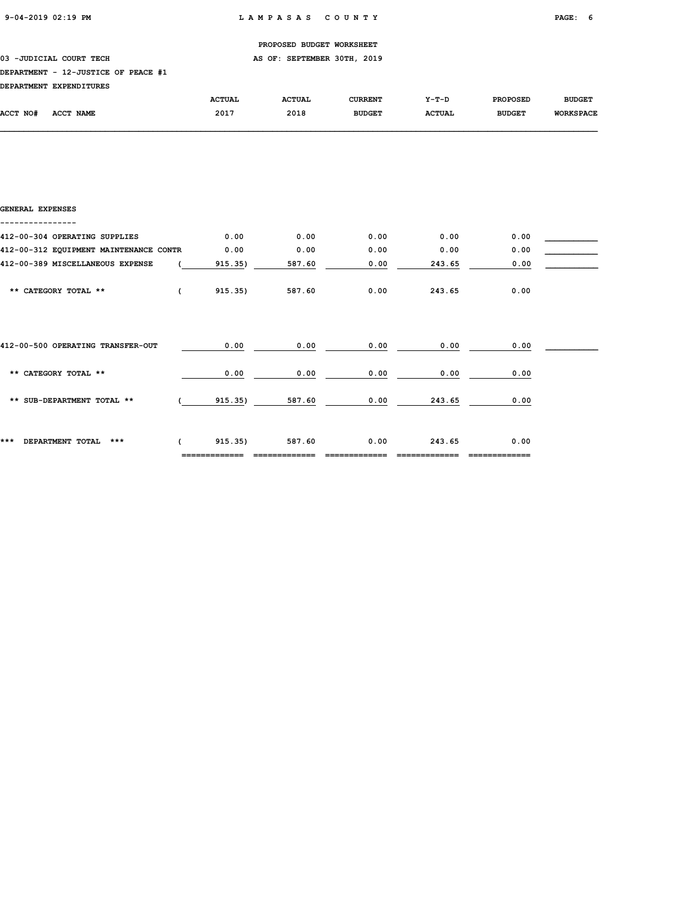PROPOSED BUDGET WORKSHEET

03 -JUDICIAL COURT TECH — AS OF: SEPTEMBER 30TH, 2019

DEPARTMENT - 12-JUSTICE OF PEACE #1

DEPARTMENT EXPENDITURES

| ACCT NO# ACCT NAME | ACTUAL 2017 | ACTUAL 2018 | CURRENT BUDGET | Y-T-D ACTUAL | PROPOSED BUDGET | BUDGET WORKSPACE |
|---|---|---|---|---|---|---|
| **GENERAL EXPENSES** | | | | | | |
| 412-00-304 OPERATING SUPPLIES | 0.00 | 0.00 | 0.00 | 0.00 | 0.00 | |
| 412-00-312 EQUIPMENT MAINTENANCE CONTR | 0.00 | 0.00 | 0.00 | 0.00 | 0.00 | |
| 412-00-389 MISCELLANEOUS EXPENSE | ( 915.35) | 587.60 | 0.00 | 243.65 | 0.00 | |
| ** CATEGORY TOTAL ** | ( 915.35) | 587.60 | 0.00 | 243.65 | 0.00 | |
| 412-00-500 OPERATING TRANSFER-OUT | 0.00 | 0.00 | 0.00 | 0.00 | 0.00 | |
| ** CATEGORY TOTAL ** | 0.00 | 0.00 | 0.00 | 0.00 | 0.00 | |
| ** SUB-DEPARTMENT TOTAL ** | ( 915.35) | 587.60 | 0.00 | 243.65 | 0.00 | |
| *** DEPARTMENT TOTAL *** | ( 915.35) | 587.60 | 0.00 | 243.65 | 0.00 | |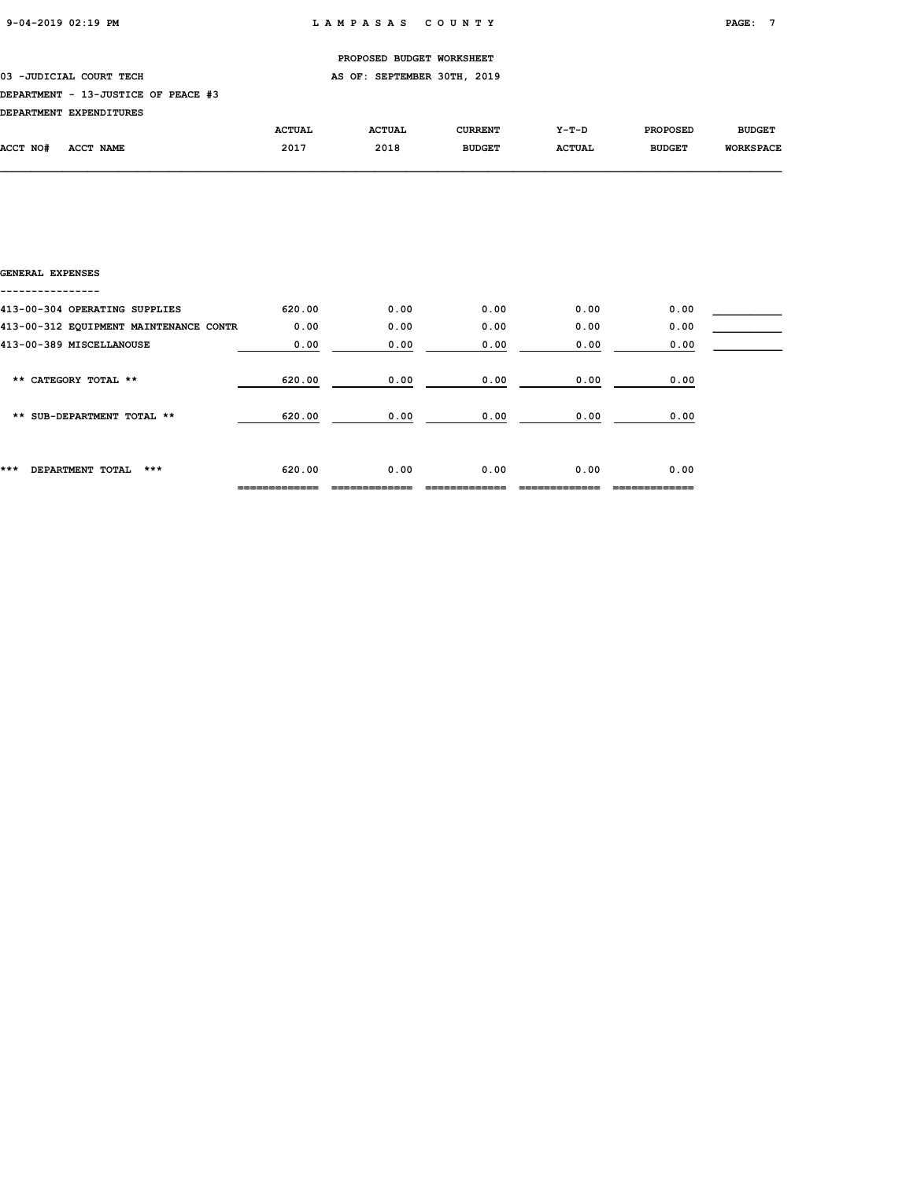PROPOSED BUDGET WORKSHEET

03 -JUDICIAL COURT TECH — AS OF: SEPTEMBER 30TH, 2019

DEPARTMENT - 13-JUSTICE OF PEACE #3

DEPARTMENT EXPENDITURES

| ACCT NO# ACCT NAME | ACTUAL 2017 | ACTUAL 2018 | CURRENT BUDGET | Y-T-D ACTUAL | PROPOSED BUDGET | BUDGET WORKSPACE |
|---|---|---|---|---|---|---|
| **GENERAL EXPENSES** | | | | | | |
| 413-00-304 OPERATING SUPPLIES | 620.00 | 0.00 | 0.00 | 0.00 | 0.00 | |
| 413-00-312 EQUIPMENT MAINTENANCE CONTR | 0.00 | 0.00 | 0.00 | 0.00 | 0.00 | |
| 413-00-389 MISCELLANOUSE | 0.00 | 0.00 | 0.00 | 0.00 | 0.00 | |
| ** CATEGORY TOTAL ** | 620.00 | 0.00 | 0.00 | 0.00 | 0.00 | |
| ** SUB-DEPARTMENT TOTAL ** | 620.00 | 0.00 | 0.00 | 0.00 | 0.00 | |
| *** DEPARTMENT TOTAL *** | 620.00 | 0.00 | 0.00 | 0.00 | 0.00 | |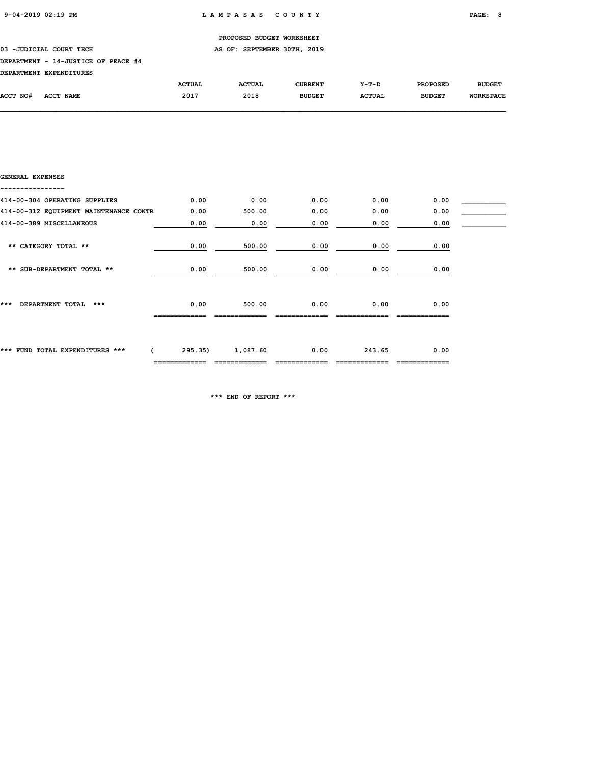PROPOSED BUDGET WORKSHEET

03 -JUDICIAL COURT TECH

AS OF: SEPTEMBER 30TH, 2019

DEPARTMENT - 14-JUSTICE OF PEACE #4

DEPARTMENT EXPENDITURES

| ACCT NO# ACCT NAME | ACTUAL 2017 | ACTUAL 2018 | CURRENT BUDGET | Y-T-D ACTUAL | PROPOSED BUDGET | BUDGET WORKSPACE |
|---|---|---|---|---|---|---|
| **GENERAL EXPENSES** | | | | | | |
| 414-00-304 OPERATING SUPPLIES | 0.00 | 0.00 | 0.00 | 0.00 | 0.00 | ___________ |
| 414-00-312 EQUIPMENT MAINTENANCE CONTR | 0.00 | 500.00 | 0.00 | 0.00 | 0.00 | ___________ |
| 414-00-389 MISCELLANEOUS | 0.00 | 0.00 | 0.00 | 0.00 | 0.00 | ___________ |
| ** CATEGORY TOTAL ** | 0.00 | 500.00 | 0.00 | 0.00 | 0.00 | |
| ** SUB-DEPARTMENT TOTAL ** | 0.00 | 500.00 | 0.00 | 0.00 | 0.00 | |
| *** DEPARTMENT TOTAL *** | 0.00 | 500.00 | 0.00 | 0.00 | 0.00 | |
| *** FUND TOTAL EXPENDITURES *** | ( 295.35) | 1,087.60 | 0.00 | 243.65 | 0.00 | |

*** END OF REPORT ***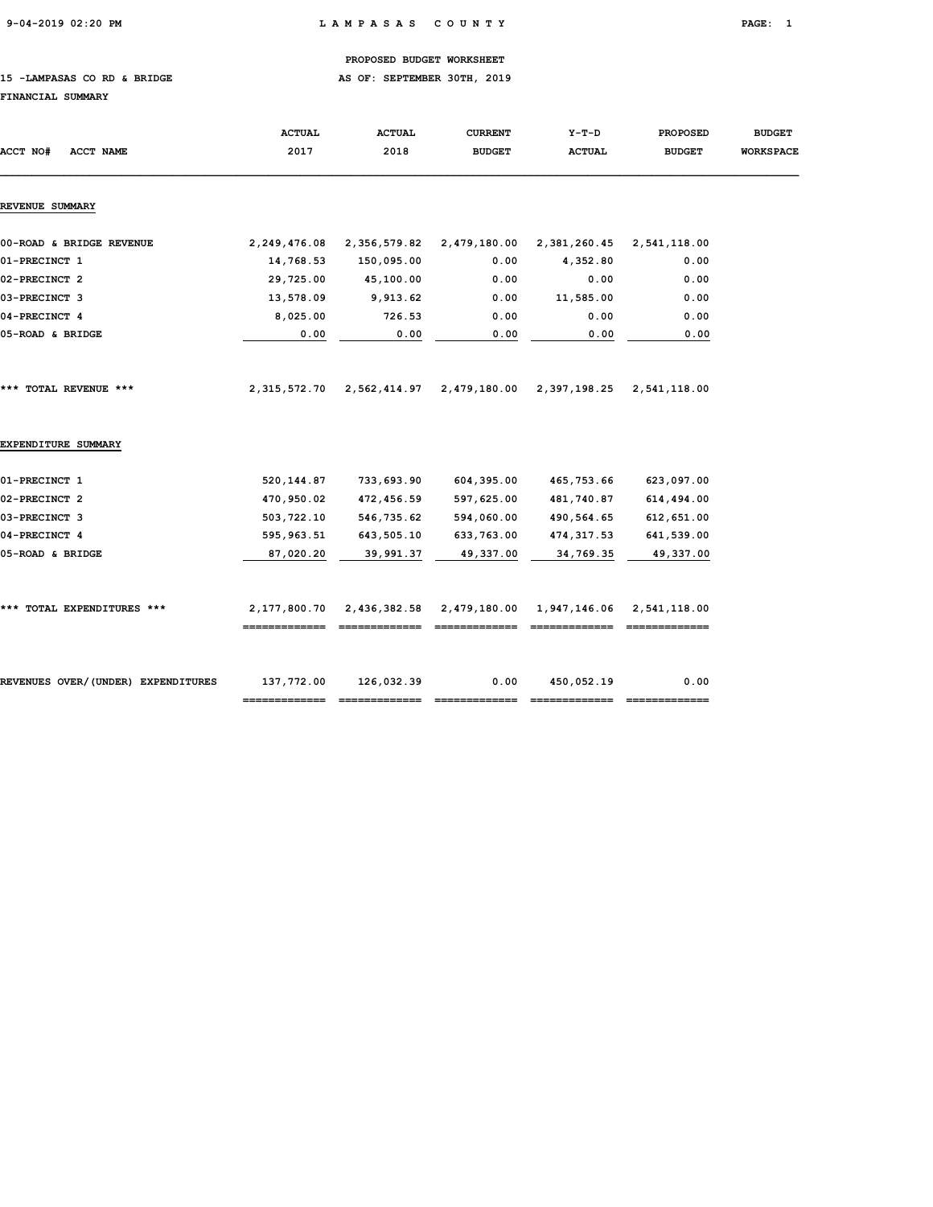PROPOSED BUDGET WORKSHEET

15 -LAMPASAS CO RD & BRIDGE

AS OF: SEPTEMBER 30TH, 2019

FINANCIAL SUMMARY

| ACCT NO# ACCT NAME | ACTUAL 2017 | ACTUAL 2018 | CURRENT BUDGET | Y-T-D ACTUAL | PROPOSED BUDGET | BUDGET WORKSPACE |
|---|---|---|---|---|---|---|
| **REVENUE SUMMARY** | | | | | | |
| 00-ROAD & BRIDGE REVENUE | 2,249,476.08 | 2,356,579.82 | 2,479,180.00 | 2,381,260.45 | 2,541,118.00 | |
| 01-PRECINCT 1 | 14,768.53 | 150,095.00 | 0.00 | 4,352.80 | 0.00 | |
| 02-PRECINCT 2 | 29,725.00 | 45,100.00 | 0.00 | 0.00 | 0.00 | |
| 03-PRECINCT 3 | 13,578.09 | 9,913.62 | 0.00 | 11,585.00 | 0.00 | |
| 04-PRECINCT 4 | 8,025.00 | 726.53 | 0.00 | 0.00 | 0.00 | |
| 05-ROAD & BRIDGE | 0.00 | 0.00 | 0.00 | 0.00 | 0.00 | |
| *** TOTAL REVENUE *** | 2,315,572.70 | 2,562,414.97 | 2,479,180.00 | 2,397,198.25 | 2,541,118.00 | |
| **EXPENDITURE SUMMARY** | | | | | | |
| 01-PRECINCT 1 | 520,144.87 | 733,693.90 | 604,395.00 | 465,753.66 | 623,097.00 | |
| 02-PRECINCT 2 | 470,950.02 | 472,456.59 | 597,625.00 | 481,740.87 | 614,494.00 | |
| 03-PRECINCT 3 | 503,722.10 | 546,735.62 | 594,060.00 | 490,564.65 | 612,651.00 | |
| 04-PRECINCT 4 | 595,963.51 | 643,505.10 | 633,763.00 | 474,317.53 | 641,539.00 | |
| 05-ROAD & BRIDGE | 87,020.20 | 39,991.37 | 49,337.00 | 34,769.35 | 49,337.00 | |
| *** TOTAL EXPENDITURES *** | 2,177,800.70 | 2,436,382.58 | 2,479,180.00 | 1,947,146.06 | 2,541,118.00 | |
| REVENUES OVER/(UNDER) EXPENDITURES | 137,772.00 | 126,032.39 | 0.00 | 450,052.19 | 0.00 | |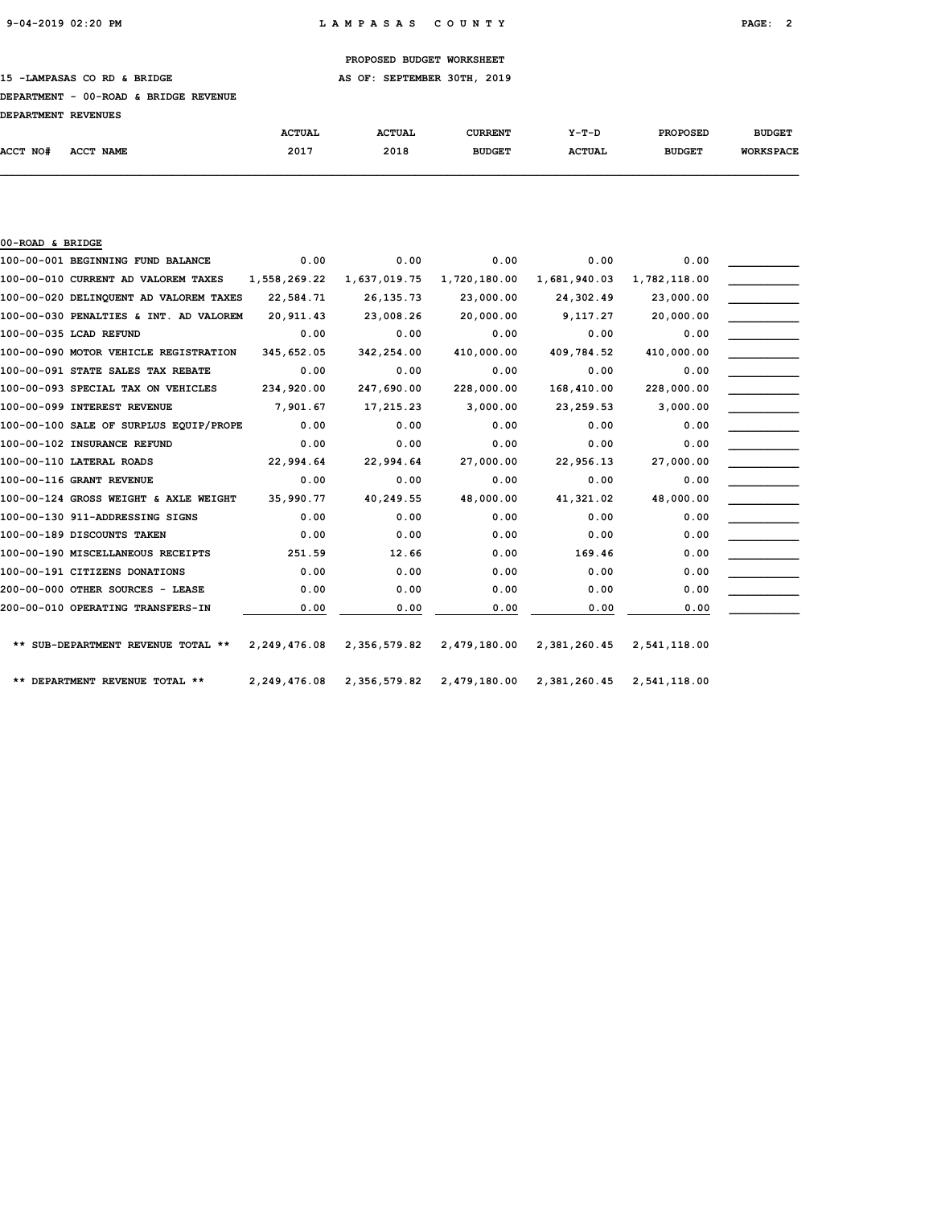PROPOSED BUDGET WORKSHEET

15 -LAMPASAS CO RD & BRIDGE — AS OF: SEPTEMBER 30TH, 2019

DEPARTMENT - 00-ROAD & BRIDGE REVENUE

DEPARTMENT REVENUES

| ACCT NO# | ACCT NAME | ACTUAL 2017 | ACTUAL 2018 | CURRENT BUDGET | Y-T-D ACTUAL | PROPOSED BUDGET | BUDGET WORKSPACE |
|---|---|---|---|---|---|---|---|
| **00-ROAD & BRIDGE** | | | | | | | |
| 100-00-001 | BEGINNING FUND BALANCE | 0.00 | 0.00 | 0.00 | 0.00 | 0.00 | |
| 100-00-010 | CURRENT AD VALOREM TAXES | 1,558,269.22 | 1,637,019.75 | 1,720,180.00 | 1,681,940.03 | 1,782,118.00 | |
| 100-00-020 | DELINQUENT AD VALOREM TAXES | 22,584.71 | 26,135.73 | 23,000.00 | 24,302.49 | 23,000.00 | |
| 100-00-030 | PENALTIES & INT. AD VALOREM | 20,911.43 | 23,008.26 | 20,000.00 | 9,117.27 | 20,000.00 | |
| 100-00-035 | LCAD REFUND | 0.00 | 0.00 | 0.00 | 0.00 | 0.00 | |
| 100-00-090 | MOTOR VEHICLE REGISTRATION | 345,652.05 | 342,254.00 | 410,000.00 | 409,784.52 | 410,000.00 | |
| 100-00-091 | STATE SALES TAX REBATE | 0.00 | 0.00 | 0.00 | 0.00 | 0.00 | |
| 100-00-093 | SPECIAL TAX ON VEHICLES | 234,920.00 | 247,690.00 | 228,000.00 | 168,410.00 | 228,000.00 | |
| 100-00-099 | INTEREST REVENUE | 7,901.67 | 17,215.23 | 3,000.00 | 23,259.53 | 3,000.00 | |
| 100-00-100 | SALE OF SURPLUS EQUIP/PROPE | 0.00 | 0.00 | 0.00 | 0.00 | 0.00 | |
| 100-00-102 | INSURANCE REFUND | 0.00 | 0.00 | 0.00 | 0.00 | 0.00 | |
| 100-00-110 | LATERAL ROADS | 22,994.64 | 22,994.64 | 27,000.00 | 22,956.13 | 27,000.00 | |
| 100-00-116 | GRANT REVENUE | 0.00 | 0.00 | 0.00 | 0.00 | 0.00 | |
| 100-00-124 | GROSS WEIGHT & AXLE WEIGHT | 35,990.77 | 40,249.55 | 48,000.00 | 41,321.02 | 48,000.00 | |
| 100-00-130 | 911-ADDRESSING SIGNS | 0.00 | 0.00 | 0.00 | 0.00 | 0.00 | |
| 100-00-189 | DISCOUNTS TAKEN | 0.00 | 0.00 | 0.00 | 0.00 | 0.00 | |
| 100-00-190 | MISCELLANEOUS RECEIPTS | 251.59 | 12.66 | 0.00 | 169.46 | 0.00 | |
| 100-00-191 | CITIZENS DONATIONS | 0.00 | 0.00 | 0.00 | 0.00 | 0.00 | |
| 200-00-000 | OTHER SOURCES - LEASE | 0.00 | 0.00 | 0.00 | 0.00 | 0.00 | |
| 200-00-010 | OPERATING TRANSFERS-IN | 0.00 | 0.00 | 0.00 | 0.00 | 0.00 | |
| | ** SUB-DEPARTMENT REVENUE TOTAL ** | 2,249,476.08 | 2,356,579.82 | 2,479,180.00 | 2,381,260.45 | 2,541,118.00 | |
| | ** DEPARTMENT REVENUE TOTAL ** | 2,249,476.08 | 2,356,579.82 | 2,479,180.00 | 2,381,260.45 | 2,541,118.00 | |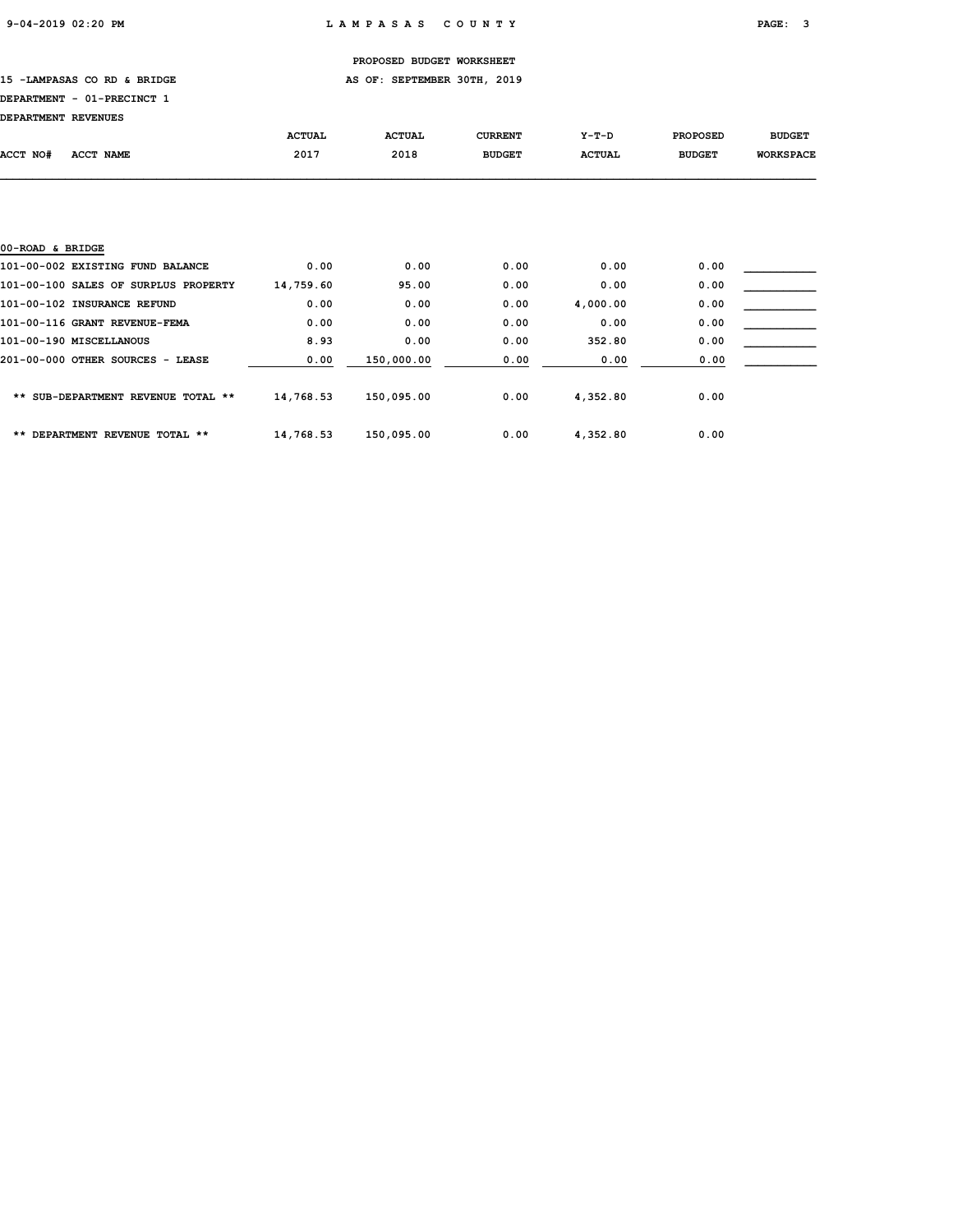PROPOSED BUDGET WORKSHEET

15 -LAMPASAS CO RD & BRIDGE — AS OF: SEPTEMBER 30TH, 2019

DEPARTMENT - 01-PRECINCT 1

DEPARTMENT REVENUES

| ACCT NO# ACCT NAME | ACTUAL 2017 | ACTUAL 2018 | CURRENT BUDGET | Y-T-D ACTUAL | PROPOSED BUDGET | BUDGET WORKSPACE |
|---|---|---|---|---|---|---|
| 00-ROAD & BRIDGE | | | | | | |
| 101-00-002 EXISTING FUND BALANCE | 0.00 | 0.00 | 0.00 | 0.00 | 0.00 | |
| 101-00-100 SALES OF SURPLUS PROPERTY | 14,759.60 | 95.00 | 0.00 | 0.00 | 0.00 | |
| 101-00-102 INSURANCE REFUND | 0.00 | 0.00 | 0.00 | 4,000.00 | 0.00 | |
| 101-00-116 GRANT REVENUE-FEMA | 0.00 | 0.00 | 0.00 | 0.00 | 0.00 | |
| 101-00-190 MISCELLANOUS | 8.93 | 0.00 | 0.00 | 352.80 | 0.00 | |
| 201-00-000 OTHER SOURCES - LEASE | 0.00 | 150,000.00 | 0.00 | 0.00 | 0.00 | |
| ** SUB-DEPARTMENT REVENUE TOTAL ** | 14,768.53 | 150,095.00 | 0.00 | 4,352.80 | 0.00 | |
| ** DEPARTMENT REVENUE TOTAL ** | 14,768.53 | 150,095.00 | 0.00 | 4,352.80 | 0.00 | |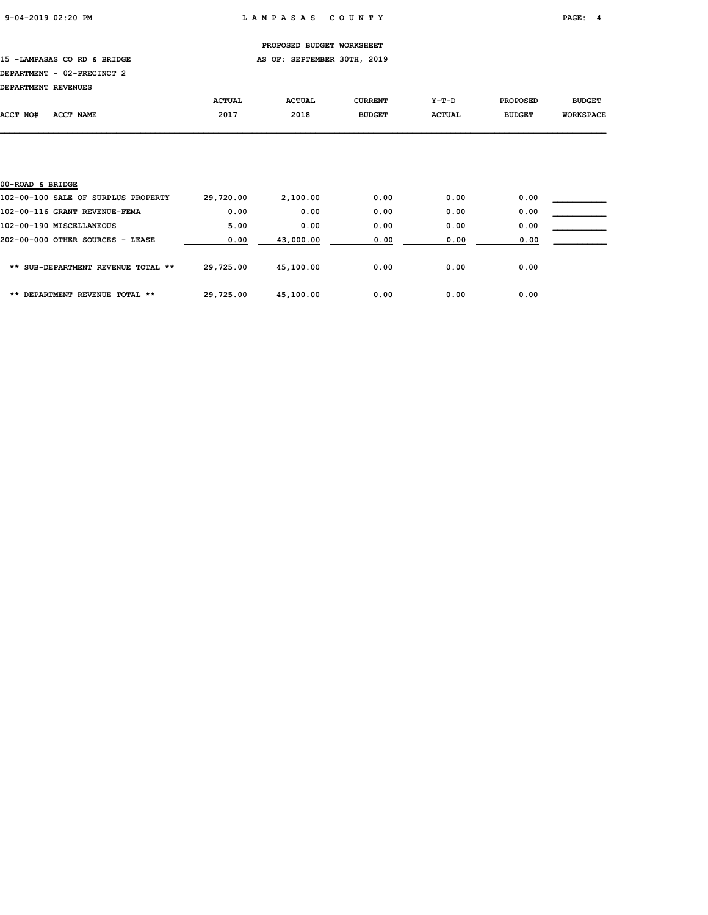PROPOSED BUDGET WORKSHEET

15 -LAMPASAS CO RD & BRIDGE — AS OF: SEPTEMBER 30TH, 2019

DEPARTMENT - 02-PRECINCT 2

DEPARTMENT REVENUES

| ACCT NO# | ACCT NAME | ACTUAL 2017 | ACTUAL 2018 | CURRENT BUDGET | Y-T-D ACTUAL | PROPOSED BUDGET | BUDGET WORKSPACE |
|---|---|---|---|---|---|---|---|
| 00-ROAD & BRIDGE | | | | | | | |
| 102-00-100 | SALE OF SURPLUS PROPERTY | 29,720.00 | 2,100.00 | 0.00 | 0.00 | 0.00 | ___________ |
| 102-00-116 | GRANT REVENUE-FEMA | 0.00 | 0.00 | 0.00 | 0.00 | 0.00 | ___________ |
| 102-00-190 | MISCELLANEOUS | 5.00 | 0.00 | 0.00 | 0.00 | 0.00 | ___________ |
| 202-00-000 | OTHER SOURCES - LEASE | 0.00 | 43,000.00 | 0.00 | 0.00 | 0.00 | ___________ |
| | ** SUB-DEPARTMENT REVENUE TOTAL ** | 29,725.00 | 45,100.00 | 0.00 | 0.00 | 0.00 | |
| | ** DEPARTMENT REVENUE TOTAL ** | 29,725.00 | 45,100.00 | 0.00 | 0.00 | 0.00 | |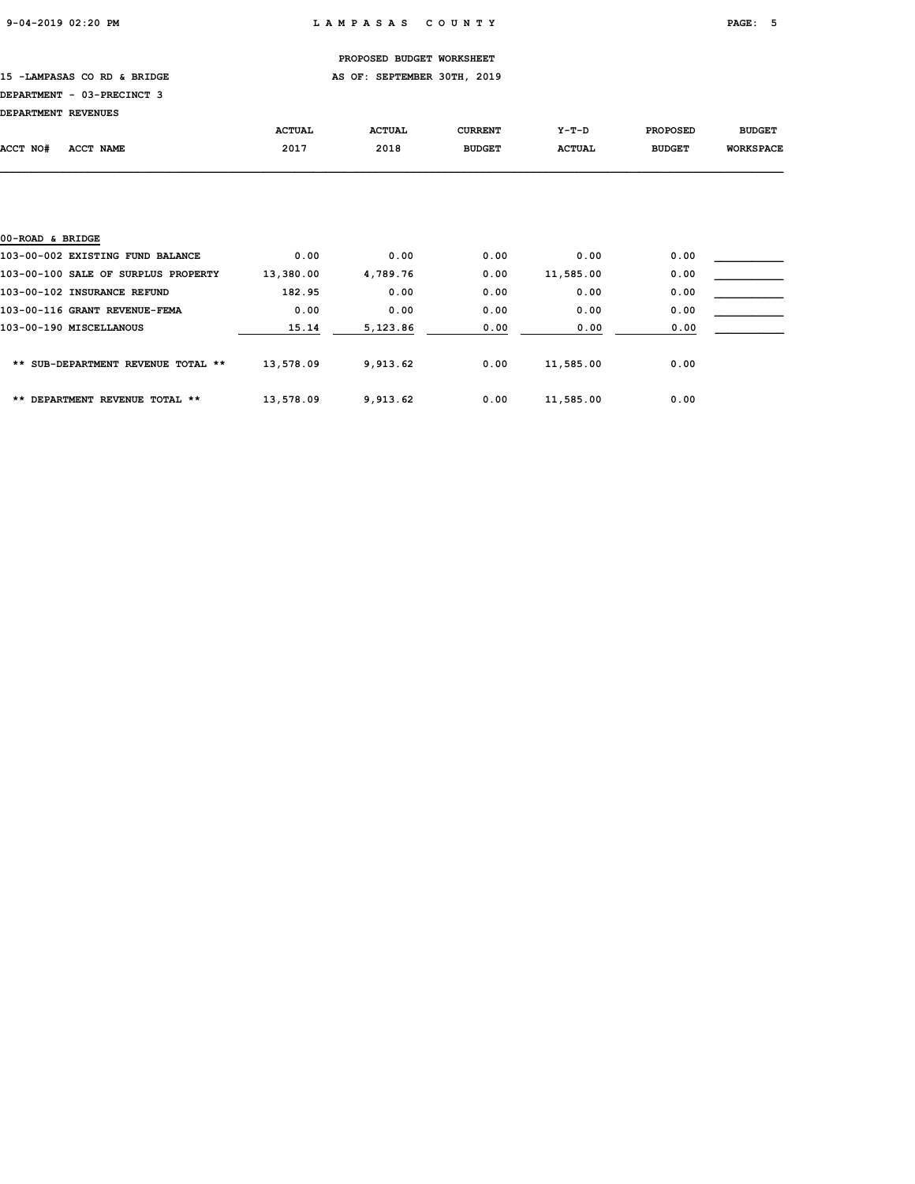PROPOSED BUDGET WORKSHEET

15 -LAMPASAS CO RD & BRIDGE — AS OF: SEPTEMBER 30TH, 2019

DEPARTMENT - 03-PRECINCT 3

DEPARTMENT REVENUES

| ACCT NO# ACCT NAME | ACTUAL 2017 | ACTUAL 2018 | CURRENT BUDGET | Y-T-D ACTUAL | PROPOSED BUDGET | BUDGET WORKSPACE |
|---|---|---|---|---|---|---|
| 00-ROAD & BRIDGE | | | | | | |
| 103-00-002 EXISTING FUND BALANCE | 0.00 | 0.00 | 0.00 | 0.00 | 0.00 | ___________ |
| 103-00-100 SALE OF SURPLUS PROPERTY | 13,380.00 | 4,789.76 | 0.00 | 11,585.00 | 0.00 | ___________ |
| 103-00-102 INSURANCE REFUND | 182.95 | 0.00 | 0.00 | 0.00 | 0.00 | ___________ |
| 103-00-116 GRANT REVENUE-FEMA | 0.00 | 0.00 | 0.00 | 0.00 | 0.00 | ___________ |
| 103-00-190 MISCELLANOUS | 15.14 | 5,123.86 | 0.00 | 0.00 | 0.00 | ___________ |
| ** SUB-DEPARTMENT REVENUE TOTAL ** | 13,578.09 | 9,913.62 | 0.00 | 11,585.00 | 0.00 | |
| ** DEPARTMENT REVENUE TOTAL ** | 13,578.09 | 9,913.62 | 0.00 | 11,585.00 | 0.00 | |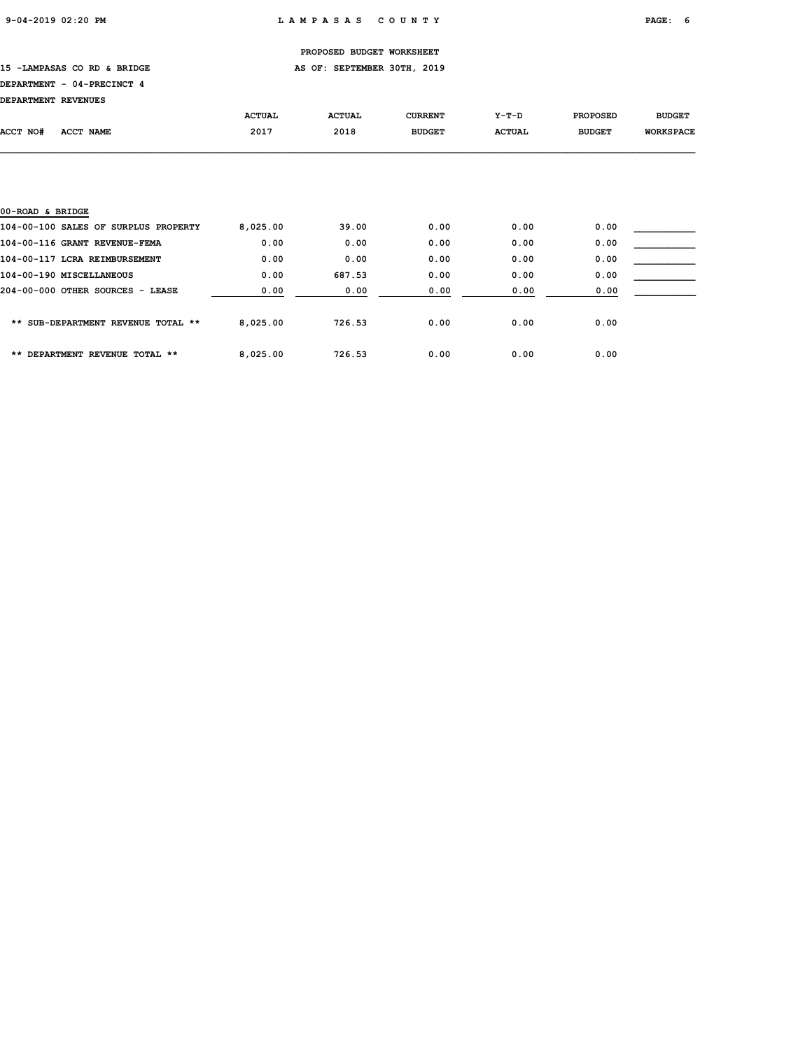PROPOSED BUDGET WORKSHEET

15 -LAMPASAS CO RD & BRIDGE    AS OF: SEPTEMBER 30TH, 2019

DEPARTMENT - 04-PRECINCT 4

DEPARTMENT REVENUES

| ACCT NO# ACCT NAME | ACTUAL 2017 | ACTUAL 2018 | CURRENT BUDGET | Y-T-D ACTUAL | PROPOSED BUDGET | BUDGET WORKSPACE |
|---|---|---|---|---|---|---|
| 00-ROAD & BRIDGE | | | | | | |
| 104-00-100 SALES OF SURPLUS PROPERTY | 8,025.00 | 39.00 | 0.00 | 0.00 | 0.00 | |
| 104-00-116 GRANT REVENUE-FEMA | 0.00 | 0.00 | 0.00 | 0.00 | 0.00 | |
| 104-00-117 LCRA REIMBURSEMENT | 0.00 | 0.00 | 0.00 | 0.00 | 0.00 | |
| 104-00-190 MISCELLANEOUS | 0.00 | 687.53 | 0.00 | 0.00 | 0.00 | |
| 204-00-000 OTHER SOURCES - LEASE | 0.00 | 0.00 | 0.00 | 0.00 | 0.00 | |
| ** SUB-DEPARTMENT REVENUE TOTAL ** | 8,025.00 | 726.53 | 0.00 | 0.00 | 0.00 | |
| ** DEPARTMENT REVENUE TOTAL ** | 8,025.00 | 726.53 | 0.00 | 0.00 | 0.00 | |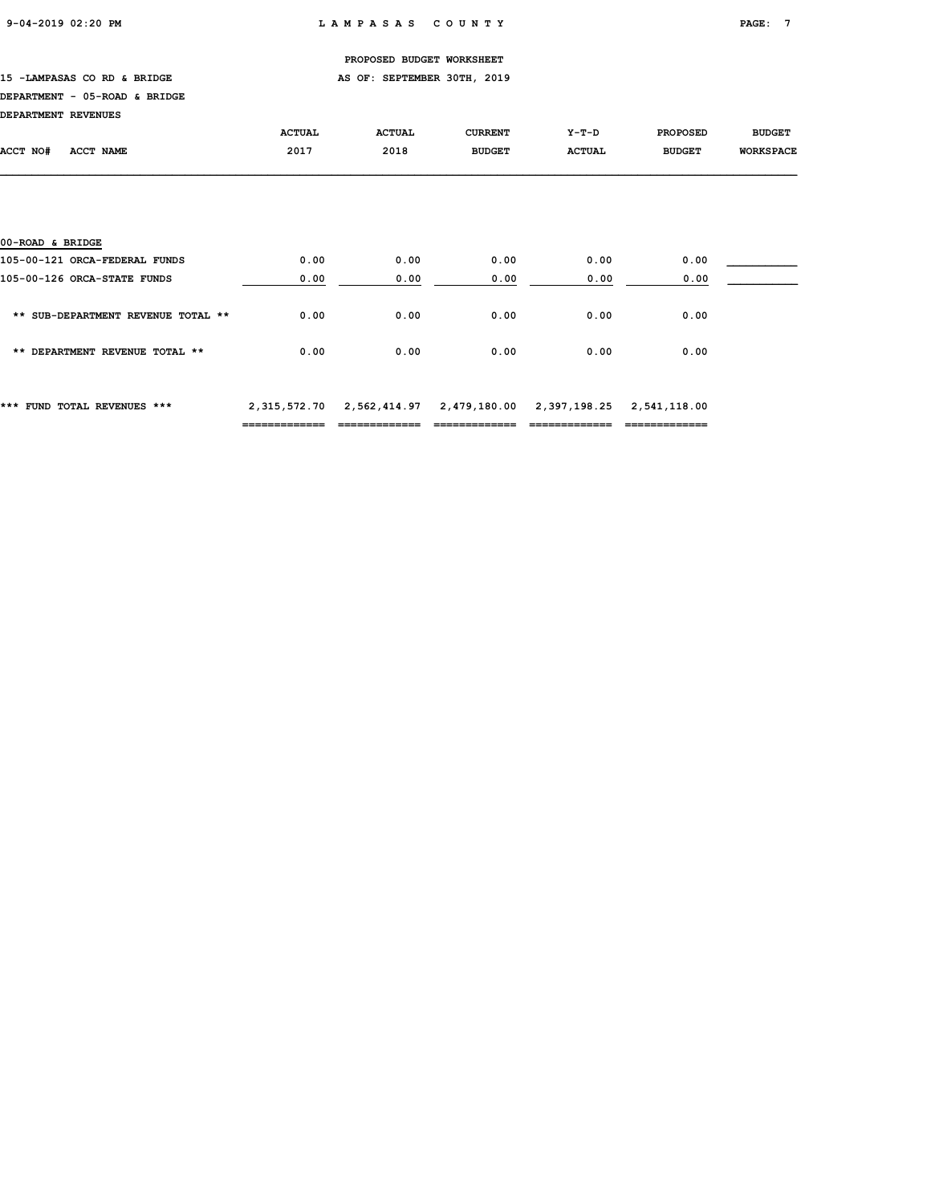PROPOSED BUDGET WORKSHEET

15 -LAMPASAS CO RD & BRIDGE AS OF: SEPTEMBER 30TH, 2019

DEPARTMENT - 05-ROAD & BRIDGE

DEPARTMENT REVENUES

| ACCT NO# ACCT NAME | ACTUAL 2017 | ACTUAL 2018 | CURRENT BUDGET | Y-T-D ACTUAL | PROPOSED BUDGET | BUDGET WORKSPACE |
|---|---|---|---|---|---|---|
| 00-ROAD & BRIDGE | | | | | | |
| 105-00-121 ORCA-FEDERAL FUNDS | 0.00 | 0.00 | 0.00 | 0.00 | 0.00 | |
| 105-00-126 ORCA-STATE FUNDS | 0.00 | 0.00 | 0.00 | 0.00 | 0.00 | |
| ** SUB-DEPARTMENT REVENUE TOTAL ** | 0.00 | 0.00 | 0.00 | 0.00 | 0.00 | |
| ** DEPARTMENT REVENUE TOTAL ** | 0.00 | 0.00 | 0.00 | 0.00 | 0.00 | |
| *** FUND TOTAL REVENUES *** | 2,315,572.70 | 2,562,414.97 | 2,479,180.00 | 2,397,198.25 | 2,541,118.00 | |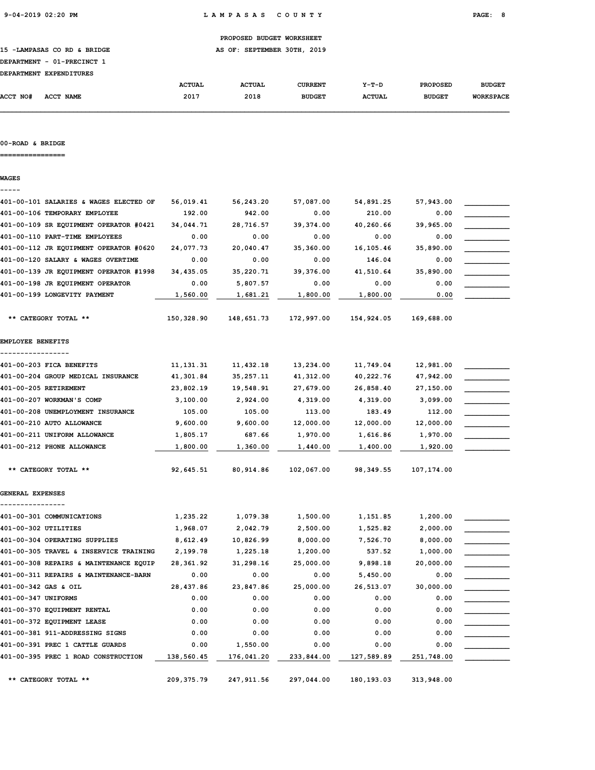PROPOSED BUDGET WORKSHEET

15 -LAMPASAS CO RD & BRIDGE — AS OF: SEPTEMBER 30TH, 2019

DEPARTMENT - 01-PRECINCT 1

DEPARTMENT EXPENDITURES

## 00-ROAD & BRIDGE

| ACCT NO# | ACCT NAME | ACTUAL 2017 | ACTUAL 2018 | CURRENT BUDGET | Y-T-D ACTUAL | PROPOSED BUDGET | BUDGET WORKSPACE |
|---|---|---|---|---|---|---|---|
| **WAGES** | | | | | | | |
| 401-00-101 | SALARIES & WAGES ELECTED OF | 56,019.41 | 56,243.20 | 57,087.00 | 54,891.25 | 57,943.00 | |
| 401-00-106 | TEMPORARY EMPLOYEE | 192.00 | 942.00 | 0.00 | 210.00 | 0.00 | |
| 401-00-109 | SR EQUIPMENT OPERATOR #0421 | 34,044.71 | 28,716.57 | 39,374.00 | 40,260.66 | 39,965.00 | |
| 401-00-110 | PART-TIME EMPLOYEES | 0.00 | 0.00 | 0.00 | 0.00 | 0.00 | |
| 401-00-112 | JR EQUIPMENT OPERATOR #0620 | 24,077.73 | 20,040.47 | 35,360.00 | 16,105.46 | 35,890.00 | |
| 401-00-120 | SALARY & WAGES OVERTIME | 0.00 | 0.00 | 0.00 | 146.04 | 0.00 | |
| 401-00-139 | JR EQUIPMENT OPERATOR #1998 | 34,435.05 | 35,220.71 | 39,376.00 | 41,510.64 | 35,890.00 | |
| 401-00-198 | JR EQUIPMENT OPERATOR | 0.00 | 5,807.57 | 0.00 | 0.00 | 0.00 | |
| 401-00-199 | LONGEVITY PAYMENT | 1,560.00 | 1,681.21 | 1,800.00 | 1,800.00 | 0.00 | |
| | ** CATEGORY TOTAL ** | 150,328.90 | 148,651.73 | 172,997.00 | 154,924.05 | 169,688.00 | |
| **EMPLOYEE BENEFITS** | | | | | | | |
| 401-00-203 | FICA BENEFITS | 11,131.31 | 11,432.18 | 13,234.00 | 11,749.04 | 12,981.00 | |
| 401-00-204 | GROUP MEDICAL INSURANCE | 41,301.84 | 35,257.11 | 41,312.00 | 40,222.76 | 47,942.00 | |
| 401-00-205 | RETIREMENT | 23,802.19 | 19,548.91 | 27,679.00 | 26,858.40 | 27,150.00 | |
| 401-00-207 | WORKMAN'S COMP | 3,100.00 | 2,924.00 | 4,319.00 | 4,319.00 | 3,099.00 | |
| 401-00-208 | UNEMPLOYMENT INSURANCE | 105.00 | 105.00 | 113.00 | 183.49 | 112.00 | |
| 401-00-210 | AUTO ALLOWANCE | 9,600.00 | 9,600.00 | 12,000.00 | 12,000.00 | 12,000.00 | |
| 401-00-211 | UNIFORM ALLOWANCE | 1,805.17 | 687.66 | 1,970.00 | 1,616.86 | 1,970.00 | |
| 401-00-212 | PHONE ALLOWANCE | 1,800.00 | 1,360.00 | 1,440.00 | 1,400.00 | 1,920.00 | |
| | ** CATEGORY TOTAL ** | 92,645.51 | 80,914.86 | 102,067.00 | 98,349.55 | 107,174.00 | |
| **GENERAL EXPENSES** | | | | | | | |
| 401-00-301 | COMMUNICATIONS | 1,235.22 | 1,079.38 | 1,500.00 | 1,151.85 | 1,200.00 | |
| 401-00-302 | UTILITIES | 1,968.07 | 2,042.79 | 2,500.00 | 1,525.82 | 2,000.00 | |
| 401-00-304 | OPERATING SUPPLIES | 8,612.49 | 10,826.99 | 8,000.00 | 7,526.70 | 8,000.00 | |
| 401-00-305 | TRAVEL & INSERVICE TRAINING | 2,199.78 | 1,225.18 | 1,200.00 | 537.52 | 1,000.00 | |
| 401-00-308 | REPAIRS & MAINTENANCE EQUIP | 28,361.92 | 31,298.16 | 25,000.00 | 9,898.18 | 20,000.00 | |
| 401-00-311 | REPAIRS & MAINTENANCE-BARN | 0.00 | 0.00 | 0.00 | 5,450.00 | 0.00 | |
| 401-00-342 | GAS & OIL | 28,437.86 | 23,847.86 | 25,000.00 | 26,513.07 | 30,000.00 | |
| 401-00-347 | UNIFORMS | 0.00 | 0.00 | 0.00 | 0.00 | 0.00 | |
| 401-00-370 | EQUIPMENT RENTAL | 0.00 | 0.00 | 0.00 | 0.00 | 0.00 | |
| 401-00-372 | EQUIPMENT LEASE | 0.00 | 0.00 | 0.00 | 0.00 | 0.00 | |
| 401-00-381 | 911-ADDRESSING SIGNS | 0.00 | 0.00 | 0.00 | 0.00 | 0.00 | |
| 401-00-391 | PREC 1 CATTLE GUARDS | 0.00 | 1,550.00 | 0.00 | 0.00 | 0.00 | |
| 401-00-395 | PREC 1 ROAD CONSTRUCTION | 138,560.45 | 176,041.20 | 233,844.00 | 127,589.89 | 251,748.00 | |
| | ** CATEGORY TOTAL ** | 209,375.79 | 247,911.56 | 297,044.00 | 180,193.03 | 313,948.00 | |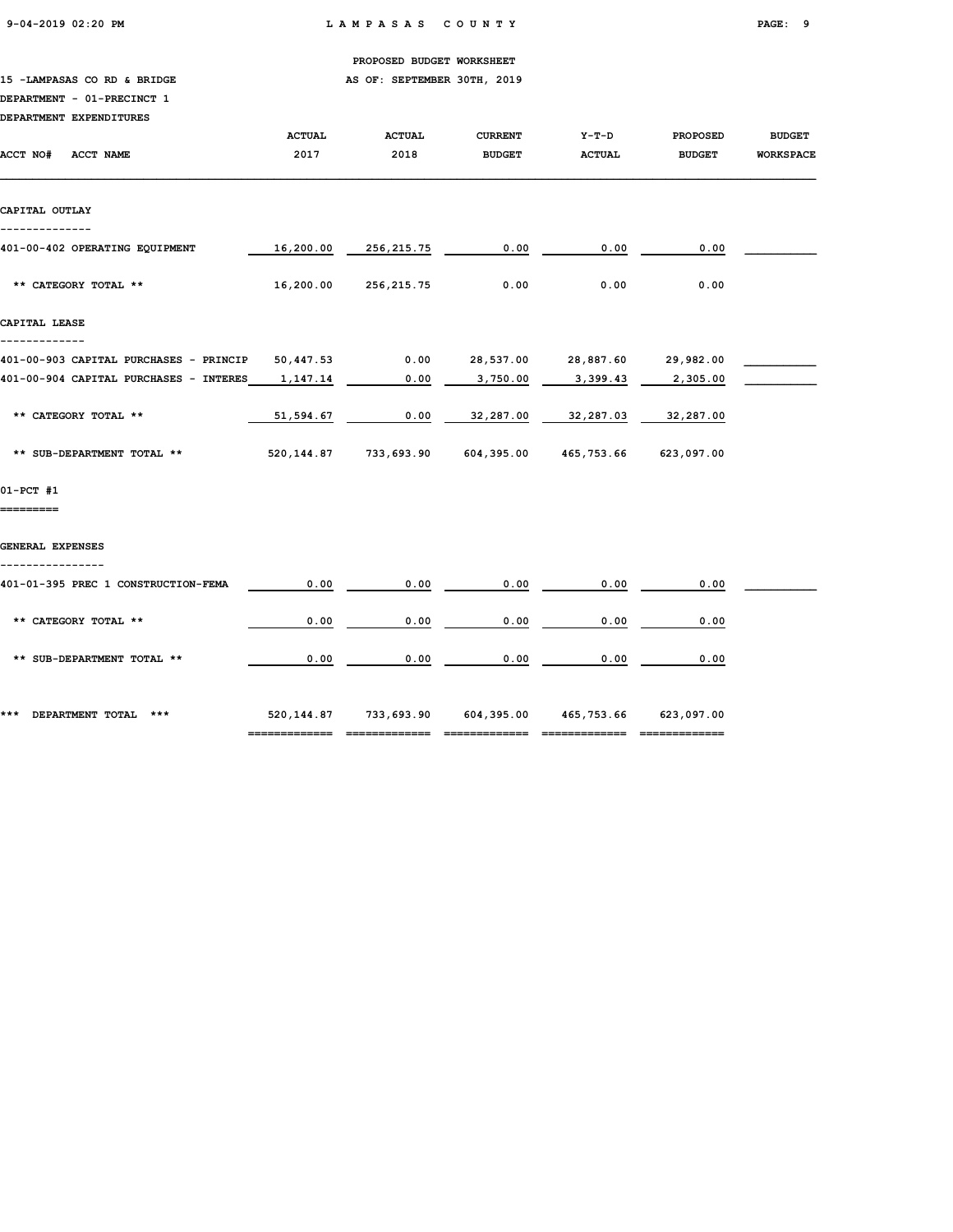PROPOSED BUDGET WORKSHEET

15 -LAMPASAS CO RD & BRIDGE — AS OF: SEPTEMBER 30TH, 2019

DEPARTMENT - 01-PRECINCT 1

DEPARTMENT EXPENDITURES

| ACCT NO# ACCT NAME | ACTUAL 2017 | ACTUAL 2018 | CURRENT BUDGET | Y-T-D ACTUAL | PROPOSED BUDGET | BUDGET WORKSPACE |
|---|---|---|---|---|---|---|
| **CAPITAL OUTLAY** | | | | | | |
| 401-00-402 OPERATING EQUIPMENT | 16,200.00 | 256,215.75 | 0.00 | 0.00 | 0.00 | |
| ** CATEGORY TOTAL ** | 16,200.00 | 256,215.75 | 0.00 | 0.00 | 0.00 | |
| **CAPITAL LEASE** | | | | | | |
| 401-00-903 CAPITAL PURCHASES - PRINCIP | 50,447.53 | 0.00 | 28,537.00 | 28,887.60 | 29,982.00 | |
| 401-00-904 CAPITAL PURCHASES - INTERES | 1,147.14 | 0.00 | 3,750.00 | 3,399.43 | 2,305.00 | |
| ** CATEGORY TOTAL ** | 51,594.67 | 0.00 | 32,287.00 | 32,287.03 | 32,287.00 | |
| ** SUB-DEPARTMENT TOTAL ** | 520,144.87 | 733,693.90 | 604,395.00 | 465,753.66 | 623,097.00 | |
| **01-PCT #1** | | | | | | |
| **GENERAL EXPENSES** | | | | | | |
| 401-01-395 PREC 1 CONSTRUCTION-FEMA | 0.00 | 0.00 | 0.00 | 0.00 | 0.00 | |
| ** CATEGORY TOTAL ** | 0.00 | 0.00 | 0.00 | 0.00 | 0.00 | |
| ** SUB-DEPARTMENT TOTAL ** | 0.00 | 0.00 | 0.00 | 0.00 | 0.00 | |
| *** DEPARTMENT TOTAL *** | 520,144.87 | 733,693.90 | 604,395.00 | 465,753.66 | 623,097.00 | |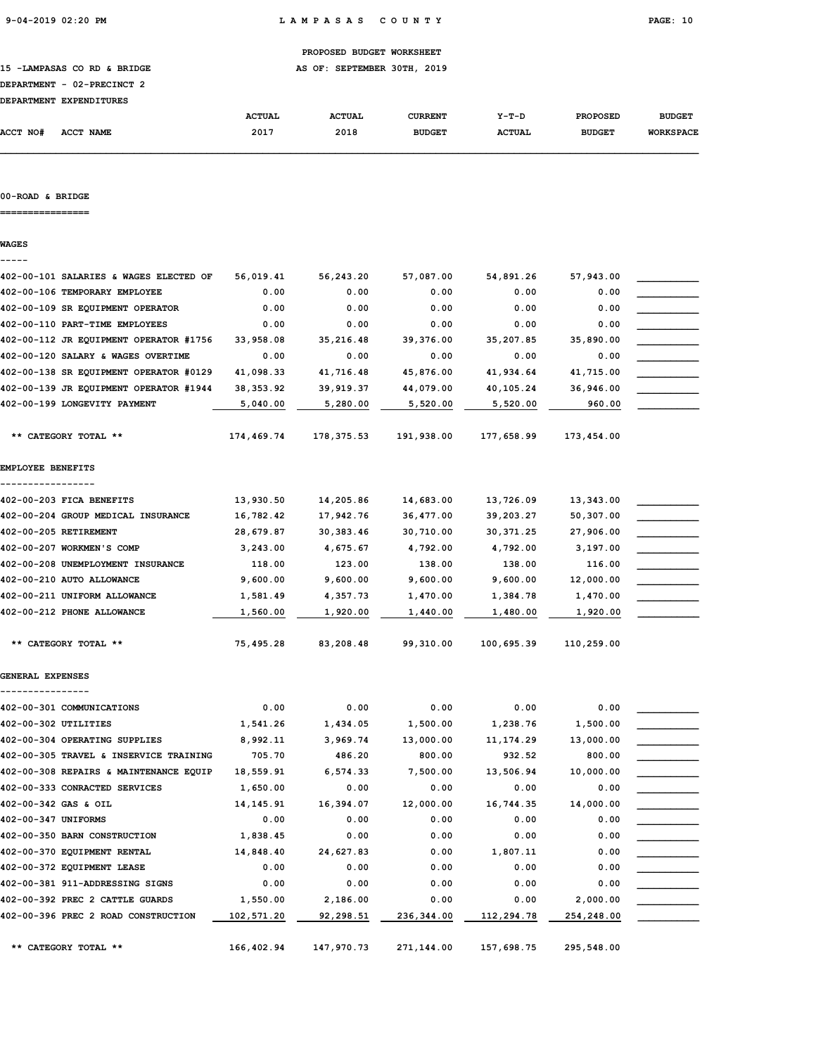PROPOSED BUDGET WORKSHEET

15 -LAMPASAS CO RD & BRIDGE — AS OF: SEPTEMBER 30TH, 2019

DEPARTMENT - 02-PRECINCT 2

DEPARTMENT EXPENDITURES

## 00-ROAD & BRIDGE

| ACCT NO# | ACCT NAME | ACTUAL 2017 | ACTUAL 2018 | CURRENT BUDGET | Y-T-D ACTUAL | PROPOSED BUDGET | BUDGET WORKSPACE |
|---|---|---|---|---|---|---|---|
| **WAGES** | | | | | | | |
| 402-00-101 | SALARIES & WAGES ELECTED OF | 56,019.41 | 56,243.20 | 57,087.00 | 54,891.26 | 57,943.00 | |
| 402-00-106 | TEMPORARY EMPLOYEE | 0.00 | 0.00 | 0.00 | 0.00 | 0.00 | |
| 402-00-109 | SR EQUIPMENT OPERATOR | 0.00 | 0.00 | 0.00 | 0.00 | 0.00 | |
| 402-00-110 | PART-TIME EMPLOYEES | 0.00 | 0.00 | 0.00 | 0.00 | 0.00 | |
| 402-00-112 | JR EQUIPMENT OPERATOR #1756 | 33,958.08 | 35,216.48 | 39,376.00 | 35,207.85 | 35,890.00 | |
| 402-00-120 | SALARY & WAGES OVERTIME | 0.00 | 0.00 | 0.00 | 0.00 | 0.00 | |
| 402-00-138 | SR EQUIPMENT OPERATOR #0129 | 41,098.33 | 41,716.48 | 45,876.00 | 41,934.64 | 41,715.00 | |
| 402-00-139 | JR EQUIPMENT OPERATOR #1944 | 38,353.92 | 39,919.37 | 44,079.00 | 40,105.24 | 36,946.00 | |
| 402-00-199 | LONGEVITY PAYMENT | 5,040.00 | 5,280.00 | 5,520.00 | 5,520.00 | 960.00 | |
| | ** CATEGORY TOTAL ** | 174,469.74 | 178,375.53 | 191,938.00 | 177,658.99 | 173,454.00 | |
| **EMPLOYEE BENEFITS** | | | | | | | |
| 402-00-203 | FICA BENEFITS | 13,930.50 | 14,205.86 | 14,683.00 | 13,726.09 | 13,343.00 | |
| 402-00-204 | GROUP MEDICAL INSURANCE | 16,782.42 | 17,942.76 | 36,477.00 | 39,203.27 | 50,307.00 | |
| 402-00-205 | RETIREMENT | 28,679.87 | 30,383.46 | 30,710.00 | 30,371.25 | 27,906.00 | |
| 402-00-207 | WORKMEN'S COMP | 3,243.00 | 4,675.67 | 4,792.00 | 4,792.00 | 3,197.00 | |
| 402-00-208 | UNEMPLOYMENT INSURANCE | 118.00 | 123.00 | 138.00 | 138.00 | 116.00 | |
| 402-00-210 | AUTO ALLOWANCE | 9,600.00 | 9,600.00 | 9,600.00 | 9,600.00 | 12,000.00 | |
| 402-00-211 | UNIFORM ALLOWANCE | 1,581.49 | 4,357.73 | 1,470.00 | 1,384.78 | 1,470.00 | |
| 402-00-212 | PHONE ALLOWANCE | 1,560.00 | 1,920.00 | 1,440.00 | 1,480.00 | 1,920.00 | |
| | ** CATEGORY TOTAL ** | 75,495.28 | 83,208.48 | 99,310.00 | 100,695.39 | 110,259.00 | |
| **GENERAL EXPENSES** | | | | | | | |
| 402-00-301 | COMMUNICATIONS | 0.00 | 0.00 | 0.00 | 0.00 | 0.00 | |
| 402-00-302 | UTILITIES | 1,541.26 | 1,434.05 | 1,500.00 | 1,238.76 | 1,500.00 | |
| 402-00-304 | OPERATING SUPPLIES | 8,992.11 | 3,969.74 | 13,000.00 | 11,174.29 | 13,000.00 | |
| 402-00-305 | TRAVEL & INSERVICE TRAINING | 705.70 | 486.20 | 800.00 | 932.52 | 800.00 | |
| 402-00-308 | REPAIRS & MAINTENANCE EQUIP | 18,559.91 | 6,574.33 | 7,500.00 | 13,506.94 | 10,000.00 | |
| 402-00-333 | CONRACTED SERVICES | 1,650.00 | 0.00 | 0.00 | 0.00 | 0.00 | |
| 402-00-342 | GAS & OIL | 14,145.91 | 16,394.07 | 12,000.00 | 16,744.35 | 14,000.00 | |
| 402-00-347 | UNIFORMS | 0.00 | 0.00 | 0.00 | 0.00 | 0.00 | |
| 402-00-350 | BARN CONSTRUCTION | 1,838.45 | 0.00 | 0.00 | 0.00 | 0.00 | |
| 402-00-370 | EQUIPMENT RENTAL | 14,848.40 | 24,627.83 | 0.00 | 1,807.11 | 0.00 | |
| 402-00-372 | EQUIPMENT LEASE | 0.00 | 0.00 | 0.00 | 0.00 | 0.00 | |
| 402-00-381 | 911-ADDRESSING SIGNS | 0.00 | 0.00 | 0.00 | 0.00 | 0.00 | |
| 402-00-392 | PREC 2 CATTLE GUARDS | 1,550.00 | 2,186.00 | 0.00 | 0.00 | 2,000.00 | |
| 402-00-396 | PREC 2 ROAD CONSTRUCTION | 102,571.20 | 92,298.51 | 236,344.00 | 112,294.78 | 254,248.00 | |
| | ** CATEGORY TOTAL ** | 166,402.94 | 147,970.73 | 271,144.00 | 157,698.75 | 295,548.00 | |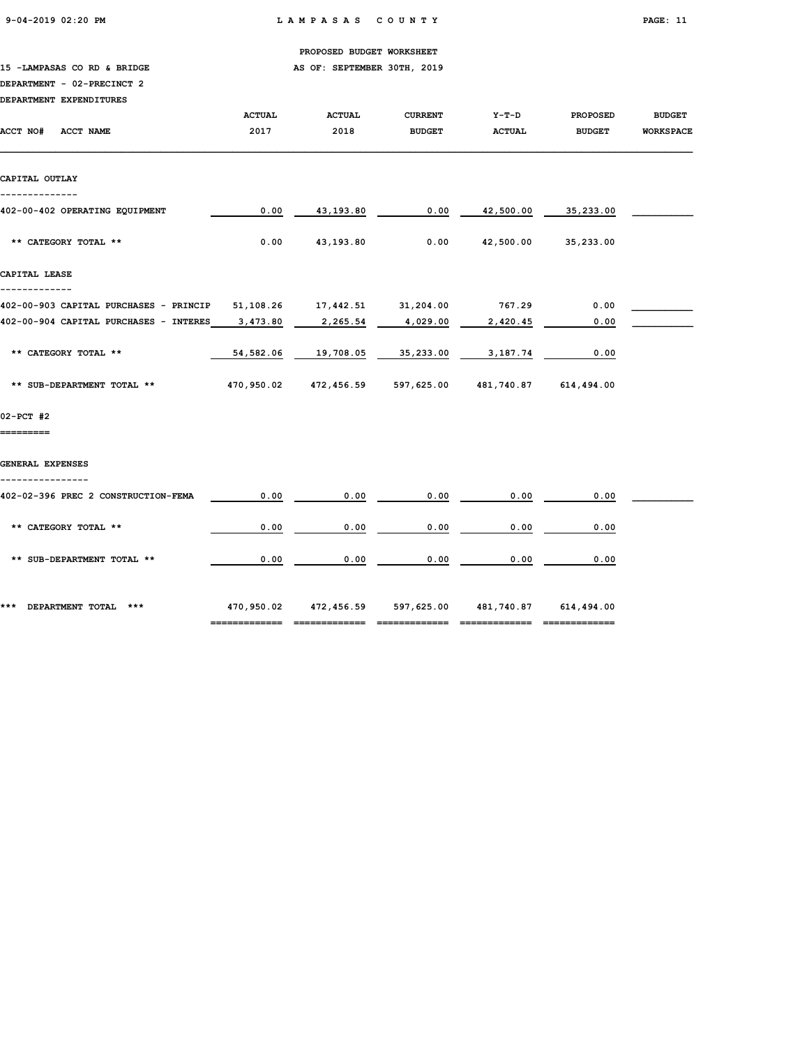PROPOSED BUDGET WORKSHEET

15 -LAMPASAS CO RD & BRIDGE — AS OF: SEPTEMBER 30TH, 2019

DEPARTMENT - 02-PRECINCT 2

DEPARTMENT EXPENDITURES

| ACCT NO# ACCT NAME | ACTUAL 2017 | ACTUAL 2018 | CURRENT BUDGET | Y-T-D ACTUAL | PROPOSED BUDGET | BUDGET WORKSPACE |
|---|---|---|---|---|---|---|
| **CAPITAL OUTLAY** | | | | | | |
| 402-00-402 OPERATING EQUIPMENT | 0.00 | 43,193.80 | 0.00 | 42,500.00 | 35,233.00 | |
| ** CATEGORY TOTAL ** | 0.00 | 43,193.80 | 0.00 | 42,500.00 | 35,233.00 | |
| **CAPITAL LEASE** | | | | | | |
| 402-00-903 CAPITAL PURCHASES - PRINCIP | 51,108.26 | 17,442.51 | 31,204.00 | 767.29 | 0.00 | |
| 402-00-904 CAPITAL PURCHASES - INTERES | 3,473.80 | 2,265.54 | 4,029.00 | 2,420.45 | 0.00 | |
| ** CATEGORY TOTAL ** | 54,582.06 | 19,708.05 | 35,233.00 | 3,187.74 | 0.00 | |
| ** SUB-DEPARTMENT TOTAL ** | 470,950.02 | 472,456.59 | 597,625.00 | 481,740.87 | 614,494.00 | |
| **02-PCT #2** | | | | | | |
| **GENERAL EXPENSES** | | | | | | |
| 402-02-396 PREC 2 CONSTRUCTION-FEMA | 0.00 | 0.00 | 0.00 | 0.00 | 0.00 | |
| ** CATEGORY TOTAL ** | 0.00 | 0.00 | 0.00 | 0.00 | 0.00 | |
| ** SUB-DEPARTMENT TOTAL ** | 0.00 | 0.00 | 0.00 | 0.00 | 0.00 | |
| *** DEPARTMENT TOTAL *** | 470,950.02 | 472,456.59 | 597,625.00 | 481,740.87 | 614,494.00 | |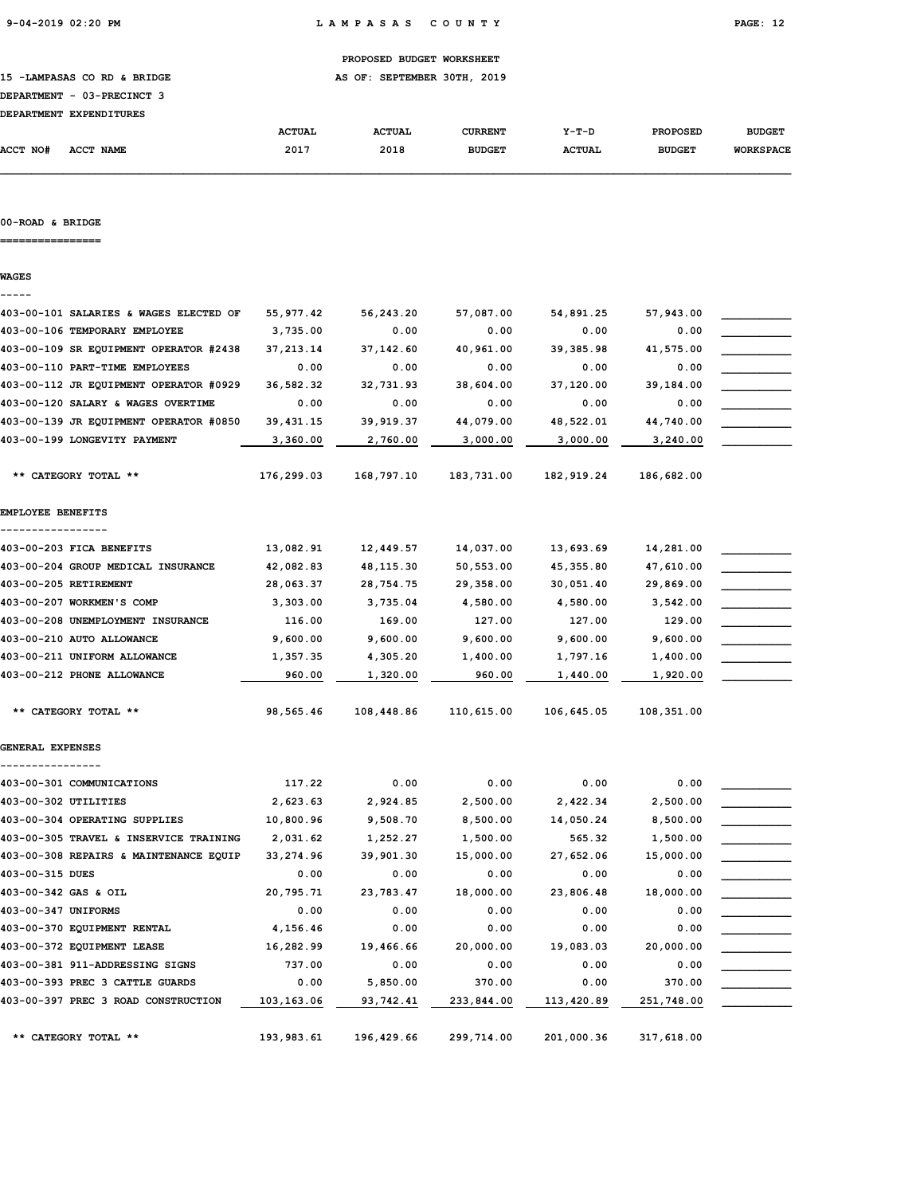PROPOSED BUDGET WORKSHEET

15 -LAMPASAS CO RD & BRIDGE — AS OF: SEPTEMBER 30TH, 2019

DEPARTMENT - 03-PRECINCT 3

DEPARTMENT EXPENDITURES

| ACCT NO# | ACCT NAME | ACTUAL 2017 | ACTUAL 2018 | CURRENT BUDGET | Y-T-D ACTUAL | PROPOSED BUDGET | BUDGET WORKSPACE |
|---|---|---|---|---|---|---|---|
| **00-ROAD & BRIDGE** | | | | | | | |
| **WAGES** | | | | | | | |
| 403-00-101 | SALARIES & WAGES ELECTED OF | 55,977.42 | 56,243.20 | 57,087.00 | 54,891.25 | 57,943.00 | |
| 403-00-106 | TEMPORARY EMPLOYEE | 3,735.00 | 0.00 | 0.00 | 0.00 | 0.00 | |
| 403-00-109 | SR EQUIPMENT OPERATOR #2438 | 37,213.14 | 37,142.60 | 40,961.00 | 39,385.98 | 41,575.00 | |
| 403-00-110 | PART-TIME EMPLOYEES | 0.00 | 0.00 | 0.00 | 0.00 | 0.00 | |
| 403-00-112 | JR EQUIPMENT OPERATOR #0929 | 36,582.32 | 32,731.93 | 38,604.00 | 37,120.00 | 39,184.00 | |
| 403-00-120 | SALARY & WAGES OVERTIME | 0.00 | 0.00 | 0.00 | 0.00 | 0.00 | |
| 403-00-139 | JR EQUIPMENT OPERATOR #0850 | 39,431.15 | 39,919.37 | 44,079.00 | 48,522.01 | 44,740.00 | |
| 403-00-199 | LONGEVITY PAYMENT | 3,360.00 | 2,760.00 | 3,000.00 | 3,000.00 | 3,240.00 | |
| | ** CATEGORY TOTAL ** | 176,299.03 | 168,797.10 | 183,731.00 | 182,919.24 | 186,682.00 | |
| **EMPLOYEE BENEFITS** | | | | | | | |
| 403-00-203 | FICA BENEFITS | 13,082.91 | 12,449.57 | 14,037.00 | 13,693.69 | 14,281.00 | |
| 403-00-204 | GROUP MEDICAL INSURANCE | 42,082.83 | 48,115.30 | 50,553.00 | 45,355.80 | 47,610.00 | |
| 403-00-205 | RETIREMENT | 28,063.37 | 28,754.75 | 29,358.00 | 30,051.40 | 29,869.00 | |
| 403-00-207 | WORKMEN'S COMP | 3,303.00 | 3,735.04 | 4,580.00 | 4,580.00 | 3,542.00 | |
| 403-00-208 | UNEMPLOYMENT INSURANCE | 116.00 | 169.00 | 127.00 | 127.00 | 129.00 | |
| 403-00-210 | AUTO ALLOWANCE | 9,600.00 | 9,600.00 | 9,600.00 | 9,600.00 | 9,600.00 | |
| 403-00-211 | UNIFORM ALLOWANCE | 1,357.35 | 4,305.20 | 1,400.00 | 1,797.16 | 1,400.00 | |
| 403-00-212 | PHONE ALLOWANCE | 960.00 | 1,320.00 | 960.00 | 1,440.00 | 1,920.00 | |
| | ** CATEGORY TOTAL ** | 98,565.46 | 108,448.86 | 110,615.00 | 106,645.05 | 108,351.00 | |
| **GENERAL EXPENSES** | | | | | | | |
| 403-00-301 | COMMUNICATIONS | 117.22 | 0.00 | 0.00 | 0.00 | 0.00 | |
| 403-00-302 | UTILITIES | 2,623.63 | 2,924.85 | 2,500.00 | 2,422.34 | 2,500.00 | |
| 403-00-304 | OPERATING SUPPLIES | 10,800.96 | 9,508.70 | 8,500.00 | 14,050.24 | 8,500.00 | |
| 403-00-305 | TRAVEL & INSERVICE TRAINING | 2,031.62 | 1,252.27 | 1,500.00 | 565.32 | 1,500.00 | |
| 403-00-308 | REPAIRS & MAINTENANCE EQUIP | 33,274.96 | 39,901.30 | 15,000.00 | 27,652.06 | 15,000.00 | |
| 403-00-315 | DUES | 0.00 | 0.00 | 0.00 | 0.00 | 0.00 | |
| 403-00-342 | GAS & OIL | 20,795.71 | 23,783.47 | 18,000.00 | 23,806.48 | 18,000.00 | |
| 403-00-347 | UNIFORMS | 0.00 | 0.00 | 0.00 | 0.00 | 0.00 | |
| 403-00-370 | EQUIPMENT RENTAL | 4,156.46 | 0.00 | 0.00 | 0.00 | 0.00 | |
| 403-00-372 | EQUIPMENT LEASE | 16,282.99 | 19,466.66 | 20,000.00 | 19,083.03 | 20,000.00 | |
| 403-00-381 | 911-ADDRESSING SIGNS | 737.00 | 0.00 | 0.00 | 0.00 | 0.00 | |
| 403-00-393 | PREC 3 CATTLE GUARDS | 0.00 | 5,850.00 | 370.00 | 0.00 | 370.00 | |
| 403-00-397 | PREC 3 ROAD CONSTRUCTION | 103,163.06 | 93,742.41 | 233,844.00 | 113,420.89 | 251,748.00 | |
| | ** CATEGORY TOTAL ** | 193,983.61 | 196,429.66 | 299,714.00 | 201,000.36 | 317,618.00 | |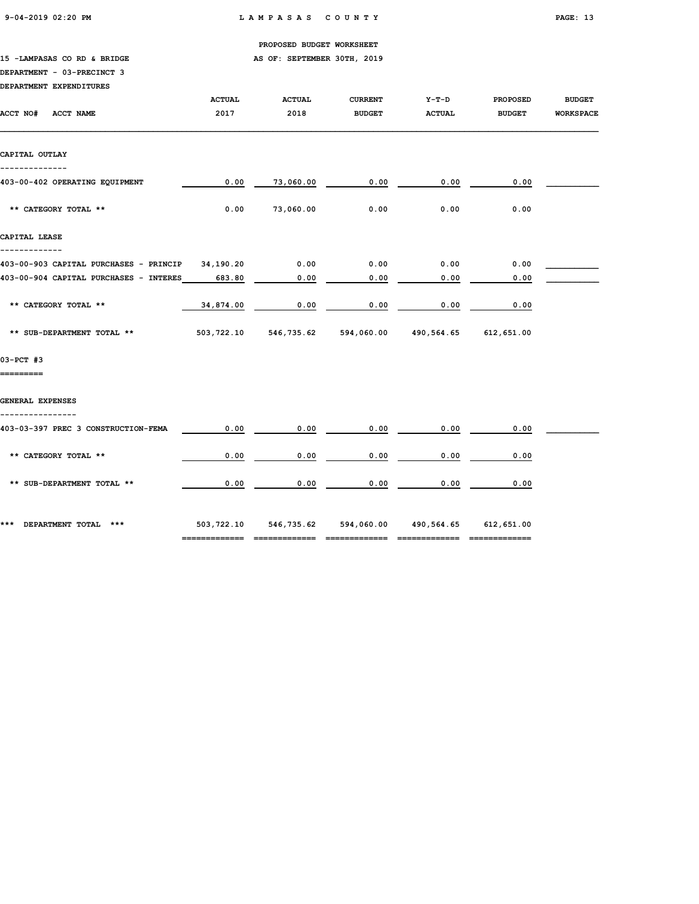PROPOSED BUDGET WORKSHEET

15 -LAMPASAS CO RD & BRIDGE — AS OF: SEPTEMBER 30TH, 2019

DEPARTMENT - 03-PRECINCT 3

DEPARTMENT EXPENDITURES

| ACCT NO# ACCT NAME | ACTUAL 2017 | ACTUAL 2018 | CURRENT BUDGET | Y-T-D ACTUAL | PROPOSED BUDGET | BUDGET WORKSPACE |
|---|---|---|---|---|---|---|
| **CAPITAL OUTLAY** | | | | | | |
| 403-00-402 OPERATING EQUIPMENT | 0.00 | 73,060.00 | 0.00 | 0.00 | 0.00 | |
| ** CATEGORY TOTAL ** | 0.00 | 73,060.00 | 0.00 | 0.00 | 0.00 | |
| **CAPITAL LEASE** | | | | | | |
| 403-00-903 CAPITAL PURCHASES - PRINCIP | 34,190.20 | 0.00 | 0.00 | 0.00 | 0.00 | |
| 403-00-904 CAPITAL PURCHASES - INTERES | 683.80 | 0.00 | 0.00 | 0.00 | 0.00 | |
| ** CATEGORY TOTAL ** | 34,874.00 | 0.00 | 0.00 | 0.00 | 0.00 | |
| ** SUB-DEPARTMENT TOTAL ** | 503,722.10 | 546,735.62 | 594,060.00 | 490,564.65 | 612,651.00 | |

03-PCT #3

| ACCT NO# ACCT NAME | ACTUAL 2017 | ACTUAL 2018 | CURRENT BUDGET | Y-T-D ACTUAL | PROPOSED BUDGET | BUDGET WORKSPACE |
|---|---|---|---|---|---|---|
| **GENERAL EXPENSES** | | | | | | |
| 403-03-397 PREC 3 CONSTRUCTION-FEMA | 0.00 | 0.00 | 0.00 | 0.00 | 0.00 | |
| ** CATEGORY TOTAL ** | 0.00 | 0.00 | 0.00 | 0.00 | 0.00 | |
| ** SUB-DEPARTMENT TOTAL ** | 0.00 | 0.00 | 0.00 | 0.00 | 0.00 | |
| *** DEPARTMENT TOTAL *** | 503,722.10 | 546,735.62 | 594,060.00 | 490,564.65 | 612,651.00 | |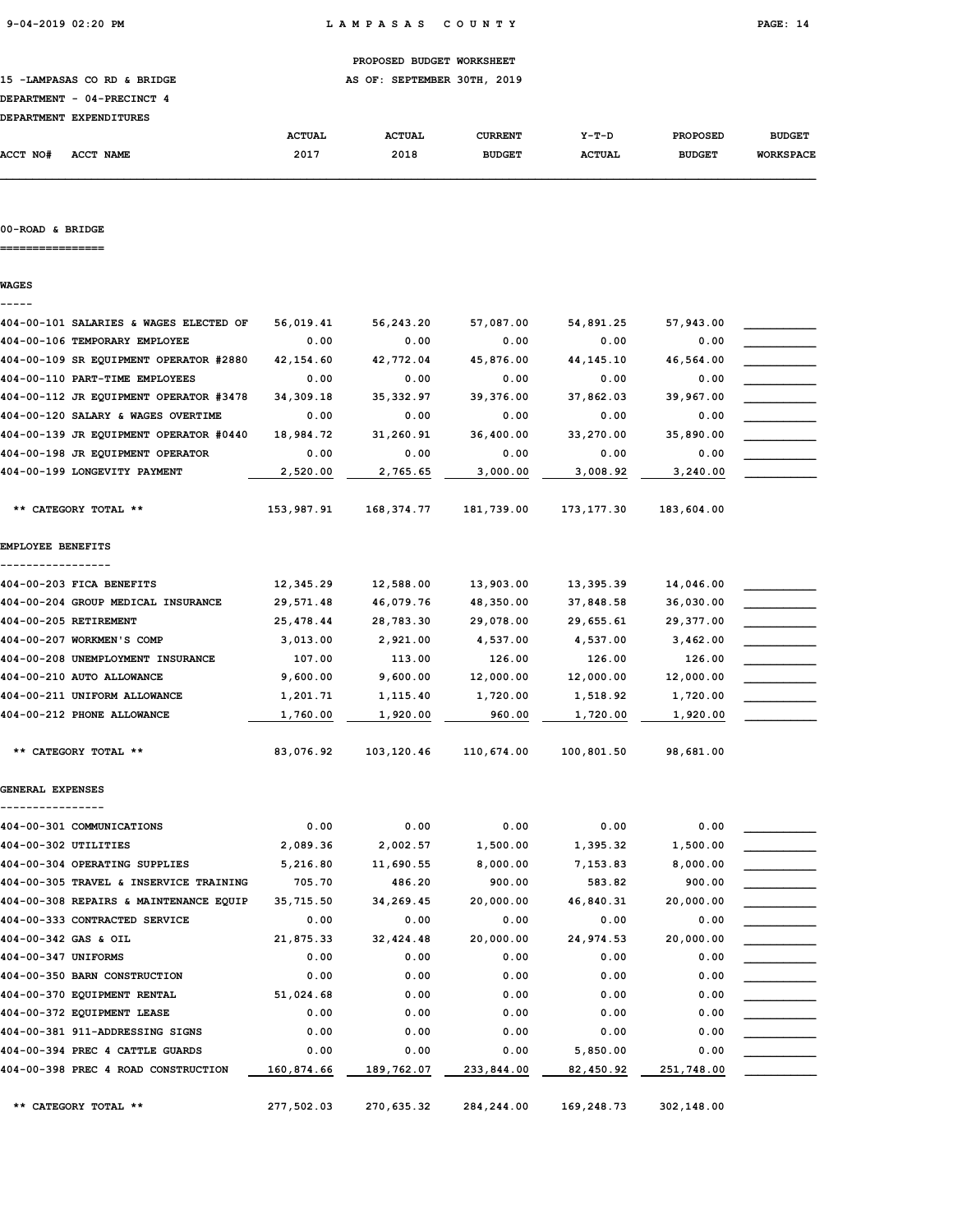PROPOSED BUDGET WORKSHEET

15 -LAMPASAS CO RD & BRIDGE — AS OF: SEPTEMBER 30TH, 2019

DEPARTMENT - 04-PRECINCT 4

DEPARTMENT EXPENDITURES

| ACCT NO# ACCT NAME | ACTUAL 2017 | ACTUAL 2018 | CURRENT BUDGET | Y-T-D ACTUAL | PROPOSED BUDGET | BUDGET WORKSPACE |
|---|---|---|---|---|---|---|
| **00-ROAD & BRIDGE** | | | | | | |
| **WAGES** | | | | | | |
| 404-00-101 SALARIES & WAGES ELECTED OF | 56,019.41 | 56,243.20 | 57,087.00 | 54,891.25 | 57,943.00 | |
| 404-00-106 TEMPORARY EMPLOYEE | 0.00 | 0.00 | 0.00 | 0.00 | 0.00 | |
| 404-00-109 SR EQUIPMENT OPERATOR #2880 | 42,154.60 | 42,772.04 | 45,876.00 | 44,145.10 | 46,564.00 | |
| 404-00-110 PART-TIME EMPLOYEES | 0.00 | 0.00 | 0.00 | 0.00 | 0.00 | |
| 404-00-112 JR EQUIPMENT OPERATOR #3478 | 34,309.18 | 35,332.97 | 39,376.00 | 37,862.03 | 39,967.00 | |
| 404-00-120 SALARY & WAGES OVERTIME | 0.00 | 0.00 | 0.00 | 0.00 | 0.00 | |
| 404-00-139 JR EQUIPMENT OPERATOR #0440 | 18,984.72 | 31,260.91 | 36,400.00 | 33,270.00 | 35,890.00 | |
| 404-00-198 JR EQUIPMENT OPERATOR | 0.00 | 0.00 | 0.00 | 0.00 | 0.00 | |
| 404-00-199 LONGEVITY PAYMENT | 2,520.00 | 2,765.65 | 3,000.00 | 3,008.92 | 3,240.00 | |
| ** CATEGORY TOTAL ** | 153,987.91 | 168,374.77 | 181,739.00 | 173,177.30 | 183,604.00 | |
| **EMPLOYEE BENEFITS** | | | | | | |
| 404-00-203 FICA BENEFITS | 12,345.29 | 12,588.00 | 13,903.00 | 13,395.39 | 14,046.00 | |
| 404-00-204 GROUP MEDICAL INSURANCE | 29,571.48 | 46,079.76 | 48,350.00 | 37,848.58 | 36,030.00 | |
| 404-00-205 RETIREMENT | 25,478.44 | 28,783.30 | 29,078.00 | 29,655.61 | 29,377.00 | |
| 404-00-207 WORKMEN'S COMP | 3,013.00 | 2,921.00 | 4,537.00 | 4,537.00 | 3,462.00 | |
| 404-00-208 UNEMPLOYMENT INSURANCE | 107.00 | 113.00 | 126.00 | 126.00 | 126.00 | |
| 404-00-210 AUTO ALLOWANCE | 9,600.00 | 9,600.00 | 12,000.00 | 12,000.00 | 12,000.00 | |
| 404-00-211 UNIFORM ALLOWANCE | 1,201.71 | 1,115.40 | 1,720.00 | 1,518.92 | 1,720.00 | |
| 404-00-212 PHONE ALLOWANCE | 1,760.00 | 1,920.00 | 960.00 | 1,720.00 | 1,920.00 | |
| ** CATEGORY TOTAL ** | 83,076.92 | 103,120.46 | 110,674.00 | 100,801.50 | 98,681.00 | |
| **GENERAL EXPENSES** | | | | | | |
| 404-00-301 COMMUNICATIONS | 0.00 | 0.00 | 0.00 | 0.00 | 0.00 | |
| 404-00-302 UTILITIES | 2,089.36 | 2,002.57 | 1,500.00 | 1,395.32 | 1,500.00 | |
| 404-00-304 OPERATING SUPPLIES | 5,216.80 | 11,690.55 | 8,000.00 | 7,153.83 | 8,000.00 | |
| 404-00-305 TRAVEL & INSERVICE TRAINING | 705.70 | 486.20 | 900.00 | 583.82 | 900.00 | |
| 404-00-308 REPAIRS & MAINTENANCE EQUIP | 35,715.50 | 34,269.45 | 20,000.00 | 46,840.31 | 20,000.00 | |
| 404-00-333 CONTRACTED SERVICE | 0.00 | 0.00 | 0.00 | 0.00 | 0.00 | |
| 404-00-342 GAS & OIL | 21,875.33 | 32,424.48 | 20,000.00 | 24,974.53 | 20,000.00 | |
| 404-00-347 UNIFORMS | 0.00 | 0.00 | 0.00 | 0.00 | 0.00 | |
| 404-00-350 BARN CONSTRUCTION | 0.00 | 0.00 | 0.00 | 0.00 | 0.00 | |
| 404-00-370 EQUIPMENT RENTAL | 51,024.68 | 0.00 | 0.00 | 0.00 | 0.00 | |
| 404-00-372 EQUIPMENT LEASE | 0.00 | 0.00 | 0.00 | 0.00 | 0.00 | |
| 404-00-381 911-ADDRESSING SIGNS | 0.00 | 0.00 | 0.00 | 0.00 | 0.00 | |
| 404-00-394 PREC 4 CATTLE GUARDS | 0.00 | 0.00 | 0.00 | 5,850.00 | 0.00 | |
| 404-00-398 PREC 4 ROAD CONSTRUCTION | 160,874.66 | 189,762.07 | 233,844.00 | 82,450.92 | 251,748.00 | |
| ** CATEGORY TOTAL ** | 277,502.03 | 270,635.32 | 284,244.00 | 169,248.73 | 302,148.00 | |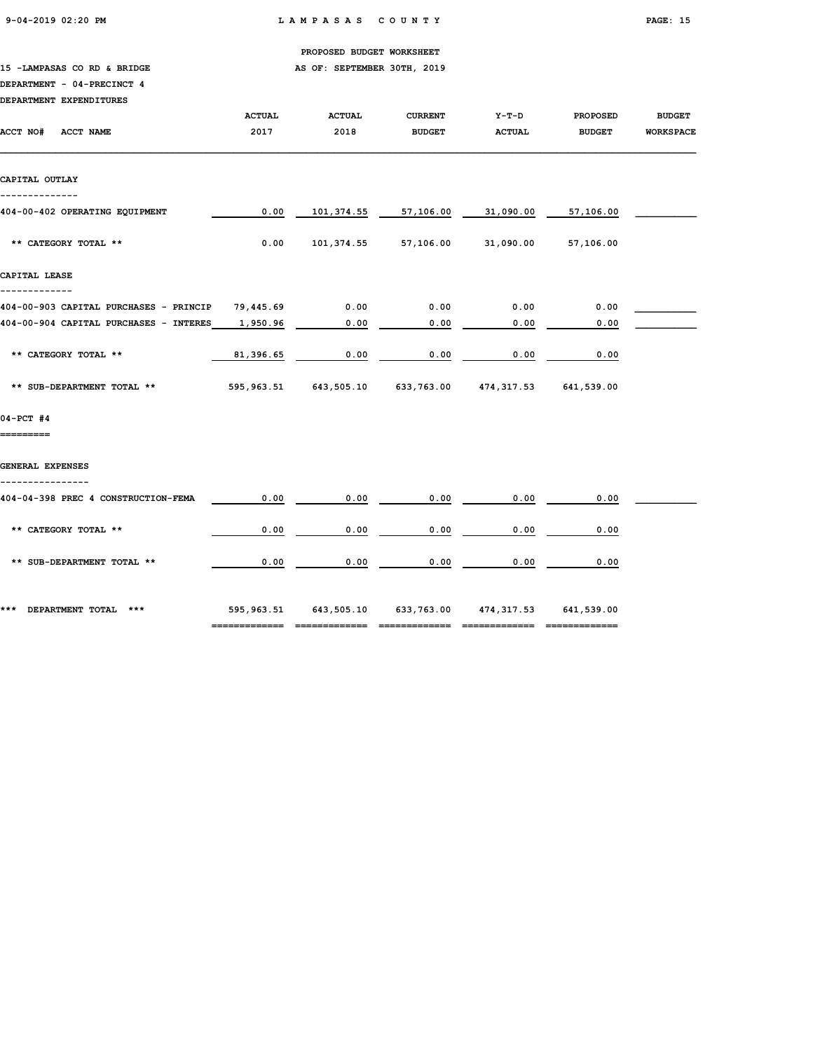PROPOSED BUDGET WORKSHEET

15 -LAMPASAS CO RD & BRIDGE — AS OF: SEPTEMBER 30TH, 2019

DEPARTMENT - 04-PRECINCT 4

DEPARTMENT EXPENDITURES

| ACCT NO# ACCT NAME | ACTUAL 2017 | ACTUAL 2018 | CURRENT BUDGET | Y-T-D ACTUAL | PROPOSED BUDGET | BUDGET WORKSPACE |
|---|---|---|---|---|---|---|
| **CAPITAL OUTLAY** | | | | | | |
| 404-00-402 OPERATING EQUIPMENT | 0.00 | 101,374.55 | 57,106.00 | 31,090.00 | 57,106.00 | |
| ** CATEGORY TOTAL ** | 0.00 | 101,374.55 | 57,106.00 | 31,090.00 | 57,106.00 | |
| **CAPITAL LEASE** | | | | | | |
| 404-00-903 CAPITAL PURCHASES - PRINCIP | 79,445.69 | 0.00 | 0.00 | 0.00 | 0.00 | |
| 404-00-904 CAPITAL PURCHASES - INTERES | 1,950.96 | 0.00 | 0.00 | 0.00 | 0.00 | |
| ** CATEGORY TOTAL ** | 81,396.65 | 0.00 | 0.00 | 0.00 | 0.00 | |
| ** SUB-DEPARTMENT TOTAL ** | 595,963.51 | 643,505.10 | 633,763.00 | 474,317.53 | 641,539.00 | |
| **04-PCT #4** | | | | | | |
| **GENERAL EXPENSES** | | | | | | |
| 404-04-398 PREC 4 CONSTRUCTION-FEMA | 0.00 | 0.00 | 0.00 | 0.00 | 0.00 | |
| ** CATEGORY TOTAL ** | 0.00 | 0.00 | 0.00 | 0.00 | 0.00 | |
| ** SUB-DEPARTMENT TOTAL ** | 0.00 | 0.00 | 0.00 | 0.00 | 0.00 | |
| *** DEPARTMENT TOTAL *** | 595,963.51 | 643,505.10 | 633,763.00 | 474,317.53 | 641,539.00 | |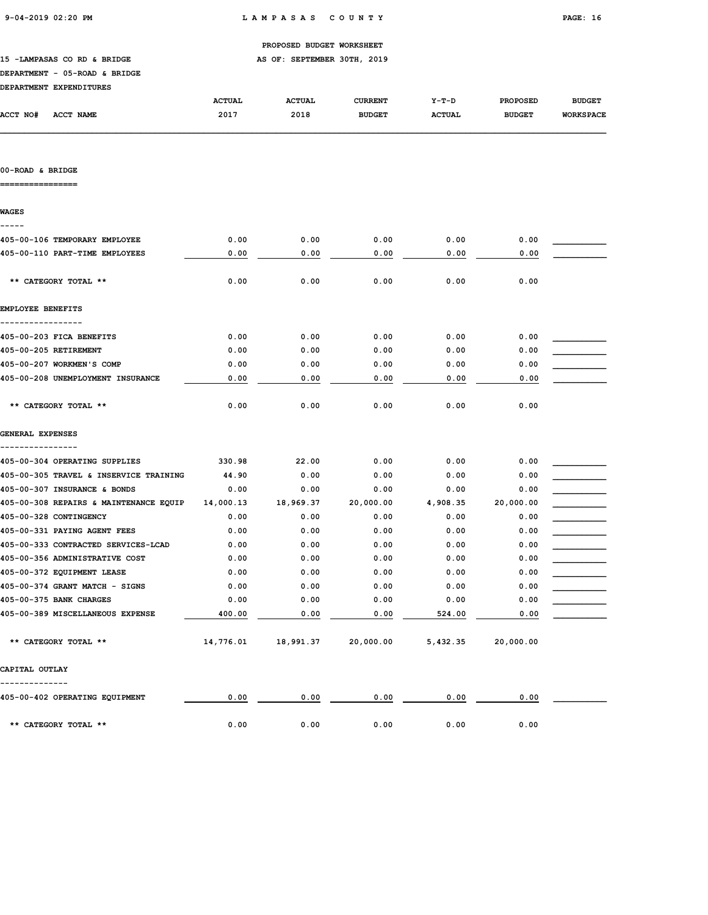PROPOSED BUDGET WORKSHEET

15 -LAMPASAS CO RD & BRIDGE AS OF: SEPTEMBER 30TH, 2019

DEPARTMENT - 05-ROAD & BRIDGE

DEPARTMENT EXPENDITURES

| ACCT NO# ACCT NAME | ACTUAL 2017 | ACTUAL 2018 | CURRENT BUDGET | Y-T-D ACTUAL | PROPOSED BUDGET | BUDGET WORKSPACE |
|---|---|---|---|---|---|---|
| **00-ROAD & BRIDGE** | | | | | | |
| **WAGES** | | | | | | |
| 405-00-106 TEMPORARY EMPLOYEE | 0.00 | 0.00 | 0.00 | 0.00 | 0.00 | |
| 405-00-110 PART-TIME EMPLOYEES | 0.00 | 0.00 | 0.00 | 0.00 | 0.00 | |
| ** CATEGORY TOTAL ** | 0.00 | 0.00 | 0.00 | 0.00 | 0.00 | |
| **EMPLOYEE BENEFITS** | | | | | | |
| 405-00-203 FICA BENEFITS | 0.00 | 0.00 | 0.00 | 0.00 | 0.00 | |
| 405-00-205 RETIREMENT | 0.00 | 0.00 | 0.00 | 0.00 | 0.00 | |
| 405-00-207 WORKMEN'S COMP | 0.00 | 0.00 | 0.00 | 0.00 | 0.00 | |
| 405-00-208 UNEMPLOYMENT INSURANCE | 0.00 | 0.00 | 0.00 | 0.00 | 0.00 | |
| ** CATEGORY TOTAL ** | 0.00 | 0.00 | 0.00 | 0.00 | 0.00 | |
| **GENERAL EXPENSES** | | | | | | |
| 405-00-304 OPERATING SUPPLIES | 330.98 | 22.00 | 0.00 | 0.00 | 0.00 | |
| 405-00-305 TRAVEL & INSERVICE TRAINING | 44.90 | 0.00 | 0.00 | 0.00 | 0.00 | |
| 405-00-307 INSURANCE & BONDS | 0.00 | 0.00 | 0.00 | 0.00 | 0.00 | |
| 405-00-308 REPAIRS & MAINTENANCE EQUIP | 14,000.13 | 18,969.37 | 20,000.00 | 4,908.35 | 20,000.00 | |
| 405-00-328 CONTINGENCY | 0.00 | 0.00 | 0.00 | 0.00 | 0.00 | |
| 405-00-331 PAYING AGENT FEES | 0.00 | 0.00 | 0.00 | 0.00 | 0.00 | |
| 405-00-333 CONTRACTED SERVICES-LCAD | 0.00 | 0.00 | 0.00 | 0.00 | 0.00 | |
| 405-00-356 ADMINISTRATIVE COST | 0.00 | 0.00 | 0.00 | 0.00 | 0.00 | |
| 405-00-372 EQUIPMENT LEASE | 0.00 | 0.00 | 0.00 | 0.00 | 0.00 | |
| 405-00-374 GRANT MATCH - SIGNS | 0.00 | 0.00 | 0.00 | 0.00 | 0.00 | |
| 405-00-375 BANK CHARGES | 0.00 | 0.00 | 0.00 | 0.00 | 0.00 | |
| 405-00-389 MISCELLANEOUS EXPENSE | 400.00 | 0.00 | 0.00 | 524.00 | 0.00 | |
| ** CATEGORY TOTAL ** | 14,776.01 | 18,991.37 | 20,000.00 | 5,432.35 | 20,000.00 | |
| **CAPITAL OUTLAY** | | | | | | |
| 405-00-402 OPERATING EQUIPMENT | 0.00 | 0.00 | 0.00 | 0.00 | 0.00 | |
| ** CATEGORY TOTAL ** | 0.00 | 0.00 | 0.00 | 0.00 | 0.00 | |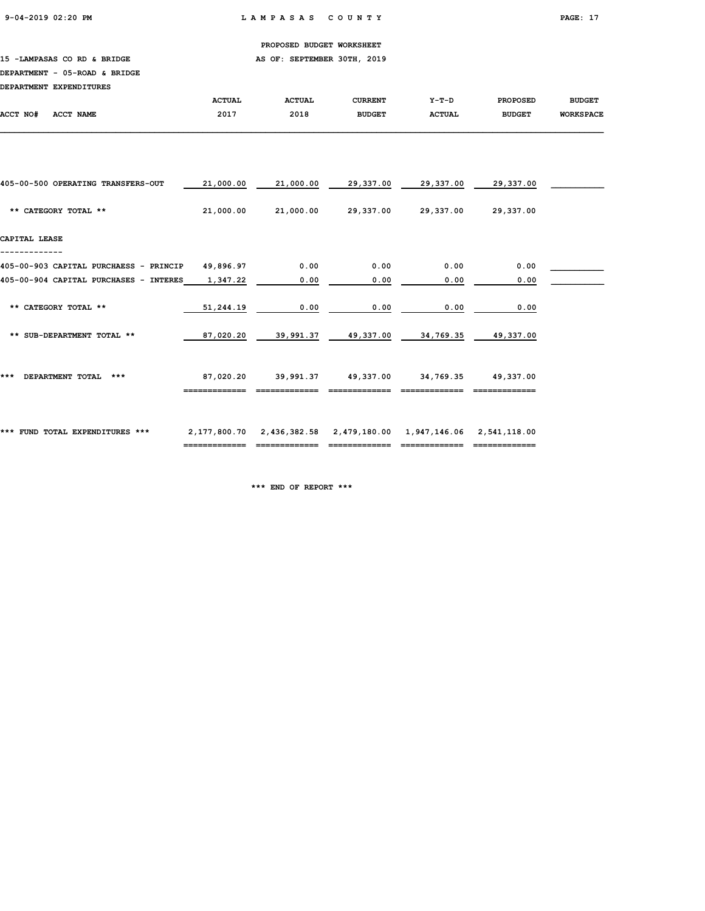PROPOSED BUDGET WORKSHEET

15 -LAMPASAS CO RD & BRIDGE — AS OF: SEPTEMBER 30TH, 2019

DEPARTMENT - 05-ROAD & BRIDGE

DEPARTMENT EXPENDITURES

| ACCT NO# ACCT NAME | ACTUAL 2017 | ACTUAL 2018 | CURRENT BUDGET | Y-T-D ACTUAL | PROPOSED BUDGET | BUDGET WORKSPACE |
|---|---|---|---|---|---|---|
| 405-00-500 OPERATING TRANSFERS-OUT | 21,000.00 | 21,000.00 | 29,337.00 | 29,337.00 | 29,337.00 | |
| ** CATEGORY TOTAL ** | 21,000.00 | 21,000.00 | 29,337.00 | 29,337.00 | 29,337.00 | |
| **CAPITAL LEASE** | | | | | | |
| 405-00-903 CAPITAL PURCHAESS - PRINCIP | 49,896.97 | 0.00 | 0.00 | 0.00 | 0.00 | |
| 405-00-904 CAPITAL PURCHASES - INTERES | 1,347.22 | 0.00 | 0.00 | 0.00 | 0.00 | |
| ** CATEGORY TOTAL ** | 51,244.19 | 0.00 | 0.00 | 0.00 | 0.00 | |
| ** SUB-DEPARTMENT TOTAL ** | 87,020.20 | 39,991.37 | 49,337.00 | 34,769.35 | 49,337.00 | |
| *** DEPARTMENT TOTAL *** | 87,020.20 | 39,991.37 | 49,337.00 | 34,769.35 | 49,337.00 | |
| *** FUND TOTAL EXPENDITURES *** | 2,177,800.70 | 2,436,382.58 | 2,479,180.00 | 1,947,146.06 | 2,541,118.00 | |

*** END OF REPORT ***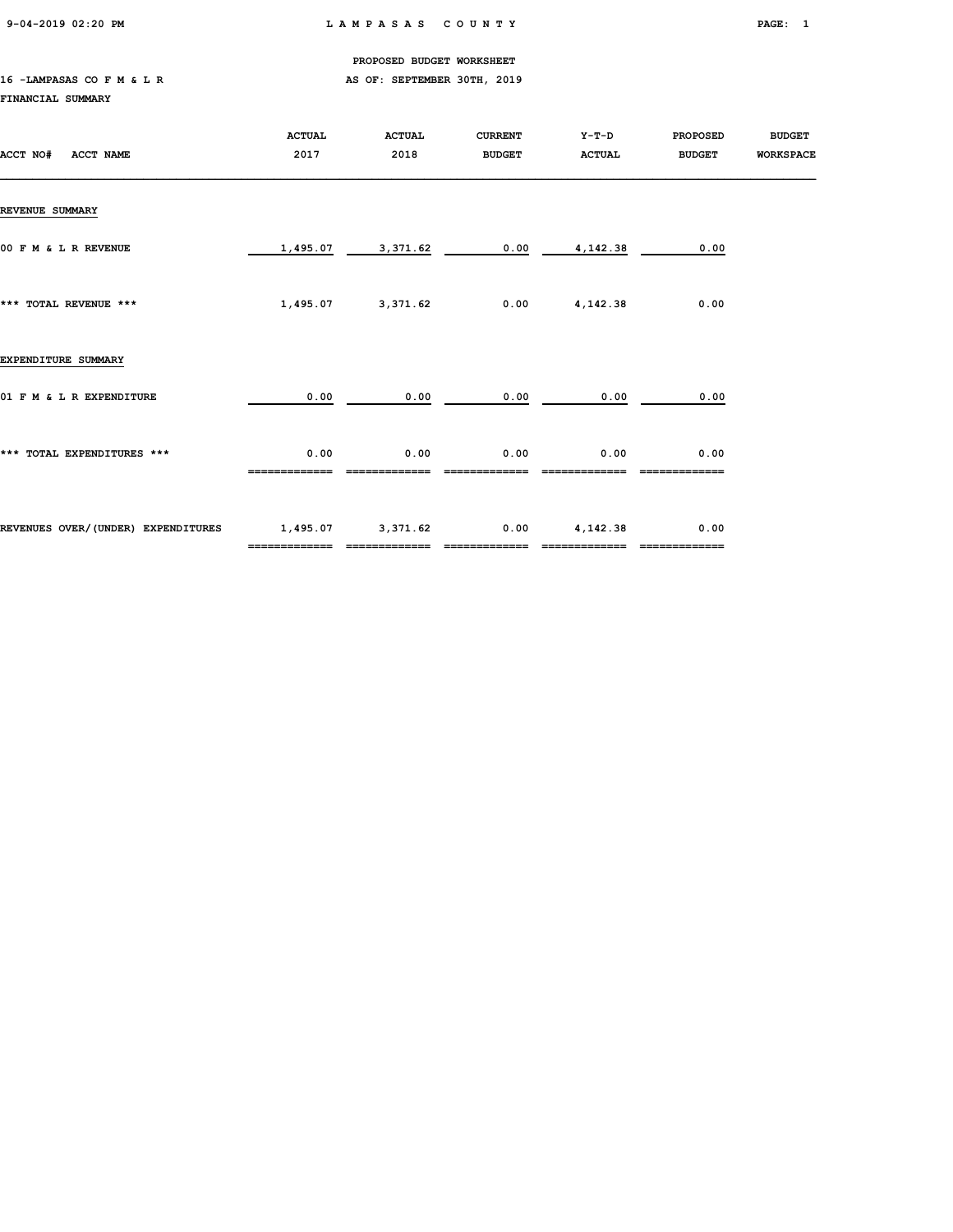PROPOSED BUDGET WORKSHEET

16 -LAMPASAS CO F M & L R AS OF: SEPTEMBER 30TH, 2019

FINANCIAL SUMMARY

| ACCT NO# ACCT NAME | ACTUAL 2017 | ACTUAL 2018 | CURRENT BUDGET | Y-T-D ACTUAL | PROPOSED BUDGET | BUDGET WORKSPACE |
|---|---|---|---|---|---|---|
| **REVENUE SUMMARY** | | | | | | |
| 00 F M & L R REVENUE | 1,495.07 | 3,371.62 | 0.00 | 4,142.38 | 0.00 | |
| *** TOTAL REVENUE *** | 1,495.07 | 3,371.62 | 0.00 | 4,142.38 | 0.00 | |
| **EXPENDITURE SUMMARY** | | | | | | |
| 01 F M & L R EXPENDITURE | 0.00 | 0.00 | 0.00 | 0.00 | 0.00 | |
| *** TOTAL EXPENDITURES *** | 0.00 | 0.00 | 0.00 | 0.00 | 0.00 | |
| REVENUES OVER/(UNDER) EXPENDITURES | 1,495.07 | 3,371.62 | 0.00 | 4,142.38 | 0.00 | |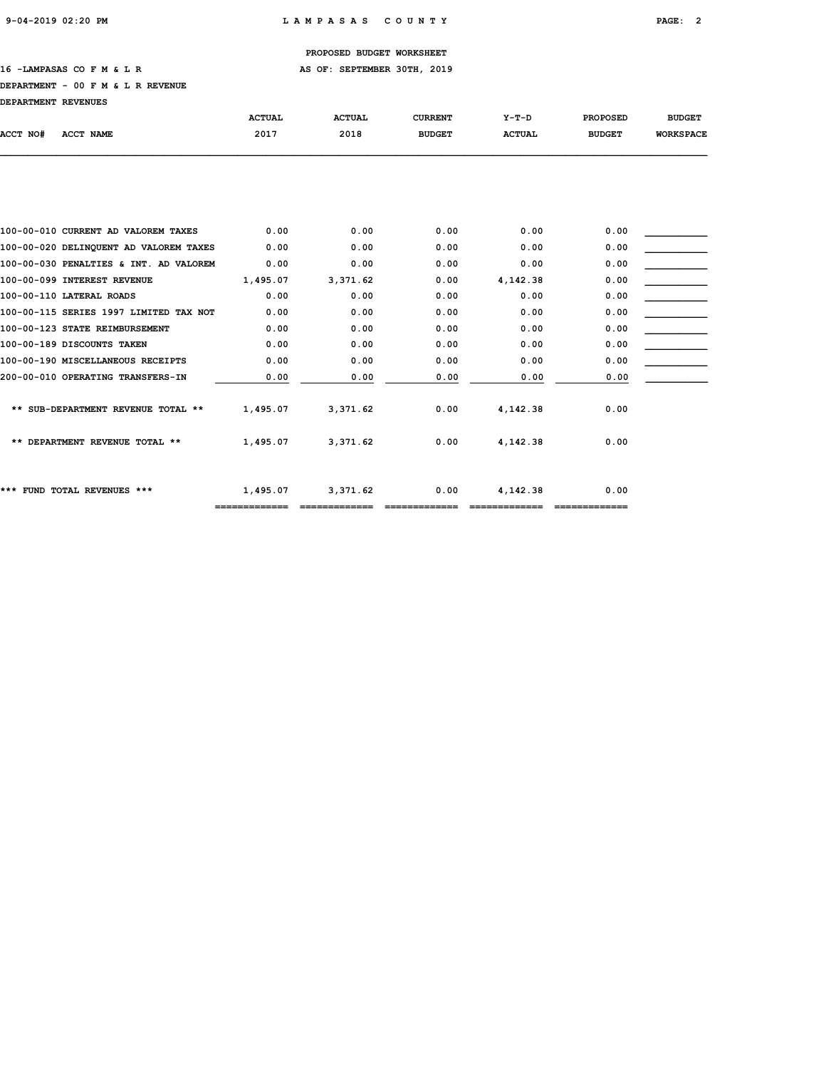PROPOSED BUDGET WORKSHEET

16 -LAMPASAS CO F M & L R AS OF: SEPTEMBER 30TH, 2019

DEPARTMENT - 00 F M & L R REVENUE

DEPARTMENT REVENUES

| ACCT NO# | ACCT NAME | ACTUAL 2017 | ACTUAL 2018 | CURRENT BUDGET | Y-T-D ACTUAL | PROPOSED BUDGET | BUDGET WORKSPACE |
|---|---|---|---|---|---|---|---|
| 100-00-010 | CURRENT AD VALOREM TAXES | 0.00 | 0.00 | 0.00 | 0.00 | 0.00 | |
| 100-00-020 | DELINQUENT AD VALOREM TAXES | 0.00 | 0.00 | 0.00 | 0.00 | 0.00 | |
| 100-00-030 | PENALTIES & INT. AD VALOREM | 0.00 | 0.00 | 0.00 | 0.00 | 0.00 | |
| 100-00-099 | INTEREST REVENUE | 1,495.07 | 3,371.62 | 0.00 | 4,142.38 | 0.00 | |
| 100-00-110 | LATERAL ROADS | 0.00 | 0.00 | 0.00 | 0.00 | 0.00 | |
| 100-00-115 | SERIES 1997 LIMITED TAX NOT | 0.00 | 0.00 | 0.00 | 0.00 | 0.00 | |
| 100-00-123 | STATE REIMBURSEMENT | 0.00 | 0.00 | 0.00 | 0.00 | 0.00 | |
| 100-00-189 | DISCOUNTS TAKEN | 0.00 | 0.00 | 0.00 | 0.00 | 0.00 | |
| 100-00-190 | MISCELLANEOUS RECEIPTS | 0.00 | 0.00 | 0.00 | 0.00 | 0.00 | |
| 200-00-010 | OPERATING TRANSFERS-IN | 0.00 | 0.00 | 0.00 | 0.00 | 0.00 | |
| | ** SUB-DEPARTMENT REVENUE TOTAL ** | 1,495.07 | 3,371.62 | 0.00 | 4,142.38 | 0.00 | |
| | ** DEPARTMENT REVENUE TOTAL ** | 1,495.07 | 3,371.62 | 0.00 | 4,142.38 | 0.00 | |
| | *** FUND TOTAL REVENUES *** | 1,495.07 | 3,371.62 | 0.00 | 4,142.38 | 0.00 | |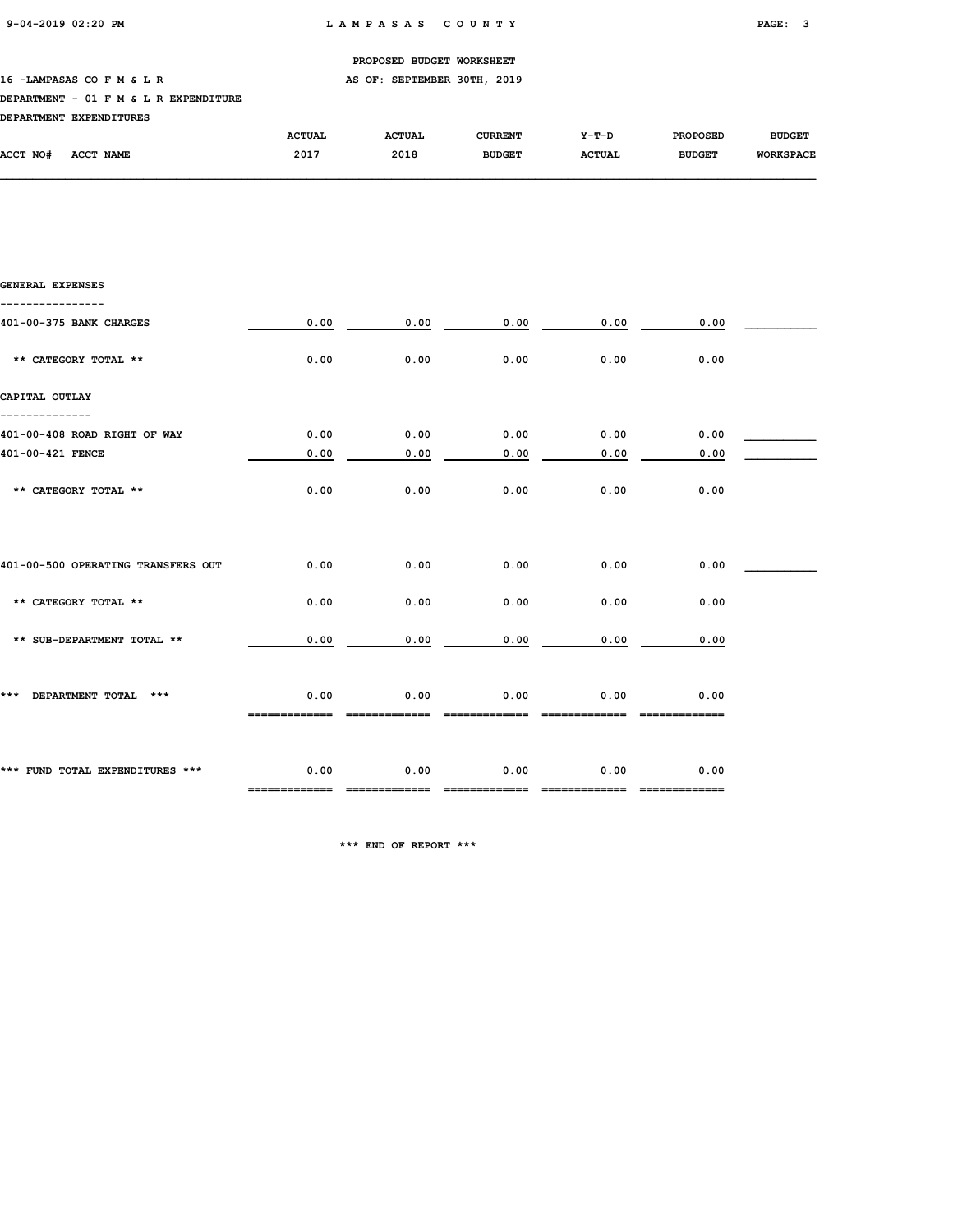PROPOSED BUDGET WORKSHEET

16 -LAMPASAS CO F M & L R AS OF: SEPTEMBER 30TH, 2019

DEPARTMENT - 01 F M & L R EXPENDITURE

DEPARTMENT EXPENDITURES

| ACCT NO# ACCT NAME | ACTUAL 2017 | ACTUAL 2018 | CURRENT BUDGET | Y-T-D ACTUAL | PROPOSED BUDGET | BUDGET WORKSPACE |
|---|---|---|---|---|---|---|
| **GENERAL EXPENSES** | | | | | | |
| 401-00-375 BANK CHARGES | 0.00 | 0.00 | 0.00 | 0.00 | 0.00 | |
| ** CATEGORY TOTAL ** | 0.00 | 0.00 | 0.00 | 0.00 | 0.00 | |
| **CAPITAL OUTLAY** | | | | | | |
| 401-00-408 ROAD RIGHT OF WAY | 0.00 | 0.00 | 0.00 | 0.00 | 0.00 | |
| 401-00-421 FENCE | 0.00 | 0.00 | 0.00 | 0.00 | 0.00 | |
| ** CATEGORY TOTAL ** | 0.00 | 0.00 | 0.00 | 0.00 | 0.00 | |
| 401-00-500 OPERATING TRANSFERS OUT | 0.00 | 0.00 | 0.00 | 0.00 | 0.00 | |
| ** CATEGORY TOTAL ** | 0.00 | 0.00 | 0.00 | 0.00 | 0.00 | |
| ** SUB-DEPARTMENT TOTAL ** | 0.00 | 0.00 | 0.00 | 0.00 | 0.00 | |
| *** DEPARTMENT TOTAL *** | 0.00 | 0.00 | 0.00 | 0.00 | 0.00 | |
| *** FUND TOTAL EXPENDITURES *** | 0.00 | 0.00 | 0.00 | 0.00 | 0.00 | |

*** END OF REPORT ***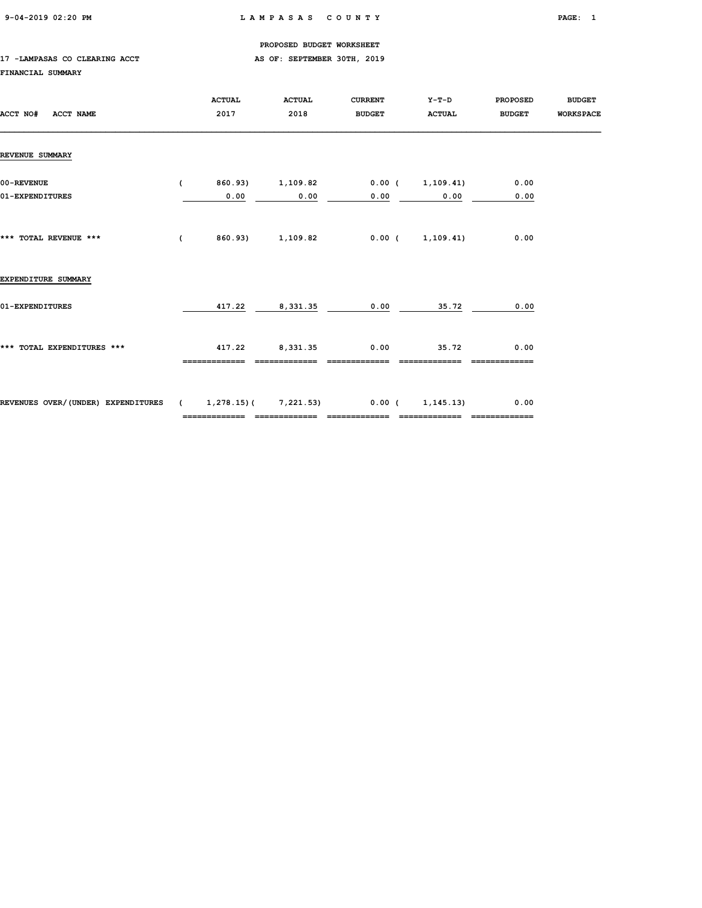PROPOSED BUDGET WORKSHEET

17 -LAMPASAS CO CLEARING ACCT — AS OF: SEPTEMBER 30TH, 2019

FINANCIAL SUMMARY

| ACCT NO# ACCT NAME | ACTUAL 2017 | ACTUAL 2018 | CURRENT BUDGET | Y-T-D ACTUAL | PROPOSED BUDGET | BUDGET WORKSPACE |
|---|---|---|---|---|---|---|
| **REVENUE SUMMARY** | | | | | | |
| 00-REVENUE | (860.93) | 1,109.82 | 0.00 | (1,109.41) | 0.00 | |
| 01-EXPENDITURES | 0.00 | 0.00 | 0.00 | 0.00 | 0.00 | |
| *** TOTAL REVENUE *** | (860.93) | 1,109.82 | 0.00 | (1,109.41) | 0.00 | |
| **EXPENDITURE SUMMARY** | | | | | | |
| 01-EXPENDITURES | 417.22 | 8,331.35 | 0.00 | 35.72 | 0.00 | |
| *** TOTAL EXPENDITURES *** | 417.22 | 8,331.35 | 0.00 | 35.72 | 0.00 | |
| REVENUES OVER/(UNDER) EXPENDITURES | (1,278.15) | (7,221.53) | 0.00 | (1,145.13) | 0.00 | |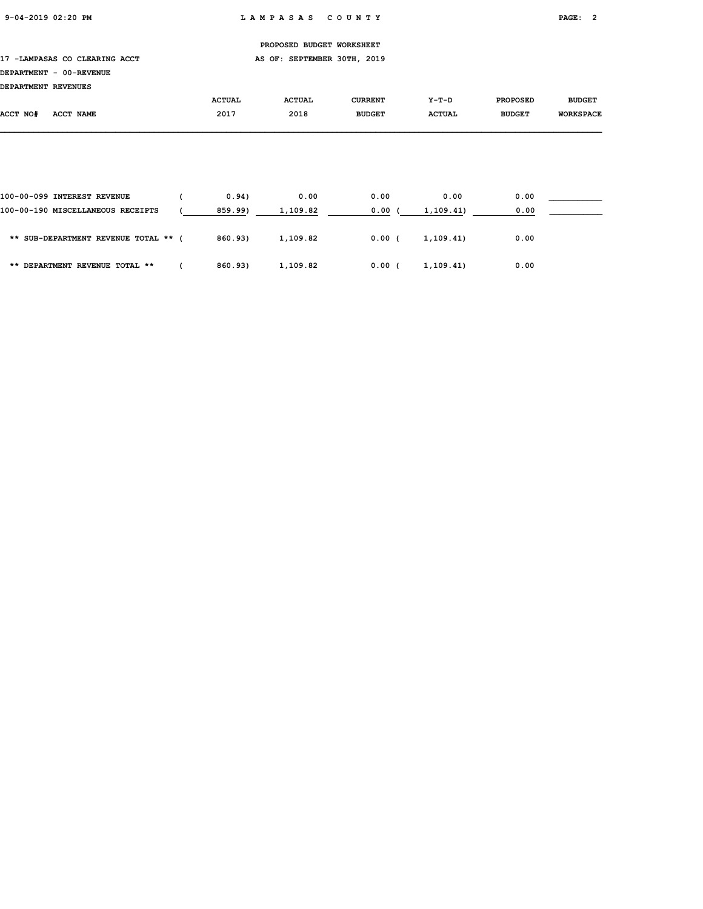PROPOSED BUDGET WORKSHEET

17 -LAMPASAS CO CLEARING ACCT — AS OF: SEPTEMBER 30TH, 2019

DEPARTMENT - 00-REVENUE

DEPARTMENT REVENUES

| ACCT NO# | ACCT NAME | ACTUAL 2017 | ACTUAL 2018 | CURRENT BUDGET | Y-T-D ACTUAL | PROPOSED BUDGET | BUDGET WORKSPACE |
|---|---|---|---|---|---|---|---|
| 100-00-099 | INTEREST REVENUE | ( 0.94) | 0.00 | 0.00 | 0.00 | 0.00 | |
| 100-00-190 | MISCELLANEOUS RECEIPTS | ( 859.99) | 1,109.82 | 0.00 | ( 1,109.41) | 0.00 | |
| | ** SUB-DEPARTMENT REVENUE TOTAL ** | ( 860.93) | 1,109.82 | 0.00 | ( 1,109.41) | 0.00 | |
| | ** DEPARTMENT REVENUE TOTAL ** | ( 860.93) | 1,109.82 | 0.00 | ( 1,109.41) | 0.00 | |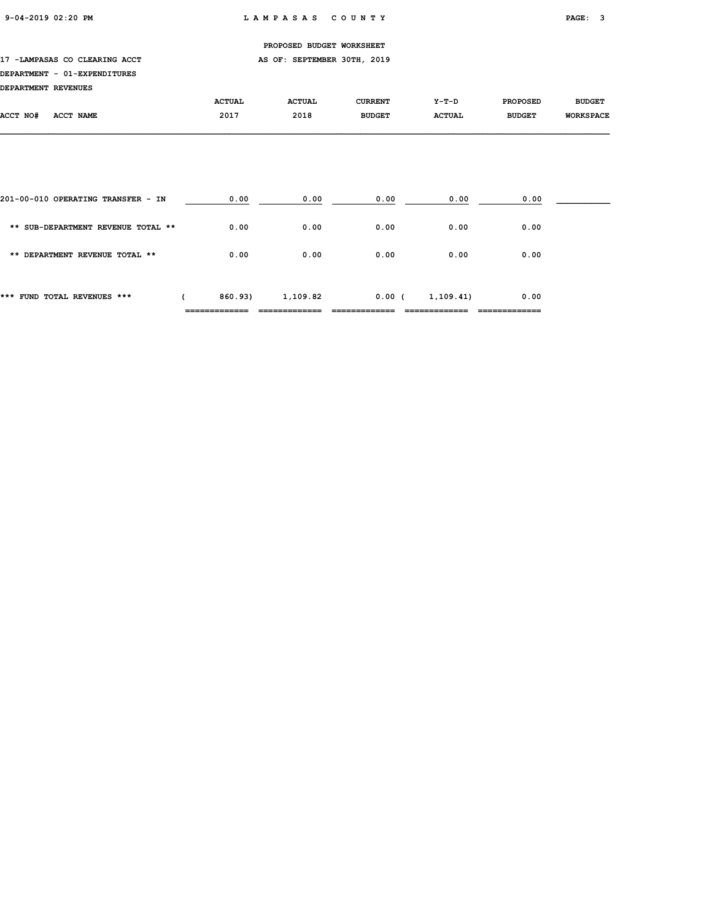PROPOSED BUDGET WORKSHEET

17 -LAMPASAS CO CLEARING ACCT — AS OF: SEPTEMBER 30TH, 2019

DEPARTMENT - 01-EXPENDITURES

DEPARTMENT REVENUES

| ACCT NO# ACCT NAME | ACTUAL 2017 | ACTUAL 2018 | CURRENT BUDGET | Y-T-D ACTUAL | PROPOSED BUDGET | BUDGET WORKSPACE |
|---|---|---|---|---|---|---|
| 201-00-010 OPERATING TRANSFER - IN | 0.00 | 0.00 | 0.00 | 0.00 | 0.00 | |
| ** SUB-DEPARTMENT REVENUE TOTAL ** | 0.00 | 0.00 | 0.00 | 0.00 | 0.00 | |
| ** DEPARTMENT REVENUE TOTAL ** | 0.00 | 0.00 | 0.00 | 0.00 | 0.00 | |
| *** FUND TOTAL REVENUES *** | ( 860.93) | 1,109.82 | 0.00 | ( 1,109.41) | 0.00 | |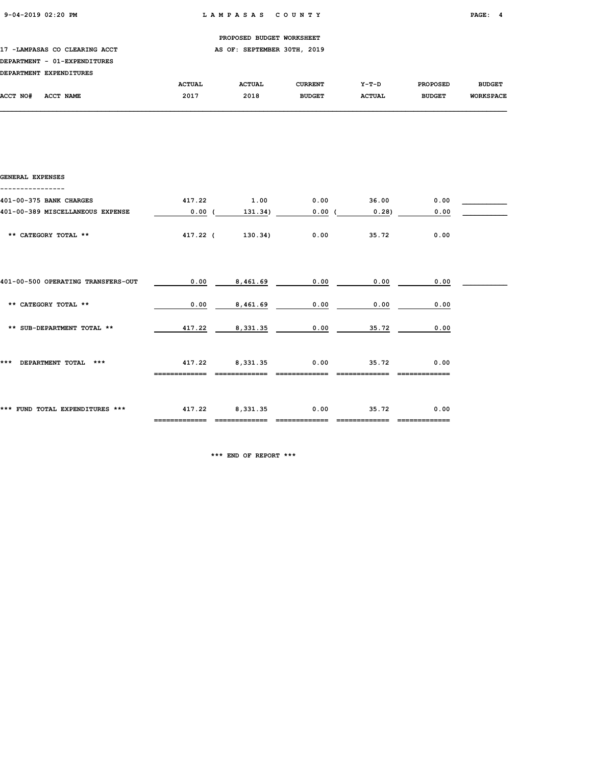PROPOSED BUDGET WORKSHEET

17 -LAMPASAS CO CLEARING ACCT — AS OF: SEPTEMBER 30TH, 2019

DEPARTMENT - 01-EXPENDITURES

DEPARTMENT EXPENDITURES

| ACCT NO# ACCT NAME | ACTUAL 2017 | ACTUAL 2018 | CURRENT BUDGET | Y-T-D ACTUAL | PROPOSED BUDGET | BUDGET WORKSPACE |
|---|---|---|---|---|---|---|
| **GENERAL EXPENSES** | | | | | | |
| 401-00-375 BANK CHARGES | 417.22 | 1.00 | 0.00 | 36.00 | 0.00 | |
| 401-00-389 MISCELLANEOUS EXPENSE | 0.00 | ( 131.34) | 0.00 | ( 0.28) | 0.00 | |
| ** CATEGORY TOTAL ** | 417.22 | ( 130.34) | 0.00 | 35.72 | 0.00 | |
| 401-00-500 OPERATING TRANSFERS-OUT | 0.00 | 8,461.69 | 0.00 | 0.00 | 0.00 | |
| ** CATEGORY TOTAL ** | 0.00 | 8,461.69 | 0.00 | 0.00 | 0.00 | |
| ** SUB-DEPARTMENT TOTAL ** | 417.22 | 8,331.35 | 0.00 | 35.72 | 0.00 | |
| *** DEPARTMENT TOTAL *** | 417.22 | 8,331.35 | 0.00 | 35.72 | 0.00 | |
| *** FUND TOTAL EXPENDITURES *** | 417.22 | 8,331.35 | 0.00 | 35.72 | 0.00 | |

*** END OF REPORT ***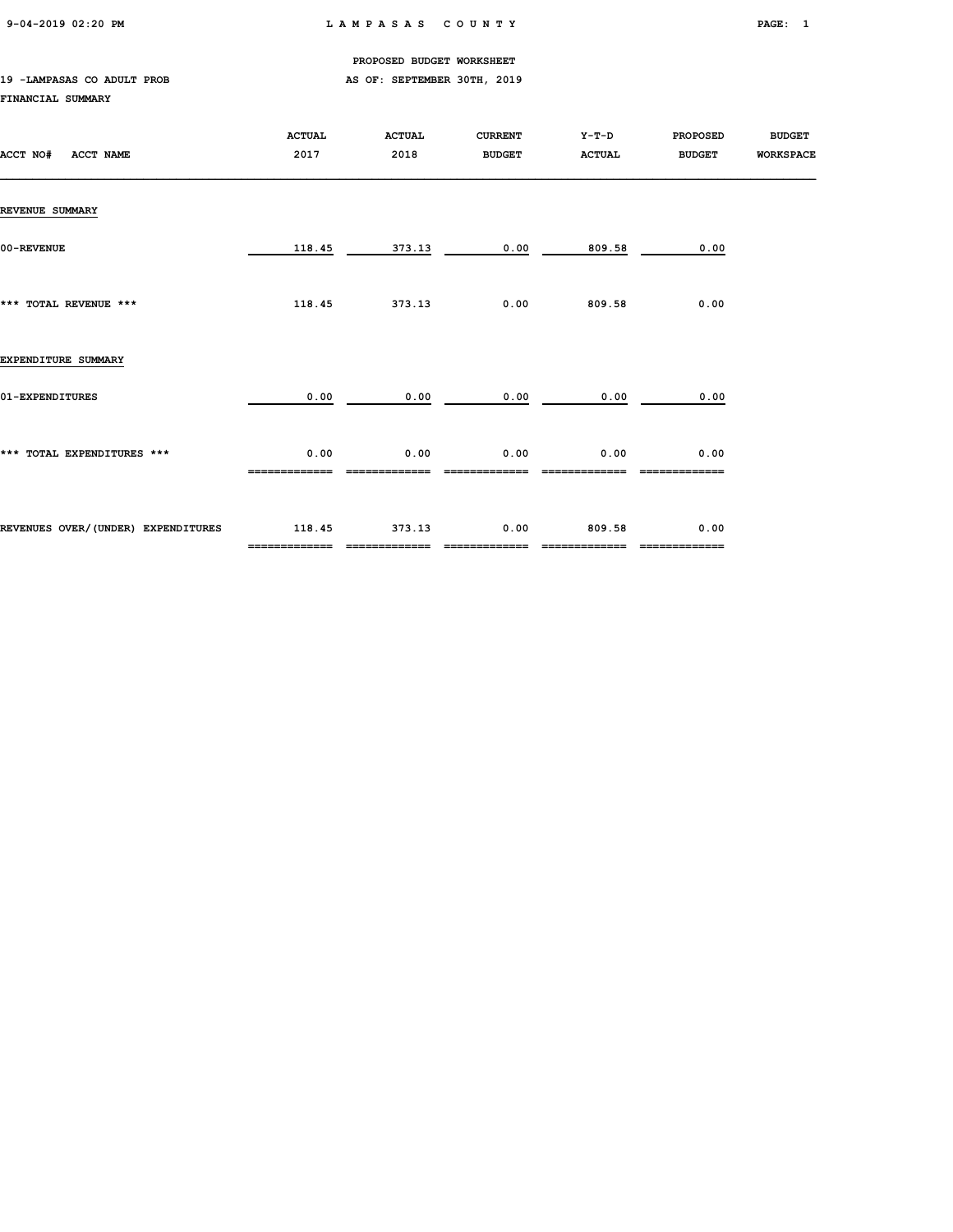PROPOSED BUDGET WORKSHEET

19 -LAMPASAS CO ADULT PROB AS OF: SEPTEMBER 30TH, 2019

FINANCIAL SUMMARY

| ACCT NO# ACCT NAME | ACTUAL 2017 | ACTUAL 2018 | CURRENT BUDGET | Y-T-D ACTUAL | PROPOSED BUDGET | BUDGET WORKSPACE |
|---|---|---|---|---|---|---|
| REVENUE SUMMARY | | | | | | |
| 00-REVENUE | 118.45 | 373.13 | 0.00 | 809.58 | 0.00 | |
| *** TOTAL REVENUE *** | 118.45 | 373.13 | 0.00 | 809.58 | 0.00 | |
| EXPENDITURE SUMMARY | | | | | | |
| 01-EXPENDITURES | 0.00 | 0.00 | 0.00 | 0.00 | 0.00 | |
| *** TOTAL EXPENDITURES *** | 0.00 | 0.00 | 0.00 | 0.00 | 0.00 | |
| REVENUES OVER/(UNDER) EXPENDITURES | 118.45 | 373.13 | 0.00 | 809.58 | 0.00 | |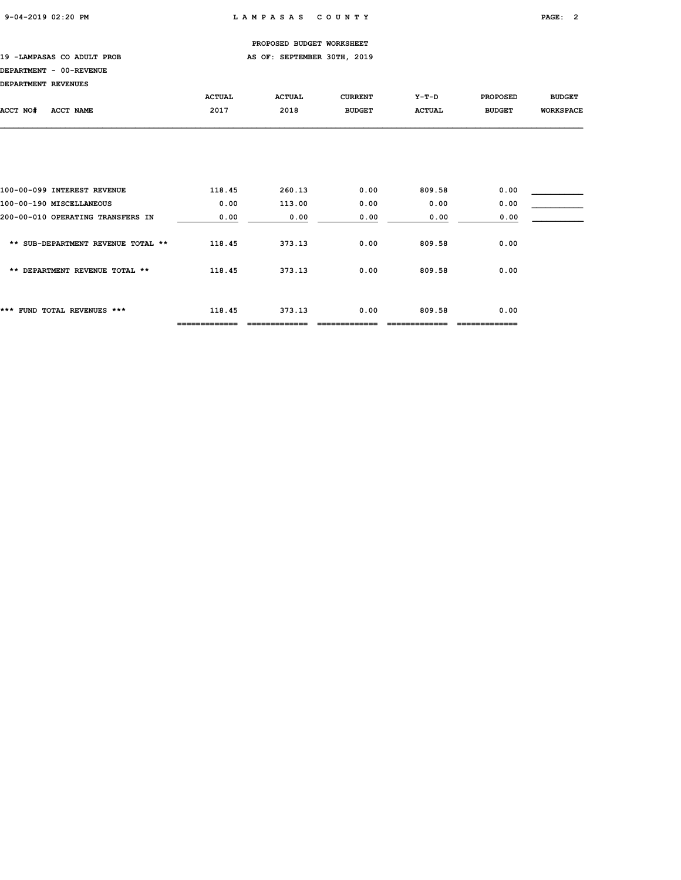PROPOSED BUDGET WORKSHEET

19 -LAMPASAS CO ADULT PROB — AS OF: SEPTEMBER 30TH, 2019

DEPARTMENT - 00-REVENUE

DEPARTMENT REVENUES

| ACCT NO# ACCT NAME | ACTUAL 2017 | ACTUAL 2018 | CURRENT BUDGET | Y-T-D ACTUAL | PROPOSED BUDGET | BUDGET WORKSPACE |
|---|---|---|---|---|---|---|
| 100-00-099 INTEREST REVENUE | 118.45 | 260.13 | 0.00 | 809.58 | 0.00 | |
| 100-00-190 MISCELLANEOUS | 0.00 | 113.00 | 0.00 | 0.00 | 0.00 | |
| 200-00-010 OPERATING TRANSFERS IN | 0.00 | 0.00 | 0.00 | 0.00 | 0.00 | |
| ** SUB-DEPARTMENT REVENUE TOTAL ** | 118.45 | 373.13 | 0.00 | 809.58 | 0.00 | |
| ** DEPARTMENT REVENUE TOTAL ** | 118.45 | 373.13 | 0.00 | 809.58 | 0.00 | |
| *** FUND TOTAL REVENUES *** | 118.45 | 373.13 | 0.00 | 809.58 | 0.00 | |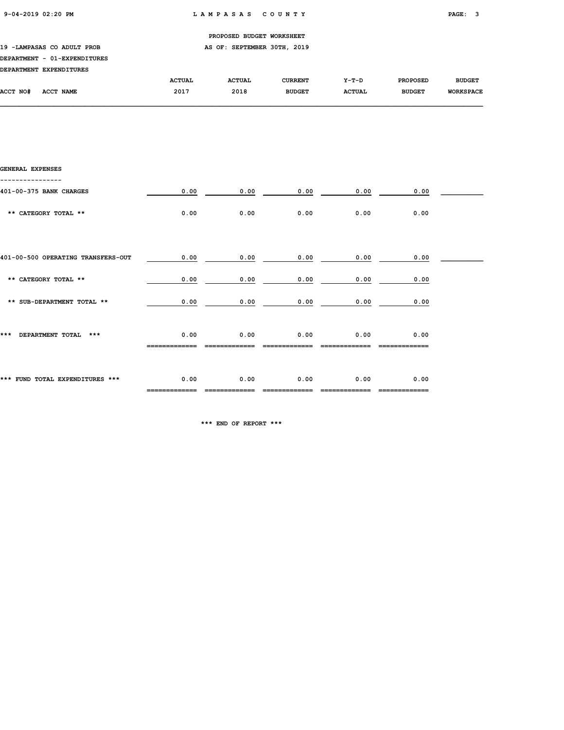PROPOSED BUDGET WORKSHEET

19 -LAMPASAS CO ADULT PROB — AS OF: SEPTEMBER 30TH, 2019

DEPARTMENT - 01-EXPENDITURES

DEPARTMENT EXPENDITURES

| ACCT NO# ACCT NAME | ACTUAL 2017 | ACTUAL 2018 | CURRENT BUDGET | Y-T-D ACTUAL | PROPOSED BUDGET | BUDGET WORKSPACE |
|---|---|---|---|---|---|---|
| **GENERAL EXPENSES** | | | | | | |
| 401-00-375 BANK CHARGES | 0.00 | 0.00 | 0.00 | 0.00 | 0.00 | |
| ** CATEGORY TOTAL ** | 0.00 | 0.00 | 0.00 | 0.00 | 0.00 | |
| 401-00-500 OPERATING TRANSFERS-OUT | 0.00 | 0.00 | 0.00 | 0.00 | 0.00 | |
| ** CATEGORY TOTAL ** | 0.00 | 0.00 | 0.00 | 0.00 | 0.00 | |
| ** SUB-DEPARTMENT TOTAL ** | 0.00 | 0.00 | 0.00 | 0.00 | 0.00 | |
| *** DEPARTMENT TOTAL *** | 0.00 | 0.00 | 0.00 | 0.00 | 0.00 | |
| *** FUND TOTAL EXPENDITURES *** | 0.00 | 0.00 | 0.00 | 0.00 | 0.00 | |

*** END OF REPORT ***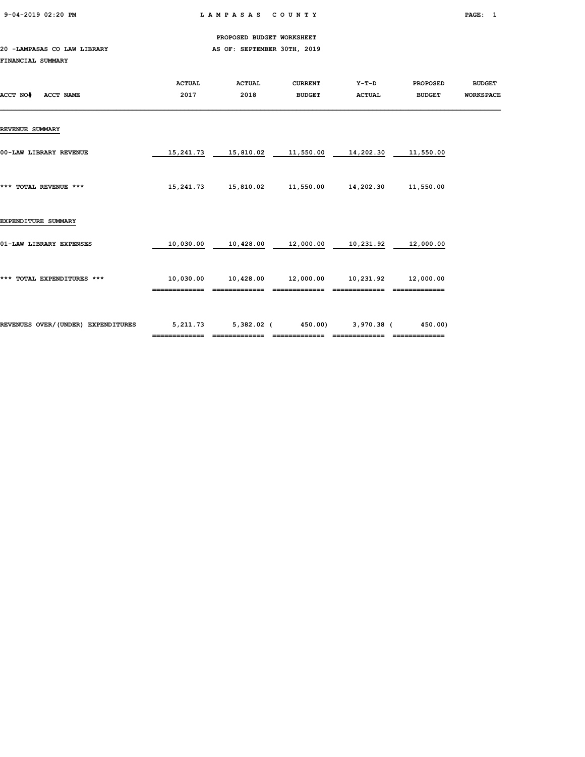PROPOSED BUDGET WORKSHEET

20 -LAMPASAS CO LAW LIBRARY — AS OF: SEPTEMBER 30TH, 2019

FINANCIAL SUMMARY

| ACCT NO# ACCT NAME | ACTUAL 2017 | ACTUAL 2018 | CURRENT BUDGET | Y-T-D ACTUAL | PROPOSED BUDGET | BUDGET WORKSPACE |
|---|---|---|---|---|---|---|
| **REVENUE SUMMARY** | | | | | | |
| 00-LAW LIBRARY REVENUE | 15,241.73 | 15,810.02 | 11,550.00 | 14,202.30 | 11,550.00 | |
| *** TOTAL REVENUE *** | 15,241.73 | 15,810.02 | 11,550.00 | 14,202.30 | 11,550.00 | |
| **EXPENDITURE SUMMARY** | | | | | | |
| 01-LAW LIBRARY EXPENSES | 10,030.00 | 10,428.00 | 12,000.00 | 10,231.92 | 12,000.00 | |
| *** TOTAL EXPENDITURES *** | 10,030.00 | 10,428.00 | 12,000.00 | 10,231.92 | 12,000.00 | |
| REVENUES OVER/(UNDER) EXPENDITURES | 5,211.73 | 5,382.02 | (450.00) | 3,970.38 | (450.00) | |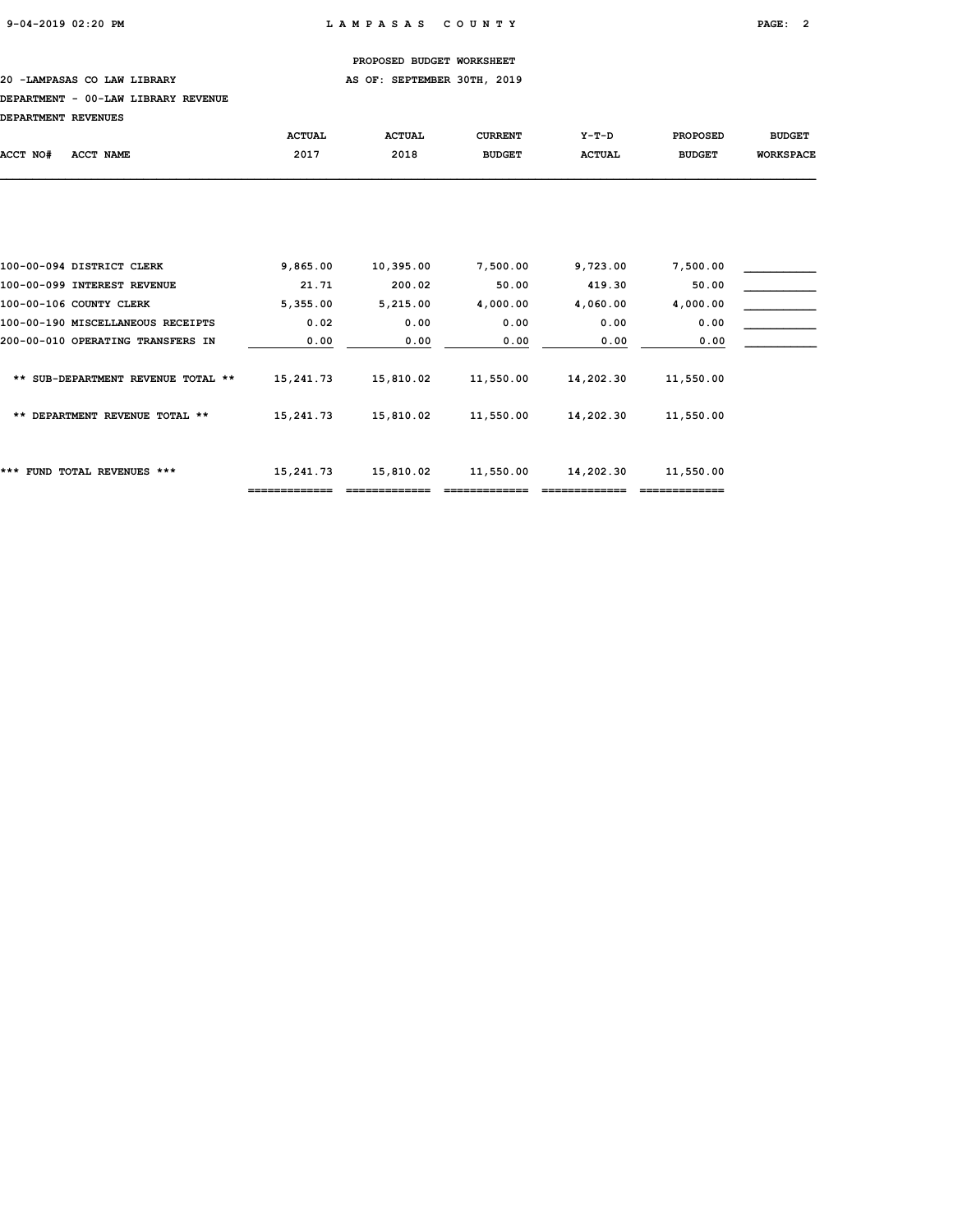PROPOSED BUDGET WORKSHEET

20 -LAMPASAS CO LAW LIBRARY — AS OF: SEPTEMBER 30TH, 2019

DEPARTMENT - 00-LAW LIBRARY REVENUE

DEPARTMENT REVENUES

| ACCT NO# | ACCT NAME | ACTUAL 2017 | ACTUAL 2018 | CURRENT BUDGET | Y-T-D ACTUAL | PROPOSED BUDGET | BUDGET WORKSPACE |
|---|---|---|---|---|---|---|---|
| 100-00-094 | DISTRICT CLERK | 9,865.00 | 10,395.00 | 7,500.00 | 9,723.00 | 7,500.00 | ___________ |
| 100-00-099 | INTEREST REVENUE | 21.71 | 200.02 | 50.00 | 419.30 | 50.00 | ___________ |
| 100-00-106 | COUNTY CLERK | 5,355.00 | 5,215.00 | 4,000.00 | 4,060.00 | 4,000.00 | ___________ |
| 100-00-190 | MISCELLANEOUS RECEIPTS | 0.02 | 0.00 | 0.00 | 0.00 | 0.00 | ___________ |
| 200-00-010 | OPERATING TRANSFERS IN | 0.00 | 0.00 | 0.00 | 0.00 | 0.00 | ___________ |
| | ** SUB-DEPARTMENT REVENUE TOTAL ** | 15,241.73 | 15,810.02 | 11,550.00 | 14,202.30 | 11,550.00 | |
| | ** DEPARTMENT REVENUE TOTAL ** | 15,241.73 | 15,810.02 | 11,550.00 | 14,202.30 | 11,550.00 | |
| | *** FUND TOTAL REVENUES *** | 15,241.73 | 15,810.02 | 11,550.00 | 14,202.30 | 11,550.00 | |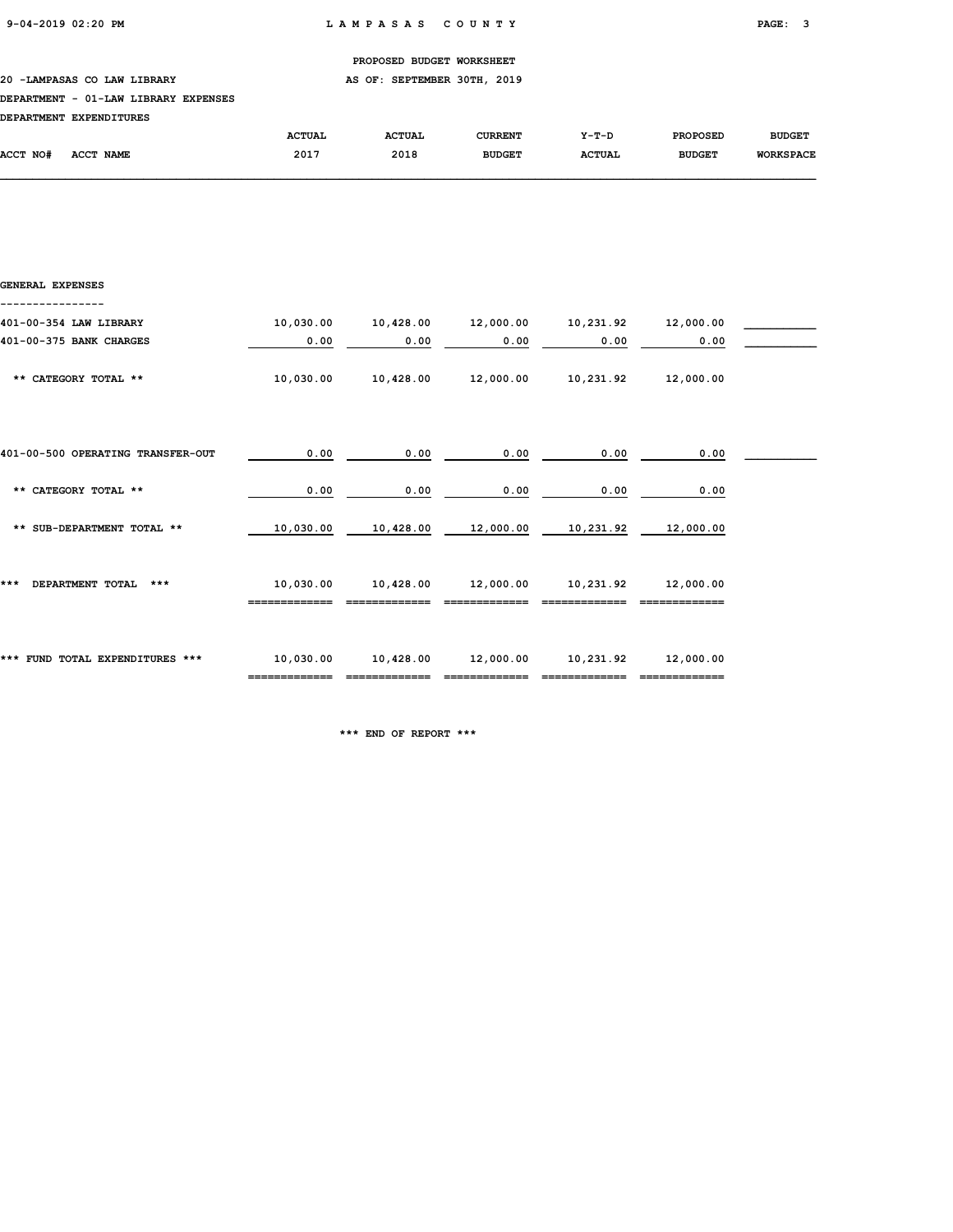PROPOSED BUDGET WORKSHEET

20 -LAMPASAS CO LAW LIBRARY — AS OF: SEPTEMBER 30TH, 2019

DEPARTMENT - 01-LAW LIBRARY EXPENSES

DEPARTMENT EXPENDITURES

| ACCT NO# ACCT NAME | ACTUAL 2017 | ACTUAL 2018 | CURRENT BUDGET | Y-T-D ACTUAL | PROPOSED BUDGET | BUDGET WORKSPACE |
|---|---|---|---|---|---|---|
| **GENERAL EXPENSES** | | | | | | |
| 401-00-354 LAW LIBRARY | 10,030.00 | 10,428.00 | 12,000.00 | 10,231.92 | 12,000.00 | |
| 401-00-375 BANK CHARGES | 0.00 | 0.00 | 0.00 | 0.00 | 0.00 | |
| ** CATEGORY TOTAL ** | 10,030.00 | 10,428.00 | 12,000.00 | 10,231.92 | 12,000.00 | |
| 401-00-500 OPERATING TRANSFER-OUT | 0.00 | 0.00 | 0.00 | 0.00 | 0.00 | |
| ** CATEGORY TOTAL ** | 0.00 | 0.00 | 0.00 | 0.00 | 0.00 | |
| ** SUB-DEPARTMENT TOTAL ** | 10,030.00 | 10,428.00 | 12,000.00 | 10,231.92 | 12,000.00 | |
| *** DEPARTMENT TOTAL *** | 10,030.00 | 10,428.00 | 12,000.00 | 10,231.92 | 12,000.00 | |
| *** FUND TOTAL EXPENDITURES *** | 10,030.00 | 10,428.00 | 12,000.00 | 10,231.92 | 12,000.00 | |

*** END OF REPORT ***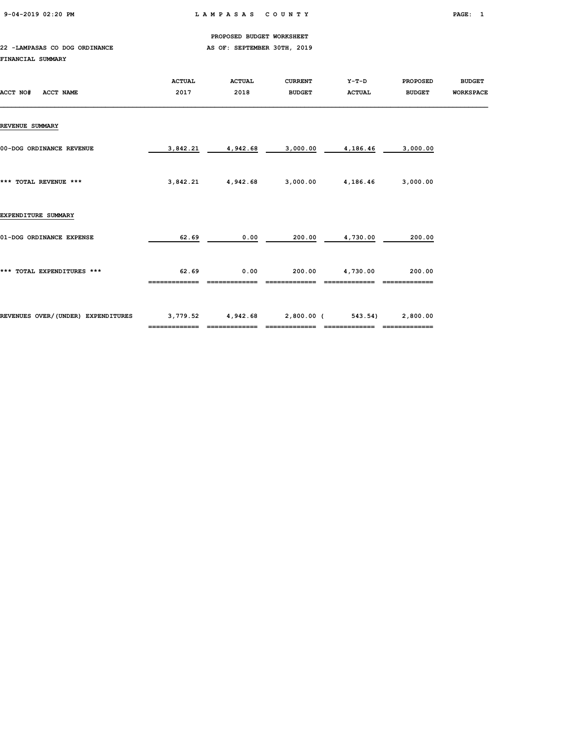PROPOSED BUDGET WORKSHEET

22 -LAMPASAS CO DOG ORDINANCE — AS OF: SEPTEMBER 30TH, 2019

FINANCIAL SUMMARY

| ACCT NO# ACCT NAME | ACTUAL 2017 | ACTUAL 2018 | CURRENT BUDGET | Y-T-D ACTUAL | PROPOSED BUDGET | BUDGET WORKSPACE |
|---|---|---|---|---|---|---|
| **REVENUE SUMMARY** | | | | | | |
| 00-DOG ORDINANCE REVENUE | 3,842.21 | 4,942.68 | 3,000.00 | 4,186.46 | 3,000.00 | |
| *** TOTAL REVENUE *** | 3,842.21 | 4,942.68 | 3,000.00 | 4,186.46 | 3,000.00 | |
| **EXPENDITURE SUMMARY** | | | | | | |
| 01-DOG ORDINANCE EXPENSE | 62.69 | 0.00 | 200.00 | 4,730.00 | 200.00 | |
| *** TOTAL EXPENDITURES *** | 62.69 | 0.00 | 200.00 | 4,730.00 | 200.00 | |
| REVENUES OVER/(UNDER) EXPENDITURES | 3,779.52 | 4,942.68 | 2,800.00 | ( 543.54) | 2,800.00 | |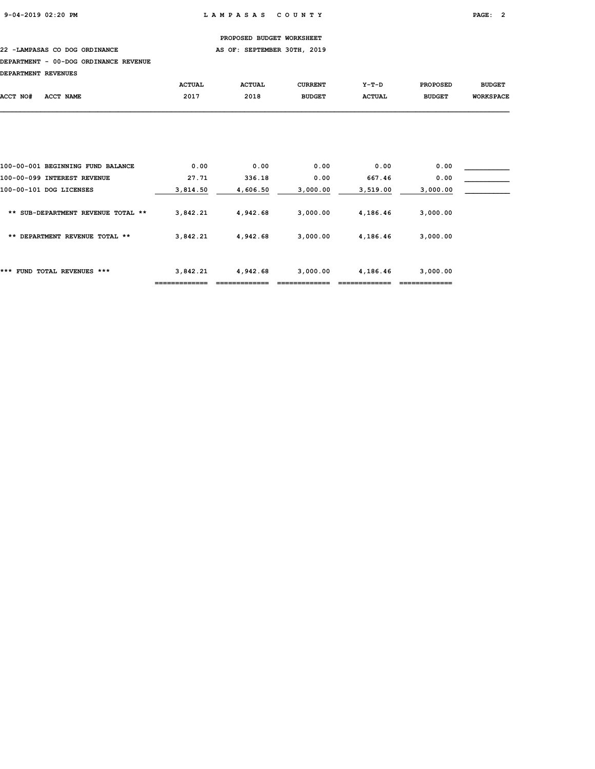PROPOSED BUDGET WORKSHEET

22 -LAMPASAS CO DOG ORDINANCE AS OF: SEPTEMBER 30TH, 2019

DEPARTMENT - 00-DOG ORDINANCE REVENUE

DEPARTMENT REVENUES

| ACCT NO# ACCT NAME | ACTUAL 2017 | ACTUAL 2018 | CURRENT BUDGET | Y-T-D ACTUAL | PROPOSED BUDGET | BUDGET WORKSPACE |
|---|---|---|---|---|---|---|
| 100-00-001 BEGINNING FUND BALANCE | 0.00 | 0.00 | 0.00 | 0.00 | 0.00 | ___________ |
| 100-00-099 INTEREST REVENUE | 27.71 | 336.18 | 0.00 | 667.46 | 0.00 | ___________ |
| 100-00-101 DOG LICENSES | 3,814.50 | 4,606.50 | 3,000.00 | 3,519.00 | 3,000.00 | ___________ |
| ** SUB-DEPARTMENT REVENUE TOTAL ** | 3,842.21 | 4,942.68 | 3,000.00 | 4,186.46 | 3,000.00 | |
| ** DEPARTMENT REVENUE TOTAL ** | 3,842.21 | 4,942.68 | 3,000.00 | 4,186.46 | 3,000.00 | |
| *** FUND TOTAL REVENUES *** | 3,842.21 | 4,942.68 | 3,000.00 | 4,186.46 | 3,000.00 | |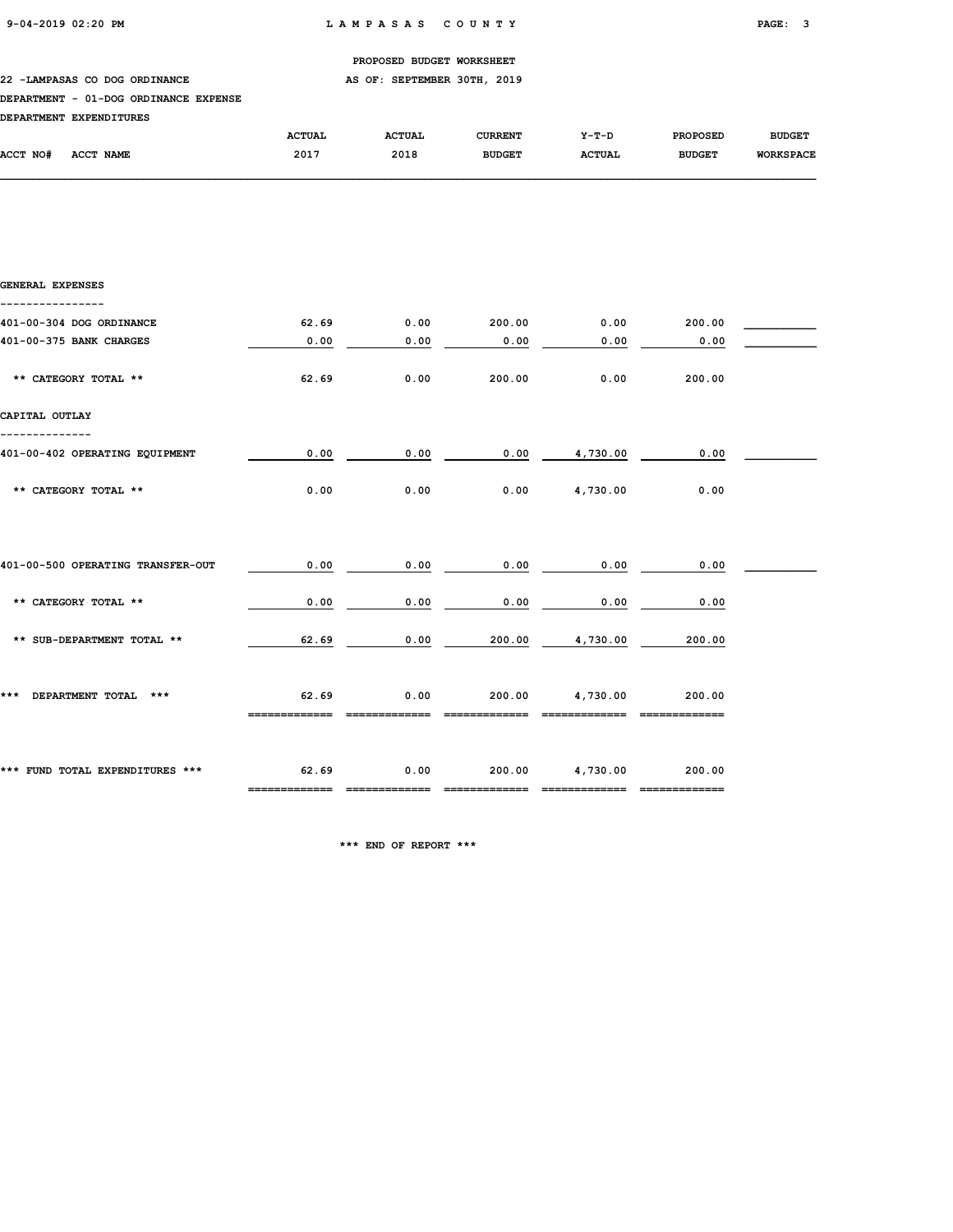PROPOSED BUDGET WORKSHEET

22 -LAMPASAS CO DOG ORDINANCE — AS OF: SEPTEMBER 30TH, 2019

DEPARTMENT - 01-DOG ORDINANCE EXPENSE

DEPARTMENT EXPENDITURES

| ACCT NO# ACCT NAME | ACTUAL 2017 | ACTUAL 2018 | CURRENT BUDGET | Y-T-D ACTUAL | PROPOSED BUDGET | BUDGET WORKSPACE |
|---|---|---|---|---|---|---|
| **GENERAL EXPENSES** | | | | | | |
| 401-00-304 DOG ORDINANCE | 62.69 | 0.00 | 200.00 | 0.00 | 200.00 | |
| 401-00-375 BANK CHARGES | 0.00 | 0.00 | 0.00 | 0.00 | 0.00 | |
| ** CATEGORY TOTAL ** | 62.69 | 0.00 | 200.00 | 0.00 | 200.00 | |
| **CAPITAL OUTLAY** | | | | | | |
| 401-00-402 OPERATING EQUIPMENT | 0.00 | 0.00 | 0.00 | 4,730.00 | 0.00 | |
| ** CATEGORY TOTAL ** | 0.00 | 0.00 | 0.00 | 4,730.00 | 0.00 | |
| 401-00-500 OPERATING TRANSFER-OUT | 0.00 | 0.00 | 0.00 | 0.00 | 0.00 | |
| ** CATEGORY TOTAL ** | 0.00 | 0.00 | 0.00 | 0.00 | 0.00 | |
| ** SUB-DEPARTMENT TOTAL ** | 62.69 | 0.00 | 200.00 | 4,730.00 | 200.00 | |
| *** DEPARTMENT TOTAL *** | 62.69 | 0.00 | 200.00 | 4,730.00 | 200.00 | |
| *** FUND TOTAL EXPENDITURES *** | 62.69 | 0.00 | 200.00 | 4,730.00 | 200.00 | |

*** END OF REPORT ***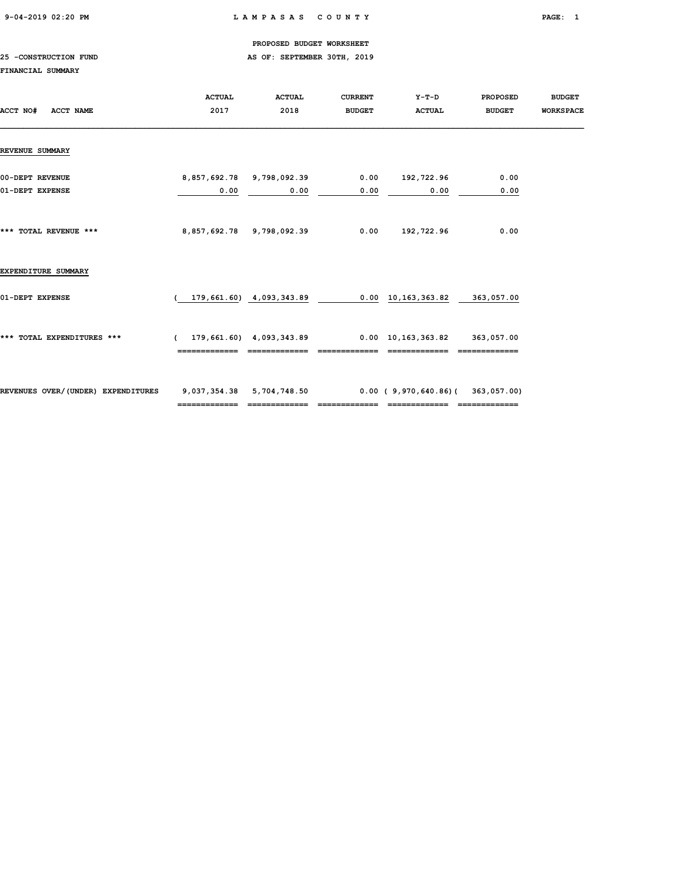PROPOSED BUDGET WORKSHEET

25 -CONSTRUCTION FUND

AS OF: SEPTEMBER 30TH, 2019

FINANCIAL SUMMARY

| ACCT NO# ACCT NAME | ACTUAL 2017 | ACTUAL 2018 | CURRENT BUDGET | Y-T-D ACTUAL | PROPOSED BUDGET | BUDGET WORKSPACE |
|---|---|---|---|---|---|---|
| **REVENUE SUMMARY** | | | | | | |
| 00-DEPT REVENUE | 8,857,692.78 | 9,798,092.39 | 0.00 | 192,722.96 | 0.00 | |
| 01-DEPT EXPENSE | 0.00 | 0.00 | 0.00 | 0.00 | 0.00 | |
| *** TOTAL REVENUE *** | 8,857,692.78 | 9,798,092.39 | 0.00 | 192,722.96 | 0.00 | |
| **EXPENDITURE SUMMARY** | | | | | | |
| 01-DEPT EXPENSE | ( 179,661.60) | 4,093,343.89 | 0.00 | 10,163,363.82 | 363,057.00 | |
| *** TOTAL EXPENDITURES *** | ( 179,661.60) | 4,093,343.89 | 0.00 | 10,163,363.82 | 363,057.00 | |
| REVENUES OVER/(UNDER) EXPENDITURES | 9,037,354.38 | 5,704,748.50 | 0.00 | ( 9,970,640.86) | ( 363,057.00) | |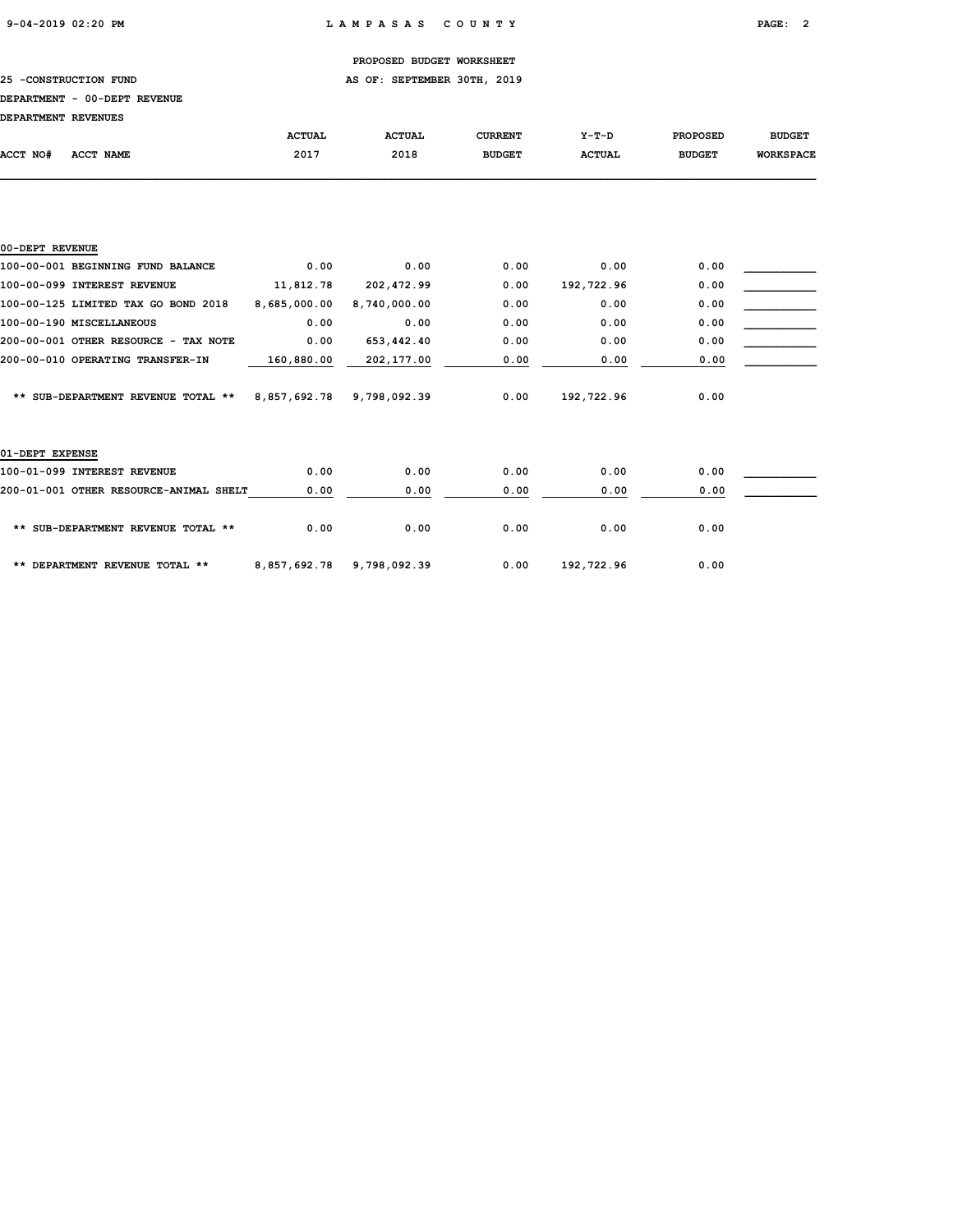PROPOSED BUDGET WORKSHEET

25 -CONSTRUCTION FUND AS OF: SEPTEMBER 30TH, 2019

DEPARTMENT - 00-DEPT REVENUE

DEPARTMENT REVENUES

| ACCT NO# ACCT NAME | ACTUAL 2017 | ACTUAL 2018 | CURRENT BUDGET | Y-T-D ACTUAL | PROPOSED BUDGET | BUDGET WORKSPACE |
|---|---|---|---|---|---|---|
| **00-DEPT REVENUE** | | | | | | |
| 100-00-001 BEGINNING FUND BALANCE | 0.00 | 0.00 | 0.00 | 0.00 | 0.00 | |
| 100-00-099 INTEREST REVENUE | 11,812.78 | 202,472.99 | 0.00 | 192,722.96 | 0.00 | |
| 100-00-125 LIMITED TAX GO BOND 2018 | 8,685,000.00 | 8,740,000.00 | 0.00 | 0.00 | 0.00 | |
| 100-00-190 MISCELLANEOUS | 0.00 | 0.00 | 0.00 | 0.00 | 0.00 | |
| 200-00-001 OTHER RESOURCE - TAX NOTE | 0.00 | 653,442.40 | 0.00 | 0.00 | 0.00 | |
| 200-00-010 OPERATING TRANSFER-IN | 160,880.00 | 202,177.00 | 0.00 | 0.00 | 0.00 | |
| ** SUB-DEPARTMENT REVENUE TOTAL ** | 8,857,692.78 | 9,798,092.39 | 0.00 | 192,722.96 | 0.00 | |
| **01-DEPT EXPENSE** | | | | | | |
| 100-01-099 INTEREST REVENUE | 0.00 | 0.00 | 0.00 | 0.00 | 0.00 | |
| 200-01-001 OTHER RESOURCE-ANIMAL SHELT | 0.00 | 0.00 | 0.00 | 0.00 | 0.00 | |
| ** SUB-DEPARTMENT REVENUE TOTAL ** | 0.00 | 0.00 | 0.00 | 0.00 | 0.00 | |
| ** DEPARTMENT REVENUE TOTAL ** | 8,857,692.78 | 9,798,092.39 | 0.00 | 192,722.96 | 0.00 | |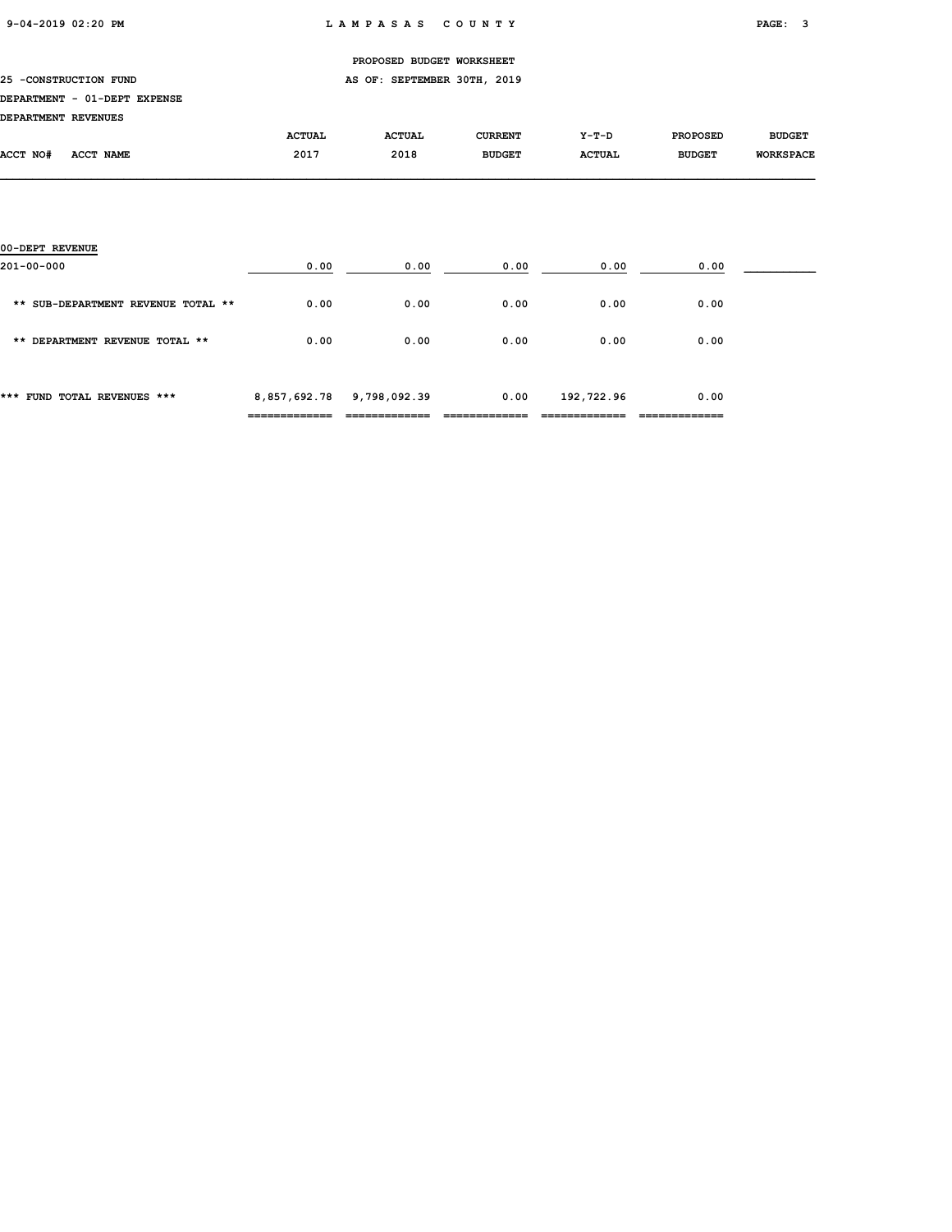PROPOSED BUDGET WORKSHEET

25 -CONSTRUCTION FUND

AS OF: SEPTEMBER 30TH, 2019

DEPARTMENT - 01-DEPT EXPENSE

DEPARTMENT REVENUES

| ACCT NO# ACCT NAME | ACTUAL 2017 | ACTUAL 2018 | CURRENT BUDGET | Y-T-D ACTUAL | PROPOSED BUDGET | BUDGET WORKSPACE |
|---|---|---|---|---|---|---|
| **00-DEPT REVENUE** | | | | | | |
| 201-00-000 | 0.00 | 0.00 | 0.00 | 0.00 | 0.00 | |
| ** SUB-DEPARTMENT REVENUE TOTAL ** | 0.00 | 0.00 | 0.00 | 0.00 | 0.00 | |
| ** DEPARTMENT REVENUE TOTAL ** | 0.00 | 0.00 | 0.00 | 0.00 | 0.00 | |
| *** FUND TOTAL REVENUES *** | 8,857,692.78 | 9,798,092.39 | 0.00 | 192,722.96 | 0.00 | |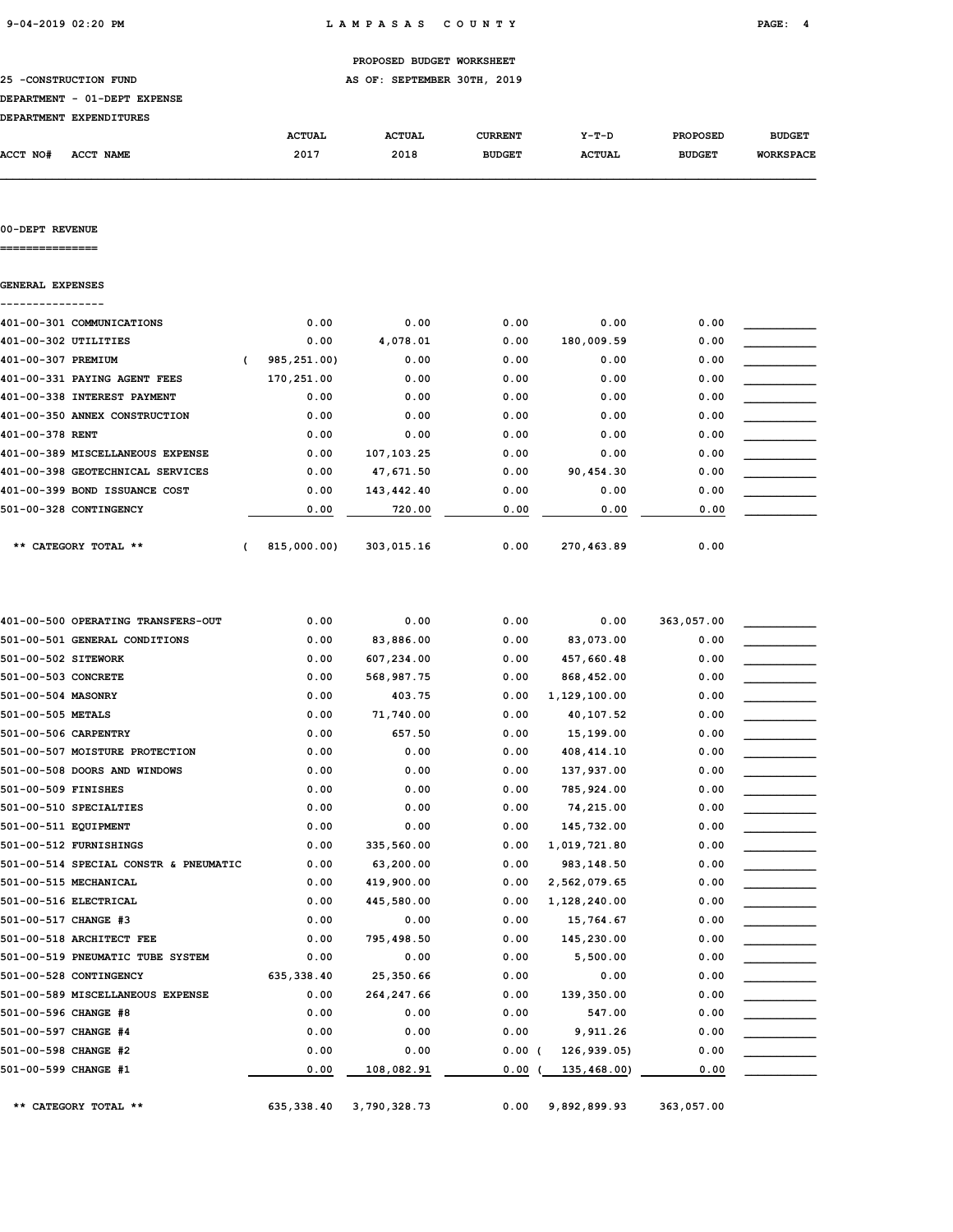PROPOSED BUDGET WORKSHEET

25 -CONSTRUCTION FUND AS OF: SEPTEMBER 30TH, 2019

DEPARTMENT - 01-DEPT EXPENSE

DEPARTMENT EXPENDITURES

| ACCT NO# | ACCT NAME | ACTUAL 2017 | ACTUAL 2018 | CURRENT BUDGET | Y-T-D ACTUAL | PROPOSED BUDGET | BUDGET WORKSPACE |
|---|---|---|---|---|---|---|---|
| **00-DEPT REVENUE** | | | | | | | |
| **GENERAL EXPENSES** | | | | | | | |
| 401-00-301 | COMMUNICATIONS | 0.00 | 0.00 | 0.00 | 0.00 | 0.00 | |
| 401-00-302 | UTILITIES | 0.00 | 4,078.01 | 0.00 | 180,009.59 | 0.00 | |
| 401-00-307 | PREMIUM | ( 985,251.00) | 0.00 | 0.00 | 0.00 | 0.00 | |
| 401-00-331 | PAYING AGENT FEES | 170,251.00 | 0.00 | 0.00 | 0.00 | 0.00 | |
| 401-00-338 | INTEREST PAYMENT | 0.00 | 0.00 | 0.00 | 0.00 | 0.00 | |
| 401-00-350 | ANNEX CONSTRUCTION | 0.00 | 0.00 | 0.00 | 0.00 | 0.00 | |
| 401-00-378 | RENT | 0.00 | 0.00 | 0.00 | 0.00 | 0.00 | |
| 401-00-389 | MISCELLANEOUS EXPENSE | 0.00 | 107,103.25 | 0.00 | 0.00 | 0.00 | |
| 401-00-398 | GEOTECHNICAL SERVICES | 0.00 | 47,671.50 | 0.00 | 90,454.30 | 0.00 | |
| 401-00-399 | BOND ISSUANCE COST | 0.00 | 143,442.40 | 0.00 | 0.00 | 0.00 | |
| 501-00-328 | CONTINGENCY | 0.00 | 720.00 | 0.00 | 0.00 | 0.00 | |
| | ** CATEGORY TOTAL ** | ( 815,000.00) | 303,015.16 | 0.00 | 270,463.89 | 0.00 | |
| 401-00-500 | OPERATING TRANSFERS-OUT | 0.00 | 0.00 | 0.00 | 0.00 | 363,057.00 | |
| 501-00-501 | GENERAL CONDITIONS | 0.00 | 83,886.00 | 0.00 | 83,073.00 | 0.00 | |
| 501-00-502 | SITEWORK | 0.00 | 607,234.00 | 0.00 | 457,660.48 | 0.00 | |
| 501-00-503 | CONCRETE | 0.00 | 568,987.75 | 0.00 | 868,452.00 | 0.00 | |
| 501-00-504 | MASONRY | 0.00 | 403.75 | 0.00 | 1,129,100.00 | 0.00 | |
| 501-00-505 | METALS | 0.00 | 71,740.00 | 0.00 | 40,107.52 | 0.00 | |
| 501-00-506 | CARPENTRY | 0.00 | 657.50 | 0.00 | 15,199.00 | 0.00 | |
| 501-00-507 | MOISTURE PROTECTION | 0.00 | 0.00 | 0.00 | 408,414.10 | 0.00 | |
| 501-00-508 | DOORS AND WINDOWS | 0.00 | 0.00 | 0.00 | 137,937.00 | 0.00 | |
| 501-00-509 | FINISHES | 0.00 | 0.00 | 0.00 | 785,924.00 | 0.00 | |
| 501-00-510 | SPECIALTIES | 0.00 | 0.00 | 0.00 | 74,215.00 | 0.00 | |
| 501-00-511 | EQUIPMENT | 0.00 | 0.00 | 0.00 | 145,732.00 | 0.00 | |
| 501-00-512 | FURNISHINGS | 0.00 | 335,560.00 | 0.00 | 1,019,721.80 | 0.00 | |
| 501-00-514 | SPECIAL CONSTR & PNEUMATIC | 0.00 | 63,200.00 | 0.00 | 983,148.50 | 0.00 | |
| 501-00-515 | MECHANICAL | 0.00 | 419,900.00 | 0.00 | 2,562,079.65 | 0.00 | |
| 501-00-516 | ELECTRICAL | 0.00 | 445,580.00 | 0.00 | 1,128,240.00 | 0.00 | |
| 501-00-517 | CHANGE #3 | 0.00 | 0.00 | 0.00 | 15,764.67 | 0.00 | |
| 501-00-518 | ARCHITECT FEE | 0.00 | 795,498.50 | 0.00 | 145,230.00 | 0.00 | |
| 501-00-519 | PNEUMATIC TUBE SYSTEM | 0.00 | 0.00 | 0.00 | 5,500.00 | 0.00 | |
| 501-00-528 | CONTINGENCY | 635,338.40 | 25,350.66 | 0.00 | 0.00 | 0.00 | |
| 501-00-589 | MISCELLANEOUS EXPENSE | 0.00 | 264,247.66 | 0.00 | 139,350.00 | 0.00 | |
| 501-00-596 | CHANGE #8 | 0.00 | 0.00 | 0.00 | 547.00 | 0.00 | |
| 501-00-597 | CHANGE #4 | 0.00 | 0.00 | 0.00 | 9,911.26 | 0.00 | |
| 501-00-598 | CHANGE #2 | 0.00 | 0.00 | 0.00 | ( 126,939.05) | 0.00 | |
| 501-00-599 | CHANGE #1 | 0.00 | 108,082.91 | 0.00 | ( 135,468.00) | 0.00 | |
| | ** CATEGORY TOTAL ** | 635,338.40 | 3,790,328.73 | 0.00 | 9,892,899.93 | 363,057.00 | |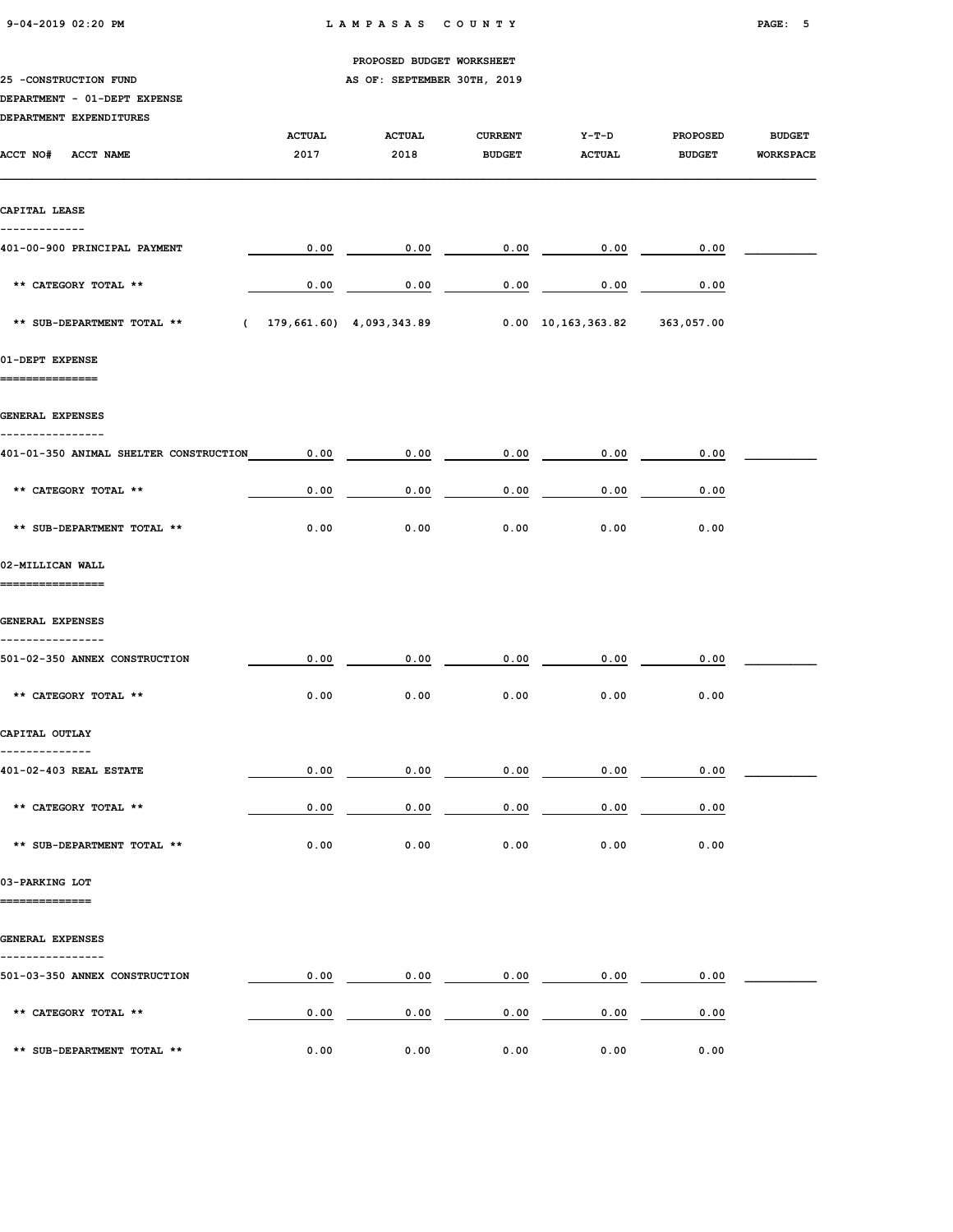PROPOSED BUDGET WORKSHEET

25 -CONSTRUCTION FUND — AS OF: SEPTEMBER 30TH, 2019

DEPARTMENT - 01-DEPT EXPENSE

DEPARTMENT EXPENDITURES

| ACCT NO# ACCT NAME | ACTUAL 2017 | ACTUAL 2018 | CURRENT BUDGET | Y-T-D ACTUAL | PROPOSED BUDGET | BUDGET WORKSPACE |
|---|---|---|---|---|---|---|
| **CAPITAL LEASE** | | | | | | |
| 401-00-900 PRINCIPAL PAYMENT | 0.00 | 0.00 | 0.00 | 0.00 | 0.00 | |
| ** CATEGORY TOTAL ** | 0.00 | 0.00 | 0.00 | 0.00 | 0.00 | |
| ** SUB-DEPARTMENT TOTAL ** | ( 179,661.60) | 4,093,343.89 | 0.00 | 10,163,363.82 | 363,057.00 | |
| **01-DEPT EXPENSE** | | | | | | |
| **GENERAL EXPENSES** | | | | | | |
| 401-01-350 ANIMAL SHELTER CONSTRUCTION | 0.00 | 0.00 | 0.00 | 0.00 | 0.00 | |
| ** CATEGORY TOTAL ** | 0.00 | 0.00 | 0.00 | 0.00 | 0.00 | |
| ** SUB-DEPARTMENT TOTAL ** | 0.00 | 0.00 | 0.00 | 0.00 | 0.00 | |
| **02-MILLICAN WALL** | | | | | | |
| **GENERAL EXPENSES** | | | | | | |
| 501-02-350 ANNEX CONSTRUCTION | 0.00 | 0.00 | 0.00 | 0.00 | 0.00 | |
| ** CATEGORY TOTAL ** | 0.00 | 0.00 | 0.00 | 0.00 | 0.00 | |
| **CAPITAL OUTLAY** | | | | | | |
| 401-02-403 REAL ESTATE | 0.00 | 0.00 | 0.00 | 0.00 | 0.00 | |
| ** CATEGORY TOTAL ** | 0.00 | 0.00 | 0.00 | 0.00 | 0.00 | |
| ** SUB-DEPARTMENT TOTAL ** | 0.00 | 0.00 | 0.00 | 0.00 | 0.00 | |
| **03-PARKING LOT** | | | | | | |
| **GENERAL EXPENSES** | | | | | | |
| 501-03-350 ANNEX CONSTRUCTION | 0.00 | 0.00 | 0.00 | 0.00 | 0.00 | |
| ** CATEGORY TOTAL ** | 0.00 | 0.00 | 0.00 | 0.00 | 0.00 | |
| ** SUB-DEPARTMENT TOTAL ** | 0.00 | 0.00 | 0.00 | 0.00 | 0.00 | |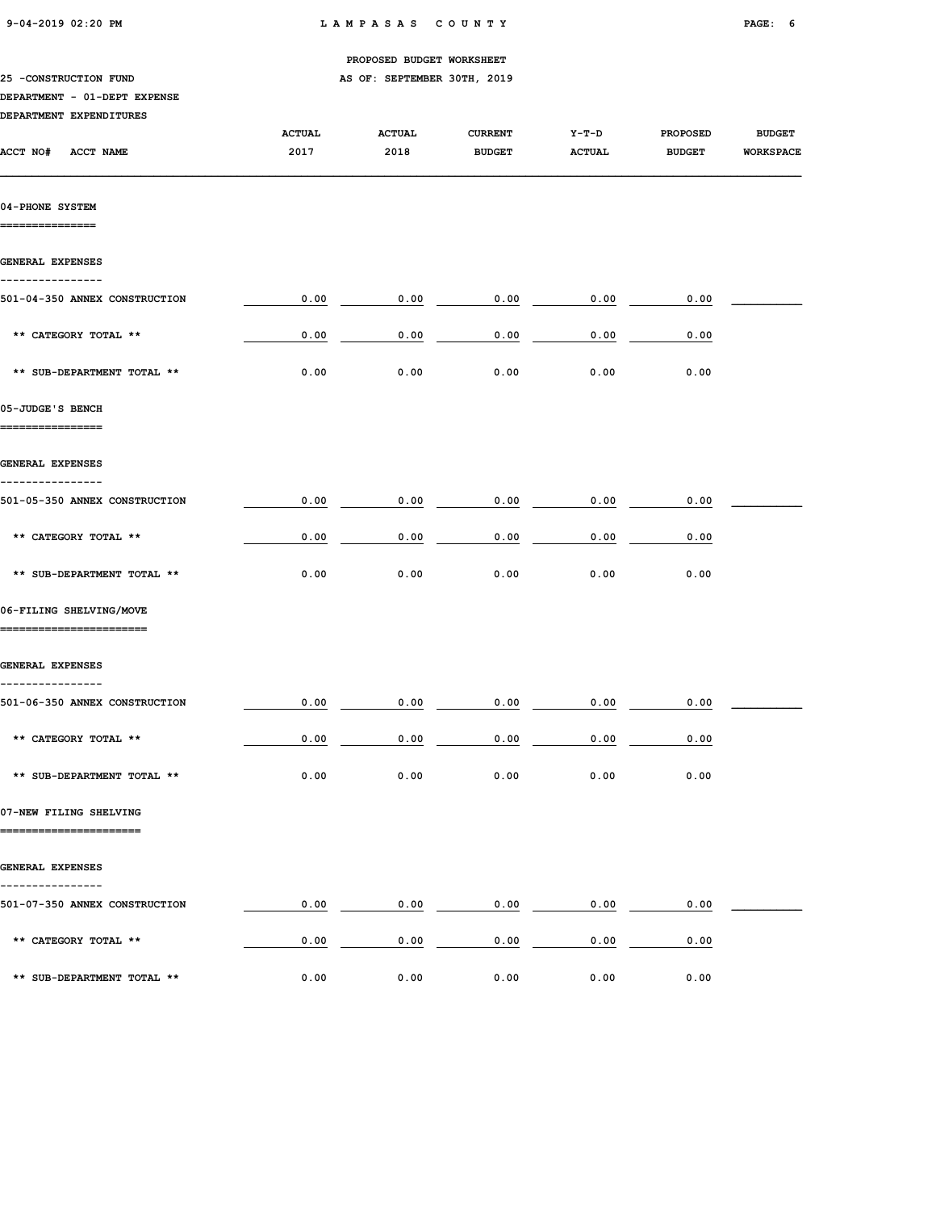PROPOSED BUDGET WORKSHEET

25 -CONSTRUCTION FUND

AS OF: SEPTEMBER 30TH, 2019

DEPARTMENT - 01-DEPT EXPENSE

DEPARTMENT EXPENDITURES

| ACCT NO# ACCT NAME | ACTUAL 2017 | ACTUAL 2018 | CURRENT BUDGET | Y-T-D ACTUAL | PROPOSED BUDGET | BUDGET WORKSPACE |
|---|---|---|---|---|---|---|
| **04-PHONE SYSTEM** | | | | | | |
| **GENERAL EXPENSES** | | | | | | |
| 501-04-350 ANNEX CONSTRUCTION | 0.00 | 0.00 | 0.00 | 0.00 | 0.00 | ________ |
| ** CATEGORY TOTAL ** | 0.00 | 0.00 | 0.00 | 0.00 | 0.00 | |
| ** SUB-DEPARTMENT TOTAL ** | 0.00 | 0.00 | 0.00 | 0.00 | 0.00 | |
| **05-JUDGE'S BENCH** | | | | | | |
| **GENERAL EXPENSES** | | | | | | |
| 501-05-350 ANNEX CONSTRUCTION | 0.00 | 0.00 | 0.00 | 0.00 | 0.00 | ________ |
| ** CATEGORY TOTAL ** | 0.00 | 0.00 | 0.00 | 0.00 | 0.00 | |
| ** SUB-DEPARTMENT TOTAL ** | 0.00 | 0.00 | 0.00 | 0.00 | 0.00 | |
| **06-FILING SHELVING/MOVE** | | | | | | |
| **GENERAL EXPENSES** | | | | | | |
| 501-06-350 ANNEX CONSTRUCTION | 0.00 | 0.00 | 0.00 | 0.00 | 0.00 | ________ |
| ** CATEGORY TOTAL ** | 0.00 | 0.00 | 0.00 | 0.00 | 0.00 | |
| ** SUB-DEPARTMENT TOTAL ** | 0.00 | 0.00 | 0.00 | 0.00 | 0.00 | |
| **07-NEW FILING SHELVING** | | | | | | |
| **GENERAL EXPENSES** | | | | | | |
| 501-07-350 ANNEX CONSTRUCTION | 0.00 | 0.00 | 0.00 | 0.00 | 0.00 | ________ |
| ** CATEGORY TOTAL ** | 0.00 | 0.00 | 0.00 | 0.00 | 0.00 | |
| ** SUB-DEPARTMENT TOTAL ** | 0.00 | 0.00 | 0.00 | 0.00 | 0.00 | |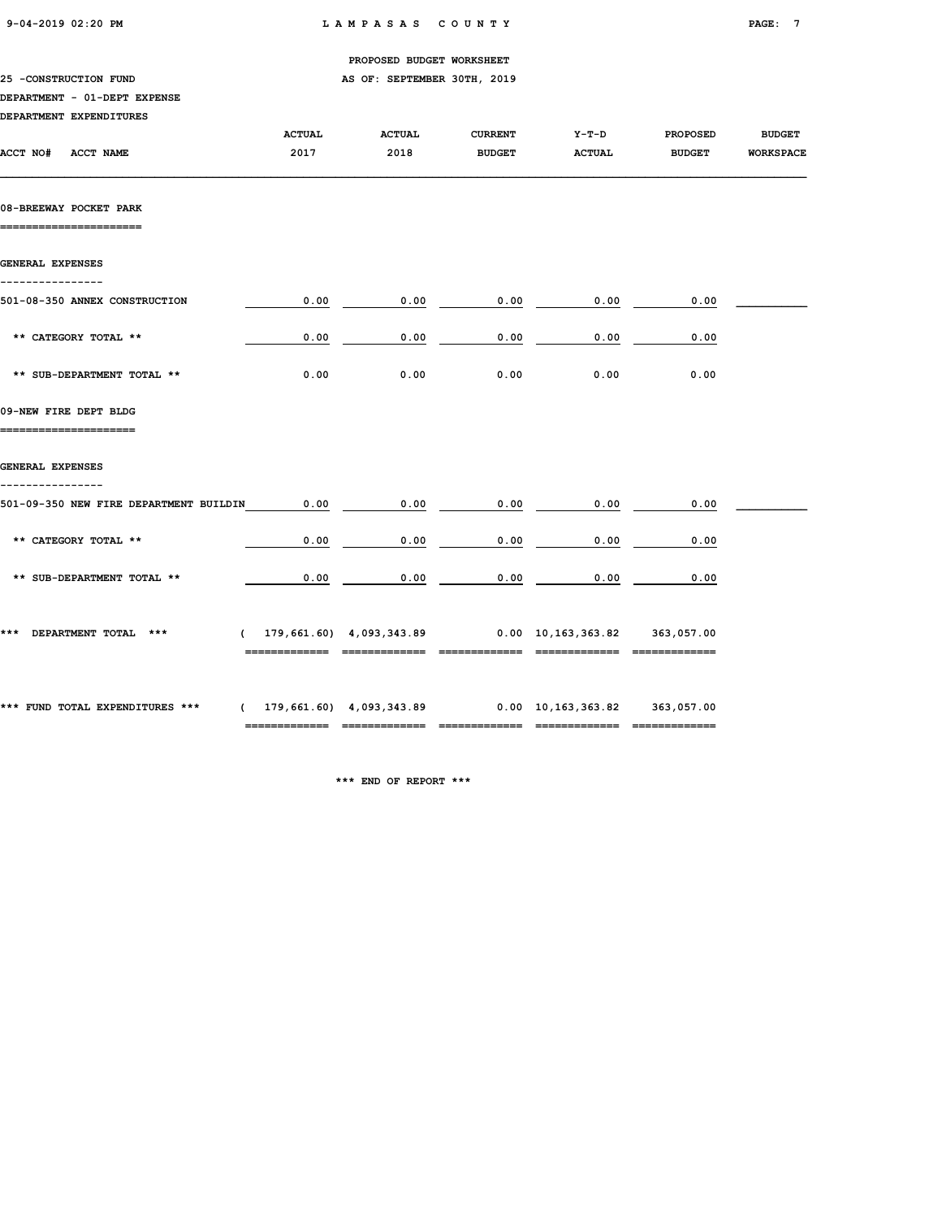PROPOSED BUDGET WORKSHEET

25 -CONSTRUCTION FUND

AS OF: SEPTEMBER 30TH, 2019

DEPARTMENT - 01-DEPT EXPENSE

DEPARTMENT EXPENDITURES

| ACCT NO# ACCT NAME | ACTUAL 2017 | ACTUAL 2018 | CURRENT BUDGET | Y-T-D ACTUAL | PROPOSED BUDGET | BUDGET WORKSPACE |
|---|---|---|---|---|---|---|
| **08-BREEWAY POCKET PARK** | | | | | | |
| **GENERAL EXPENSES** | | | | | | |
| 501-08-350 ANNEX CONSTRUCTION | 0.00 | 0.00 | 0.00 | 0.00 | 0.00 | |
| ** CATEGORY TOTAL ** | 0.00 | 0.00 | 0.00 | 0.00 | 0.00 | |
| ** SUB-DEPARTMENT TOTAL ** | 0.00 | 0.00 | 0.00 | 0.00 | 0.00 | |
| **09-NEW FIRE DEPT BLDG** | | | | | | |
| **GENERAL EXPENSES** | | | | | | |
| 501-09-350 NEW FIRE DEPARTMENT BUILDIN | 0.00 | 0.00 | 0.00 | 0.00 | 0.00 | |
| ** CATEGORY TOTAL ** | 0.00 | 0.00 | 0.00 | 0.00 | 0.00 | |
| ** SUB-DEPARTMENT TOTAL ** | 0.00 | 0.00 | 0.00 | 0.00 | 0.00 | |
| *** DEPARTMENT TOTAL *** | ( 179,661.60) | 4,093,343.89 | 0.00 | 10,163,363.82 | 363,057.00 | |
| *** FUND TOTAL EXPENDITURES *** | ( 179,661.60) | 4,093,343.89 | 0.00 | 10,163,363.82 | 363,057.00 | |

*** END OF REPORT ***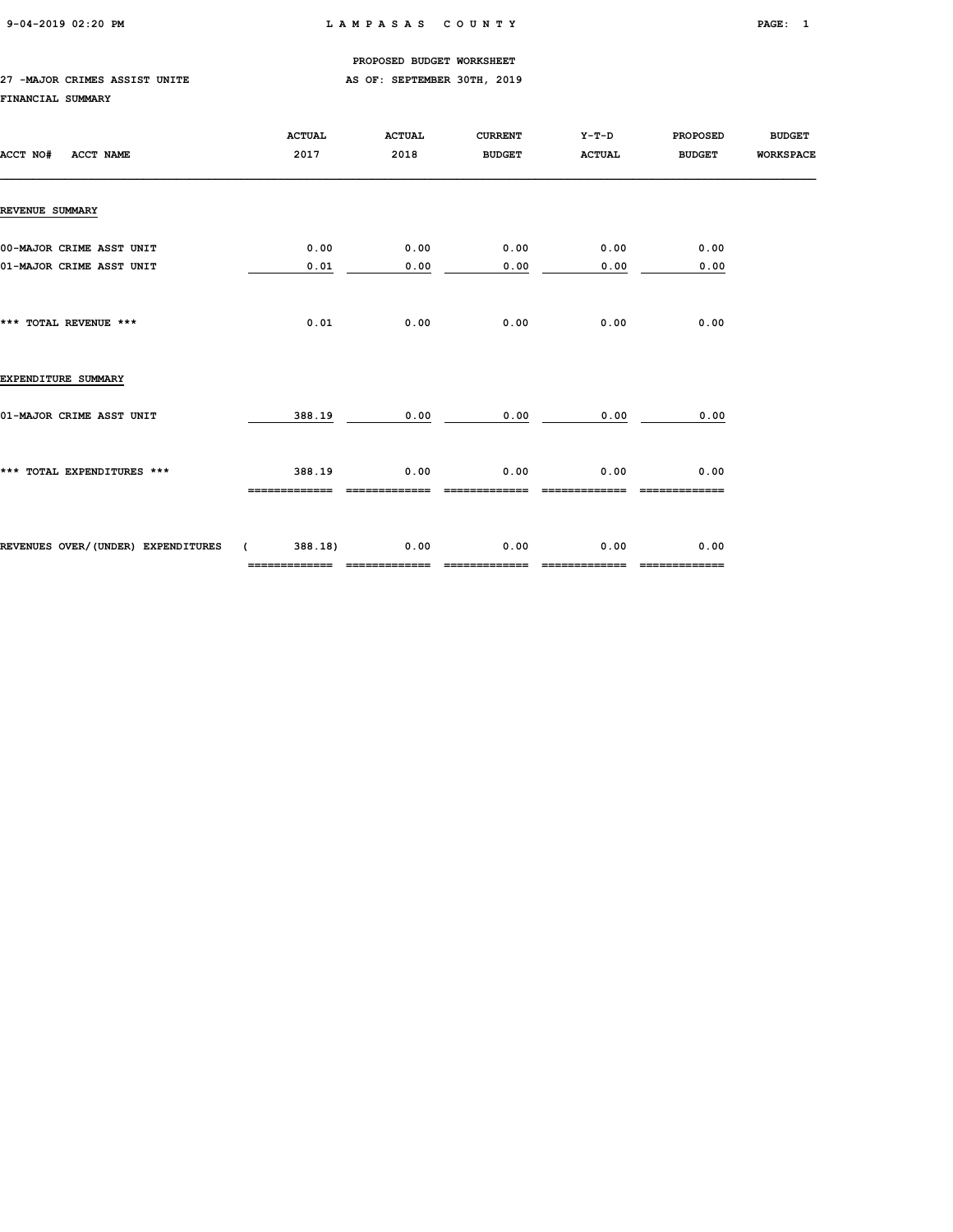PROPOSED BUDGET WORKSHEET

27 -MAJOR CRIMES ASSIST UNITE AS OF: SEPTEMBER 30TH, 2019

FINANCIAL SUMMARY

| ACCT NO# ACCT NAME | ACTUAL 2017 | ACTUAL 2018 | CURRENT BUDGET | Y-T-D ACTUAL | PROPOSED BUDGET | BUDGET WORKSPACE |
|---|---|---|---|---|---|---|
| **REVENUE SUMMARY** | | | | | | |
| 00-MAJOR CRIME ASST UNIT | 0.00 | 0.00 | 0.00 | 0.00 | 0.00 | |
| 01-MAJOR CRIME ASST UNIT | 0.01 | 0.00 | 0.00 | 0.00 | 0.00 | |
| *** TOTAL REVENUE *** | 0.01 | 0.00 | 0.00 | 0.00 | 0.00 | |
| **EXPENDITURE SUMMARY** | | | | | | |
| 01-MAJOR CRIME ASST UNIT | 388.19 | 0.00 | 0.00 | 0.00 | 0.00 | |
| *** TOTAL EXPENDITURES *** | 388.19 | 0.00 | 0.00 | 0.00 | 0.00 | |
| REVENUES OVER/(UNDER) EXPENDITURES | ( 388.18) | 0.00 | 0.00 | 0.00 | 0.00 | |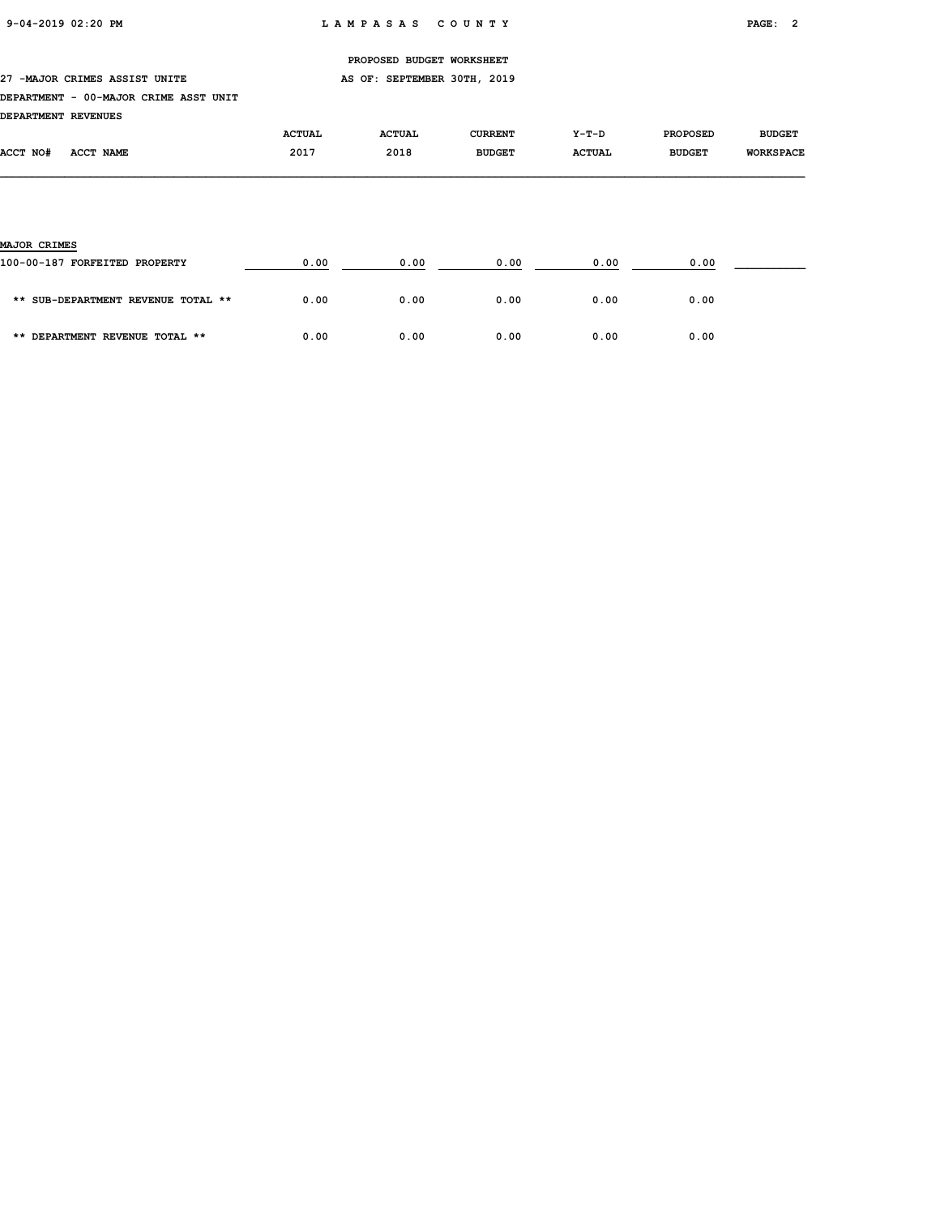PROPOSED BUDGET WORKSHEET

27 -MAJOR CRIMES ASSIST UNITE

AS OF: SEPTEMBER 30TH, 2019

DEPARTMENT - 00-MAJOR CRIME ASST UNIT

DEPARTMENT REVENUES

| ACCT NO# ACCT NAME | ACTUAL 2017 | ACTUAL 2018 | CURRENT BUDGET | Y-T-D ACTUAL | PROPOSED BUDGET | BUDGET WORKSPACE |
|---|---|---|---|---|---|---|
| MAJOR CRIMES | | | | | | |
| 100-00-187 FORFEITED PROPERTY | 0.00 | 0.00 | 0.00 | 0.00 | 0.00 | |
| ** SUB-DEPARTMENT REVENUE TOTAL ** | 0.00 | 0.00 | 0.00 | 0.00 | 0.00 | |
| ** DEPARTMENT REVENUE TOTAL ** | 0.00 | 0.00 | 0.00 | 0.00 | 0.00 | |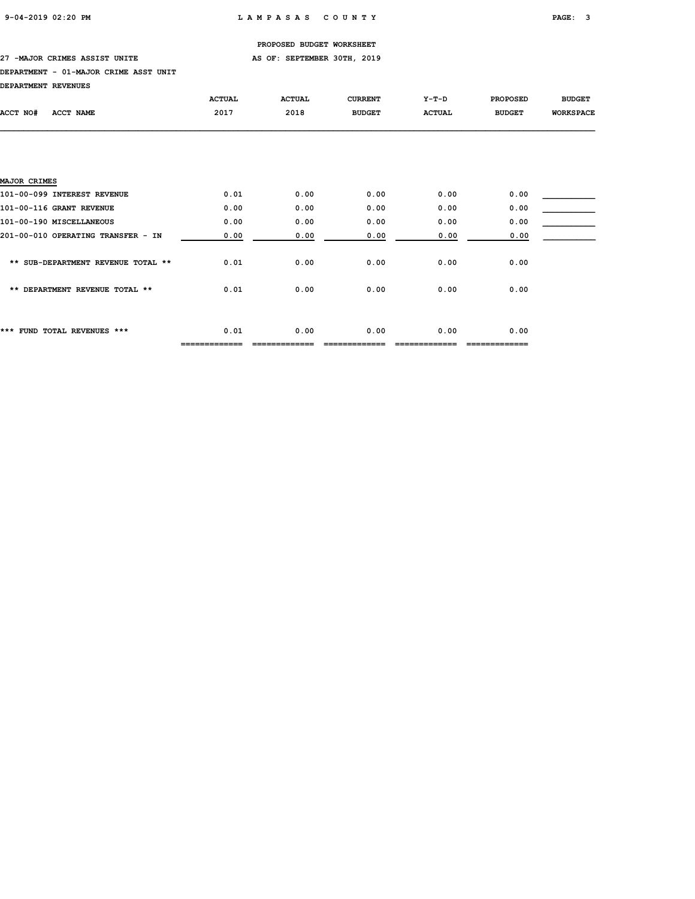PROPOSED BUDGET WORKSHEET

27 -MAJOR CRIMES ASSIST UNITE AS OF: SEPTEMBER 30TH, 2019

DEPARTMENT - 01-MAJOR CRIME ASST UNIT

DEPARTMENT REVENUES

| ACCT NO# ACCT NAME | ACTUAL 2017 | ACTUAL 2018 | CURRENT BUDGET | Y-T-D ACTUAL | PROPOSED BUDGET | BUDGET WORKSPACE |
|---|---|---|---|---|---|---|
| **MAJOR CRIMES** | | | | | | |
| 101-00-099 INTEREST REVENUE | 0.01 | 0.00 | 0.00 | 0.00 | 0.00 | ___________ |
| 101-00-116 GRANT REVENUE | 0.00 | 0.00 | 0.00 | 0.00 | 0.00 | ___________ |
| 101-00-190 MISCELLANEOUS | 0.00 | 0.00 | 0.00 | 0.00 | 0.00 | ___________ |
| 201-00-010 OPERATING TRANSFER - IN | 0.00 | 0.00 | 0.00 | 0.00 | 0.00 | ___________ |
| ** SUB-DEPARTMENT REVENUE TOTAL ** | 0.01 | 0.00 | 0.00 | 0.00 | 0.00 | |
| ** DEPARTMENT REVENUE TOTAL ** | 0.01 | 0.00 | 0.00 | 0.00 | 0.00 | |
| *** FUND TOTAL REVENUES *** | 0.01 | 0.00 | 0.00 | 0.00 | 0.00 | |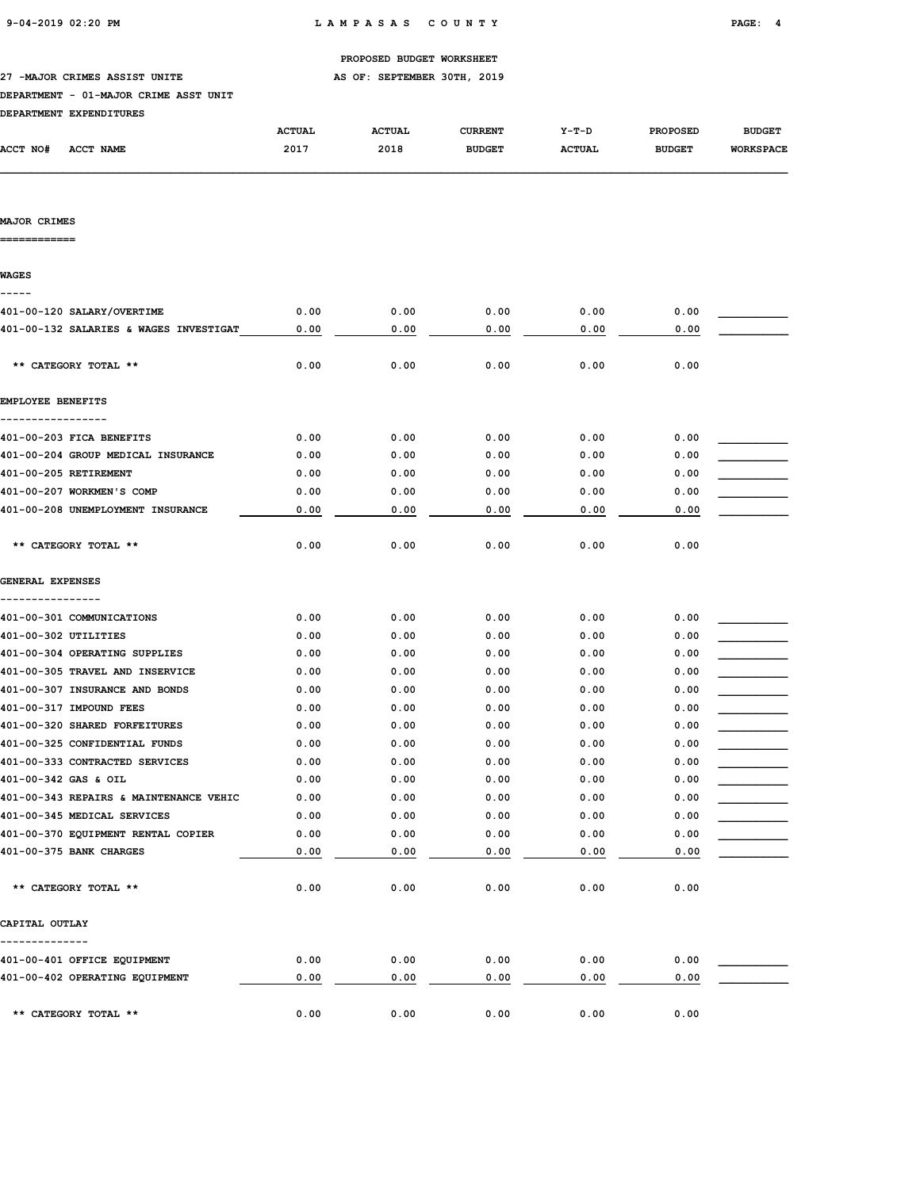PROPOSED BUDGET WORKSHEET

27 -MAJOR CRIMES ASSIST UNITE — AS OF: SEPTEMBER 30TH, 2019

DEPARTMENT - 01-MAJOR CRIME ASST UNIT

DEPARTMENT EXPENDITURES

| ACCT NO# ACCT NAME | ACTUAL 2017 | ACTUAL 2018 | CURRENT BUDGET | Y-T-D ACTUAL | PROPOSED BUDGET | BUDGET WORKSPACE |
|---|---|---|---|---|---|---|
| **MAJOR CRIMES** | | | | | | |
| **WAGES** | | | | | | |
| 401-00-120 SALARY/OVERTIME | 0.00 | 0.00 | 0.00 | 0.00 | 0.00 | |
| 401-00-132 SALARIES & WAGES INVESTIGAT | 0.00 | 0.00 | 0.00 | 0.00 | 0.00 | |
| ** CATEGORY TOTAL ** | 0.00 | 0.00 | 0.00 | 0.00 | 0.00 | |
| **EMPLOYEE BENEFITS** | | | | | | |
| 401-00-203 FICA BENEFITS | 0.00 | 0.00 | 0.00 | 0.00 | 0.00 | |
| 401-00-204 GROUP MEDICAL INSURANCE | 0.00 | 0.00 | 0.00 | 0.00 | 0.00 | |
| 401-00-205 RETIREMENT | 0.00 | 0.00 | 0.00 | 0.00 | 0.00 | |
| 401-00-207 WORKMEN'S COMP | 0.00 | 0.00 | 0.00 | 0.00 | 0.00 | |
| 401-00-208 UNEMPLOYMENT INSURANCE | 0.00 | 0.00 | 0.00 | 0.00 | 0.00 | |
| ** CATEGORY TOTAL ** | 0.00 | 0.00 | 0.00 | 0.00 | 0.00 | |
| **GENERAL EXPENSES** | | | | | | |
| 401-00-301 COMMUNICATIONS | 0.00 | 0.00 | 0.00 | 0.00 | 0.00 | |
| 401-00-302 UTILITIES | 0.00 | 0.00 | 0.00 | 0.00 | 0.00 | |
| 401-00-304 OPERATING SUPPLIES | 0.00 | 0.00 | 0.00 | 0.00 | 0.00 | |
| 401-00-305 TRAVEL AND INSERVICE | 0.00 | 0.00 | 0.00 | 0.00 | 0.00 | |
| 401-00-307 INSURANCE AND BONDS | 0.00 | 0.00 | 0.00 | 0.00 | 0.00 | |
| 401-00-317 IMPOUND FEES | 0.00 | 0.00 | 0.00 | 0.00 | 0.00 | |
| 401-00-320 SHARED FORFEITURES | 0.00 | 0.00 | 0.00 | 0.00 | 0.00 | |
| 401-00-325 CONFIDENTIAL FUNDS | 0.00 | 0.00 | 0.00 | 0.00 | 0.00 | |
| 401-00-333 CONTRACTED SERVICES | 0.00 | 0.00 | 0.00 | 0.00 | 0.00 | |
| 401-00-342 GAS & OIL | 0.00 | 0.00 | 0.00 | 0.00 | 0.00 | |
| 401-00-343 REPAIRS & MAINTENANCE VEHIC | 0.00 | 0.00 | 0.00 | 0.00 | 0.00 | |
| 401-00-345 MEDICAL SERVICES | 0.00 | 0.00 | 0.00 | 0.00 | 0.00 | |
| 401-00-370 EQUIPMENT RENTAL COPIER | 0.00 | 0.00 | 0.00 | 0.00 | 0.00 | |
| 401-00-375 BANK CHARGES | 0.00 | 0.00 | 0.00 | 0.00 | 0.00 | |
| ** CATEGORY TOTAL ** | 0.00 | 0.00 | 0.00 | 0.00 | 0.00 | |
| **CAPITAL OUTLAY** | | | | | | |
| 401-00-401 OFFICE EQUIPMENT | 0.00 | 0.00 | 0.00 | 0.00 | 0.00 | |
| 401-00-402 OPERATING EQUIPMENT | 0.00 | 0.00 | 0.00 | 0.00 | 0.00 | |
| ** CATEGORY TOTAL ** | 0.00 | 0.00 | 0.00 | 0.00 | 0.00 | |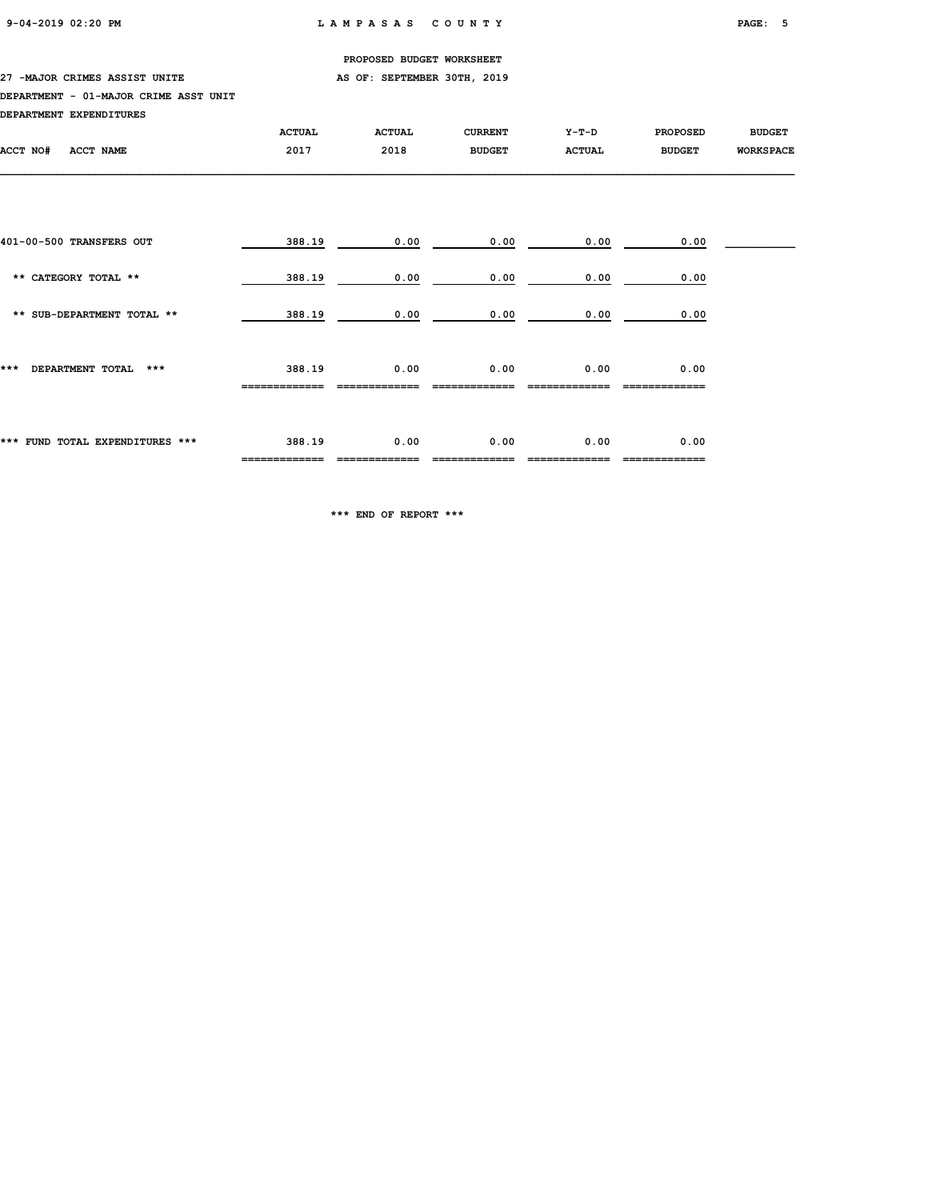PROPOSED BUDGET WORKSHEET

27 -MAJOR CRIMES ASSIST UNITE — AS OF: SEPTEMBER 30TH, 2019

DEPARTMENT - 01-MAJOR CRIME ASST UNIT

DEPARTMENT EXPENDITURES

| ACCT NO# ACCT NAME | ACTUAL 2017 | ACTUAL 2018 | CURRENT BUDGET | Y-T-D ACTUAL | PROPOSED BUDGET | BUDGET WORKSPACE |
|---|---|---|---|---|---|---|
| 401-00-500 TRANSFERS OUT | 388.19 | 0.00 | 0.00 | 0.00 | 0.00 | |
| ** CATEGORY TOTAL ** | 388.19 | 0.00 | 0.00 | 0.00 | 0.00 | |
| ** SUB-DEPARTMENT TOTAL ** | 388.19 | 0.00 | 0.00 | 0.00 | 0.00 | |
| *** DEPARTMENT TOTAL *** | 388.19 | 0.00 | 0.00 | 0.00 | 0.00 | |
| *** FUND TOTAL EXPENDITURES *** | 388.19 | 0.00 | 0.00 | 0.00 | 0.00 | |

*** END OF REPORT ***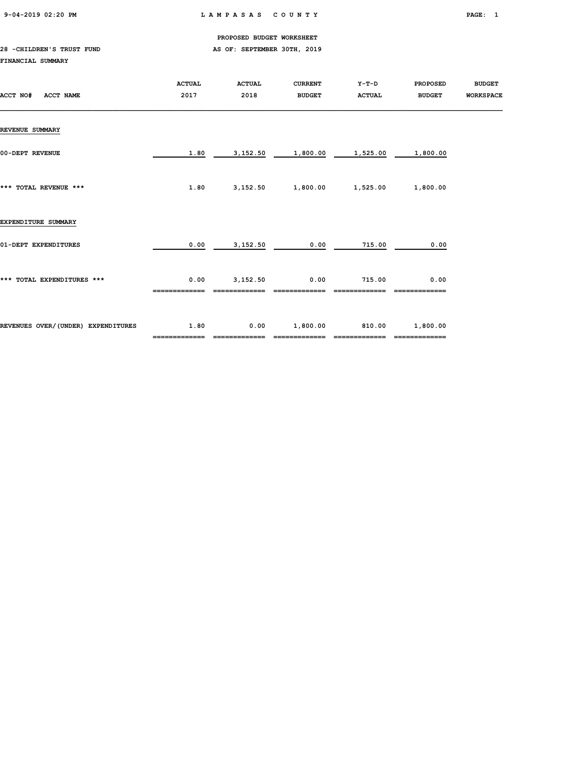PROPOSED BUDGET WORKSHEET

28 -CHILDREN'S TRUST FUND — AS OF: SEPTEMBER 30TH, 2019

FINANCIAL SUMMARY

| ACCT NO# ACCT NAME | ACTUAL 2017 | ACTUAL 2018 | CURRENT BUDGET | Y-T-D ACTUAL | PROPOSED BUDGET | BUDGET WORKSPACE |
|---|---|---|---|---|---|---|
| **REVENUE SUMMARY** | | | | | | |
| 00-DEPT REVENUE | 1.80 | 3,152.50 | 1,800.00 | 1,525.00 | 1,800.00 | |
| *** TOTAL REVENUE *** | 1.80 | 3,152.50 | 1,800.00 | 1,525.00 | 1,800.00 | |
| **EXPENDITURE SUMMARY** | | | | | | |
| 01-DEPT EXPENDITURES | 0.00 | 3,152.50 | 0.00 | 715.00 | 0.00 | |
| *** TOTAL EXPENDITURES *** | 0.00 | 3,152.50 | 0.00 | 715.00 | 0.00 | |
| REVENUES OVER/(UNDER) EXPENDITURES | 1.80 | 0.00 | 1,800.00 | 810.00 | 1,800.00 | |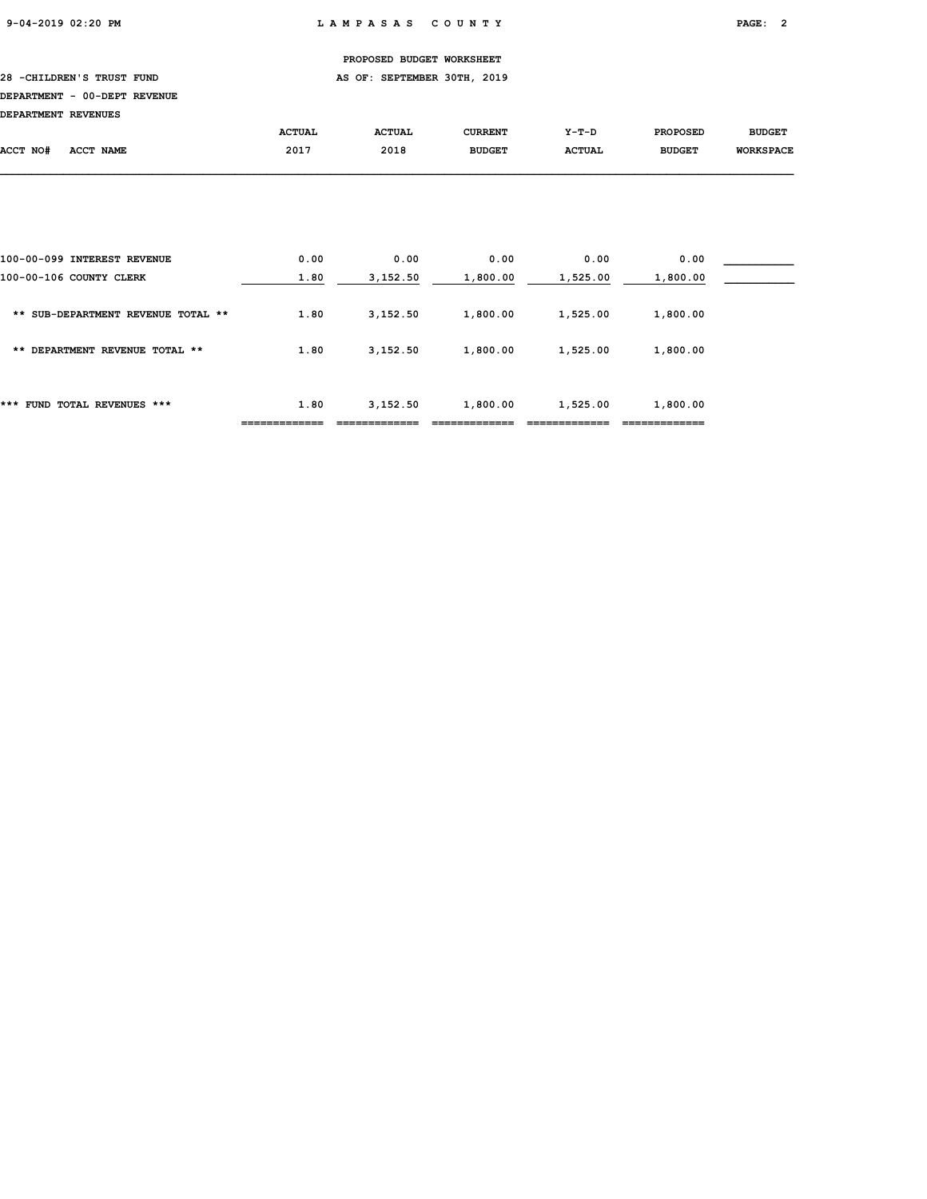PROPOSED BUDGET WORKSHEET

28 -CHILDREN'S TRUST FUND AS OF: SEPTEMBER 30TH, 2019

DEPARTMENT - 00-DEPT REVENUE

DEPARTMENT REVENUES

| ACCT NO# ACCT NAME | ACTUAL 2017 | ACTUAL 2018 | CURRENT BUDGET | Y-T-D ACTUAL | PROPOSED BUDGET | BUDGET WORKSPACE |
|---|---|---|---|---|---|---|
| 100-00-099 INTEREST REVENUE | 0.00 | 0.00 | 0.00 | 0.00 | 0.00 | |
| 100-00-106 COUNTY CLERK | 1.80 | 3,152.50 | 1,800.00 | 1,525.00 | 1,800.00 | |
| ** SUB-DEPARTMENT REVENUE TOTAL ** | 1.80 | 3,152.50 | 1,800.00 | 1,525.00 | 1,800.00 | |
| ** DEPARTMENT REVENUE TOTAL ** | 1.80 | 3,152.50 | 1,800.00 | 1,525.00 | 1,800.00 | |
| *** FUND TOTAL REVENUES *** | 1.80 | 3,152.50 | 1,800.00 | 1,525.00 | 1,800.00 | |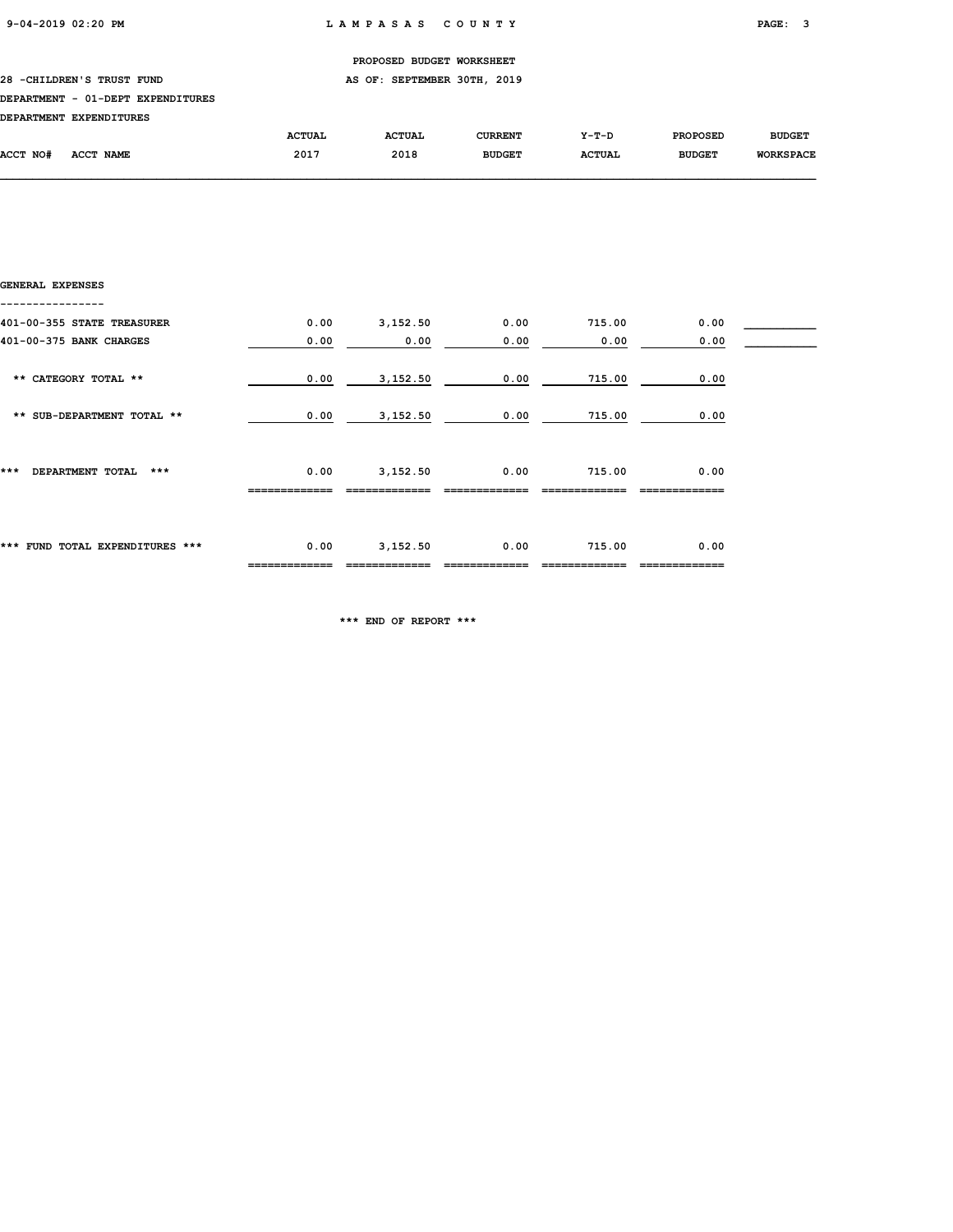PROPOSED BUDGET WORKSHEET

28 -CHILDREN'S TRUST FUND — AS OF: SEPTEMBER 30TH, 2019

DEPARTMENT - 01-DEPT EXPENDITURES

DEPARTMENT EXPENDITURES

| ACCT NO# ACCT NAME | ACTUAL 2017 | ACTUAL 2018 | CURRENT BUDGET | Y-T-D ACTUAL | PROPOSED BUDGET | BUDGET WORKSPACE |
|---|---|---|---|---|---|---|
| **GENERAL EXPENSES** | | | | | | |
| 401-00-355 STATE TREASURER | 0.00 | 3,152.50 | 0.00 | 715.00 | 0.00 | ________ |
| 401-00-375 BANK CHARGES | 0.00 | 0.00 | 0.00 | 0.00 | 0.00 | ________ |
| ** CATEGORY TOTAL ** | 0.00 | 3,152.50 | 0.00 | 715.00 | 0.00 | |
| ** SUB-DEPARTMENT TOTAL ** | 0.00 | 3,152.50 | 0.00 | 715.00 | 0.00 | |
| *** DEPARTMENT TOTAL *** | 0.00 | 3,152.50 | 0.00 | 715.00 | 0.00 | |
| *** FUND TOTAL EXPENDITURES *** | 0.00 | 3,152.50 | 0.00 | 715.00 | 0.00 | |

*** END OF REPORT ***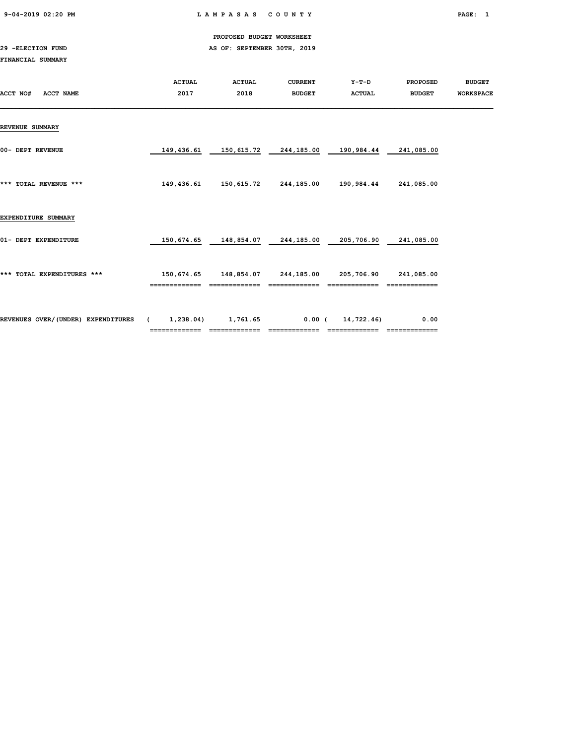PROPOSED BUDGET WORKSHEET

29 -ELECTION FUND AS OF: SEPTEMBER 30TH, 2019

FINANCIAL SUMMARY

| ACCT NO# ACCT NAME | ACTUAL 2017 | ACTUAL 2018 | CURRENT BUDGET | Y-T-D ACTUAL | PROPOSED BUDGET | BUDGET WORKSPACE |
|---|---|---|---|---|---|---|
| **REVENUE SUMMARY** | | | | | | |
| 00- DEPT REVENUE | 149,436.61 | 150,615.72 | 244,185.00 | 190,984.44 | 241,085.00 | |
| *** TOTAL REVENUE *** | 149,436.61 | 150,615.72 | 244,185.00 | 190,984.44 | 241,085.00 | |
| **EXPENDITURE SUMMARY** | | | | | | |
| 01- DEPT EXPENDITURE | 150,674.65 | 148,854.07 | 244,185.00 | 205,706.90 | 241,085.00 | |
| *** TOTAL EXPENDITURES *** | 150,674.65 | 148,854.07 | 244,185.00 | 205,706.90 | 241,085.00 | |
| REVENUES OVER/(UNDER) EXPENDITURES | ( 1,238.04) | 1,761.65 | 0.00 | ( 14,722.46) | 0.00 | |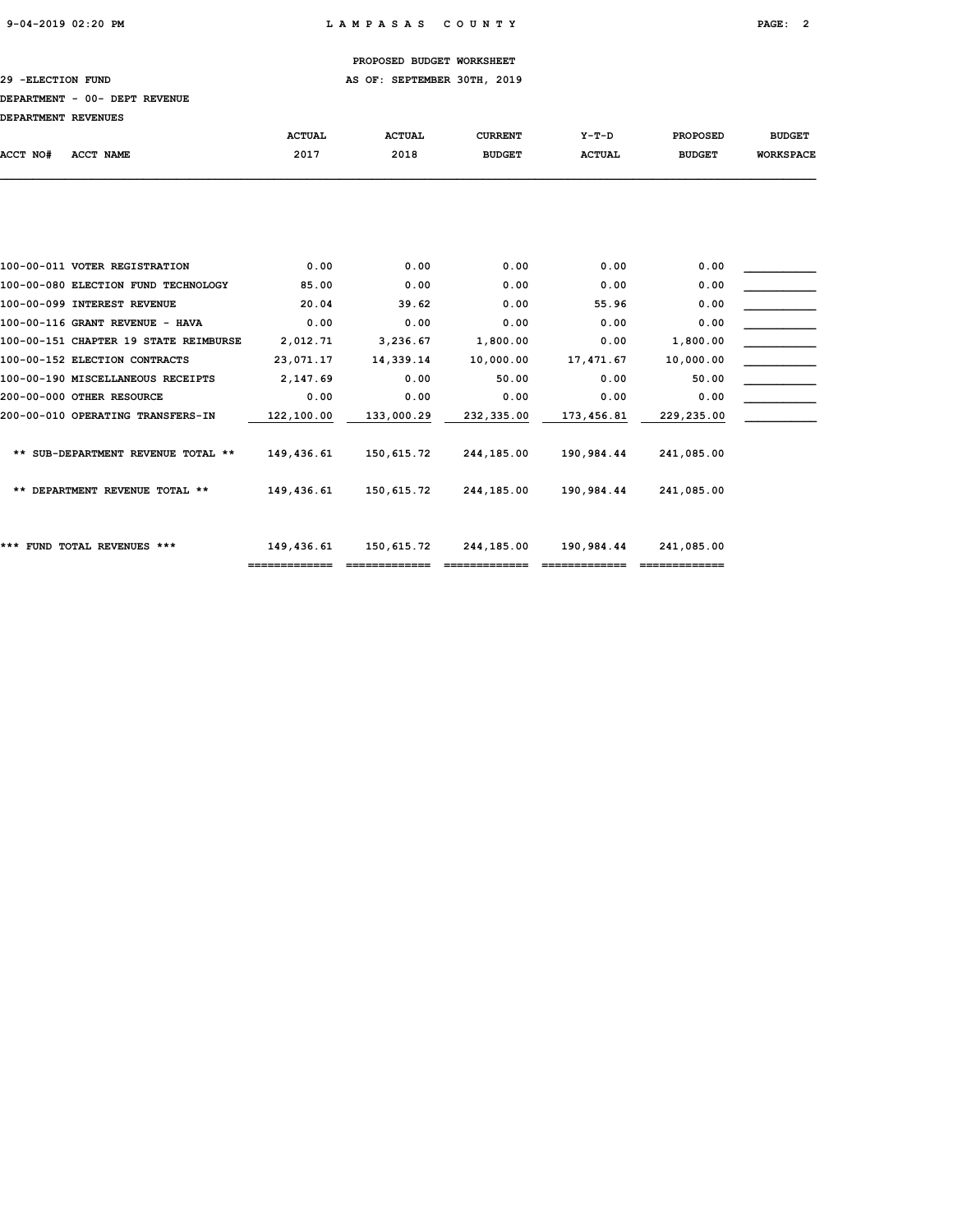PROPOSED BUDGET WORKSHEET

29 -ELECTION FUND AS OF: SEPTEMBER 30TH, 2019

DEPARTMENT - 00- DEPT REVENUE

DEPARTMENT REVENUES

| ACCT NO# | ACCT NAME | ACTUAL 2017 | ACTUAL 2018 | CURRENT BUDGET | Y-T-D ACTUAL | PROPOSED BUDGET | BUDGET WORKSPACE |
|---|---|---|---|---|---|---|---|
| 100-00-011 | VOTER REGISTRATION | 0.00 | 0.00 | 0.00 | 0.00 | 0.00 | |
| 100-00-080 | ELECTION FUND TECHNOLOGY | 85.00 | 0.00 | 0.00 | 0.00 | 0.00 | |
| 100-00-099 | INTEREST REVENUE | 20.04 | 39.62 | 0.00 | 55.96 | 0.00 | |
| 100-00-116 | GRANT REVENUE - HAVA | 0.00 | 0.00 | 0.00 | 0.00 | 0.00 | |
| 100-00-151 | CHAPTER 19 STATE REIMBURSE | 2,012.71 | 3,236.67 | 1,800.00 | 0.00 | 1,800.00 | |
| 100-00-152 | ELECTION CONTRACTS | 23,071.17 | 14,339.14 | 10,000.00 | 17,471.67 | 10,000.00 | |
| 100-00-190 | MISCELLANEOUS RECEIPTS | 2,147.69 | 0.00 | 50.00 | 0.00 | 50.00 | |
| 200-00-000 | OTHER RESOURCE | 0.00 | 0.00 | 0.00 | 0.00 | 0.00 | |
| 200-00-010 | OPERATING TRANSFERS-IN | 122,100.00 | 133,000.29 | 232,335.00 | 173,456.81 | 229,235.00 | |
| | ** SUB-DEPARTMENT REVENUE TOTAL ** | 149,436.61 | 150,615.72 | 244,185.00 | 190,984.44 | 241,085.00 | |
| | ** DEPARTMENT REVENUE TOTAL ** | 149,436.61 | 150,615.72 | 244,185.00 | 190,984.44 | 241,085.00 | |
| | *** FUND TOTAL REVENUES *** | 149,436.61 | 150,615.72 | 244,185.00 | 190,984.44 | 241,085.00 | |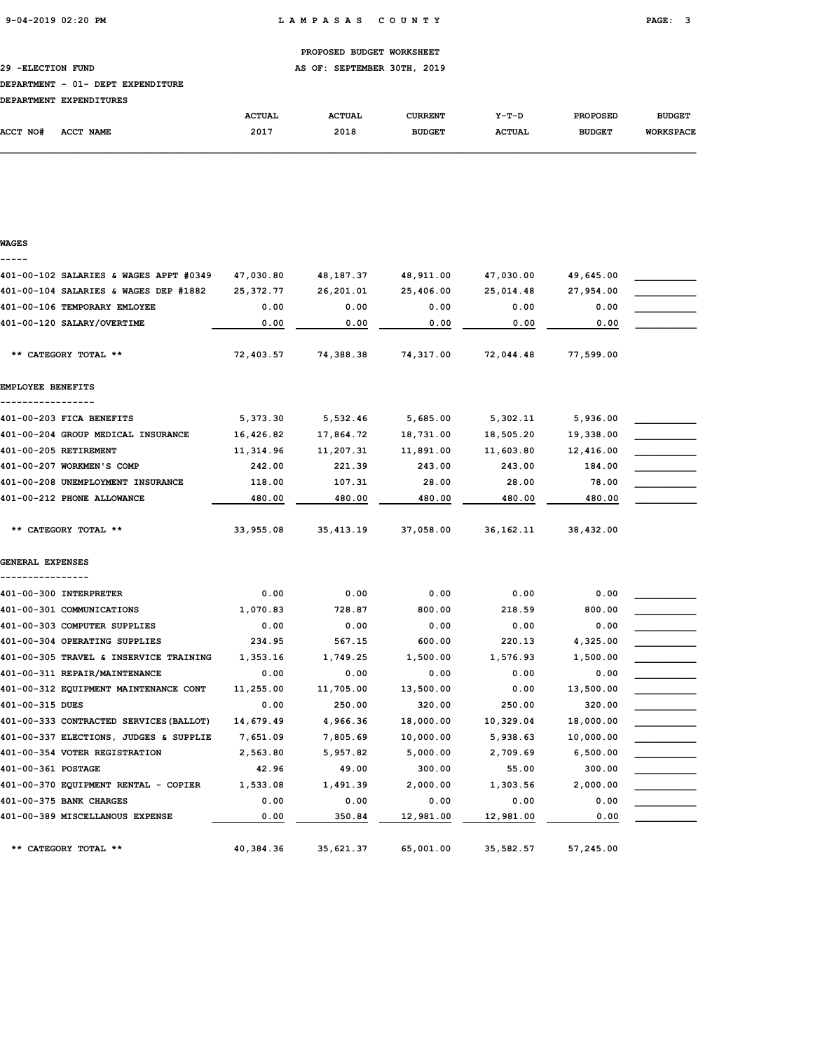PROPOSED BUDGET WORKSHEET

29 -ELECTION FUND AS OF: SEPTEMBER 30TH, 2019

DEPARTMENT - 01- DEPT EXPENDITURE

DEPARTMENT EXPENDITURES

| ACCT NO# ACCT NAME | ACTUAL 2017 | ACTUAL 2018 | CURRENT BUDGET | Y-T-D ACTUAL | PROPOSED BUDGET | BUDGET WORKSPACE |
|---|---|---|---|---|---|---|
| **WAGES** | | | | | | |
| 401-00-102 SALARIES & WAGES APPT #0349 | 47,030.80 | 48,187.37 | 48,911.00 | 47,030.00 | 49,645.00 | |
| 401-00-104 SALARIES & WAGES DEP #1882 | 25,372.77 | 26,201.01 | 25,406.00 | 25,014.48 | 27,954.00 | |
| 401-00-106 TEMPORARY EMLOYEE | 0.00 | 0.00 | 0.00 | 0.00 | 0.00 | |
| 401-00-120 SALARY/OVERTIME | 0.00 | 0.00 | 0.00 | 0.00 | 0.00 | |
| ** CATEGORY TOTAL ** | 72,403.57 | 74,388.38 | 74,317.00 | 72,044.48 | 77,599.00 | |
| **EMPLOYEE BENEFITS** | | | | | | |
| 401-00-203 FICA BENEFITS | 5,373.30 | 5,532.46 | 5,685.00 | 5,302.11 | 5,936.00 | |
| 401-00-204 GROUP MEDICAL INSURANCE | 16,426.82 | 17,864.72 | 18,731.00 | 18,505.20 | 19,338.00 | |
| 401-00-205 RETIREMENT | 11,314.96 | 11,207.31 | 11,891.00 | 11,603.80 | 12,416.00 | |
| 401-00-207 WORKMEN'S COMP | 242.00 | 221.39 | 243.00 | 243.00 | 184.00 | |
| 401-00-208 UNEMPLOYMENT INSURANCE | 118.00 | 107.31 | 28.00 | 28.00 | 78.00 | |
| 401-00-212 PHONE ALLOWANCE | 480.00 | 480.00 | 480.00 | 480.00 | 480.00 | |
| ** CATEGORY TOTAL ** | 33,955.08 | 35,413.19 | 37,058.00 | 36,162.11 | 38,432.00 | |
| **GENERAL EXPENSES** | | | | | | |
| 401-00-300 INTERPRETER | 0.00 | 0.00 | 0.00 | 0.00 | 0.00 | |
| 401-00-301 COMMUNICATIONS | 1,070.83 | 728.87 | 800.00 | 218.59 | 800.00 | |
| 401-00-303 COMPUTER SUPPLIES | 0.00 | 0.00 | 0.00 | 0.00 | 0.00 | |
| 401-00-304 OPERATING SUPPLIES | 234.95 | 567.15 | 600.00 | 220.13 | 4,325.00 | |
| 401-00-305 TRAVEL & INSERVICE TRAINING | 1,353.16 | 1,749.25 | 1,500.00 | 1,576.93 | 1,500.00 | |
| 401-00-311 REPAIR/MAINTENANCE | 0.00 | 0.00 | 0.00 | 0.00 | 0.00 | |
| 401-00-312 EQUIPMENT MAINTENANCE CONT | 11,255.00 | 11,705.00 | 13,500.00 | 0.00 | 13,500.00 | |
| 401-00-315 DUES | 0.00 | 250.00 | 320.00 | 250.00 | 320.00 | |
| 401-00-333 CONTRACTED SERVICES(BALLOT) | 14,679.49 | 4,966.36 | 18,000.00 | 10,329.04 | 18,000.00 | |
| 401-00-337 ELECTIONS, JUDGES & SUPPLIE | 7,651.09 | 7,805.69 | 10,000.00 | 5,938.63 | 10,000.00 | |
| 401-00-354 VOTER REGISTRATION | 2,563.80 | 5,957.82 | 5,000.00 | 2,709.69 | 6,500.00 | |
| 401-00-361 POSTAGE | 42.96 | 49.00 | 300.00 | 55.00 | 300.00 | |
| 401-00-370 EQUIPMENT RENTAL - COPIER | 1,533.08 | 1,491.39 | 2,000.00 | 1,303.56 | 2,000.00 | |
| 401-00-375 BANK CHARGES | 0.00 | 0.00 | 0.00 | 0.00 | 0.00 | |
| 401-00-389 MISCELLANOUS EXPENSE | 0.00 | 350.84 | 12,981.00 | 12,981.00 | 0.00 | |
| ** CATEGORY TOTAL ** | 40,384.36 | 35,621.37 | 65,001.00 | 35,582.57 | 57,245.00 | |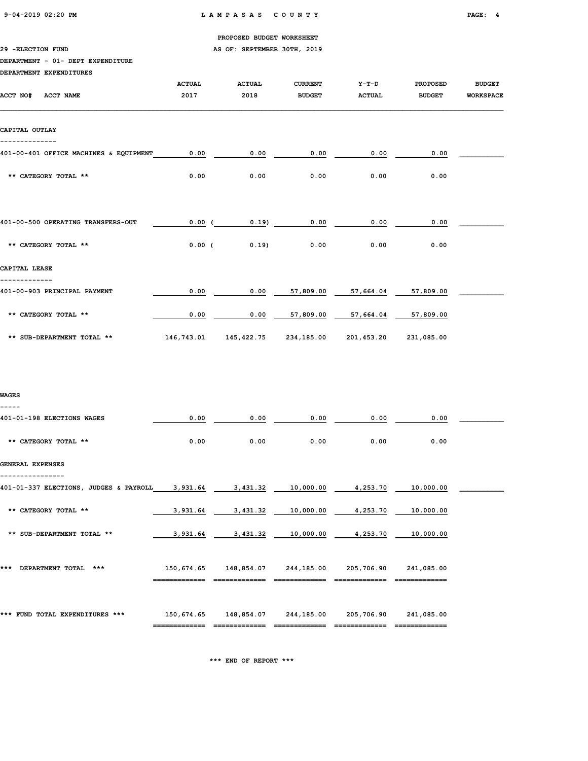PROPOSED BUDGET WORKSHEET

29 -ELECTION FUND

AS OF: SEPTEMBER 30TH, 2019

DEPARTMENT - 01- DEPT EXPENDITURE

DEPARTMENT EXPENDITURES

| ACCT NO# ACCT NAME | ACTUAL 2017 | ACTUAL 2018 | CURRENT BUDGET | Y-T-D ACTUAL | PROPOSED BUDGET | BUDGET WORKSPACE |
|---|---|---|---|---|---|---|
| **CAPITAL OUTLAY** | | | | | | |
| 401-00-401 OFFICE MACHINES & EQUIPMENT | 0.00 | 0.00 | 0.00 | 0.00 | 0.00 | |
| ** CATEGORY TOTAL ** | 0.00 | 0.00 | 0.00 | 0.00 | 0.00 | |
| 401-00-500 OPERATING TRANSFERS-OUT | 0.00 | ( 0.19) | 0.00 | 0.00 | 0.00 | |
| ** CATEGORY TOTAL ** | 0.00 | ( 0.19) | 0.00 | 0.00 | 0.00 | |
| **CAPITAL LEASE** | | | | | | |
| 401-00-903 PRINCIPAL PAYMENT | 0.00 | 0.00 | 57,809.00 | 57,664.04 | 57,809.00 | |
| ** CATEGORY TOTAL ** | 0.00 | 0.00 | 57,809.00 | 57,664.04 | 57,809.00 | |
| ** SUB-DEPARTMENT TOTAL ** | 146,743.01 | 145,422.75 | 234,185.00 | 201,453.20 | 231,085.00 | |
| **WAGES** | | | | | | |
| 401-01-198 ELECTIONS WAGES | 0.00 | 0.00 | 0.00 | 0.00 | 0.00 | |
| ** CATEGORY TOTAL ** | 0.00 | 0.00 | 0.00 | 0.00 | 0.00 | |
| **GENERAL EXPENSES** | | | | | | |
| 401-01-337 ELECTIONS, JUDGES & PAYROLL | 3,931.64 | 3,431.32 | 10,000.00 | 4,253.70 | 10,000.00 | |
| ** CATEGORY TOTAL ** | 3,931.64 | 3,431.32 | 10,000.00 | 4,253.70 | 10,000.00 | |
| ** SUB-DEPARTMENT TOTAL ** | 3,931.64 | 3,431.32 | 10,000.00 | 4,253.70 | 10,000.00 | |
| *** DEPARTMENT TOTAL *** | 150,674.65 | 148,854.07 | 244,185.00 | 205,706.90 | 241,085.00 | |
| *** FUND TOTAL EXPENDITURES *** | 150,674.65 | 148,854.07 | 244,185.00 | 205,706.90 | 241,085.00 | |

*** END OF REPORT ***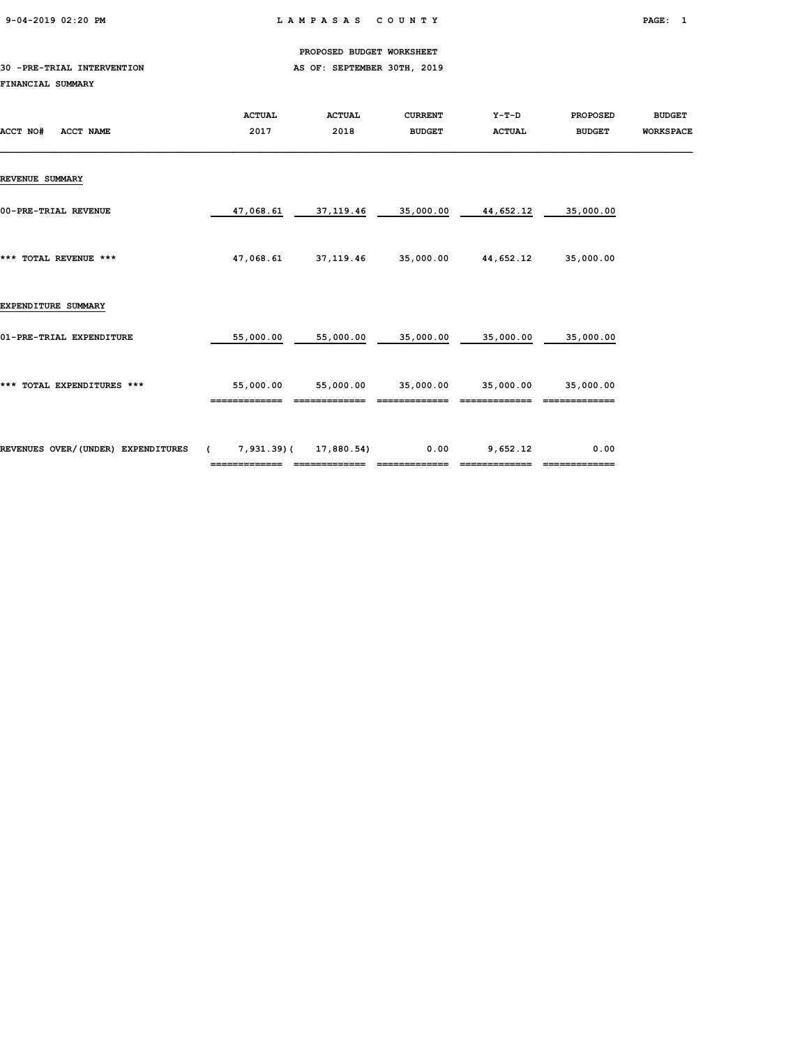LAMPASAS COUNTY

PROPOSED BUDGET WORKSHEET

30 -PRE-TRIAL INTERVENTION

AS OF: SEPTEMBER 30TH, 2019

FINANCIAL SUMMARY

| ACCT NO# ACCT NAME | ACTUAL 2017 | ACTUAL 2018 | CURRENT BUDGET | Y-T-D ACTUAL | PROPOSED BUDGET | BUDGET WORKSPACE |
|---|---|---|---|---|---|---|
| **REVENUE SUMMARY** | | | | | | |
| 00-PRE-TRIAL REVENUE | 47,068.61 | 37,119.46 | 35,000.00 | 44,652.12 | 35,000.00 | |
| *** TOTAL REVENUE *** | 47,068.61 | 37,119.46 | 35,000.00 | 44,652.12 | 35,000.00 | |
| **EXPENDITURE SUMMARY** | | | | | | |
| 01-PRE-TRIAL EXPENDITURE | 55,000.00 | 55,000.00 | 35,000.00 | 35,000.00 | 35,000.00 | |
| *** TOTAL EXPENDITURES *** | 55,000.00 | 55,000.00 | 35,000.00 | 35,000.00 | 35,000.00 | |
| REVENUES OVER/(UNDER) EXPENDITURES | ( 7,931.39) | ( 17,880.54) | 0.00 | 9,652.12 | 0.00 | |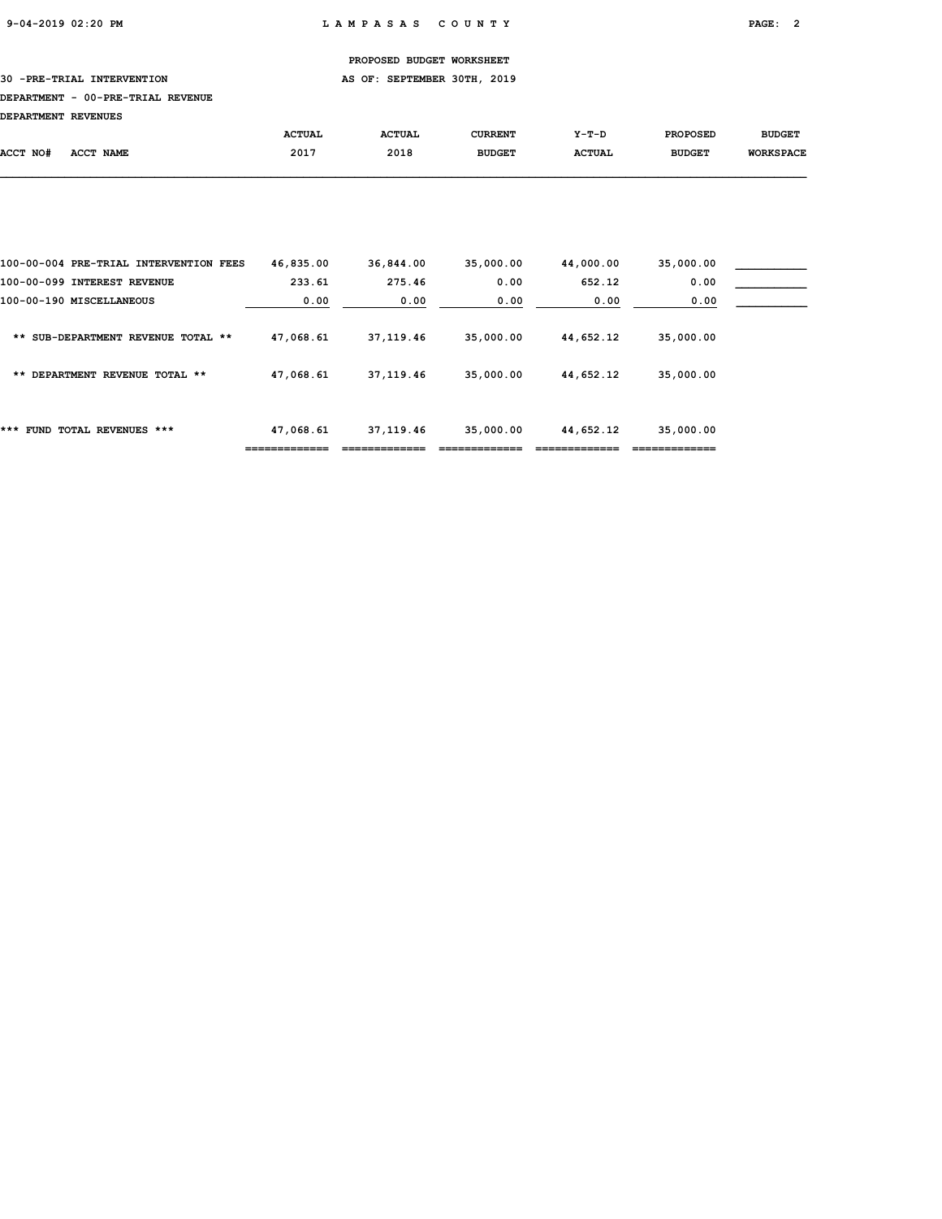PROPOSED BUDGET WORKSHEET

30 -PRE-TRIAL INTERVENTION AS OF: SEPTEMBER 30TH, 2019

DEPARTMENT - 00-PRE-TRIAL REVENUE

DEPARTMENT REVENUES

| ACCT NO# ACCT NAME | ACTUAL 2017 | ACTUAL 2018 | CURRENT BUDGET | Y-T-D ACTUAL | PROPOSED BUDGET | BUDGET WORKSPACE |
|---|---|---|---|---|---|---|
| 100-00-004 PRE-TRIAL INTERVENTION FEES | 46,835.00 | 36,844.00 | 35,000.00 | 44,000.00 | 35,000.00 | ___________ |
| 100-00-099 INTEREST REVENUE | 233.61 | 275.46 | 0.00 | 652.12 | 0.00 | ___________ |
| 100-00-190 MISCELLANEOUS | 0.00 | 0.00 | 0.00 | 0.00 | 0.00 | ___________ |
| ** SUB-DEPARTMENT REVENUE TOTAL ** | 47,068.61 | 37,119.46 | 35,000.00 | 44,652.12 | 35,000.00 | |
| ** DEPARTMENT REVENUE TOTAL ** | 47,068.61 | 37,119.46 | 35,000.00 | 44,652.12 | 35,000.00 | |
| *** FUND TOTAL REVENUES *** | 47,068.61 | 37,119.46 | 35,000.00 | 44,652.12 | 35,000.00 | |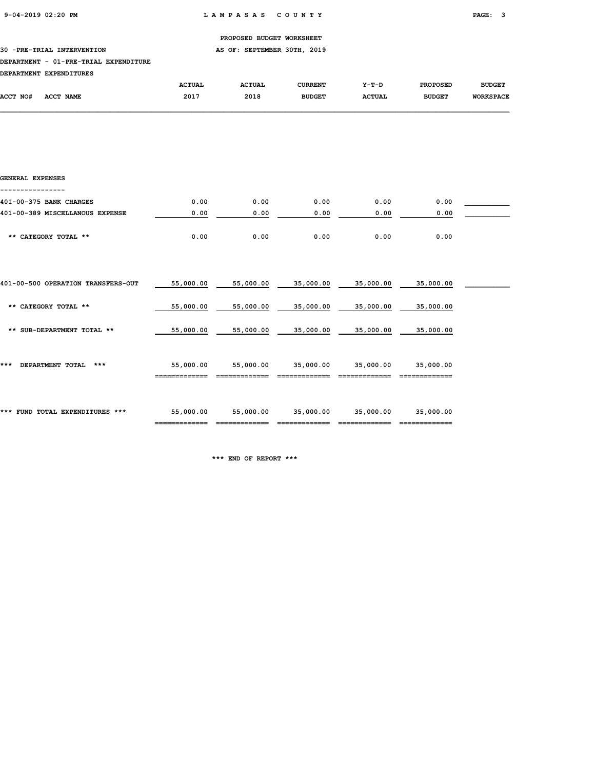PROPOSED BUDGET WORKSHEET

30 -PRE-TRIAL INTERVENTION — AS OF: SEPTEMBER 30TH, 2019

DEPARTMENT - 01-PRE-TRIAL EXPENDITURE

DEPARTMENT EXPENDITURES

| ACCT NO# ACCT NAME | ACTUAL 2017 | ACTUAL 2018 | CURRENT BUDGET | Y-T-D ACTUAL | PROPOSED BUDGET | BUDGET WORKSPACE |
|---|---|---|---|---|---|---|
| **GENERAL EXPENSES** | | | | | | |
| 401-00-375 BANK CHARGES | 0.00 | 0.00 | 0.00 | 0.00 | 0.00 | |
| 401-00-389 MISCELLANOUS EXPENSE | 0.00 | 0.00 | 0.00 | 0.00 | 0.00 | |
| ** CATEGORY TOTAL ** | 0.00 | 0.00 | 0.00 | 0.00 | 0.00 | |
| 401-00-500 OPERATION TRANSFERS-OUT | 55,000.00 | 55,000.00 | 35,000.00 | 35,000.00 | 35,000.00 | |
| ** CATEGORY TOTAL ** | 55,000.00 | 55,000.00 | 35,000.00 | 35,000.00 | 35,000.00 | |
| ** SUB-DEPARTMENT TOTAL ** | 55,000.00 | 55,000.00 | 35,000.00 | 35,000.00 | 35,000.00 | |
| *** DEPARTMENT TOTAL *** | 55,000.00 | 55,000.00 | 35,000.00 | 35,000.00 | 35,000.00 | |
| *** FUND TOTAL EXPENDITURES *** | 55,000.00 | 55,000.00 | 35,000.00 | 35,000.00 | 35,000.00 | |

*** END OF REPORT ***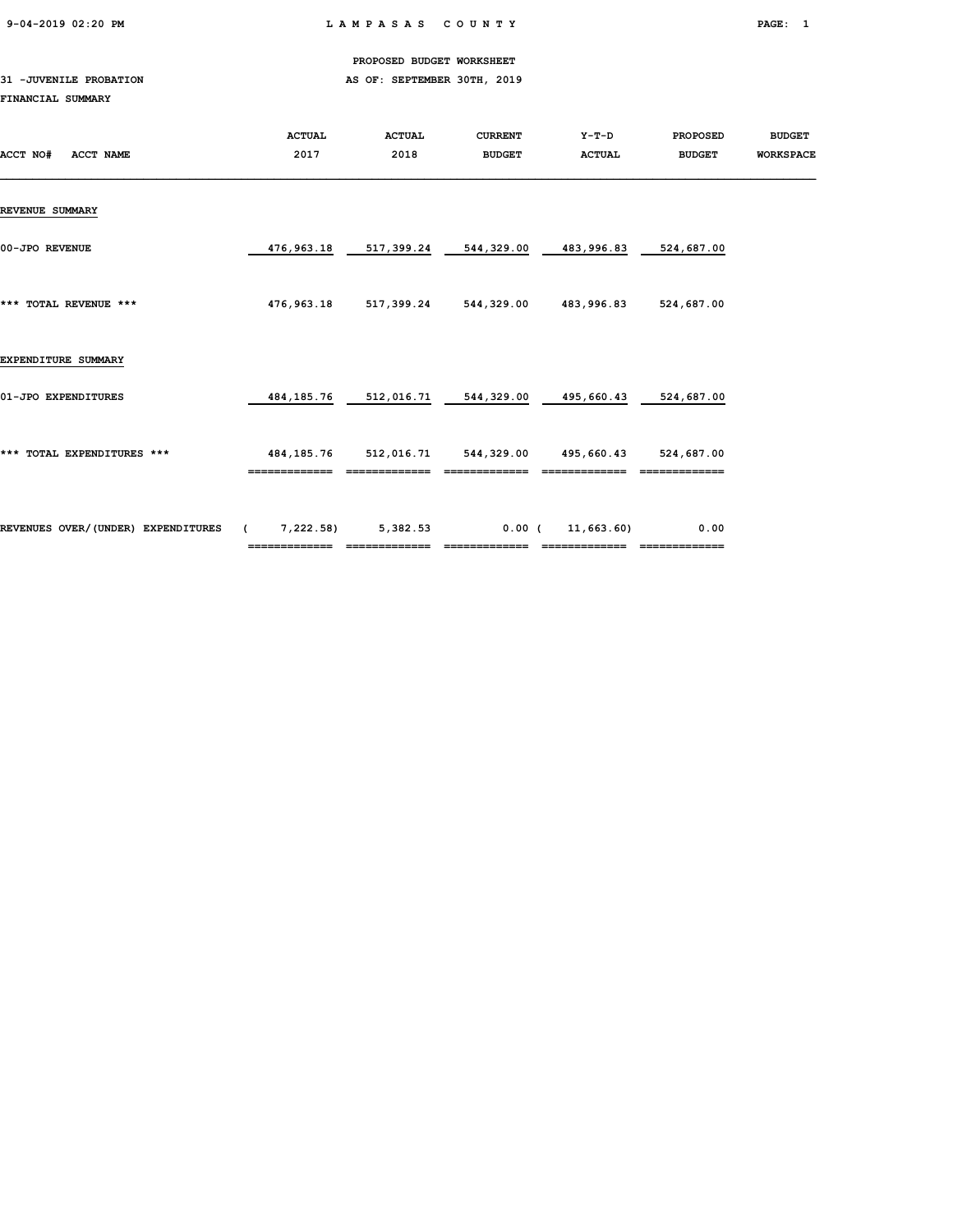LAMPASAS COUNTY

PROPOSED BUDGET WORKSHEET

31 -JUVENILE PROBATION — AS OF: SEPTEMBER 30TH, 2019

FINANCIAL SUMMARY

| ACCT NO# ACCT NAME | ACTUAL 2017 | ACTUAL 2018 | CURRENT BUDGET | Y-T-D ACTUAL | PROPOSED BUDGET | BUDGET WORKSPACE |
|---|---|---|---|---|---|---|
| **REVENUE SUMMARY** | | | | | | |
| 00-JPO REVENUE | 476,963.18 | 517,399.24 | 544,329.00 | 483,996.83 | 524,687.00 | |
| *** TOTAL REVENUE *** | 476,963.18 | 517,399.24 | 544,329.00 | 483,996.83 | 524,687.00 | |
| **EXPENDITURE SUMMARY** | | | | | | |
| 01-JPO EXPENDITURES | 484,185.76 | 512,016.71 | 544,329.00 | 495,660.43 | 524,687.00 | |
| *** TOTAL EXPENDITURES *** | 484,185.76 | 512,016.71 | 544,329.00 | 495,660.43 | 524,687.00 | |
| REVENUES OVER/(UNDER) EXPENDITURES | ( 7,222.58) | 5,382.53 | 0.00 | ( 11,663.60) | 0.00 | |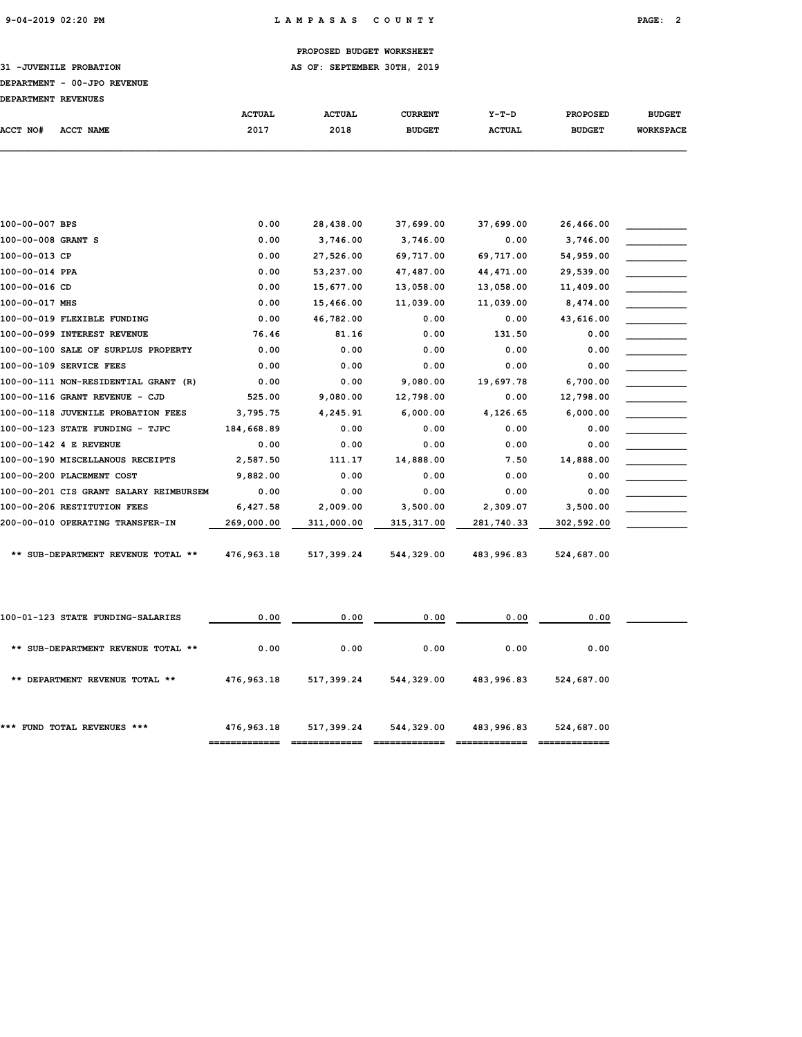PROPOSED BUDGET WORKSHEET

31 -JUVENILE PROBATION — AS OF: SEPTEMBER 30TH, 2019

DEPARTMENT - 00-JPO REVENUE

DEPARTMENT REVENUES

| ACCT NO# | ACCT NAME | ACTUAL 2017 | ACTUAL 2018 | CURRENT BUDGET | Y-T-D ACTUAL | PROPOSED BUDGET | BUDGET WORKSPACE |
|---|---|---|---|---|---|---|---|
| 100-00-007 | BPS | 0.00 | 28,438.00 | 37,699.00 | 37,699.00 | 26,466.00 | |
| 100-00-008 | GRANT S | 0.00 | 3,746.00 | 3,746.00 | 0.00 | 3,746.00 | |
| 100-00-013 | CP | 0.00 | 27,526.00 | 69,717.00 | 69,717.00 | 54,959.00 | |
| 100-00-014 | PPA | 0.00 | 53,237.00 | 47,487.00 | 44,471.00 | 29,539.00 | |
| 100-00-016 | CD | 0.00 | 15,677.00 | 13,058.00 | 13,058.00 | 11,409.00 | |
| 100-00-017 | MHS | 0.00 | 15,466.00 | 11,039.00 | 11,039.00 | 8,474.00 | |
| 100-00-019 | FLEXIBLE FUNDING | 0.00 | 46,782.00 | 0.00 | 0.00 | 43,616.00 | |
| 100-00-099 | INTEREST REVENUE | 76.46 | 81.16 | 0.00 | 131.50 | 0.00 | |
| 100-00-100 | SALE OF SURPLUS PROPERTY | 0.00 | 0.00 | 0.00 | 0.00 | 0.00 | |
| 100-00-109 | SERVICE FEES | 0.00 | 0.00 | 0.00 | 0.00 | 0.00 | |
| 100-00-111 | NON-RESIDENTIAL GRANT (R) | 0.00 | 0.00 | 9,080.00 | 19,697.78 | 6,700.00 | |
| 100-00-116 | GRANT REVENUE - CJD | 525.00 | 9,080.00 | 12,798.00 | 0.00 | 12,798.00 | |
| 100-00-118 | JUVENILE PROBATION FEES | 3,795.75 | 4,245.91 | 6,000.00 | 4,126.65 | 6,000.00 | |
| 100-00-123 | STATE FUNDING - TJPC | 184,668.89 | 0.00 | 0.00 | 0.00 | 0.00 | |
| 100-00-142 | 4 E REVENUE | 0.00 | 0.00 | 0.00 | 0.00 | 0.00 | |
| 100-00-190 | MISCELLANOUS RECEIPTS | 2,587.50 | 111.17 | 14,888.00 | 7.50 | 14,888.00 | |
| 100-00-200 | PLACEMENT COST | 9,882.00 | 0.00 | 0.00 | 0.00 | 0.00 | |
| 100-00-201 | CIS GRANT SALARY REIMBURSEM | 0.00 | 0.00 | 0.00 | 0.00 | 0.00 | |
| 100-00-206 | RESTITUTION FEES | 6,427.58 | 2,009.00 | 3,500.00 | 2,309.07 | 3,500.00 | |
| 200-00-010 | OPERATING TRANSFER-IN | 269,000.00 | 311,000.00 | 315,317.00 | 281,740.33 | 302,592.00 | |
| | ** SUB-DEPARTMENT REVENUE TOTAL ** | 476,963.18 | 517,399.24 | 544,329.00 | 483,996.83 | 524,687.00 | |
| 100-01-123 | STATE FUNDING-SALARIES | 0.00 | 0.00 | 0.00 | 0.00 | 0.00 | |
| | ** SUB-DEPARTMENT REVENUE TOTAL ** | 0.00 | 0.00 | 0.00 | 0.00 | 0.00 | |
| | ** DEPARTMENT REVENUE TOTAL ** | 476,963.18 | 517,399.24 | 544,329.00 | 483,996.83 | 524,687.00 | |
| | *** FUND TOTAL REVENUES *** | 476,963.18 | 517,399.24 | 544,329.00 | 483,996.83 | 524,687.00 | |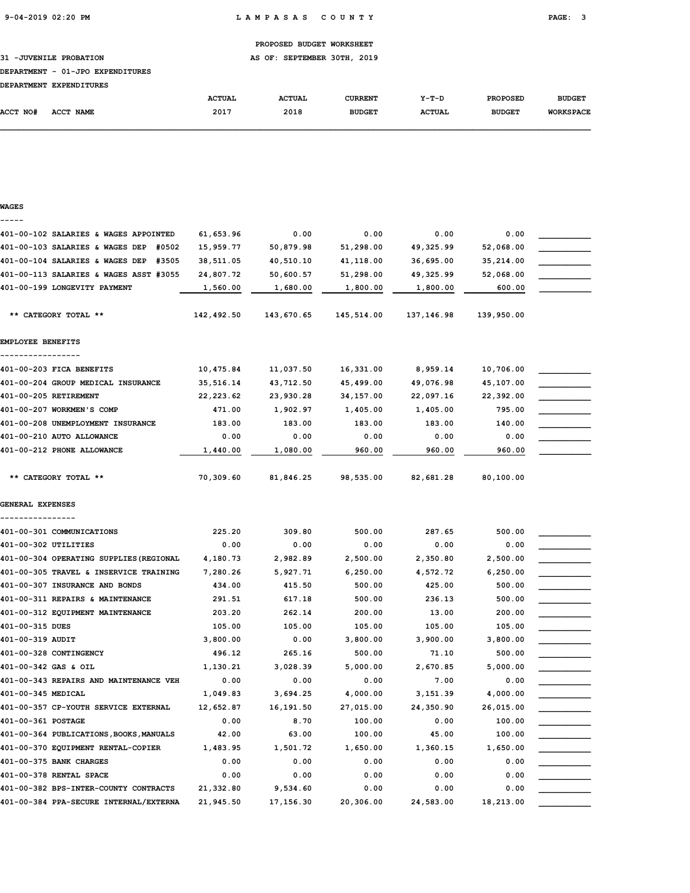PROPOSED BUDGET WORKSHEET

31 -JUVENILE PROBATION — AS OF: SEPTEMBER 30TH, 2019

DEPARTMENT - 01-JPO EXPENDITURES

DEPARTMENT EXPENDITURES

| ACCT NO# | ACCT NAME | ACTUAL 2017 | ACTUAL 2018 | CURRENT BUDGET | Y-T-D ACTUAL | PROPOSED BUDGET | BUDGET WORKSPACE |
|---|---|---|---|---|---|---|---|
| **WAGES** | | | | | | | |
| 401-00-102 | SALARIES & WAGES APPOINTED | 61,653.96 | 0.00 | 0.00 | 0.00 | 0.00 | |
| 401-00-103 | SALARIES & WAGES DEP #0502 | 15,959.77 | 50,879.98 | 51,298.00 | 49,325.99 | 52,068.00 | |
| 401-00-104 | SALARIES & WAGES DEP #3505 | 38,511.05 | 40,510.10 | 41,118.00 | 36,695.00 | 35,214.00 | |
| 401-00-113 | SALARIES & WAGES ASST #3055 | 24,807.72 | 50,600.57 | 51,298.00 | 49,325.99 | 52,068.00 | |
| 401-00-199 | LONGEVITY PAYMENT | 1,560.00 | 1,680.00 | 1,800.00 | 1,800.00 | 600.00 | |
| | ** CATEGORY TOTAL ** | 142,492.50 | 143,670.65 | 145,514.00 | 137,146.98 | 139,950.00 | |
| **EMPLOYEE BENEFITS** | | | | | | | |
| 401-00-203 | FICA BENEFITS | 10,475.84 | 11,037.50 | 16,331.00 | 8,959.14 | 10,706.00 | |
| 401-00-204 | GROUP MEDICAL INSURANCE | 35,516.14 | 43,712.50 | 45,499.00 | 49,076.98 | 45,107.00 | |
| 401-00-205 | RETIREMENT | 22,223.62 | 23,930.28 | 34,157.00 | 22,097.16 | 22,392.00 | |
| 401-00-207 | WORKMEN'S COMP | 471.00 | 1,902.97 | 1,405.00 | 1,405.00 | 795.00 | |
| 401-00-208 | UNEMPLOYMENT INSURANCE | 183.00 | 183.00 | 183.00 | 183.00 | 140.00 | |
| 401-00-210 | AUTO ALLOWANCE | 0.00 | 0.00 | 0.00 | 0.00 | 0.00 | |
| 401-00-212 | PHONE ALLOWANCE | 1,440.00 | 1,080.00 | 960.00 | 960.00 | 960.00 | |
| | ** CATEGORY TOTAL ** | 70,309.60 | 81,846.25 | 98,535.00 | 82,681.28 | 80,100.00 | |
| **GENERAL EXPENSES** | | | | | | | |
| 401-00-301 | COMMUNICATIONS | 225.20 | 309.80 | 500.00 | 287.65 | 500.00 | |
| 401-00-302 | UTILITIES | 0.00 | 0.00 | 0.00 | 0.00 | 0.00 | |
| 401-00-304 | OPERATING SUPPLIES(REGIONAL | 4,180.73 | 2,982.89 | 2,500.00 | 2,350.80 | 2,500.00 | |
| 401-00-305 | TRAVEL & INSERVICE TRAINING | 7,280.26 | 5,927.71 | 6,250.00 | 4,572.72 | 6,250.00 | |
| 401-00-307 | INSURANCE AND BONDS | 434.00 | 415.50 | 500.00 | 425.00 | 500.00 | |
| 401-00-311 | REPAIRS & MAINTENANCE | 291.51 | 617.18 | 500.00 | 236.13 | 500.00 | |
| 401-00-312 | EQUIPMENT MAINTENANCE | 203.20 | 262.14 | 200.00 | 13.00 | 200.00 | |
| 401-00-315 | DUES | 105.00 | 105.00 | 105.00 | 105.00 | 105.00 | |
| 401-00-319 | AUDIT | 3,800.00 | 0.00 | 3,800.00 | 3,900.00 | 3,800.00 | |
| 401-00-328 | CONTINGENCY | 496.12 | 265.16 | 500.00 | 71.10 | 500.00 | |
| 401-00-342 | GAS & OIL | 1,130.21 | 3,028.39 | 5,000.00 | 2,670.85 | 5,000.00 | |
| 401-00-343 | REPAIRS AND MAINTENANCE VEH | 0.00 | 0.00 | 0.00 | 7.00 | 0.00 | |
| 401-00-345 | MEDICAL | 1,049.83 | 3,694.25 | 4,000.00 | 3,151.39 | 4,000.00 | |
| 401-00-357 | CP-YOUTH SERVICE EXTERNAL | 12,652.87 | 16,191.50 | 27,015.00 | 24,350.90 | 26,015.00 | |
| 401-00-361 | POSTAGE | 0.00 | 8.70 | 100.00 | 0.00 | 100.00 | |
| 401-00-364 | PUBLICATIONS,BOOKS,MANUALS | 42.00 | 63.00 | 100.00 | 45.00 | 100.00 | |
| 401-00-370 | EQUIPMENT RENTAL-COPIER | 1,483.95 | 1,501.72 | 1,650.00 | 1,360.15 | 1,650.00 | |
| 401-00-375 | BANK CHARGES | 0.00 | 0.00 | 0.00 | 0.00 | 0.00 | |
| 401-00-378 | RENTAL SPACE | 0.00 | 0.00 | 0.00 | 0.00 | 0.00 | |
| 401-00-382 | BPS-INTER-COUNTY CONTRACTS | 21,332.80 | 9,534.60 | 0.00 | 0.00 | 0.00 | |
| 401-00-384 | PPA-SECURE INTERNAL/EXTERNA | 21,945.50 | 17,156.30 | 20,306.00 | 24,583.00 | 18,213.00 | |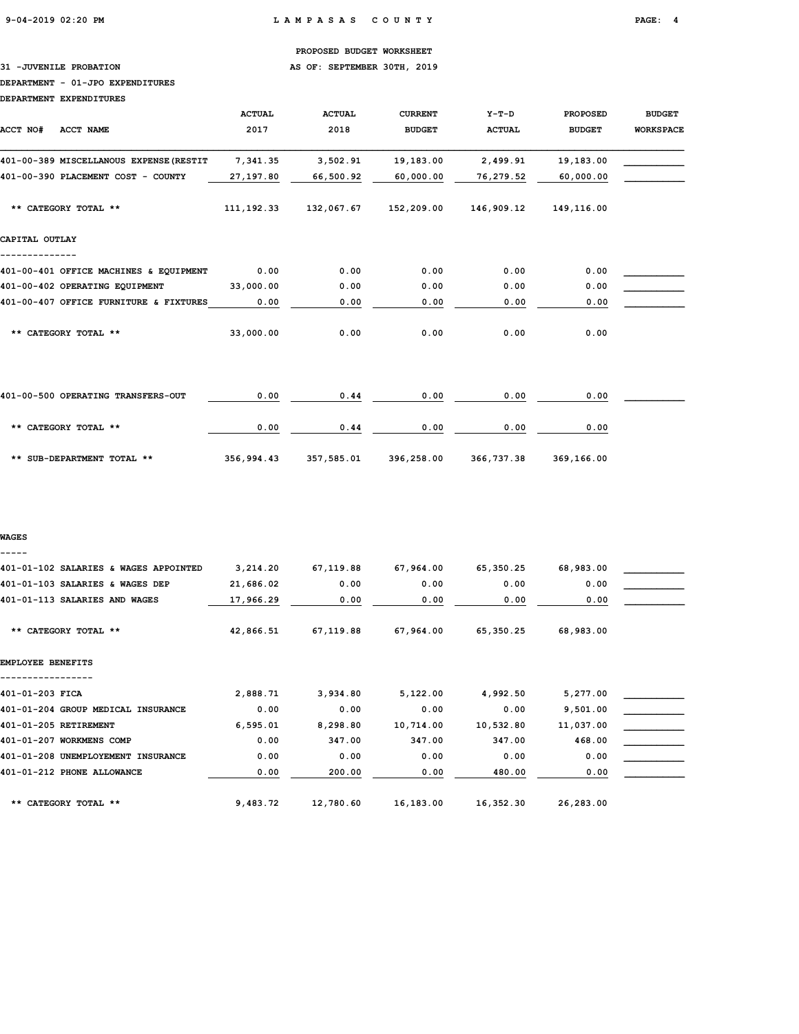PROPOSED BUDGET WORKSHEET

31 -JUVENILE PROBATION — AS OF: SEPTEMBER 30TH, 2019

DEPARTMENT - 01-JPO EXPENDITURES

DEPARTMENT EXPENDITURES

| ACCT NO# ACCT NAME | ACTUAL 2017 | ACTUAL 2018 | CURRENT BUDGET | Y-T-D ACTUAL | PROPOSED BUDGET | BUDGET WORKSPACE |
|---|---|---|---|---|---|---|
| 401-00-389 MISCELLANOUS EXPENSE(RESTIT | 7,341.35 | 3,502.91 | 19,183.00 | 2,499.91 | 19,183.00 | |
| 401-00-390 PLACEMENT COST - COUNTY | 27,197.80 | 66,500.92 | 60,000.00 | 76,279.52 | 60,000.00 | |
| ** CATEGORY TOTAL ** | 111,192.33 | 132,067.67 | 152,209.00 | 146,909.12 | 149,116.00 | |
| **CAPITAL OUTLAY** | | | | | | |
| 401-00-401 OFFICE MACHINES & EQUIPMENT | 0.00 | 0.00 | 0.00 | 0.00 | 0.00 | |
| 401-00-402 OPERATING EQUIPMENT | 33,000.00 | 0.00 | 0.00 | 0.00 | 0.00 | |
| 401-00-407 OFFICE FURNITURE & FIXTURES | 0.00 | 0.00 | 0.00 | 0.00 | 0.00 | |
| ** CATEGORY TOTAL ** | 33,000.00 | 0.00 | 0.00 | 0.00 | 0.00 | |
| 401-00-500 OPERATING TRANSFERS-OUT | 0.00 | 0.44 | 0.00 | 0.00 | 0.00 | |
| ** CATEGORY TOTAL ** | 0.00 | 0.44 | 0.00 | 0.00 | 0.00 | |
| ** SUB-DEPARTMENT TOTAL ** | 356,994.43 | 357,585.01 | 396,258.00 | 366,737.38 | 369,166.00 | |
| **WAGES** | | | | | | |
| 401-01-102 SALARIES & WAGES APPOINTED | 3,214.20 | 67,119.88 | 67,964.00 | 65,350.25 | 68,983.00 | |
| 401-01-103 SALARIES & WAGES DEP | 21,686.02 | 0.00 | 0.00 | 0.00 | 0.00 | |
| 401-01-113 SALARIES AND WAGES | 17,966.29 | 0.00 | 0.00 | 0.00 | 0.00 | |
| ** CATEGORY TOTAL ** | 42,866.51 | 67,119.88 | 67,964.00 | 65,350.25 | 68,983.00 | |
| **EMPLOYEE BENEFITS** | | | | | | |
| 401-01-203 FICA | 2,888.71 | 3,934.80 | 5,122.00 | 4,992.50 | 5,277.00 | |
| 401-01-204 GROUP MEDICAL INSURANCE | 0.00 | 0.00 | 0.00 | 0.00 | 9,501.00 | |
| 401-01-205 RETIREMENT | 6,595.01 | 8,298.80 | 10,714.00 | 10,532.80 | 11,037.00 | |
| 401-01-207 WORKMENS COMP | 0.00 | 347.00 | 347.00 | 347.00 | 468.00 | |
| 401-01-208 UNEMPLOYEMENT INSURANCE | 0.00 | 0.00 | 0.00 | 0.00 | 0.00 | |
| 401-01-212 PHONE ALLOWANCE | 0.00 | 200.00 | 0.00 | 480.00 | 0.00 | |
| ** CATEGORY TOTAL ** | 9,483.72 | 12,780.60 | 16,183.00 | 16,352.30 | 26,283.00 | |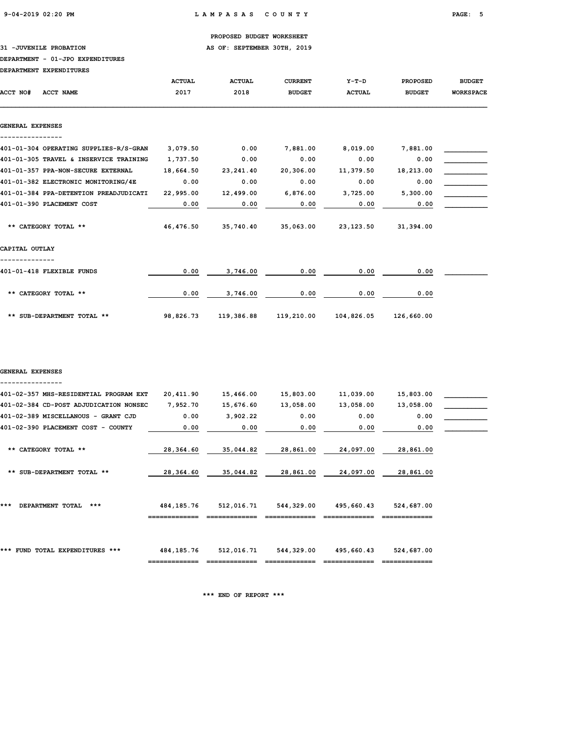PROPOSED BUDGET WORKSHEET

31 -JUVENILE PROBATION AS OF: SEPTEMBER 30TH, 2019

DEPARTMENT - 01-JPO EXPENDITURES

DEPARTMENT EXPENDITURES

| ACCT NO# ACCT NAME | ACTUAL 2017 | ACTUAL 2018 | CURRENT BUDGET | Y-T-D ACTUAL | PROPOSED BUDGET | BUDGET WORKSPACE |
|---|---|---|---|---|---|---|
| **GENERAL EXPENSES** | | | | | | |
| 401-01-304 OPERATING SUPPLIES-R/S-GRAN | 3,079.50 | 0.00 | 7,881.00 | 8,019.00 | 7,881.00 | |
| 401-01-305 TRAVEL & INSERVICE TRAINING | 1,737.50 | 0.00 | 0.00 | 0.00 | 0.00 | |
| 401-01-357 PPA-NON-SECURE EXTERNAL | 18,664.50 | 23,241.40 | 20,306.00 | 11,379.50 | 18,213.00 | |
| 401-01-382 ELECTRONIC MONITORING/4E | 0.00 | 0.00 | 0.00 | 0.00 | 0.00 | |
| 401-01-384 PPA-DETENTION PREADJUDICATI | 22,995.00 | 12,499.00 | 6,876.00 | 3,725.00 | 5,300.00 | |
| 401-01-390 PLACEMENT COST | 0.00 | 0.00 | 0.00 | 0.00 | 0.00 | |
| ** CATEGORY TOTAL ** | 46,476.50 | 35,740.40 | 35,063.00 | 23,123.50 | 31,394.00 | |
| **CAPITAL OUTLAY** | | | | | | |
| 401-01-418 FLEXIBLE FUNDS | 0.00 | 3,746.00 | 0.00 | 0.00 | 0.00 | |
| ** CATEGORY TOTAL ** | 0.00 | 3,746.00 | 0.00 | 0.00 | 0.00 | |
| ** SUB-DEPARTMENT TOTAL ** | 98,826.73 | 119,386.88 | 119,210.00 | 104,826.05 | 126,660.00 | |
| **GENERAL EXPENSES** | | | | | | |
| 401-02-357 MHS-RESIDENTIAL PROGRAM EXT | 20,411.90 | 15,466.00 | 15,803.00 | 11,039.00 | 15,803.00 | |
| 401-02-384 CD-POST ADJUDICATION NONSEC | 7,952.70 | 15,676.60 | 13,058.00 | 13,058.00 | 13,058.00 | |
| 401-02-389 MISCELLANOUS - GRANT CJD | 0.00 | 3,902.22 | 0.00 | 0.00 | 0.00 | |
| 401-02-390 PLACEMENT COST - COUNTY | 0.00 | 0.00 | 0.00 | 0.00 | 0.00 | |
| ** CATEGORY TOTAL ** | 28,364.60 | 35,044.82 | 28,861.00 | 24,097.00 | 28,861.00 | |
| ** SUB-DEPARTMENT TOTAL ** | 28,364.60 | 35,044.82 | 28,861.00 | 24,097.00 | 28,861.00 | |
| *** DEPARTMENT TOTAL *** | 484,185.76 | 512,016.71 | 544,329.00 | 495,660.43 | 524,687.00 | |
| *** FUND TOTAL EXPENDITURES *** | 484,185.76 | 512,016.71 | 544,329.00 | 495,660.43 | 524,687.00 | |

*** END OF REPORT ***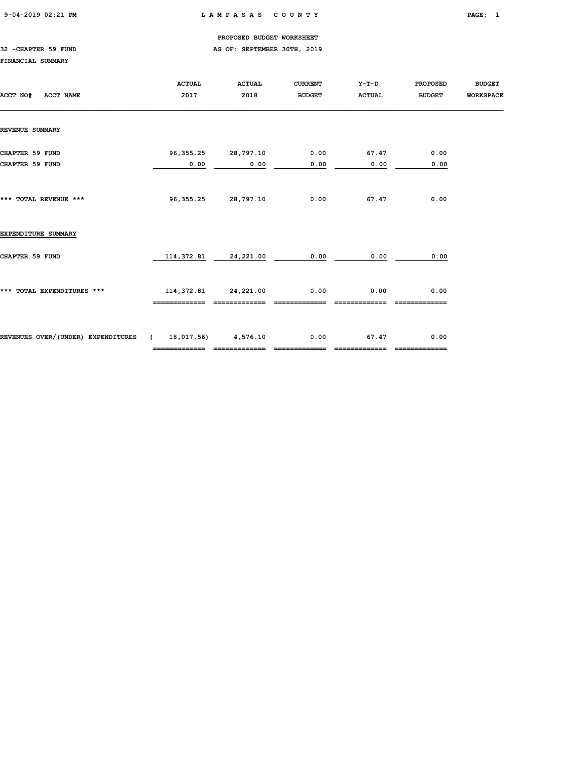PROPOSED BUDGET WORKSHEET

32 -CHAPTER 59 FUND — AS OF: SEPTEMBER 30TH, 2019

FINANCIAL SUMMARY

| ACCT NO# ACCT NAME | ACTUAL 2017 | ACTUAL 2018 | CURRENT BUDGET | Y-T-D ACTUAL | PROPOSED BUDGET | BUDGET WORKSPACE |
|---|---|---|---|---|---|---|
| **REVENUE SUMMARY** | | | | | | |
| CHAPTER 59 FUND | 96,355.25 | 28,797.10 | 0.00 | 67.47 | 0.00 | |
| CHAPTER 59 FUND | 0.00 | 0.00 | 0.00 | 0.00 | 0.00 | |
| *** TOTAL REVENUE *** | 96,355.25 | 28,797.10 | 0.00 | 67.47 | 0.00 | |
| **EXPENDITURE SUMMARY** | | | | | | |
| CHAPTER 59 FUND | 114,372.81 | 24,221.00 | 0.00 | 0.00 | 0.00 | |
| *** TOTAL EXPENDITURES *** | 114,372.81 | 24,221.00 | 0.00 | 0.00 | 0.00 | |
| REVENUES OVER/(UNDER) EXPENDITURES | ( 18,017.56) | 4,576.10 | 0.00 | 67.47 | 0.00 | |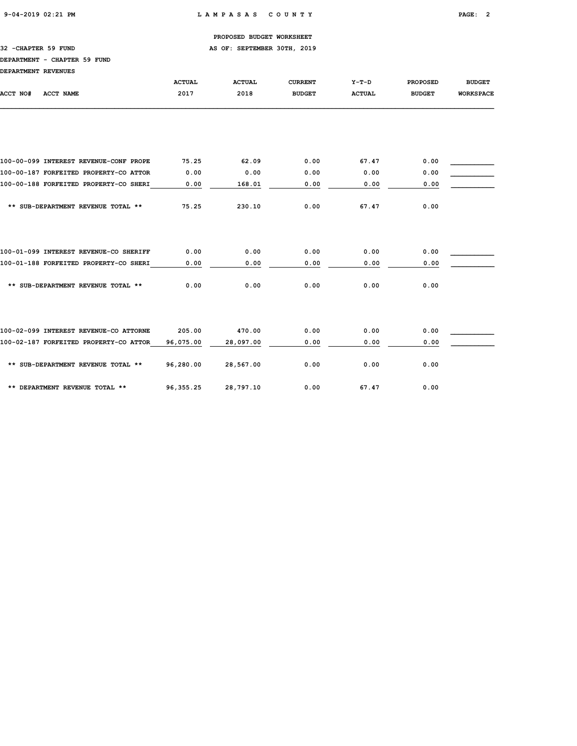PROPOSED BUDGET WORKSHEET

32 -CHAPTER 59 FUND — AS OF: SEPTEMBER 30TH, 2019

DEPARTMENT - CHAPTER 59 FUND

DEPARTMENT REVENUES

| ACCT NO# | ACCT NAME | ACTUAL 2017 | ACTUAL 2018 | CURRENT BUDGET | Y-T-D ACTUAL | PROPOSED BUDGET | BUDGET WORKSPACE |
|---|---|---|---|---|---|---|---|
| 100-00-099 | INTEREST REVENUE-CONF PROPE | 75.25 | 62.09 | 0.00 | 67.47 | 0.00 | |
| 100-00-187 | FORFEITED PROPERTY-CO ATTOR | 0.00 | 0.00 | 0.00 | 0.00 | 0.00 | |
| 100-00-188 | FORFEITED PROPERTY-CO SHERI | 0.00 | 168.01 | 0.00 | 0.00 | 0.00 | |
| | ** SUB-DEPARTMENT REVENUE TOTAL ** | 75.25 | 230.10 | 0.00 | 67.47 | 0.00 | |
| 100-01-099 | INTEREST REVENUE-CO SHERIFF | 0.00 | 0.00 | 0.00 | 0.00 | 0.00 | |
| 100-01-188 | FORFEITED PROPERTY-CO SHERI | 0.00 | 0.00 | 0.00 | 0.00 | 0.00 | |
| | ** SUB-DEPARTMENT REVENUE TOTAL ** | 0.00 | 0.00 | 0.00 | 0.00 | 0.00 | |
| 100-02-099 | INTEREST REVENUE-CO ATTORNE | 205.00 | 470.00 | 0.00 | 0.00 | 0.00 | |
| 100-02-187 | FORFEITED PROPERTY-CO ATTOR | 96,075.00 | 28,097.00 | 0.00 | 0.00 | 0.00 | |
| | ** SUB-DEPARTMENT REVENUE TOTAL ** | 96,280.00 | 28,567.00 | 0.00 | 0.00 | 0.00 | |
| | ** DEPARTMENT REVENUE TOTAL ** | 96,355.25 | 28,797.10 | 0.00 | 67.47 | 0.00 | |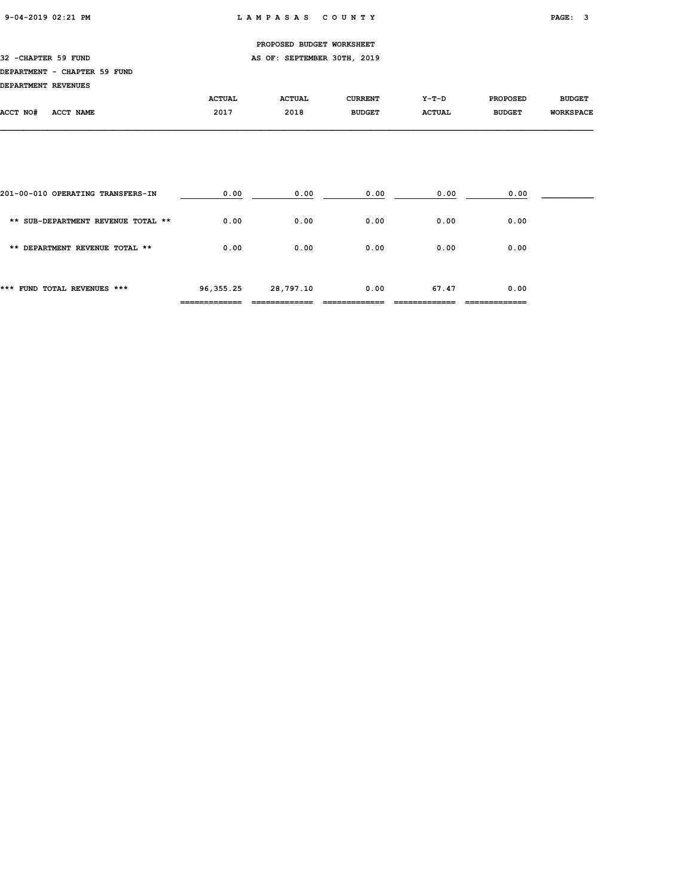PROPOSED BUDGET WORKSHEET

32 -CHAPTER 59 FUND — AS OF: SEPTEMBER 30TH, 2019

DEPARTMENT - CHAPTER 59 FUND

DEPARTMENT REVENUES

| ACCT NO# ACCT NAME | ACTUAL 2017 | ACTUAL 2018 | CURRENT BUDGET | Y-T-D ACTUAL | PROPOSED BUDGET | BUDGET WORKSPACE |
|---|---|---|---|---|---|---|
| 201-00-010 OPERATING TRANSFERS-IN | 0.00 | 0.00 | 0.00 | 0.00 | 0.00 | |
| ** SUB-DEPARTMENT REVENUE TOTAL ** | 0.00 | 0.00 | 0.00 | 0.00 | 0.00 | |
| ** DEPARTMENT REVENUE TOTAL ** | 0.00 | 0.00 | 0.00 | 0.00 | 0.00 | |
| *** FUND TOTAL REVENUES *** | 96,355.25 | 28,797.10 | 0.00 | 67.47 | 0.00 | |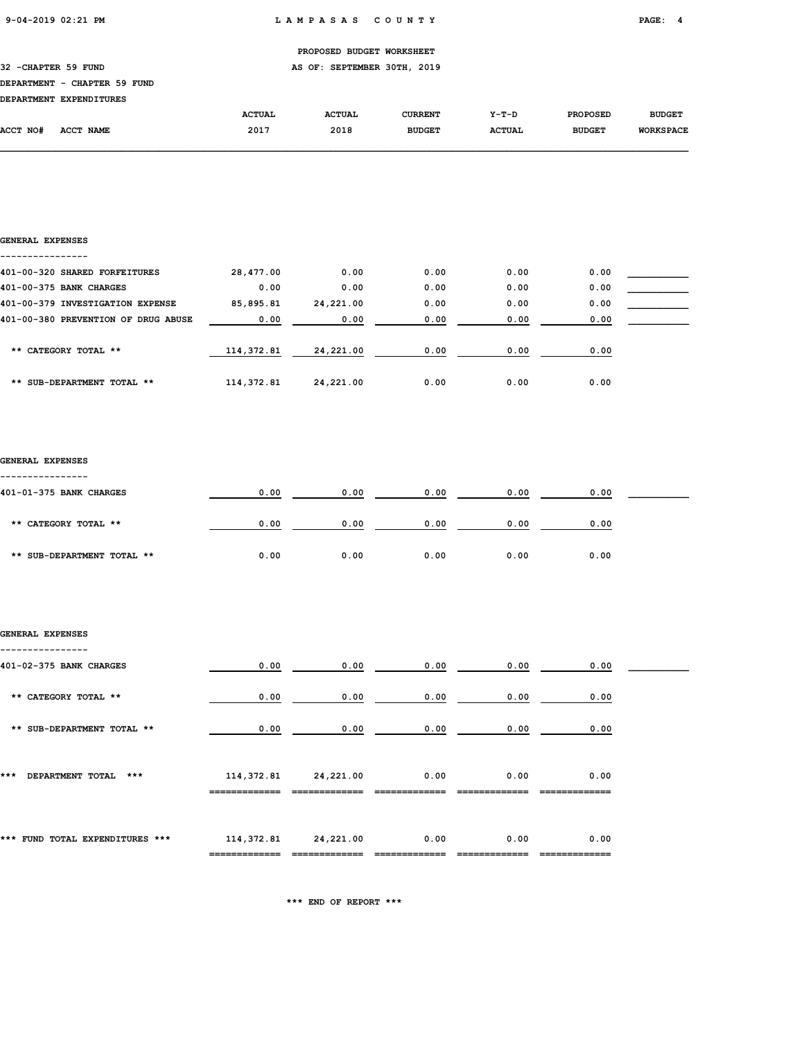PROPOSED BUDGET WORKSHEET

32 -CHAPTER 59 FUND AS OF: SEPTEMBER 30TH, 2019

DEPARTMENT - CHAPTER 59 FUND

DEPARTMENT EXPENDITURES

| ACCT NO# ACCT NAME | ACTUAL 2017 | ACTUAL 2018 | CURRENT BUDGET | Y-T-D ACTUAL | PROPOSED BUDGET | BUDGET WORKSPACE |
|---|---|---|---|---|---|---|
| **GENERAL EXPENSES** | | | | | | |
| 401-00-320 SHARED FORFEITURES | 28,477.00 | 0.00 | 0.00 | 0.00 | 0.00 | |
| 401-00-375 BANK CHARGES | 0.00 | 0.00 | 0.00 | 0.00 | 0.00 | |
| 401-00-379 INVESTIGATION EXPENSE | 85,895.81 | 24,221.00 | 0.00 | 0.00 | 0.00 | |
| 401-00-380 PREVENTION OF DRUG ABUSE | 0.00 | 0.00 | 0.00 | 0.00 | 0.00 | |
| ** CATEGORY TOTAL ** | 114,372.81 | 24,221.00 | 0.00 | 0.00 | 0.00 | |
| ** SUB-DEPARTMENT TOTAL ** | 114,372.81 | 24,221.00 | 0.00 | 0.00 | 0.00 | |
| **GENERAL EXPENSES** | | | | | | |
| 401-01-375 BANK CHARGES | 0.00 | 0.00 | 0.00 | 0.00 | 0.00 | |
| ** CATEGORY TOTAL ** | 0.00 | 0.00 | 0.00 | 0.00 | 0.00 | |
| ** SUB-DEPARTMENT TOTAL ** | 0.00 | 0.00 | 0.00 | 0.00 | 0.00 | |
| **GENERAL EXPENSES** | | | | | | |
| 401-02-375 BANK CHARGES | 0.00 | 0.00 | 0.00 | 0.00 | 0.00 | |
| ** CATEGORY TOTAL ** | 0.00 | 0.00 | 0.00 | 0.00 | 0.00 | |
| ** SUB-DEPARTMENT TOTAL ** | 0.00 | 0.00 | 0.00 | 0.00 | 0.00 | |
| *** DEPARTMENT TOTAL *** | 114,372.81 | 24,221.00 | 0.00 | 0.00 | 0.00 | |
| *** FUND TOTAL EXPENDITURES *** | 114,372.81 | 24,221.00 | 0.00 | 0.00 | 0.00 | |

*** END OF REPORT ***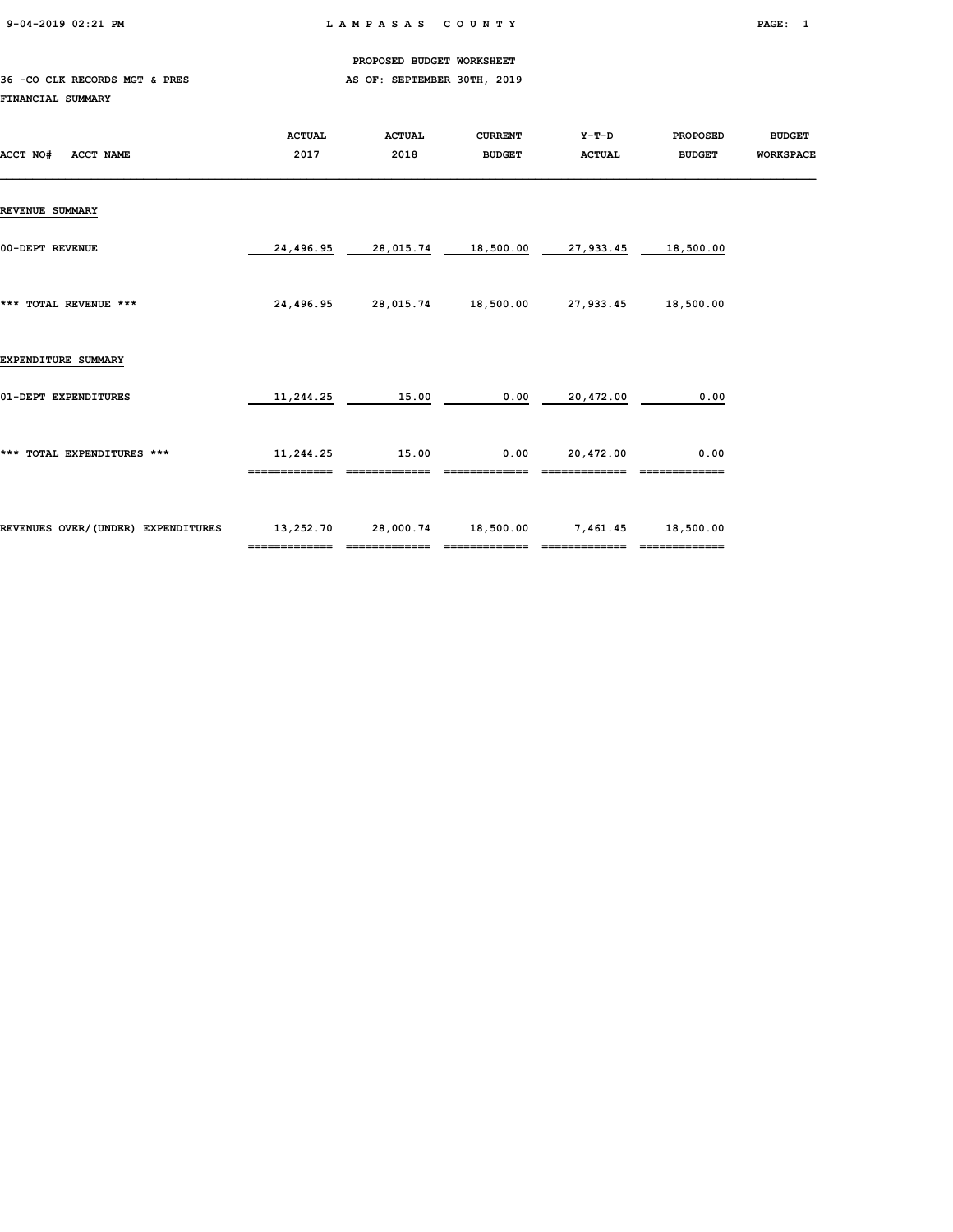PROPOSED BUDGET WORKSHEET

36 -CO CLK RECORDS MGT & PRES AS OF: SEPTEMBER 30TH, 2019

FINANCIAL SUMMARY

| ACCT NO# ACCT NAME | ACTUAL 2017 | ACTUAL 2018 | CURRENT BUDGET | Y-T-D ACTUAL | PROPOSED BUDGET | BUDGET WORKSPACE |
|---|---|---|---|---|---|---|
| **REVENUE SUMMARY** | | | | | | |
| 00-DEPT REVENUE | 24,496.95 | 28,015.74 | 18,500.00 | 27,933.45 | 18,500.00 | |
| *** TOTAL REVENUE *** | 24,496.95 | 28,015.74 | 18,500.00 | 27,933.45 | 18,500.00 | |
| **EXPENDITURE SUMMARY** | | | | | | |
| 01-DEPT EXPENDITURES | 11,244.25 | 15.00 | 0.00 | 20,472.00 | 0.00 | |
| *** TOTAL EXPENDITURES *** | 11,244.25 | 15.00 | 0.00 | 20,472.00 | 0.00 | |
| REVENUES OVER/(UNDER) EXPENDITURES | 13,252.70 | 28,000.74 | 18,500.00 | 7,461.45 | 18,500.00 | |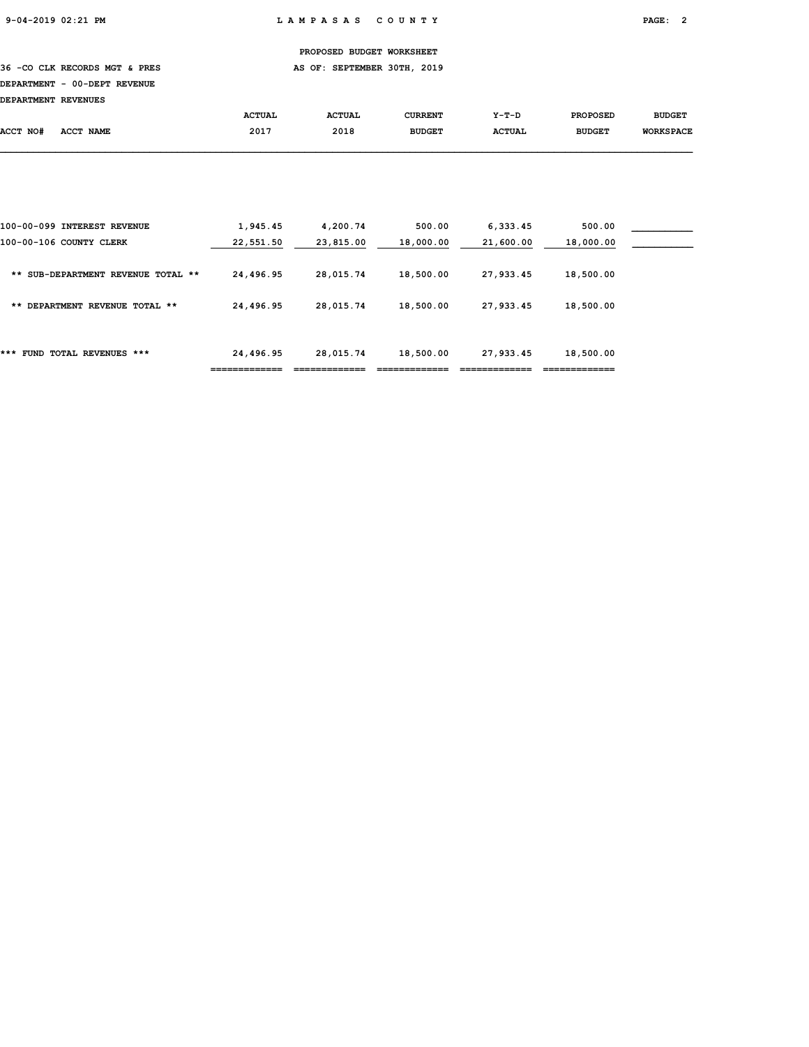PROPOSED BUDGET WORKSHEET

36 -CO CLK RECORDS MGT & PRES — AS OF: SEPTEMBER 30TH, 2019

DEPARTMENT - 00-DEPT REVENUE

DEPARTMENT REVENUES

| ACCT NO# | ACCT NAME | ACTUAL 2017 | ACTUAL 2018 | CURRENT BUDGET | Y-T-D ACTUAL | PROPOSED BUDGET | BUDGET WORKSPACE |
|---|---|---|---|---|---|---|---|
| 100-00-099 | INTEREST REVENUE | 1,945.45 | 4,200.74 | 500.00 | 6,333.45 | 500.00 | |
| 100-00-106 | COUNTY CLERK | 22,551.50 | 23,815.00 | 18,000.00 | 21,600.00 | 18,000.00 | |
| | ** SUB-DEPARTMENT REVENUE TOTAL ** | 24,496.95 | 28,015.74 | 18,500.00 | 27,933.45 | 18,500.00 | |
| | ** DEPARTMENT REVENUE TOTAL ** | 24,496.95 | 28,015.74 | 18,500.00 | 27,933.45 | 18,500.00 | |
| | *** FUND TOTAL REVENUES *** | 24,496.95 | 28,015.74 | 18,500.00 | 27,933.45 | 18,500.00 | |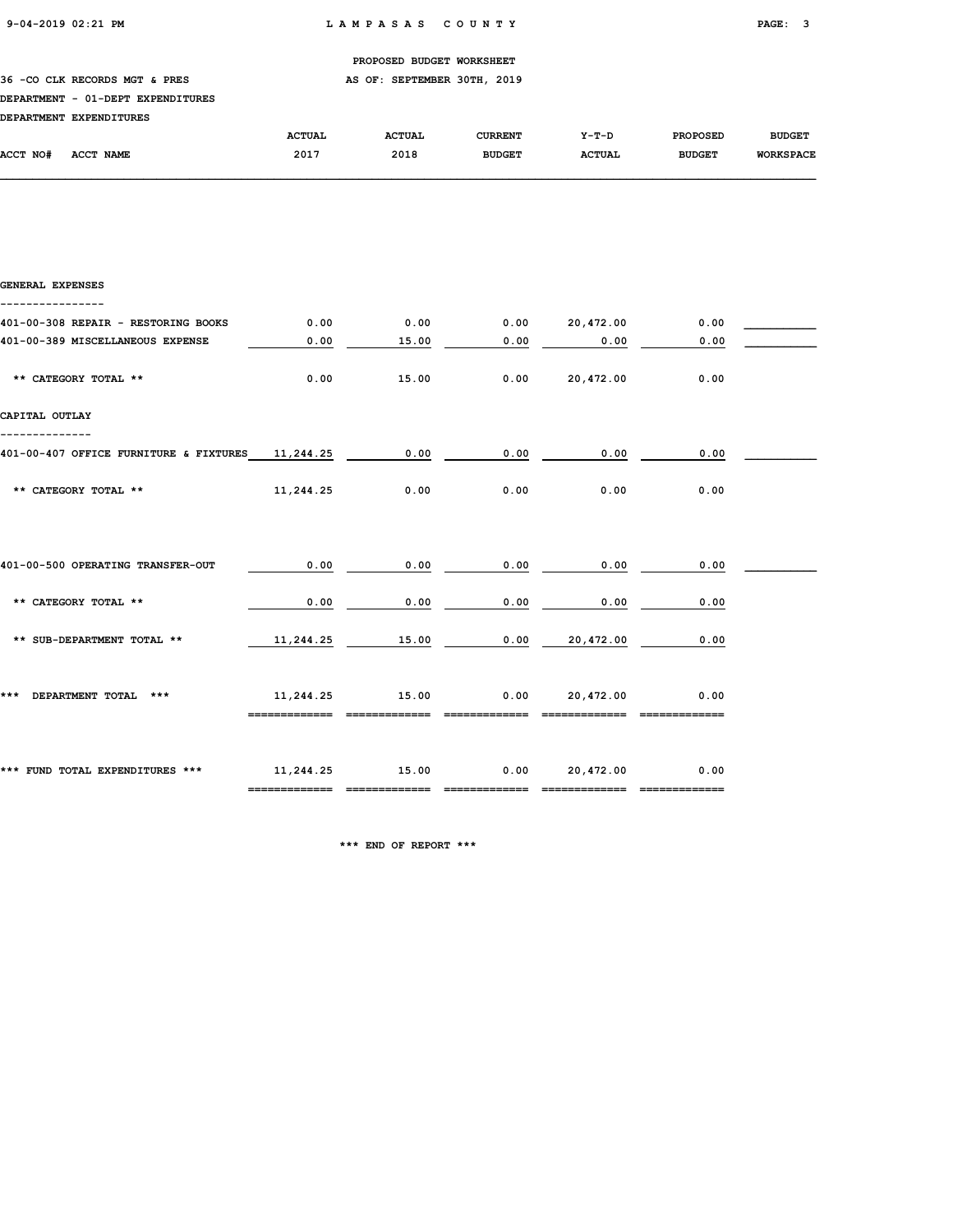PROPOSED BUDGET WORKSHEET

36 -CO CLK RECORDS MGT & PRES — AS OF: SEPTEMBER 30TH, 2019

DEPARTMENT - 01-DEPT EXPENDITURES

DEPARTMENT EXPENDITURES

| ACCT NO# ACCT NAME | ACTUAL 2017 | ACTUAL 2018 | CURRENT BUDGET | Y-T-D ACTUAL | PROPOSED BUDGET | BUDGET WORKSPACE |
|---|---|---|---|---|---|---|
| **GENERAL EXPENSES** | | | | | | |
| 401-00-308 REPAIR - RESTORING BOOKS | 0.00 | 0.00 | 0.00 | 20,472.00 | 0.00 | |
| 401-00-389 MISCELLANEOUS EXPENSE | 0.00 | 15.00 | 0.00 | 0.00 | 0.00 | |
| ** CATEGORY TOTAL ** | 0.00 | 15.00 | 0.00 | 20,472.00 | 0.00 | |
| **CAPITAL OUTLAY** | | | | | | |
| 401-00-407 OFFICE FURNITURE & FIXTURES | 11,244.25 | 0.00 | 0.00 | 0.00 | 0.00 | |
| ** CATEGORY TOTAL ** | 11,244.25 | 0.00 | 0.00 | 0.00 | 0.00 | |
| 401-00-500 OPERATING TRANSFER-OUT | 0.00 | 0.00 | 0.00 | 0.00 | 0.00 | |
| ** CATEGORY TOTAL ** | 0.00 | 0.00 | 0.00 | 0.00 | 0.00 | |
| ** SUB-DEPARTMENT TOTAL ** | 11,244.25 | 15.00 | 0.00 | 20,472.00 | 0.00 | |
| *** DEPARTMENT TOTAL *** | 11,244.25 | 15.00 | 0.00 | 20,472.00 | 0.00 | |
| *** FUND TOTAL EXPENDITURES *** | 11,244.25 | 15.00 | 0.00 | 20,472.00 | 0.00 | |

*** END OF REPORT ***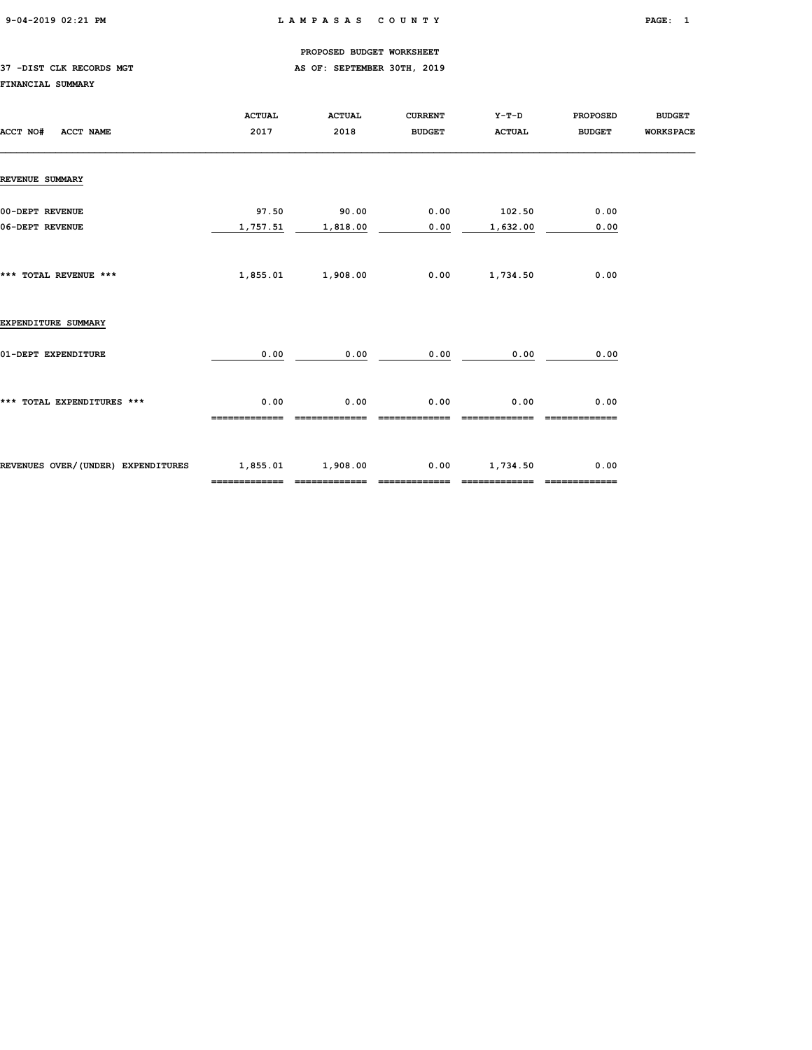PROPOSED BUDGET WORKSHEET

37 -DIST CLK RECORDS MGT AS OF: SEPTEMBER 30TH, 2019

FINANCIAL SUMMARY

| ACCT NO# ACCT NAME | ACTUAL 2017 | ACTUAL 2018 | CURRENT BUDGET | Y-T-D ACTUAL | PROPOSED BUDGET | BUDGET WORKSPACE |
|---|---|---|---|---|---|---|
| **REVENUE SUMMARY** | | | | | | |
| 00-DEPT REVENUE | 97.50 | 90.00 | 0.00 | 102.50 | 0.00 | |
| 06-DEPT REVENUE | 1,757.51 | 1,818.00 | 0.00 | 1,632.00 | 0.00 | |
| *** TOTAL REVENUE *** | 1,855.01 | 1,908.00 | 0.00 | 1,734.50 | 0.00 | |
| **EXPENDITURE SUMMARY** | | | | | | |
| 01-DEPT EXPENDITURE | 0.00 | 0.00 | 0.00 | 0.00 | 0.00 | |
| *** TOTAL EXPENDITURES *** | 0.00 | 0.00 | 0.00 | 0.00 | 0.00 | |
| REVENUES OVER/(UNDER) EXPENDITURES | 1,855.01 | 1,908.00 | 0.00 | 1,734.50 | 0.00 | |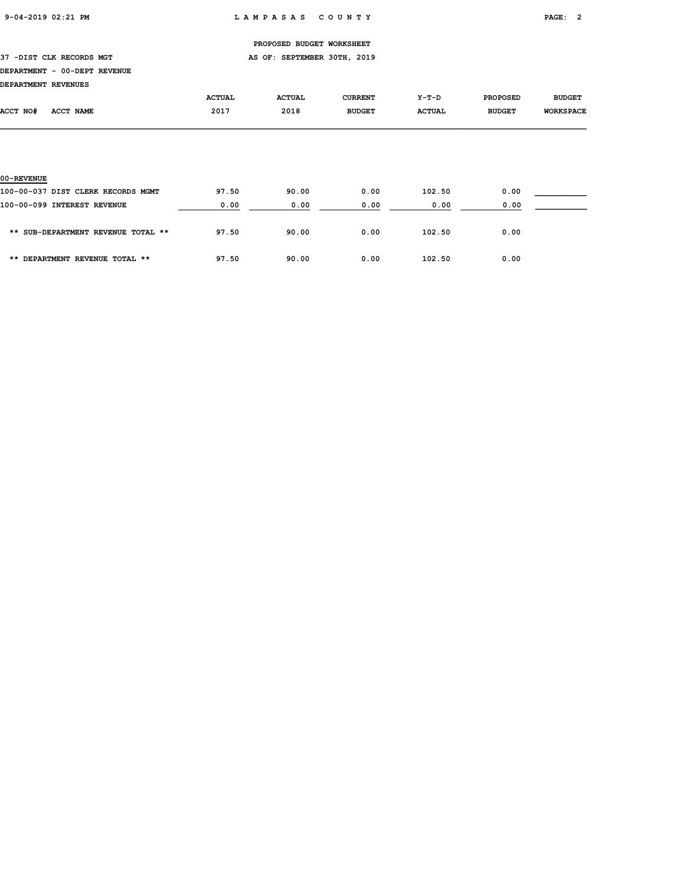PROPOSED BUDGET WORKSHEET

37 -DIST CLK RECORDS MGT — AS OF: SEPTEMBER 30TH, 2019

DEPARTMENT - 00-DEPT REVENUE

DEPARTMENT REVENUES

| ACCT NO# ACCT NAME | ACTUAL 2017 | ACTUAL 2018 | CURRENT BUDGET | Y-T-D ACTUAL | PROPOSED BUDGET | BUDGET WORKSPACE |
|---|---|---|---|---|---|---|
| **00-REVENUE** | | | | | | |
| 100-00-037 DIST CLERK RECORDS MGMT | 97.50 | 90.00 | 0.00 | 102.50 | 0.00 | |
| 100-00-099 INTEREST REVENUE | 0.00 | 0.00 | 0.00 | 0.00 | 0.00 | |
| ** SUB-DEPARTMENT REVENUE TOTAL ** | 97.50 | 90.00 | 0.00 | 102.50 | 0.00 | |
| ** DEPARTMENT REVENUE TOTAL ** | 97.50 | 90.00 | 0.00 | 102.50 | 0.00 | |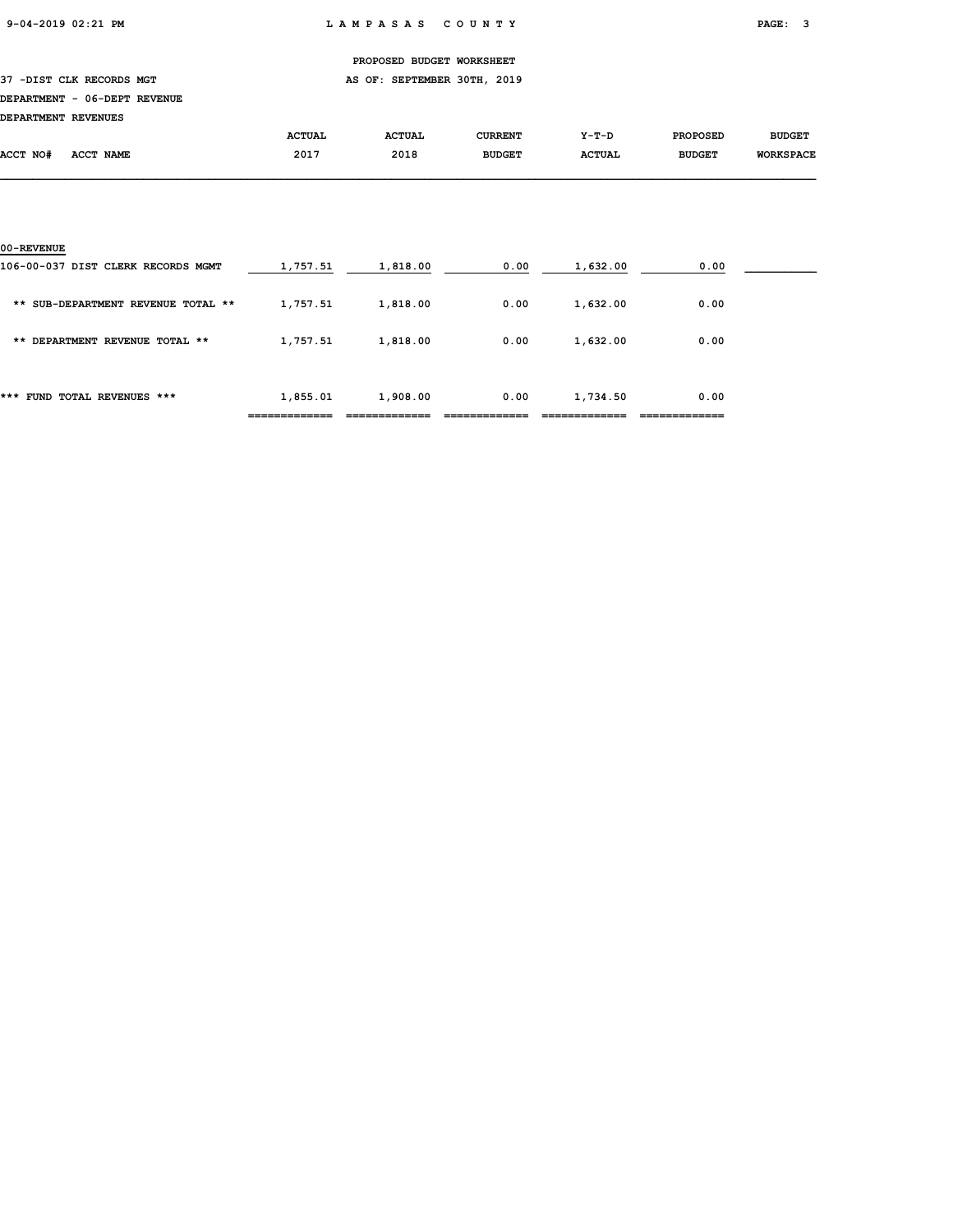PROPOSED BUDGET WORKSHEET

37 -DIST CLK RECORDS MGT — AS OF: SEPTEMBER 30TH, 2019

DEPARTMENT - 06-DEPT REVENUE

DEPARTMENT REVENUES

| ACCT NO# ACCT NAME | ACTUAL 2017 | ACTUAL 2018 | CURRENT BUDGET | Y-T-D ACTUAL | PROPOSED BUDGET | BUDGET WORKSPACE |
|---|---|---|---|---|---|---|
| 00-REVENUE | | | | | | |
| 106-00-037 DIST CLERK RECORDS MGMT | 1,757.51 | 1,818.00 | 0.00 | 1,632.00 | 0.00 | |
| ** SUB-DEPARTMENT REVENUE TOTAL ** | 1,757.51 | 1,818.00 | 0.00 | 1,632.00 | 0.00 | |
| ** DEPARTMENT REVENUE TOTAL ** | 1,757.51 | 1,818.00 | 0.00 | 1,632.00 | 0.00 | |
| *** FUND TOTAL REVENUES *** | 1,855.01 | 1,908.00 | 0.00 | 1,734.50 | 0.00 | |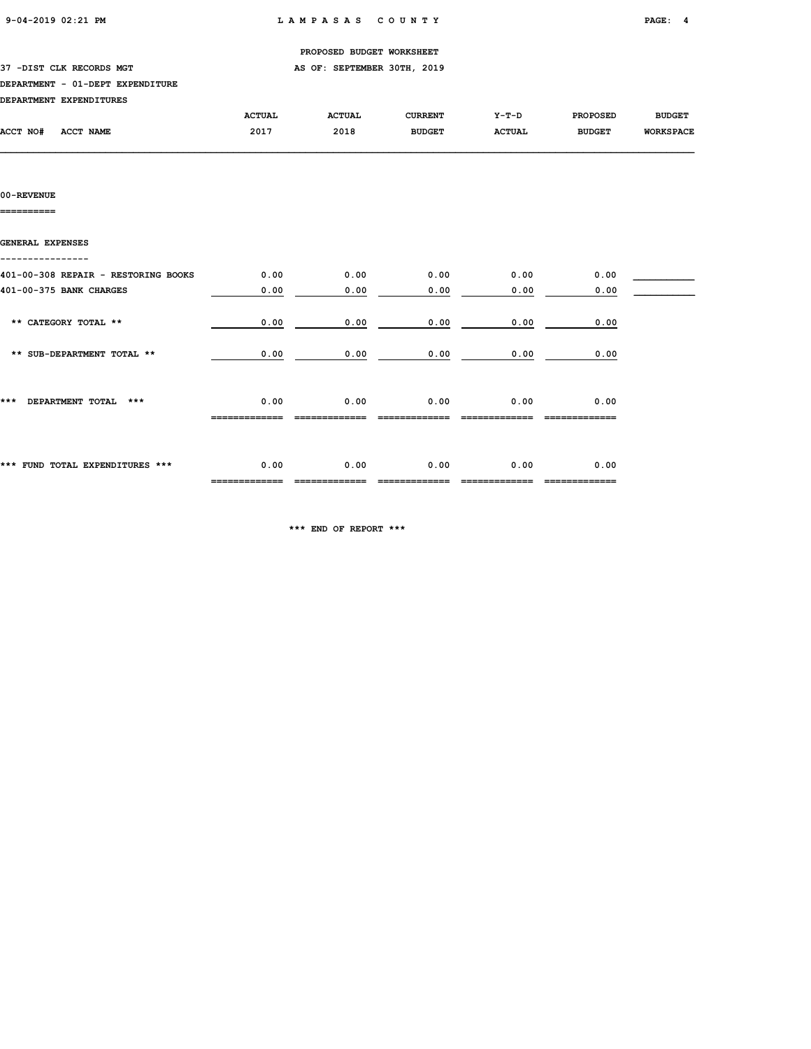PROPOSED BUDGET WORKSHEET

37 -DIST CLK RECORDS MGT — AS OF: SEPTEMBER 30TH, 2019

DEPARTMENT - 01-DEPT EXPENDITURE

DEPARTMENT EXPENDITURES

| ACCT NO# ACCT NAME | ACTUAL 2017 | ACTUAL 2018 | CURRENT BUDGET | Y-T-D ACTUAL | PROPOSED BUDGET | BUDGET WORKSPACE |
|---|---|---|---|---|---|---|
| **00-REVENUE** | | | | | | |
| **GENERAL EXPENSES** | | | | | | |
| 401-00-308 REPAIR - RESTORING BOOKS | 0.00 | 0.00 | 0.00 | 0.00 | 0.00 | |
| 401-00-375 BANK CHARGES | 0.00 | 0.00 | 0.00 | 0.00 | 0.00 | |
| ** CATEGORY TOTAL ** | 0.00 | 0.00 | 0.00 | 0.00 | 0.00 | |
| ** SUB-DEPARTMENT TOTAL ** | 0.00 | 0.00 | 0.00 | 0.00 | 0.00 | |
| *** DEPARTMENT TOTAL *** | 0.00 | 0.00 | 0.00 | 0.00 | 0.00 | |
| *** FUND TOTAL EXPENDITURES *** | 0.00 | 0.00 | 0.00 | 0.00 | 0.00 | |

*** END OF REPORT ***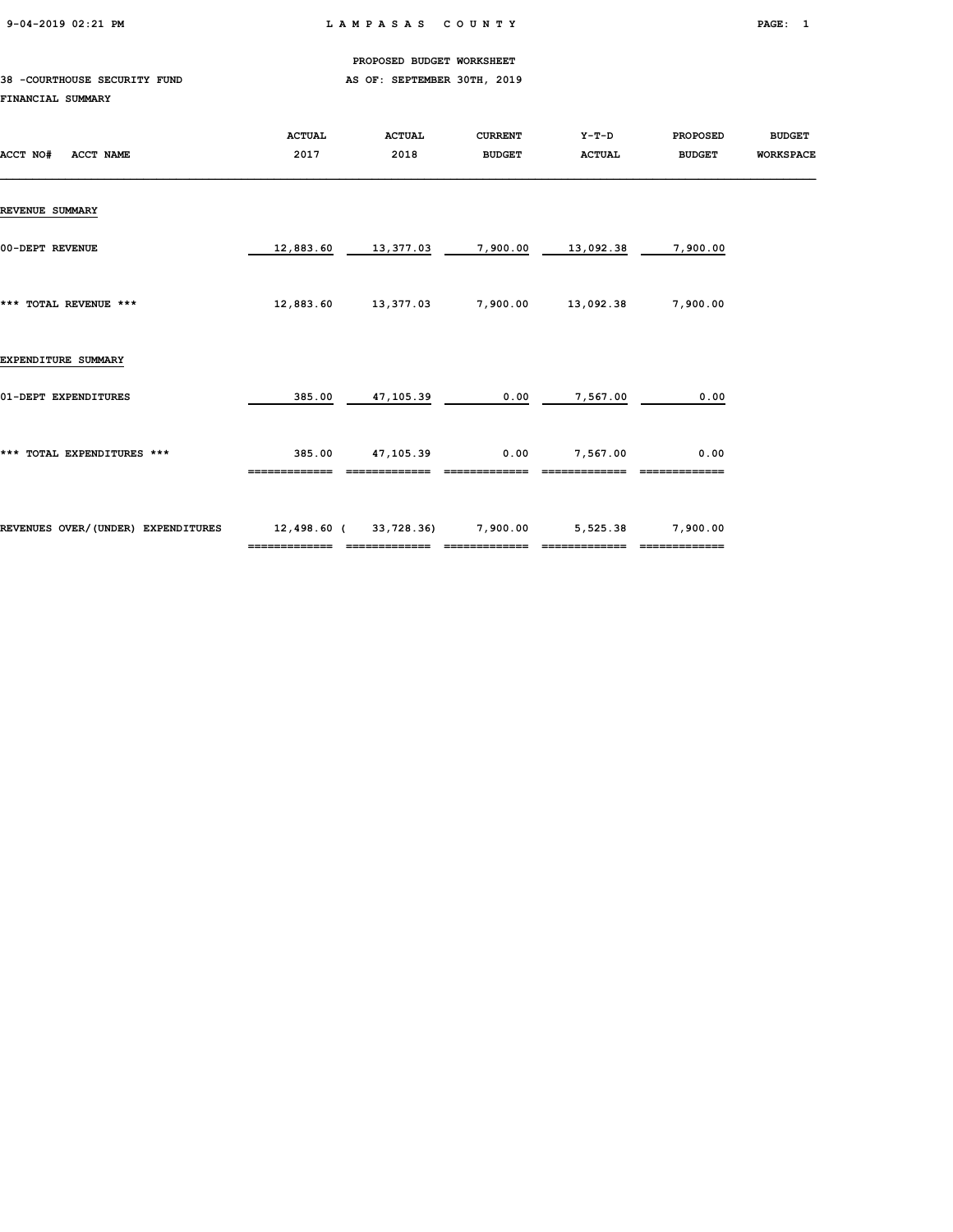PROPOSED BUDGET WORKSHEET

38 -COURTHOUSE SECURITY FUND — AS OF: SEPTEMBER 30TH, 2019

FINANCIAL SUMMARY

| ACCT NO# ACCT NAME | ACTUAL 2017 | ACTUAL 2018 | CURRENT BUDGET | Y-T-D ACTUAL | PROPOSED BUDGET | BUDGET WORKSPACE |
|---|---|---|---|---|---|---|
| **REVENUE SUMMARY** | | | | | | |
| 00-DEPT REVENUE | 12,883.60 | 13,377.03 | 7,900.00 | 13,092.38 | 7,900.00 | |
| *** TOTAL REVENUE *** | 12,883.60 | 13,377.03 | 7,900.00 | 13,092.38 | 7,900.00 | |
| **EXPENDITURE SUMMARY** | | | | | | |
| 01-DEPT EXPENDITURES | 385.00 | 47,105.39 | 0.00 | 7,567.00 | 0.00 | |
| *** TOTAL EXPENDITURES *** | 385.00 | 47,105.39 | 0.00 | 7,567.00 | 0.00 | |
| REVENUES OVER/(UNDER) EXPENDITURES | 12,498.60 | ( 33,728.36) | 7,900.00 | 5,525.38 | 7,900.00 | |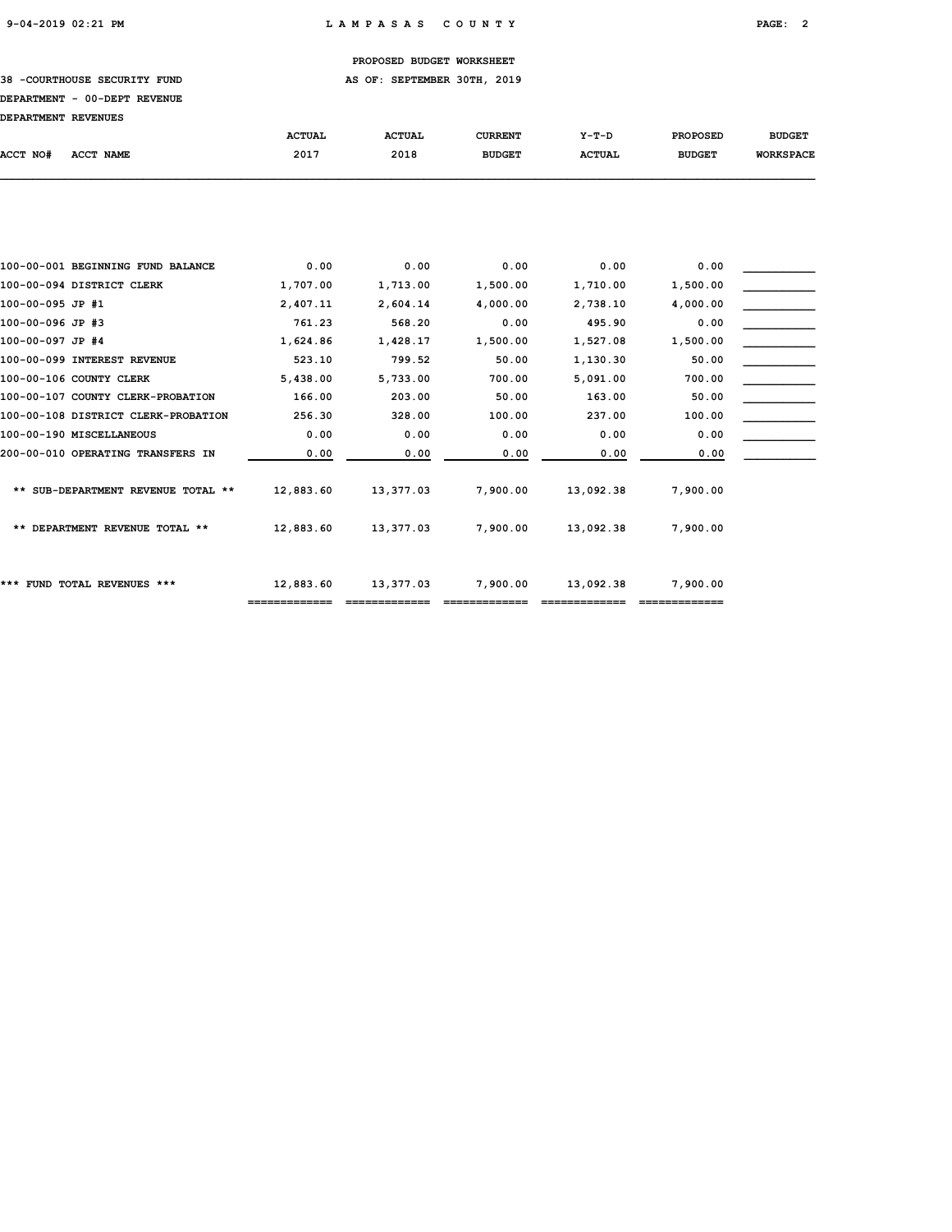**LAMPASAS COUNTY**

**PROPOSED BUDGET WORKSHEET**

**38 -COURTHOUSE SECURITY FUND** — **AS OF: SEPTEMBER 30TH, 2019**

**DEPARTMENT - 00-DEPT REVENUE**

**DEPARTMENT REVENUES**

| ACCT NO# | ACCT NAME | ACTUAL 2017 | ACTUAL 2018 | CURRENT BUDGET | Y-T-D ACTUAL | PROPOSED BUDGET | BUDGET WORKSPACE |
|---|---|---|---|---|---|---|---|
| 100-00-001 | BEGINNING FUND BALANCE | 0.00 | 0.00 | 0.00 | 0.00 | 0.00 | |
| 100-00-094 | DISTRICT CLERK | 1,707.00 | 1,713.00 | 1,500.00 | 1,710.00 | 1,500.00 | |
| 100-00-095 | JP #1 | 2,407.11 | 2,604.14 | 4,000.00 | 2,738.10 | 4,000.00 | |
| 100-00-096 | JP #3 | 761.23 | 568.20 | 0.00 | 495.90 | 0.00 | |
| 100-00-097 | JP #4 | 1,624.86 | 1,428.17 | 1,500.00 | 1,527.08 | 1,500.00 | |
| 100-00-099 | INTEREST REVENUE | 523.10 | 799.52 | 50.00 | 1,130.30 | 50.00 | |
| 100-00-106 | COUNTY CLERK | 5,438.00 | 5,733.00 | 700.00 | 5,091.00 | 700.00 | |
| 100-00-107 | COUNTY CLERK-PROBATION | 166.00 | 203.00 | 50.00 | 163.00 | 50.00 | |
| 100-00-108 | DISTRICT CLERK-PROBATION | 256.30 | 328.00 | 100.00 | 237.00 | 100.00 | |
| 100-00-190 | MISCELLANEOUS | 0.00 | 0.00 | 0.00 | 0.00 | 0.00 | |
| 200-00-010 | OPERATING TRANSFERS IN | 0.00 | 0.00 | 0.00 | 0.00 | 0.00 | |
| | ** SUB-DEPARTMENT REVENUE TOTAL ** | 12,883.60 | 13,377.03 | 7,900.00 | 13,092.38 | 7,900.00 | |
| | ** DEPARTMENT REVENUE TOTAL ** | 12,883.60 | 13,377.03 | 7,900.00 | 13,092.38 | 7,900.00 | |
| | *** FUND TOTAL REVENUES *** | 12,883.60 | 13,377.03 | 7,900.00 | 13,092.38 | 7,900.00 | |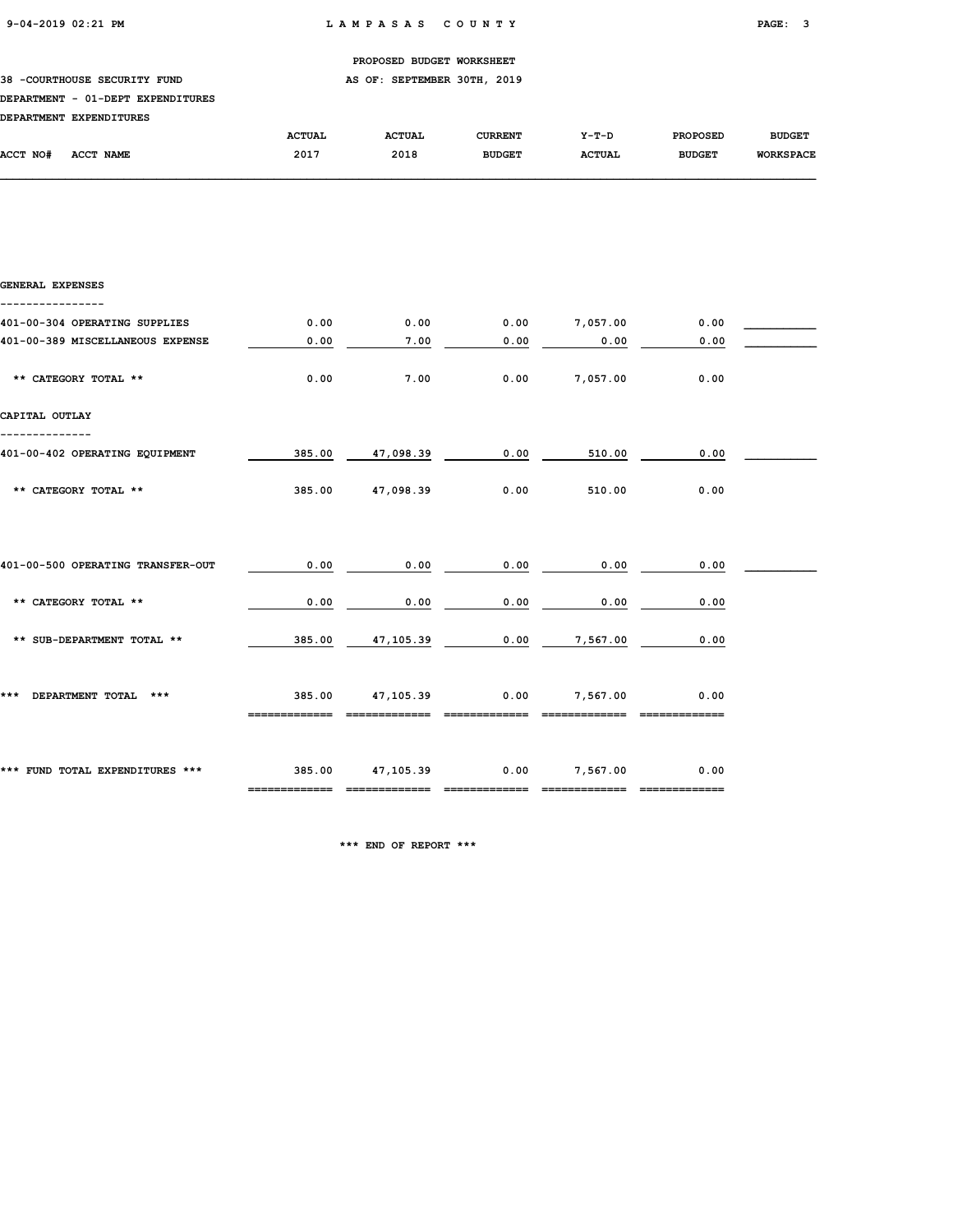**PROPOSED BUDGET WORKSHEET**

**38 -COURTHOUSE SECURITY FUND** — AS OF: SEPTEMBER 30TH, 2019

**DEPARTMENT - 01-DEPT EXPENDITURES**

**DEPARTMENT EXPENDITURES**

| ACCT NO# ACCT NAME | ACTUAL 2017 | ACTUAL 2018 | CURRENT BUDGET | Y-T-D ACTUAL | PROPOSED BUDGET | BUDGET WORKSPACE |
|---|---|---|---|---|---|---|
| **GENERAL EXPENSES** | | | | | | |
| 401-00-304 OPERATING SUPPLIES | 0.00 | 0.00 | 0.00 | 7,057.00 | 0.00 | |
| 401-00-389 MISCELLANEOUS EXPENSE | 0.00 | 7.00 | 0.00 | 0.00 | 0.00 | |
| ** CATEGORY TOTAL ** | 0.00 | 7.00 | 0.00 | 7,057.00 | 0.00 | |
| **CAPITAL OUTLAY** | | | | | | |
| 401-00-402 OPERATING EQUIPMENT | 385.00 | 47,098.39 | 0.00 | 510.00 | 0.00 | |
| ** CATEGORY TOTAL ** | 385.00 | 47,098.39 | 0.00 | 510.00 | 0.00 | |
| 401-00-500 OPERATING TRANSFER-OUT | 0.00 | 0.00 | 0.00 | 0.00 | 0.00 | |
| ** CATEGORY TOTAL ** | 0.00 | 0.00 | 0.00 | 0.00 | 0.00 | |
| ** SUB-DEPARTMENT TOTAL ** | 385.00 | 47,105.39 | 0.00 | 7,567.00 | 0.00 | |
| *** DEPARTMENT TOTAL *** | 385.00 | 47,105.39 | 0.00 | 7,567.00 | 0.00 | |
| *** FUND TOTAL EXPENDITURES *** | 385.00 | 47,105.39 | 0.00 | 7,567.00 | 0.00 | |

*** END OF REPORT ***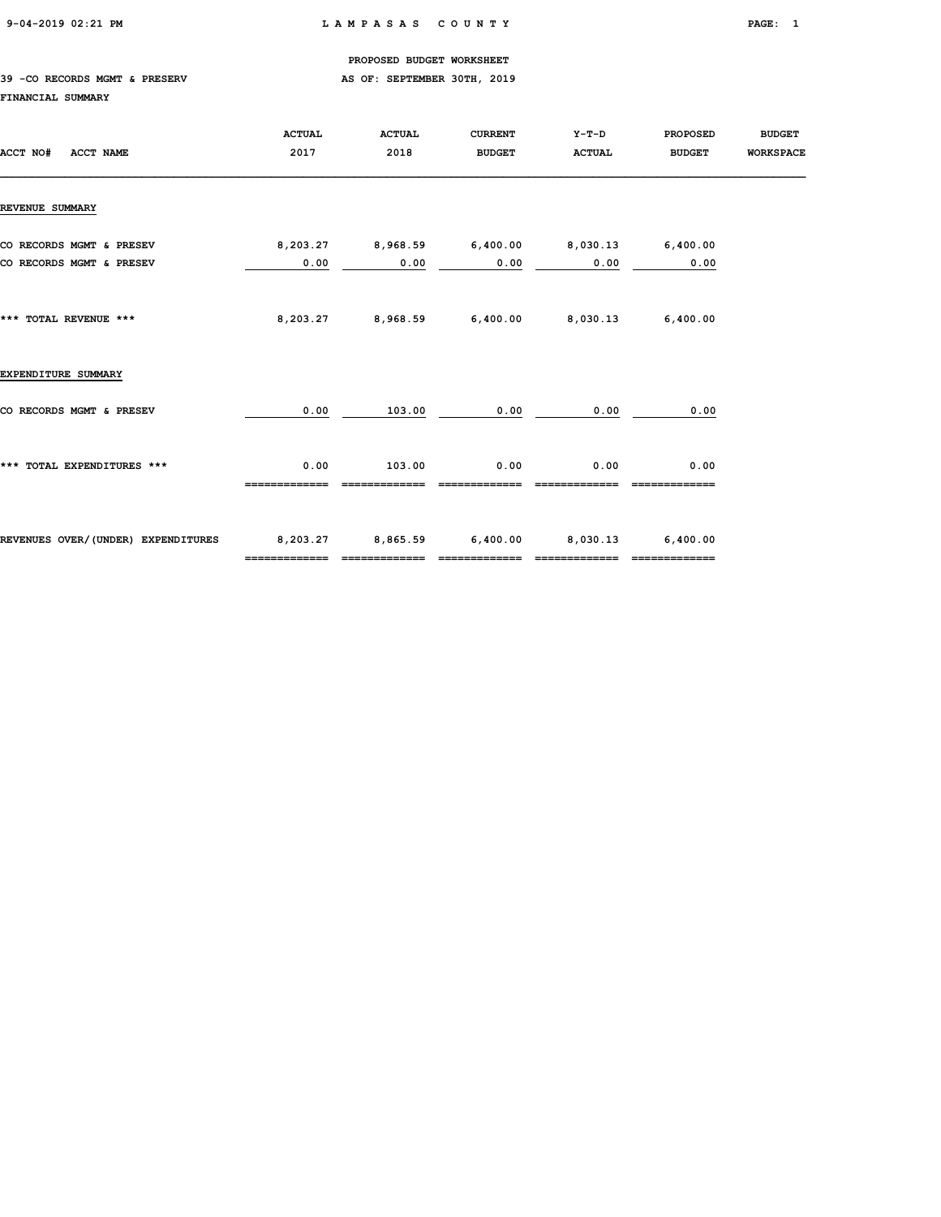PROPOSED BUDGET WORKSHEET

39 -CO RECORDS MGMT & PRESERV — AS OF: SEPTEMBER 30TH, 2019

FINANCIAL SUMMARY

| ACCT NO# ACCT NAME | ACTUAL 2017 | ACTUAL 2018 | CURRENT BUDGET | Y-T-D ACTUAL | PROPOSED BUDGET | BUDGET WORKSPACE |
|---|---|---|---|---|---|---|
| **REVENUE SUMMARY** | | | | | | |
| CO RECORDS MGMT & PRESEV | 8,203.27 | 8,968.59 | 6,400.00 | 8,030.13 | 6,400.00 | |
| CO RECORDS MGMT & PRESEV | 0.00 | 0.00 | 0.00 | 0.00 | 0.00 | |
| *** TOTAL REVENUE *** | 8,203.27 | 8,968.59 | 6,400.00 | 8,030.13 | 6,400.00 | |
| **EXPENDITURE SUMMARY** | | | | | | |
| CO RECORDS MGMT & PRESEV | 0.00 | 103.00 | 0.00 | 0.00 | 0.00 | |
| *** TOTAL EXPENDITURES *** | 0.00 | 103.00 | 0.00 | 0.00 | 0.00 | |
| REVENUES OVER/(UNDER) EXPENDITURES | 8,203.27 | 8,865.59 | 6,400.00 | 8,030.13 | 6,400.00 | |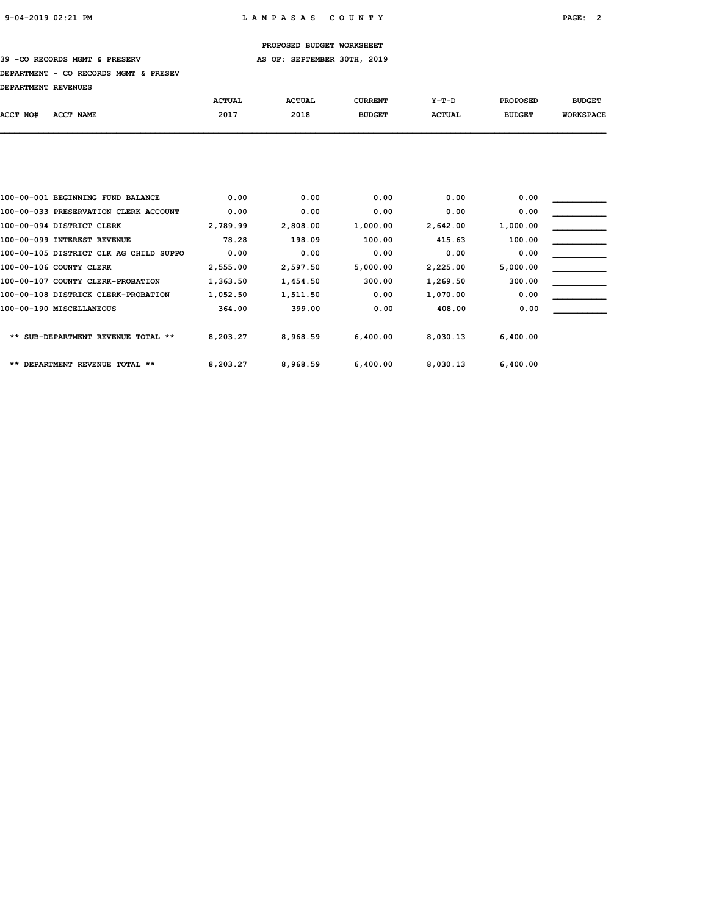PROPOSED BUDGET WORKSHEET

39 -CO RECORDS MGMT & PRESERV — AS OF: SEPTEMBER 30TH, 2019

DEPARTMENT - CO RECORDS MGMT & PRESEV

DEPARTMENT REVENUES

| ACCT NO# | ACCT NAME | ACTUAL 2017 | ACTUAL 2018 | CURRENT BUDGET | Y-T-D ACTUAL | PROPOSED BUDGET | BUDGET WORKSPACE |
|---|---|---|---|---|---|---|---|
| 100-00-001 | BEGINNING FUND BALANCE | 0.00 | 0.00 | 0.00 | 0.00 | 0.00 | |
| 100-00-033 | PRESERVATION CLERK ACCOUNT | 0.00 | 0.00 | 0.00 | 0.00 | 0.00 | |
| 100-00-094 | DISTRICT CLERK | 2,789.99 | 2,808.00 | 1,000.00 | 2,642.00 | 1,000.00 | |
| 100-00-099 | INTEREST REVENUE | 78.28 | 198.09 | 100.00 | 415.63 | 100.00 | |
| 100-00-105 | DISTRICT CLK AG CHILD SUPPO | 0.00 | 0.00 | 0.00 | 0.00 | 0.00 | |
| 100-00-106 | COUNTY CLERK | 2,555.00 | 2,597.50 | 5,000.00 | 2,225.00 | 5,000.00 | |
| 100-00-107 | COUNTY CLERK-PROBATION | 1,363.50 | 1,454.50 | 300.00 | 1,269.50 | 300.00 | |
| 100-00-108 | DISTRICK CLERK-PROBATION | 1,052.50 | 1,511.50 | 0.00 | 1,070.00 | 0.00 | |
| 100-00-190 | MISCELLANEOUS | 364.00 | 399.00 | 0.00 | 408.00 | 0.00 | |
| | ** SUB-DEPARTMENT REVENUE TOTAL ** | 8,203.27 | 8,968.59 | 6,400.00 | 8,030.13 | 6,400.00 | |
| | ** DEPARTMENT REVENUE TOTAL ** | 8,203.27 | 8,968.59 | 6,400.00 | 8,030.13 | 6,400.00 | |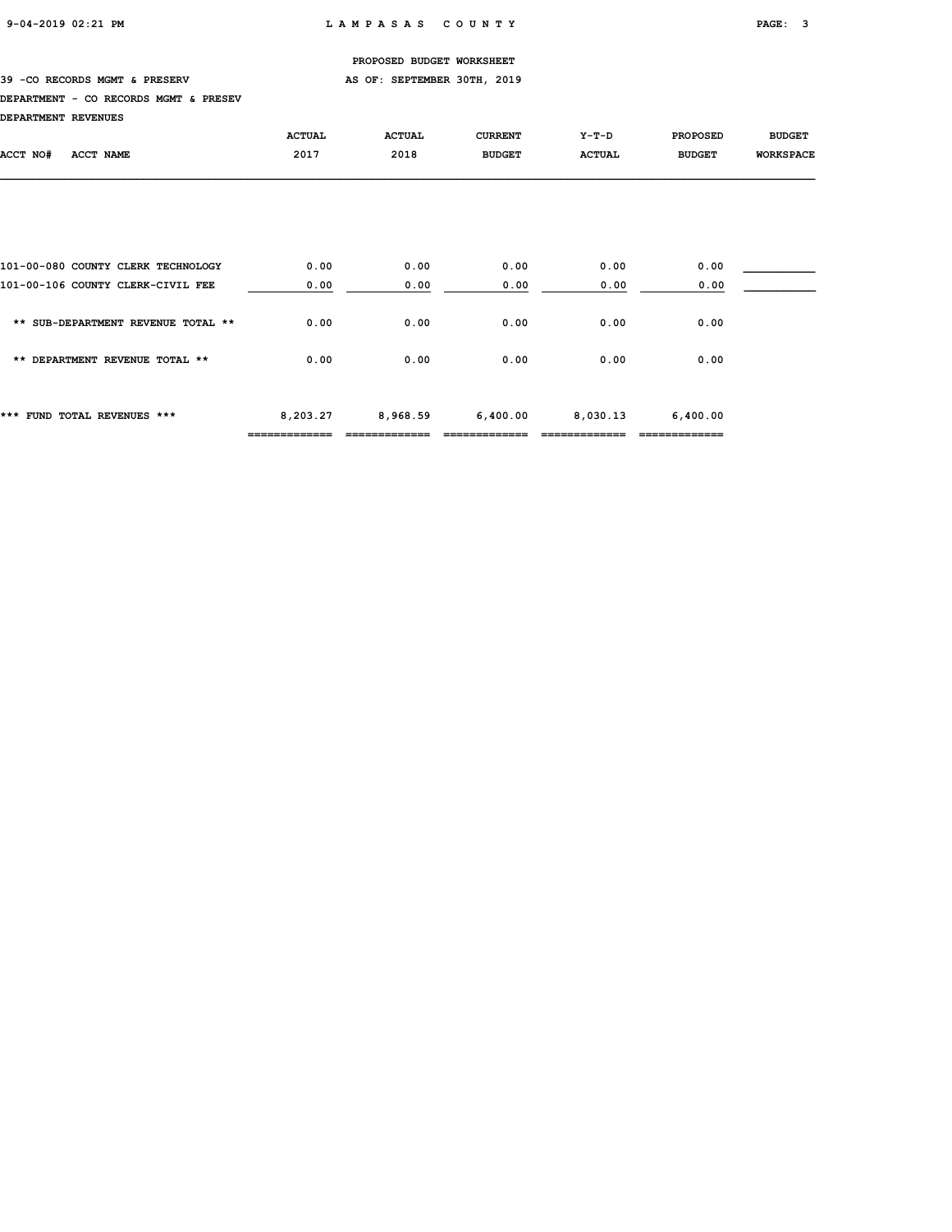PROPOSED BUDGET WORKSHEET

39 -CO RECORDS MGMT & PRESERV AS OF: SEPTEMBER 30TH, 2019

DEPARTMENT - CO RECORDS MGMT & PRESEV

DEPARTMENT REVENUES

| ACCT NO# ACCT NAME | ACTUAL 2017 | ACTUAL 2018 | CURRENT BUDGET | Y-T-D ACTUAL | PROPOSED BUDGET | BUDGET WORKSPACE |
|---|---|---|---|---|---|---|
| 101-00-080 COUNTY CLERK TECHNOLOGY | 0.00 | 0.00 | 0.00 | 0.00 | 0.00 | ___________ |
| 101-00-106 COUNTY CLERK-CIVIL FEE | 0.00 | 0.00 | 0.00 | 0.00 | 0.00 | ___________ |
| ** SUB-DEPARTMENT REVENUE TOTAL ** | 0.00 | 0.00 | 0.00 | 0.00 | 0.00 | |
| ** DEPARTMENT REVENUE TOTAL ** | 0.00 | 0.00 | 0.00 | 0.00 | 0.00 | |
| *** FUND TOTAL REVENUES *** | 8,203.27 | 8,968.59 | 6,400.00 | 8,030.13 | 6,400.00 | |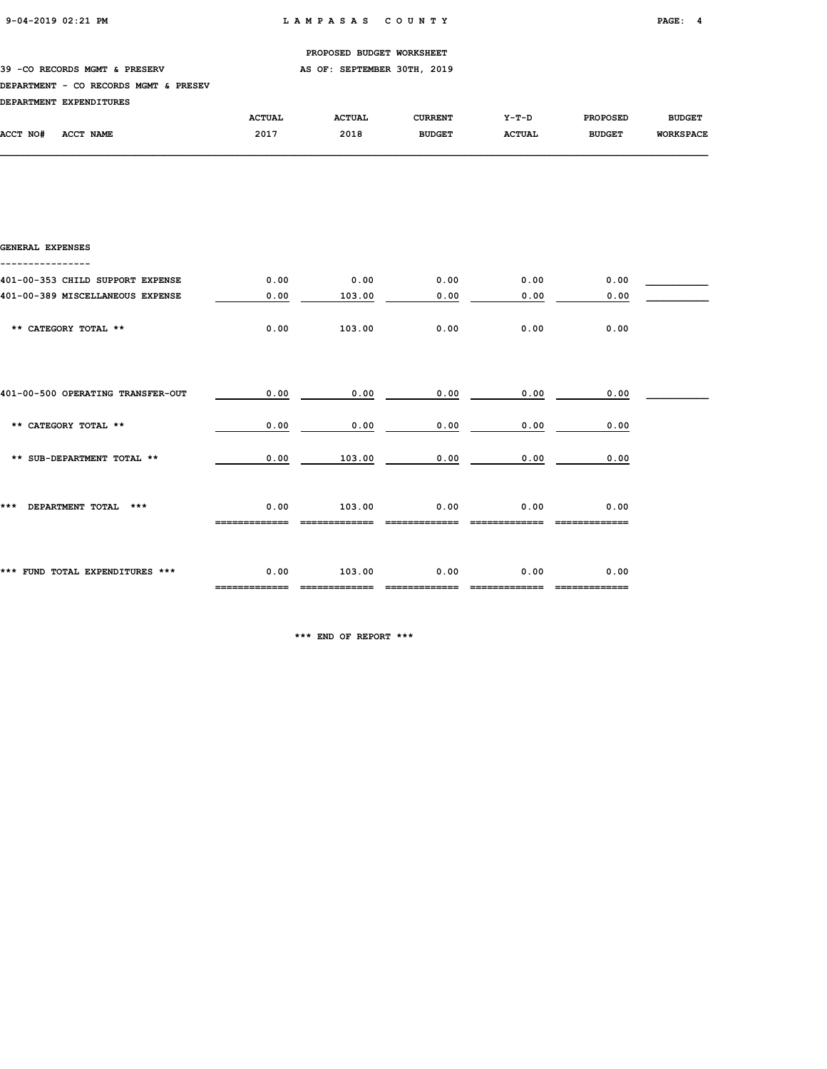PROPOSED BUDGET WORKSHEET

39 -CO RECORDS MGMT & PRESERV — AS OF: SEPTEMBER 30TH, 2019

DEPARTMENT - CO RECORDS MGMT & PRESEV

DEPARTMENT EXPENDITURES

| ACCT NO# ACCT NAME | ACTUAL 2017 | ACTUAL 2018 | CURRENT BUDGET | Y-T-D ACTUAL | PROPOSED BUDGET | BUDGET WORKSPACE |
|---|---|---|---|---|---|---|
| **GENERAL EXPENSES** | | | | | | |
| 401-00-353 CHILD SUPPORT EXPENSE | 0.00 | 0.00 | 0.00 | 0.00 | 0.00 | |
| 401-00-389 MISCELLANEOUS EXPENSE | 0.00 | 103.00 | 0.00 | 0.00 | 0.00 | |
| ** CATEGORY TOTAL ** | 0.00 | 103.00 | 0.00 | 0.00 | 0.00 | |
| 401-00-500 OPERATING TRANSFER-OUT | 0.00 | 0.00 | 0.00 | 0.00 | 0.00 | |
| ** CATEGORY TOTAL ** | 0.00 | 0.00 | 0.00 | 0.00 | 0.00 | |
| ** SUB-DEPARTMENT TOTAL ** | 0.00 | 103.00 | 0.00 | 0.00 | 0.00 | |
| *** DEPARTMENT TOTAL *** | 0.00 | 103.00 | 0.00 | 0.00 | 0.00 | |
| *** FUND TOTAL EXPENDITURES *** | 0.00 | 103.00 | 0.00 | 0.00 | 0.00 | |

*** END OF REPORT ***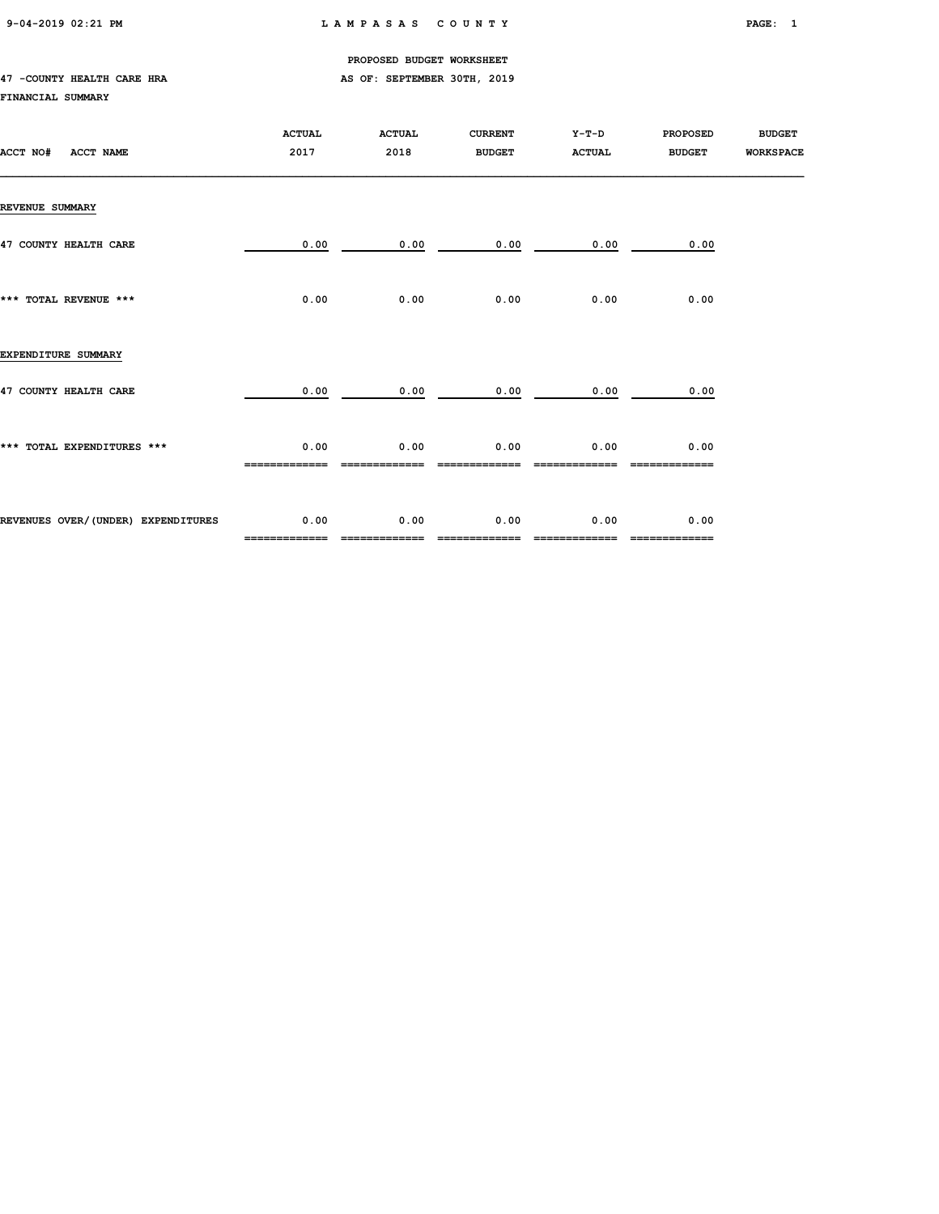PROPOSED BUDGET WORKSHEET

47 -COUNTY HEALTH CARE HRA AS OF: SEPTEMBER 30TH, 2019

FINANCIAL SUMMARY

| ACCT NO# ACCT NAME | ACTUAL 2017 | ACTUAL 2018 | CURRENT BUDGET | Y-T-D ACTUAL | PROPOSED BUDGET | BUDGET WORKSPACE |
|---|---|---|---|---|---|---|
| REVENUE SUMMARY | | | | | | |
| 47 COUNTY HEALTH CARE | 0.00 | 0.00 | 0.00 | 0.00 | 0.00 | |
| *** TOTAL REVENUE *** | 0.00 | 0.00 | 0.00 | 0.00 | 0.00 | |
| EXPENDITURE SUMMARY | | | | | | |
| 47 COUNTY HEALTH CARE | 0.00 | 0.00 | 0.00 | 0.00 | 0.00 | |
| *** TOTAL EXPENDITURES *** | 0.00 | 0.00 | 0.00 | 0.00 | 0.00 | |
| REVENUES OVER/(UNDER) EXPENDITURES | 0.00 | 0.00 | 0.00 | 0.00 | 0.00 | |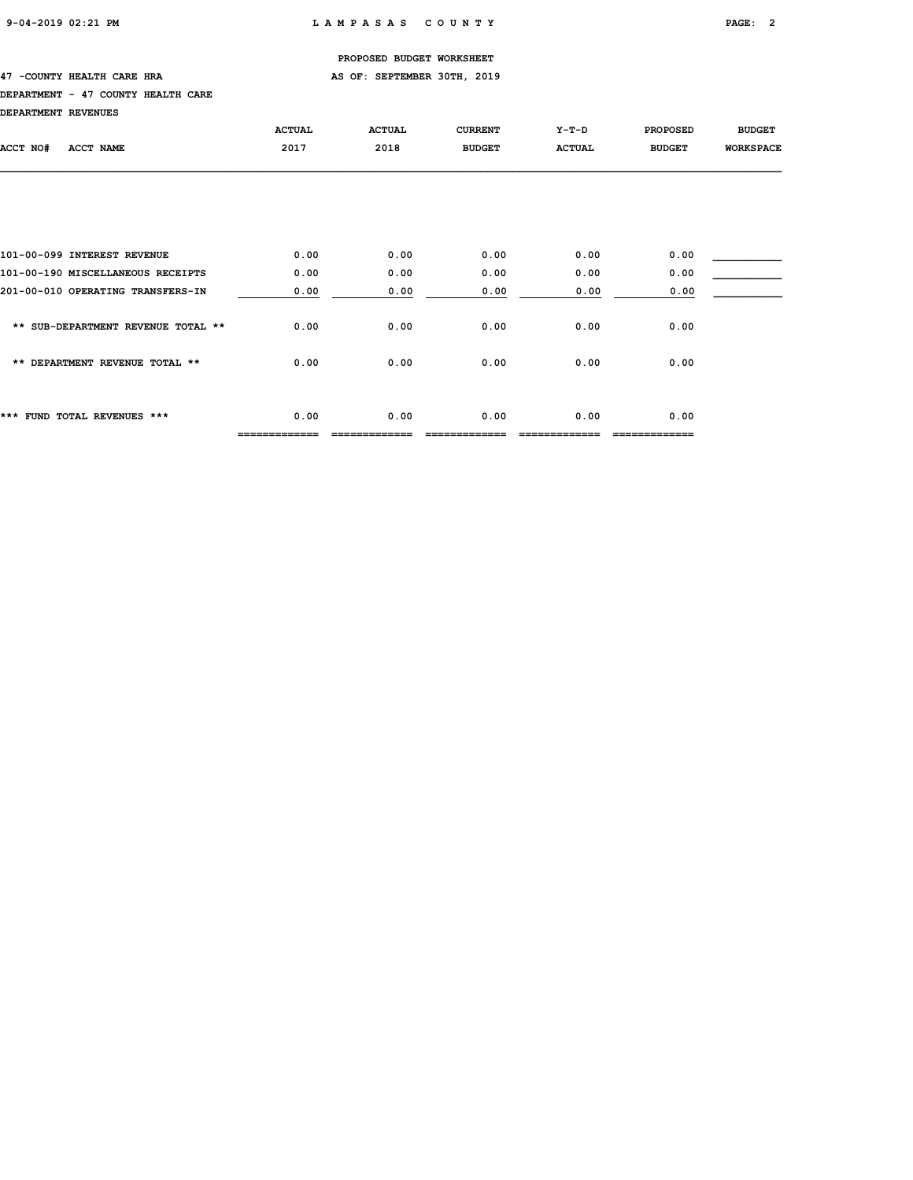PROPOSED BUDGET WORKSHEET

47 -COUNTY HEALTH CARE HRA — AS OF: SEPTEMBER 30TH, 2019

DEPARTMENT - 47 COUNTY HEALTH CARE

DEPARTMENT REVENUES

| ACCT NO# ACCT NAME | ACTUAL 2017 | ACTUAL 2018 | CURRENT BUDGET | Y-T-D ACTUAL | PROPOSED BUDGET | BUDGET WORKSPACE |
|---|---|---|---|---|---|---|
| 101-00-099 INTEREST REVENUE | 0.00 | 0.00 | 0.00 | 0.00 | 0.00 | ___________ |
| 101-00-190 MISCELLANEOUS RECEIPTS | 0.00 | 0.00 | 0.00 | 0.00 | 0.00 | ___________ |
| 201-00-010 OPERATING TRANSFERS-IN | 0.00 | 0.00 | 0.00 | 0.00 | 0.00 | ___________ |
| ** SUB-DEPARTMENT REVENUE TOTAL ** | 0.00 | 0.00 | 0.00 | 0.00 | 0.00 | |
| ** DEPARTMENT REVENUE TOTAL ** | 0.00 | 0.00 | 0.00 | 0.00 | 0.00 | |
| *** FUND TOTAL REVENUES *** | 0.00 | 0.00 | 0.00 | 0.00 | 0.00 | |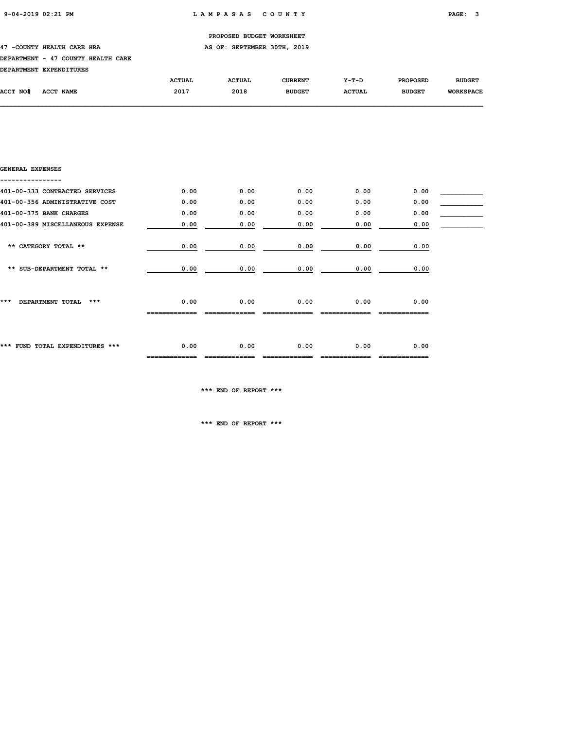PROPOSED BUDGET WORKSHEET

47 -COUNTY HEALTH CARE HRA — AS OF: SEPTEMBER 30TH, 2019

DEPARTMENT - 47 COUNTY HEALTH CARE

DEPARTMENT EXPENDITURES

| ACCT NO# ACCT NAME | ACTUAL 2017 | ACTUAL 2018 | CURRENT BUDGET | Y-T-D ACTUAL | PROPOSED BUDGET | BUDGET WORKSPACE |
|---|---|---|---|---|---|---|
| **GENERAL EXPENSES** | | | | | | |
| 401-00-333 CONTRACTED SERVICES | 0.00 | 0.00 | 0.00 | 0.00 | 0.00 | ___________ |
| 401-00-356 ADMINISTRATIVE COST | 0.00 | 0.00 | 0.00 | 0.00 | 0.00 | ___________ |
| 401-00-375 BANK CHARGES | 0.00 | 0.00 | 0.00 | 0.00 | 0.00 | ___________ |
| 401-00-389 MISCELLANEOUS EXPENSE | 0.00 | 0.00 | 0.00 | 0.00 | 0.00 | ___________ |
| ** CATEGORY TOTAL ** | 0.00 | 0.00 | 0.00 | 0.00 | 0.00 | |
| ** SUB-DEPARTMENT TOTAL ** | 0.00 | 0.00 | 0.00 | 0.00 | 0.00 | |
| *** DEPARTMENT TOTAL *** | 0.00 | 0.00 | 0.00 | 0.00 | 0.00 | |
| *** FUND TOTAL EXPENDITURES *** | 0.00 | 0.00 | 0.00 | 0.00 | 0.00 | |

*** END OF REPORT ***

*** END OF REPORT ***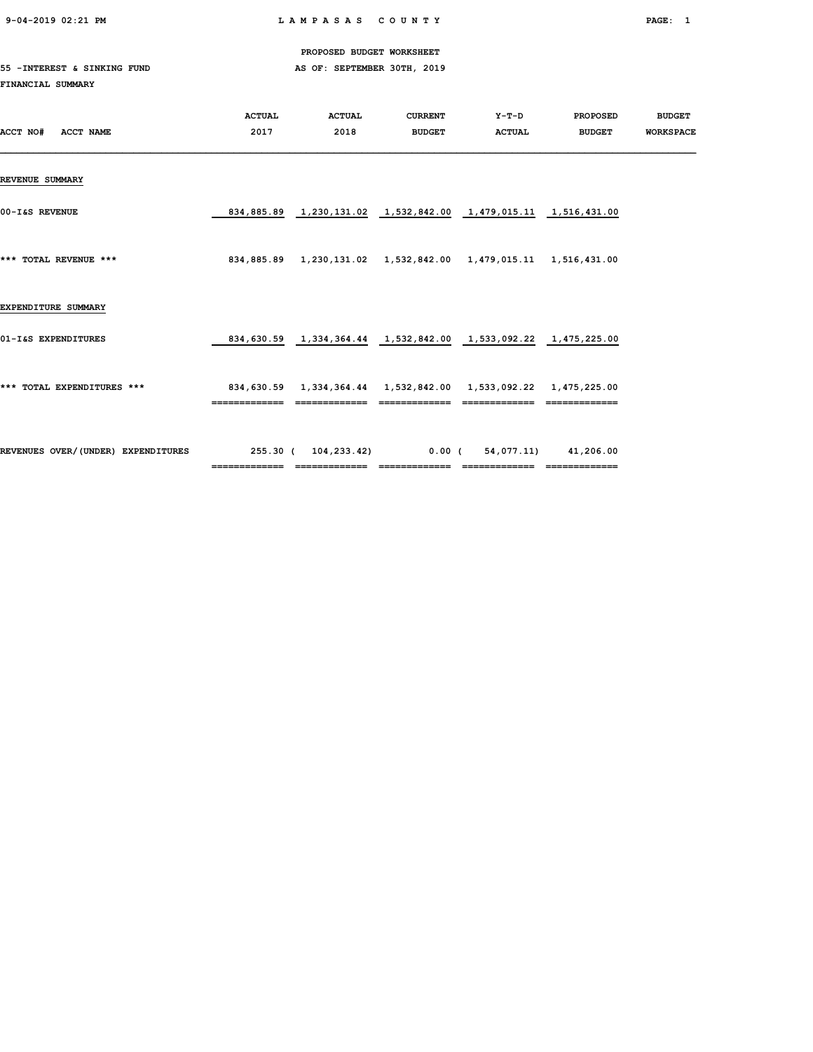PROPOSED BUDGET WORKSHEET

55 -INTEREST & SINKING FUND — AS OF: SEPTEMBER 30TH, 2019

FINANCIAL SUMMARY

| ACCT NO# ACCT NAME | ACTUAL 2017 | ACTUAL 2018 | CURRENT BUDGET | Y-T-D ACTUAL | PROPOSED BUDGET | BUDGET WORKSPACE |
|---|---|---|---|---|---|---|
| **REVENUE SUMMARY** | | | | | | |
| 00-I&S REVENUE | 834,885.89 | 1,230,131.02 | 1,532,842.00 | 1,479,015.11 | 1,516,431.00 | |
| *** TOTAL REVENUE *** | 834,885.89 | 1,230,131.02 | 1,532,842.00 | 1,479,015.11 | 1,516,431.00 | |
| **EXPENDITURE SUMMARY** | | | | | | |
| 01-I&S EXPENDITURES | 834,630.59 | 1,334,364.44 | 1,532,842.00 | 1,533,092.22 | 1,475,225.00 | |
| *** TOTAL EXPENDITURES *** | 834,630.59 | 1,334,364.44 | 1,532,842.00 | 1,533,092.22 | 1,475,225.00 | |
| REVENUES OVER/(UNDER) EXPENDITURES | 255.30 | ( 104,233.42) | 0.00 | ( 54,077.11) | 41,206.00 | |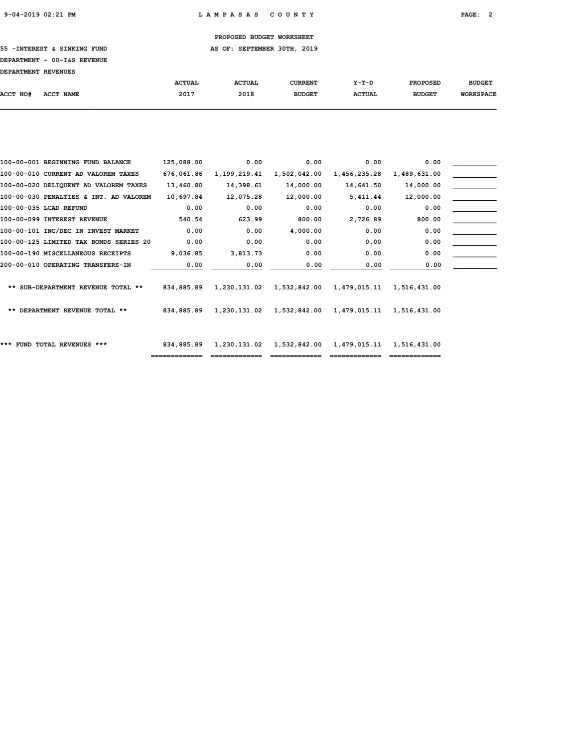PROPOSED BUDGET WORKSHEET

55 -INTEREST & SINKING FUND AS OF: SEPTEMBER 30TH, 2019

DEPARTMENT - 00-I&S REVENUE

DEPARTMENT REVENUES

| ACCT NO# | ACCT NAME | ACTUAL 2017 | ACTUAL 2018 | CURRENT BUDGET | Y-T-D ACTUAL | PROPOSED BUDGET | BUDGET WORKSPACE |
|---|---|---|---|---|---|---|---|
| 100-00-001 | BEGINNING FUND BALANCE | 125,088.00 | 0.00 | 0.00 | 0.00 | 0.00 | |
| 100-00-010 | CURRENT AD VALOREM TAXES | 676,061.86 | 1,199,219.41 | 1,502,042.00 | 1,456,235.28 | 1,489,631.00 | |
| 100-00-020 | DELIQUENT AD VALOREM TAXES | 13,460.80 | 14,398.61 | 14,000.00 | 14,641.50 | 14,000.00 | |
| 100-00-030 | PENALTIES & INT. AD VALOREM | 10,697.84 | 12,075.28 | 12,000.00 | 5,411.44 | 12,000.00 | |
| 100-00-035 | LCAD REFUND | 0.00 | 0.00 | 0.00 | 0.00 | 0.00 | |
| 100-00-099 | INTEREST REVENUE | 540.54 | 623.99 | 800.00 | 2,726.89 | 800.00 | |
| 100-00-101 | INC/DEC IN INVEST MARKET | 0.00 | 0.00 | 4,000.00 | 0.00 | 0.00 | |
| 100-00-125 | LIMITED TAX BONDS SERIES 20 | 0.00 | 0.00 | 0.00 | 0.00 | 0.00 | |
| 100-00-190 | MISCELLANEOUS RECEIPTS | 9,036.85 | 3,813.73 | 0.00 | 0.00 | 0.00 | |
| 200-00-010 | OPERATING TRANSFERS-IN | 0.00 | 0.00 | 0.00 | 0.00 | 0.00 | |
| | ** SUB-DEPARTMENT REVENUE TOTAL ** | 834,885.89 | 1,230,131.02 | 1,532,842.00 | 1,479,015.11 | 1,516,431.00 | |
| | ** DEPARTMENT REVENUE TOTAL ** | 834,885.89 | 1,230,131.02 | 1,532,842.00 | 1,479,015.11 | 1,516,431.00 | |
| | *** FUND TOTAL REVENUES *** | 834,885.89 | 1,230,131.02 | 1,532,842.00 | 1,479,015.11 | 1,516,431.00 | |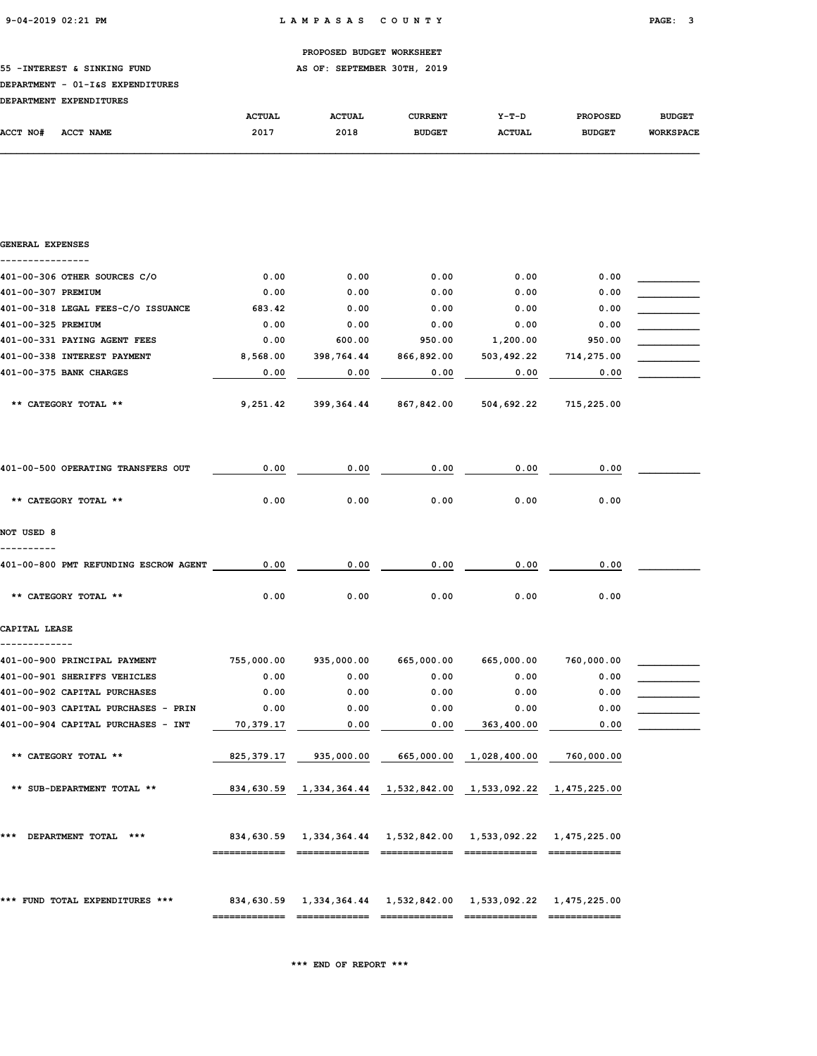PROPOSED BUDGET WORKSHEET

55 -INTEREST & SINKING FUND — AS OF: SEPTEMBER 30TH, 2019

DEPARTMENT - 01-I&S EXPENDITURES

DEPARTMENT EXPENDITURES

| ACCT NO# ACCT NAME | ACTUAL 2017 | ACTUAL 2018 | CURRENT BUDGET | Y-T-D ACTUAL | PROPOSED BUDGET | BUDGET WORKSPACE |
|---|---|---|---|---|---|---|
| **GENERAL EXPENSES** | | | | | | |
| 401-00-306 OTHER SOURCES C/O | 0.00 | 0.00 | 0.00 | 0.00 | 0.00 | |
| 401-00-307 PREMIUM | 0.00 | 0.00 | 0.00 | 0.00 | 0.00 | |
| 401-00-318 LEGAL FEES-C/O ISSUANCE | 683.42 | 0.00 | 0.00 | 0.00 | 0.00 | |
| 401-00-325 PREMIUM | 0.00 | 0.00 | 0.00 | 0.00 | 0.00 | |
| 401-00-331 PAYING AGENT FEES | 0.00 | 600.00 | 950.00 | 1,200.00 | 950.00 | |
| 401-00-338 INTEREST PAYMENT | 8,568.00 | 398,764.44 | 866,892.00 | 503,492.22 | 714,275.00 | |
| 401-00-375 BANK CHARGES | 0.00 | 0.00 | 0.00 | 0.00 | 0.00 | |
| ** CATEGORY TOTAL ** | 9,251.42 | 399,364.44 | 867,842.00 | 504,692.22 | 715,225.00 | |
| 401-00-500 OPERATING TRANSFERS OUT | 0.00 | 0.00 | 0.00 | 0.00 | 0.00 | |
| ** CATEGORY TOTAL ** | 0.00 | 0.00 | 0.00 | 0.00 | 0.00 | |
| **NOT USED 8** | | | | | | |
| 401-00-800 PMT REFUNDING ESCROW AGENT | 0.00 | 0.00 | 0.00 | 0.00 | 0.00 | |
| ** CATEGORY TOTAL ** | 0.00 | 0.00 | 0.00 | 0.00 | 0.00 | |
| **CAPITAL LEASE** | | | | | | |
| 401-00-900 PRINCIPAL PAYMENT | 755,000.00 | 935,000.00 | 665,000.00 | 665,000.00 | 760,000.00 | |
| 401-00-901 SHERIFFS VEHICLES | 0.00 | 0.00 | 0.00 | 0.00 | 0.00 | |
| 401-00-902 CAPITAL PURCHASES | 0.00 | 0.00 | 0.00 | 0.00 | 0.00 | |
| 401-00-903 CAPITAL PURCHASES - PRIN | 0.00 | 0.00 | 0.00 | 0.00 | 0.00 | |
| 401-00-904 CAPITAL PURCHASES - INT | 70,379.17 | 0.00 | 0.00 | 363,400.00 | 0.00 | |
| ** CATEGORY TOTAL ** | 825,379.17 | 935,000.00 | 665,000.00 | 1,028,400.00 | 760,000.00 | |
| ** SUB-DEPARTMENT TOTAL ** | 834,630.59 | 1,334,364.44 | 1,532,842.00 | 1,533,092.22 | 1,475,225.00 | |
| *** DEPARTMENT TOTAL *** | 834,630.59 | 1,334,364.44 | 1,532,842.00 | 1,533,092.22 | 1,475,225.00 | |
| *** FUND TOTAL EXPENDITURES *** | 834,630.59 | 1,334,364.44 | 1,532,842.00 | 1,533,092.22 | 1,475,225.00 | |

*** END OF REPORT ***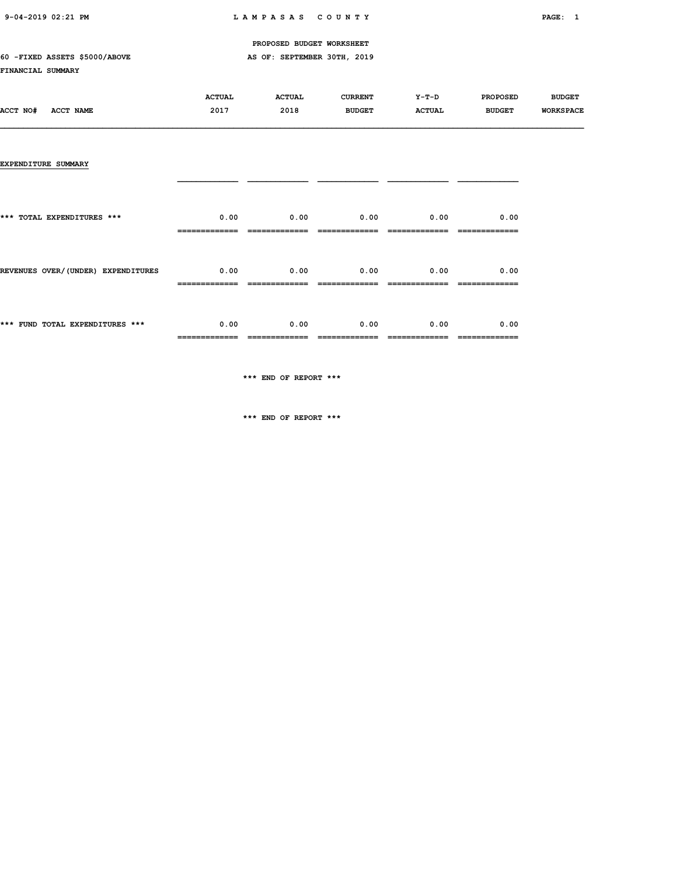PROPOSED BUDGET WORKSHEET

60 -FIXED ASSETS $5000/ABOVE — AS OF: SEPTEMBER 30TH, 2019

FINANCIAL SUMMARY

| ACCT NO# ACCT NAME | ACTUAL 2017 | ACTUAL 2018 | CURRENT BUDGET | Y-T-D ACTUAL | PROPOSED BUDGET | BUDGET WORKSPACE |
|---|---|---|---|---|---|---|
| **EXPENDITURE SUMMARY** | | | | | | |
| *** TOTAL EXPENDITURES *** | 0.00 | 0.00 | 0.00 | 0.00 | 0.00 | |
| REVENUES OVER/(UNDER) EXPENDITURES | 0.00 | 0.00 | 0.00 | 0.00 | 0.00 | |
| *** FUND TOTAL EXPENDITURES *** | 0.00 | 0.00 | 0.00 | 0.00 | 0.00 | |

*** END OF REPORT ***

*** END OF REPORT ***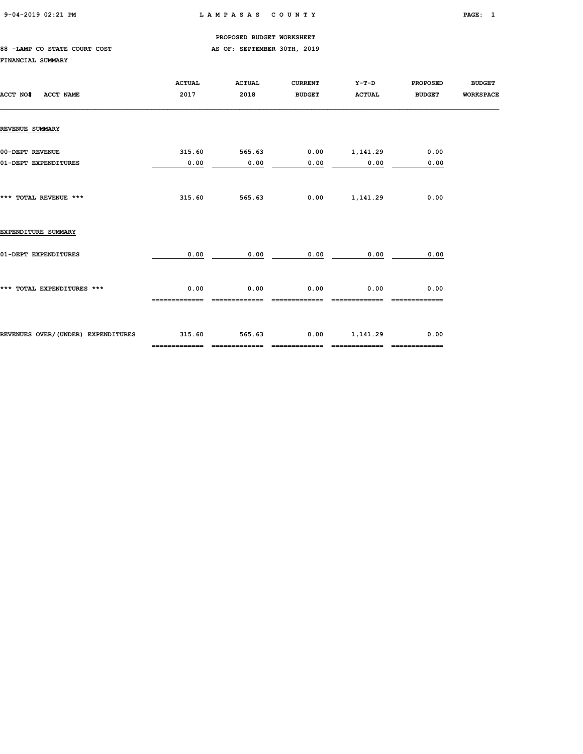PROPOSED BUDGET WORKSHEET

88 -LAMP CO STATE COURT COST AS OF: SEPTEMBER 30TH, 2019

FINANCIAL SUMMARY

| ACCT NO# ACCT NAME | ACTUAL 2017 | ACTUAL 2018 | CURRENT BUDGET | Y-T-D ACTUAL | PROPOSED BUDGET | BUDGET WORKSPACE |
|---|---|---|---|---|---|---|
| **REVENUE SUMMARY** | | | | | | |
| 00-DEPT REVENUE | 315.60 | 565.63 | 0.00 | 1,141.29 | 0.00 | |
| 01-DEPT EXPENDITURES | 0.00 | 0.00 | 0.00 | 0.00 | 0.00 | |
| *** TOTAL REVENUE *** | 315.60 | 565.63 | 0.00 | 1,141.29 | 0.00 | |
| **EXPENDITURE SUMMARY** | | | | | | |
| 01-DEPT EXPENDITURES | 0.00 | 0.00 | 0.00 | 0.00 | 0.00 | |
| *** TOTAL EXPENDITURES *** | 0.00 | 0.00 | 0.00 | 0.00 | 0.00 | |
| REVENUES OVER/(UNDER) EXPENDITURES | 315.60 | 565.63 | 0.00 | 1,141.29 | 0.00 | |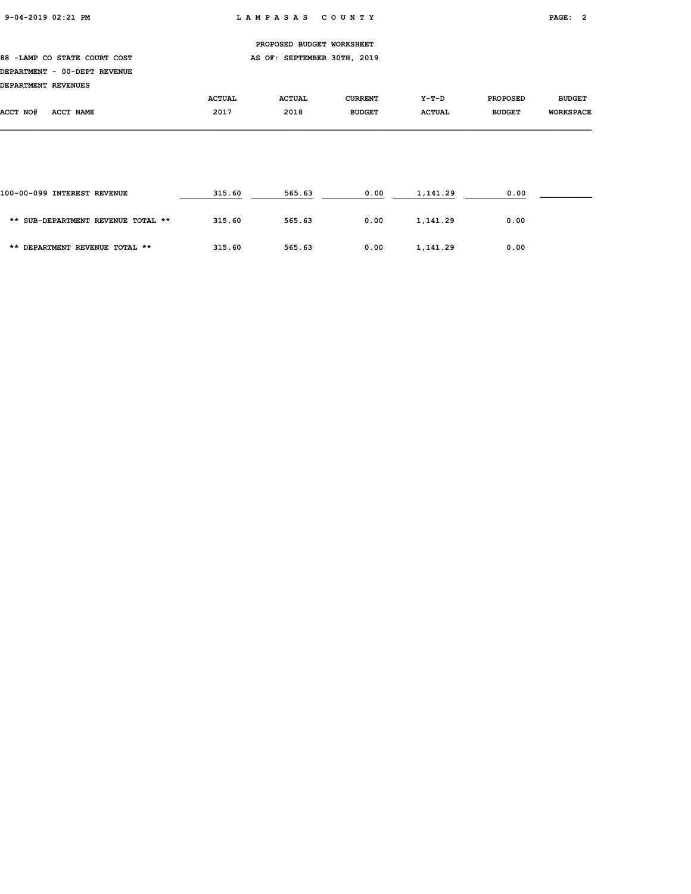PROPOSED BUDGET WORKSHEET

88 -LAMP CO STATE COURT COST AS OF: SEPTEMBER 30TH, 2019

DEPARTMENT - 00-DEPT REVENUE

DEPARTMENT REVENUES

| ACCT NO# ACCT NAME | ACTUAL 2017 | ACTUAL 2018 | CURRENT BUDGET | Y-T-D ACTUAL | PROPOSED BUDGET | BUDGET WORKSPACE |
|---|---|---|---|---|---|---|
| 100-00-099 INTEREST REVENUE | 315.60 | 565.63 | 0.00 | 1,141.29 | 0.00 | |
| ** SUB-DEPARTMENT REVENUE TOTAL ** | 315.60 | 565.63 | 0.00 | 1,141.29 | 0.00 | |
| ** DEPARTMENT REVENUE TOTAL ** | 315.60 | 565.63 | 0.00 | 1,141.29 | 0.00 | |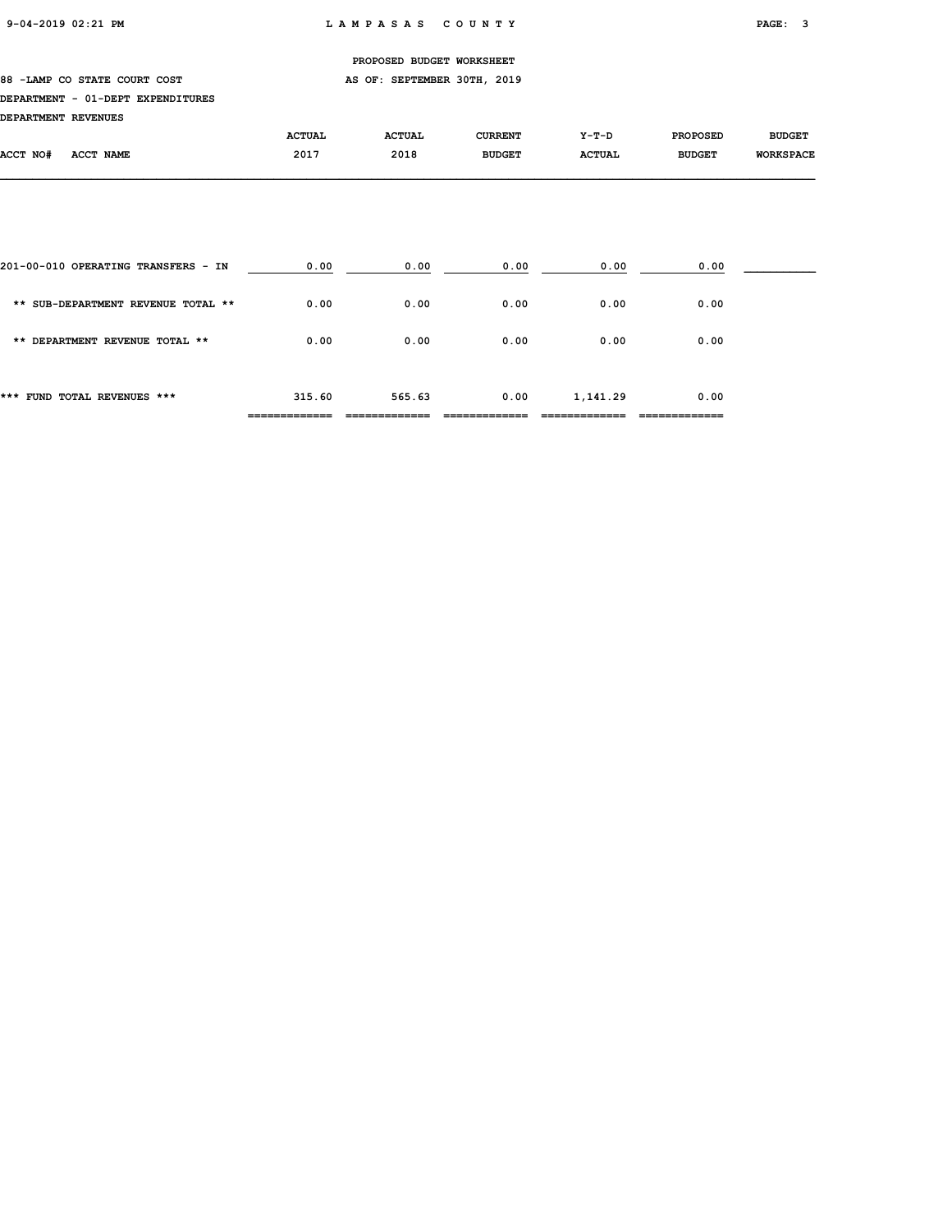PROPOSED BUDGET WORKSHEET

88 -LAMP CO STATE COURT COST — AS OF: SEPTEMBER 30TH, 2019

DEPARTMENT - 01-DEPT EXPENDITURES

DEPARTMENT REVENUES

| ACCT NO# ACCT NAME | ACTUAL 2017 | ACTUAL 2018 | CURRENT BUDGET | Y-T-D ACTUAL | PROPOSED BUDGET | BUDGET WORKSPACE |
|---|---|---|---|---|---|---|
| 201-00-010 OPERATING TRANSFERS - IN | 0.00 | 0.00 | 0.00 | 0.00 | 0.00 | |
| ** SUB-DEPARTMENT REVENUE TOTAL ** | 0.00 | 0.00 | 0.00 | 0.00 | 0.00 | |
| ** DEPARTMENT REVENUE TOTAL ** | 0.00 | 0.00 | 0.00 | 0.00 | 0.00 | |
| *** FUND TOTAL REVENUES *** | 315.60 | 565.63 | 0.00 | 1,141.29 | 0.00 | |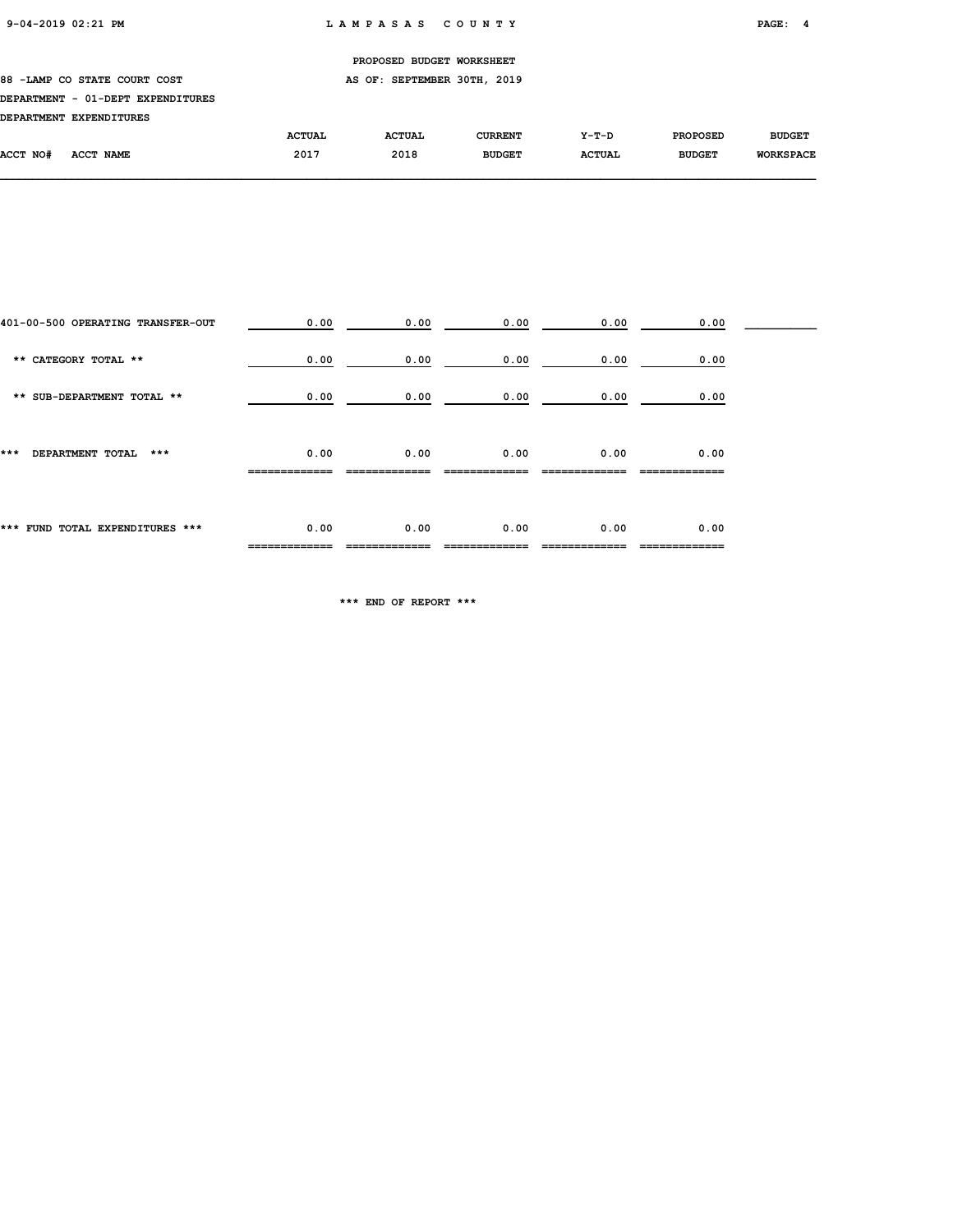PROPOSED BUDGET WORKSHEET

88 -LAMP CO STATE COURT COST AS OF: SEPTEMBER 30TH, 2019

DEPARTMENT - 01-DEPT EXPENDITURES

DEPARTMENT EXPENDITURES

| ACCT NO# ACCT NAME | ACTUAL 2017 | ACTUAL 2018 | CURRENT BUDGET | Y-T-D ACTUAL | PROPOSED BUDGET | BUDGET WORKSPACE |
|---|---|---|---|---|---|---|
| 401-00-500 OPERATING TRANSFER-OUT | 0.00 | 0.00 | 0.00 | 0.00 | 0.00 | |
| ** CATEGORY TOTAL ** | 0.00 | 0.00 | 0.00 | 0.00 | 0.00 | |
| ** SUB-DEPARTMENT TOTAL ** | 0.00 | 0.00 | 0.00 | 0.00 | 0.00 | |
| *** DEPARTMENT TOTAL *** | 0.00 | 0.00 | 0.00 | 0.00 | 0.00 | |
| *** FUND TOTAL EXPENDITURES *** | 0.00 | 0.00 | 0.00 | 0.00 | 0.00 | |

*** END OF REPORT ***